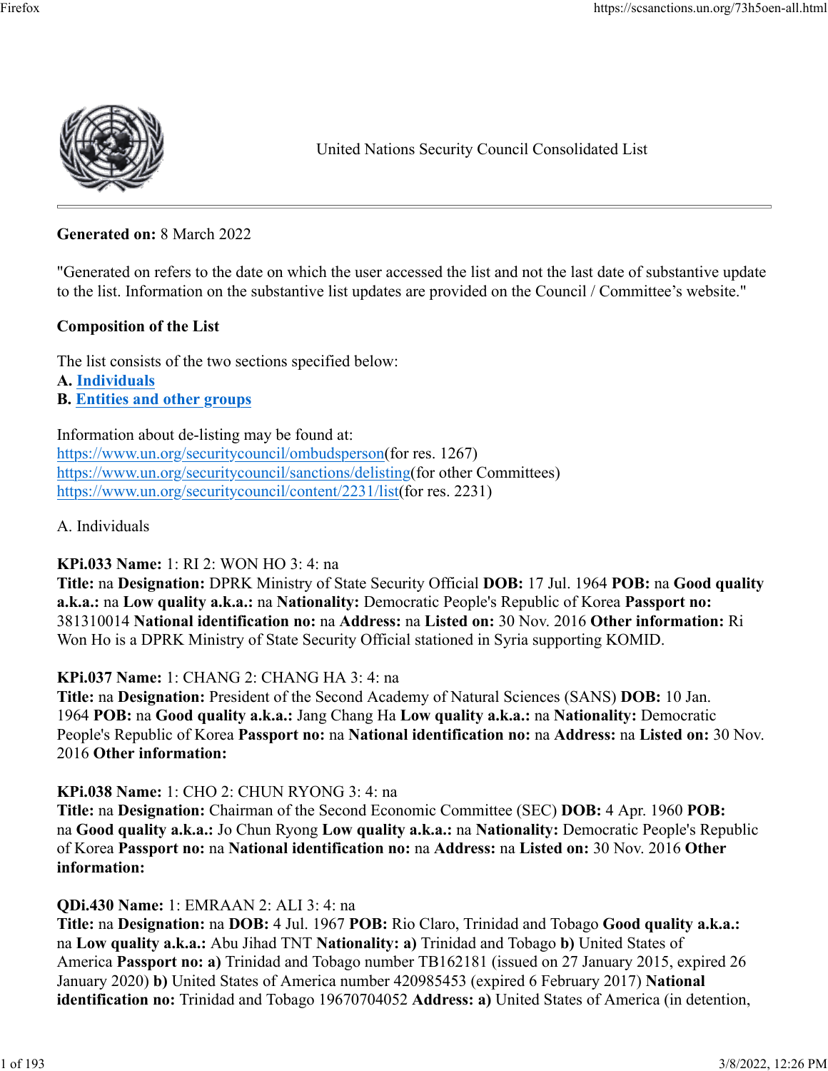United Nations Security Council Consolidated List

**Generated on:** 8 March 2022

"Generated on refers to the date on which the user accessed the list and not the last date of substantive update to the list. Information on the substantive list updates are provided on the Council / Committee's website."

**Composition of the List**

The list consists of the two sections specified below:
**A. Individuals**
**B. Entities and other groups**

Information about de-listing may be found at:
https://www.un.org/securitycouncil/ombudsperson(for res. 1267)
https://www.un.org/securitycouncil/sanctions/delisting(for other Committees)
https://www.un.org/securitycouncil/content/2231/list(for res. 2231)

A. Individuals

**KPi.033 Name:** 1: RI 2: WON HO 3: 4: na
**Title:** na **Designation:** DPRK Ministry of State Security Official **DOB:** 17 Jul. 1964 **POB:** na **Good quality a.k.a.:** na **Low quality a.k.a.:** na **Nationality:** Democratic People's Republic of Korea **Passport no:** 381310014 **National identification no:** na **Address:** na **Listed on:** 30 Nov. 2016 **Other information:** Ri Won Ho is a DPRK Ministry of State Security Official stationed in Syria supporting KOMID.

**KPi.037 Name:** 1: CHANG 2: CHANG HA 3: 4: na
**Title:** na **Designation:** President of the Second Academy of Natural Sciences (SANS) **DOB:** 10 Jan. 1964 **POB:** na **Good quality a.k.a.:** Jang Chang Ha **Low quality a.k.a.:** na **Nationality:** Democratic People's Republic of Korea **Passport no:** na **National identification no:** na **Address:** na **Listed on:** 30 Nov. 2016 **Other information:**

**KPi.038 Name:** 1: CHO 2: CHUN RYONG 3: 4: na
**Title:** na **Designation:** Chairman of the Second Economic Committee (SEC) **DOB:** 4 Apr. 1960 **POB:** na **Good quality a.k.a.:** Jo Chun Ryong **Low quality a.k.a.:** na **Nationality:** Democratic People's Republic of Korea **Passport no:** na **National identification no:** na **Address:** na **Listed on:** 30 Nov. 2016 **Other information:**

**QDi.430 Name:** 1: EMRAAN 2: ALI 3: 4: na
**Title:** na **Designation:** na **DOB:** 4 Jul. 1967 **POB:** Rio Claro, Trinidad and Tobago **Good quality a.k.a.:** na **Low quality a.k.a.:** Abu Jihad TNT **Nationality:** **a)** Trinidad and Tobago **b)** United States of America **Passport no:** **a)** Trinidad and Tobago number TB162181 (issued on 27 January 2015, expired 26 January 2020) **b)** United States of America number 420985453 (expired 6 February 2017) **National identification no:** Trinidad and Tobago 19670704052 **Address:** **a)** United States of America (in detention,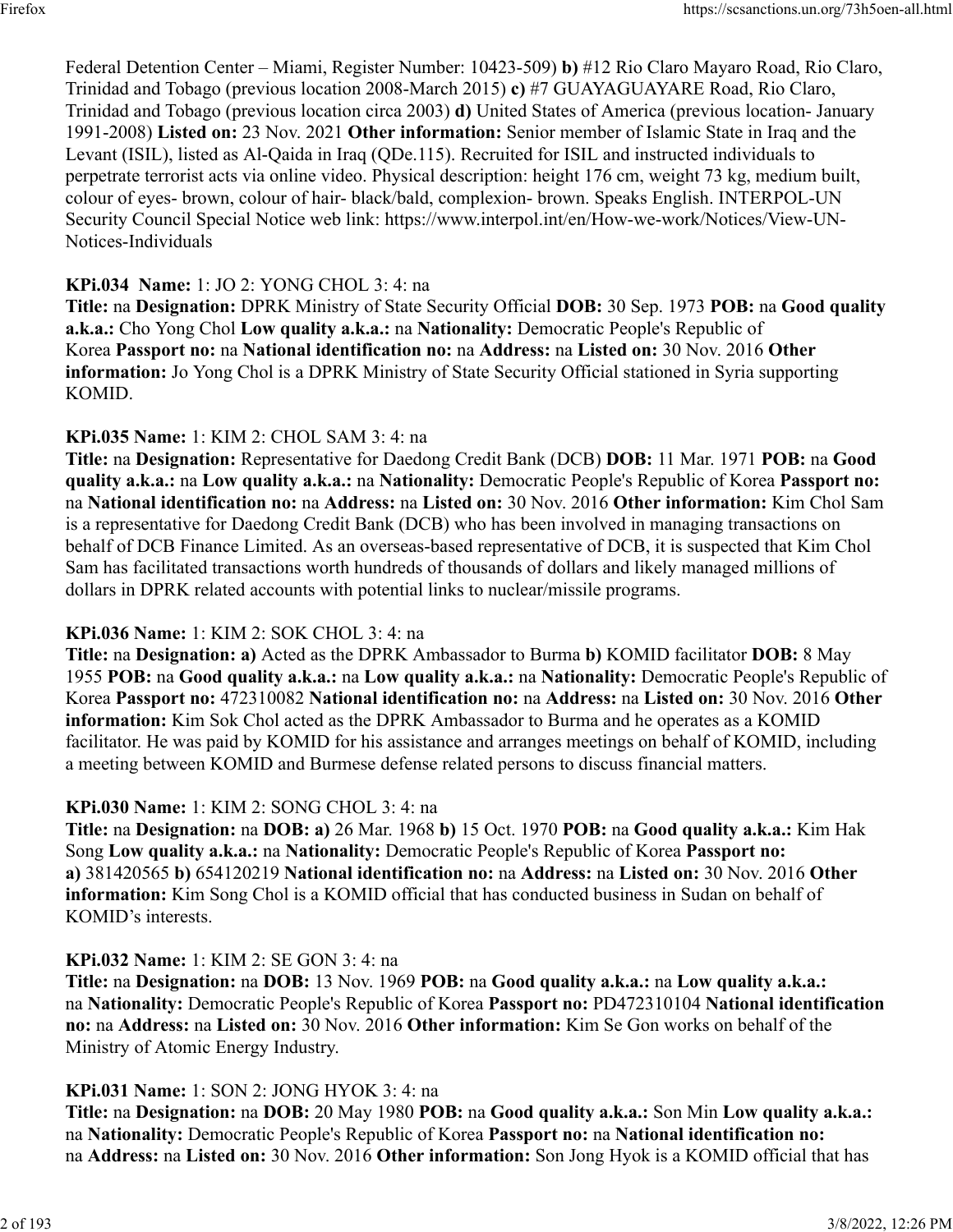Federal Detention Center – Miami, Register Number: 10423-509) **b)** #12 Rio Claro Mayaro Road, Rio Claro, Trinidad and Tobago (previous location 2008-March 2015) **c)** #7 GUAYAGUAYARE Road, Rio Claro, Trinidad and Tobago (previous location circa 2003) **d)** United States of America (previous location- January 1991-2008) **Listed on:** 23 Nov. 2021 **Other information:** Senior member of Islamic State in Iraq and the Levant (ISIL), listed as Al-Qaida in Iraq (QDe.115). Recruited for ISIL and instructed individuals to perpetrate terrorist acts via online video. Physical description: height 176 cm, weight 73 kg, medium built, colour of eyes- brown, colour of hair- black/bald, complexion- brown. Speaks English. INTERPOL-UN Security Council Special Notice web link: https://www.interpol.int/en/How-we-work/Notices/View-UN-Notices-Individuals

**KPi.034 Name:** 1: JO 2: YONG CHOL 3: 4: na
**Title:** na **Designation:** DPRK Ministry of State Security Official **DOB:** 30 Sep. 1973 **POB:** na **Good quality a.k.a.:** Cho Yong Chol **Low quality a.k.a.:** na **Nationality:** Democratic People's Republic of Korea **Passport no:** na **National identification no:** na **Address:** na **Listed on:** 30 Nov. 2016 **Other information:** Jo Yong Chol is a DPRK Ministry of State Security Official stationed in Syria supporting KOMID.

**KPi.035 Name:** 1: KIM 2: CHOL SAM 3: 4: na
**Title:** na **Designation:** Representative for Daedong Credit Bank (DCB) **DOB:** 11 Mar. 1971 **POB:** na **Good quality a.k.a.:** na **Low quality a.k.a.:** na **Nationality:** Democratic People's Republic of Korea **Passport no:** na **National identification no:** na **Address:** na **Listed on:** 30 Nov. 2016 **Other information:** Kim Chol Sam is a representative for Daedong Credit Bank (DCB) who has been involved in managing transactions on behalf of DCB Finance Limited. As an overseas-based representative of DCB, it is suspected that Kim Chol Sam has facilitated transactions worth hundreds of thousands of dollars and likely managed millions of dollars in DPRK related accounts with potential links to nuclear/missile programs.

**KPi.036 Name:** 1: KIM 2: SOK CHOL 3: 4: na
**Title:** na **Designation:** **a)** Acted as the DPRK Ambassador to Burma **b)** KOMID facilitator **DOB:** 8 May 1955 **POB:** na **Good quality a.k.a.:** na **Low quality a.k.a.:** na **Nationality:** Democratic People's Republic of Korea **Passport no:** 472310082 **National identification no:** na **Address:** na **Listed on:** 30 Nov. 2016 **Other information:** Kim Sok Chol acted as the DPRK Ambassador to Burma and he operates as a KOMID facilitator. He was paid by KOMID for his assistance and arranges meetings on behalf of KOMID, including a meeting between KOMID and Burmese defense related persons to discuss financial matters.

**KPi.030 Name:** 1: KIM 2: SONG CHOL 3: 4: na
**Title:** na **Designation:** na **DOB:** **a)** 26 Mar. 1968 **b)** 15 Oct. 1970 **POB:** na **Good quality a.k.a.:** Kim Hak Song **Low quality a.k.a.:** na **Nationality:** Democratic People's Republic of Korea **Passport no:** **a)** 381420565 **b)** 654120219 **National identification no:** na **Address:** na **Listed on:** 30 Nov. 2016 **Other information:** Kim Song Chol is a KOMID official that has conducted business in Sudan on behalf of KOMID's interests.

**KPi.032 Name:** 1: KIM 2: SE GON 3: 4: na
**Title:** na **Designation:** na **DOB:** 13 Nov. 1969 **POB:** na **Good quality a.k.a.:** na **Low quality a.k.a.:** na **Nationality:** Democratic People's Republic of Korea **Passport no:** PD472310104 **National identification no:** na **Address:** na **Listed on:** 30 Nov. 2016 **Other information:** Kim Se Gon works on behalf of the Ministry of Atomic Energy Industry.

**KPi.031 Name:** 1: SON 2: JONG HYOK 3: 4: na
**Title:** na **Designation:** na **DOB:** 20 May 1980 **POB:** na **Good quality a.k.a.:** Son Min **Low quality a.k.a.:** na **Nationality:** Democratic People's Republic of Korea **Passport no:** na **National identification no:** na **Address:** na **Listed on:** 30 Nov. 2016 **Other information:** Son Jong Hyok is a KOMID official that has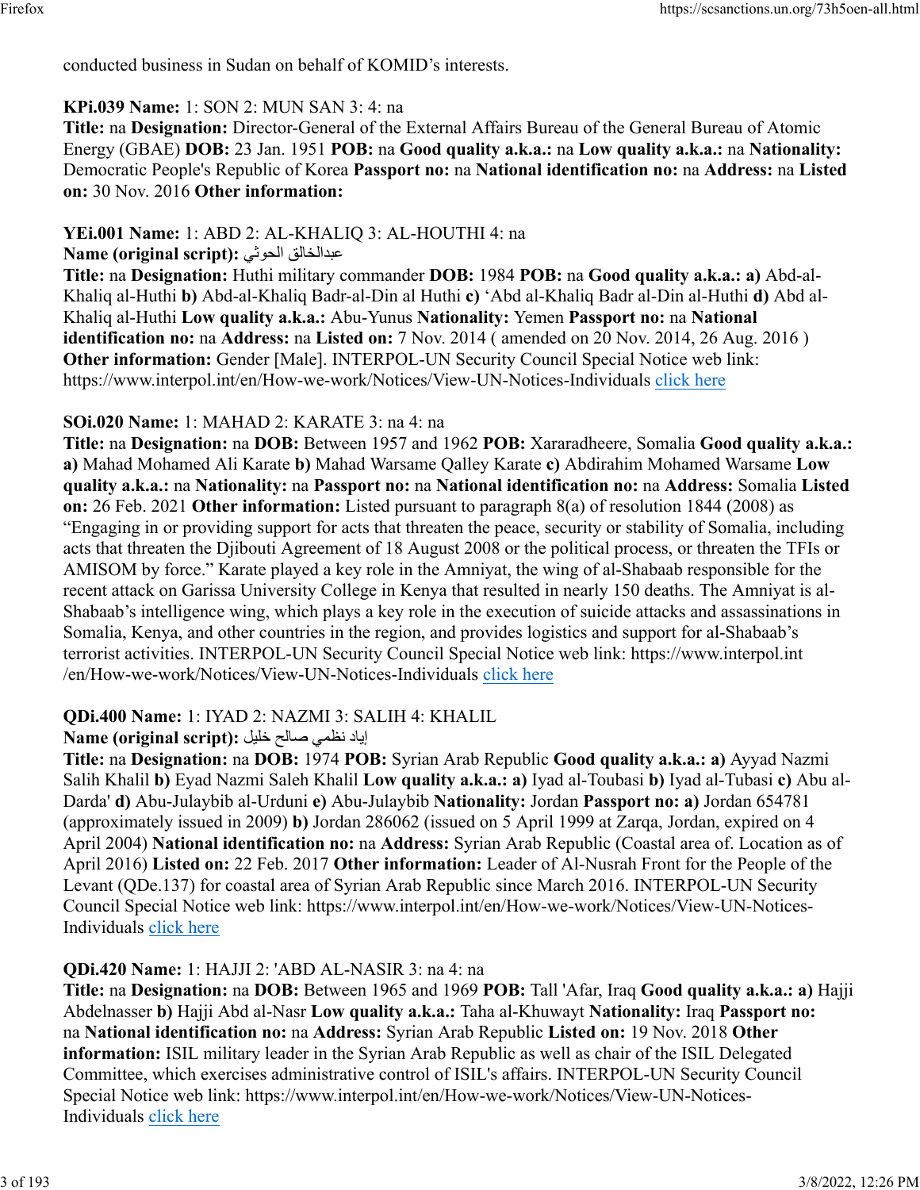conducted business in Sudan on behalf of KOMID's interests.

**KPi.039 Name:** 1: SON 2: MUN SAN 3: 4: na
**Title:** na **Designation:** Director-General of the External Affairs Bureau of the General Bureau of Atomic Energy (GBAE) **DOB:** 23 Jan. 1951 **POB:** na **Good quality a.k.a.:** na **Low quality a.k.a.:** na **Nationality:** Democratic People's Republic of Korea **Passport no:** na **National identification no:** na **Address:** na **Listed on:** 30 Nov. 2016 **Other information:**

**YEi.001 Name:** 1: ABD 2: AL-KHALIQ 3: AL-HOUTHI 4: na
**Name (original script):** عبدالخالق الحوثي
**Title:** na **Designation:** Huthi military commander **DOB:** 1984 **POB:** na **Good quality a.k.a.:** **a)** Abd-al-Khaliq al-Huthi **b)** Abd-al-Khaliq Badr-al-Din al Huthi **c)** 'Abd al-Khaliq Badr al-Din al-Huthi **d)** Abd al-Khaliq al-Huthi **Low quality a.k.a.:** Abu-Yunus **Nationality:** Yemen **Passport no:** na **National identification no:** na **Address:** na **Listed on:** 7 Nov. 2014 ( amended on 20 Nov. 2014, 26 Aug. 2016 ) **Other information:** Gender [Male]. INTERPOL-UN Security Council Special Notice web link: https://www.interpol.int/en/How-we-work/Notices/View-UN-Notices-Individuals click here

**SOi.020 Name:** 1: MAHAD 2: KARATE 3: na 4: na
**Title:** na **Designation:** na **DOB:** Between 1957 and 1962 **POB:** Xararadheere, Somalia **Good quality a.k.a.:** **a)** Mahad Mohamed Ali Karate **b)** Mahad Warsame Qalley Karate **c)** Abdirahim Mohamed Warsame **Low quality a.k.a.:** na **Nationality:** na **Passport no:** na **National identification no:** na **Address:** Somalia **Listed on:** 26 Feb. 2021 **Other information:** Listed pursuant to paragraph 8(a) of resolution 1844 (2008) as "Engaging in or providing support for acts that threaten the peace, security or stability of Somalia, including acts that threaten the Djibouti Agreement of 18 August 2008 or the political process, or threaten the TFIs or AMISOM by force." Karate played a key role in the Amniyat, the wing of al-Shabaab responsible for the recent attack on Garissa University College in Kenya that resulted in nearly 150 deaths. The Amniyat is al-Shabaab's intelligence wing, which plays a key role in the execution of suicide attacks and assassinations in Somalia, Kenya, and other countries in the region, and provides logistics and support for al-Shabaab's terrorist activities. INTERPOL-UN Security Council Special Notice web link: https://www.interpol.int/en/How-we-work/Notices/View-UN-Notices-Individuals click here

**QDi.400 Name:** 1: IYAD 2: NAZMI 3: SALIH 4: KHALIL
**Name (original script):** إياد نظمي صالح خليل
**Title:** na **Designation:** na **DOB:** 1974 **POB:** Syrian Arab Republic **Good quality a.k.a.:** **a)** Ayyad Nazmi Salih Khalil **b)** Eyad Nazmi Saleh Khalil **Low quality a.k.a.:** **a)** Iyad al-Toubasi **b)** Iyad al-Tubasi **c)** Abu al-Darda' **d)** Abu-Julaybib al-Urduni **e)** Abu-Julaybib **Nationality:** Jordan **Passport no:** **a)** Jordan 654781 (approximately issued in 2009) **b)** Jordan 286062 (issued on 5 April 1999 at Zarqa, Jordan, expired on 4 April 2004) **National identification no:** na **Address:** Syrian Arab Republic (Coastal area of. Location as of April 2016) **Listed on:** 22 Feb. 2017 **Other information:** Leader of Al-Nusrah Front for the People of the Levant (QDe.137) for coastal area of Syrian Arab Republic since March 2016. INTERPOL-UN Security Council Special Notice web link: https://www.interpol.int/en/How-we-work/Notices/View-UN-Notices-Individuals click here

**QDi.420 Name:** 1: HAJJI 2: 'ABD AL-NASIR 3: na 4: na
**Title:** na **Designation:** na **DOB:** Between 1965 and 1969 **POB:** Tall 'Afar, Iraq **Good quality a.k.a.:** **a)** Hajji Abdelnasser **b)** Hajji Abd al-Nasr **Low quality a.k.a.:** Taha al-Khuwayt **Nationality:** Iraq **Passport no:** na **National identification no:** na **Address:** Syrian Arab Republic **Listed on:** 19 Nov. 2018 **Other information:** ISIL military leader in the Syrian Arab Republic as well as chair of the ISIL Delegated Committee, which exercises administrative control of ISIL's affairs. INTERPOL-UN Security Council Special Notice web link: https://www.interpol.int/en/How-we-work/Notices/View-UN-Notices-Individuals click here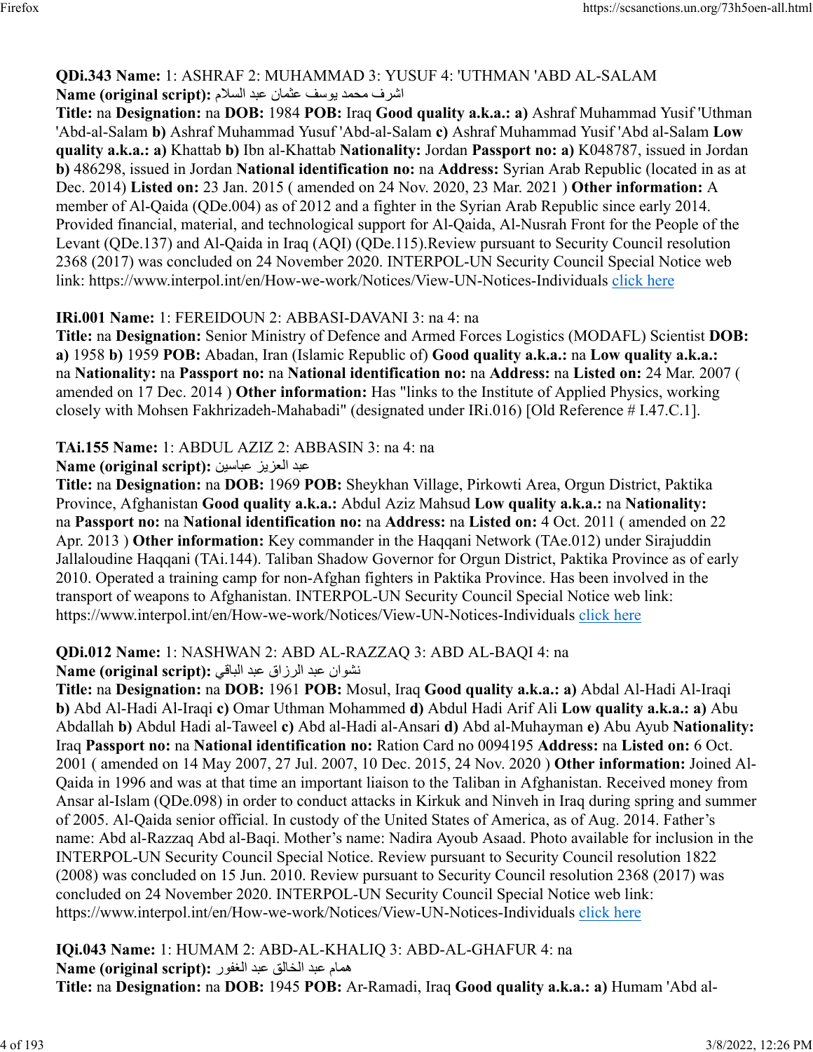**QDi.343 Name:** 1: ASHRAF 2: MUHAMMAD 3: YUSUF 4: 'UTHMAN 'ABD AL-SALAM
**Name (original script):** اشرف محمد يوسف عثمان عبد السلام
**Title:** na **Designation:** na **DOB:** 1984 **POB:** Iraq **Good quality a.k.a.: a)** Ashraf Muhammad Yusif 'Uthman 'Abd-al-Salam **b)** Ashraf Muhammad Yusif 'Abd-al-Salam **c)** Ashraf Muhammad Yusif 'Abd al-Salam **Low quality a.k.a.: a)** Khattab **b)** Ibn al-Khattab **Nationality:** Jordan **Passport no: a)** K048787, issued in Jordan **b)** 486298, issued in Jordan **National identification no:** na **Address:** Syrian Arab Republic (located in as at Dec. 2014) **Listed on:** 23 Jan. 2015 ( amended on 24 Nov. 2020, 23 Mar. 2021 ) **Other information:** A member of Al-Qaida (QDe.004) as of 2012 and a fighter in the Syrian Arab Republic since early 2014. Provided financial, material, and technological support for Al-Qaida, Al-Nusrah Front for the People of the Levant (QDe.137) and Al-Qaida in Iraq (AQI) (QDe.115).Review pursuant to Security Council resolution 2368 (2017) was concluded on 24 November 2020. INTERPOL-UN Security Council Special Notice web link: https://www.interpol.int/en/How-we-work/Notices/View-UN-Notices-Individuals click here

**IRi.001 Name:** 1: FEREIDOUN 2: ABBASI-DAVANI 3: na 4: na
**Title:** na **Designation:** Senior Ministry of Defence and Armed Forces Logistics (MODAFL) Scientist **DOB: a)** 1958 **b)** 1959 **POB:** Abadan, Iran (Islamic Republic of) **Good quality a.k.a.:** na **Low quality a.k.a.:** na **Nationality:** na **Passport no:** na **National identification no:** na **Address:** na **Listed on:** 24 Mar. 2007 ( amended on 17 Dec. 2014 ) **Other information:** Has "links to the Institute of Applied Physics, working closely with Mohsen Fakhrizadeh-Mahabadi" (designated under IRi.016) [Old Reference # I.47.C.1].

**TAi.155 Name:** 1: ABDUL AZIZ 2: ABBASIN 3: na 4: na
**Name (original script):** عبد العزیز عباسین
**Title:** na **Designation:** na **DOB:** 1969 **POB:** Sheykhan Village, Pirkowti Area, Orgun District, Paktika Province, Afghanistan **Good quality a.k.a.:** Abdul Aziz Mahsud **Low quality a.k.a.:** na **Nationality:** na **Passport no:** na **National identification no:** na **Address:** na **Listed on:** 4 Oct. 2011 ( amended on 22 Apr. 2013 ) **Other information:** Key commander in the Haqqani Network (TAe.012) under Sirajuddin Jallaloudine Haqqani (TAi.144). Taliban Shadow Governor for Orgun District, Paktika Province as of early 2010. Operated a training camp for non-Afghan fighters in Paktika Province. Has been involved in the transport of weapons to Afghanistan. INTERPOL-UN Security Council Special Notice web link: https://www.interpol.int/en/How-we-work/Notices/View-UN-Notices-Individuals click here

**QDi.012 Name:** 1: NASHWAN 2: ABD AL-RAZZAQ 3: ABD AL-BAQI 4: na
**Name (original script):** نشوان عبد الرزاق عبد الباقي
**Title:** na **Designation:** na **DOB:** 1961 **POB:** Mosul, Iraq **Good quality a.k.a.: a)** Abdal Al-Hadi Al-Iraqi **b)** Abd Al-Hadi Al-Iraqi **c)** Omar Uthman Mohammed **d)** Abdul Hadi Arif Ali **Low quality a.k.a.: a)** Abu Abdallah **b)** Abdul Hadi al-Taweel **c)** Abd al-Hadi al-Ansari **d)** Abd al-Muhayman **e)** Abu Ayub **Nationality:** Iraq **Passport no:** na **National identification no:** Ration Card no 0094195 **Address:** na **Listed on:** 6 Oct. 2001 ( amended on 14 May 2007, 27 Jul. 2007, 10 Dec. 2015, 24 Nov. 2020 ) **Other information:** Joined Al-Qaida in 1996 and was at that time an important liaison to the Taliban in Afghanistan. Received money from Ansar al-Islam (QDe.098) in order to conduct attacks in Kirkuk and Ninveh in Iraq during spring and summer of 2005. Al-Qaida senior official. In custody of the United States of America, as of Aug. 2014. Father's name: Abd al-Razzaq Abd al-Baqi. Mother's name: Nadira Ayoub Asaad. Photo available for inclusion in the INTERPOL-UN Security Council Special Notice. Review pursuant to Security Council resolution 1822 (2008) was concluded on 15 Jun. 2010. Review pursuant to Security Council resolution 2368 (2017) was concluded on 24 November 2020. INTERPOL-UN Security Council Special Notice web link: https://www.interpol.int/en/How-we-work/Notices/View-UN-Notices-Individuals click here

**IQi.043 Name:** 1: HUMAM 2: ABD-AL-KHALIQ 3: ABD-AL-GHAFUR 4: na
**Name (original script):** همام عبد الخالق عبد الغفور
**Title:** na **Designation:** na **DOB:** 1945 **POB:** Ar-Ramadi, Iraq **Good quality a.k.a.: a)** Humam 'Abd al-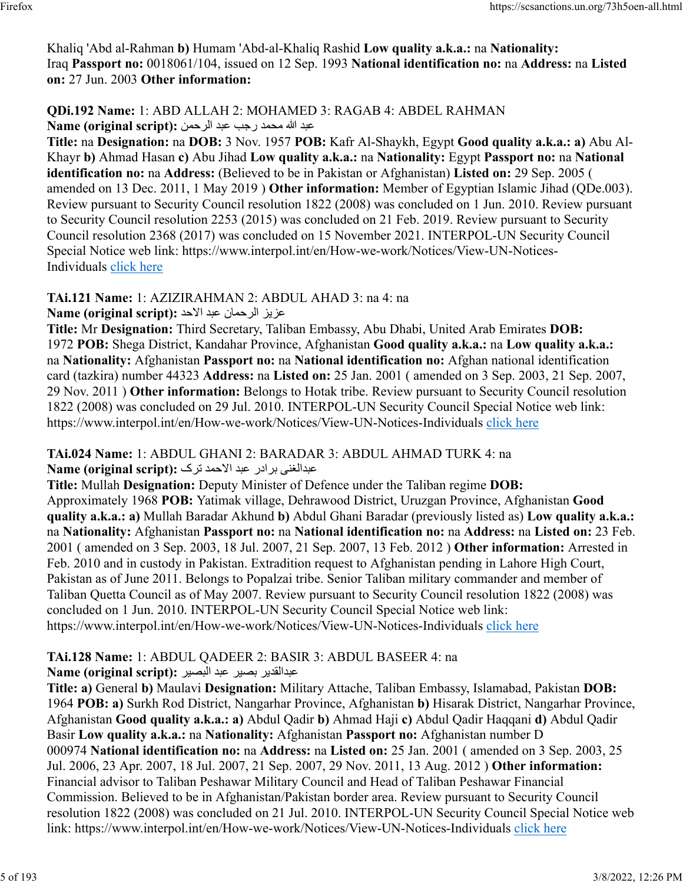Khaliq 'Abd al-Rahman **b)** Humam 'Abd-al-Khaliq Rashid **Low quality a.k.a.:** na **Nationality:** Iraq **Passport no:** 0018061/104, issued on 12 Sep. 1993 **National identification no:** na **Address:** na **Listed on:** 27 Jun. 2003 **Other information:**

**QDi.192 Name:** 1: ABD ALLAH 2: MOHAMED 3: RAGAB 4: ABDEL RAHMAN
**Name (original script):** عبد الله محمد رجب عبد الرحمن
**Title:** na **Designation:** na **DOB:** 3 Nov. 1957 **POB:** Kafr Al-Shaykh, Egypt **Good quality a.k.a.: a)** Abu Al-Khayr **b)** Ahmad Hasan **c)** Abu Jihad **Low quality a.k.a.:** na **Nationality:** Egypt **Passport no:** na **National identification no:** na **Address:** (Believed to be in Pakistan or Afghanistan) **Listed on:** 29 Sep. 2005 ( amended on 13 Dec. 2011, 1 May 2019 ) **Other information:** Member of Egyptian Islamic Jihad (QDe.003). Review pursuant to Security Council resolution 1822 (2008) was concluded on 1 Jun. 2010. Review pursuant to Security Council resolution 2253 (2015) was concluded on 21 Feb. 2019. Review pursuant to Security Council resolution 2368 (2017) was concluded on 15 November 2021. INTERPOL-UN Security Council Special Notice web link: https://www.interpol.int/en/How-we-work/Notices/View-UN-Notices-Individuals click here

**TAi.121 Name:** 1: AZIZIRAHMAN 2: ABDUL AHAD 3: na 4: na
**Name (original script):** عزيز الرحمان عبد الاحد
**Title:** Mr **Designation:** Third Secretary, Taliban Embassy, Abu Dhabi, United Arab Emirates **DOB:** 1972 **POB:** Shega District, Kandahar Province, Afghanistan **Good quality a.k.a.:** na **Low quality a.k.a.:** na **Nationality:** Afghanistan **Passport no:** na **National identification no:** Afghan national identification card (tazkira) number 44323 **Address:** na **Listed on:** 25 Jan. 2001 ( amended on 3 Sep. 2003, 21 Sep. 2007, 29 Nov. 2011 ) **Other information:** Belongs to Hotak tribe. Review pursuant to Security Council resolution 1822 (2008) was concluded on 29 Jul. 2010. INTERPOL-UN Security Council Special Notice web link: https://www.interpol.int/en/How-we-work/Notices/View-UN-Notices-Individuals click here

**TAi.024 Name:** 1: ABDUL GHANI 2: BARADAR 3: ABDUL AHMAD TURK 4: na
**Name (original script):** عبدالغنی برادر عبد الاحمد ترک
**Title:** Mullah **Designation:** Deputy Minister of Defence under the Taliban regime **DOB:** Approximately 1968 **POB:** Yatimak village, Dehrawood District, Uruzgan Province, Afghanistan **Good quality a.k.a.: a)** Mullah Baradar Akhund **b)** Abdul Ghani Baradar (previously listed as) **Low quality a.k.a.:** na **Nationality:** Afghanistan **Passport no:** na **National identification no:** na **Address:** na **Listed on:** 23 Feb. 2001 ( amended on 3 Sep. 2003, 18 Jul. 2007, 21 Sep. 2007, 13 Feb. 2012 ) **Other information:** Arrested in Feb. 2010 and in custody in Pakistan. Extradition request to Afghanistan pending in Lahore High Court, Pakistan as of June 2011. Belongs to Popalzai tribe. Senior Taliban military commander and member of Taliban Quetta Council as of May 2007. Review pursuant to Security Council resolution 1822 (2008) was concluded on 1 Jun. 2010. INTERPOL-UN Security Council Special Notice web link: https://www.interpol.int/en/How-we-work/Notices/View-UN-Notices-Individuals click here

**TAi.128 Name:** 1: ABDUL QADEER 2: BASIR 3: ABDUL BASEER 4: na
**Name (original script):** عبدالقدیر بصیر عبد البصیر
**Title: a)** General **b)** Maulavi **Designation:** Military Attache, Taliban Embassy, Islamabad, Pakistan **DOB:** 1964 **POB: a)** Surkh Rod District, Nangarhar Province, Afghanistan **b)** Hisarak District, Nangarhar Province, Afghanistan **Good quality a.k.a.: a)** Abdul Qadir **b)** Ahmad Haji **c)** Abdul Qadir Haqqani **d)** Abdul Qadir Basir **Low quality a.k.a.:** na **Nationality:** Afghanistan **Passport no:** Afghanistan number D 000974 **National identification no:** na **Address:** na **Listed on:** 25 Jan. 2001 ( amended on 3 Sep. 2003, 25 Jul. 2006, 23 Apr. 2007, 18 Jul. 2007, 21 Sep. 2007, 29 Nov. 2011, 13 Aug. 2012 ) **Other information:** Financial advisor to Taliban Peshawar Military Council and Head of Taliban Peshawar Financial Commission. Believed to be in Afghanistan/Pakistan border area. Review pursuant to Security Council resolution 1822 (2008) was concluded on 21 Jul. 2010. INTERPOL-UN Security Council Special Notice web link: https://www.interpol.int/en/How-we-work/Notices/View-UN-Notices-Individuals click here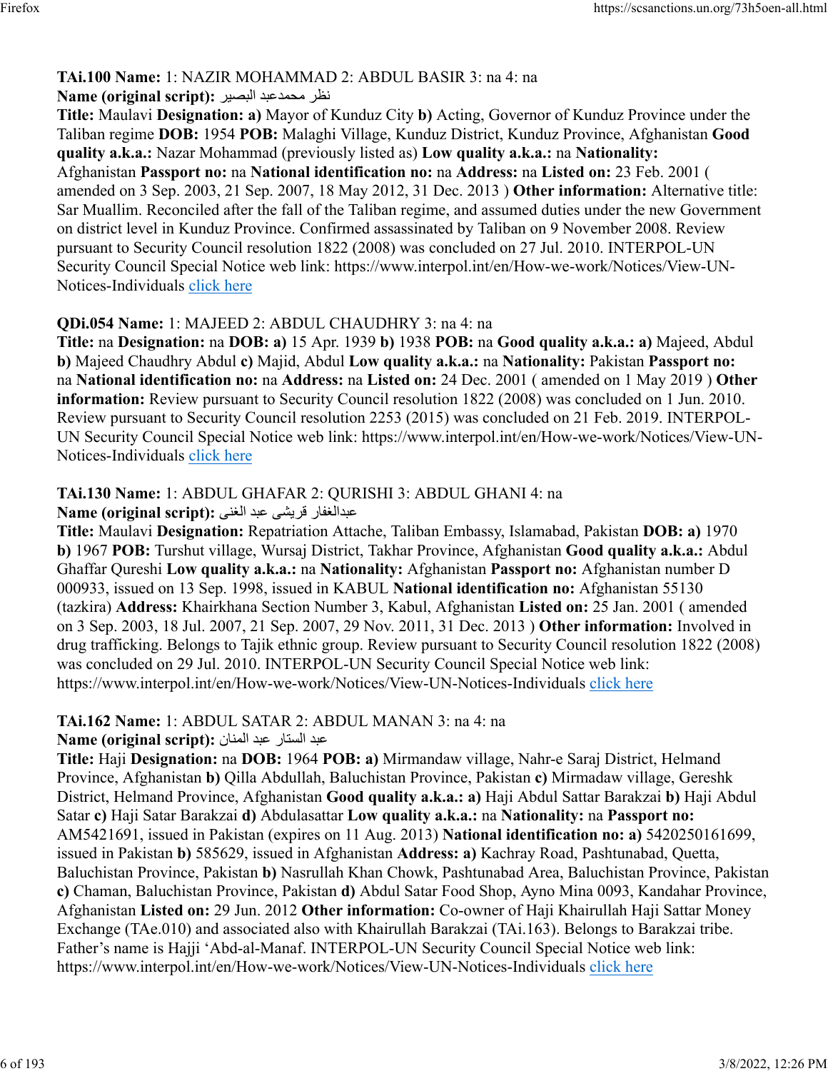**TAi.100 Name:** 1: NAZIR MOHAMMAD 2: ABDUL BASIR 3: na 4: na
**Name (original script):** نظر محمدعبد البصير
**Title:** Maulavi **Designation:** **a)** Mayor of Kunduz City **b)** Acting, Governor of Kunduz Province under the Taliban regime **DOB:** 1954 **POB:** Malaghi Village, Kunduz District, Kunduz Province, Afghanistan **Good quality a.k.a.:** Nazar Mohammad (previously listed as) **Low quality a.k.a.:** na **Nationality:** Afghanistan **Passport no:** na **National identification no:** na **Address:** na **Listed on:** 23 Feb. 2001 ( amended on 3 Sep. 2003, 21 Sep. 2007, 18 May 2012, 31 Dec. 2013 ) **Other information:** Alternative title: Sar Muallim. Reconciled after the fall of the Taliban regime, and assumed duties under the new Government on district level in Kunduz Province. Confirmed assassinated by Taliban on 9 November 2008. Review pursuant to Security Council resolution 1822 (2008) was concluded on 27 Jul. 2010. INTERPOL-UN Security Council Special Notice web link: https://www.interpol.int/en/How-we-work/Notices/View-UN-Notices-Individuals click here

**QDi.054 Name:** 1: MAJEED 2: ABDUL CHAUDHRY 3: na 4: na
**Title:** na **Designation:** na **DOB:** **a)** 15 Apr. 1939 **b)** 1938 **POB:** na **Good quality a.k.a.:** **a)** Majeed, Abdul **b)** Majeed Chaudhry Abdul **c)** Majid, Abdul **Low quality a.k.a.:** na **Nationality:** Pakistan **Passport no:** na **National identification no:** na **Address:** na **Listed on:** 24 Dec. 2001 ( amended on 1 May 2019 ) **Other information:** Review pursuant to Security Council resolution 1822 (2008) was concluded on 1 Jun. 2010. Review pursuant to Security Council resolution 2253 (2015) was concluded on 21 Feb. 2019. INTERPOL-UN Security Council Special Notice web link: https://www.interpol.int/en/How-we-work/Notices/View-UN-Notices-Individuals click here

**TAi.130 Name:** 1: ABDUL GHAFAR 2: QURISHI 3: ABDUL GHANI 4: na
**Name (original script):** عبدالغفار قریشی عبد الغنی
**Title:** Maulavi **Designation:** Repatriation Attache, Taliban Embassy, Islamabad, Pakistan **DOB:** **a)** 1970 **b)** 1967 **POB:** Turshut village, Wursaj District, Takhar Province, Afghanistan **Good quality a.k.a.:** Abdul Ghaffar Qureshi **Low quality a.k.a.:** na **Nationality:** Afghanistan **Passport no:** Afghanistan number D 000933, issued on 13 Sep. 1998, issued in KABUL **National identification no:** Afghanistan 55130 (tazkira) **Address:** Khairkhana Section Number 3, Kabul, Afghanistan **Listed on:** 25 Jan. 2001 ( amended on 3 Sep. 2003, 18 Jul. 2007, 21 Sep. 2007, 29 Nov. 2011, 31 Dec. 2013 ) **Other information:** Involved in drug trafficking. Belongs to Tajik ethnic group. Review pursuant to Security Council resolution 1822 (2008) was concluded on 29 Jul. 2010. INTERPOL-UN Security Council Special Notice web link: https://www.interpol.int/en/How-we-work/Notices/View-UN-Notices-Individuals click here

**TAi.162 Name:** 1: ABDUL SATAR 2: ABDUL MANAN 3: na 4: na
**Name (original script):** عبد الستار عبد المنان
**Title:** Haji **Designation:** na **DOB:** 1964 **POB:** **a)** Mirmandaw village, Nahr-e Saraj District, Helmand Province, Afghanistan **b)** Qilla Abdullah, Baluchistan Province, Pakistan **c)** Mirmadaw village, Gereshk District, Helmand Province, Afghanistan **Good quality a.k.a.:** **a)** Haji Abdul Sattar Barakzai **b)** Haji Abdul Satar **c)** Haji Satar Barakzai **d)** Abdulasattar **Low quality a.k.a.:** na **Nationality:** na **Passport no:** AM5421691, issued in Pakistan (expires on 11 Aug. 2013) **National identification no:** **a)** 5420250161699, issued in Pakistan **b)** 585629, issued in Afghanistan **Address:** **a)** Kachray Road, Pashtunabad, Quetta, Baluchistan Province, Pakistan **b)** Nasrullah Khan Chowk, Pashtunabad Area, Baluchistan Province, Pakistan **c)** Chaman, Baluchistan Province, Pakistan **d)** Abdul Satar Food Shop, Ayno Mina 0093, Kandahar Province, Afghanistan **Listed on:** 29 Jun. 2012 **Other information:** Co-owner of Haji Khairullah Haji Sattar Money Exchange (TAe.010) and associated also with Khairullah Barakzai (TAi.163). Belongs to Barakzai tribe. Father's name is Hajji 'Abd-al-Manaf. INTERPOL-UN Security Council Special Notice web link: https://www.interpol.int/en/How-we-work/Notices/View-UN-Notices-Individuals click here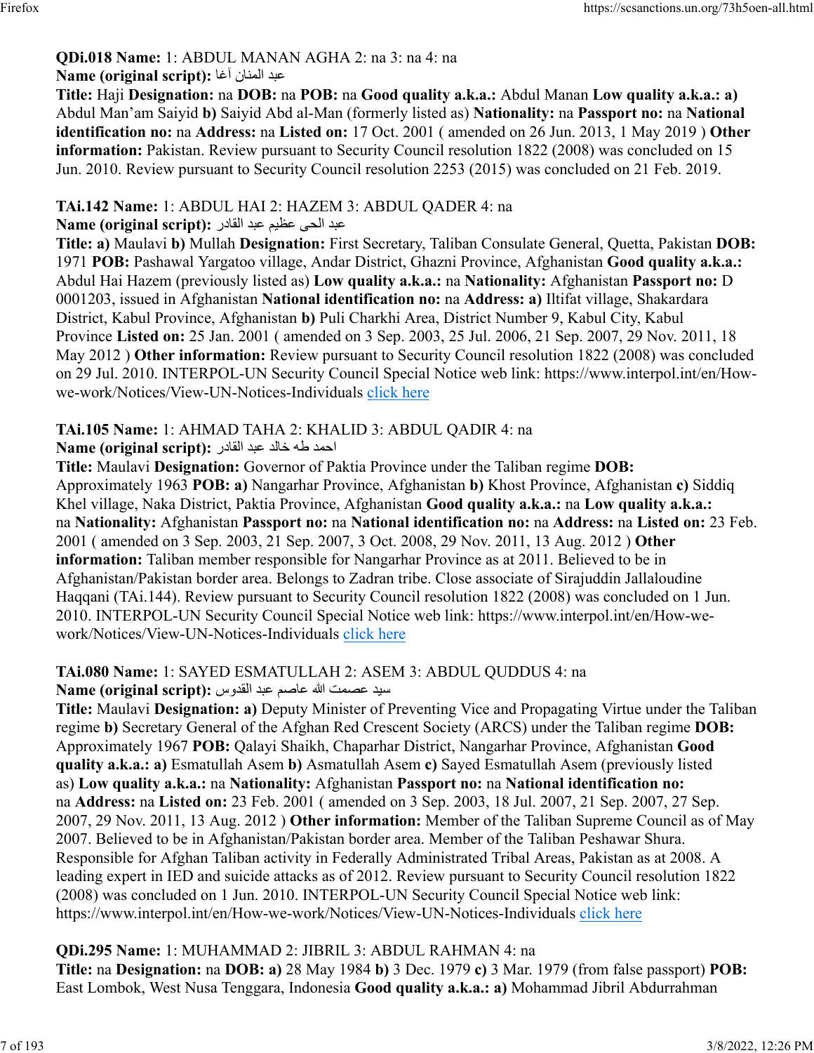**QDi.018 Name:** 1: ABDUL MANAN AGHA 2: na 3: na 4: na
**Name (original script):** عبد المنان آغا
**Title:** Haji **Designation:** na **DOB:** na **POB:** na **Good quality a.k.a.:** Abdul Manan **Low quality a.k.a.: a)** Abdul Man'am Saiyid **b)** Saiyid Abd al-Man (formerly listed as) **Nationality:** na **Passport no:** na **National identification no:** na **Address:** na **Listed on:** 17 Oct. 2001 ( amended on 26 Jun. 2013, 1 May 2019 ) **Other information:** Pakistan. Review pursuant to Security Council resolution 1822 (2008) was concluded on 15 Jun. 2010. Review pursuant to Security Council resolution 2253 (2015) was concluded on 21 Feb. 2019.

**TAi.142 Name:** 1: ABDUL HAI 2: HAZEM 3: ABDUL QADER 4: na
**Name (original script):** عبد الحی عظیم عبد القادر
**Title: a)** Maulavi **b)** Mullah **Designation:** First Secretary, Taliban Consulate General, Quetta, Pakistan **DOB:** 1971 **POB:** Pashawal Yargatoo village, Andar District, Ghazni Province, Afghanistan **Good quality a.k.a.:** Abdul Hai Hazem (previously listed as) **Low quality a.k.a.:** na **Nationality:** Afghanistan **Passport no:** D 0001203, issued in Afghanistan **National identification no:** na **Address: a)** Iltifat village, Shakardara District, Kabul Province, Afghanistan **b)** Puli Charkhi Area, District Number 9, Kabul City, Kabul Province **Listed on:** 25 Jan. 2001 ( amended on 3 Sep. 2003, 25 Jul. 2006, 21 Sep. 2007, 29 Nov. 2011, 18 May 2012 ) **Other information:** Review pursuant to Security Council resolution 1822 (2008) was concluded on 29 Jul. 2010. INTERPOL-UN Security Council Special Notice web link: https://www.interpol.int/en/How-we-work/Notices/View-UN-Notices-Individuals click here

**TAi.105 Name:** 1: AHMAD TAHA 2: KHALID 3: ABDUL QADIR 4: na
**Name (original script):** احمد طه خالد عبد القادر
**Title:** Maulavi **Designation:** Governor of Paktia Province under the Taliban regime **DOB:** Approximately 1963 **POB: a)** Nangarhar Province, Afghanistan **b)** Khost Province, Afghanistan **c)** Siddiq Khel village, Naka District, Paktia Province, Afghanistan **Good quality a.k.a.:** na **Low quality a.k.a.:** na **Nationality:** Afghanistan **Passport no:** na **National identification no:** na **Address:** na **Listed on:** 23 Feb. 2001 ( amended on 3 Sep. 2003, 21 Sep. 2007, 3 Oct. 2008, 29 Nov. 2011, 13 Aug. 2012 ) **Other information:** Taliban member responsible for Nangarhar Province as at 2011. Believed to be in Afghanistan/Pakistan border area. Belongs to Zadran tribe. Close associate of Sirajuddin Jallaloudine Haqqani (TAi.144). Review pursuant to Security Council resolution 1822 (2008) was concluded on 1 Jun. 2010. INTERPOL-UN Security Council Special Notice web link: https://www.interpol.int/en/How-we-work/Notices/View-UN-Notices-Individuals click here

**TAi.080 Name:** 1: SAYED ESMATULLAH 2: ASEM 3: ABDUL QUDDUS 4: na
**Name (original script):** سيد عصمت الله عاصم عبد القدوس
**Title:** Maulavi **Designation: a)** Deputy Minister of Preventing Vice and Propagating Virtue under the Taliban regime **b)** Secretary General of the Afghan Red Crescent Society (ARCS) under the Taliban regime **DOB:** Approximately 1967 **POB:** Qalayi Shaikh, Chaparhar District, Nangarhar Province, Afghanistan **Good quality a.k.a.: a)** Esmatullah Asem **b)** Asmatullah Asem **c)** Sayed Esmatullah Asem (previously listed as) **Low quality a.k.a.:** na **Nationality:** Afghanistan **Passport no:** na **National identification no:** na **Address:** na **Listed on:** 23 Feb. 2001 ( amended on 3 Sep. 2003, 18 Jul. 2007, 21 Sep. 2007, 27 Sep. 2007, 29 Nov. 2011, 13 Aug. 2012 ) **Other information:** Member of the Taliban Supreme Council as of May 2007. Believed to be in Afghanistan/Pakistan border area. Member of the Taliban Peshawar Shura. Responsible for Afghan Taliban activity in Federally Administrated Tribal Areas, Pakistan as at 2008. A leading expert in IED and suicide attacks as of 2012. Review pursuant to Security Council resolution 1822 (2008) was concluded on 1 Jun. 2010. INTERPOL-UN Security Council Special Notice web link: https://www.interpol.int/en/How-we-work/Notices/View-UN-Notices-Individuals click here

**QDi.295 Name:** 1: MUHAMMAD 2: JIBRIL 3: ABDUL RAHMAN 4: na
**Title:** na **Designation:** na **DOB: a)** 28 May 1984 **b)** 3 Dec. 1979 **c)** 3 Mar. 1979 (from false passport) **POB:** East Lombok, West Nusa Tenggara, Indonesia **Good quality a.k.a.: a)** Mohammad Jibril Abdurrahman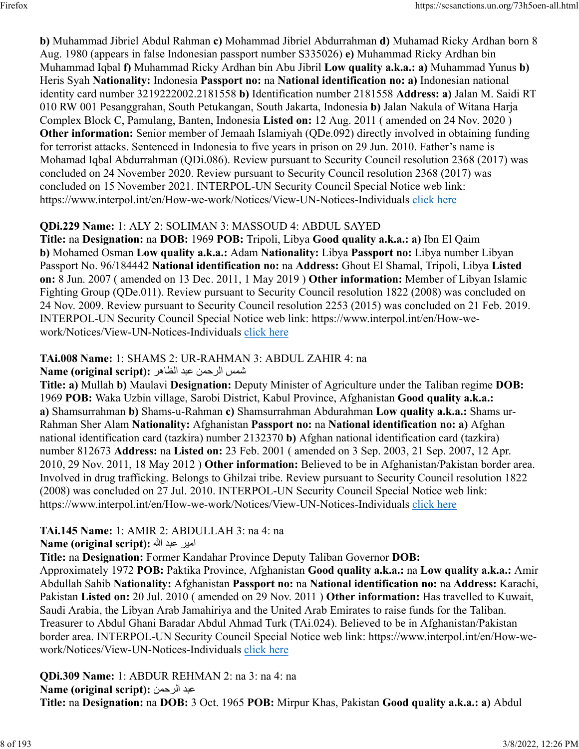**b)** Muhammad Jibriel Abdul Rahman **c)** Mohammad Jibriel Abdurrahman **d)** Muhamad Ricky Ardhan born 8 Aug. 1980 (appears in false Indonesian passport number S335026) **e)** Muhammad Ricky Ardhan bin Muhammad Iqbal **f)** Muhammad Ricky Ardhan bin Abu Jibril **Low quality a.k.a.: a)** Muhammad Yunus **b)** Heris Syah **Nationality:** Indonesia **Passport no:** na **National identification no: a)** Indonesian national identity card number 3219222002.2181558 **b)** Identification number 2181558 **Address: a)** Jalan M. Saidi RT 010 RW 001 Pesanggrahan, South Petukangan, South Jakarta, Indonesia **b)** Jalan Nakula of Witana Harja Complex Block C, Pamulang, Banten, Indonesia **Listed on:** 12 Aug. 2011 ( amended on 24 Nov. 2020 ) **Other information:** Senior member of Jemaah Islamiyah (QDe.092) directly involved in obtaining funding for terrorist attacks. Sentenced in Indonesia to five years in prison on 29 Jun. 2010. Father's name is Mohamad Iqbal Abdurrahman (QDi.086). Review pursuant to Security Council resolution 2368 (2017) was concluded on 24 November 2020. Review pursuant to Security Council resolution 2368 (2017) was concluded on 15 November 2021. INTERPOL-UN Security Council Special Notice web link: https://www.interpol.int/en/How-we-work/Notices/View-UN-Notices-Individuals click here

**QDi.229 Name:** 1: ALY 2: SOLIMAN 3: MASSOUD 4: ABDUL SAYED
**Title:** na **Designation:** na **DOB:** 1969 **POB:** Tripoli, Libya **Good quality a.k.a.: a)** Ibn El Qaim **b)** Mohamed Osman **Low quality a.k.a.:** Adam **Nationality:** Libya **Passport no:** Libya number Libyan Passport No. 96/184442 **National identification no:** na **Address:** Ghout El Shamal, Tripoli, Libya **Listed on:** 8 Jun. 2007 ( amended on 13 Dec. 2011, 1 May 2019 ) **Other information:** Member of Libyan Islamic Fighting Group (QDe.011). Review pursuant to Security Council resolution 1822 (2008) was concluded on 24 Nov. 2009. Review pursuant to Security Council resolution 2253 (2015) was concluded on 21 Feb. 2019. INTERPOL-UN Security Council Special Notice web link: https://www.interpol.int/en/How-we-work/Notices/View-UN-Notices-Individuals click here

**TAi.008 Name:** 1: SHAMS 2: UR-RAHMAN 3: ABDUL ZAHIR 4: na
**Name (original script):** شمس الرحمن عبد الظاهر
**Title: a)** Mullah **b)** Maulavi **Designation:** Deputy Minister of Agriculture under the Taliban regime **DOB:** 1969 **POB:** Waka Uzbin village, Sarobi District, Kabul Province, Afghanistan **Good quality a.k.a.: a)** Shamsurrahman **b)** Shams-u-Rahman **c)** Shamsurrahman Abdurahman **Low quality a.k.a.:** Shams ur-Rahman Sher Alam **Nationality:** Afghanistan **Passport no:** na **National identification no: a)** Afghan national identification card (tazkira) number 2132370 **b)** Afghan national identification card (tazkira) number 812673 **Address:** na **Listed on:** 23 Feb. 2001 ( amended on 3 Sep. 2003, 21 Sep. 2007, 12 Apr. 2010, 29 Nov. 2011, 18 May 2012 ) **Other information:** Believed to be in Afghanistan/Pakistan border area. Involved in drug trafficking. Belongs to Ghilzai tribe. Review pursuant to Security Council resolution 1822 (2008) was concluded on 27 Jul. 2010. INTERPOL-UN Security Council Special Notice web link: https://www.interpol.int/en/How-we-work/Notices/View-UN-Notices-Individuals click here

**TAi.145 Name:** 1: AMIR 2: ABDULLAH 3: na 4: na
**Name (original script):** امیر عبد الله
**Title:** na **Designation:** Former Kandahar Province Deputy Taliban Governor **DOB:** Approximately 1972 **POB:** Paktika Province, Afghanistan **Good quality a.k.a.:** na **Low quality a.k.a.:** Amir Abdullah Sahib **Nationality:** Afghanistan **Passport no:** na **National identification no:** na **Address:** Karachi, Pakistan **Listed on:** 20 Jul. 2010 ( amended on 29 Nov. 2011 ) **Other information:** Has travelled to Kuwait, Saudi Arabia, the Libyan Arab Jamahiriya and the United Arab Emirates to raise funds for the Taliban. Treasurer to Abdul Ghani Baradar Abdul Ahmad Turk (TAi.024). Believed to be in Afghanistan/Pakistan border area. INTERPOL-UN Security Council Special Notice web link: https://www.interpol.int/en/How-we-work/Notices/View-UN-Notices-Individuals click here

**QDi.309 Name:** 1: ABDUR REHMAN 2: na 3: na 4: na
**Name (original script):** عبد الرحمن
**Title:** na **Designation:** na **DOB:** 3 Oct. 1965 **POB:** Mirpur Khas, Pakistan **Good quality a.k.a.: a)** Abdul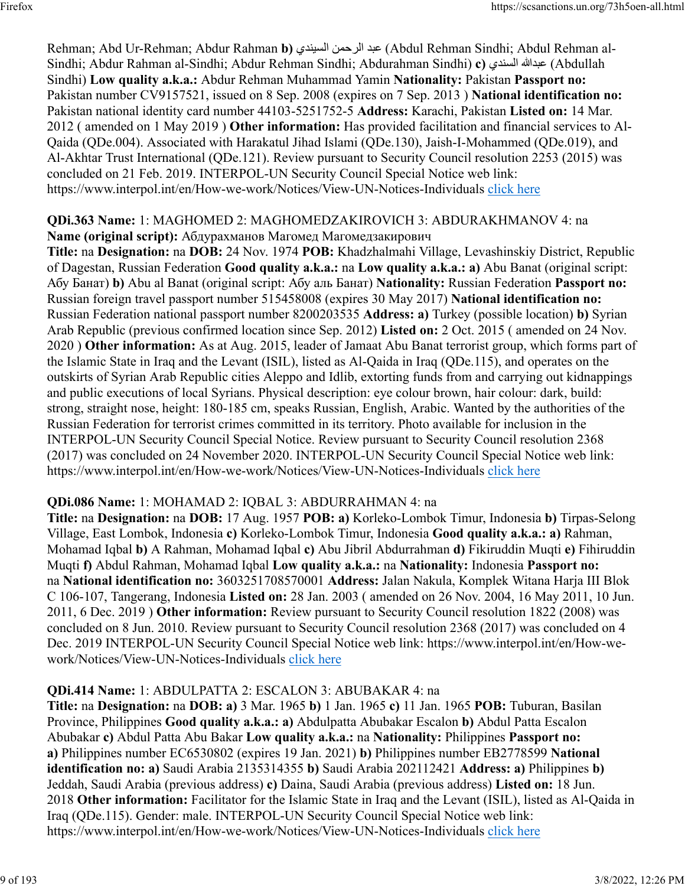Rehman; Abd Ur-Rehman; Abdur Rahman **b)** عبد الرحمن السيندي (Abdul Rehman Sindhi; Abdul Rehman al-Sindhi; Abdur Rahman al-Sindhi; Abdur Rehman Sindhi; Abdurahman Sindhi) **c)** عبدالله السندي (Abdullah Sindhi) **Low quality a.k.a.:** Abdur Rehman Muhammad Yamin **Nationality:** Pakistan **Passport no:** Pakistan number CV9157521, issued on 8 Sep. 2008 (expires on 7 Sep. 2013 ) **National identification no:** Pakistan national identity card number 44103-5251752-5 **Address:** Karachi, Pakistan **Listed on:** 14 Mar. 2012 ( amended on 1 May 2019 ) **Other information:** Has provided facilitation and financial services to Al-Qaida (QDe.004). Associated with Harakatul Jihad Islami (QDe.130), Jaish-I-Mohammed (QDe.019), and Al-Akhtar Trust International (QDe.121). Review pursuant to Security Council resolution 2253 (2015) was concluded on 21 Feb. 2019. INTERPOL-UN Security Council Special Notice web link: https://www.interpol.int/en/How-we-work/Notices/View-UN-Notices-Individuals click here

**QDi.363 Name:** 1: MAGHOMED 2: MAGHOMEDZAKIROVICH 3: ABDURAKHMANOV 4: na
**Name (original script):** Абдурахманов Магомед Магомедзакирович
**Title:** na **Designation:** na **DOB:** 24 Nov. 1974 **POB:** Khadzhalmahi Village, Levashinskiy District, Republic of Dagestan, Russian Federation **Good quality a.k.a.:** na **Low quality a.k.a.:** **a)** Abu Banat (original script: Абу Банат) **b)** Abu al Banat (original script: Абу аль Банат) **Nationality:** Russian Federation **Passport no:** Russian foreign travel passport number 515458008 (expires 30 May 2017) **National identification no:** Russian Federation national passport number 8200203535 **Address:** **a)** Turkey (possible location) **b)** Syrian Arab Republic (previous confirmed location since Sep. 2012) **Listed on:** 2 Oct. 2015 ( amended on 24 Nov. 2020 ) **Other information:** As at Aug. 2015, leader of Jamaat Abu Banat terrorist group, which forms part of the Islamic State in Iraq and the Levant (ISIL), listed as Al-Qaida in Iraq (QDe.115), and operates on the outskirts of Syrian Arab Republic cities Aleppo and Idlib, extorting funds from and carrying out kidnappings and public executions of local Syrians. Physical description: eye colour brown, hair colour: dark, build: strong, straight nose, height: 180-185 cm, speaks Russian, English, Arabic. Wanted by the authorities of the Russian Federation for terrorist crimes committed in its territory. Photo available for inclusion in the INTERPOL-UN Security Council Special Notice. Review pursuant to Security Council resolution 2368 (2017) was concluded on 24 November 2020. INTERPOL-UN Security Council Special Notice web link: https://www.interpol.int/en/How-we-work/Notices/View-UN-Notices-Individuals click here

**QDi.086 Name:** 1: MOHAMAD 2: IQBAL 3: ABDURRAHMAN 4: na
**Title:** na **Designation:** na **DOB:** 17 Aug. 1957 **POB:** **a)** Korleko-Lombok Timur, Indonesia **b)** Tirpas-Selong Village, East Lombok, Indonesia **c)** Korleko-Lombok Timur, Indonesia **Good quality a.k.a.:** **a)** Rahman, Mohamad Iqbal **b)** A Rahman, Mohamad Iqbal **c)** Abu Jibril Abdurrahman **d)** Fikiruddin Muqti **e)** Fihiruddin Muqti **f)** Abdul Rahman, Mohamad Iqbal **Low quality a.k.a.:** na **Nationality:** Indonesia **Passport no:** na **National identification no:** 3603251708570001 **Address:** Jalan Nakula, Komplek Witana Harja III Blok C 106-107, Tangerang, Indonesia **Listed on:** 28 Jan. 2003 ( amended on 26 Nov. 2004, 16 May 2011, 10 Jun. 2011, 6 Dec. 2019 ) **Other information:** Review pursuant to Security Council resolution 1822 (2008) was concluded on 8 Jun. 2010. Review pursuant to Security Council resolution 2368 (2017) was concluded on 4 Dec. 2019 INTERPOL-UN Security Council Special Notice web link: https://www.interpol.int/en/How-we-work/Notices/View-UN-Notices-Individuals click here

**QDi.414 Name:** 1: ABDULPATTA 2: ESCALON 3: ABUBAKAR 4: na
**Title:** na **Designation:** na **DOB:** **a)** 3 Mar. 1965 **b)** 1 Jan. 1965 **c)** 11 Jan. 1965 **POB:** Tuburan, Basilan Province, Philippines **Good quality a.k.a.:** **a)** Abdulpatta Abubakar Escalon **b)** Abdul Patta Escalon Abubakar **c)** Abdul Patta Abu Bakar **Low quality a.k.a.:** na **Nationality:** Philippines **Passport no:** **a)** Philippines number EC6530802 (expires 19 Jan. 2021) **b)** Philippines number EB2778599 **National identification no:** **a)** Saudi Arabia 2135314355 **b)** Saudi Arabia 202112421 **Address:** **a)** Philippines **b)** Jeddah, Saudi Arabia (previous address) **c)** Daina, Saudi Arabia (previous address) **Listed on:** 18 Jun. 2018 **Other information:** Facilitator for the Islamic State in Iraq and the Levant (ISIL), listed as Al-Qaida in Iraq (QDe.115). Gender: male. INTERPOL-UN Security Council Special Notice web link: https://www.interpol.int/en/How-we-work/Notices/View-UN-Notices-Individuals click here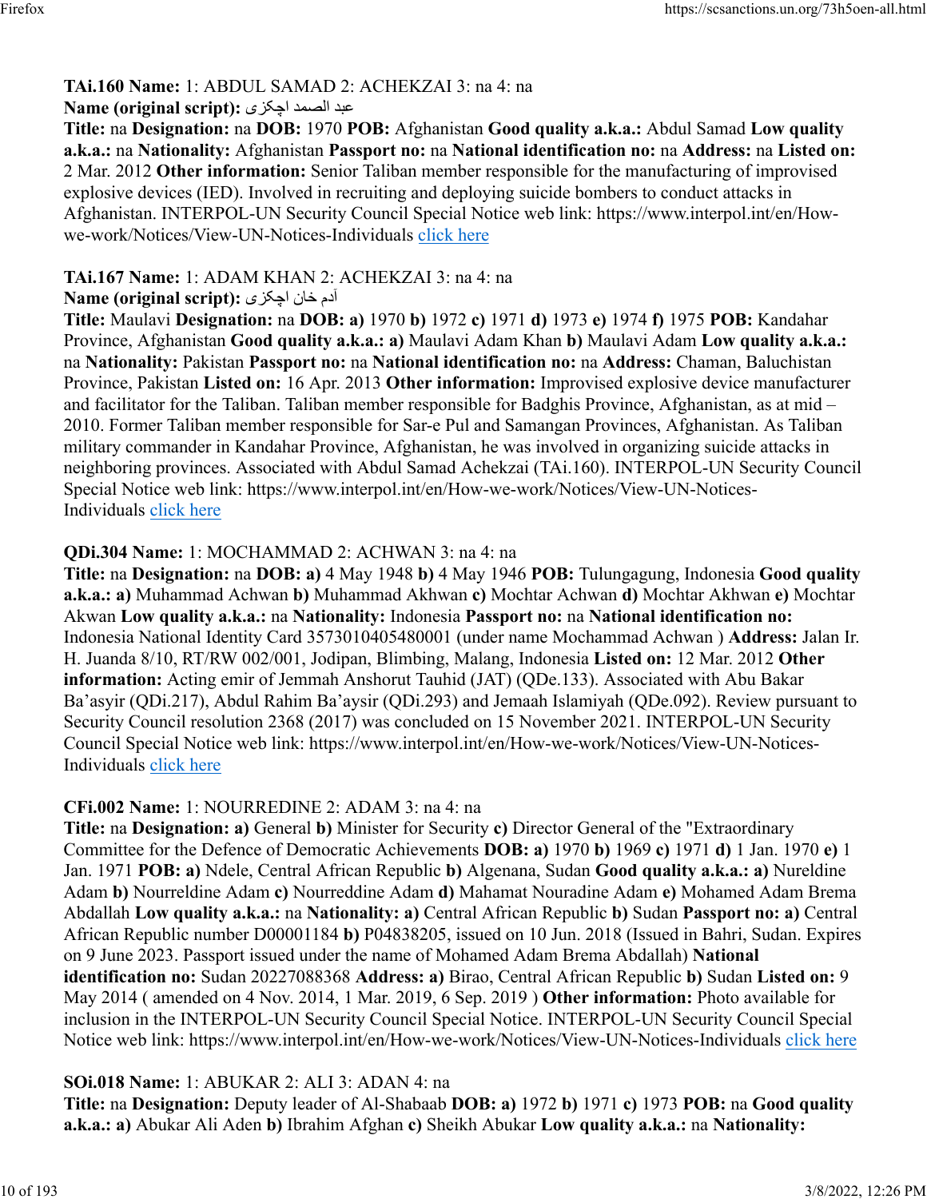**TAi.160 Name:** 1: ABDUL SAMAD 2: ACHEKZAI 3: na 4: na
**Name (original script):** عبد الصمد اچکزی
**Title:** na **Designation:** na **DOB:** 1970 **POB:** Afghanistan **Good quality a.k.a.:** Abdul Samad **Low quality a.k.a.:** na **Nationality:** Afghanistan **Passport no:** na **National identification no:** na **Address:** na **Listed on:** 2 Mar. 2012 **Other information:** Senior Taliban member responsible for the manufacturing of improvised explosive devices (IED). Involved in recruiting and deploying suicide bombers to conduct attacks in Afghanistan. INTERPOL-UN Security Council Special Notice web link: https://www.interpol.int/en/How-we-work/Notices/View-UN-Notices-Individuals click here

**TAi.167 Name:** 1: ADAM KHAN 2: ACHEKZAI 3: na 4: na
**Name (original script):** آدم خان اچکزی
**Title:** Maulavi **Designation:** na **DOB:** **a)** 1970 **b)** 1972 **c)** 1971 **d)** 1973 **e)** 1974 **f)** 1975 **POB:** Kandahar Province, Afghanistan **Good quality a.k.a.:** **a)** Maulavi Adam Khan **b)** Maulavi Adam **Low quality a.k.a.:** na **Nationality:** Pakistan **Passport no:** na **National identification no:** na **Address:** Chaman, Baluchistan Province, Pakistan **Listed on:** 16 Apr. 2013 **Other information:** Improvised explosive device manufacturer and facilitator for the Taliban. Taliban member responsible for Badghis Province, Afghanistan, as at mid – 2010. Former Taliban member responsible for Sar-e Pul and Samangan Provinces, Afghanistan. As Taliban military commander in Kandahar Province, Afghanistan, he was involved in organizing suicide attacks in neighboring provinces. Associated with Abdul Samad Achekzai (TAi.160). INTERPOL-UN Security Council Special Notice web link: https://www.interpol.int/en/How-we-work/Notices/View-UN-Notices-Individuals click here

**QDi.304 Name:** 1: MOCHAMMAD 2: ACHWAN 3: na 4: na
**Title:** na **Designation:** na **DOB:** **a)** 4 May 1948 **b)** 4 May 1946 **POB:** Tulungagung, Indonesia **Good quality a.k.a.:** **a)** Muhammad Achwan **b)** Muhammad Akhwan **c)** Mochtar Achwan **d)** Mochtar Akhwan **e)** Mochtar Akwan **Low quality a.k.a.:** na **Nationality:** Indonesia **Passport no:** na **National identification no:** Indonesia National Identity Card 3573010405480001 (under name Mochammad Achwan ) **Address:** Jalan Ir. H. Juanda 8/10, RT/RW 002/001, Jodipan, Blimbing, Malang, Indonesia **Listed on:** 12 Mar. 2012 **Other information:** Acting emir of Jemmah Anshorut Tauhid (JAT) (QDe.133). Associated with Abu Bakar Ba'asyir (QDi.217), Abdul Rahim Ba'aysir (QDi.293) and Jemaah Islamiyah (QDe.092). Review pursuant to Security Council resolution 2368 (2017) was concluded on 15 November 2021. INTERPOL-UN Security Council Special Notice web link: https://www.interpol.int/en/How-we-work/Notices/View-UN-Notices-Individuals click here

**CFi.002 Name:** 1: NOURREDINE 2: ADAM 3: na 4: na
**Title:** na **Designation:** **a)** General **b)** Minister for Security **c)** Director General of the "Extraordinary Committee for the Defence of Democratic Achievements **DOB:** **a)** 1970 **b)** 1969 **c)** 1971 **d)** 1 Jan. 1970 **e)** 1 Jan. 1971 **POB:** **a)** Ndele, Central African Republic **b)** Algenana, Sudan **Good quality a.k.a.:** **a)** Nureldine Adam **b)** Nourreldine Adam **c)** Nourreddine Adam **d)** Mahamat Nouradine Adam **e)** Mohamed Adam Brema Abdallah **Low quality a.k.a.:** na **Nationality:** **a)** Central African Republic **b)** Sudan **Passport no:** **a)** Central African Republic number D00001184 **b)** P04838205, issued on 10 Jun. 2018 (Issued in Bahri, Sudan. Expires on 9 June 2023. Passport issued under the name of Mohamed Adam Brema Abdallah) **National identification no:** Sudan 20227088368 **Address:** **a)** Birao, Central African Republic **b)** Sudan **Listed on:** 9 May 2014 ( amended on 4 Nov. 2014, 1 Mar. 2019, 6 Sep. 2019 ) **Other information:** Photo available for inclusion in the INTERPOL-UN Security Council Special Notice. INTERPOL-UN Security Council Special Notice web link: https://www.interpol.int/en/How-we-work/Notices/View-UN-Notices-Individuals click here

**SOi.018 Name:** 1: ABUKAR 2: ALI 3: ADAN 4: na
**Title:** na **Designation:** Deputy leader of Al-Shabaab **DOB:** **a)** 1972 **b)** 1971 **c)** 1973 **POB:** na **Good quality a.k.a.:** **a)** Abukar Ali Aden **b)** Ibrahim Afghan **c)** Sheikh Abukar **Low quality a.k.a.:** na **Nationality:**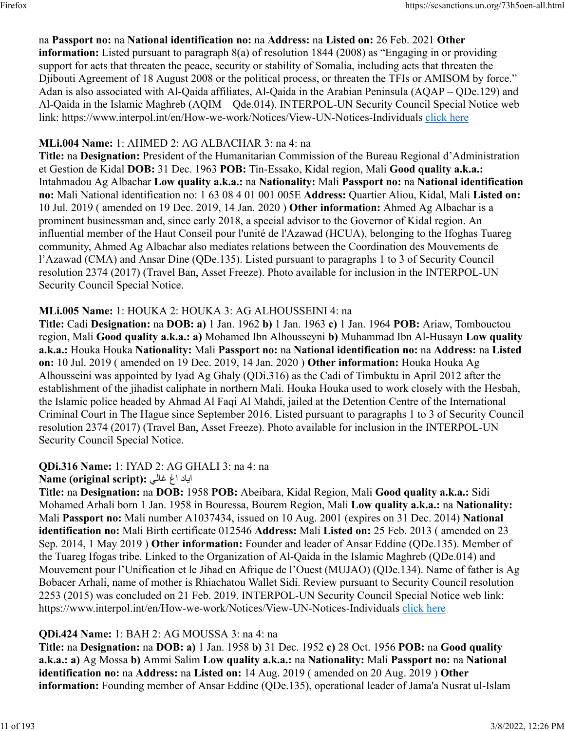na **Passport no:** na **National identification no:** na **Address:** na **Listed on:** 26 Feb. 2021 **Other information:** Listed pursuant to paragraph 8(a) of resolution 1844 (2008) as "Engaging in or providing support for acts that threaten the peace, security or stability of Somalia, including acts that threaten the Djibouti Agreement of 18 August 2008 or the political process, or threaten the TFIs or AMISOM by force." Adan is also associated with Al-Qaida affiliates, Al-Qaida in the Arabian Peninsula (AQAP – QDe.129) and Al-Qaida in the Islamic Maghreb (AQIM – Qde.014). INTERPOL-UN Security Council Special Notice web link: https://www.interpol.int/en/How-we-work/Notices/View-UN-Notices-Individuals click here

**MLi.004 Name:** 1: AHMED 2: AG ALBACHAR 3: na 4: na
**Title:** na **Designation:** President of the Humanitarian Commission of the Bureau Regional d'Administration et Gestion de Kidal **DOB:** 31 Dec. 1963 **POB:** Tin-Essako, Kidal region, Mali **Good quality a.k.a.:** Intahmadou Ag Albachar **Low quality a.k.a.:** na **Nationality:** Mali **Passport no:** na **National identification no:** Mali National identification no: 1 63 08 4 01 001 005E **Address:** Quartier Aliou, Kidal, Mali **Listed on:** 10 Jul. 2019 ( amended on 19 Dec. 2019, 14 Jan. 2020 ) **Other information:** Ahmed Ag Albachar is a prominent businessman and, since early 2018, a special advisor to the Governor of Kidal region. An influential member of the Haut Conseil pour l'unité de l'Azawad (HCUA), belonging to the Ifoghas Tuareg community, Ahmed Ag Albachar also mediates relations between the Coordination des Mouvements de l'Azawad (CMA) and Ansar Dine (QDe.135). Listed pursuant to paragraphs 1 to 3 of Security Council resolution 2374 (2017) (Travel Ban, Asset Freeze). Photo available for inclusion in the INTERPOL-UN Security Council Special Notice.

**MLi.005 Name:** 1: HOUKA 2: HOUKA 3: AG ALHOUSSEINI 4: na
**Title:** Cadi **Designation:** na **DOB:** **a)** 1 Jan. 1962 **b)** 1 Jan. 1963 **c)** 1 Jan. 1964 **POB:** Ariaw, Tombouctou region, Mali **Good quality a.k.a.:** **a)** Mohamed Ibn Alhousseyni **b)** Muhammad Ibn Al-Husayn **Low quality a.k.a.:** Houka Houka **Nationality:** Mali **Passport no:** na **National identification no:** na **Address:** na **Listed on:** 10 Jul. 2019 ( amended on 19 Dec. 2019, 14 Jan. 2020 ) **Other information:** Houka Houka Ag Alhousseini was appointed by Iyad Ag Ghaly (QDi.316) as the Cadi of Timbuktu in April 2012 after the establishment of the jihadist caliphate in northern Mali. Houka Houka used to work closely with the Hesbah, the Islamic police headed by Ahmad Al Faqi Al Mahdi, jailed at the Detention Centre of the International Criminal Court in The Hague since September 2016. Listed pursuant to paragraphs 1 to 3 of Security Council resolution 2374 (2017) (Travel Ban, Asset Freeze). Photo available for inclusion in the INTERPOL-UN Security Council Special Notice.

**QDi.316 Name:** 1: IYAD 2: AG GHALI 3: na 4: na
**Name (original script):** اياد اغ غالي
**Title:** na **Designation:** na **DOB:** 1958 **POB:** Abeibara, Kidal Region, Mali **Good quality a.k.a.:** Sidi Mohamed Arhali born 1 Jan. 1958 in Bouressa, Bourem Region, Mali **Low quality a.k.a.:** na **Nationality:** Mali **Passport no:** Mali number A1037434, issued on 10 Aug. 2001 (expires on 31 Dec. 2014) **National identification no:** Mali Birth certificate 012546 **Address:** Mali **Listed on:** 25 Feb. 2013 ( amended on 23 Sep. 2014, 1 May 2019 ) **Other information:** Founder and leader of Ansar Eddine (QDe.135). Member of the Tuareg Ifogas tribe. Linked to the Organization of Al-Qaida in the Islamic Maghreb (QDe.014) and Mouvement pour l'Unification et le Jihad en Afrique de l'Ouest (MUJAO) (QDe.134). Name of father is Ag Bobacer Arhali, name of mother is Rhiachatou Wallet Sidi. Review pursuant to Security Council resolution 2253 (2015) was concluded on 21 Feb. 2019. INTERPOL-UN Security Council Special Notice web link: https://www.interpol.int/en/How-we-work/Notices/View-UN-Notices-Individuals click here

**QDi.424 Name:** 1: BAH 2: AG MOUSSA 3: na 4: na
**Title:** na **Designation:** na **DOB:** **a)** 1 Jan. 1958 **b)** 31 Dec. 1952 **c)** 28 Oct. 1956 **POB:** na **Good quality a.k.a.:** **a)** Ag Mossa **b)** Ammi Salim **Low quality a.k.a.:** na **Nationality:** Mali **Passport no:** na **National identification no:** na **Address:** na **Listed on:** 14 Aug. 2019 ( amended on 20 Aug. 2019 ) **Other information:** Founding member of Ansar Eddine (QDe.135), operational leader of Jama'a Nusrat ul-Islam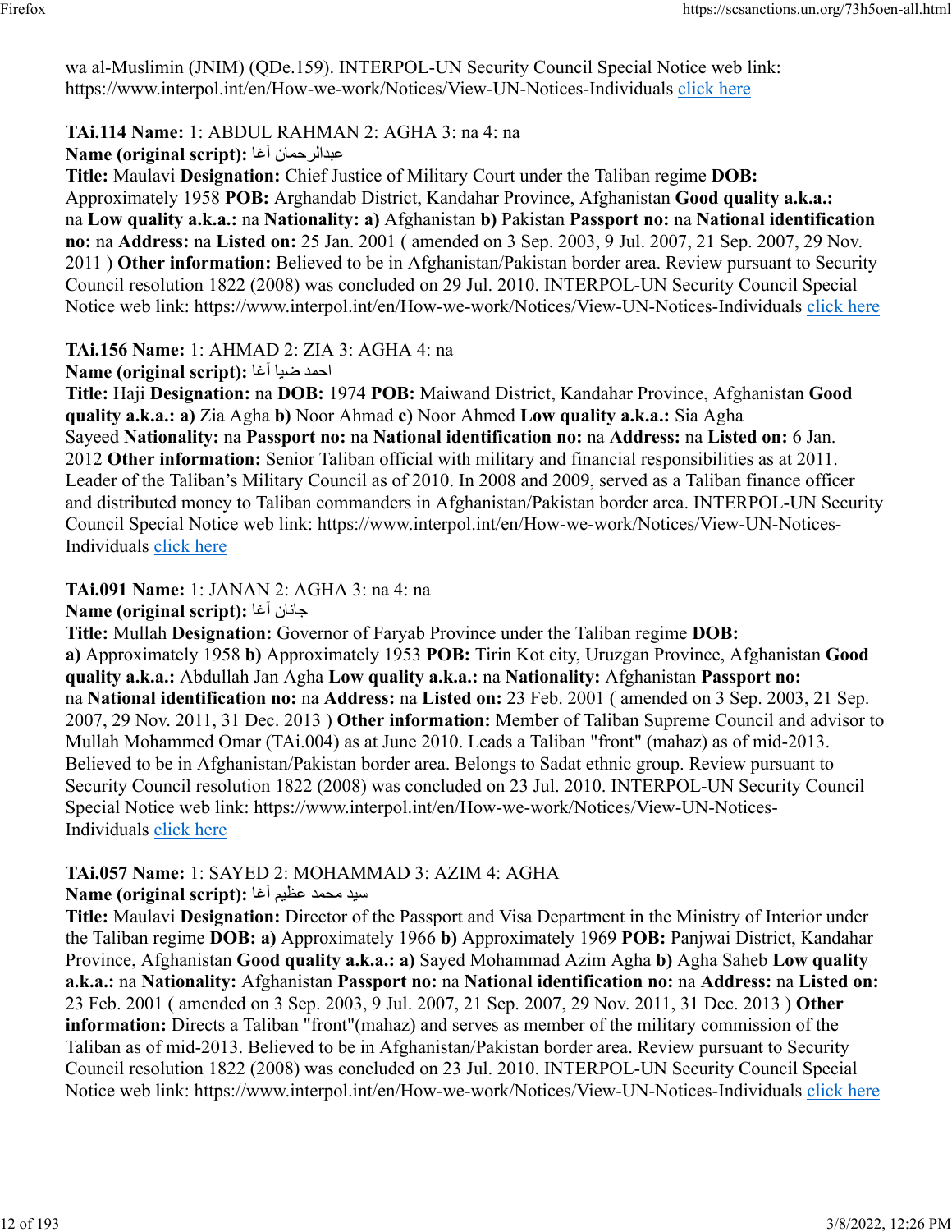wa al-Muslimin (JNIM) (QDe.159). INTERPOL-UN Security Council Special Notice web link: https://www.interpol.int/en/How-we-work/Notices/View-UN-Notices-Individuals click here

**TAi.114 Name:** 1: ABDUL RAHMAN 2: AGHA 3: na 4: na
**Name (original script):** عبدالرحمان آغا
**Title:** Maulavi **Designation:** Chief Justice of Military Court under the Taliban regime **DOB:** Approximately 1958 **POB:** Arghandab District, Kandahar Province, Afghanistan **Good quality a.k.a.:** na **Low quality a.k.a.:** na **Nationality: a)** Afghanistan **b)** Pakistan **Passport no:** na **National identification no:** na **Address:** na **Listed on:** 25 Jan. 2001 ( amended on 3 Sep. 2003, 9 Jul. 2007, 21 Sep. 2007, 29 Nov. 2011 ) **Other information:** Believed to be in Afghanistan/Pakistan border area. Review pursuant to Security Council resolution 1822 (2008) was concluded on 29 Jul. 2010. INTERPOL-UN Security Council Special Notice web link: https://www.interpol.int/en/How-we-work/Notices/View-UN-Notices-Individuals click here

**TAi.156 Name:** 1: AHMAD 2: ZIA 3: AGHA 4: na
**Name (original script):** احمد ضیا آغا
**Title:** Haji **Designation:** na **DOB:** 1974 **POB:** Maiwand District, Kandahar Province, Afghanistan **Good quality a.k.a.: a)** Zia Agha **b)** Noor Ahmad **c)** Noor Ahmed **Low quality a.k.a.:** Sia Agha Sayeed **Nationality:** na **Passport no:** na **National identification no:** na **Address:** na **Listed on:** 6 Jan. 2012 **Other information:** Senior Taliban official with military and financial responsibilities as at 2011. Leader of the Taliban's Military Council as of 2010. In 2008 and 2009, served as a Taliban finance officer and distributed money to Taliban commanders in Afghanistan/Pakistan border area. INTERPOL-UN Security Council Special Notice web link: https://www.interpol.int/en/How-we-work/Notices/View-UN-Notices-Individuals click here

**TAi.091 Name:** 1: JANAN 2: AGHA 3: na 4: na
**Name (original script):** جانان آغا
**Title:** Mullah **Designation:** Governor of Faryab Province under the Taliban regime **DOB: a)** Approximately 1958 **b)** Approximately 1953 **POB:** Tirin Kot city, Uruzgan Province, Afghanistan **Good quality a.k.a.:** Abdullah Jan Agha **Low quality a.k.a.:** na **Nationality:** Afghanistan **Passport no:** na **National identification no:** na **Address:** na **Listed on:** 23 Feb. 2001 ( amended on 3 Sep. 2003, 21 Sep. 2007, 29 Nov. 2011, 31 Dec. 2013 ) **Other information:** Member of Taliban Supreme Council and advisor to Mullah Mohammed Omar (TAi.004) as at June 2010. Leads a Taliban "front" (mahaz) as of mid-2013. Believed to be in Afghanistan/Pakistan border area. Belongs to Sadat ethnic group. Review pursuant to Security Council resolution 1822 (2008) was concluded on 23 Jul. 2010. INTERPOL-UN Security Council Special Notice web link: https://www.interpol.int/en/How-we-work/Notices/View-UN-Notices-Individuals click here

**TAi.057 Name:** 1: SAYED 2: MOHAMMAD 3: AZIM 4: AGHA
**Name (original script):** سید محمد عظیم آغا
**Title:** Maulavi **Designation:** Director of the Passport and Visa Department in the Ministry of Interior under the Taliban regime **DOB: a)** Approximately 1966 **b)** Approximately 1969 **POB:** Panjwai District, Kandahar Province, Afghanistan **Good quality a.k.a.: a)** Sayed Mohammad Azim Agha **b)** Agha Saheb **Low quality a.k.a.:** na **Nationality:** Afghanistan **Passport no:** na **National identification no:** na **Address:** na **Listed on:** 23 Feb. 2001 ( amended on 3 Sep. 2003, 9 Jul. 2007, 21 Sep. 2007, 29 Nov. 2011, 31 Dec. 2013 ) **Other information:** Directs a Taliban "front"(mahaz) and serves as member of the military commission of the Taliban as of mid-2013. Believed to be in Afghanistan/Pakistan border area. Review pursuant to Security Council resolution 1822 (2008) was concluded on 23 Jul. 2010. INTERPOL-UN Security Council Special Notice web link: https://www.interpol.int/en/How-we-work/Notices/View-UN-Notices-Individuals click here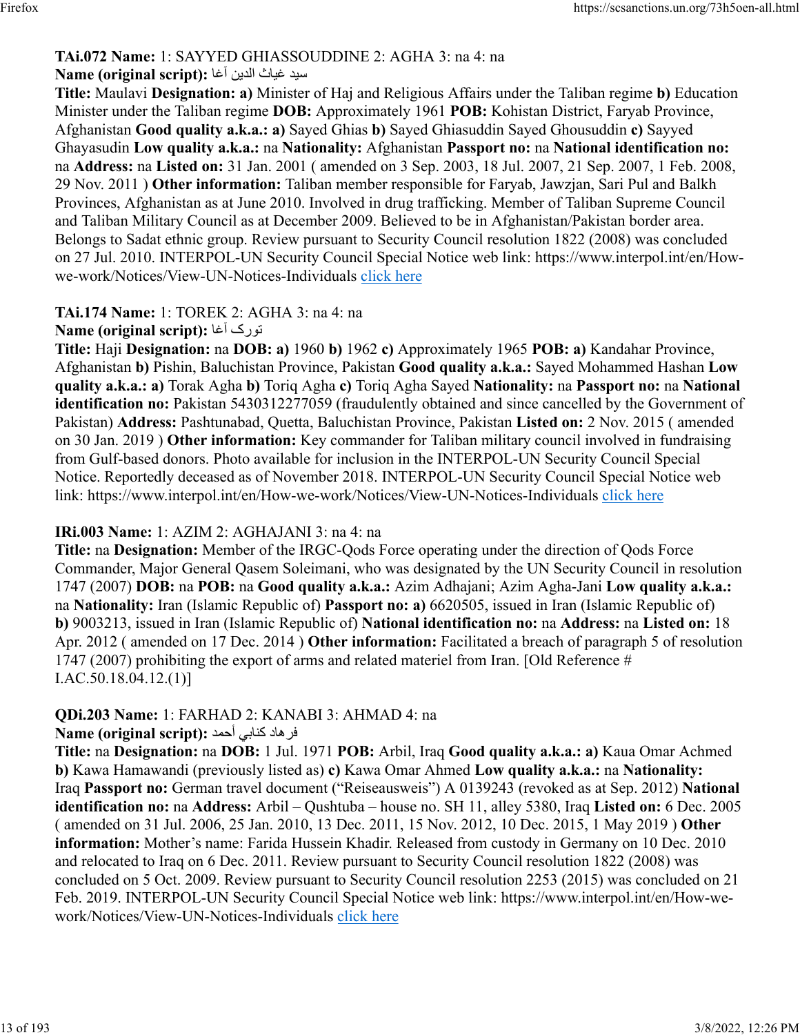**TAi.072 Name:** 1: SAYYED GHIASSOUDDINE 2: AGHA 3: na 4: na
**Name (original script):** سيد غياث الدين آغا
**Title:** Maulavi **Designation: a)** Minister of Haj and Religious Affairs under the Taliban regime **b)** Education Minister under the Taliban regime **DOB:** Approximately 1961 **POB:** Kohistan District, Faryab Province, Afghanistan **Good quality a.k.a.: a)** Sayed Ghias **b)** Sayed Ghiasuddin Sayed Ghousuddin **c)** Sayyed Ghayasudin **Low quality a.k.a.:** na **Nationality:** Afghanistan **Passport no:** na **National identification no:** na **Address:** na **Listed on:** 31 Jan. 2001 ( amended on 3 Sep. 2003, 18 Jul. 2007, 21 Sep. 2007, 1 Feb. 2008, 29 Nov. 2011 ) **Other information:** Taliban member responsible for Faryab, Jawzjan, Sari Pul and Balkh Provinces, Afghanistan as at June 2010. Involved in drug trafficking. Member of Taliban Supreme Council and Taliban Military Council as at December 2009. Believed to be in Afghanistan/Pakistan border area. Belongs to Sadat ethnic group. Review pursuant to Security Council resolution 1822 (2008) was concluded on 27 Jul. 2010. INTERPOL-UN Security Council Special Notice web link: https://www.interpol.int/en/How-we-work/Notices/View-UN-Notices-Individuals click here

**TAi.174 Name:** 1: TOREK 2: AGHA 3: na 4: na
**Name (original script):** تورک آغا
**Title:** Haji **Designation:** na **DOB: a)** 1960 **b)** 1962 **c)** Approximately 1965 **POB: a)** Kandahar Province, Afghanistan **b)** Pishin, Baluchistan Province, Pakistan **Good quality a.k.a.:** Sayed Mohammed Hashan **Low quality a.k.a.: a)** Torak Agha **b)** Toriq Agha **c)** Toriq Agha Sayed **Nationality:** na **Passport no:** na **National identification no:** Pakistan 5430312277059 (fraudulently obtained and since cancelled by the Government of Pakistan) **Address:** Pashtunabad, Quetta, Baluchistan Province, Pakistan **Listed on:** 2 Nov. 2015 ( amended on 30 Jan. 2019 ) **Other information:** Key commander for Taliban military council involved in fundraising from Gulf-based donors. Photo available for inclusion in the INTERPOL-UN Security Council Special Notice. Reportedly deceased as of November 2018. INTERPOL-UN Security Council Special Notice web link: https://www.interpol.int/en/How-we-work/Notices/View-UN-Notices-Individuals click here

**IRi.003 Name:** 1: AZIM 2: AGHAJANI 3: na 4: na
**Title:** na **Designation:** Member of the IRGC-Qods Force operating under the direction of Qods Force Commander, Major General Qasem Soleimani, who was designated by the UN Security Council in resolution 1747 (2007) **DOB:** na **POB:** na **Good quality a.k.a.:** Azim Adhajani; Azim Agha-Jani **Low quality a.k.a.:** na **Nationality:** Iran (Islamic Republic of) **Passport no: a)** 6620505, issued in Iran (Islamic Republic of) **b)** 9003213, issued in Iran (Islamic Republic of) **National identification no:** na **Address:** na **Listed on:** 18 Apr. 2012 ( amended on 17 Dec. 2014 ) **Other information:** Facilitated a breach of paragraph 5 of resolution 1747 (2007) prohibiting the export of arms and related materiel from Iran. [Old Reference # I.AC.50.18.04.12.(1)]

**QDi.203 Name:** 1: FARHAD 2: KANABI 3: AHMAD 4: na
**Name (original script):** فرهاد كنابي أحمد
**Title:** na **Designation:** na **DOB:** 1 Jul. 1971 **POB:** Arbil, Iraq **Good quality a.k.a.: a)** Kaua Omar Achmed **b)** Kawa Hamawandi (previously listed as) **c)** Kawa Omar Ahmed **Low quality a.k.a.:** na **Nationality:** Iraq **Passport no:** German travel document (“Reiseausweis”) A 0139243 (revoked as at Sep. 2012) **National identification no:** na **Address:** Arbil – Qushtuba – house no. SH 11, alley 5380, Iraq **Listed on:** 6 Dec. 2005 ( amended on 31 Jul. 2006, 25 Jan. 2010, 13 Dec. 2011, 15 Nov. 2012, 10 Dec. 2015, 1 May 2019 ) **Other information:** Mother’s name: Farida Hussein Khadir. Released from custody in Germany on 10 Dec. 2010 and relocated to Iraq on 6 Dec. 2011. Review pursuant to Security Council resolution 1822 (2008) was concluded on 5 Oct. 2009. Review pursuant to Security Council resolution 2253 (2015) was concluded on 21 Feb. 2019. INTERPOL-UN Security Council Special Notice web link: https://www.interpol.int/en/How-we-work/Notices/View-UN-Notices-Individuals click here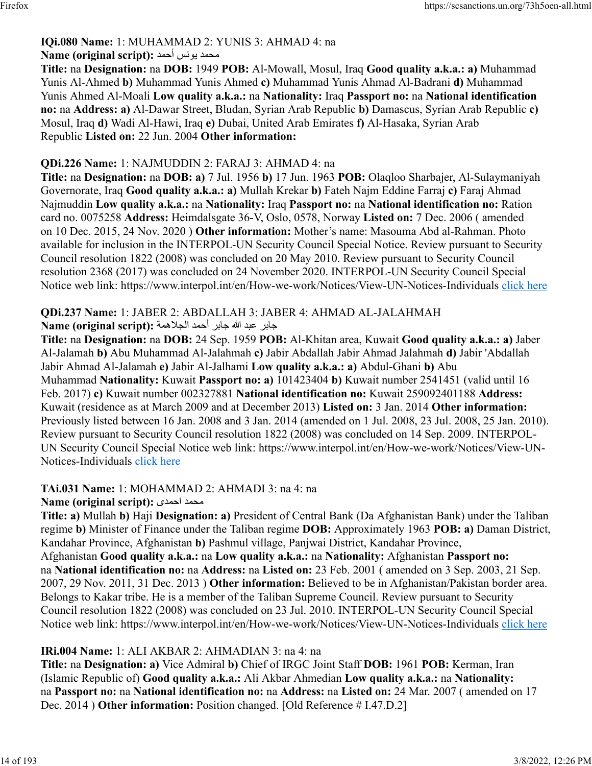**IQi.080 Name:** 1: MUHAMMAD 2: YUNIS 3: AHMAD 4: na
**Name (original script):** محمد يونس أحمد
**Title:** na **Designation:** na **DOB:** 1949 **POB:** Al-Mowall, Mosul, Iraq **Good quality a.k.a.: a)** Muhammad Yunis Al-Ahmed **b)** Muhammad Yunis Ahmed **c)** Muhammad Yunis Ahmad Al-Badrani **d)** Muhammad Yunis Ahmed Al-Moali **Low quality a.k.a.:** na **Nationality:** Iraq **Passport no:** na **National identification no:** na **Address: a)** Al-Dawar Street, Bludan, Syrian Arab Republic **b)** Damascus, Syrian Arab Republic **c)** Mosul, Iraq **d)** Wadi Al-Hawi, Iraq **e)** Dubai, United Arab Emirates **f)** Al-Hasaka, Syrian Arab Republic **Listed on:** 22 Jun. 2004 **Other information:**

**QDi.226 Name:** 1: NAJMUDDIN 2: FARAJ 3: AHMAD 4: na
**Title:** na **Designation:** na **DOB: a)** 7 Jul. 1956 **b)** 17 Jun. 1963 **POB:** Olaqloo Sharbajer, Al-Sulaymaniyah Governorate, Iraq **Good quality a.k.a.: a)** Mullah Krekar **b)** Fateh Najm Eddine Farraj **c)** Faraj Ahmad Najmuddin **Low quality a.k.a.:** na **Nationality:** Iraq **Passport no:** na **National identification no:** Ration card no. 0075258 **Address:** Heimdalsgate 36-V, Oslo, 0578, Norway **Listed on:** 7 Dec. 2006 ( amended on 10 Dec. 2015, 24 Nov. 2020 ) **Other information:** Mother's name: Masouma Abd al-Rahman. Photo available for inclusion in the INTERPOL-UN Security Council Special Notice. Review pursuant to Security Council resolution 1822 (2008) was concluded on 20 May 2010. Review pursuant to Security Council resolution 2368 (2017) was concluded on 24 November 2020. INTERPOL-UN Security Council Special Notice web link: https://www.interpol.int/en/How-we-work/Notices/View-UN-Notices-Individuals click here

**QDi.237 Name:** 1: JABER 2: ABDALLAH 3: JABER 4: AHMAD AL-JALAHMAH
**Name (original script):** جابر عبد الله جابر أحمد الجلاهمة
**Title:** na **Designation:** na **DOB:** 24 Sep. 1959 **POB:** Al-Khitan area, Kuwait **Good quality a.k.a.: a)** Jaber Al-Jalamah **b)** Abu Muhammad Al-Jalahmah **c)** Jabir Abdallah Jabir Ahmad Jalahmah **d)** Jabir 'Abdallah Jabir Ahmad Al-Jalamah **e)** Jabir Al-Jalhami **Low quality a.k.a.: a)** Abdul-Ghani **b)** Abu Muhammad **Nationality:** Kuwait **Passport no: a)** 101423404 **b)** Kuwait number 2541451 (valid until 16 Feb. 2017) **c)** Kuwait number 002327881 **National identification no:** Kuwait 259092401188 **Address:** Kuwait (residence as at March 2009 and at December 2013) **Listed on:** 3 Jan. 2014 **Other information:** Previously listed between 16 Jan. 2008 and 3 Jan. 2014 (amended on 1 Jul. 2008, 23 Jul. 2008, 25 Jan. 2010). Review pursuant to Security Council resolution 1822 (2008) was concluded on 14 Sep. 2009. INTERPOL-UN Security Council Special Notice web link: https://www.interpol.int/en/How-we-work/Notices/View-UN-Notices-Individuals click here

**TAi.031 Name:** 1: MOHAMMAD 2: AHMADI 3: na 4: na
**Name (original script):** محمد احمدى
**Title: a)** Mullah **b)** Haji **Designation: a)** President of Central Bank (Da Afghanistan Bank) under the Taliban regime **b)** Minister of Finance under the Taliban regime **DOB:** Approximately 1963 **POB: a)** Daman District, Kandahar Province, Afghanistan **b)** Pashmul village, Panjwai District, Kandahar Province, Afghanistan **Good quality a.k.a.:** na **Low quality a.k.a.:** na **Nationality:** Afghanistan **Passport no:** na **National identification no:** na **Address:** na **Listed on:** 23 Feb. 2001 ( amended on 3 Sep. 2003, 21 Sep. 2007, 29 Nov. 2011, 31 Dec. 2013 ) **Other information:** Believed to be in Afghanistan/Pakistan border area. Belongs to Kakar tribe. He is a member of the Taliban Supreme Council. Review pursuant to Security Council resolution 1822 (2008) was concluded on 23 Jul. 2010. INTERPOL-UN Security Council Special Notice web link: https://www.interpol.int/en/How-we-work/Notices/View-UN-Notices-Individuals click here

**IRi.004 Name:** 1: ALI AKBAR 2: AHMADIAN 3: na 4: na
**Title:** na **Designation: a)** Vice Admiral **b)** Chief of IRGC Joint Staff **DOB:** 1961 **POB:** Kerman, Iran (Islamic Republic of) **Good quality a.k.a.:** Ali Akbar Ahmedian **Low quality a.k.a.:** na **Nationality:** na **Passport no:** na **National identification no:** na **Address:** na **Listed on:** 24 Mar. 2007 ( amended on 17 Dec. 2014 ) **Other information:** Position changed. [Old Reference # I.47.D.2]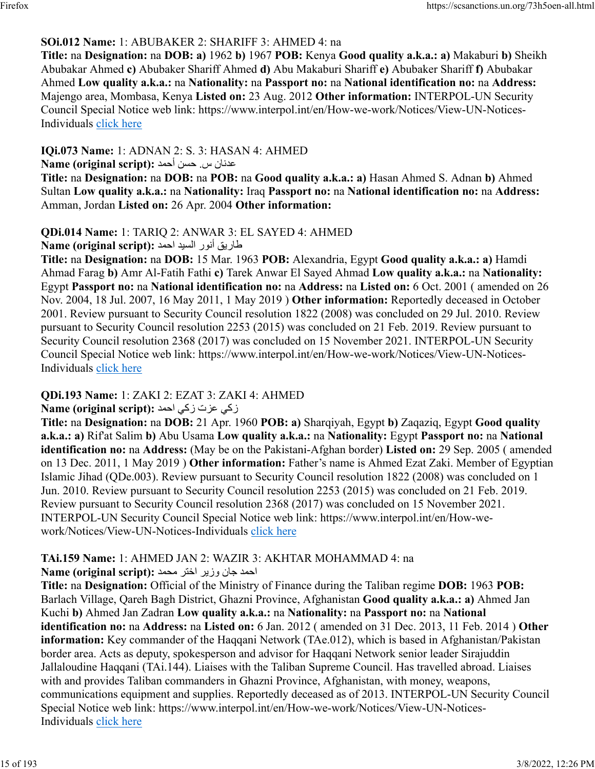**SOi.012 Name:** 1: ABUBAKER 2: SHARIFF 3: AHMED 4: na
**Title:** na **Designation:** na **DOB:** **a)** 1962 **b)** 1967 **POB:** Kenya **Good quality a.k.a.:** **a)** Makaburi **b)** Sheikh Abubakar Ahmed **c)** Abubaker Shariff Ahmed **d)** Abu Makaburi Shariff **e)** Abubaker Shariff **f)** Abubakar Ahmed **Low quality a.k.a.:** na **Nationality:** na **Passport no:** na **National identification no:** na **Address:** Majengo area, Mombasa, Kenya **Listed on:** 23 Aug. 2012 **Other information:** INTERPOL-UN Security Council Special Notice web link: https://www.interpol.int/en/How-we-work/Notices/View-UN-Notices-Individuals click here

**IQi.073 Name:** 1: ADNAN 2: S. 3: HASAN 4: AHMED
**Name (original script):** عدنان س. حسن أحمد
**Title:** na **Designation:** na **DOB:** na **POB:** na **Good quality a.k.a.:** **a)** Hasan Ahmed S. Adnan **b)** Ahmed Sultan **Low quality a.k.a.:** na **Nationality:** Iraq **Passport no:** na **National identification no:** na **Address:** Amman, Jordan **Listed on:** 26 Apr. 2004 **Other information:**

**QDi.014 Name:** 1: TARIQ 2: ANWAR 3: EL SAYED 4: AHMED
**Name (original script):** طاريق أنور السيد احمد
**Title:** na **Designation:** na **DOB:** 15 Mar. 1963 **POB:** Alexandria, Egypt **Good quality a.k.a.:** **a)** Hamdi Ahmad Farag **b)** Amr Al-Fatih Fathi **c)** Tarek Anwar El Sayed Ahmad **Low quality a.k.a.:** na **Nationality:** Egypt **Passport no:** na **National identification no:** na **Address:** na **Listed on:** 6 Oct. 2001 ( amended on 26 Nov. 2004, 18 Jul. 2007, 16 May 2011, 1 May 2019 ) **Other information:** Reportedly deceased in October 2001. Review pursuant to Security Council resolution 1822 (2008) was concluded on 29 Jul. 2010. Review pursuant to Security Council resolution 2253 (2015) was concluded on 21 Feb. 2019. Review pursuant to Security Council resolution 2368 (2017) was concluded on 15 November 2021. INTERPOL-UN Security Council Special Notice web link: https://www.interpol.int/en/How-we-work/Notices/View-UN-Notices-Individuals click here

**QDi.193 Name:** 1: ZAKI 2: EZAT 3: ZAKI 4: AHMED
**Name (original script):** زكي عزت زكي احمد
**Title:** na **Designation:** na **DOB:** 21 Apr. 1960 **POB:** **a)** Sharqiyah, Egypt **b)** Zaqaziq, Egypt **Good quality a.k.a.:** **a)** Rif'at Salim **b)** Abu Usama **Low quality a.k.a.:** na **Nationality:** Egypt **Passport no:** na **National identification no:** na **Address:** (May be on the Pakistani-Afghan border) **Listed on:** 29 Sep. 2005 ( amended on 13 Dec. 2011, 1 May 2019 ) **Other information:** Father's name is Ahmed Ezat Zaki. Member of Egyptian Islamic Jihad (QDe.003). Review pursuant to Security Council resolution 1822 (2008) was concluded on 1 Jun. 2010. Review pursuant to Security Council resolution 2253 (2015) was concluded on 21 Feb. 2019. Review pursuant to Security Council resolution 2368 (2017) was concluded on 15 November 2021. INTERPOL-UN Security Council Special Notice web link: https://www.interpol.int/en/How-we-work/Notices/View-UN-Notices-Individuals click here

**TAi.159 Name:** 1: AHMED JAN 2: WAZIR 3: AKHTAR MOHAMMAD 4: na
**Name (original script):** احمد جان وزیر اختر محمد
**Title:** na **Designation:** Official of the Ministry of Finance during the Taliban regime **DOB:** 1963 **POB:** Barlach Village, Qareh Bagh District, Ghazni Province, Afghanistan **Good quality a.k.a.:** **a)** Ahmed Jan Kuchi **b)** Ahmed Jan Zadran **Low quality a.k.a.:** na **Nationality:** na **Passport no:** na **National identification no:** na **Address:** na **Listed on:** 6 Jan. 2012 ( amended on 31 Dec. 2013, 11 Feb. 2014 ) **Other information:** Key commander of the Haqqani Network (TAe.012), which is based in Afghanistan/Pakistan border area. Acts as deputy, spokesperson and advisor for Haqqani Network senior leader Sirajuddin Jallaloudine Haqqani (TAi.144). Liaises with the Taliban Supreme Council. Has travelled abroad. Liaises with and provides Taliban commanders in Ghazni Province, Afghanistan, with money, weapons, communications equipment and supplies. Reportedly deceased as of 2013. INTERPOL-UN Security Council Special Notice web link: https://www.interpol.int/en/How-we-work/Notices/View-UN-Notices-Individuals click here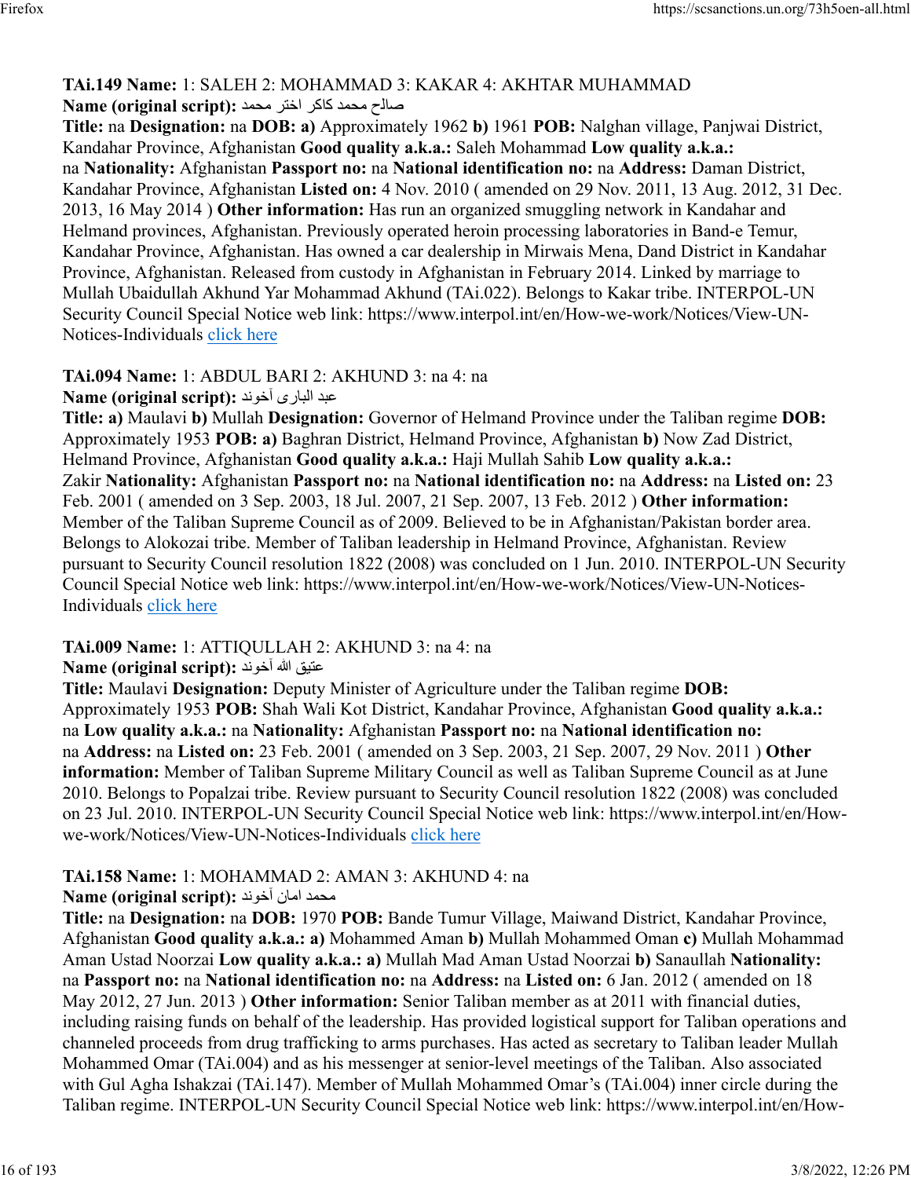**TAi.149 Name:** 1: SALEH 2: MOHAMMAD 3: KAKAR 4: AKHTAR MUHAMMAD
**Name (original script):** صالح محمد کاکر اختر محمد
**Title:** na **Designation:** na **DOB:** **a)** Approximately 1962 **b)** 1961 **POB:** Nalghan village, Panjwai District, Kandahar Province, Afghanistan **Good quality a.k.a.:** Saleh Mohammad **Low quality a.k.a.:** na **Nationality:** Afghanistan **Passport no:** na **National identification no:** na **Address:** Daman District, Kandahar Province, Afghanistan **Listed on:** 4 Nov. 2010 ( amended on 29 Nov. 2011, 13 Aug. 2012, 31 Dec. 2013, 16 May 2014 ) **Other information:** Has run an organized smuggling network in Kandahar and Helmand provinces, Afghanistan. Previously operated heroin processing laboratories in Band-e Temur, Kandahar Province, Afghanistan. Has owned a car dealership in Mirwais Mena, Dand District in Kandahar Province, Afghanistan. Released from custody in Afghanistan in February 2014. Linked by marriage to Mullah Ubaidullah Akhund Yar Mohammad Akhund (TAi.022). Belongs to Kakar tribe. INTERPOL-UN Security Council Special Notice web link: https://www.interpol.int/en/How-we-work/Notices/View-UN-Notices-Individuals click here

**TAi.094 Name:** 1: ABDUL BARI 2: AKHUND 3: na 4: na
**Name (original script):** عبد الباری آخوند
**Title:** **a)** Maulavi **b)** Mullah **Designation:** Governor of Helmand Province under the Taliban regime **DOB:** Approximately 1953 **POB:** **a)** Baghran District, Helmand Province, Afghanistan **b)** Now Zad District, Helmand Province, Afghanistan **Good quality a.k.a.:** Haji Mullah Sahib **Low quality a.k.a.:** Zakir **Nationality:** Afghanistan **Passport no:** na **National identification no:** na **Address:** na **Listed on:** 23 Feb. 2001 ( amended on 3 Sep. 2003, 18 Jul. 2007, 21 Sep. 2007, 13 Feb. 2012 ) **Other information:** Member of the Taliban Supreme Council as of 2009. Believed to be in Afghanistan/Pakistan border area. Belongs to Alokozai tribe. Member of Taliban leadership in Helmand Province, Afghanistan. Review pursuant to Security Council resolution 1822 (2008) was concluded on 1 Jun. 2010. INTERPOL-UN Security Council Special Notice web link: https://www.interpol.int/en/How-we-work/Notices/View-UN-Notices-Individuals click here

**TAi.009 Name:** 1: ATTIQULLAH 2: AKHUND 3: na 4: na
**Name (original script):** عتیق الله آخوند
**Title:** Maulavi **Designation:** Deputy Minister of Agriculture under the Taliban regime **DOB:** Approximately 1953 **POB:** Shah Wali Kot District, Kandahar Province, Afghanistan **Good quality a.k.a.:** na **Low quality a.k.a.:** na **Nationality:** Afghanistan **Passport no:** na **National identification no:** na **Address:** na **Listed on:** 23 Feb. 2001 ( amended on 3 Sep. 2003, 21 Sep. 2007, 29 Nov. 2011 ) **Other information:** Member of Taliban Supreme Military Council as well as Taliban Supreme Council as at June 2010. Belongs to Popalzai tribe. Review pursuant to Security Council resolution 1822 (2008) was concluded on 23 Jul. 2010. INTERPOL-UN Security Council Special Notice web link: https://www.interpol.int/en/How-we-work/Notices/View-UN-Notices-Individuals click here

**TAi.158 Name:** 1: MOHAMMAD 2: AMAN 3: AKHUND 4: na
**Name (original script):** محمد امان آخوند
**Title:** na **Designation:** na **DOB:** 1970 **POB:** Bande Tumur Village, Maiwand District, Kandahar Province, Afghanistan **Good quality a.k.a.:** **a)** Mohammed Aman **b)** Mullah Mohammed Oman **c)** Mullah Mohammad Aman Ustad Noorzai **Low quality a.k.a.:** **a)** Mullah Mad Aman Ustad Noorzai **b)** Sanaullah **Nationality:** na **Passport no:** na **National identification no:** na **Address:** na **Listed on:** 6 Jan. 2012 ( amended on 18 May 2012, 27 Jun. 2013 ) **Other information:** Senior Taliban member as at 2011 with financial duties, including raising funds on behalf of the leadership. Has provided logistical support for Taliban operations and channeled proceeds from drug trafficking to arms purchases. Has acted as secretary to Taliban leader Mullah Mohammed Omar (TAi.004) and as his messenger at senior-level meetings of the Taliban. Also associated with Gul Agha Ishakzai (TAi.147). Member of Mullah Mohammed Omar's (TAi.004) inner circle during the Taliban regime. INTERPOL-UN Security Council Special Notice web link: https://www.interpol.int/en/How-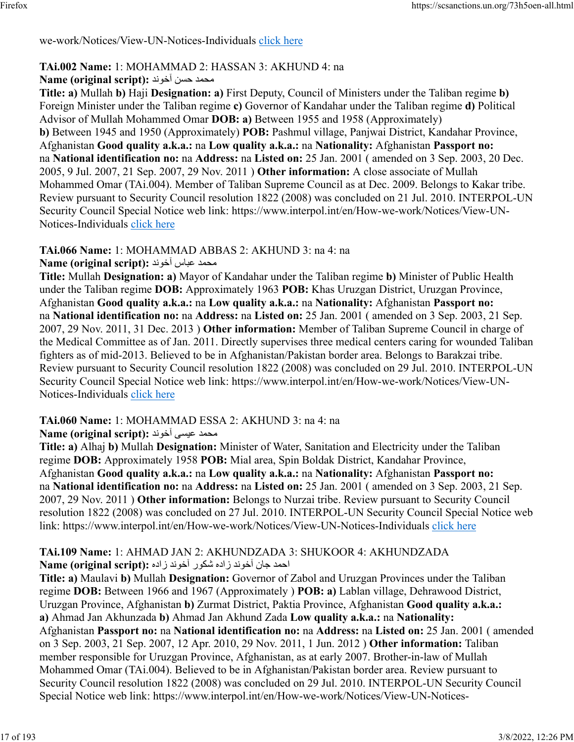we-work/Notices/View-UN-Notices-Individuals click here

**TAi.002 Name:** 1: MOHAMMAD 2: HASSAN 3: AKHUND 4: na
**Name (original script):** محمد حسن آخوند
**Title: a)** Mullah **b)** Haji **Designation: a)** First Deputy, Council of Ministers under the Taliban regime **b)** Foreign Minister under the Taliban regime **c)** Governor of Kandahar under the Taliban regime **d)** Political Advisor of Mullah Mohammed Omar **DOB: a)** Between 1955 and 1958 (Approximately) **b)** Between 1945 and 1950 (Approximately) **POB:** Pashmul village, Panjwai District, Kandahar Province, Afghanistan **Good quality a.k.a.:** na **Low quality a.k.a.:** na **Nationality:** Afghanistan **Passport no:** na **National identification no:** na **Address:** na **Listed on:** 25 Jan. 2001 ( amended on 3 Sep. 2003, 20 Dec. 2005, 9 Jul. 2007, 21 Sep. 2007, 29 Nov. 2011 ) **Other information:** A close associate of Mullah Mohammed Omar (TAi.004). Member of Taliban Supreme Council as at Dec. 2009. Belongs to Kakar tribe. Review pursuant to Security Council resolution 1822 (2008) was concluded on 21 Jul. 2010. INTERPOL-UN Security Council Special Notice web link: https://www.interpol.int/en/How-we-work/Notices/View-UN-Notices-Individuals click here

**TAi.066 Name:** 1: MOHAMMAD ABBAS 2: AKHUND 3: na 4: na
**Name (original script):** محمد عباس آخوند
**Title:** Mullah **Designation: a)** Mayor of Kandahar under the Taliban regime **b)** Minister of Public Health under the Taliban regime **DOB:** Approximately 1963 **POB:** Khas Uruzgan District, Uruzgan Province, Afghanistan **Good quality a.k.a.:** na **Low quality a.k.a.:** na **Nationality:** Afghanistan **Passport no:** na **National identification no:** na **Address:** na **Listed on:** 25 Jan. 2001 ( amended on 3 Sep. 2003, 21 Sep. 2007, 29 Nov. 2011, 31 Dec. 2013 ) **Other information:** Member of Taliban Supreme Council in charge of the Medical Committee as of Jan. 2011. Directly supervises three medical centers caring for wounded Taliban fighters as of mid-2013. Believed to be in Afghanistan/Pakistan border area. Belongs to Barakzai tribe. Review pursuant to Security Council resolution 1822 (2008) was concluded on 29 Jul. 2010. INTERPOL-UN Security Council Special Notice web link: https://www.interpol.int/en/How-we-work/Notices/View-UN-Notices-Individuals click here

**TAi.060 Name:** 1: MOHAMMAD ESSA 2: AKHUND 3: na 4: na
**Name (original script):** محمد عیسی آخوند
**Title: a)** Alhaj **b)** Mullah **Designation:** Minister of Water, Sanitation and Electricity under the Taliban regime **DOB:** Approximately 1958 **POB:** Mial area, Spin Boldak District, Kandahar Province, Afghanistan **Good quality a.k.a.:** na **Low quality a.k.a.:** na **Nationality:** Afghanistan **Passport no:** na **National identification no:** na **Address:** na **Listed on:** 25 Jan. 2001 ( amended on 3 Sep. 2003, 21 Sep. 2007, 29 Nov. 2011 ) **Other information:** Belongs to Nurzai tribe. Review pursuant to Security Council resolution 1822 (2008) was concluded on 27 Jul. 2010. INTERPOL-UN Security Council Special Notice web link: https://www.interpol.int/en/How-we-work/Notices/View-UN-Notices-Individuals click here

**TAi.109 Name:** 1: AHMAD JAN 2: AKHUNDZADA 3: SHUKOOR 4: AKHUNDZADA
**Name (original script):** احمد جان آخوند زاده شکور آخوند زاده
**Title: a)** Maulavi **b)** Mullah **Designation:** Governor of Zabol and Uruzgan Provinces under the Taliban regime **DOB:** Between 1966 and 1967 (Approximately ) **POB: a)** Lablan village, Dehrawood District, Uruzgan Province, Afghanistan **b)** Zurmat District, Paktia Province, Afghanistan **Good quality a.k.a.: a)** Ahmad Jan Akhunzada **b)** Ahmad Jan Akhund Zada **Low quality a.k.a.:** na **Nationality:** Afghanistan **Passport no:** na **National identification no:** na **Address:** na **Listed on:** 25 Jan. 2001 ( amended on 3 Sep. 2003, 21 Sep. 2007, 12 Apr. 2010, 29 Nov. 2011, 1 Jun. 2012 ) **Other information:** Taliban member responsible for Uruzgan Province, Afghanistan, as at early 2007. Brother-in-law of Mullah Mohammed Omar (TAi.004). Believed to be in Afghanistan/Pakistan border area. Review pursuant to Security Council resolution 1822 (2008) was concluded on 29 Jul. 2010. INTERPOL-UN Security Council Special Notice web link: https://www.interpol.int/en/How-we-work/Notices/View-UN-Notices-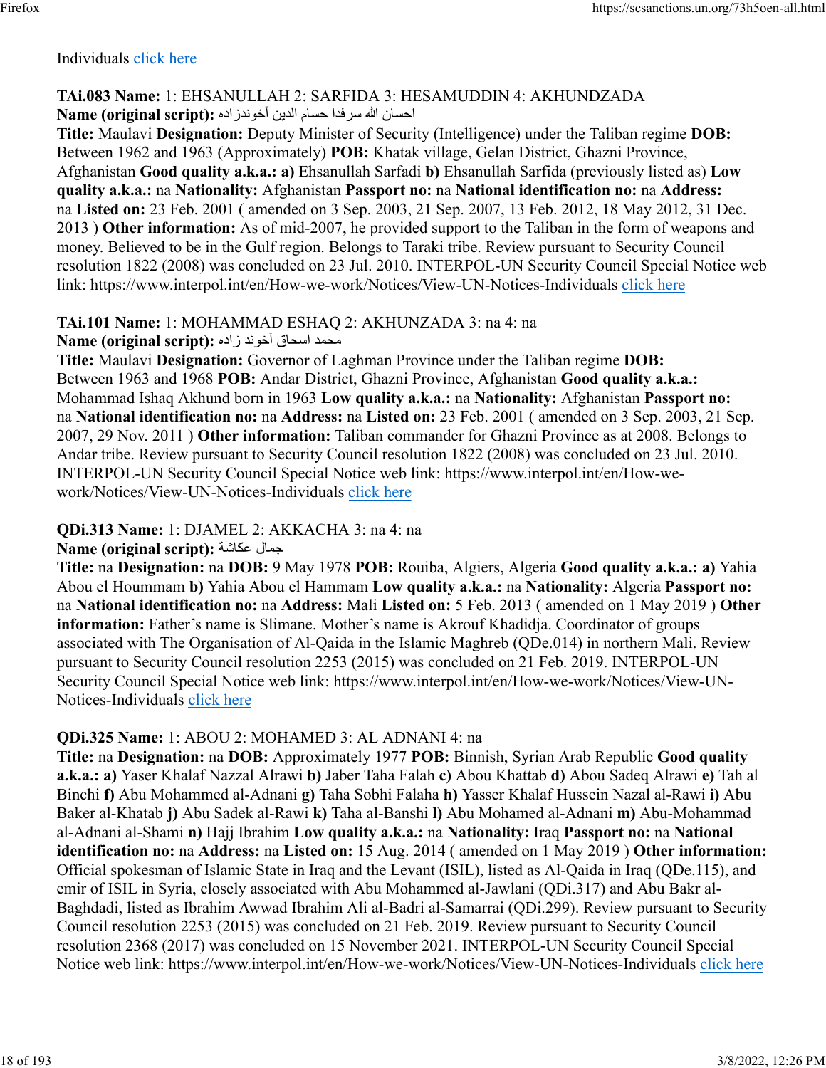Individuals click here

**TAi.083 Name:** 1: EHSANULLAH 2: SARFIDA 3: HESAMUDDIN 4: AKHUNDZADA
**Name (original script):** احسان الله سرفدا حسام الدين آخوندزاده
**Title:** Maulavi **Designation:** Deputy Minister of Security (Intelligence) under the Taliban regime **DOB:** Between 1962 and 1963 (Approximately) **POB:** Khatak village, Gelan District, Ghazni Province, Afghanistan **Good quality a.k.a.: a)** Ehsanullah Sarfadi **b)** Ehsanullah Sarfida (previously listed as) **Low quality a.k.a.:** na **Nationality:** Afghanistan **Passport no:** na **National identification no:** na **Address:** na **Listed on:** 23 Feb. 2001 ( amended on 3 Sep. 2003, 21 Sep. 2007, 13 Feb. 2012, 18 May 2012, 31 Dec. 2013 ) **Other information:** As of mid-2007, he provided support to the Taliban in the form of weapons and money. Believed to be in the Gulf region. Belongs to Taraki tribe. Review pursuant to Security Council resolution 1822 (2008) was concluded on 23 Jul. 2010. INTERPOL-UN Security Council Special Notice web link: https://www.interpol.int/en/How-we-work/Notices/View-UN-Notices-Individuals click here

**TAi.101 Name:** 1: MOHAMMAD ESHAQ 2: AKHUNZADA 3: na 4: na
**Name (original script):** محمد اسحاق آخوند زاده
**Title:** Maulavi **Designation:** Governor of Laghman Province under the Taliban regime **DOB:** Between 1963 and 1968 **POB:** Andar District, Ghazni Province, Afghanistan **Good quality a.k.a.:** Mohammad Ishaq Akhund born in 1963 **Low quality a.k.a.:** na **Nationality:** Afghanistan **Passport no:** na **National identification no:** na **Address:** na **Listed on:** 23 Feb. 2001 ( amended on 3 Sep. 2003, 21 Sep. 2007, 29 Nov. 2011 ) **Other information:** Taliban commander for Ghazni Province as at 2008. Belongs to Andar tribe. Review pursuant to Security Council resolution 1822 (2008) was concluded on 23 Jul. 2010. INTERPOL-UN Security Council Special Notice web link: https://www.interpol.int/en/How-we-work/Notices/View-UN-Notices-Individuals click here

**QDi.313 Name:** 1: DJAMEL 2: AKKACHA 3: na 4: na
**Name (original script):** جمال عكاشة
**Title:** na **Designation:** na **DOB:** 9 May 1978 **POB:** Rouiba, Algiers, Algeria **Good quality a.k.a.: a)** Yahia Abou el Hoummam **b)** Yahia Abou el Hammam **Low quality a.k.a.:** na **Nationality:** Algeria **Passport no:** na **National identification no:** na **Address:** Mali **Listed on:** 5 Feb. 2013 ( amended on 1 May 2019 ) **Other information:** Father's name is Slimane. Mother's name is Akrouf Khadidja. Coordinator of groups associated with The Organisation of Al-Qaida in the Islamic Maghreb (QDe.014) in northern Mali. Review pursuant to Security Council resolution 2253 (2015) was concluded on 21 Feb. 2019. INTERPOL-UN Security Council Special Notice web link: https://www.interpol.int/en/How-we-work/Notices/View-UN-Notices-Individuals click here

**QDi.325 Name:** 1: ABOU 2: MOHAMED 3: AL ADNANI 4: na
**Title:** na **Designation:** na **DOB:** Approximately 1977 **POB:** Binnish, Syrian Arab Republic **Good quality a.k.a.: a)** Yaser Khalaf Nazzal Alrawi **b)** Jaber Taha Falah **c)** Abou Khattab **d)** Abou Sadeq Alrawi **e)** Tah al Binchi **f)** Abu Mohammed al-Adnani **g)** Taha Sobhi Falaha **h)** Yasser Khalaf Hussein Nazal al-Rawi **i)** Abu Baker al-Khatab **j)** Abu Sadek al-Rawi **k)** Taha al-Banshi **l)** Abu Mohamed al-Adnani **m)** Abu-Mohammad al-Adnani al-Shami **n)** Hajj Ibrahim **Low quality a.k.a.:** na **Nationality:** Iraq **Passport no:** na **National identification no:** na **Address:** na **Listed on:** 15 Aug. 2014 ( amended on 1 May 2019 ) **Other information:** Official spokesman of Islamic State in Iraq and the Levant (ISIL), listed as Al-Qaida in Iraq (QDe.115), and emir of ISIL in Syria, closely associated with Abu Mohammed al-Jawlani (QDi.317) and Abu Bakr al-Baghdadi, listed as Ibrahim Awwad Ibrahim Ali al-Badri al-Samarrai (QDi.299). Review pursuant to Security Council resolution 2253 (2015) was concluded on 21 Feb. 2019. Review pursuant to Security Council resolution 2368 (2017) was concluded on 15 November 2021. INTERPOL-UN Security Council Special Notice web link: https://www.interpol.int/en/How-we-work/Notices/View-UN-Notices-Individuals click here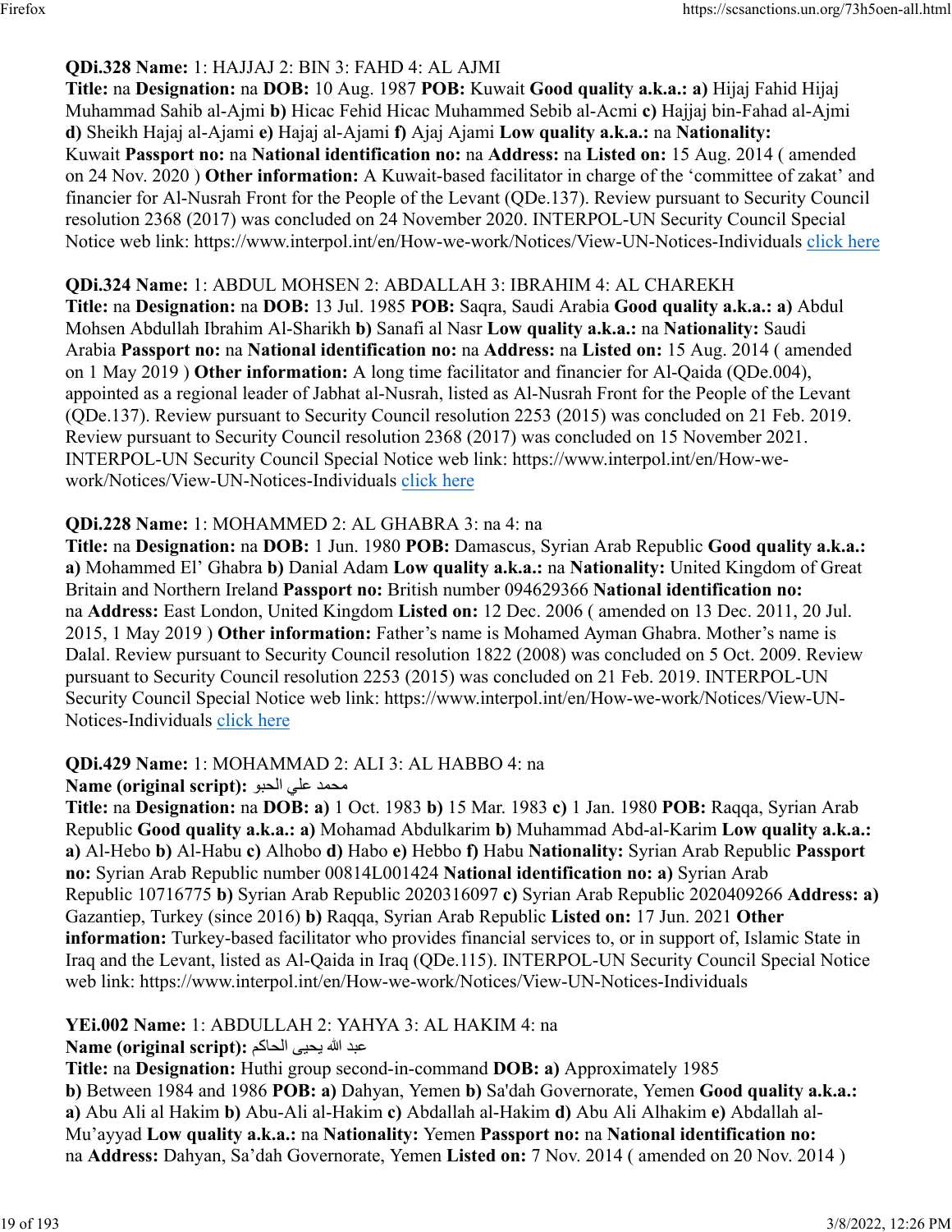**QDi.328 Name:** 1: HAJJAJ 2: BIN 3: FAHD 4: AL AJMI
**Title:** na **Designation:** na **DOB:** 10 Aug. 1987 **POB:** Kuwait **Good quality a.k.a.: a)** Hijaj Fahid Hijaj Muhammad Sahib al-Ajmi **b)** Hicac Fehid Hicac Muhammed Sebib al-Acmi **c)** Hajjaj bin-Fahad al-Ajmi **d)** Sheikh Hajaj al-Ajami **e)** Hajaj al-Ajami **f)** Ajaj Ajami **Low quality a.k.a.:** na **Nationality:** Kuwait **Passport no:** na **National identification no:** na **Address:** na **Listed on:** 15 Aug. 2014 ( amended on 24 Nov. 2020 ) **Other information:** A Kuwait-based facilitator in charge of the 'committee of zakat' and financier for Al-Nusrah Front for the People of the Levant (QDe.137). Review pursuant to Security Council resolution 2368 (2017) was concluded on 24 November 2020. INTERPOL-UN Security Council Special Notice web link: https://www.interpol.int/en/How-we-work/Notices/View-UN-Notices-Individuals click here

**QDi.324 Name:** 1: ABDUL MOHSEN 2: ABDALLAH 3: IBRAHIM 4: AL CHAREKH
**Title:** na **Designation:** na **DOB:** 13 Jul. 1985 **POB:** Saqra, Saudi Arabia **Good quality a.k.a.: a)** Abdul Mohsen Abdullah Ibrahim Al-Sharikh **b)** Sanafi al Nasr **Low quality a.k.a.:** na **Nationality:** Saudi Arabia **Passport no:** na **National identification no:** na **Address:** na **Listed on:** 15 Aug. 2014 ( amended on 1 May 2019 ) **Other information:** A long time facilitator and financier for Al-Qaida (QDe.004), appointed as a regional leader of Jabhat al-Nusrah, listed as Al-Nusrah Front for the People of the Levant (QDe.137). Review pursuant to Security Council resolution 2253 (2015) was concluded on 21 Feb. 2019. Review pursuant to Security Council resolution 2368 (2017) was concluded on 15 November 2021. INTERPOL-UN Security Council Special Notice web link: https://www.interpol.int/en/How-we-work/Notices/View-UN-Notices-Individuals click here

**QDi.228 Name:** 1: MOHAMMED 2: AL GHABRA 3: na 4: na
**Title:** na **Designation:** na **DOB:** 1 Jun. 1980 **POB:** Damascus, Syrian Arab Republic **Good quality a.k.a.: a)** Mohammed El' Ghabra **b)** Danial Adam **Low quality a.k.a.:** na **Nationality:** United Kingdom of Great Britain and Northern Ireland **Passport no:** British number 094629366 **National identification no:** na **Address:** East London, United Kingdom **Listed on:** 12 Dec. 2006 ( amended on 13 Dec. 2011, 20 Jul. 2015, 1 May 2019 ) **Other information:** Father's name is Mohamed Ayman Ghabra. Mother's name is Dalal. Review pursuant to Security Council resolution 1822 (2008) was concluded on 5 Oct. 2009. Review pursuant to Security Council resolution 2253 (2015) was concluded on 21 Feb. 2019. INTERPOL-UN Security Council Special Notice web link: https://www.interpol.int/en/How-we-work/Notices/View-UN-Notices-Individuals click here

**QDi.429 Name:** 1: MOHAMMAD 2: ALI 3: AL HABBO 4: na
**Name (original script):** محمد علي الحبو
**Title:** na **Designation:** na **DOB: a)** 1 Oct. 1983 **b)** 15 Mar. 1983 **c)** 1 Jan. 1980 **POB:** Raqqa, Syrian Arab Republic **Good quality a.k.a.: a)** Mohamad Abdulkarim **b)** Muhammad Abd-al-Karim **Low quality a.k.a.: a)** Al-Hebo **b)** Al-Habu **c)** Alhobo **d)** Habo **e)** Hebbo **f)** Habu **Nationality:** Syrian Arab Republic **Passport no:** Syrian Arab Republic number 00814L001424 **National identification no: a)** Syrian Arab Republic 10716775 **b)** Syrian Arab Republic 2020316097 **c)** Syrian Arab Republic 2020409266 **Address: a)** Gazantiep, Turkey (since 2016) **b)** Raqqa, Syrian Arab Republic **Listed on:** 17 Jun. 2021 **Other information:** Turkey-based facilitator who provides financial services to, or in support of, Islamic State in Iraq and the Levant, listed as Al-Qaida in Iraq (QDe.115). INTERPOL-UN Security Council Special Notice web link: https://www.interpol.int/en/How-we-work/Notices/View-UN-Notices-Individuals

**YEi.002 Name:** 1: ABDULLAH 2: YAHYA 3: AL HAKIM 4: na
**Name (original script):** عبد الله يحيى الحاكم
**Title:** na **Designation:** Huthi group second-in-command **DOB: a)** Approximately 1985 **b)** Between 1984 and 1986 **POB: a)** Dahyan, Yemen **b)** Sa'dah Governorate, Yemen **Good quality a.k.a.: a)** Abu Ali al Hakim **b)** Abu-Ali al-Hakim **c)** Abdallah al-Hakim **d)** Abu Ali Alhakim **e)** Abdallah al-Mu'ayyad **Low quality a.k.a.:** na **Nationality:** Yemen **Passport no:** na **National identification no:** na **Address:** Dahyan, Sa'dah Governorate, Yemen **Listed on:** 7 Nov. 2014 ( amended on 20 Nov. 2014 )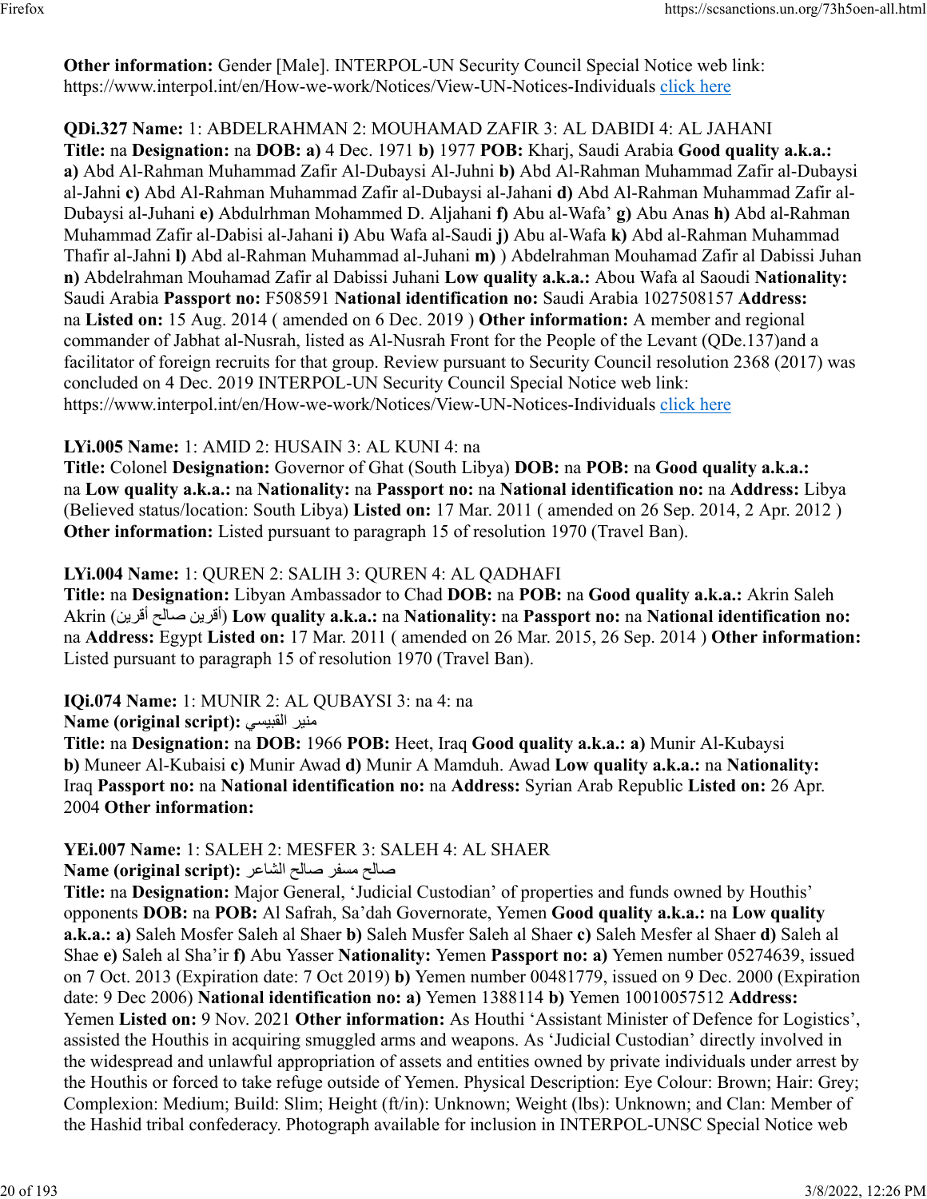**Other information:** Gender [Male]. INTERPOL-UN Security Council Special Notice web link: https://www.interpol.int/en/How-we-work/Notices/View-UN-Notices-Individuals click here

**QDi.327 Name:** 1: ABDELRAHMAN 2: MOUHAMAD ZAFIR 3: AL DABIDI 4: AL JAHANI
**Title:** na **Designation:** na **DOB:** **a)** 4 Dec. 1971 **b)** 1977 **POB:** Kharj, Saudi Arabia **Good quality a.k.a.:** **a)** Abd Al-Rahman Muhammad Zafir Al-Dubaysi Al-Juhni **b)** Abd Al-Rahman Muhammad Zafir al-Dubaysi al-Jahni **c)** Abd Al-Rahman Muhammad Zafir al-Dubaysi al-Jahani **d)** Abd Al-Rahman Muhammad Zafir al-Dubaysi al-Juhani **e)** Abdulrhman Mohammed D. Aljahani **f)** Abu al-Wafa' **g)** Abu Anas **h)** Abd al-Rahman Muhammad Zafir al-Dabisi al-Jahani **i)** Abu Wafa al-Saudi **j)** Abu al-Wafa **k)** Abd al-Rahman Muhammad Thafir al-Jahni **l)** Abd al-Rahman Muhammad al-Juhani **m)** ) Abdelrahman Mouhamad Zafir al Dabissi Juhan **n)** Abdelrahman Mouhamad Zafir al Dabissi Juhani **Low quality a.k.a.:** Abou Wafa al Saoudi **Nationality:** Saudi Arabia **Passport no:** F508591 **National identification no:** Saudi Arabia 1027508157 **Address:** na **Listed on:** 15 Aug. 2014 ( amended on 6 Dec. 2019 ) **Other information:** A member and regional commander of Jabhat al-Nusrah, listed as Al-Nusrah Front for the People of the Levant (QDe.137)and a facilitator of foreign recruits for that group. Review pursuant to Security Council resolution 2368 (2017) was concluded on 4 Dec. 2019 INTERPOL-UN Security Council Special Notice web link: https://www.interpol.int/en/How-we-work/Notices/View-UN-Notices-Individuals click here

**LYi.005 Name:** 1: AMID 2: HUSAIN 3: AL KUNI 4: na
**Title:** Colonel **Designation:** Governor of Ghat (South Libya) **DOB:** na **POB:** na **Good quality a.k.a.:** na **Low quality a.k.a.:** na **Nationality:** na **Passport no:** na **National identification no:** na **Address:** Libya (Believed status/location: South Libya) **Listed on:** 17 Mar. 2011 ( amended on 26 Sep. 2014, 2 Apr. 2012 ) **Other information:** Listed pursuant to paragraph 15 of resolution 1970 (Travel Ban).

**LYi.004 Name:** 1: QUREN 2: SALIH 3: QUREN 4: AL QADHAFI
**Title:** na **Designation:** Libyan Ambassador to Chad **DOB:** na **POB:** na **Good quality a.k.a.:** Akrin Saleh Akrin (أقرين صالح أقرين) **Low quality a.k.a.:** na **Nationality:** na **Passport no:** na **National identification no:** na **Address:** Egypt **Listed on:** 17 Mar. 2011 ( amended on 26 Mar. 2015, 26 Sep. 2014 ) **Other information:** Listed pursuant to paragraph 15 of resolution 1970 (Travel Ban).

**IQi.074 Name:** 1: MUNIR 2: AL QUBAYSI 3: na 4: na
**Name (original script):** منير القبيسي
**Title:** na **Designation:** na **DOB:** 1966 **POB:** Heet, Iraq **Good quality a.k.a.:** **a)** Munir Al-Kubaysi **b)** Muneer Al-Kubaisi **c)** Munir Awad **d)** Munir A Mamduh. Awad **Low quality a.k.a.:** na **Nationality:** Iraq **Passport no:** na **National identification no:** na **Address:** Syrian Arab Republic **Listed on:** 26 Apr. 2004 **Other information:**

**YEi.007 Name:** 1: SALEH 2: MESFER 3: SALEH 4: AL SHAER
**Name (original script):** صالح مسفر صالح الشاعر
**Title:** na **Designation:** Major General, 'Judicial Custodian' of properties and funds owned by Houthis' opponents **DOB:** na **POB:** Al Safrah, Sa'dah Governorate, Yemen **Good quality a.k.a.:** na **Low quality a.k.a.:** **a)** Saleh Mosfer Saleh al Shaer **b)** Saleh Musfer Saleh al Shaer **c)** Saleh Mesfer al Shaer **d)** Saleh al Shae **e)** Saleh al Sha'ir **f)** Abu Yasser **Nationality:** Yemen **Passport no:** **a)** Yemen number 05274639, issued on 7 Oct. 2013 (Expiration date: 7 Oct 2019) **b)** Yemen number 00481779, issued on 9 Dec. 2000 (Expiration date: 9 Dec 2006) **National identification no:** **a)** Yemen 1388114 **b)** Yemen 10010057512 **Address:** Yemen **Listed on:** 9 Nov. 2021 **Other information:** As Houthi 'Assistant Minister of Defence for Logistics', assisted the Houthis in acquiring smuggled arms and weapons. As 'Judicial Custodian' directly involved in the widespread and unlawful appropriation of assets and entities owned by private individuals under arrest by the Houthis or forced to take refuge outside of Yemen. Physical Description: Eye Colour: Brown; Hair: Grey; Complexion: Medium; Build: Slim; Height (ft/in): Unknown; Weight (lbs): Unknown; and Clan: Member of the Hashid tribal confederacy. Photograph available for inclusion in INTERPOL-UNSC Special Notice web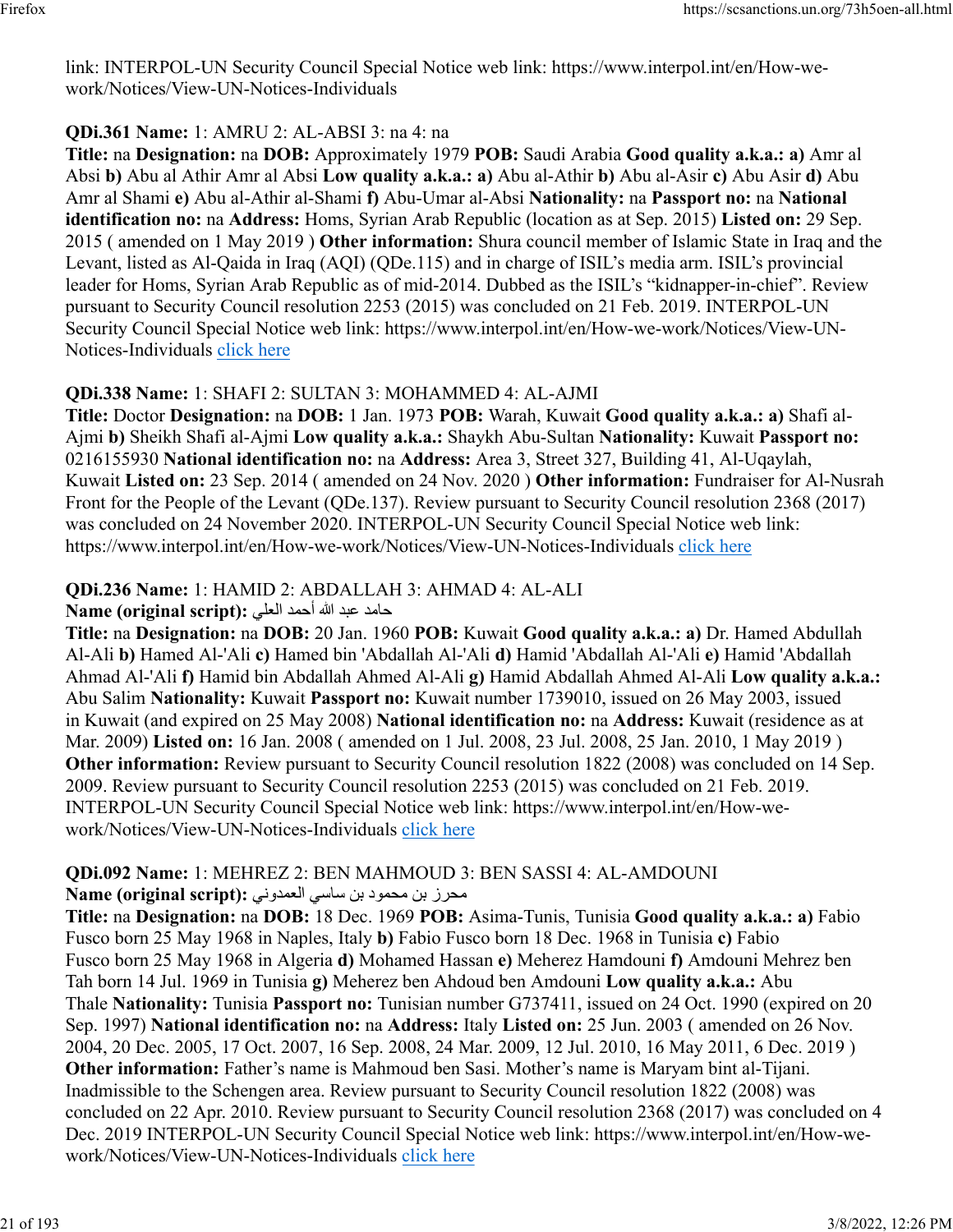link: INTERPOL-UN Security Council Special Notice web link: https://www.interpol.int/en/How-we-work/Notices/View-UN-Notices-Individuals

**QDi.361 Name:** 1: AMRU 2: AL-ABSI 3: na 4: na
**Title:** na **Designation:** na **DOB:** Approximately 1979 **POB:** Saudi Arabia **Good quality a.k.a.: a)** Amr al Absi **b)** Abu al Athir Amr al Absi **Low quality a.k.a.: a)** Abu al-Athir **b)** Abu al-Asir **c)** Abu Asir **d)** Abu Amr al Shami **e)** Abu al-Athir al-Shami **f)** Abu-Umar al-Absi **Nationality:** na **Passport no:** na **National identification no:** na **Address:** Homs, Syrian Arab Republic (location as at Sep. 2015) **Listed on:** 29 Sep. 2015 ( amended on 1 May 2019 ) **Other information:** Shura council member of Islamic State in Iraq and the Levant, listed as Al-Qaida in Iraq (AQI) (QDe.115) and in charge of ISIL's media arm. ISIL's provincial leader for Homs, Syrian Arab Republic as of mid-2014. Dubbed as the ISIL's "kidnapper-in-chief". Review pursuant to Security Council resolution 2253 (2015) was concluded on 21 Feb. 2019. INTERPOL-UN Security Council Special Notice web link: https://www.interpol.int/en/How-we-work/Notices/View-UN-Notices-Individuals click here

**QDi.338 Name:** 1: SHAFI 2: SULTAN 3: MOHAMMED 4: AL-AJMI
**Title:** Doctor **Designation:** na **DOB:** 1 Jan. 1973 **POB:** Warah, Kuwait **Good quality a.k.a.: a)** Shafi al-Ajmi **b)** Sheikh Shafi al-Ajmi **Low quality a.k.a.:** Shaykh Abu-Sultan **Nationality:** Kuwait **Passport no:** 0216155930 **National identification no:** na **Address:** Area 3, Street 327, Building 41, Al-Uqaylah, Kuwait **Listed on:** 23 Sep. 2014 ( amended on 24 Nov. 2020 ) **Other information:** Fundraiser for Al-Nusrah Front for the People of the Levant (QDe.137). Review pursuant to Security Council resolution 2368 (2017) was concluded on 24 November 2020. INTERPOL-UN Security Council Special Notice web link: https://www.interpol.int/en/How-we-work/Notices/View-UN-Notices-Individuals click here

**QDi.236 Name:** 1: HAMID 2: ABDALLAH 3: AHMAD 4: AL-ALI
**Name (original script):** حامد عبد الله أحمد العلي
**Title:** na **Designation:** na **DOB:** 20 Jan. 1960 **POB:** Kuwait **Good quality a.k.a.: a)** Dr. Hamed Abdullah Al-Ali **b)** Hamed Al-'Ali **c)** Hamed bin 'Abdallah Al-'Ali **d)** Hamid 'Abdallah Al-'Ali **e)** Hamid 'Abdallah Ahmad Al-'Ali **f)** Hamid bin Abdallah Ahmed Al-Ali **g)** Hamid Abdallah Ahmed Al-Ali **Low quality a.k.a.:** Abu Salim **Nationality:** Kuwait **Passport no:** Kuwait number 1739010, issued on 26 May 2003, issued in Kuwait (and expired on 25 May 2008) **National identification no:** na **Address:** Kuwait (residence as at Mar. 2009) **Listed on:** 16 Jan. 2008 ( amended on 1 Jul. 2008, 23 Jul. 2008, 25 Jan. 2010, 1 May 2019 ) **Other information:** Review pursuant to Security Council resolution 1822 (2008) was concluded on 14 Sep. 2009. Review pursuant to Security Council resolution 2253 (2015) was concluded on 21 Feb. 2019. INTERPOL-UN Security Council Special Notice web link: https://www.interpol.int/en/How-we-work/Notices/View-UN-Notices-Individuals click here

**QDi.092 Name:** 1: MEHREZ 2: BEN MAHMOUD 3: BEN SASSI 4: AL-AMDOUNI
**Name (original script):** محرز بن محمود بن ساسي العمدوني
**Title:** na **Designation:** na **DOB:** 18 Dec. 1969 **POB:** Asima-Tunis, Tunisia **Good quality a.k.a.: a)** Fabio Fusco born 25 May 1968 in Naples, Italy **b)** Fabio Fusco born 18 Dec. 1968 in Tunisia **c)** Fabio Fusco born 25 May 1968 in Algeria **d)** Mohamed Hassan **e)** Meherez Hamdouni **f)** Amdouni Mehrez ben Tah born 14 Jul. 1969 in Tunisia **g)** Meherez ben Ahdoud ben Amdouni **Low quality a.k.a.:** Abu Thale **Nationality:** Tunisia **Passport no:** Tunisian number G737411, issued on 24 Oct. 1990 (expired on 20 Sep. 1997) **National identification no:** na **Address:** Italy **Listed on:** 25 Jun. 2003 ( amended on 26 Nov. 2004, 20 Dec. 2005, 17 Oct. 2007, 16 Sep. 2008, 24 Mar. 2009, 12 Jul. 2010, 16 May 2011, 6 Dec. 2019 ) **Other information:** Father's name is Mahmoud ben Sasi. Mother's name is Maryam bint al-Tijani. Inadmissible to the Schengen area. Review pursuant to Security Council resolution 1822 (2008) was concluded on 22 Apr. 2010. Review pursuant to Security Council resolution 2368 (2017) was concluded on 4 Dec. 2019 INTERPOL-UN Security Council Special Notice web link: https://www.interpol.int/en/How-we-work/Notices/View-UN-Notices-Individuals click here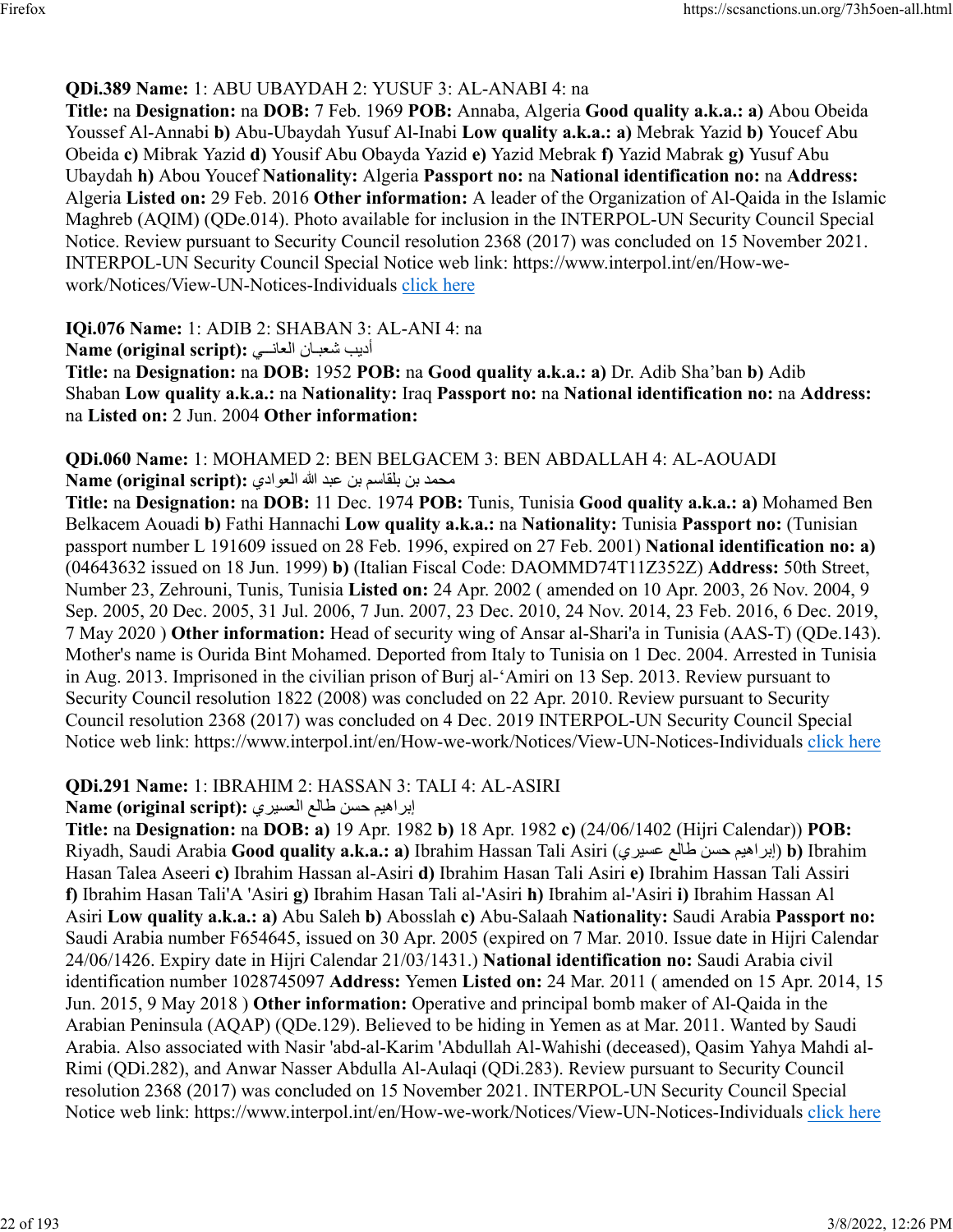**QDi.389 Name:** 1: ABU UBAYDAH 2: YUSUF 3: AL-ANABI 4: na

**Title:** na **Designation:** na **DOB:** 7 Feb. 1969 **POB:** Annaba, Algeria **Good quality a.k.a.: a)** Abou Obeida Youssef Al-Annabi **b)** Abu-Ubaydah Yusuf Al-Inabi **Low quality a.k.a.: a)** Mebrak Yazid **b)** Youcef Abu Obeida **c)** Mibrak Yazid **d)** Yousif Abu Obayda Yazid **e)** Yazid Mebrak **f)** Yazid Mabrak **g)** Yusuf Abu Ubaydah **h)** Abou Youcef **Nationality:** Algeria **Passport no:** na **National identification no:** na **Address:** Algeria **Listed on:** 29 Feb. 2016 **Other information:** A leader of the Organization of Al-Qaida in the Islamic Maghreb (AQIM) (QDe.014). Photo available for inclusion in the INTERPOL-UN Security Council Special Notice. Review pursuant to Security Council resolution 2368 (2017) was concluded on 15 November 2021. INTERPOL-UN Security Council Special Notice web link: https://www.interpol.int/en/How-we-work/Notices/View-UN-Notices-Individuals click here

**IQi.076 Name:** 1: ADIB 2: SHABAN 3: AL-ANI 4: na
**Name (original script):** أديب شعبـان العانـــي

**Title:** na **Designation:** na **DOB:** 1952 **POB:** na **Good quality a.k.a.: a)** Dr. Adib Sha'ban **b)** Adib Shaban **Low quality a.k.a.:** na **Nationality:** Iraq **Passport no:** na **National identification no:** na **Address:** na **Listed on:** 2 Jun. 2004 **Other information:**

**QDi.060 Name:** 1: MOHAMED 2: BEN BELGACEM 3: BEN ABDALLAH 4: AL-AOUADI
**Name (original script):** محمد بن بلقاسم بن عبد الله العوادي

**Title:** na **Designation:** na **DOB:** 11 Dec. 1974 **POB:** Tunis, Tunisia **Good quality a.k.a.: a)** Mohamed Ben Belkacem Aouadi **b)** Fathi Hannachi **Low quality a.k.a.:** na **Nationality:** Tunisia **Passport no:** (Tunisian passport number L 191609 issued on 28 Feb. 1996, expired on 27 Feb. 2001) **National identification no: a)** (04643632 issued on 18 Jun. 1999) **b)** (Italian Fiscal Code: DAOMMD74T11Z352Z) **Address:** 50th Street, Number 23, Zehrouni, Tunis, Tunisia **Listed on:** 24 Apr. 2002 ( amended on 10 Apr. 2003, 26 Nov. 2004, 9 Sep. 2005, 20 Dec. 2005, 31 Jul. 2006, 7 Jun. 2007, 23 Dec. 2010, 24 Nov. 2014, 23 Feb. 2016, 6 Dec. 2019, 7 May 2020 ) **Other information:** Head of security wing of Ansar al-Shari'a in Tunisia (AAS-T) (QDe.143). Mother's name is Ourida Bint Mohamed. Deported from Italy to Tunisia on 1 Dec. 2004. Arrested in Tunisia in Aug. 2013. Imprisoned in the civilian prison of Burj al-'Amiri on 13 Sep. 2013. Review pursuant to Security Council resolution 1822 (2008) was concluded on 22 Apr. 2010. Review pursuant to Security Council resolution 2368 (2017) was concluded on 4 Dec. 2019 INTERPOL-UN Security Council Special Notice web link: https://www.interpol.int/en/How-we-work/Notices/View-UN-Notices-Individuals click here

**QDi.291 Name:** 1: IBRAHIM 2: HASSAN 3: TALI 4: AL-ASIRI
**Name (original script):** إبراهيم حسن طالع العسيري

**Title:** na **Designation:** na **DOB: a)** 19 Apr. 1982 **b)** 18 Apr. 1982 **c)** (24/06/1402 (Hijri Calendar)) **POB:** Riyadh, Saudi Arabia **Good quality a.k.a.: a)** Ibrahim Hassan Tali Asiri (إبراهيم حسن طالع عسيري) **b)** Ibrahim Hasan Talea Aseeri **c)** Ibrahim Hassan al-Asiri **d)** Ibrahim Hasan Tali Asiri **e)** Ibrahim Hassan Tali Assiri **f)** Ibrahim Hasan Tali'A 'Asiri **g)** Ibrahim Hasan Tali al-'Asiri **h)** Ibrahim al-'Asiri **i)** Ibrahim Hassan Al Asiri **Low quality a.k.a.: a)** Abu Saleh **b)** Abosslah **c)** Abu-Salaah **Nationality:** Saudi Arabia **Passport no:** Saudi Arabia number F654645, issued on 30 Apr. 2005 (expired on 7 Mar. 2010. Issue date in Hijri Calendar 24/06/1426. Expiry date in Hijri Calendar 21/03/1431.) **National identification no:** Saudi Arabia civil identification number 1028745097 **Address:** Yemen **Listed on:** 24 Mar. 2011 ( amended on 15 Apr. 2014, 15 Jun. 2015, 9 May 2018 ) **Other information:** Operative and principal bomb maker of Al-Qaida in the Arabian Peninsula (AQAP) (QDe.129). Believed to be hiding in Yemen as at Mar. 2011. Wanted by Saudi Arabia. Also associated with Nasir 'abd-al-Karim 'Abdullah Al-Wahishi (deceased), Qasim Yahya Mahdi al-Rimi (QDi.282), and Anwar Nasser Abdulla Al-Aulaqi (QDi.283). Review pursuant to Security Council resolution 2368 (2017) was concluded on 15 November 2021. INTERPOL-UN Security Council Special Notice web link: https://www.interpol.int/en/How-we-work/Notices/View-UN-Notices-Individuals click here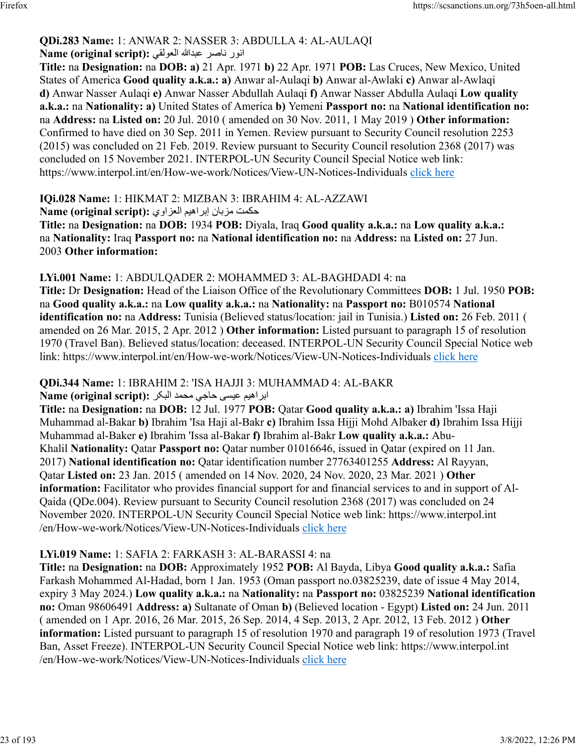**QDi.283 Name:** 1: ANWAR 2: NASSER 3: ABDULLA 4: AL-AULAQI
**Name (original script):** انور ناصر عبدالله العولقي
**Title:** na **Designation:** na **DOB:** **a)** 21 Apr. 1971 **b)** 22 Apr. 1971 **POB:** Las Cruces, New Mexico, United States of America **Good quality a.k.a.:** **a)** Anwar al-Aulaqi **b)** Anwar al-Awlaki **c)** Anwar al-Awlaqi **d)** Anwar Nasser Aulaqi **e)** Anwar Nasser Abdullah Aulaqi **f)** Anwar Nasser Abdulla Aulaqi **Low quality a.k.a.:** na **Nationality:** **a)** United States of America **b)** Yemeni **Passport no:** na **National identification no:** na **Address:** na **Listed on:** 20 Jul. 2010 ( amended on 30 Nov. 2011, 1 May 2019 ) **Other information:** Confirmed to have died on 30 Sep. 2011 in Yemen. Review pursuant to Security Council resolution 2253 (2015) was concluded on 21 Feb. 2019. Review pursuant to Security Council resolution 2368 (2017) was concluded on 15 November 2021. INTERPOL-UN Security Council Special Notice web link: https://www.interpol.int/en/How-we-work/Notices/View-UN-Notices-Individuals click here

**IQi.028 Name:** 1: HIKMAT 2: MIZBAN 3: IBRAHIM 4: AL-AZZAWI
**Name (original script):** حكمت مزبان إبراهيم العزاوي
**Title:** na **Designation:** na **DOB:** 1934 **POB:** Diyala, Iraq **Good quality a.k.a.:** na **Low quality a.k.a.:** na **Nationality:** Iraq **Passport no:** na **National identification no:** na **Address:** na **Listed on:** 27 Jun. 2003 **Other information:**

**LYi.001 Name:** 1: ABDULQADER 2: MOHAMMED 3: AL-BAGHDADI 4: na
**Title:** Dr **Designation:** Head of the Liaison Office of the Revolutionary Committees **DOB:** 1 Jul. 1950 **POB:** na **Good quality a.k.a.:** na **Low quality a.k.a.:** na **Nationality:** na **Passport no:** B010574 **National identification no:** na **Address:** Tunisia (Believed status/location: jail in Tunisia.) **Listed on:** 26 Feb. 2011 ( amended on 26 Mar. 2015, 2 Apr. 2012 ) **Other information:** Listed pursuant to paragraph 15 of resolution 1970 (Travel Ban). Believed status/location: deceased. INTERPOL-UN Security Council Special Notice web link: https://www.interpol.int/en/How-we-work/Notices/View-UN-Notices-Individuals click here

**QDi.344 Name:** 1: IBRAHIM 2: 'ISA HAJJI 3: MUHAMMAD 4: AL-BAKR
**Name (original script):** ابراهيم عيسى حاجي محمد البكر
**Title:** na **Designation:** na **DOB:** 12 Jul. 1977 **POB:** Qatar **Good quality a.k.a.:** **a)** Ibrahim 'Issa Haji Muhammad al-Bakar **b)** Ibrahim 'Isa Haji al-Bakr **c)** Ibrahim Issa Hijji Mohd Albaker **d)** Ibrahim Issa Hijji Muhammad al-Baker **e)** Ibrahim 'Issa al-Bakar **f)** Ibrahim al-Bakr **Low quality a.k.a.:** Abu-Khalil **Nationality:** Qatar **Passport no:** Qatar number 01016646, issued in Qatar (expired on 11 Jan. 2017) **National identification no:** Qatar identification number 27763401255 **Address:** Al Rayyan, Qatar **Listed on:** 23 Jan. 2015 ( amended on 14 Nov. 2020, 24 Nov. 2020, 23 Mar. 2021 ) **Other information:** Facilitator who provides financial support for and financial services to and in support of Al-Qaida (QDe.004). Review pursuant to Security Council resolution 2368 (2017) was concluded on 24 November 2020. INTERPOL-UN Security Council Special Notice web link: https://www.interpol.int/en/How-we-work/Notices/View-UN-Notices-Individuals click here

**LYi.019 Name:** 1: SAFIA 2: FARKASH 3: AL-BARASSI 4: na
**Title:** na **Designation:** na **DOB:** Approximately 1952 **POB:** Al Bayda, Libya **Good quality a.k.a.:** Safia Farkash Mohammed Al-Hadad, born 1 Jan. 1953 (Oman passport no.03825239, date of issue 4 May 2014, expiry 3 May 2024.) **Low quality a.k.a.:** na **Nationality:** na **Passport no:** 03825239 **National identification no:** Oman 98606491 **Address:** **a)** Sultanate of Oman **b)** (Believed location - Egypt) **Listed on:** 24 Jun. 2011 ( amended on 1 Apr. 2016, 26 Mar. 2015, 26 Sep. 2014, 4 Sep. 2013, 2 Apr. 2012, 13 Feb. 2012 ) **Other information:** Listed pursuant to paragraph 15 of resolution 1970 and paragraph 19 of resolution 1973 (Travel Ban, Asset Freeze). INTERPOL-UN Security Council Special Notice web link: https://www.interpol.int/en/How-we-work/Notices/View-UN-Notices-Individuals click here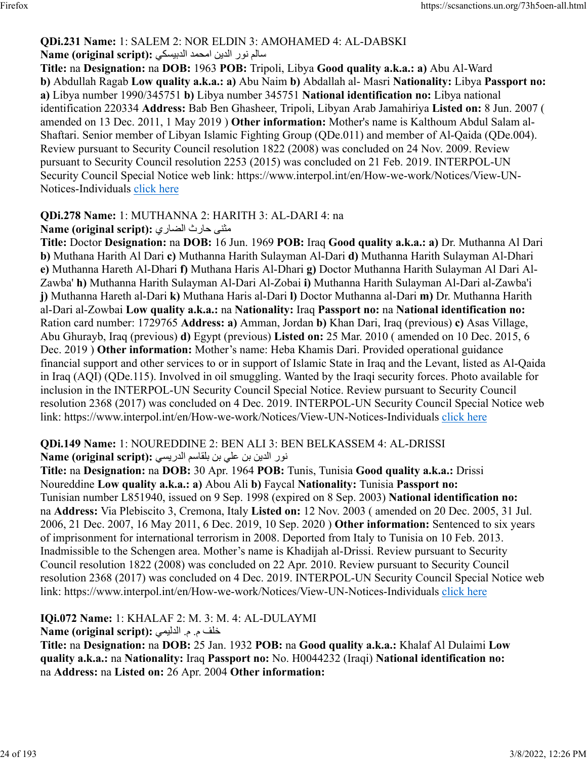**QDi.231 Name:** 1: SALEM 2: NOR ELDIN 3: AMOHAMED 4: AL-DABSKI
**Name (original script):** سالم نور الدين امحمد الدبيسكي
**Title:** na **Designation:** na **DOB:** 1963 **POB:** Tripoli, Libya **Good quality a.k.a.: a)** Abu Al-Ward **b)** Abdullah Ragab **Low quality a.k.a.: a)** Abu Naim **b)** Abdallah al- Masri **Nationality:** Libya **Passport no: a)** Libya number 1990/345751 **b)** Libya number 345751 **National identification no:** Libya national identification 220334 **Address:** Bab Ben Ghasheer, Tripoli, Libyan Arab Jamahiriya **Listed on:** 8 Jun. 2007 ( amended on 13 Dec. 2011, 1 May 2019 ) **Other information:** Mother's name is Kalthoum Abdul Salam al-Shaftari. Senior member of Libyan Islamic Fighting Group (QDe.011) and member of Al-Qaida (QDe.004). Review pursuant to Security Council resolution 1822 (2008) was concluded on 24 Nov. 2009. Review pursuant to Security Council resolution 2253 (2015) was concluded on 21 Feb. 2019. INTERPOL-UN Security Council Special Notice web link: https://www.interpol.int/en/How-we-work/Notices/View-UN-Notices-Individuals click here

**QDi.278 Name:** 1: MUTHANNA 2: HARITH 3: AL-DARI 4: na
**Name (original script):** مثنى حارث الضاري
**Title:** Doctor **Designation:** na **DOB:** 16 Jun. 1969 **POB:** Iraq **Good quality a.k.a.: a)** Dr. Muthanna Al Dari **b)** Muthana Harith Al Dari **c)** Muthanna Harith Sulayman Al-Dari **d)** Muthanna Harith Sulayman Al-Dhari **e)** Muthanna Hareth Al-Dhari **f)** Muthana Haris Al-Dhari **g)** Doctor Muthanna Harith Sulayman Al Dari Al-Zawba' **h)** Muthanna Harith Sulayman Al-Dari Al-Zobai **i)** Muthanna Harith Sulayman Al-Dari al-Zawba'i **j)** Muthanna Hareth al-Dari **k)** Muthana Haris al-Dari **l)** Doctor Muthanna al-Dari **m)** Dr. Muthanna Harith al-Dari al-Zowbai **Low quality a.k.a.:** na **Nationality:** Iraq **Passport no:** na **National identification no:** Ration card number: 1729765 **Address: a)** Amman, Jordan **b)** Khan Dari, Iraq (previous) **c)** Asas Village, Abu Ghurayb, Iraq (previous) **d)** Egypt (previous) **Listed on:** 25 Mar. 2010 ( amended on 10 Dec. 2015, 6 Dec. 2019 ) **Other information:** Mother's name: Heba Khamis Dari. Provided operational guidance financial support and other services to or in support of Islamic State in Iraq and the Levant, listed as Al-Qaida in Iraq (AQI) (QDe.115). Involved in oil smuggling. Wanted by the Iraqi security forces. Photo available for inclusion in the INTERPOL-UN Security Council Special Notice. Review pursuant to Security Council resolution 2368 (2017) was concluded on 4 Dec. 2019. INTERPOL-UN Security Council Special Notice web link: https://www.interpol.int/en/How-we-work/Notices/View-UN-Notices-Individuals click here

**QDi.149 Name:** 1: NOUREDDINE 2: BEN ALI 3: BEN BELKASSEM 4: AL-DRISSI
**Name (original script):** نور الدين بن علي بن بلقاسم الدريسي
**Title:** na **Designation:** na **DOB:** 30 Apr. 1964 **POB:** Tunis, Tunisia **Good quality a.k.a.:** Drissi Noureddine **Low quality a.k.a.: a)** Abou Ali **b)** Faycal **Nationality:** Tunisia **Passport no:** Tunisian number L851940, issued on 9 Sep. 1998 (expired on 8 Sep. 2003) **National identification no:** na **Address:** Via Plebiscito 3, Cremona, Italy **Listed on:** 12 Nov. 2003 ( amended on 20 Dec. 2005, 31 Jul. 2006, 21 Dec. 2007, 16 May 2011, 6 Dec. 2019, 10 Sep. 2020 ) **Other information:** Sentenced to six years of imprisonment for international terrorism in 2008. Deported from Italy to Tunisia on 10 Feb. 2013. Inadmissible to the Schengen area. Mother's name is Khadijah al-Drissi. Review pursuant to Security Council resolution 1822 (2008) was concluded on 22 Apr. 2010. Review pursuant to Security Council resolution 2368 (2017) was concluded on 4 Dec. 2019. INTERPOL-UN Security Council Special Notice web link: https://www.interpol.int/en/How-we-work/Notices/View-UN-Notices-Individuals click here

**IQi.072 Name:** 1: KHALAF 2: M. 3: M. 4: AL-DULAYMI
**Name (original script):** خلف م. م. الدليمي
**Title:** na **Designation:** na **DOB:** 25 Jan. 1932 **POB:** na **Good quality a.k.a.:** Khalaf Al Dulaimi **Low quality a.k.a.:** na **Nationality:** Iraq **Passport no:** No. H0044232 (Iraqi) **National identification no:** na **Address:** na **Listed on:** 26 Apr. 2004 **Other information:**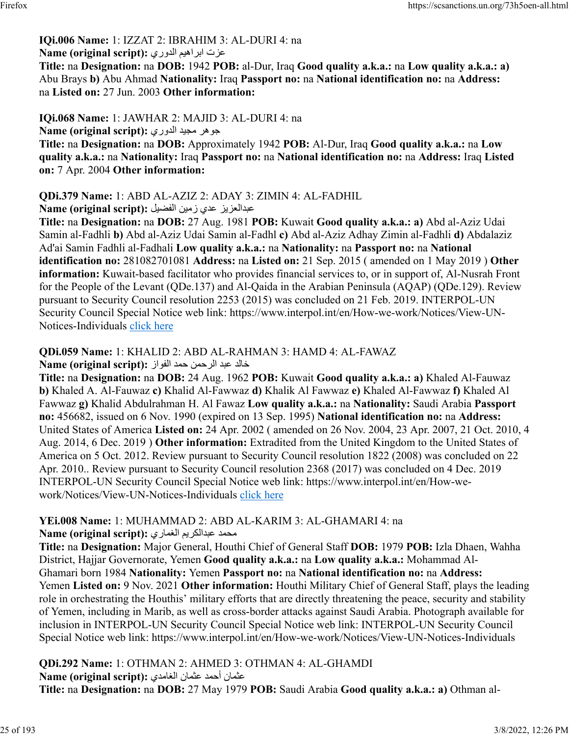**IQi.006 Name:** 1: IZZAT 2: IBRAHIM 3: AL-DURI 4: na
**Name (original script):** عزت ابراهيم الدوري
**Title:** na **Designation:** na **DOB:** 1942 **POB:** al-Dur, Iraq **Good quality a.k.a.:** na **Low quality a.k.a.: a)** Abu Brays **b)** Abu Ahmad **Nationality:** Iraq **Passport no:** na **National identification no:** na **Address:** na **Listed on:** 27 Jun. 2003 **Other information:**

**IQi.068 Name:** 1: JAWHAR 2: MAJID 3: AL-DURI 4: na
**Name (original script):** جوهر مجيد الدوري
**Title:** na **Designation:** na **DOB:** Approximately 1942 **POB:** Al-Dur, Iraq **Good quality a.k.a.:** na **Low quality a.k.a.:** na **Nationality:** Iraq **Passport no:** na **National identification no:** na **Address:** Iraq **Listed on:** 7 Apr. 2004 **Other information:**

**QDi.379 Name:** 1: ABD AL-AZIZ 2: ADAY 3: ZIMIN 4: AL-FADHIL
**Name (original script):** عبدالعزيز عدي زمين الفضيل
**Title:** na **Designation:** na **DOB:** 27 Aug. 1981 **POB:** Kuwait **Good quality a.k.a.: a)** Abd al-Aziz Udai Samin al-Fadhli **b)** Abd al-Aziz Udai Samin al-Fadhl **c)** Abd al-Aziz Adhay Zimin al-Fadhli **d)** Abdalaziz Ad'ai Samin Fadhli al-Fadhali **Low quality a.k.a.:** na **Nationality:** na **Passport no:** na **National identification no:** 281082701081 **Address:** na **Listed on:** 21 Sep. 2015 ( amended on 1 May 2019 ) **Other information:** Kuwait-based facilitator who provides financial services to, or in support of, Al-Nusrah Front for the People of the Levant (QDe.137) and Al-Qaida in the Arabian Peninsula (AQAP) (QDe.129). Review pursuant to Security Council resolution 2253 (2015) was concluded on 21 Feb. 2019. INTERPOL-UN Security Council Special Notice web link: https://www.interpol.int/en/How-we-work/Notices/View-UN-Notices-Individuals click here

**QDi.059 Name:** 1: KHALID 2: ABD AL-RAHMAN 3: HAMD 4: AL-FAWAZ
**Name (original script):** خالد عبد الرحمن حمد الفواز
**Title:** na **Designation:** na **DOB:** 24 Aug. 1962 **POB:** Kuwait **Good quality a.k.a.: a)** Khaled Al-Fauwaz **b)** Khaled A. Al-Fauwaz **c)** Khalid Al-Fawwaz **d)** Khalik Al Fawwaz **e)** Khaled Al-Fawwaz **f)** Khaled Al Fawwaz **g)** Khalid Abdulrahman H. Al Fawaz **Low quality a.k.a.:** na **Nationality:** Saudi Arabia **Passport no:** 456682, issued on 6 Nov. 1990 (expired on 13 Sep. 1995) **National identification no:** na **Address:** United States of America **Listed on:** 24 Apr. 2002 ( amended on 26 Nov. 2004, 23 Apr. 2007, 21 Oct. 2010, 4 Aug. 2014, 6 Dec. 2019 ) **Other information:** Extradited from the United Kingdom to the United States of America on 5 Oct. 2012. Review pursuant to Security Council resolution 1822 (2008) was concluded on 22 Apr. 2010.. Review pursuant to Security Council resolution 2368 (2017) was concluded on 4 Dec. 2019 INTERPOL-UN Security Council Special Notice web link: https://www.interpol.int/en/How-we-work/Notices/View-UN-Notices-Individuals click here

**YEi.008 Name:** 1: MUHAMMAD 2: ABD AL-KARIM 3: AL-GHAMARI 4: na
**Name (original script):** محمد عبدالكريم الغماري
**Title:** na **Designation:** Major General, Houthi Chief of General Staff **DOB:** 1979 **POB:** Izla Dhaen, Wahha District, Hajjar Governorate, Yemen **Good quality a.k.a.:** na **Low quality a.k.a.:** Mohammad Al-Ghamari born 1984 **Nationality:** Yemen **Passport no:** na **National identification no:** na **Address:** Yemen **Listed on:** 9 Nov. 2021 **Other information:** Houthi Military Chief of General Staff, plays the leading role in orchestrating the Houthis' military efforts that are directly threatening the peace, security and stability of Yemen, including in Marib, as well as cross-border attacks against Saudi Arabia. Photograph available for inclusion in INTERPOL-UN Security Council Special Notice web link: INTERPOL-UN Security Council Special Notice web link: https://www.interpol.int/en/How-we-work/Notices/View-UN-Notices-Individuals

**QDi.292 Name:** 1: OTHMAN 2: AHMED 3: OTHMAN 4: AL-GHAMDI
**Name (original script):** عثمان أحمد عثمان الغامدي
**Title:** na **Designation:** na **DOB:** 27 May 1979 **POB:** Saudi Arabia **Good quality a.k.a.: a)** Othman al-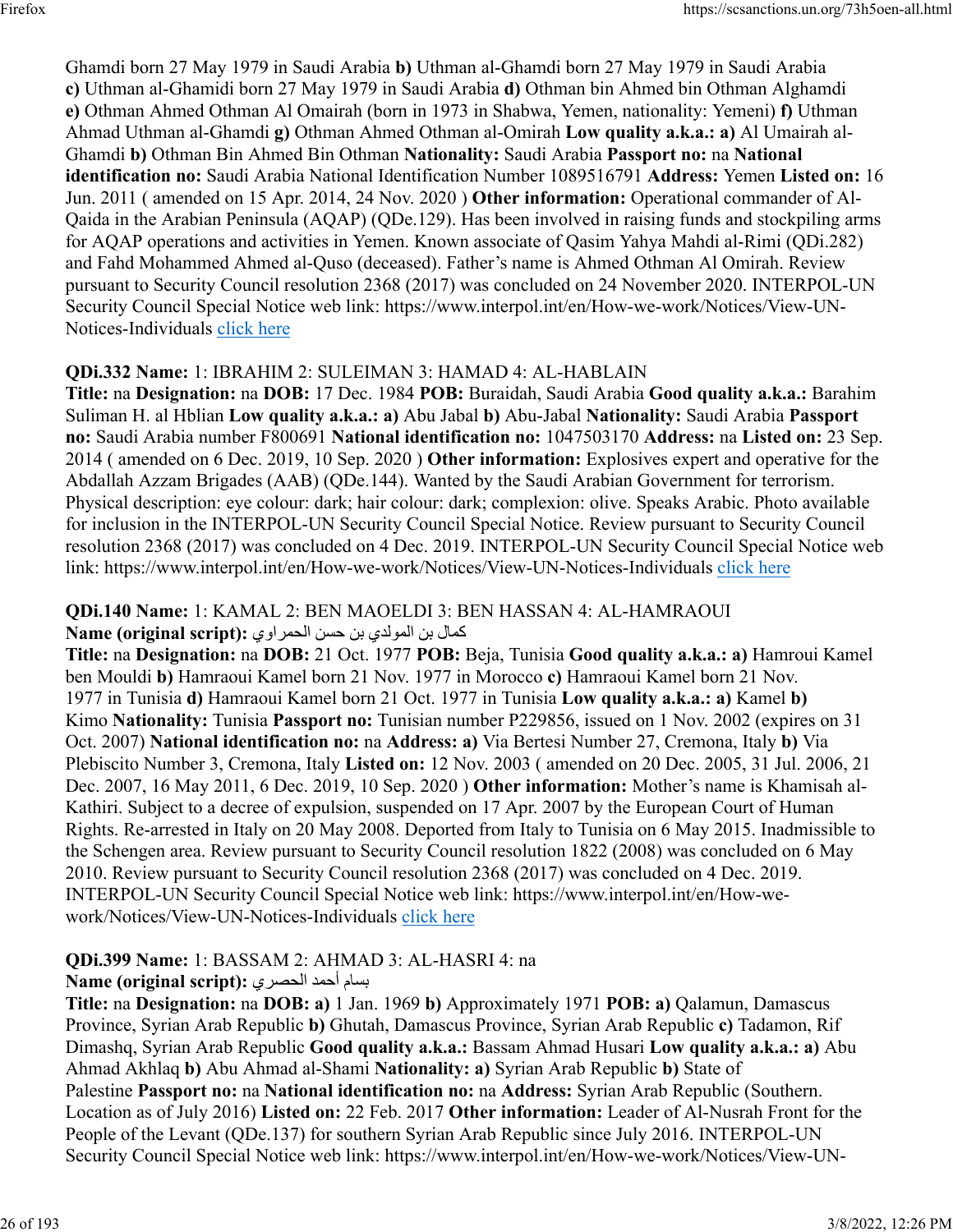Ghamdi born 27 May 1979 in Saudi Arabia **b)** Uthman al-Ghamdi born 27 May 1979 in Saudi Arabia **c)** Uthman al-Ghamidi born 27 May 1979 in Saudi Arabia **d)** Othman bin Ahmed bin Othman Alghamdi **e)** Othman Ahmed Othman Al Omairah (born in 1973 in Shabwa, Yemen, nationality: Yemeni) **f)** Uthman Ahmad Uthman al-Ghamdi **g)** Othman Ahmed Othman al-Omirah **Low quality a.k.a.: a)** Al Umairah al-Ghamdi **b)** Othman Bin Ahmed Bin Othman **Nationality:** Saudi Arabia **Passport no:** na **National identification no:** Saudi Arabia National Identification Number 1089516791 **Address:** Yemen **Listed on:** 16 Jun. 2011 ( amended on 15 Apr. 2014, 24 Nov. 2020 ) **Other information:** Operational commander of Al-Qaida in the Arabian Peninsula (AQAP) (QDe.129). Has been involved in raising funds and stockpiling arms for AQAP operations and activities in Yemen. Known associate of Qasim Yahya Mahdi al-Rimi (QDi.282) and Fahd Mohammed Ahmed al-Quso (deceased). Father's name is Ahmed Othman Al Omirah. Review pursuant to Security Council resolution 2368 (2017) was concluded on 24 November 2020. INTERPOL-UN Security Council Special Notice web link: https://www.interpol.int/en/How-we-work/Notices/View-UN-Notices-Individuals click here

**QDi.332 Name:** 1: IBRAHIM 2: SULEIMAN 3: HAMAD 4: AL-HABLAIN
**Title:** na **Designation:** na **DOB:** 17 Dec. 1984 **POB:** Buraidah, Saudi Arabia **Good quality a.k.a.:** Barahim Suliman H. al Hblian **Low quality a.k.a.: a)** Abu Jabal **b)** Abu-Jabal **Nationality:** Saudi Arabia **Passport no:** Saudi Arabia number F800691 **National identification no:** 1047503170 **Address:** na **Listed on:** 23 Sep. 2014 ( amended on 6 Dec. 2019, 10 Sep. 2020 ) **Other information:** Explosives expert and operative for the Abdallah Azzam Brigades (AAB) (QDe.144). Wanted by the Saudi Arabian Government for terrorism. Physical description: eye colour: dark; hair colour: dark; complexion: olive. Speaks Arabic. Photo available for inclusion in the INTERPOL-UN Security Council Special Notice. Review pursuant to Security Council resolution 2368 (2017) was concluded on 4 Dec. 2019. INTERPOL-UN Security Council Special Notice web link: https://www.interpol.int/en/How-we-work/Notices/View-UN-Notices-Individuals click here

**QDi.140 Name:** 1: KAMAL 2: BEN MAOELDI 3: BEN HASSAN 4: AL-HAMRAOUI
**Name (original script):** كمال بن المولدي بن حسن الحمراوي
**Title:** na **Designation:** na **DOB:** 21 Oct. 1977 **POB:** Beja, Tunisia **Good quality a.k.a.: a)** Hamroui Kamel ben Mouldi **b)** Hamraoui Kamel born 21 Nov. 1977 in Morocco **c)** Hamraoui Kamel born 21 Nov. 1977 in Tunisia **d)** Hamraoui Kamel born 21 Oct. 1977 in Tunisia **Low quality a.k.a.: a)** Kamel **b)** Kimo **Nationality:** Tunisia **Passport no:** Tunisian number P229856, issued on 1 Nov. 2002 (expires on 31 Oct. 2007) **National identification no:** na **Address: a)** Via Bertesi Number 27, Cremona, Italy **b)** Via Plebiscito Number 3, Cremona, Italy **Listed on:** 12 Nov. 2003 ( amended on 20 Dec. 2005, 31 Jul. 2006, 21 Dec. 2007, 16 May 2011, 6 Dec. 2019, 10 Sep. 2020 ) **Other information:** Mother's name is Khamisah al-Kathiri. Subject to a decree of expulsion, suspended on 17 Apr. 2007 by the European Court of Human Rights. Re-arrested in Italy on 20 May 2008. Deported from Italy to Tunisia on 6 May 2015. Inadmissible to the Schengen area. Review pursuant to Security Council resolution 1822 (2008) was concluded on 6 May 2010. Review pursuant to Security Council resolution 2368 (2017) was concluded on 4 Dec. 2019. INTERPOL-UN Security Council Special Notice web link: https://www.interpol.int/en/How-we-work/Notices/View-UN-Notices-Individuals click here

**QDi.399 Name:** 1: BASSAM 2: AHMAD 3: AL-HASRI 4: na
**Name (original script):** بسام أحمد الحصري
**Title:** na **Designation:** na **DOB: a)** 1 Jan. 1969 **b)** Approximately 1971 **POB: a)** Qalamun, Damascus Province, Syrian Arab Republic **b)** Ghutah, Damascus Province, Syrian Arab Republic **c)** Tadamon, Rif Dimashq, Syrian Arab Republic **Good quality a.k.a.:** Bassam Ahmad Husari **Low quality a.k.a.: a)** Abu Ahmad Akhlaq **b)** Abu Ahmad al-Shami **Nationality: a)** Syrian Arab Republic **b)** State of Palestine **Passport no:** na **National identification no:** na **Address:** Syrian Arab Republic (Southern. Location as of July 2016) **Listed on:** 22 Feb. 2017 **Other information:** Leader of Al-Nusrah Front for the People of the Levant (QDe.137) for southern Syrian Arab Republic since July 2016. INTERPOL-UN Security Council Special Notice web link: https://www.interpol.int/en/How-we-work/Notices/View-UN-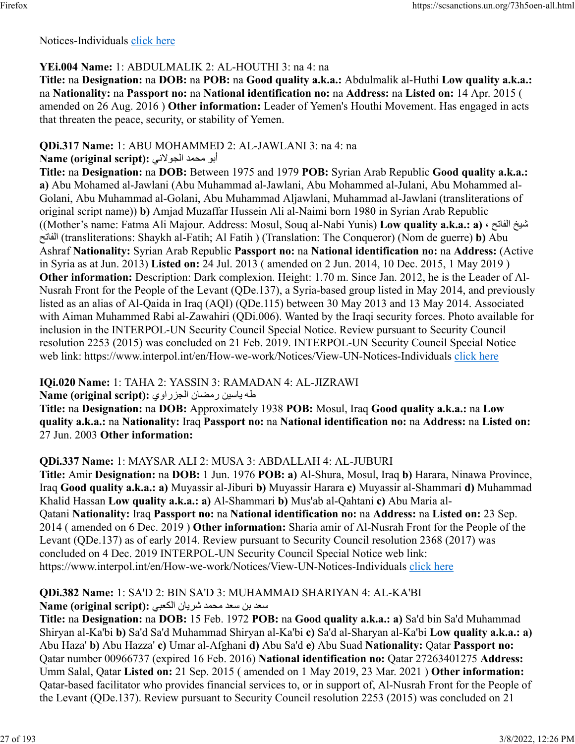Notices-Individuals click here

**YEi.004 Name:** 1: ABDULMALIK 2: AL-HOUTHI 3: na 4: na
**Title:** na **Designation:** na **DOB:** na **POB:** na **Good quality a.k.a.:** Abdulmalik al-Huthi **Low quality a.k.a.:** na **Nationality:** na **Passport no:** na **National identification no:** na **Address:** na **Listed on:** 14 Apr. 2015 ( amended on 26 Aug. 2016 ) **Other information:** Leader of Yemen's Houthi Movement. Has engaged in acts that threaten the peace, security, or stability of Yemen.

**QDi.317 Name:** 1: ABU MOHAMMED 2: AL-JAWLANI 3: na 4: na
**Name (original script):** أبو محمد الجولاني
**Title:** na **Designation:** na **DOB:** Between 1975 and 1979 **POB:** Syrian Arab Republic **Good quality a.k.a.:** **a)** Abu Mohamed al-Jawlani (Abu Muhammad al-Jawlani, Abu Mohammed al-Julani, Abu Mohammed al-Golani, Abu Muhammad al-Golani, Abu Muhammad Aljawlani, Muhammad al-Jawlani (transliterations of original script name)) **b)** Amjad Muzaffar Hussein Ali al-Naimi born 1980 in Syrian Arab Republic ((Mother's name: Fatma Ali Majour. Address: Mosul, Souq al-Nabi Yunis) **Low quality a.k.a.:** **a)** شيخ الفاتح ، الفاتح (transliterations: Shaykh al-Fatih; Al Fatih ) (Translation: The Conqueror) (Nom de guerre) **b)** Abu Ashraf **Nationality:** Syrian Arab Republic **Passport no:** na **National identification no:** na **Address:** (Active in Syria as at Jun. 2013) **Listed on:** 24 Jul. 2013 ( amended on 2 Jun. 2014, 10 Dec. 2015, 1 May 2019 ) **Other information:** Description: Dark complexion. Height: 1.70 m. Since Jan. 2012, he is the Leader of Al-Nusrah Front for the People of the Levant (QDe.137), a Syria-based group listed in May 2014, and previously listed as an alias of Al-Qaida in Iraq (AQI) (QDe.115) between 30 May 2013 and 13 May 2014. Associated with Aiman Muhammed Rabi al-Zawahiri (QDi.006). Wanted by the Iraqi security forces. Photo available for inclusion in the INTERPOL-UN Security Council Special Notice. Review pursuant to Security Council resolution 2253 (2015) was concluded on 21 Feb. 2019. INTERPOL-UN Security Council Special Notice web link: https://www.interpol.int/en/How-we-work/Notices/View-UN-Notices-Individuals click here

**IQi.020 Name:** 1: TAHA 2: YASSIN 3: RAMADAN 4: AL-JIZRAWI
**Name (original script):** طه ياسين رمضان الجزراوي
**Title:** na **Designation:** na **DOB:** Approximately 1938 **POB:** Mosul, Iraq **Good quality a.k.a.:** na **Low quality a.k.a.:** na **Nationality:** Iraq **Passport no:** na **National identification no:** na **Address:** na **Listed on:** 27 Jun. 2003 **Other information:**

**QDi.337 Name:** 1: MAYSAR ALI 2: MUSA 3: ABDALLAH 4: AL-JUBURI
**Title:** Amir **Designation:** na **DOB:** 1 Jun. 1976 **POB:** **a)** Al-Shura, Mosul, Iraq **b)** Harara, Ninawa Province, Iraq **Good quality a.k.a.:** **a)** Muyassir al-Jiburi **b)** Muyassir Harara **c)** Muyassir al-Shammari **d)** Muhammad Khalid Hassan **Low quality a.k.a.:** **a)** Al-Shammari **b)** Mus'ab al-Qahtani **c)** Abu Maria al-Qatani **Nationality:** Iraq **Passport no:** na **National identification no:** na **Address:** na **Listed on:** 23 Sep. 2014 ( amended on 6 Dec. 2019 ) **Other information:** Sharia amir of Al-Nusrah Front for the People of the Levant (QDe.137) as of early 2014. Review pursuant to Security Council resolution 2368 (2017) was concluded on 4 Dec. 2019 INTERPOL-UN Security Council Special Notice web link: https://www.interpol.int/en/How-we-work/Notices/View-UN-Notices-Individuals click here

**QDi.382 Name:** 1: SA'D 2: BIN SA'D 3: MUHAMMAD SHARIYAN 4: AL-KA'BI
**Name (original script):** سعد بن سعد محمد شريان الكعبي
**Title:** na **Designation:** na **DOB:** 15 Feb. 1972 **POB:** na **Good quality a.k.a.:** **a)** Sa'd bin Sa'd Muhammad Shiryan al-Ka'bi **b)** Sa'd Sa'd Muhammad Shiryan al-Ka'bi **c)** Sa'd al-Sharyan al-Ka'bi **Low quality a.k.a.:** **a)** Abu Haza' **b)** Abu Hazza' **c)** Umar al-Afghani **d)** Abu Sa'd **e)** Abu Suad **Nationality:** Qatar **Passport no:** Qatar number 00966737 (expired 16 Feb. 2016) **National identification no:** Qatar 27263401275 **Address:** Umm Salal, Qatar **Listed on:** 21 Sep. 2015 ( amended on 1 May 2019, 23 Mar. 2021 ) **Other information:** Qatar-based facilitator who provides financial services to, or in support of, Al-Nusrah Front for the People of the Levant (QDe.137). Review pursuant to Security Council resolution 2253 (2015) was concluded on 21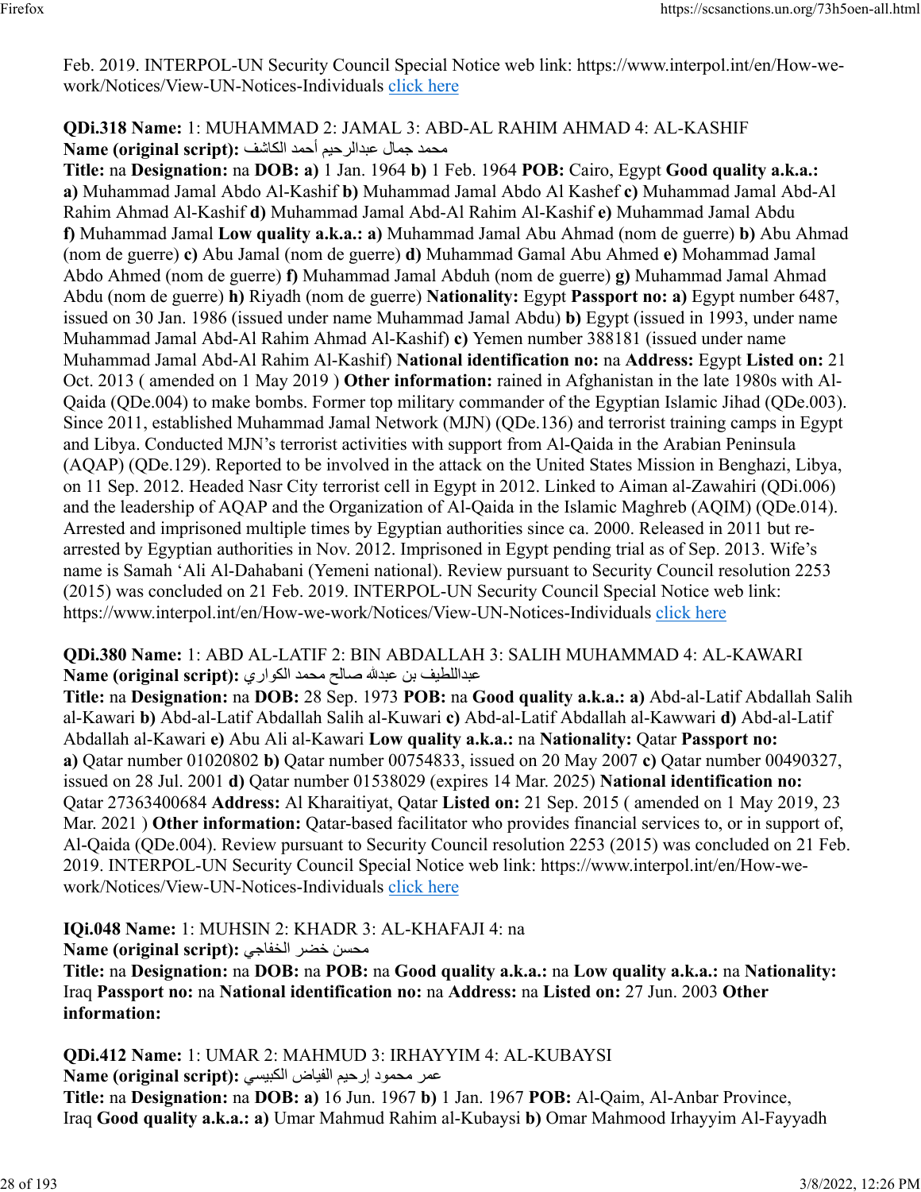Feb. 2019. INTERPOL-UN Security Council Special Notice web link: https://www.interpol.int/en/How-we-work/Notices/View-UN-Notices-Individuals click here

**QDi.318 Name:** 1: MUHAMMAD 2: JAMAL 3: ABD-AL RAHIM AHMAD 4: AL-KASHIF
**Name (original script):** محمد جمال عبدالرحيم أحمد الكاشف
**Title:** na **Designation:** na **DOB:** **a)** 1 Jan. 1964 **b)** 1 Feb. 1964 **POB:** Cairo, Egypt **Good quality a.k.a.:** **a)** Muhammad Jamal Abdo Al-Kashif **b)** Muhammad Jamal Abdo Al Kashef **c)** Muhammad Jamal Abd-Al Rahim Ahmad Al-Kashif **d)** Muhammad Jamal Abd-Al Rahim Al-Kashif **e)** Muhammad Jamal Abdu **f)** Muhammad Jamal **Low quality a.k.a.:** **a)** Muhammad Jamal Abu Ahmad (nom de guerre) **b)** Abu Ahmad (nom de guerre) **c)** Abu Jamal (nom de guerre) **d)** Muhammad Gamal Abu Ahmed **e)** Mohammad Jamal Abdo Ahmed (nom de guerre) **f)** Muhammad Jamal Abduh (nom de guerre) **g)** Muhammad Jamal Ahmad Abdu (nom de guerre) **h)** Riyadh (nom de guerre) **Nationality:** Egypt **Passport no:** **a)** Egypt number 6487, issued on 30 Jan. 1986 (issued under name Muhammad Jamal Abdu) **b)** Egypt (issued in 1993, under name Muhammad Jamal Abd-Al Rahim Ahmad Al-Kashif) **c)** Yemen number 388181 (issued under name Muhammad Jamal Abd-Al Rahim Al-Kashif) **National identification no:** na **Address:** Egypt **Listed on:** 21 Oct. 2013 ( amended on 1 May 2019 ) **Other information:** rained in Afghanistan in the late 1980s with Al-Qaida (QDe.004) to make bombs. Former top military commander of the Egyptian Islamic Jihad (QDe.003). Since 2011, established Muhammad Jamal Network (MJN) (QDe.136) and terrorist training camps in Egypt and Libya. Conducted MJN's terrorist activities with support from Al-Qaida in the Arabian Peninsula (AQAP) (QDe.129). Reported to be involved in the attack on the United States Mission in Benghazi, Libya, on 11 Sep. 2012. Headed Nasr City terrorist cell in Egypt in 2012. Linked to Aiman al-Zawahiri (QDi.006) and the leadership of AQAP and the Organization of Al-Qaida in the Islamic Maghreb (AQIM) (QDe.014). Arrested and imprisoned multiple times by Egyptian authorities since ca. 2000. Released in 2011 but re-arrested by Egyptian authorities in Nov. 2012. Imprisoned in Egypt pending trial as of Sep. 2013. Wife's name is Samah 'Ali Al-Dahabani (Yemeni national). Review pursuant to Security Council resolution 2253 (2015) was concluded on 21 Feb. 2019. INTERPOL-UN Security Council Special Notice web link: https://www.interpol.int/en/How-we-work/Notices/View-UN-Notices-Individuals click here

**QDi.380 Name:** 1: ABD AL-LATIF 2: BIN ABDALLAH 3: SALIH MUHAMMAD 4: AL-KAWARI
**Name (original script):** عبداللطيف بن عبدالله صالح محمد الكواري
**Title:** na **Designation:** na **DOB:** 28 Sep. 1973 **POB:** na **Good quality a.k.a.:** **a)** Abd-al-Latif Abdallah Salih al-Kawari **b)** Abd-al-Latif Abdallah Salih al-Kuwari **c)** Abd-al-Latif Abdallah al-Kawwari **d)** Abd-al-Latif Abdallah al-Kawari **e)** Abu Ali al-Kawari **Low quality a.k.a.:** na **Nationality:** Qatar **Passport no:** **a)** Qatar number 01020802 **b)** Qatar number 00754833, issued on 20 May 2007 **c)** Qatar number 00490327, issued on 28 Jul. 2001 **d)** Qatar number 01538029 (expires 14 Mar. 2025) **National identification no:** Qatar 27363400684 **Address:** Al Kharaitiyat, Qatar **Listed on:** 21 Sep. 2015 ( amended on 1 May 2019, 23 Mar. 2021 ) **Other information:** Qatar-based facilitator who provides financial services to, or in support of, Al-Qaida (QDe.004). Review pursuant to Security Council resolution 2253 (2015) was concluded on 21 Feb. 2019. INTERPOL-UN Security Council Special Notice web link: https://www.interpol.int/en/How-we-work/Notices/View-UN-Notices-Individuals click here

**IQi.048 Name:** 1: MUHSIN 2: KHADR 3: AL-KHAFAJI 4: na
**Name (original script):** محسن خضر الخفاجي
**Title:** na **Designation:** na **DOB:** na **POB:** na **Good quality a.k.a.:** na **Low quality a.k.a.:** na **Nationality:** Iraq **Passport no:** na **National identification no:** na **Address:** na **Listed on:** 27 Jun. 2003 **Other information:**

**QDi.412 Name:** 1: UMAR 2: MAHMUD 3: IRHAYYIM 4: AL-KUBAYSI
**Name (original script):** عمر محمود إرحيم الفياض الكبيسي
**Title:** na **Designation:** na **DOB:** **a)** 16 Jun. 1967 **b)** 1 Jan. 1967 **POB:** Al-Qaim, Al-Anbar Province, Iraq **Good quality a.k.a.:** **a)** Umar Mahmud Rahim al-Kubaysi **b)** Omar Mahmood Irhayyim Al-Fayyadh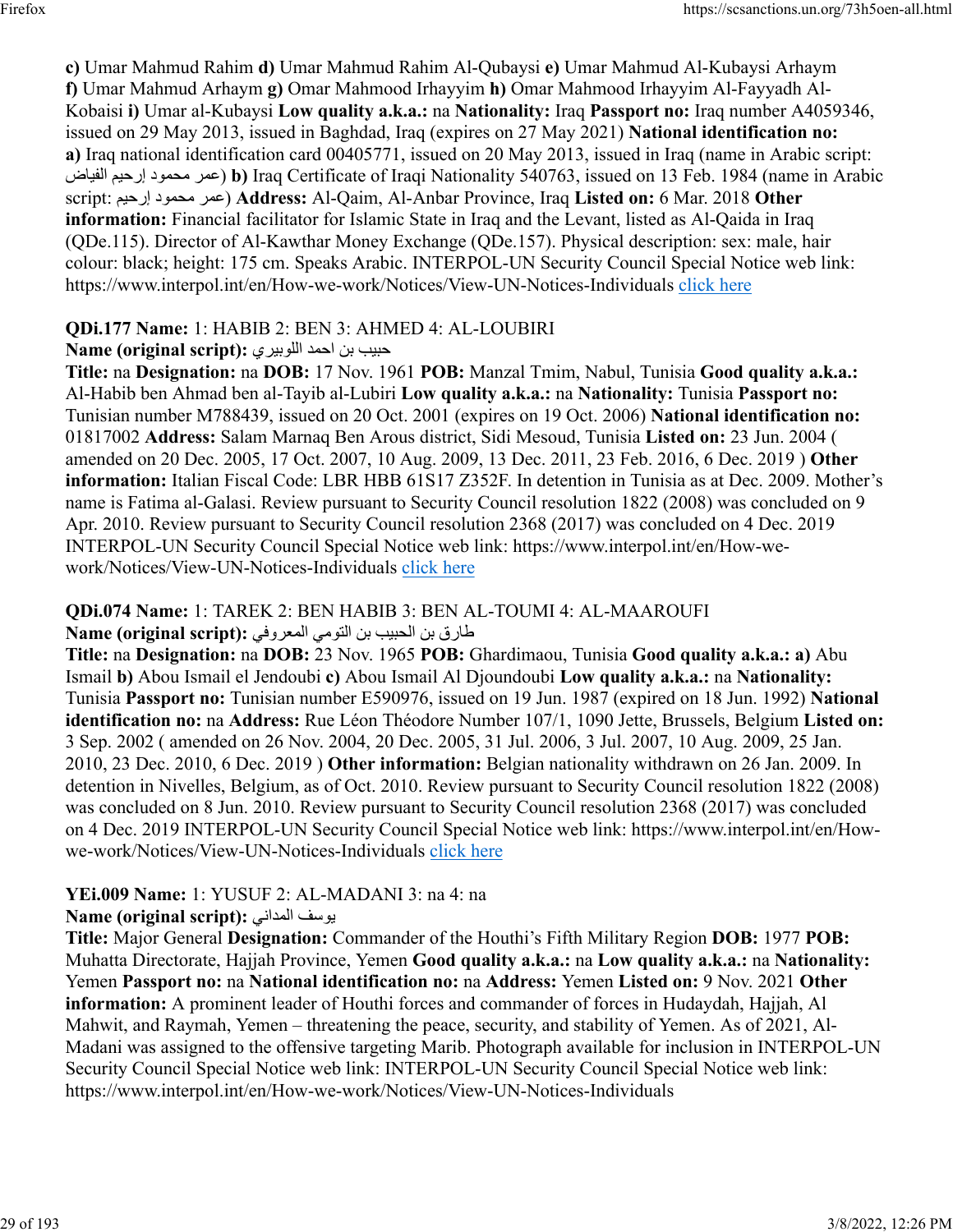**c)** Umar Mahmud Rahim **d)** Umar Mahmud Rahim Al-Qubaysi **e)** Umar Mahmud Al-Kubaysi Arhaym **f)** Umar Mahmud Arhaym **g)** Omar Mahmood Irhayyim **h)** Omar Mahmood Irhayyim Al-Fayyadh Al-Kobaisi **i)** Umar al-Kubaysi **Low quality a.k.a.:** na **Nationality:** Iraq **Passport no:** Iraq number A4059346, issued on 29 May 2013, issued in Baghdad, Iraq (expires on 27 May 2021) **National identification no:** **a)** Iraq national identification card 00405771, issued on 20 May 2013, issued in Iraq (name in Arabic script: عمر محمود إرحيم الفياض) **b)** Iraq Certificate of Iraqi Nationality 540763, issued on 13 Feb. 1984 (name in Arabic script: عمر محمود إرحيم) **Address:** Al-Qaim, Al-Anbar Province, Iraq **Listed on:** 6 Mar. 2018 **Other information:** Financial facilitator for Islamic State in Iraq and the Levant, listed as Al-Qaida in Iraq (QDe.115). Director of Al-Kawthar Money Exchange (QDe.157). Physical description: sex: male, hair colour: black; height: 175 cm. Speaks Arabic. INTERPOL-UN Security Council Special Notice web link: https://www.interpol.int/en/How-we-work/Notices/View-UN-Notices-Individuals click here

**QDi.177 Name:** 1: HABIB 2: BEN 3: AHMED 4: AL-LOUBIRI
**Name (original script):** حبيب بن احمد اللوبيري
**Title:** na **Designation:** na **DOB:** 17 Nov. 1961 **POB:** Manzal Tmim, Nabul, Tunisia **Good quality a.k.a.:** Al-Habib ben Ahmad ben al-Tayib al-Lubiri **Low quality a.k.a.:** na **Nationality:** Tunisia **Passport no:** Tunisian number M788439, issued on 20 Oct. 2001 (expires on 19 Oct. 2006) **National identification no:** 01817002 **Address:** Salam Marnaq Ben Arous district, Sidi Mesoud, Tunisia **Listed on:** 23 Jun. 2004 ( amended on 20 Dec. 2005, 17 Oct. 2007, 10 Aug. 2009, 13 Dec. 2011, 23 Feb. 2016, 6 Dec. 2019 ) **Other information:** Italian Fiscal Code: LBR HBB 61S17 Z352F. In detention in Tunisia as at Dec. 2009. Mother's name is Fatima al-Galasi. Review pursuant to Security Council resolution 1822 (2008) was concluded on 9 Apr. 2010. Review pursuant to Security Council resolution 2368 (2017) was concluded on 4 Dec. 2019 INTERPOL-UN Security Council Special Notice web link: https://www.interpol.int/en/How-we-work/Notices/View-UN-Notices-Individuals click here

**QDi.074 Name:** 1: TAREK 2: BEN HABIB 3: BEN AL-TOUMI 4: AL-MAAROUFI
**Name (original script):** طارق بن الحبيب بن التومي المعروفي
**Title:** na **Designation:** na **DOB:** 23 Nov. 1965 **POB:** Ghardimaou, Tunisia **Good quality a.k.a.:** **a)** Abu Ismail **b)** Abou Ismail el Jendoubi **c)** Abou Ismail Al Djoundoubi **Low quality a.k.a.:** na **Nationality:** Tunisia **Passport no:** Tunisian number E590976, issued on 19 Jun. 1987 (expired on 18 Jun. 1992) **National identification no:** na **Address:** Rue Léon Théodore Number 107/1, 1090 Jette, Brussels, Belgium **Listed on:** 3 Sep. 2002 ( amended on 26 Nov. 2004, 20 Dec. 2005, 31 Jul. 2006, 3 Jul. 2007, 10 Aug. 2009, 25 Jan. 2010, 23 Dec. 2010, 6 Dec. 2019 ) **Other information:** Belgian nationality withdrawn on 26 Jan. 2009. In detention in Nivelles, Belgium, as of Oct. 2010. Review pursuant to Security Council resolution 1822 (2008) was concluded on 8 Jun. 2010. Review pursuant to Security Council resolution 2368 (2017) was concluded on 4 Dec. 2019 INTERPOL-UN Security Council Special Notice web link: https://www.interpol.int/en/How-we-work/Notices/View-UN-Notices-Individuals click here

**YEi.009 Name:** 1: YUSUF 2: AL-MADANI 3: na 4: na
**Name (original script):** يوسف المداني
**Title:** Major General **Designation:** Commander of the Houthi's Fifth Military Region **DOB:** 1977 **POB:** Muhatta Directorate, Hajjah Province, Yemen **Good quality a.k.a.:** na **Low quality a.k.a.:** na **Nationality:** Yemen **Passport no:** na **National identification no:** na **Address:** Yemen **Listed on:** 9 Nov. 2021 **Other information:** A prominent leader of Houthi forces and commander of forces in Hudaydah, Hajjah, Al Mahwit, and Raymah, Yemen – threatening the peace, security, and stability of Yemen. As of 2021, Al-Madani was assigned to the offensive targeting Marib. Photograph available for inclusion in INTERPOL-UN Security Council Special Notice web link: INTERPOL-UN Security Council Special Notice web link: https://www.interpol.int/en/How-we-work/Notices/View-UN-Notices-Individuals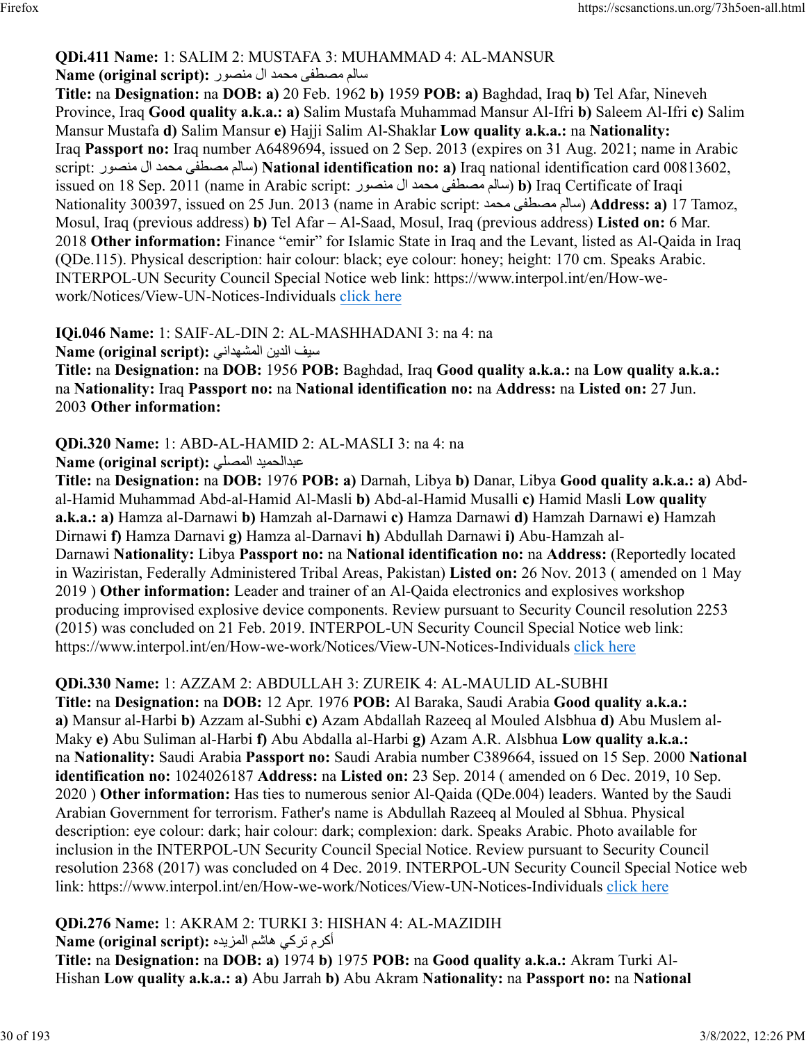**QDi.411 Name:** 1: SALIM 2: MUSTAFA 3: MUHAMMAD 4: AL-MANSUR
**Name (original script):** سالم مصطفى محمد ال منصور
**Title:** na **Designation:** na **DOB: a)** 20 Feb. 1962 **b)** 1959 **POB: a)** Baghdad, Iraq **b)** Tel Afar, Nineveh Province, Iraq **Good quality a.k.a.: a)** Salim Mustafa Muhammad Mansur Al-Ifri **b)** Saleem Al-Ifri **c)** Salim Mansur Mustafa **d)** Salim Mansur **e)** Hajji Salim Al-Shaklar **Low quality a.k.a.:** na **Nationality:** Iraq **Passport no:** Iraq number A6489694, issued on 2 Sep. 2013 (expires on 31 Aug. 2021; name in Arabic script: سالم مصطفى محمد ال منصور) **National identification no: a)** Iraq national identification card 00813602, issued on 18 Sep. 2011 (name in Arabic script: سالم مصطفى محمد ال منصور) **b)** Iraq Certificate of Iraqi Nationality 300397, issued on 25 Jun. 2013 (name in Arabic script: سالم مصطفى محمد) **Address: a)** 17 Tamoz, Mosul, Iraq (previous address) **b)** Tel Afar – Al-Saad, Mosul, Iraq (previous address) **Listed on:** 6 Mar. 2018 **Other information:** Finance “emir” for Islamic State in Iraq and the Levant, listed as Al-Qaida in Iraq (QDe.115). Physical description: hair colour: black; eye colour: honey; height: 170 cm. Speaks Arabic. INTERPOL-UN Security Council Special Notice web link: https://www.interpol.int/en/How-we-work/Notices/View-UN-Notices-Individuals click here

**IQi.046 Name:** 1: SAIF-AL-DIN 2: AL-MASHHADANI 3: na 4: na
**Name (original script):** سيف الدين المشهداني
**Title:** na **Designation:** na **DOB:** 1956 **POB:** Baghdad, Iraq **Good quality a.k.a.:** na **Low quality a.k.a.:** na **Nationality:** Iraq **Passport no:** na **National identification no:** na **Address:** na **Listed on:** 27 Jun. 2003 **Other information:**

**QDi.320 Name:** 1: ABD-AL-HAMID 2: AL-MASLI 3: na 4: na
**Name (original script):** عبدالحميد المصلي
**Title:** na **Designation:** na **DOB:** 1976 **POB: a)** Darnah, Libya **b)** Danar, Libya **Good quality a.k.a.: a)** Abd-al-Hamid Muhammad Abd-al-Hamid Al-Masli **b)** Abd-al-Hamid Musalli **c)** Hamid Masli **Low quality a.k.a.: a)** Hamza al-Darnawi **b)** Hamzah al-Darnawi **c)** Hamza Darnawi **d)** Hamzah Darnawi **e)** Hamzah Dirnawi **f)** Hamza Darnavi **g)** Hamza al-Darnavi **h)** Abdullah Darnawi **i)** Abu-Hamzah al-Darnawi **Nationality:** Libya **Passport no:** na **National identification no:** na **Address:** (Reportedly located in Waziristan, Federally Administered Tribal Areas, Pakistan) **Listed on:** 26 Nov. 2013 ( amended on 1 May 2019 ) **Other information:** Leader and trainer of an Al-Qaida electronics and explosives workshop producing improvised explosive device components. Review pursuant to Security Council resolution 2253 (2015) was concluded on 21 Feb. 2019. INTERPOL-UN Security Council Special Notice web link: https://www.interpol.int/en/How-we-work/Notices/View-UN-Notices-Individuals click here

**QDi.330 Name:** 1: AZZAM 2: ABDULLAH 3: ZUREIK 4: AL-MAULID AL-SUBHI
**Title:** na **Designation:** na **DOB:** 12 Apr. 1976 **POB:** Al Baraka, Saudi Arabia **Good quality a.k.a.: a)** Mansur al-Harbi **b)** Azzam al-Subhi **c)** Azam Abdallah Razeeq al Mouled Alsbhua **d)** Abu Muslem al-Maky **e)** Abu Suliman al-Harbi **f)** Abu Abdalla al-Harbi **g)** Azam A.R. Alsbhua **Low quality a.k.a.:** na **Nationality:** Saudi Arabia **Passport no:** Saudi Arabia number C389664, issued on 15 Sep. 2000 **National identification no:** 1024026187 **Address:** na **Listed on:** 23 Sep. 2014 ( amended on 6 Dec. 2019, 10 Sep. 2020 ) **Other information:** Has ties to numerous senior Al-Qaida (QDe.004) leaders. Wanted by the Saudi Arabian Government for terrorism. Father's name is Abdullah Razeeq al Mouled al Sbhua. Physical description: eye colour: dark; hair colour: dark; complexion: dark. Speaks Arabic. Photo available for inclusion in the INTERPOL-UN Security Council Special Notice. Review pursuant to Security Council resolution 2368 (2017) was concluded on 4 Dec. 2019. INTERPOL-UN Security Council Special Notice web link: https://www.interpol.int/en/How-we-work/Notices/View-UN-Notices-Individuals click here

**QDi.276 Name:** 1: AKRAM 2: TURKI 3: HISHAN 4: AL-MAZIDIH
**Name (original script):** أكرم تركي هاشم المزيده
**Title:** na **Designation:** na **DOB: a)** 1974 **b)** 1975 **POB:** na **Good quality a.k.a.:** Akram Turki Al-Hishan **Low quality a.k.a.: a)** Abu Jarrah **b)** Abu Akram **Nationality:** na **Passport no:** na **National**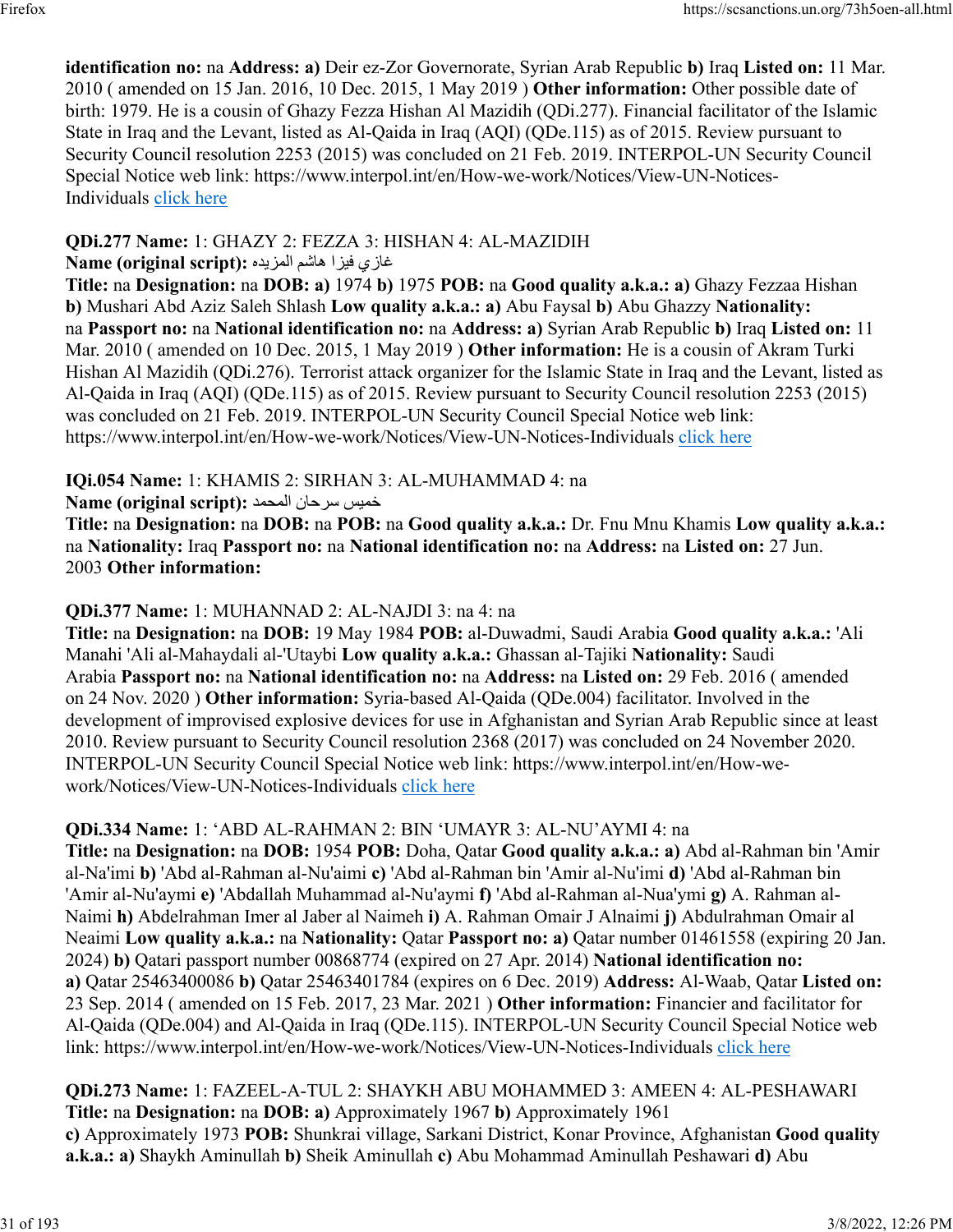**identification no:** na **Address:** **a)** Deir ez-Zor Governorate, Syrian Arab Republic **b)** Iraq **Listed on:** 11 Mar. 2010 ( amended on 15 Jan. 2016, 10 Dec. 2015, 1 May 2019 ) **Other information:** Other possible date of birth: 1979. He is a cousin of Ghazy Fezza Hishan Al Mazidih (QDi.277). Financial facilitator of the Islamic State in Iraq and the Levant, listed as Al-Qaida in Iraq (AQI) (QDe.115) as of 2015. Review pursuant to Security Council resolution 2253 (2015) was concluded on 21 Feb. 2019. INTERPOL-UN Security Council Special Notice web link: https://www.interpol.int/en/How-we-work/Notices/View-UN-Notices-Individuals click here

**QDi.277 Name:** 1: GHAZY 2: FEZZA 3: HISHAN 4: AL-MAZIDIH
**Name (original script):** غازي فيزا هاشم المزيده
**Title:** na **Designation:** na **DOB:** **a)** 1974 **b)** 1975 **POB:** na **Good quality a.k.a.:** **a)** Ghazy Fezzaa Hishan **b)** Mushari Abd Aziz Saleh Shlash **Low quality a.k.a.:** **a)** Abu Faysal **b)** Abu Ghazzy **Nationality:** na **Passport no:** na **National identification no:** na **Address:** **a)** Syrian Arab Republic **b)** Iraq **Listed on:** 11 Mar. 2010 ( amended on 10 Dec. 2015, 1 May 2019 ) **Other information:** He is a cousin of Akram Turki Hishan Al Mazidih (QDi.276). Terrorist attack organizer for the Islamic State in Iraq and the Levant, listed as Al-Qaida in Iraq (AQI) (QDe.115) as of 2015. Review pursuant to Security Council resolution 2253 (2015) was concluded on 21 Feb. 2019. INTERPOL-UN Security Council Special Notice web link: https://www.interpol.int/en/How-we-work/Notices/View-UN-Notices-Individuals click here

**IQi.054 Name:** 1: KHAMIS 2: SIRHAN 3: AL-MUHAMMAD 4: na
**Name (original script):** خميس سرحان المحمد
**Title:** na **Designation:** na **DOB:** na **POB:** na **Good quality a.k.a.:** Dr. Fnu Mnu Khamis **Low quality a.k.a.:** na **Nationality:** Iraq **Passport no:** na **National identification no:** na **Address:** na **Listed on:** 27 Jun. 2003 **Other information:**

**QDi.377 Name:** 1: MUHANNAD 2: AL-NAJDI 3: na 4: na
**Title:** na **Designation:** na **DOB:** 19 May 1984 **POB:** al-Duwadmi, Saudi Arabia **Good quality a.k.a.:** 'Ali Manahi 'Ali al-Mahaydali al-'Utaybi **Low quality a.k.a.:** Ghassan al-Tajiki **Nationality:** Saudi Arabia **Passport no:** na **National identification no:** na **Address:** na **Listed on:** 29 Feb. 2016 ( amended on 24 Nov. 2020 ) **Other information:** Syria-based Al-Qaida (QDe.004) facilitator. Involved in the development of improvised explosive devices for use in Afghanistan and Syrian Arab Republic since at least 2010. Review pursuant to Security Council resolution 2368 (2017) was concluded on 24 November 2020. INTERPOL-UN Security Council Special Notice web link: https://www.interpol.int/en/How-we-work/Notices/View-UN-Notices-Individuals click here

**QDi.334 Name:** 1: ‘ABD AL-RAHMAN 2: BIN ‘UMAYR 3: AL-NU’AYMI 4: na
**Title:** na **Designation:** na **DOB:** 1954 **POB:** Doha, Qatar **Good quality a.k.a.:** **a)** Abd al-Rahman bin 'Amir al-Na'imi **b)** 'Abd al-Rahman al-Nu'aimi **c)** 'Abd al-Rahman bin 'Amir al-Nu'imi **d)** 'Abd al-Rahman bin 'Amir al-Nu'aymi **e)** 'Abdallah Muhammad al-Nu'aymi **f)** 'Abd al-Rahman al-Nua'ymi **g)** A. Rahman al-Naimi **h)** Abdelrahman Imer al Jaber al Naimeh **i)** A. Rahman Omair J Alnaimi **j)** Abdulrahman Omair al Neaimi **Low quality a.k.a.:** na **Nationality:** Qatar **Passport no:** **a)** Qatar number 01461558 (expiring 20 Jan. 2024) **b)** Qatari passport number 00868774 (expired on 27 Apr. 2014) **National identification no:** **a)** Qatar 25463400086 **b)** Qatar 25463401784 (expires on 6 Dec. 2019) **Address:** Al-Waab, Qatar **Listed on:** 23 Sep. 2014 ( amended on 15 Feb. 2017, 23 Mar. 2021 ) **Other information:** Financier and facilitator for Al-Qaida (QDe.004) and Al-Qaida in Iraq (QDe.115). INTERPOL-UN Security Council Special Notice web link: https://www.interpol.int/en/How-we-work/Notices/View-UN-Notices-Individuals click here

**QDi.273 Name:** 1: FAZEEL-A-TUL 2: SHAYKH ABU MOHAMMED 3: AMEEN 4: AL-PESHAWARI
**Title:** na **Designation:** na **DOB:** **a)** Approximately 1967 **b)** Approximately 1961 **c)** Approximately 1973 **POB:** Shunkrai village, Sarkani District, Konar Province, Afghanistan **Good quality a.k.a.:** **a)** Shaykh Aminullah **b)** Sheik Aminullah **c)** Abu Mohammad Aminullah Peshawari **d)** Abu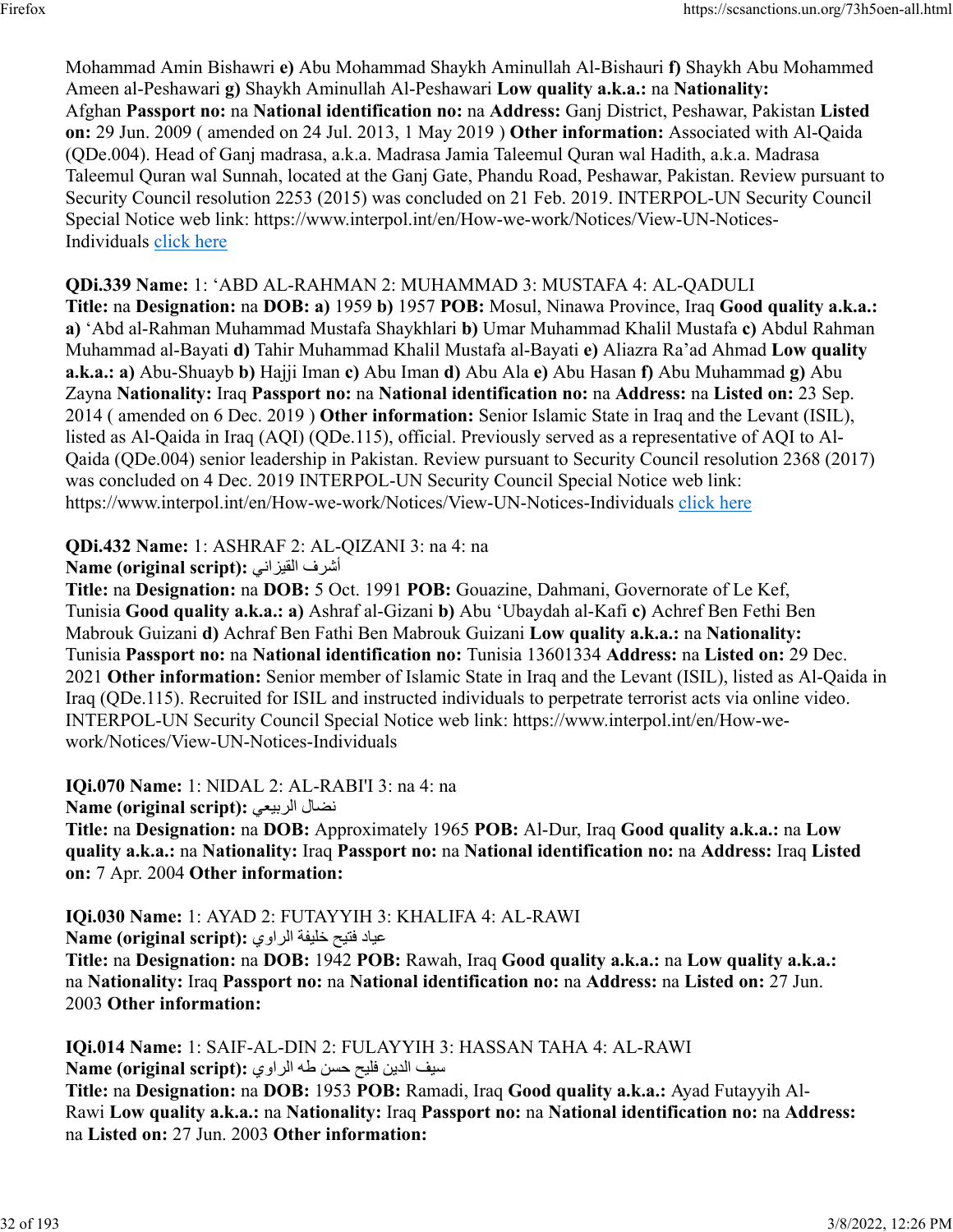Mohammad Amin Bishawri **e)** Abu Mohammad Shaykh Aminullah Al-Bishauri **f)** Shaykh Abu Mohammed Ameen al-Peshawari **g)** Shaykh Aminullah Al-Peshawari **Low quality a.k.a.:** na **Nationality:** Afghan **Passport no:** na **National identification no:** na **Address:** Ganj District, Peshawar, Pakistan **Listed on:** 29 Jun. 2009 ( amended on 24 Jul. 2013, 1 May 2019 ) **Other information:** Associated with Al-Qaida (QDe.004). Head of Ganj madrasa, a.k.a. Madrasa Jamia Taleemul Quran wal Hadith, a.k.a. Madrasa Taleemul Quran wal Sunnah, located at the Ganj Gate, Phandu Road, Peshawar, Pakistan. Review pursuant to Security Council resolution 2253 (2015) was concluded on 21 Feb. 2019. INTERPOL-UN Security Council Special Notice web link: https://www.interpol.int/en/How-we-work/Notices/View-UN-Notices-Individuals click here

**QDi.339 Name:** 1: 'ABD AL-RAHMAN 2: MUHAMMAD 3: MUSTAFA 4: AL-QADULI
**Title:** na **Designation:** na **DOB:** **a)** 1959 **b)** 1957 **POB:** Mosul, Ninawa Province, Iraq **Good quality a.k.a.:** **a)** 'Abd al-Rahman Muhammad Mustafa Shaykhlari **b)** Umar Muhammad Khalil Mustafa **c)** Abdul Rahman Muhammad al-Bayati **d)** Tahir Muhammad Khalil Mustafa al-Bayati **e)** Aliazra Ra'ad Ahmad **Low quality a.k.a.:** **a)** Abu-Shuayb **b)** Hajji Iman **c)** Abu Iman **d)** Abu Ala **e)** Abu Hasan **f)** Abu Muhammad **g)** Abu Zayna **Nationality:** Iraq **Passport no:** na **National identification no:** na **Address:** na **Listed on:** 23 Sep. 2014 ( amended on 6 Dec. 2019 ) **Other information:** Senior Islamic State in Iraq and the Levant (ISIL), listed as Al-Qaida in Iraq (AQI) (QDe.115), official. Previously served as a representative of AQI to Al-Qaida (QDe.004) senior leadership in Pakistan. Review pursuant to Security Council resolution 2368 (2017) was concluded on 4 Dec. 2019 INTERPOL-UN Security Council Special Notice web link: https://www.interpol.int/en/How-we-work/Notices/View-UN-Notices-Individuals click here

**QDi.432 Name:** 1: ASHRAF 2: AL-QIZANI 3: na 4: na
**Name (original script):** أشرف القيزاني
**Title:** na **Designation:** na **DOB:** 5 Oct. 1991 **POB:** Gouazine, Dahmani, Governorate of Le Kef, Tunisia **Good quality a.k.a.:** **a)** Ashraf al-Gizani **b)** Abu 'Ubaydah al-Kafi **c)** Achref Ben Fethi Ben Mabrouk Guizani **d)** Achraf Ben Fathi Ben Mabrouk Guizani **Low quality a.k.a.:** na **Nationality:** Tunisia **Passport no:** na **National identification no:** Tunisia 13601334 **Address:** na **Listed on:** 29 Dec. 2021 **Other information:** Senior member of Islamic State in Iraq and the Levant (ISIL), listed as Al-Qaida in Iraq (QDe.115). Recruited for ISIL and instructed individuals to perpetrate terrorist acts via online video. INTERPOL-UN Security Council Special Notice web link: https://www.interpol.int/en/How-we-work/Notices/View-UN-Notices-Individuals

**IQi.070 Name:** 1: NIDAL 2: AL-RABI'I 3: na 4: na
**Name (original script):** نضال الربيعي
**Title:** na **Designation:** na **DOB:** Approximately 1965 **POB:** Al-Dur, Iraq **Good quality a.k.a.:** na **Low quality a.k.a.:** na **Nationality:** Iraq **Passport no:** na **National identification no:** na **Address:** Iraq **Listed on:** 7 Apr. 2004 **Other information:**

**IQi.030 Name:** 1: AYAD 2: FUTAYYIH 3: KHALIFA 4: AL-RAWI
**Name (original script):** عياد فتيح خليفة الراوي
**Title:** na **Designation:** na **DOB:** 1942 **POB:** Rawah, Iraq **Good quality a.k.a.:** na **Low quality a.k.a.:** na **Nationality:** Iraq **Passport no:** na **National identification no:** na **Address:** na **Listed on:** 27 Jun. 2003 **Other information:**

**IQi.014 Name:** 1: SAIF-AL-DIN 2: FULAYYIH 3: HASSAN TAHA 4: AL-RAWI
**Name (original script):** سيف الدين فليح حسن طه الراوي
**Title:** na **Designation:** na **DOB:** 1953 **POB:** Ramadi, Iraq **Good quality a.k.a.:** Ayad Futayyih Al-Rawi **Low quality a.k.a.:** na **Nationality:** Iraq **Passport no:** na **National identification no:** na **Address:** na **Listed on:** 27 Jun. 2003 **Other information:**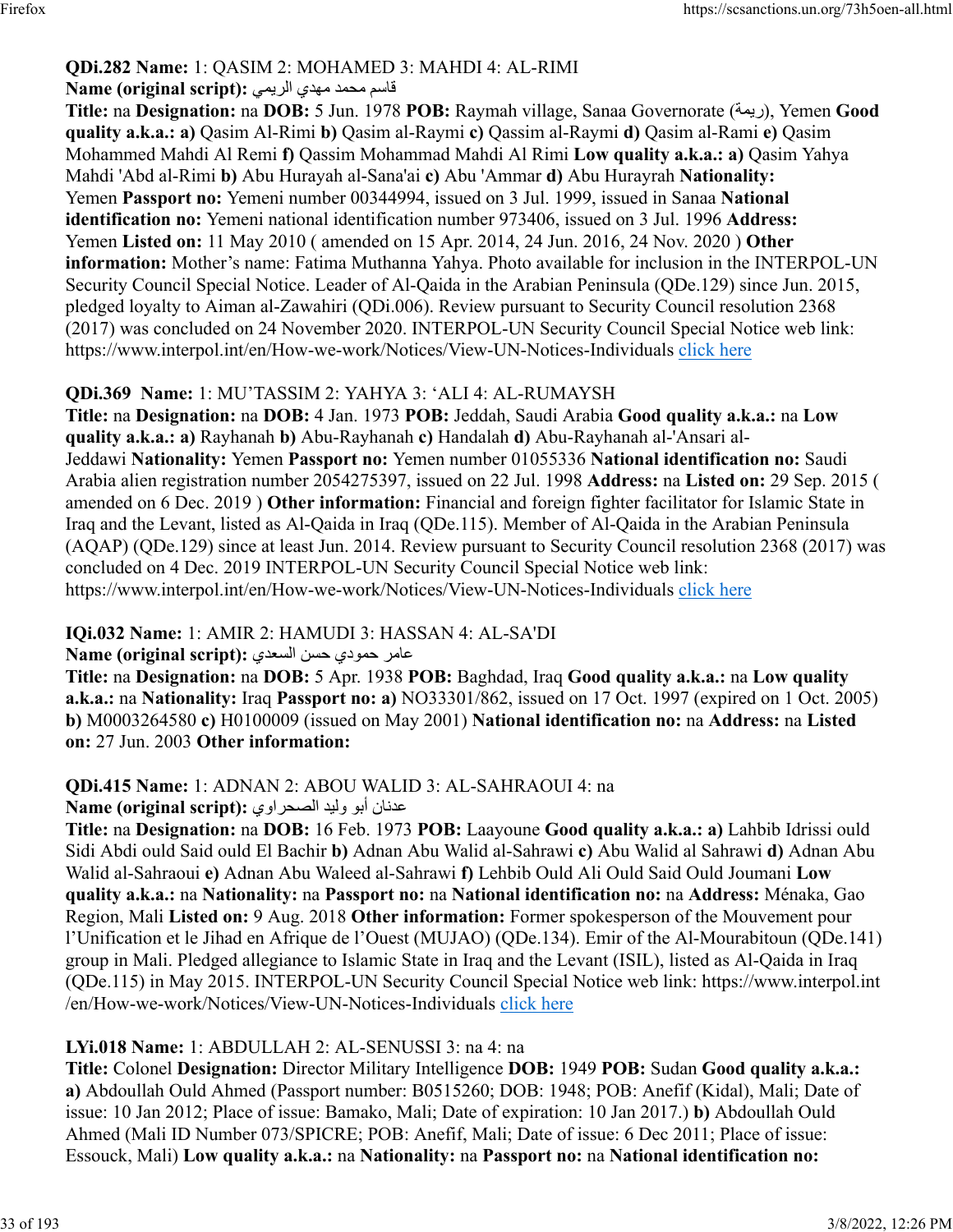**QDi.282 Name:** 1: QASIM 2: MOHAMED 3: MAHDI 4: AL-RIMI
**Name (original script):** قاسم محمد مهدي الريمي
**Title:** na **Designation:** na **DOB:** 5 Jun. 1978 **POB:** Raymah village, Sanaa Governorate (ريمة), Yemen **Good quality a.k.a.:** **a)** Qasim Al-Rimi **b)** Qasim al-Raymi **c)** Qassim al-Raymi **d)** Qasim al-Rami **e)** Qasim Mohammed Mahdi Al Remi **f)** Qassim Mohammad Mahdi Al Rimi **Low quality a.k.a.:** **a)** Qasim Yahya Mahdi 'Abd al-Rimi **b)** Abu Hurayah al-Sana'ai **c)** Abu 'Ammar **d)** Abu Hurayrah **Nationality:** Yemen **Passport no:** Yemeni number 00344994, issued on 3 Jul. 1999, issued in Sanaa **National identification no:** Yemeni national identification number 973406, issued on 3 Jul. 1996 **Address:** Yemen **Listed on:** 11 May 2010 ( amended on 15 Apr. 2014, 24 Jun. 2016, 24 Nov. 2020 ) **Other information:** Mother's name: Fatima Muthanna Yahya. Photo available for inclusion in the INTERPOL-UN Security Council Special Notice. Leader of Al-Qaida in the Arabian Peninsula (QDe.129) since Jun. 2015, pledged loyalty to Aiman al-Zawahiri (QDi.006). Review pursuant to Security Council resolution 2368 (2017) was concluded on 24 November 2020. INTERPOL-UN Security Council Special Notice web link: https://www.interpol.int/en/How-we-work/Notices/View-UN-Notices-Individuals click here

**QDi.369 Name:** 1: MU'TASSIM 2: YAHYA 3: 'ALI 4: AL-RUMAYSH
**Title:** na **Designation:** na **DOB:** 4 Jan. 1973 **POB:** Jeddah, Saudi Arabia **Good quality a.k.a.:** na **Low quality a.k.a.:** **a)** Rayhanah **b)** Abu-Rayhanah **c)** Handalah **d)** Abu-Rayhanah al-'Ansari al-Jeddawi **Nationality:** Yemen **Passport no:** Yemen number 01055336 **National identification no:** Saudi Arabia alien registration number 2054275397, issued on 22 Jul. 1998 **Address:** na **Listed on:** 29 Sep. 2015 ( amended on 6 Dec. 2019 ) **Other information:** Financial and foreign fighter facilitator for Islamic State in Iraq and the Levant, listed as Al-Qaida in Iraq (QDe.115). Member of Al-Qaida in the Arabian Peninsula (AQAP) (QDe.129) since at least Jun. 2014. Review pursuant to Security Council resolution 2368 (2017) was concluded on 4 Dec. 2019 INTERPOL-UN Security Council Special Notice web link: https://www.interpol.int/en/How-we-work/Notices/View-UN-Notices-Individuals click here

**IQi.032 Name:** 1: AMIR 2: HAMUDI 3: HASSAN 4: AL-SA'DI
**Name (original script):** عامر حمودي حسن السعدي
**Title:** na **Designation:** na **DOB:** 5 Apr. 1938 **POB:** Baghdad, Iraq **Good quality a.k.a.:** na **Low quality a.k.a.:** na **Nationality:** Iraq **Passport no:** **a)** NO33301/862, issued on 17 Oct. 1997 (expired on 1 Oct. 2005) **b)** M0003264580 **c)** H0100009 (issued on May 2001) **National identification no:** na **Address:** na **Listed on:** 27 Jun. 2003 **Other information:**

**QDi.415 Name:** 1: ADNAN 2: ABOU WALID 3: AL-SAHRAOUI 4: na
**Name (original script):** عدنان أبو وليد الصحراوي
**Title:** na **Designation:** na **DOB:** 16 Feb. 1973 **POB:** Laayoune **Good quality a.k.a.:** **a)** Lahbib Idrissi ould Sidi Abdi ould Said ould El Bachir **b)** Adnan Abu Walid al-Sahrawi **c)** Abu Walid al Sahrawi **d)** Adnan Abu Walid al-Sahraoui **e)** Adnan Abu Waleed al-Sahrawi **f)** Lehbib Ould Ali Ould Said Ould Joumani **Low quality a.k.a.:** na **Nationality:** na **Passport no:** na **National identification no:** na **Address:** Ménaka, Gao Region, Mali **Listed on:** 9 Aug. 2018 **Other information:** Former spokesperson of the Mouvement pour l'Unification et le Jihad en Afrique de l'Ouest (MUJAO) (QDe.134). Emir of the Al-Mourabitoun (QDe.141) group in Mali. Pledged allegiance to Islamic State in Iraq and the Levant (ISIL), listed as Al-Qaida in Iraq (QDe.115) in May 2015. INTERPOL-UN Security Council Special Notice web link: https://www.interpol.int/en/How-we-work/Notices/View-UN-Notices-Individuals click here

**LYi.018 Name:** 1: ABDULLAH 2: AL-SENUSSI 3: na 4: na
**Title:** Colonel **Designation:** Director Military Intelligence **DOB:** 1949 **POB:** Sudan **Good quality a.k.a.:** **a)** Abdoullah Ould Ahmed (Passport number: B0515260; DOB: 1948; POB: Anefif (Kidal), Mali; Date of issue: 10 Jan 2012; Place of issue: Bamako, Mali; Date of expiration: 10 Jan 2017.) **b)** Abdoullah Ould Ahmed (Mali ID Number 073/SPICRE; POB: Anefif, Mali; Date of issue: 6 Dec 2011; Place of issue: Essouck, Mali) **Low quality a.k.a.:** na **Nationality:** na **Passport no:** na **National identification no:**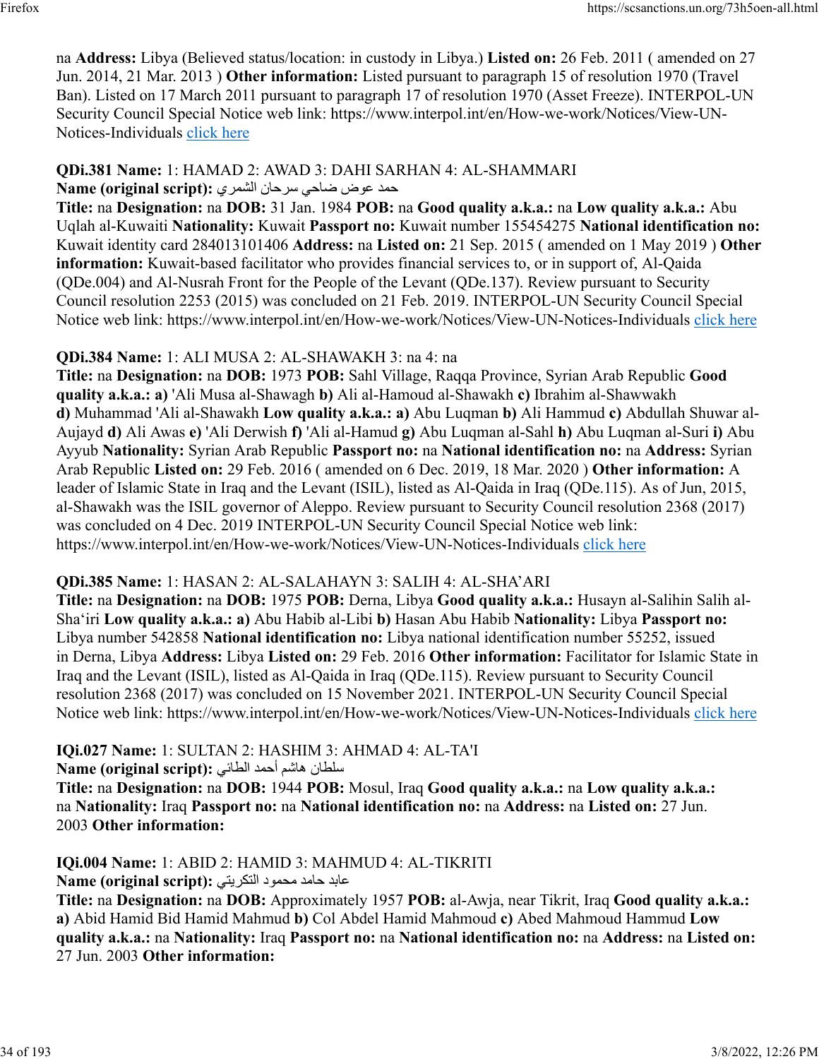na **Address:** Libya (Believed status/location: in custody in Libya.) **Listed on:** 26 Feb. 2011 ( amended on 27 Jun. 2014, 21 Mar. 2013 ) **Other information:** Listed pursuant to paragraph 15 of resolution 1970 (Travel Ban). Listed on 17 March 2011 pursuant to paragraph 17 of resolution 1970 (Asset Freeze). INTERPOL-UN Security Council Special Notice web link: https://www.interpol.int/en/How-we-work/Notices/View-UN-Notices-Individuals click here

**QDi.381 Name:** 1: HAMAD 2: AWAD 3: DAHI SARHAN 4: AL-SHAMMARI
**Name (original script):** حمد عوض ضاحي سرحان الشمري
**Title:** na **Designation:** na **DOB:** 31 Jan. 1984 **POB:** na **Good quality a.k.a.:** na **Low quality a.k.a.:** Abu Uqlah al-Kuwaiti **Nationality:** Kuwait **Passport no:** Kuwait number 155454275 **National identification no:** Kuwait identity card 284013101406 **Address:** na **Listed on:** 21 Sep. 2015 ( amended on 1 May 2019 ) **Other information:** Kuwait-based facilitator who provides financial services to, or in support of, Al-Qaida (QDe.004) and Al-Nusrah Front for the People of the Levant (QDe.137). Review pursuant to Security Council resolution 2253 (2015) was concluded on 21 Feb. 2019. INTERPOL-UN Security Council Special Notice web link: https://www.interpol.int/en/How-we-work/Notices/View-UN-Notices-Individuals click here

**QDi.384 Name:** 1: ALI MUSA 2: AL-SHAWAKH 3: na 4: na
**Title:** na **Designation:** na **DOB:** 1973 **POB:** Sahl Village, Raqqa Province, Syrian Arab Republic **Good quality a.k.a.:** **a)** 'Ali Musa al-Shawagh **b)** Ali al-Hamoud al-Shawakh **c)** Ibrahim al-Shawwakh **d)** Muhammad 'Ali al-Shawakh **Low quality a.k.a.:** **a)** Abu Luqman **b)** Ali Hammud **c)** Abdullah Shuwar al-Aujayd **d)** Ali Awas **e)** 'Ali Derwish **f)** 'Ali al-Hamud **g)** Abu Luqman al-Sahl **h)** Abu Luqman al-Suri **i)** Abu Ayyub **Nationality:** Syrian Arab Republic **Passport no:** na **National identification no:** na **Address:** Syrian Arab Republic **Listed on:** 29 Feb. 2016 ( amended on 6 Dec. 2019, 18 Mar. 2020 ) **Other information:** A leader of Islamic State in Iraq and the Levant (ISIL), listed as Al-Qaida in Iraq (QDe.115). As of Jun, 2015, al-Shawakh was the ISIL governor of Aleppo. Review pursuant to Security Council resolution 2368 (2017) was concluded on 4 Dec. 2019 INTERPOL-UN Security Council Special Notice web link: https://www.interpol.int/en/How-we-work/Notices/View-UN-Notices-Individuals click here

**QDi.385 Name:** 1: HASAN 2: AL-SALAHAYN 3: SALIH 4: AL-SHA'ARI
**Title:** na **Designation:** na **DOB:** 1975 **POB:** Derna, Libya **Good quality a.k.a.:** Husayn al-Salihin Salih al-Sha'iri **Low quality a.k.a.:** **a)** Abu Habib al-Libi **b)** Hasan Abu Habib **Nationality:** Libya **Passport no:** Libya number 542858 **National identification no:** Libya national identification number 55252, issued in Derna, Libya **Address:** Libya **Listed on:** 29 Feb. 2016 **Other information:** Facilitator for Islamic State in Iraq and the Levant (ISIL), listed as Al-Qaida in Iraq (QDe.115). Review pursuant to Security Council resolution 2368 (2017) was concluded on 15 November 2021. INTERPOL-UN Security Council Special Notice web link: https://www.interpol.int/en/How-we-work/Notices/View-UN-Notices-Individuals click here

**IQi.027 Name:** 1: SULTAN 2: HASHIM 3: AHMAD 4: AL-TA'I
**Name (original script):** سلطان هاشم أحمد الطائي
**Title:** na **Designation:** na **DOB:** 1944 **POB:** Mosul, Iraq **Good quality a.k.a.:** na **Low quality a.k.a.:** na **Nationality:** Iraq **Passport no:** na **National identification no:** na **Address:** na **Listed on:** 27 Jun. 2003 **Other information:**

**IQi.004 Name:** 1: ABID 2: HAMID 3: MAHMUD 4: AL-TIKRITI
**Name (original script):** عابد حامد محمود التكريتي
**Title:** na **Designation:** na **DOB:** Approximately 1957 **POB:** al-Awja, near Tikrit, Iraq **Good quality a.k.a.:** **a)** Abid Hamid Bid Hamid Mahmud **b)** Col Abdel Hamid Mahmoud **c)** Abed Mahmoud Hammud **Low quality a.k.a.:** na **Nationality:** Iraq **Passport no:** na **National identification no:** na **Address:** na **Listed on:** 27 Jun. 2003 **Other information:**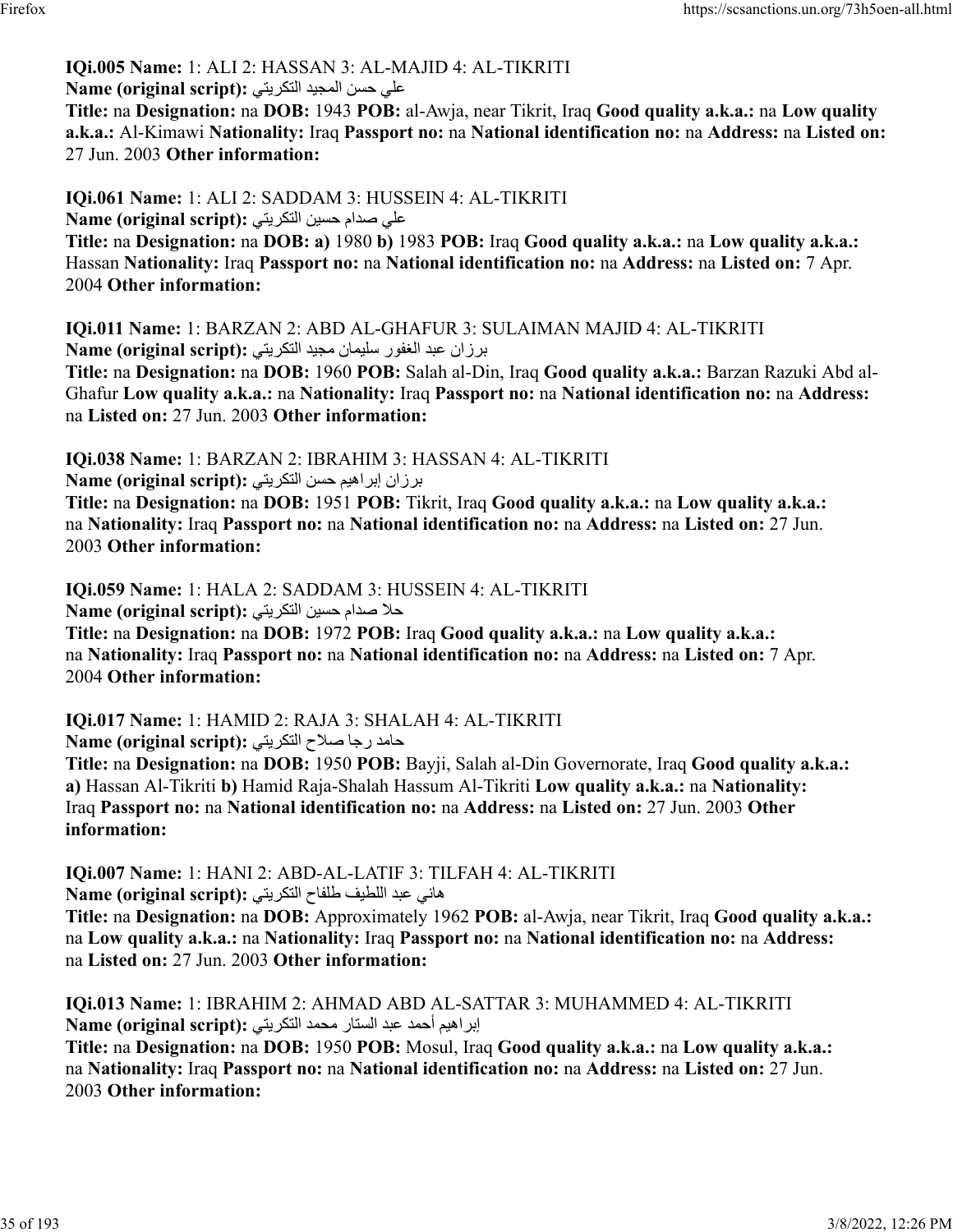**IQi.005 Name:** 1: ALI 2: HASSAN 3: AL-MAJID 4: AL-TIKRITI
**Name (original script):** علي حسن المجيد التكريتي
**Title:** na **Designation:** na **DOB:** 1943 **POB:** al-Awja, near Tikrit, Iraq **Good quality a.k.a.:** na **Low quality a.k.a.:** Al-Kimawi **Nationality:** Iraq **Passport no:** na **National identification no:** na **Address:** na **Listed on:** 27 Jun. 2003 **Other information:**

**IQi.061 Name:** 1: ALI 2: SADDAM 3: HUSSEIN 4: AL-TIKRITI
**Name (original script):** علي صدام حسين التكريتي
**Title:** na **Designation:** na **DOB:** **a)** 1980 **b)** 1983 **POB:** Iraq **Good quality a.k.a.:** na **Low quality a.k.a.:** Hassan **Nationality:** Iraq **Passport no:** na **National identification no:** na **Address:** na **Listed on:** 7 Apr. 2004 **Other information:**

**IQi.011 Name:** 1: BARZAN 2: ABD AL-GHAFUR 3: SULAIMAN MAJID 4: AL-TIKRITI
**Name (original script):** برزان عبد الغفور سليمان مجيد التكريتي
**Title:** na **Designation:** na **DOB:** 1960 **POB:** Salah al-Din, Iraq **Good quality a.k.a.:** Barzan Razuki Abd al-Ghafur **Low quality a.k.a.:** na **Nationality:** Iraq **Passport no:** na **National identification no:** na **Address:** na **Listed on:** 27 Jun. 2003 **Other information:**

**IQi.038 Name:** 1: BARZAN 2: IBRAHIM 3: HASSAN 4: AL-TIKRITI
**Name (original script):** برزان إبراهيم حسن التكريتي
**Title:** na **Designation:** na **DOB:** 1951 **POB:** Tikrit, Iraq **Good quality a.k.a.:** na **Low quality a.k.a.:** na **Nationality:** Iraq **Passport no:** na **National identification no:** na **Address:** na **Listed on:** 27 Jun. 2003 **Other information:**

**IQi.059 Name:** 1: HALA 2: SADDAM 3: HUSSEIN 4: AL-TIKRITI
**Name (original script):** حلا صدام حسين التكريتي
**Title:** na **Designation:** na **DOB:** 1972 **POB:** Iraq **Good quality a.k.a.:** na **Low quality a.k.a.:** na **Nationality:** Iraq **Passport no:** na **National identification no:** na **Address:** na **Listed on:** 7 Apr. 2004 **Other information:**

**IQi.017 Name:** 1: HAMID 2: RAJA 3: SHALAH 4: AL-TIKRITI
**Name (original script):** حامد رجا صلاح التكريتي
**Title:** na **Designation:** na **DOB:** 1950 **POB:** Bayji, Salah al-Din Governorate, Iraq **Good quality a.k.a.:** **a)** Hassan Al-Tikriti **b)** Hamid Raja-Shalah Hassum Al-Tikriti **Low quality a.k.a.:** na **Nationality:** Iraq **Passport no:** na **National identification no:** na **Address:** na **Listed on:** 27 Jun. 2003 **Other information:**

**IQi.007 Name:** 1: HANI 2: ABD-AL-LATIF 3: TILFAH 4: AL-TIKRITI
**Name (original script):** هاني عبد اللطيف طلفاح التكريتي
**Title:** na **Designation:** na **DOB:** Approximately 1962 **POB:** al-Awja, near Tikrit, Iraq **Good quality a.k.a.:** na **Low quality a.k.a.:** na **Nationality:** Iraq **Passport no:** na **National identification no:** na **Address:** na **Listed on:** 27 Jun. 2003 **Other information:**

**IQi.013 Name:** 1: IBRAHIM 2: AHMAD ABD AL-SATTAR 3: MUHAMMED 4: AL-TIKRITI
**Name (original script):** إبراهيم أحمد عبد الستار محمد التكريتي
**Title:** na **Designation:** na **DOB:** 1950 **POB:** Mosul, Iraq **Good quality a.k.a.:** na **Low quality a.k.a.:** na **Nationality:** Iraq **Passport no:** na **National identification no:** na **Address:** na **Listed on:** 27 Jun. 2003 **Other information:**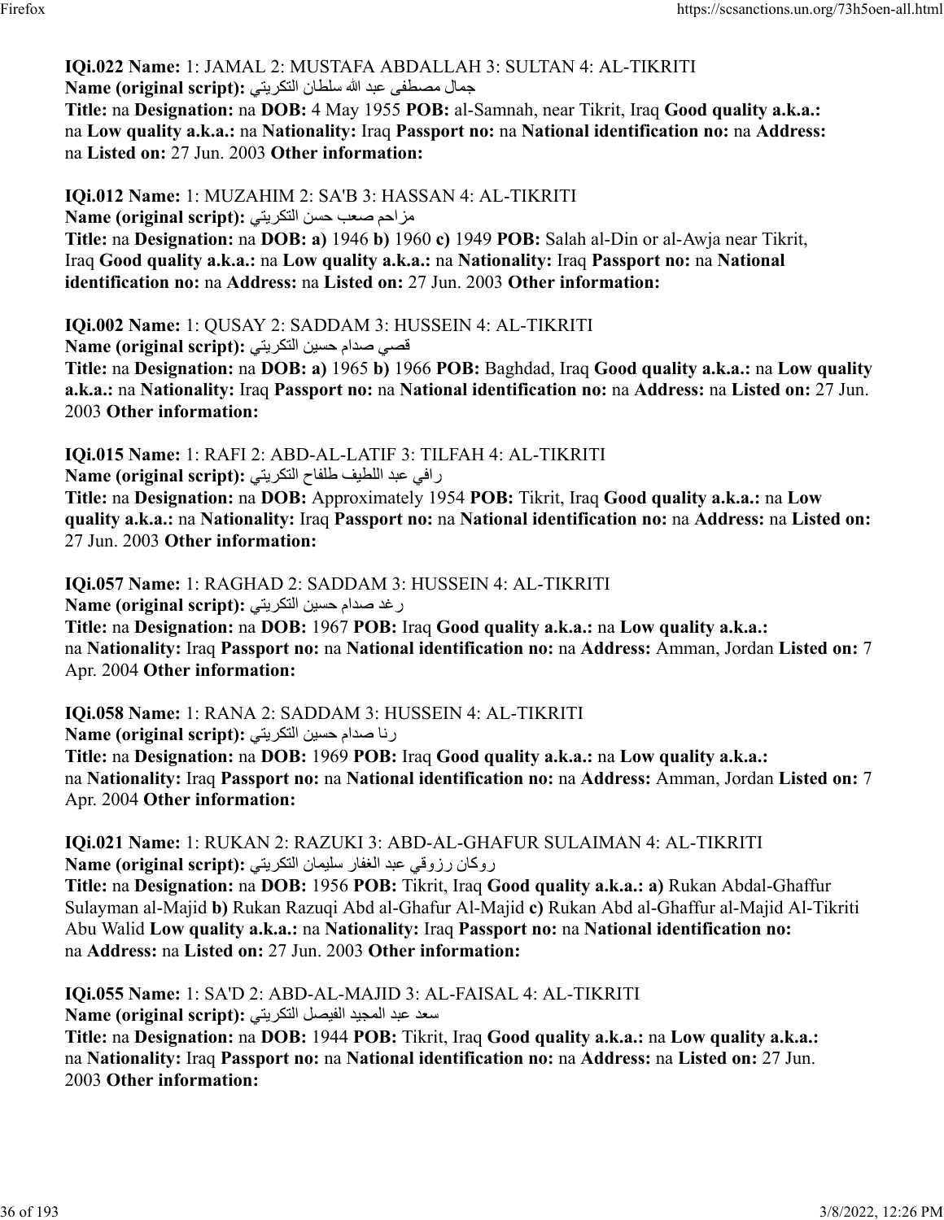**IQi.022 Name:** 1: JAMAL 2: MUSTAFA ABDALLAH 3: SULTAN 4: AL-TIKRITI
**Name (original script):** جمال مصطفى عبد الله سلطان التكريتي
**Title:** na **Designation:** na **DOB:** 4 May 1955 **POB:** al-Samnah, near Tikrit, Iraq **Good quality a.k.a.:** na **Low quality a.k.a.:** na **Nationality:** Iraq **Passport no:** na **National identification no:** na **Address:** na **Listed on:** 27 Jun. 2003 **Other information:**

**IQi.012 Name:** 1: MUZAHIM 2: SA'B 3: HASSAN 4: AL-TIKRITI
**Name (original script):** مزاحم صعب حسن التكريتي
**Title:** na **Designation:** na **DOB:** **a)** 1946 **b)** 1960 **c)** 1949 **POB:** Salah al-Din or al-Awja near Tikrit, Iraq **Good quality a.k.a.:** na **Low quality a.k.a.:** na **Nationality:** Iraq **Passport no:** na **National identification no:** na **Address:** na **Listed on:** 27 Jun. 2003 **Other information:**

**IQi.002 Name:** 1: QUSAY 2: SADDAM 3: HUSSEIN 4: AL-TIKRITI
**Name (original script):** قصي صدام حسين التكريتي
**Title:** na **Designation:** na **DOB:** **a)** 1965 **b)** 1966 **POB:** Baghdad, Iraq **Good quality a.k.a.:** na **Low quality a.k.a.:** na **Nationality:** Iraq **Passport no:** na **National identification no:** na **Address:** na **Listed on:** 27 Jun. 2003 **Other information:**

**IQi.015 Name:** 1: RAFI 2: ABD-AL-LATIF 3: TILFAH 4: AL-TIKRITI
**Name (original script):** رافي عبد اللطيف طلفاح التكريتي
**Title:** na **Designation:** na **DOB:** Approximately 1954 **POB:** Tikrit, Iraq **Good quality a.k.a.:** na **Low quality a.k.a.:** na **Nationality:** Iraq **Passport no:** na **National identification no:** na **Address:** na **Listed on:** 27 Jun. 2003 **Other information:**

**IQi.057 Name:** 1: RAGHAD 2: SADDAM 3: HUSSEIN 4: AL-TIKRITI
**Name (original script):** رغد صدام حسين التكريتي
**Title:** na **Designation:** na **DOB:** 1967 **POB:** Iraq **Good quality a.k.a.:** na **Low quality a.k.a.:** na **Nationality:** Iraq **Passport no:** na **National identification no:** na **Address:** Amman, Jordan **Listed on:** 7 Apr. 2004 **Other information:**

**IQi.058 Name:** 1: RANA 2: SADDAM 3: HUSSEIN 4: AL-TIKRITI
**Name (original script):** رنا صدام حسين التكريتي
**Title:** na **Designation:** na **DOB:** 1969 **POB:** Iraq **Good quality a.k.a.:** na **Low quality a.k.a.:** na **Nationality:** Iraq **Passport no:** na **National identification no:** na **Address:** Amman, Jordan **Listed on:** 7 Apr. 2004 **Other information:**

**IQi.021 Name:** 1: RUKAN 2: RAZUKI 3: ABD-AL-GHAFUR SULAIMAN 4: AL-TIKRITI
**Name (original script):** روكان رزوقي عبد الغفار سليمان التكريتي
**Title:** na **Designation:** na **DOB:** 1956 **POB:** Tikrit, Iraq **Good quality a.k.a.:** **a)** Rukan Abdal-Ghaffur Sulayman al-Majid **b)** Rukan Razuqi Abd al-Ghafur Al-Majid **c)** Rukan Abd al-Ghaffur al-Majid Al-Tikriti Abu Walid **Low quality a.k.a.:** na **Nationality:** Iraq **Passport no:** na **National identification no:** na **Address:** na **Listed on:** 27 Jun. 2003 **Other information:**

**IQi.055 Name:** 1: SA'D 2: ABD-AL-MAJID 3: AL-FAISAL 4: AL-TIKRITI
**Name (original script):** سعد عبد المجيد الفيصل التكريتي
**Title:** na **Designation:** na **DOB:** 1944 **POB:** Tikrit, Iraq **Good quality a.k.a.:** na **Low quality a.k.a.:** na **Nationality:** Iraq **Passport no:** na **National identification no:** na **Address:** na **Listed on:** 27 Jun. 2003 **Other information:**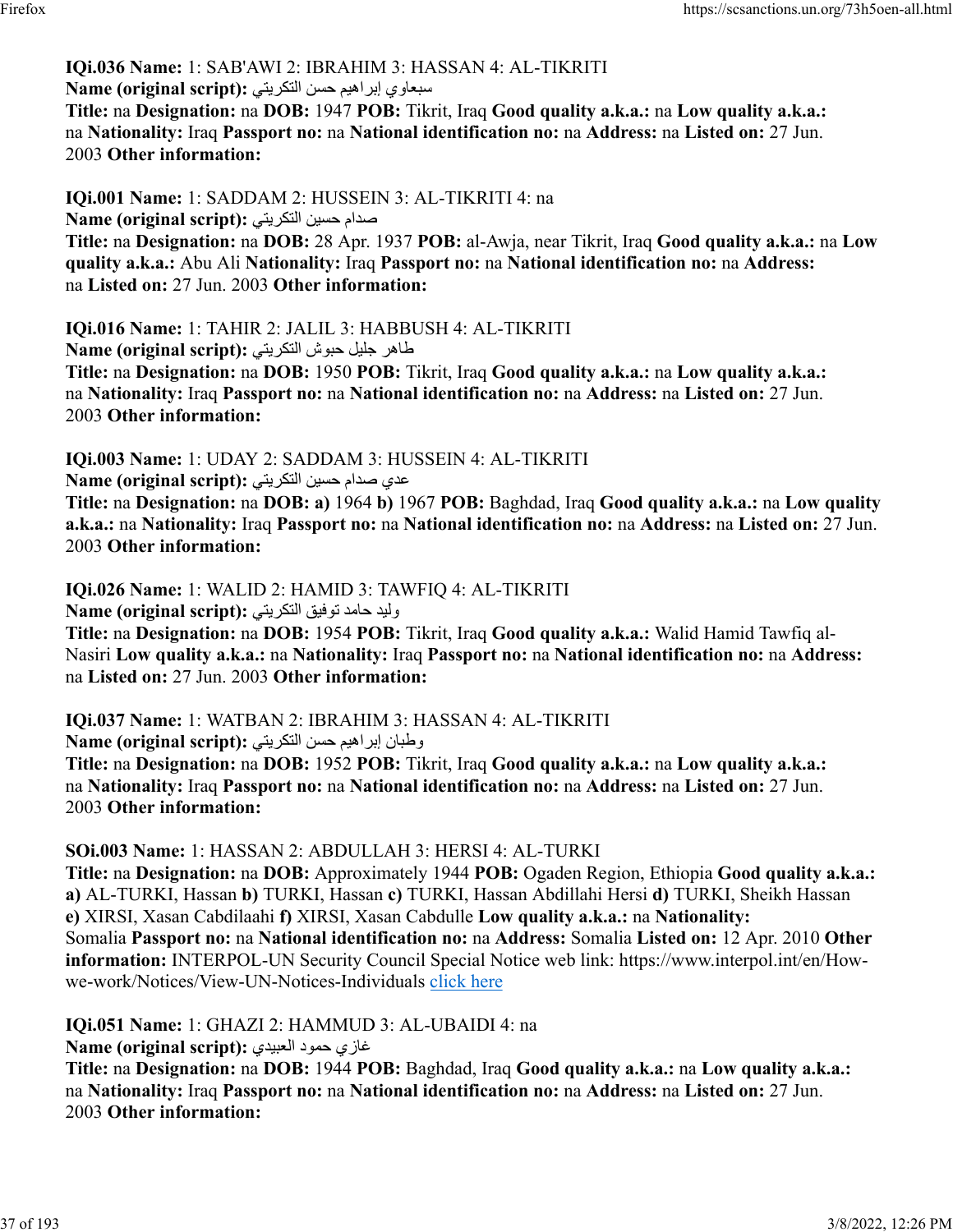**IQi.036 Name:** 1: SAB'AWI 2: IBRAHIM 3: HASSAN 4: AL-TIKRITI
**Name (original script):** سبعاوي إبراهيم حسن التكريتي
**Title:** na **Designation:** na **DOB:** 1947 **POB:** Tikrit, Iraq **Good quality a.k.a.:** na **Low quality a.k.a.:** na **Nationality:** Iraq **Passport no:** na **National identification no:** na **Address:** na **Listed on:** 27 Jun. 2003 **Other information:**

**IQi.001 Name:** 1: SADDAM 2: HUSSEIN 3: AL-TIKRITI 4: na
**Name (original script):** صدام حسين التكريتي
**Title:** na **Designation:** na **DOB:** 28 Apr. 1937 **POB:** al-Awja, near Tikrit, Iraq **Good quality a.k.a.:** na **Low quality a.k.a.:** Abu Ali **Nationality:** Iraq **Passport no:** na **National identification no:** na **Address:** na **Listed on:** 27 Jun. 2003 **Other information:**

**IQi.016 Name:** 1: TAHIR 2: JALIL 3: HABBUSH 4: AL-TIKRITI
**Name (original script):** طاهر جليل حبوش التكريتي
**Title:** na **Designation:** na **DOB:** 1950 **POB:** Tikrit, Iraq **Good quality a.k.a.:** na **Low quality a.k.a.:** na **Nationality:** Iraq **Passport no:** na **National identification no:** na **Address:** na **Listed on:** 27 Jun. 2003 **Other information:**

**IQi.003 Name:** 1: UDAY 2: SADDAM 3: HUSSEIN 4: AL-TIKRITI
**Name (original script):** عدي صدام حسين التكريتي
**Title:** na **Designation:** na **DOB:** **a)** 1964 **b)** 1967 **POB:** Baghdad, Iraq **Good quality a.k.a.:** na **Low quality a.k.a.:** na **Nationality:** Iraq **Passport no:** na **National identification no:** na **Address:** na **Listed on:** 27 Jun. 2003 **Other information:**

**IQi.026 Name:** 1: WALID 2: HAMID 3: TAWFIQ 4: AL-TIKRITI
**Name (original script):** وليد حامد توفيق التكريتي
**Title:** na **Designation:** na **DOB:** 1954 **POB:** Tikrit, Iraq **Good quality a.k.a.:** Walid Hamid Tawfiq al-Nasiri **Low quality a.k.a.:** na **Nationality:** Iraq **Passport no:** na **National identification no:** na **Address:** na **Listed on:** 27 Jun. 2003 **Other information:**

**IQi.037 Name:** 1: WATBAN 2: IBRAHIM 3: HASSAN 4: AL-TIKRITI
**Name (original script):** وطبان إبراهيم حسن التكريتي
**Title:** na **Designation:** na **DOB:** 1952 **POB:** Tikrit, Iraq **Good quality a.k.a.:** na **Low quality a.k.a.:** na **Nationality:** Iraq **Passport no:** na **National identification no:** na **Address:** na **Listed on:** 27 Jun. 2003 **Other information:**

**SOi.003 Name:** 1: HASSAN 2: ABDULLAH 3: HERSI 4: AL-TURKI
**Title:** na **Designation:** na **DOB:** Approximately 1944 **POB:** Ogaden Region, Ethiopia **Good quality a.k.a.:** **a)** AL-TURKI, Hassan **b)** TURKI, Hassan **c)** TURKI, Hassan Abdillahi Hersi **d)** TURKI, Sheikh Hassan **e)** XIRSI, Xasan Cabdilaahi **f)** XIRSI, Xasan Cabdulle **Low quality a.k.a.:** na **Nationality:** Somalia **Passport no:** na **National identification no:** na **Address:** Somalia **Listed on:** 12 Apr. 2010 **Other information:** INTERPOL-UN Security Council Special Notice web link: https://www.interpol.int/en/How-we-work/Notices/View-UN-Notices-Individuals click here

**IQi.051 Name:** 1: GHAZI 2: HAMMUD 3: AL-UBAIDI 4: na
**Name (original script):** غازي حمود العبيدي
**Title:** na **Designation:** na **DOB:** 1944 **POB:** Baghdad, Iraq **Good quality a.k.a.:** na **Low quality a.k.a.:** na **Nationality:** Iraq **Passport no:** na **National identification no:** na **Address:** na **Listed on:** 27 Jun. 2003 **Other information:**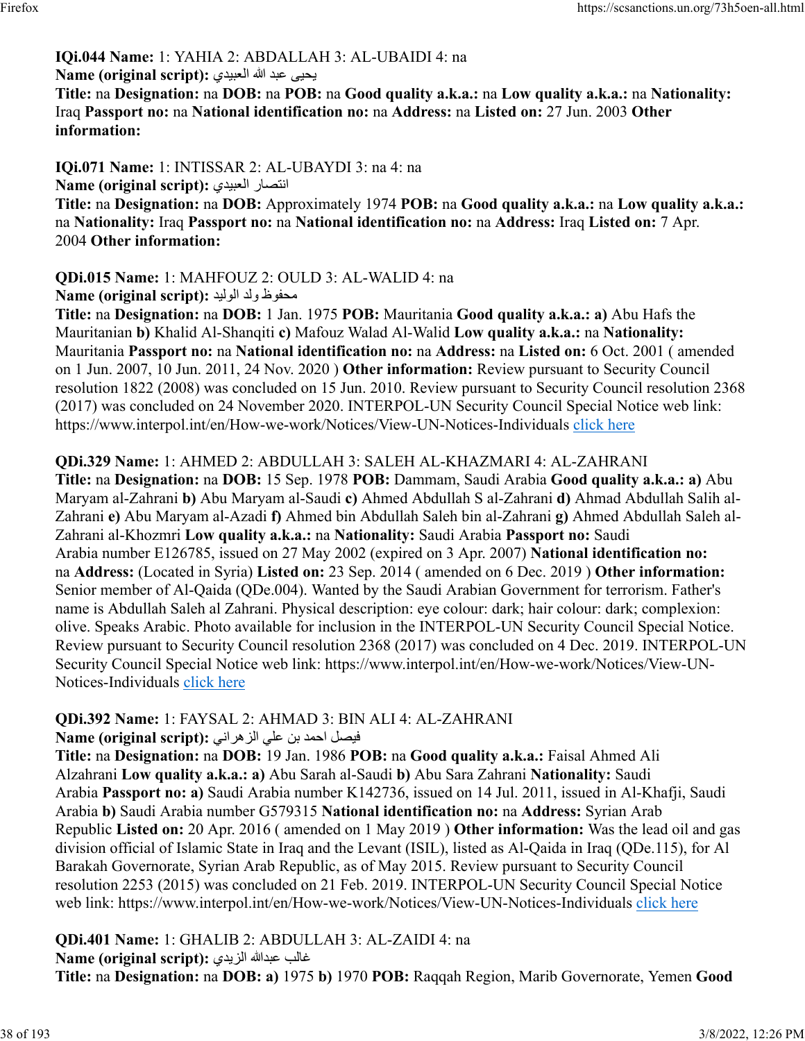**IQi.044 Name:** 1: YAHIA 2: ABDALLAH 3: AL-UBAIDI 4: na
**Name (original script):** يحيى عبد الله العبيدي
**Title:** na **Designation:** na **DOB:** na **POB:** na **Good quality a.k.a.:** na **Low quality a.k.a.:** na **Nationality:** Iraq **Passport no:** na **National identification no:** na **Address:** na **Listed on:** 27 Jun. 2003 **Other information:**

**IQi.071 Name:** 1: INTISSAR 2: AL-UBAYDI 3: na 4: na
**Name (original script):** انتصار العبيدي
**Title:** na **Designation:** na **DOB:** Approximately 1974 **POB:** na **Good quality a.k.a.:** na **Low quality a.k.a.:** na **Nationality:** Iraq **Passport no:** na **National identification no:** na **Address:** Iraq **Listed on:** 7 Apr. 2004 **Other information:**

**QDi.015 Name:** 1: MAHFOUZ 2: OULD 3: AL-WALID 4: na
**Name (original script):** محفوظ ولد الوليد
**Title:** na **Designation:** na **DOB:** 1 Jan. 1975 **POB:** Mauritania **Good quality a.k.a.: a)** Abu Hafs the Mauritanian **b)** Khalid Al-Shanqiti **c)** Mafouz Walad Al-Walid **Low quality a.k.a.:** na **Nationality:** Mauritania **Passport no:** na **National identification no:** na **Address:** na **Listed on:** 6 Oct. 2001 ( amended on 1 Jun. 2007, 10 Jun. 2011, 24 Nov. 2020 ) **Other information:** Review pursuant to Security Council resolution 1822 (2008) was concluded on 15 Jun. 2010. Review pursuant to Security Council resolution 2368 (2017) was concluded on 24 November 2020. INTERPOL-UN Security Council Special Notice web link: https://www.interpol.int/en/How-we-work/Notices/View-UN-Notices-Individuals click here

**QDi.329 Name:** 1: AHMED 2: ABDULLAH 3: SALEH AL-KHAZMARI 4: AL-ZAHRANI
**Title:** na **Designation:** na **DOB:** 15 Sep. 1978 **POB:** Dammam, Saudi Arabia **Good quality a.k.a.: a)** Abu Maryam al-Zahrani **b)** Abu Maryam al-Saudi **c)** Ahmed Abdullah S al-Zahrani **d)** Ahmad Abdullah Salih al-Zahrani **e)** Abu Maryam al-Azadi **f)** Ahmed bin Abdullah Saleh bin al-Zahrani **g)** Ahmed Abdullah Saleh al-Zahrani al-Khozmri **Low quality a.k.a.:** na **Nationality:** Saudi Arabia **Passport no:** Saudi Arabia number E126785, issued on 27 May 2002 (expired on 3 Apr. 2007) **National identification no:** na **Address:** (Located in Syria) **Listed on:** 23 Sep. 2014 ( amended on 6 Dec. 2019 ) **Other information:** Senior member of Al-Qaida (QDe.004). Wanted by the Saudi Arabian Government for terrorism. Father's name is Abdullah Saleh al Zahrani. Physical description: eye colour: dark; hair colour: dark; complexion: olive. Speaks Arabic. Photo available for inclusion in the INTERPOL-UN Security Council Special Notice. Review pursuant to Security Council resolution 2368 (2017) was concluded on 4 Dec. 2019. INTERPOL-UN Security Council Special Notice web link: https://www.interpol.int/en/How-we-work/Notices/View-UN-Notices-Individuals click here

**QDi.392 Name:** 1: FAYSAL 2: AHMAD 3: BIN ALI 4: AL-ZAHRANI
**Name (original script):** فيصل احمد بن علي الزهراني
**Title:** na **Designation:** na **DOB:** 19 Jan. 1986 **POB:** na **Good quality a.k.a.:** Faisal Ahmed Ali Alzahrani **Low quality a.k.a.: a)** Abu Sarah al-Saudi **b)** Abu Sara Zahrani **Nationality:** Saudi Arabia **Passport no: a)** Saudi Arabia number K142736, issued on 14 Jul. 2011, issued in Al-Khafji, Saudi Arabia **b)** Saudi Arabia number G579315 **National identification no:** na **Address:** Syrian Arab Republic **Listed on:** 20 Apr. 2016 ( amended on 1 May 2019 ) **Other information:** Was the lead oil and gas division official of Islamic State in Iraq and the Levant (ISIL), listed as Al-Qaida in Iraq (QDe.115), for Al Barakah Governorate, Syrian Arab Republic, as of May 2015. Review pursuant to Security Council resolution 2253 (2015) was concluded on 21 Feb. 2019. INTERPOL-UN Security Council Special Notice web link: https://www.interpol.int/en/How-we-work/Notices/View-UN-Notices-Individuals click here

**QDi.401 Name:** 1: GHALIB 2: ABDULLAH 3: AL-ZAIDI 4: na
**Name (original script):** غالب عبدالله الزيدي
**Title:** na **Designation:** na **DOB: a)** 1975 **b)** 1970 **POB:** Raqqah Region, Marib Governorate, Yemen **Good**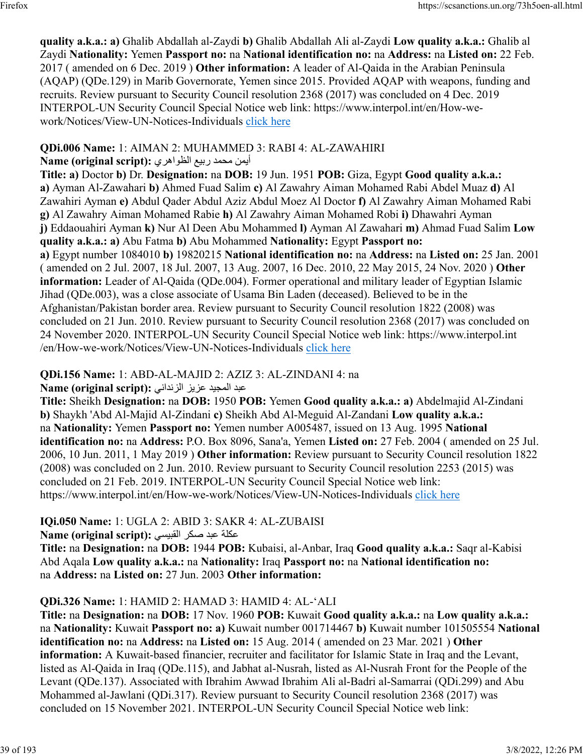quality a.k.a.: a) Ghalib Abdallah al-Zaydi b) Ghalib Abdallah Ali al-Zaydi **Low quality a.k.a.:** Ghalib al Zaydi **Nationality:** Yemen **Passport no:** na **National identification no:** na **Address:** na **Listed on:** 22 Feb. 2017 ( amended on 6 Dec. 2019 ) **Other information:** A leader of Al-Qaida in the Arabian Peninsula (AQAP) (QDe.129) in Marib Governorate, Yemen since 2015. Provided AQAP with weapons, funding and recruits. Review pursuant to Security Council resolution 2368 (2017) was concluded on 4 Dec. 2019 INTERPOL-UN Security Council Special Notice web link: https://www.interpol.int/en/How-we-work/Notices/View-UN-Notices-Individuals click here

**QDi.006 Name:** 1: AIMAN 2: MUHAMMED 3: RABI 4: AL-ZAWAHIRI
**Name (original script):** أيمن محمد ربيع الظواهري
**Title:** a) Doctor b) Dr. **Designation:** na **DOB:** 19 Jun. 1951 **POB:** Giza, Egypt **Good quality a.k.a.:** a) Ayman Al-Zawahari b) Ahmed Fuad Salim c) Al Zawahry Aiman Mohamed Rabi Abdel Muaz d) Al Zawahiri Ayman e) Abdul Qader Abdul Aziz Abdul Moez Al Doctor f) Al Zawahry Aiman Mohamed Rabi g) Al Zawahry Aiman Mohamed Rabie h) Al Zawahry Aiman Mohamed Robi i) Dhawahri Ayman j) Eddaouahiri Ayman k) Nur Al Deen Abu Mohammed l) Ayman Al Zawahari m) Ahmad Fuad Salim **Low quality a.k.a.:** a) Abu Fatma b) Abu Mohammed **Nationality:** Egypt **Passport no:** a) Egypt number 1084010 b) 19820215 **National identification no:** na **Address:** na **Listed on:** 25 Jan. 2001 ( amended on 2 Jul. 2007, 18 Jul. 2007, 13 Aug. 2007, 16 Dec. 2010, 22 May 2015, 24 Nov. 2020 ) **Other information:** Leader of Al-Qaida (QDe.004). Former operational and military leader of Egyptian Islamic Jihad (QDe.003), was a close associate of Usama Bin Laden (deceased). Believed to be in the Afghanistan/Pakistan border area. Review pursuant to Security Council resolution 1822 (2008) was concluded on 21 Jun. 2010. Review pursuant to Security Council resolution 2368 (2017) was concluded on 24 November 2020. INTERPOL-UN Security Council Special Notice web link: https://www.interpol.int /en/How-we-work/Notices/View-UN-Notices-Individuals click here

**QDi.156 Name:** 1: ABD-AL-MAJID 2: AZIZ 3: AL-ZINDANI 4: na
**Name (original script):** عبد المجيد عزيز الزنداني
**Title:** Sheikh **Designation:** na **DOB:** 1950 **POB:** Yemen **Good quality a.k.a.:** a) Abdelmajid Al-Zindani b) Shaykh 'Abd Al-Majid Al-Zindani c) Sheikh Abd Al-Meguid Al-Zandani **Low quality a.k.a.:** na **Nationality:** Yemen **Passport no:** Yemen number A005487, issued on 13 Aug. 1995 **National identification no:** na **Address:** P.O. Box 8096, Sana'a, Yemen **Listed on:** 27 Feb. 2004 ( amended on 25 Jul. 2006, 10 Jun. 2011, 1 May 2019 ) **Other information:** Review pursuant to Security Council resolution 1822 (2008) was concluded on 2 Jun. 2010. Review pursuant to Security Council resolution 2253 (2015) was concluded on 21 Feb. 2019. INTERPOL-UN Security Council Special Notice web link: https://www.interpol.int/en/How-we-work/Notices/View-UN-Notices-Individuals click here

**IQi.050 Name:** 1: UGLA 2: ABID 3: SAKR 4: AL-ZUBAISI
**Name (original script):** عكلة عبد صكر القبيسي
**Title:** na **Designation:** na **DOB:** 1944 **POB:** Kubaisi, al-Anbar, Iraq **Good quality a.k.a.:** Saqr al-Kabisi Abd Aqala **Low quality a.k.a.:** na **Nationality:** Iraq **Passport no:** na **National identification no:** na **Address:** na **Listed on:** 27 Jun. 2003 **Other information:**

**QDi.326 Name:** 1: HAMID 2: HAMAD 3: HAMID 4: AL-‘ALI
**Title:** na **Designation:** na **DOB:** 17 Nov. 1960 **POB:** Kuwait **Good quality a.k.a.:** na **Low quality a.k.a.:** na **Nationality:** Kuwait **Passport no:** a) Kuwait number 001714467 b) Kuwait number 101505554 **National identification no:** na **Address:** na **Listed on:** 15 Aug. 2014 ( amended on 23 Mar. 2021 ) **Other information:** A Kuwait-based financier, recruiter and facilitator for Islamic State in Iraq and the Levant, listed as Al-Qaida in Iraq (QDe.115), and Jabhat al-Nusrah, listed as Al-Nusrah Front for the People of the Levant (QDe.137). Associated with Ibrahim Awwad Ibrahim Ali al-Badri al-Samarrai (QDi.299) and Abu Mohammed al-Jawlani (QDi.317). Review pursuant to Security Council resolution 2368 (2017) was concluded on 15 November 2021. INTERPOL-UN Security Council Special Notice web link: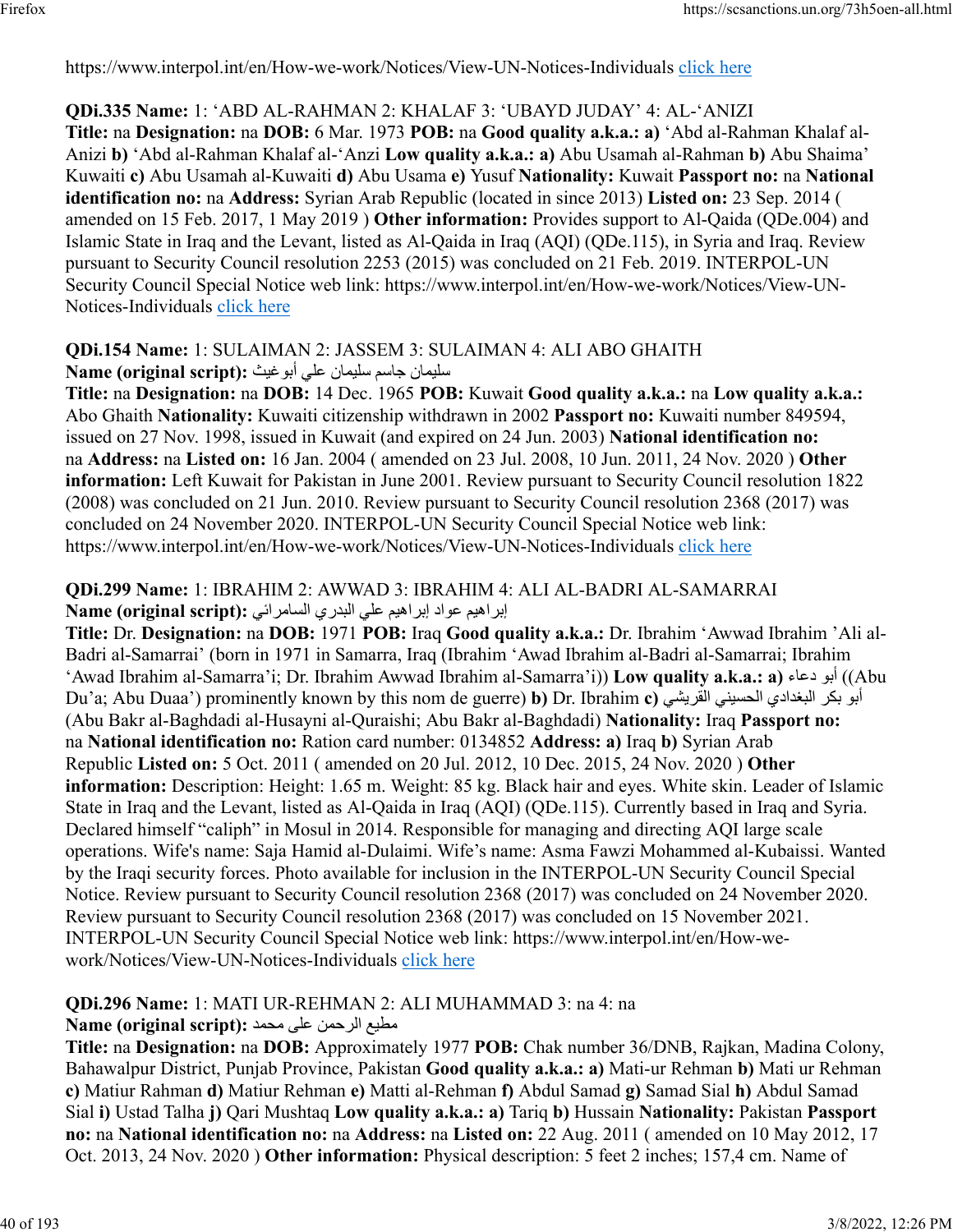https://www.interpol.int/en/How-we-work/Notices/View-UN-Notices-Individuals click here

**QDi.335 Name:** 1: 'ABD AL-RAHMAN 2: KHALAF 3: 'UBAYD JUDAY' 4: AL-'ANIZI
**Title:** na **Designation:** na **DOB:** 6 Mar. 1973 **POB:** na **Good quality a.k.a.: a)** 'Abd al-Rahman Khalaf al-Anizi **b)** 'Abd al-Rahman Khalaf al-'Anzi **Low quality a.k.a.: a)** Abu Usamah al-Rahman **b)** Abu Shaima' Kuwaiti **c)** Abu Usamah al-Kuwaiti **d)** Abu Usama **e)** Yusuf **Nationality:** Kuwait **Passport no:** na **National identification no:** na **Address:** Syrian Arab Republic (located in since 2013) **Listed on:** 23 Sep. 2014 ( amended on 15 Feb. 2017, 1 May 2019 ) **Other information:** Provides support to Al-Qaida (QDe.004) and Islamic State in Iraq and the Levant, listed as Al-Qaida in Iraq (AQI) (QDe.115), in Syria and Iraq. Review pursuant to Security Council resolution 2253 (2015) was concluded on 21 Feb. 2019. INTERPOL-UN Security Council Special Notice web link: https://www.interpol.int/en/How-we-work/Notices/View-UN-Notices-Individuals click here

**QDi.154 Name:** 1: SULAIMAN 2: JASSEM 3: SULAIMAN 4: ALI ABO GHAITH
**Name (original script):** سليمان جاسم سليمان علي أبو غيث
**Title:** na **Designation:** na **DOB:** 14 Dec. 1965 **POB:** Kuwait **Good quality a.k.a.:** na **Low quality a.k.a.:** Abo Ghaith **Nationality:** Kuwaiti citizenship withdrawn in 2002 **Passport no:** Kuwaiti number 849594, issued on 27 Nov. 1998, issued in Kuwait (and expired on 24 Jun. 2003) **National identification no:** na **Address:** na **Listed on:** 16 Jan. 2004 ( amended on 23 Jul. 2008, 10 Jun. 2011, 24 Nov. 2020 ) **Other information:** Left Kuwait for Pakistan in June 2001. Review pursuant to Security Council resolution 1822 (2008) was concluded on 21 Jun. 2010. Review pursuant to Security Council resolution 2368 (2017) was concluded on 24 November 2020. INTERPOL-UN Security Council Special Notice web link: https://www.interpol.int/en/How-we-work/Notices/View-UN-Notices-Individuals click here

**QDi.299 Name:** 1: IBRAHIM 2: AWWAD 3: IBRAHIM 4: ALI AL-BADRI AL-SAMARRAI
**Name (original script):** إبراهيم عواد إبراهيم علي البدري السامرائي
**Title:** Dr. **Designation:** na **DOB:** 1971 **POB:** Iraq **Good quality a.k.a.:** Dr. Ibrahim 'Awwad Ibrahim 'Ali al-Badri al-Samarrai' (born in 1971 in Samarra, Iraq (Ibrahim 'Awad Ibrahim al-Badri al-Samarrai; Ibrahim 'Awad Ibrahim al-Samarra'i; Dr. Ibrahim Awwad Ibrahim al-Samarra'i)) **Low quality a.k.a.: a)** أبو دعاء ((Abu Du'a; Abu Duaa') prominently known by this nom de guerre) **b)** Dr. Ibrahim **c)** أبو بكر البغدادي الحسيني القريشي (Abu Bakr al-Baghdadi al-Husayni al-Quraishi; Abu Bakr al-Baghdadi) **Nationality:** Iraq **Passport no:** na **National identification no:** Ration card number: 0134852 **Address: a)** Iraq **b)** Syrian Arab Republic **Listed on:** 5 Oct. 2011 ( amended on 20 Jul. 2012, 10 Dec. 2015, 24 Nov. 2020 ) **Other information:** Description: Height: 1.65 m. Weight: 85 kg. Black hair and eyes. White skin. Leader of Islamic State in Iraq and the Levant, listed as Al-Qaida in Iraq (AQI) (QDe.115). Currently based in Iraq and Syria. Declared himself "caliph" in Mosul in 2014. Responsible for managing and directing AQI large scale operations. Wife's name: Saja Hamid al-Dulaimi. Wife's name: Asma Fawzi Mohammed al-Kubaissi. Wanted by the Iraqi security forces. Photo available for inclusion in the INTERPOL-UN Security Council Special Notice. Review pursuant to Security Council resolution 2368 (2017) was concluded on 24 November 2020. Review pursuant to Security Council resolution 2368 (2017) was concluded on 15 November 2021. INTERPOL-UN Security Council Special Notice web link: https://www.interpol.int/en/How-we-work/Notices/View-UN-Notices-Individuals click here

**QDi.296 Name:** 1: MATI UR-REHMAN 2: ALI MUHAMMAD 3: na 4: na
**Name (original script):** مطيع الرحمن على محمد
**Title:** na **Designation:** na **DOB:** Approximately 1977 **POB:** Chak number 36/DNB, Rajkan, Madina Colony, Bahawalpur District, Punjab Province, Pakistan **Good quality a.k.a.: a)** Mati-ur Rehman **b)** Mati ur Rehman **c)** Matiur Rahman **d)** Matiur Rehman **e)** Matti al-Rehman **f)** Abdul Samad **g)** Samad Sial **h)** Abdul Samad Sial **i)** Ustad Talha **j)** Qari Mushtaq **Low quality a.k.a.: a)** Tariq **b)** Hussain **Nationality:** Pakistan **Passport no:** na **National identification no:** na **Address:** na **Listed on:** 22 Aug. 2011 ( amended on 10 May 2012, 17 Oct. 2013, 24 Nov. 2020 ) **Other information:** Physical description: 5 feet 2 inches; 157,4 cm. Name of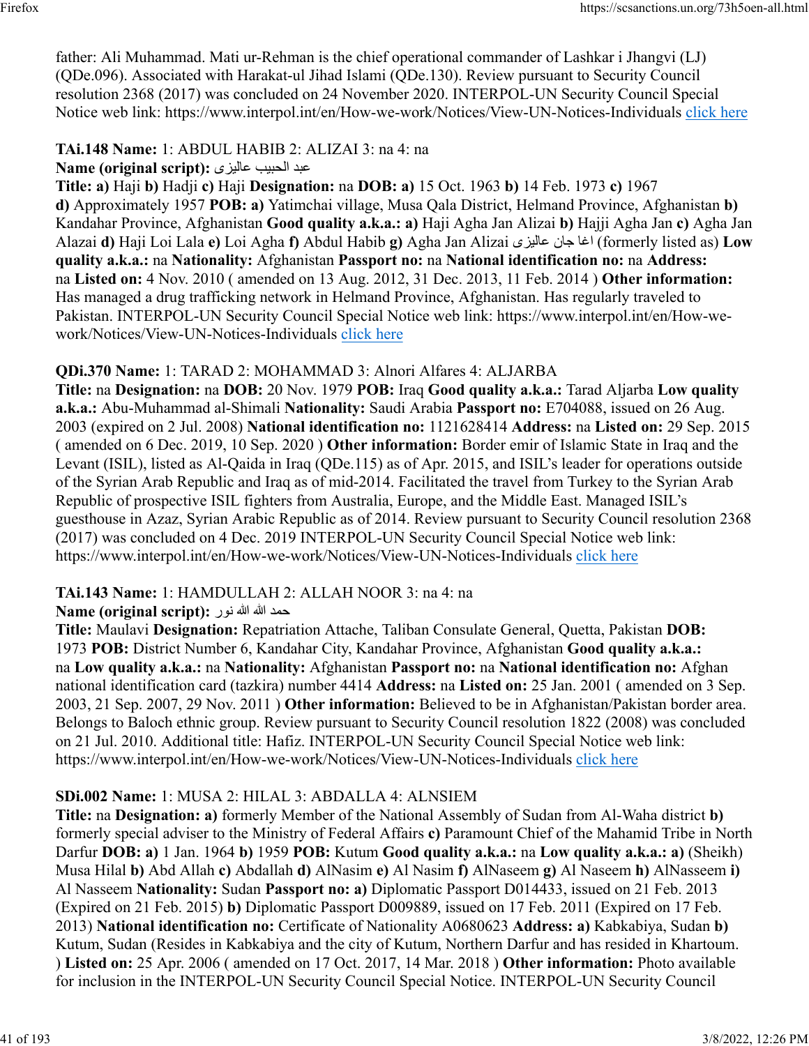father: Ali Muhammad. Mati ur-Rehman is the chief operational commander of Lashkar i Jhangvi (LJ) (QDe.096). Associated with Harakat-ul Jihad Islami (QDe.130). Review pursuant to Security Council resolution 2368 (2017) was concluded on 24 November 2020. INTERPOL-UN Security Council Special Notice web link: https://www.interpol.int/en/How-we-work/Notices/View-UN-Notices-Individuals click here

**TAi.148 Name:** 1: ABDUL HABIB 2: ALIZAI 3: na 4: na
**Name (original script):** عبد الحبيب عاليزى
**Title:** **a)** Haji **b)** Hadji **c)** Haji **Designation:** na **DOB:** **a)** 15 Oct. 1963 **b)** 14 Feb. 1973 **c)** 1967 **d)** Approximately 1957 **POB:** **a)** Yatimchai village, Musa Qala District, Helmand Province, Afghanistan **b)** Kandahar Province, Afghanistan **Good quality a.k.a.:** **a)** Haji Agha Jan Alizai **b)** Hajji Agha Jan **c)** Agha Jan Alazai **d)** Haji Loi Lala **e)** Loi Agha **f)** Abdul Habib **g)** Agha Jan Alizai اغا جان عالیزی (formerly listed as) **Low quality a.k.a.:** na **Nationality:** Afghanistan **Passport no:** na **National identification no:** na **Address:** na **Listed on:** 4 Nov. 2010 ( amended on 13 Aug. 2012, 31 Dec. 2013, 11 Feb. 2014 ) **Other information:** Has managed a drug trafficking network in Helmand Province, Afghanistan. Has regularly traveled to Pakistan. INTERPOL-UN Security Council Special Notice web link: https://www.interpol.int/en/How-we-work/Notices/View-UN-Notices-Individuals click here

**QDi.370 Name:** 1: TARAD 2: MOHAMMAD 3: Alnori Alfares 4: ALJARBA
**Title:** na **Designation:** na **DOB:** 20 Nov. 1979 **POB:** Iraq **Good quality a.k.a.:** Tarad Aljarba **Low quality a.k.a.:** Abu-Muhammad al-Shimali **Nationality:** Saudi Arabia **Passport no:** E704088, issued on 26 Aug. 2003 (expired on 2 Jul. 2008) **National identification no:** 1121628414 **Address:** na **Listed on:** 29 Sep. 2015 ( amended on 6 Dec. 2019, 10 Sep. 2020 ) **Other information:** Border emir of Islamic State in Iraq and the Levant (ISIL), listed as Al-Qaida in Iraq (QDe.115) as of Apr. 2015, and ISIL's leader for operations outside of the Syrian Arab Republic and Iraq as of mid-2014. Facilitated the travel from Turkey to the Syrian Arab Republic of prospective ISIL fighters from Australia, Europe, and the Middle East. Managed ISIL's guesthouse in Azaz, Syrian Arabic Republic as of 2014. Review pursuant to Security Council resolution 2368 (2017) was concluded on 4 Dec. 2019 INTERPOL-UN Security Council Special Notice web link: https://www.interpol.int/en/How-we-work/Notices/View-UN-Notices-Individuals click here

**TAi.143 Name:** 1: HAMDULLAH 2: ALLAH NOOR 3: na 4: na
**Name (original script):** حمد الله نور
**Title:** Maulavi **Designation:** Repatriation Attache, Taliban Consulate General, Quetta, Pakistan **DOB:** 1973 **POB:** District Number 6, Kandahar City, Kandahar Province, Afghanistan **Good quality a.k.a.:** na **Low quality a.k.a.:** na **Nationality:** Afghanistan **Passport no:** na **National identification no:** Afghan national identification card (tazkira) number 4414 **Address:** na **Listed on:** 25 Jan. 2001 ( amended on 3 Sep. 2003, 21 Sep. 2007, 29 Nov. 2011 ) **Other information:** Believed to be in Afghanistan/Pakistan border area. Belongs to Baloch ethnic group. Review pursuant to Security Council resolution 1822 (2008) was concluded on 21 Jul. 2010. Additional title: Hafiz. INTERPOL-UN Security Council Special Notice web link: https://www.interpol.int/en/How-we-work/Notices/View-UN-Notices-Individuals click here

**SDi.002 Name:** 1: MUSA 2: HILAL 3: ABDALLA 4: ALNSIEM
**Title:** na **Designation:** **a)** formerly Member of the National Assembly of Sudan from Al-Waha district **b)** formerly special adviser to the Ministry of Federal Affairs **c)** Paramount Chief of the Mahamid Tribe in North Darfur **DOB:** **a)** 1 Jan. 1964 **b)** 1959 **POB:** Kutum **Good quality a.k.a.:** na **Low quality a.k.a.:** **a)** (Sheikh) Musa Hilal **b)** Abd Allah **c)** Abdallah **d)** AlNasim **e)** Al Nasim **f)** AlNaseem **g)** Al Naseem **h)** AlNasseem **i)** Al Nasseem **Nationality:** Sudan **Passport no:** **a)** Diplomatic Passport D014433, issued on 21 Feb. 2013 (Expired on 21 Feb. 2015) **b)** Diplomatic Passport D009889, issued on 17 Feb. 2011 (Expired on 17 Feb. 2013) **National identification no:** Certificate of Nationality A0680623 **Address:** **a)** Kabkabiya, Sudan **b)** Kutum, Sudan (Resides in Kabkabiya and the city of Kutum, Northern Darfur and has resided in Khartoum. ) **Listed on:** 25 Apr. 2006 ( amended on 17 Oct. 2017, 14 Mar. 2018 ) **Other information:** Photo available for inclusion in the INTERPOL-UN Security Council Special Notice. INTERPOL-UN Security Council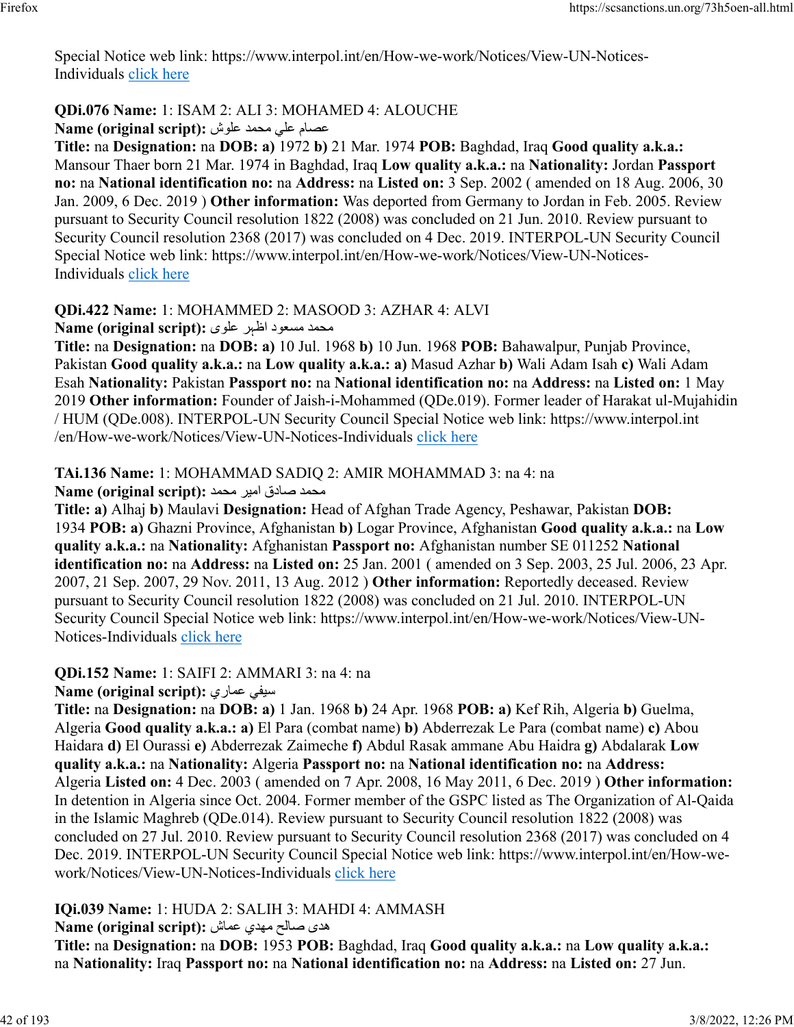Special Notice web link: https://www.interpol.int/en/How-we-work/Notices/View-UN-Notices-Individuals click here

**QDi.076 Name:** 1: ISAM 2: ALI 3: MOHAMED 4: ALOUCHE
**Name (original script):** عصام علي محمد علوش
**Title:** na **Designation:** na **DOB: a)** 1972 **b)** 21 Mar. 1974 **POB:** Baghdad, Iraq **Good quality a.k.a.:** Mansour Thaer born 21 Mar. 1974 in Baghdad, Iraq **Low quality a.k.a.:** na **Nationality:** Jordan **Passport no:** na **National identification no:** na **Address:** na **Listed on:** 3 Sep. 2002 ( amended on 18 Aug. 2006, 30 Jan. 2009, 6 Dec. 2019 ) **Other information:** Was deported from Germany to Jordan in Feb. 2005. Review pursuant to Security Council resolution 1822 (2008) was concluded on 21 Jun. 2010. Review pursuant to Security Council resolution 2368 (2017) was concluded on 4 Dec. 2019. INTERPOL-UN Security Council Special Notice web link: https://www.interpol.int/en/How-we-work/Notices/View-UN-Notices-Individuals click here

**QDi.422 Name:** 1: MOHAMMED 2: MASOOD 3: AZHAR 4: ALVI
**Name (original script):** محمد مسعود اظہر علوی
**Title:** na **Designation:** na **DOB: a)** 10 Jul. 1968 **b)** 10 Jun. 1968 **POB:** Bahawalpur, Punjab Province, Pakistan **Good quality a.k.a.:** na **Low quality a.k.a.: a)** Masud Azhar **b)** Wali Adam Isah **c)** Wali Adam Esah **Nationality:** Pakistan **Passport no:** na **National identification no:** na **Address:** na **Listed on:** 1 May 2019 **Other information:** Founder of Jaish-i-Mohammed (QDe.019). Former leader of Harakat ul-Mujahidin / HUM (QDe.008). INTERPOL-UN Security Council Special Notice web link: https://www.interpol.int /en/How-we-work/Notices/View-UN-Notices-Individuals click here

**TAi.136 Name:** 1: MOHAMMAD SADIQ 2: AMIR MOHAMMAD 3: na 4: na
**Name (original script):** محمد صادق امیر محمد
**Title: a)** Alhaj **b)** Maulavi **Designation:** Head of Afghan Trade Agency, Peshawar, Pakistan **DOB:** 1934 **POB: a)** Ghazni Province, Afghanistan **b)** Logar Province, Afghanistan **Good quality a.k.a.:** na **Low quality a.k.a.:** na **Nationality:** Afghanistan **Passport no:** Afghanistan number SE 011252 **National identification no:** na **Address:** na **Listed on:** 25 Jan. 2001 ( amended on 3 Sep. 2003, 25 Jul. 2006, 23 Apr. 2007, 21 Sep. 2007, 29 Nov. 2011, 13 Aug. 2012 ) **Other information:** Reportedly deceased. Review pursuant to Security Council resolution 1822 (2008) was concluded on 21 Jul. 2010. INTERPOL-UN Security Council Special Notice web link: https://www.interpol.int/en/How-we-work/Notices/View-UN-Notices-Individuals click here

**QDi.152 Name:** 1: SAIFI 2: AMMARI 3: na 4: na
**Name (original script):** سيفي عماري
**Title:** na **Designation:** na **DOB: a)** 1 Jan. 1968 **b)** 24 Apr. 1968 **POB: a)** Kef Rih, Algeria **b)** Guelma, Algeria **Good quality a.k.a.: a)** El Para (combat name) **b)** Abderrezak Le Para (combat name) **c)** Abou Haidara **d)** El Ourassi **e)** Abderrezak Zaimeche **f)** Abdul Rasak ammane Abu Haidra **g)** Abdalarak **Low quality a.k.a.:** na **Nationality:** Algeria **Passport no:** na **National identification no:** na **Address:** Algeria **Listed on:** 4 Dec. 2003 ( amended on 7 Apr. 2008, 16 May 2011, 6 Dec. 2019 ) **Other information:** In detention in Algeria since Oct. 2004. Former member of the GSPC listed as The Organization of Al-Qaida in the Islamic Maghreb (QDe.014). Review pursuant to Security Council resolution 1822 (2008) was concluded on 27 Jul. 2010. Review pursuant to Security Council resolution 2368 (2017) was concluded on 4 Dec. 2019. INTERPOL-UN Security Council Special Notice web link: https://www.interpol.int/en/How-we-work/Notices/View-UN-Notices-Individuals click here

**IQi.039 Name:** 1: HUDA 2: SALIH 3: MAHDI 4: AMMASH
**Name (original script):** هدى صالح مهدي عماش
**Title:** na **Designation:** na **DOB:** 1953 **POB:** Baghdad, Iraq **Good quality a.k.a.:** na **Low quality a.k.a.:** na **Nationality:** Iraq **Passport no:** na **National identification no:** na **Address:** na **Listed on:** 27 Jun.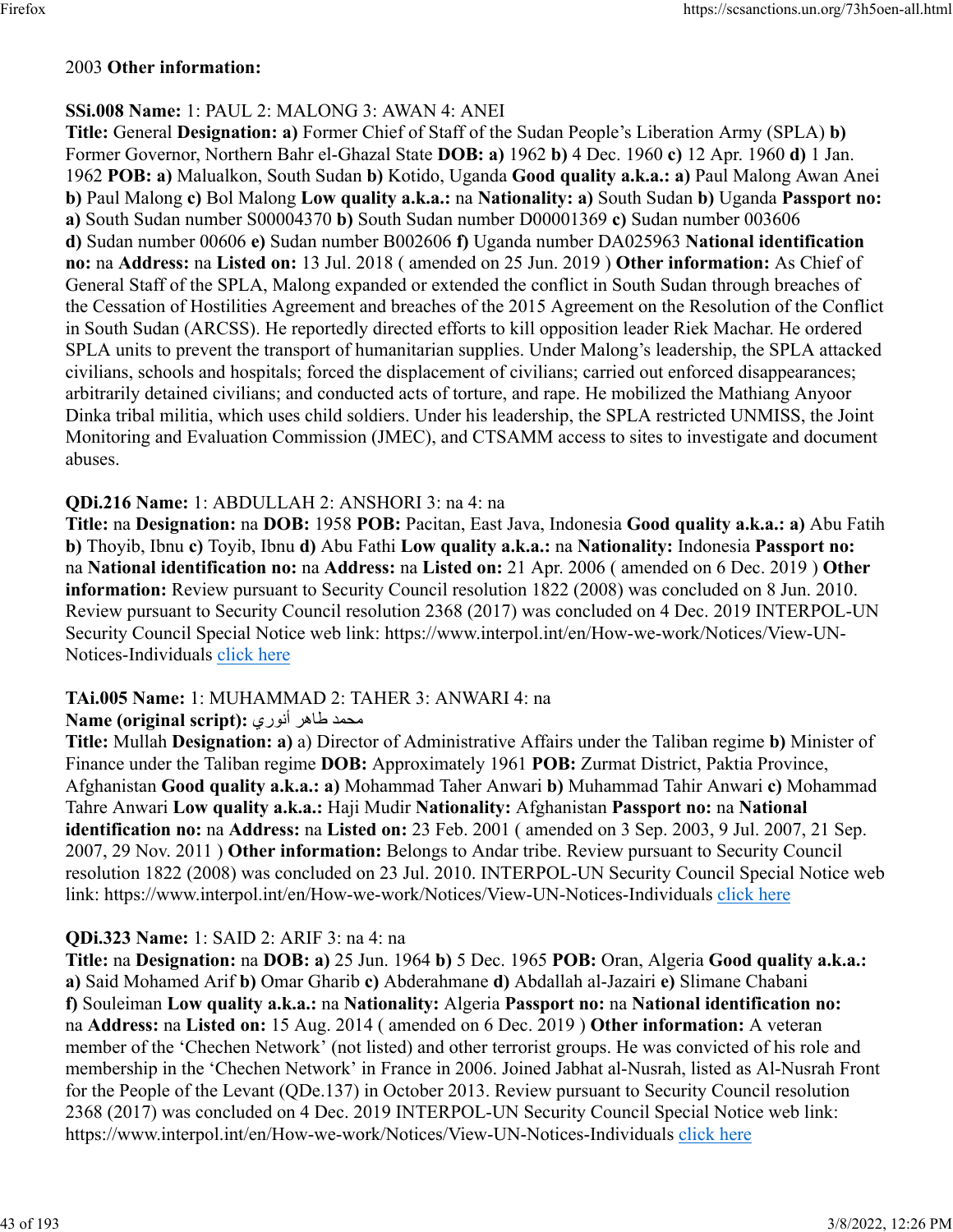2003 **Other information:**

**SSi.008 Name:** 1: PAUL 2: MALONG 3: AWAN 4: ANEI
**Title:** General **Designation: a)** Former Chief of Staff of the Sudan People's Liberation Army (SPLA) **b)** Former Governor, Northern Bahr el-Ghazal State **DOB: a)** 1962 **b)** 4 Dec. 1960 **c)** 12 Apr. 1960 **d)** 1 Jan. 1962 **POB: a)** Malualkon, South Sudan **b)** Kotido, Uganda **Good quality a.k.a.: a)** Paul Malong Awan Anei **b)** Paul Malong **c)** Bol Malong **Low quality a.k.a.:** na **Nationality: a)** South Sudan **b)** Uganda **Passport no: a)** South Sudan number S00004370 **b)** South Sudan number D00001369 **c)** Sudan number 003606 **d)** Sudan number 00606 **e)** Sudan number B002606 **f)** Uganda number DA025963 **National identification no:** na **Address:** na **Listed on:** 13 Jul. 2018 ( amended on 25 Jun. 2019 ) **Other information:** As Chief of General Staff of the SPLA, Malong expanded or extended the conflict in South Sudan through breaches of the Cessation of Hostilities Agreement and breaches of the 2015 Agreement on the Resolution of the Conflict in South Sudan (ARCSS). He reportedly directed efforts to kill opposition leader Riek Machar. He ordered SPLA units to prevent the transport of humanitarian supplies. Under Malong's leadership, the SPLA attacked civilians, schools and hospitals; forced the displacement of civilians; carried out enforced disappearances; arbitrarily detained civilians; and conducted acts of torture, and rape. He mobilized the Mathiang Anyoor Dinka tribal militia, which uses child soldiers. Under his leadership, the SPLA restricted UNMISS, the Joint Monitoring and Evaluation Commission (JMEC), and CTSAMM access to sites to investigate and document abuses.

**QDi.216 Name:** 1: ABDULLAH 2: ANSHORI 3: na 4: na
**Title:** na **Designation:** na **DOB:** 1958 **POB:** Pacitan, East Java, Indonesia **Good quality a.k.a.: a)** Abu Fatih **b)** Thoyib, Ibnu **c)** Toyib, Ibnu **d)** Abu Fathi **Low quality a.k.a.:** na **Nationality:** Indonesia **Passport no:** na **National identification no:** na **Address:** na **Listed on:** 21 Apr. 2006 ( amended on 6 Dec. 2019 ) **Other information:** Review pursuant to Security Council resolution 1822 (2008) was concluded on 8 Jun. 2010. Review pursuant to Security Council resolution 2368 (2017) was concluded on 4 Dec. 2019 INTERPOL-UN Security Council Special Notice web link: https://www.interpol.int/en/How-we-work/Notices/View-UN-Notices-Individuals click here

**TAi.005 Name:** 1: MUHAMMAD 2: TAHER 3: ANWARI 4: na
**Name (original script):** محمد طاهر أنوري
**Title:** Mullah **Designation: a)** a) Director of Administrative Affairs under the Taliban regime **b)** Minister of Finance under the Taliban regime **DOB:** Approximately 1961 **POB:** Zurmat District, Paktia Province, Afghanistan **Good quality a.k.a.: a)** Mohammad Taher Anwari **b)** Muhammad Tahir Anwari **c)** Mohammad Tahre Anwari **Low quality a.k.a.:** Haji Mudir **Nationality:** Afghanistan **Passport no:** na **National identification no:** na **Address:** na **Listed on:** 23 Feb. 2001 ( amended on 3 Sep. 2003, 9 Jul. 2007, 21 Sep. 2007, 29 Nov. 2011 ) **Other information:** Belongs to Andar tribe. Review pursuant to Security Council resolution 1822 (2008) was concluded on 23 Jul. 2010. INTERPOL-UN Security Council Special Notice web link: https://www.interpol.int/en/How-we-work/Notices/View-UN-Notices-Individuals click here

**QDi.323 Name:** 1: SAID 2: ARIF 3: na 4: na
**Title:** na **Designation:** na **DOB: a)** 25 Jun. 1964 **b)** 5 Dec. 1965 **POB:** Oran, Algeria **Good quality a.k.a.: a)** Said Mohamed Arif **b)** Omar Gharib **c)** Abderahmane **d)** Abdallah al-Jazairi **e)** Slimane Chabani **f)** Souleiman **Low quality a.k.a.:** na **Nationality:** Algeria **Passport no:** na **National identification no:** na **Address:** na **Listed on:** 15 Aug. 2014 ( amended on 6 Dec. 2019 ) **Other information:** A veteran member of the 'Chechen Network' (not listed) and other terrorist groups. He was convicted of his role and membership in the 'Chechen Network' in France in 2006. Joined Jabhat al-Nusrah, listed as Al-Nusrah Front for the People of the Levant (QDe.137) in October 2013. Review pursuant to Security Council resolution 2368 (2017) was concluded on 4 Dec. 2019 INTERPOL-UN Security Council Special Notice web link: https://www.interpol.int/en/How-we-work/Notices/View-UN-Notices-Individuals click here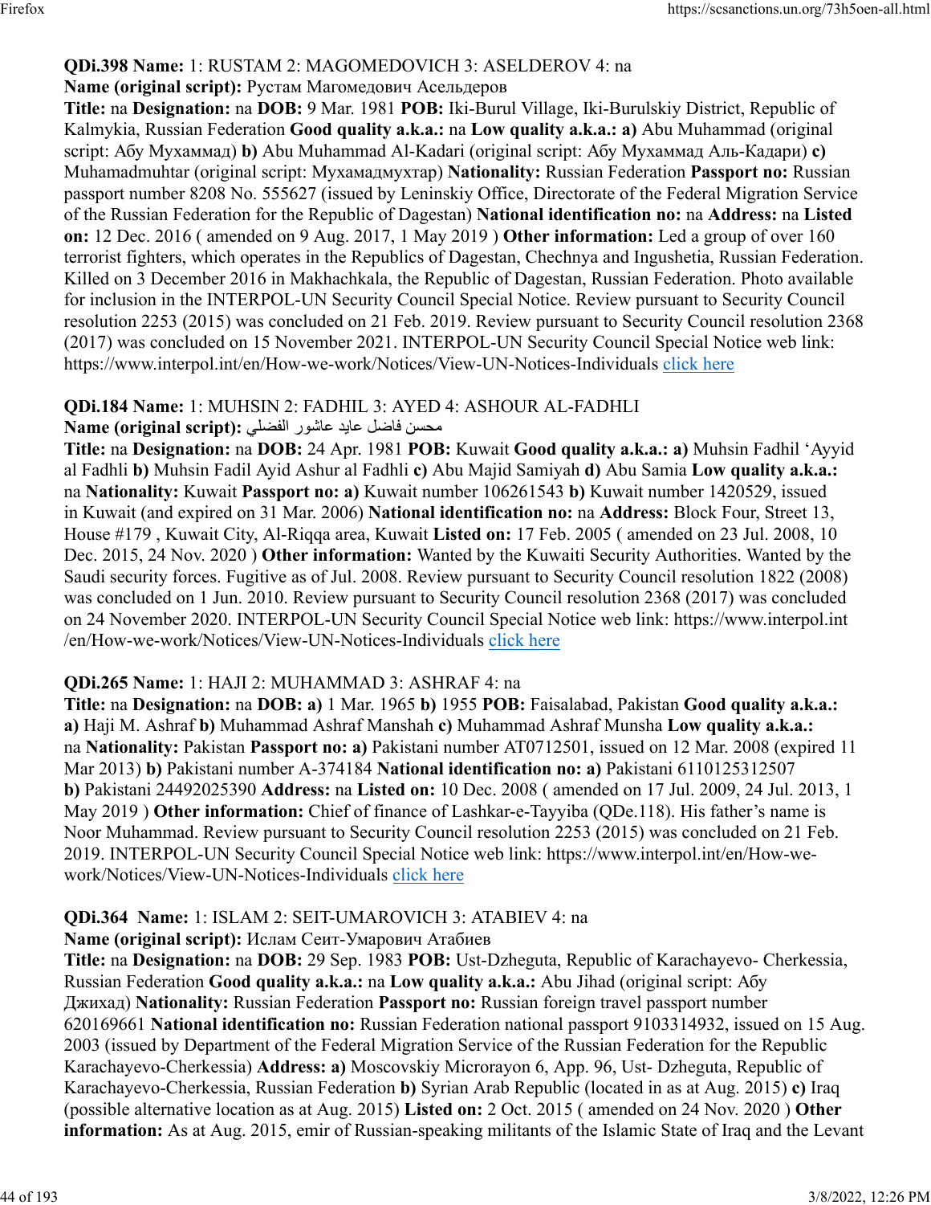**QDi.398 Name:** 1: RUSTAM 2: MAGOMEDOVICH 3: ASELDEROV 4: na
**Name (original script):** Рустам Магомедович Асельдеров
**Title:** na **Designation:** na **DOB:** 9 Mar. 1981 **POB:** Iki-Burul Village, Iki-Burulskiy District, Republic of Kalmykia, Russian Federation **Good quality a.k.a.:** na **Low quality a.k.a.:** **a)** Abu Muhammad (original script: Абу Мухаммад) **b)** Abu Muhammad Al-Kadari (original script: Абу Мухаммад Аль-Кадари) **c)** Muhamadmuhtar (original script: Мухамадмухтар) **Nationality:** Russian Federation **Passport no:** Russian passport number 8208 No. 555627 (issued by Leninskiy Office, Directorate of the Federal Migration Service of the Russian Federation for the Republic of Dagestan) **National identification no:** na **Address:** na **Listed on:** 12 Dec. 2016 ( amended on 9 Aug. 2017, 1 May 2019 ) **Other information:** Led a group of over 160 terrorist fighters, which operates in the Republics of Dagestan, Chechnya and Ingushetia, Russian Federation. Killed on 3 December 2016 in Makhachkala, the Republic of Dagestan, Russian Federation. Photo available for inclusion in the INTERPOL-UN Security Council Special Notice. Review pursuant to Security Council resolution 2253 (2015) was concluded on 21 Feb. 2019. Review pursuant to Security Council resolution 2368 (2017) was concluded on 15 November 2021. INTERPOL-UN Security Council Special Notice web link: https://www.interpol.int/en/How-we-work/Notices/View-UN-Notices-Individuals click here

**QDi.184 Name:** 1: MUHSIN 2: FADHIL 3: AYED 4: ASHOUR AL-FADHLI
**Name (original script):** محسن فاضل عايد عاشور الفضلي
**Title:** na **Designation:** na **DOB:** 24 Apr. 1981 **POB:** Kuwait **Good quality a.k.a.:** **a)** Muhsin Fadhil 'Ayyid al Fadhli **b)** Muhsin Fadil Ayid Ashur al Fadhli **c)** Abu Majid Samiyah **d)** Abu Samia **Low quality a.k.a.:** na **Nationality:** Kuwait **Passport no:** **a)** Kuwait number 106261543 **b)** Kuwait number 1420529, issued in Kuwait (and expired on 31 Mar. 2006) **National identification no:** na **Address:** Block Four, Street 13, House #179 , Kuwait City, Al-Riqqa area, Kuwait **Listed on:** 17 Feb. 2005 ( amended on 23 Jul. 2008, 10 Dec. 2015, 24 Nov. 2020 ) **Other information:** Wanted by the Kuwaiti Security Authorities. Wanted by the Saudi security forces. Fugitive as of Jul. 2008. Review pursuant to Security Council resolution 1822 (2008) was concluded on 1 Jun. 2010. Review pursuant to Security Council resolution 2368 (2017) was concluded on 24 November 2020. INTERPOL-UN Security Council Special Notice web link: https://www.interpol.int/en/How-we-work/Notices/View-UN-Notices-Individuals click here

**QDi.265 Name:** 1: HAJI 2: MUHAMMAD 3: ASHRAF 4: na
**Title:** na **Designation:** na **DOB:** **a)** 1 Mar. 1965 **b)** 1955 **POB:** Faisalabad, Pakistan **Good quality a.k.a.:** **a)** Haji M. Ashraf **b)** Muhammad Ashraf Manshah **c)** Muhammad Ashraf Munsha **Low quality a.k.a.:** na **Nationality:** Pakistan **Passport no:** **a)** Pakistani number AT0712501, issued on 12 Mar. 2008 (expired 11 Mar 2013) **b)** Pakistani number A-374184 **National identification no:** **a)** Pakistani 6110125312507 **b)** Pakistani 24492025390 **Address:** na **Listed on:** 10 Dec. 2008 ( amended on 17 Jul. 2009, 24 Jul. 2013, 1 May 2019 ) **Other information:** Chief of finance of Lashkar-e-Tayyiba (QDe.118). His father's name is Noor Muhammad. Review pursuant to Security Council resolution 2253 (2015) was concluded on 21 Feb. 2019. INTERPOL-UN Security Council Special Notice web link: https://www.interpol.int/en/How-we-work/Notices/View-UN-Notices-Individuals click here

**QDi.364 Name:** 1: ISLAM 2: SEIT-UMAROVICH 3: ATABIEV 4: na
**Name (original script):** Ислам Сеит-Умарович Атабиев
**Title:** na **Designation:** na **DOB:** 29 Sep. 1983 **POB:** Ust-Dzheguta, Republic of Karachayevo- Cherkessia, Russian Federation **Good quality a.k.a.:** na **Low quality a.k.a.:** Abu Jihad (original script: Абу Джихад) **Nationality:** Russian Federation **Passport no:** Russian foreign travel passport number 620169661 **National identification no:** Russian Federation national passport 9103314932, issued on 15 Aug. 2003 (issued by Department of the Federal Migration Service of the Russian Federation for the Republic Karachayevo-Cherkessia) **Address:** **a)** Moscovskiy Microrayon 6, App. 96, Ust- Dzheguta, Republic of Karachayevo-Cherkessia, Russian Federation **b)** Syrian Arab Republic (located in as at Aug. 2015) **c)** Iraq (possible alternative location as at Aug. 2015) **Listed on:** 2 Oct. 2015 ( amended on 24 Nov. 2020 ) **Other information:** As at Aug. 2015, emir of Russian-speaking militants of the Islamic State of Iraq and the Levant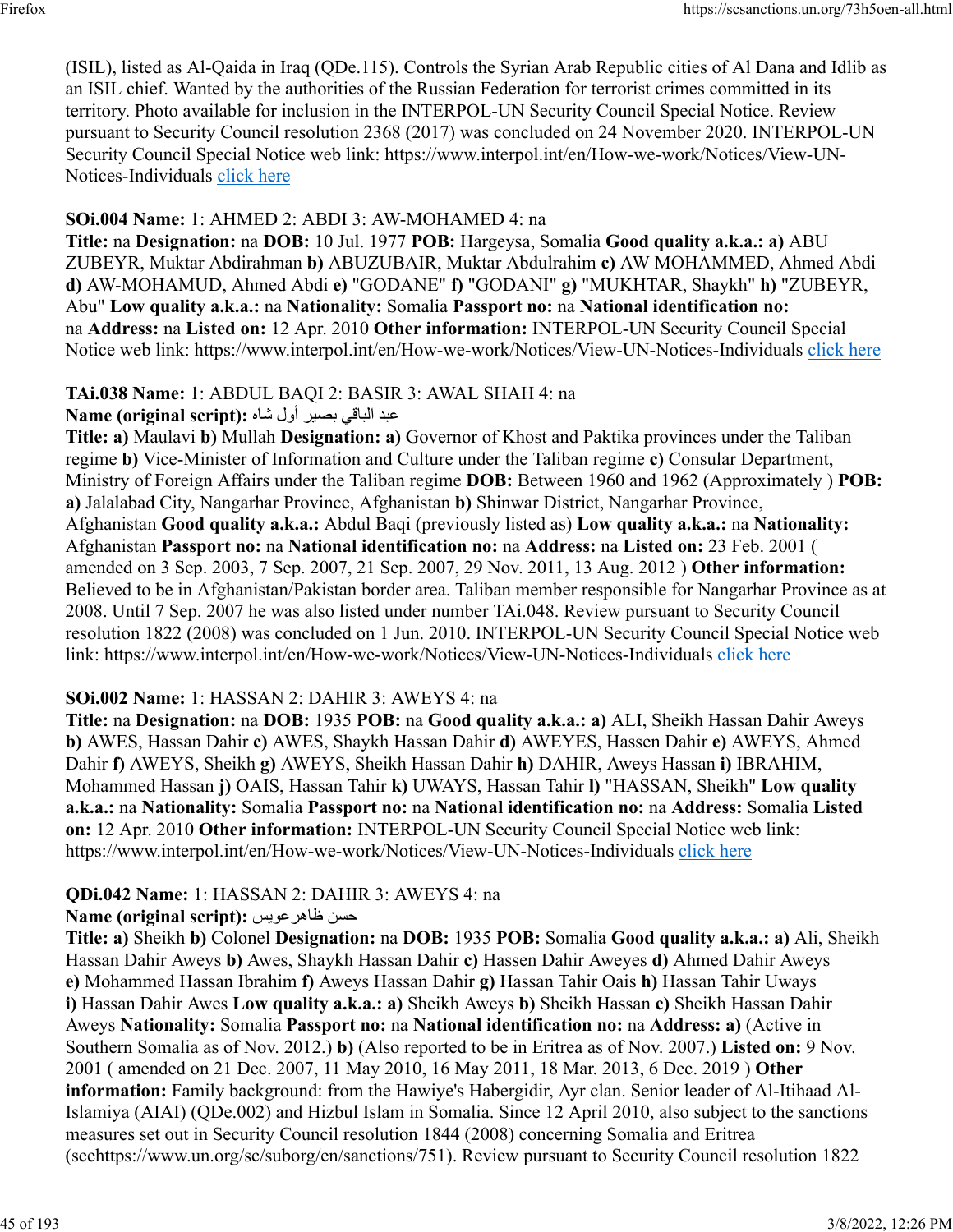(ISIL), listed as Al-Qaida in Iraq (QDe.115). Controls the Syrian Arab Republic cities of Al Dana and Idlib as an ISIL chief. Wanted by the authorities of the Russian Federation for terrorist crimes committed in its territory. Photo available for inclusion in the INTERPOL-UN Security Council Special Notice. Review pursuant to Security Council resolution 2368 (2017) was concluded on 24 November 2020. INTERPOL-UN Security Council Special Notice web link: https://www.interpol.int/en/How-we-work/Notices/View-UN-Notices-Individuals click here

**SOi.004 Name:** 1: AHMED 2: ABDI 3: AW-MOHAMED 4: na
**Title:** na **Designation:** na **DOB:** 10 Jul. 1977 **POB:** Hargeysa, Somalia **Good quality a.k.a.: a)** ABU ZUBEYR, Muktar Abdirahman **b)** ABUZUBAIR, Muktar Abdulrahim **c)** AW MOHAMMED, Ahmed Abdi **d)** AW-MOHAMUD, Ahmed Abdi **e)** "GODANE" **f)** "GODANI" **g)** "MUKHTAR, Shaykh" **h)** "ZUBEYR, Abu" **Low quality a.k.a.:** na **Nationality:** Somalia **Passport no:** na **National identification no:** na **Address:** na **Listed on:** 12 Apr. 2010 **Other information:** INTERPOL-UN Security Council Special Notice web link: https://www.interpol.int/en/How-we-work/Notices/View-UN-Notices-Individuals click here

**TAi.038 Name:** 1: ABDUL BAQI 2: BASIR 3: AWAL SHAH 4: na
**Name (original script):** عبد الباقي بصير أول شاه
**Title: a)** Maulavi **b)** Mullah **Designation: a)** Governor of Khost and Paktika provinces under the Taliban regime **b)** Vice-Minister of Information and Culture under the Taliban regime **c)** Consular Department, Ministry of Foreign Affairs under the Taliban regime **DOB:** Between 1960 and 1962 (Approximately ) **POB: a)** Jalalabad City, Nangarhar Province, Afghanistan **b)** Shinwar District, Nangarhar Province, Afghanistan **Good quality a.k.a.:** Abdul Baqi (previously listed as) **Low quality a.k.a.:** na **Nationality:** Afghanistan **Passport no:** na **National identification no:** na **Address:** na **Listed on:** 23 Feb. 2001 ( amended on 3 Sep. 2003, 7 Sep. 2007, 21 Sep. 2007, 29 Nov. 2011, 13 Aug. 2012 ) **Other information:** Believed to be in Afghanistan/Pakistan border area. Taliban member responsible for Nangarhar Province as at 2008. Until 7 Sep. 2007 he was also listed under number TAi.048. Review pursuant to Security Council resolution 1822 (2008) was concluded on 1 Jun. 2010. INTERPOL-UN Security Council Special Notice web link: https://www.interpol.int/en/How-we-work/Notices/View-UN-Notices-Individuals click here

**SOi.002 Name:** 1: HASSAN 2: DAHIR 3: AWEYS 4: na
**Title:** na **Designation:** na **DOB:** 1935 **POB:** na **Good quality a.k.a.: a)** ALI, Sheikh Hassan Dahir Aweys **b)** AWES, Hassan Dahir **c)** AWES, Shaykh Hassan Dahir **d)** AWEYES, Hassen Dahir **e)** AWEYS, Ahmed Dahir **f)** AWEYS, Sheikh **g)** AWEYS, Sheikh Hassan Dahir **h)** DAHIR, Aweys Hassan **i)** IBRAHIM, Mohammed Hassan **j)** OAIS, Hassan Tahir **k)** UWAYS, Hassan Tahir **l)** "HASSAN, Sheikh" **Low quality a.k.a.:** na **Nationality:** Somalia **Passport no:** na **National identification no:** na **Address:** Somalia **Listed on:** 12 Apr. 2010 **Other information:** INTERPOL-UN Security Council Special Notice web link: https://www.interpol.int/en/How-we-work/Notices/View-UN-Notices-Individuals click here

**QDi.042 Name:** 1: HASSAN 2: DAHIR 3: AWEYS 4: na
**Name (original script):** حسن ظاهر عويس
**Title: a)** Sheikh **b)** Colonel **Designation:** na **DOB:** 1935 **POB:** Somalia **Good quality a.k.a.: a)** Ali, Sheikh Hassan Dahir Aweys **b)** Awes, Shaykh Hassan Dahir **c)** Hassen Dahir Aweyes **d)** Ahmed Dahir Aweys **e)** Mohammed Hassan Ibrahim **f)** Aweys Hassan Dahir **g)** Hassan Tahir Oais **h)** Hassan Tahir Uways **i)** Hassan Dahir Awes **Low quality a.k.a.: a)** Sheikh Aweys **b)** Sheikh Hassan **c)** Sheikh Hassan Dahir Aweys **Nationality:** Somalia **Passport no:** na **National identification no:** na **Address: a)** (Active in Southern Somalia as of Nov. 2012.) **b)** (Also reported to be in Eritrea as of Nov. 2007.) **Listed on:** 9 Nov. 2001 ( amended on 21 Dec. 2007, 11 May 2010, 16 May 2011, 18 Mar. 2013, 6 Dec. 2019 ) **Other information:** Family background: from the Hawiye's Habergidir, Ayr clan. Senior leader of Al-Itihaad Al-Islamiya (AIAI) (QDe.002) and Hizbul Islam in Somalia. Since 12 April 2010, also subject to the sanctions measures set out in Security Council resolution 1844 (2008) concerning Somalia and Eritrea (seehttps://www.un.org/sc/suborg/en/sanctions/751). Review pursuant to Security Council resolution 1822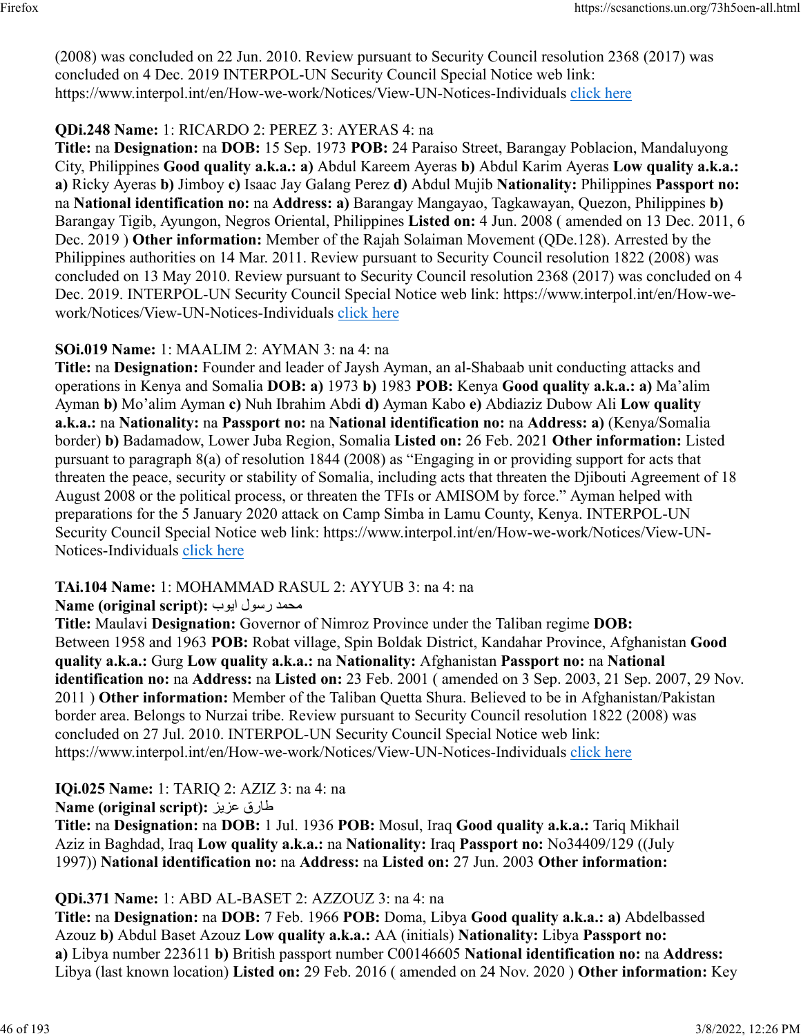(2008) was concluded on 22 Jun. 2010. Review pursuant to Security Council resolution 2368 (2017) was concluded on 4 Dec. 2019 INTERPOL-UN Security Council Special Notice web link: https://www.interpol.int/en/How-we-work/Notices/View-UN-Notices-Individuals click here

**QDi.248 Name:** 1: RICARDO 2: PEREZ 3: AYERAS 4: na
**Title:** na **Designation:** na **DOB:** 15 Sep. 1973 **POB:** 24 Paraiso Street, Barangay Poblacion, Mandaluyong City, Philippines **Good quality a.k.a.:** **a)** Abdul Kareem Ayeras **b)** Abdul Karim Ayeras **Low quality a.k.a.:** **a)** Ricky Ayeras **b)** Jimboy **c)** Isaac Jay Galang Perez **d)** Abdul Mujib **Nationality:** Philippines **Passport no:** na **National identification no:** na **Address:** **a)** Barangay Mangayao, Tagkawayan, Quezon, Philippines **b)** Barangay Tigib, Ayungon, Negros Oriental, Philippines **Listed on:** 4 Jun. 2008 ( amended on 13 Dec. 2011, 6 Dec. 2019 ) **Other information:** Member of the Rajah Solaiman Movement (QDe.128). Arrested by the Philippines authorities on 14 Mar. 2011. Review pursuant to Security Council resolution 1822 (2008) was concluded on 13 May 2010. Review pursuant to Security Council resolution 2368 (2017) was concluded on 4 Dec. 2019. INTERPOL-UN Security Council Special Notice web link: https://www.interpol.int/en/How-we-work/Notices/View-UN-Notices-Individuals click here

**SOi.019 Name:** 1: MAALIM 2: AYMAN 3: na 4: na
**Title:** na **Designation:** Founder and leader of Jaysh Ayman, an al-Shabaab unit conducting attacks and operations in Kenya and Somalia **DOB:** **a)** 1973 **b)** 1983 **POB:** Kenya **Good quality a.k.a.:** **a)** Ma'alim Ayman **b)** Mo'alim Ayman **c)** Nuh Ibrahim Abdi **d)** Ayman Kabo **e)** Abdiaziz Dubow Ali **Low quality a.k.a.:** na **Nationality:** na **Passport no:** na **National identification no:** na **Address:** **a)** (Kenya/Somalia border) **b)** Badamadow, Lower Juba Region, Somalia **Listed on:** 26 Feb. 2021 **Other information:** Listed pursuant to paragraph 8(a) of resolution 1844 (2008) as "Engaging in or providing support for acts that threaten the peace, security or stability of Somalia, including acts that threaten the Djibouti Agreement of 18 August 2008 or the political process, or threaten the TFIs or AMISOM by force." Ayman helped with preparations for the 5 January 2020 attack on Camp Simba in Lamu County, Kenya. INTERPOL-UN Security Council Special Notice web link: https://www.interpol.int/en/How-we-work/Notices/View-UN-Notices-Individuals click here

**TAi.104 Name:** 1: MOHAMMAD RASUL 2: AYYUB 3: na 4: na
**Name (original script):** محمد رسول ایوب
**Title:** Maulavi **Designation:** Governor of Nimroz Province under the Taliban regime **DOB:** Between 1958 and 1963 **POB:** Robat village, Spin Boldak District, Kandahar Province, Afghanistan **Good quality a.k.a.:** Gurg **Low quality a.k.a.:** na **Nationality:** Afghanistan **Passport no:** na **National identification no:** na **Address:** na **Listed on:** 23 Feb. 2001 ( amended on 3 Sep. 2003, 21 Sep. 2007, 29 Nov. 2011 ) **Other information:** Member of the Taliban Quetta Shura. Believed to be in Afghanistan/Pakistan border area. Belongs to Nurzai tribe. Review pursuant to Security Council resolution 1822 (2008) was concluded on 27 Jul. 2010. INTERPOL-UN Security Council Special Notice web link: https://www.interpol.int/en/How-we-work/Notices/View-UN-Notices-Individuals click here

**IQi.025 Name:** 1: TARIQ 2: AZIZ 3: na 4: na
**Name (original script):** طارق عزيز
**Title:** na **Designation:** na **DOB:** 1 Jul. 1936 **POB:** Mosul, Iraq **Good quality a.k.a.:** Tariq Mikhail Aziz in Baghdad, Iraq **Low quality a.k.a.:** na **Nationality:** Iraq **Passport no:** No34409/129 ((July 1997)) **National identification no:** na **Address:** na **Listed on:** 27 Jun. 2003 **Other information:**

**QDi.371 Name:** 1: ABD AL-BASET 2: AZZOUZ 3: na 4: na
**Title:** na **Designation:** na **DOB:** 7 Feb. 1966 **POB:** Doma, Libya **Good quality a.k.a.:** **a)** Abdelbassed Azouz **b)** Abdul Baset Azouz **Low quality a.k.a.:** AA (initials) **Nationality:** Libya **Passport no:** **a)** Libya number 223611 **b)** British passport number C00146605 **National identification no:** na **Address:** Libya (last known location) **Listed on:** 29 Feb. 2016 ( amended on 24 Nov. 2020 ) **Other information:** Key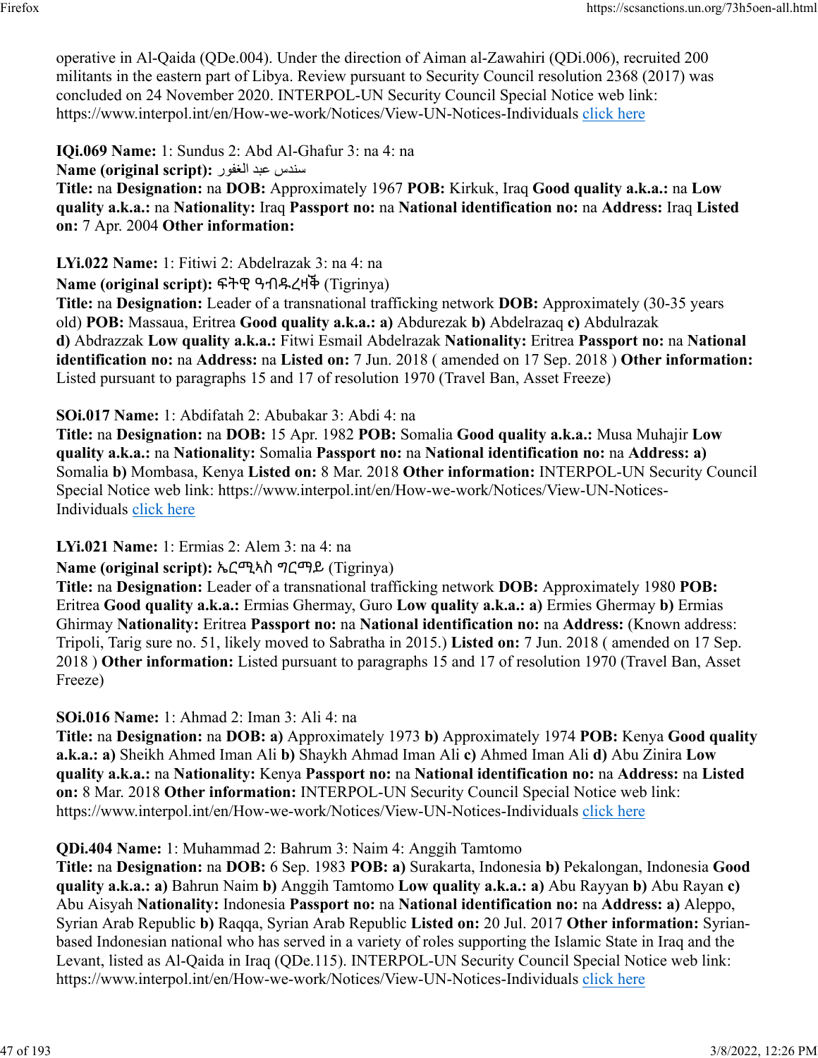operative in Al-Qaida (QDe.004). Under the direction of Aiman al-Zawahiri (QDi.006), recruited 200 militants in the eastern part of Libya. Review pursuant to Security Council resolution 2368 (2017) was concluded on 24 November 2020. INTERPOL-UN Security Council Special Notice web link: https://www.interpol.int/en/How-we-work/Notices/View-UN-Notices-Individuals click here

**IQi.069 Name:** 1: Sundus 2: Abd Al-Ghafur 3: na 4: na
**Name (original script):** سندس عبد الغفور
**Title:** na **Designation:** na **DOB:** Approximately 1967 **POB:** Kirkuk, Iraq **Good quality a.k.a.:** na **Low quality a.k.a.:** na **Nationality:** Iraq **Passport no:** na **National identification no:** na **Address:** Iraq **Listed on:** 7 Apr. 2004 **Other information:**

**LYi.022 Name:** 1: Fitiwi 2: Abdelrazak 3: na 4: na
**Name (original script):** ፍትዊ ዓብዱረዛቕ (Tigrinya)
**Title:** na **Designation:** Leader of a transnational trafficking network **DOB:** Approximately (30-35 years old) **POB:** Massaua, Eritrea **Good quality a.k.a.:** **a)** Abdurezak **b)** Abdelrazaq **c)** Abdulrazak **d)** Abdrazzak **Low quality a.k.a.:** Fitwi Esmail Abdelrazak **Nationality:** Eritrea **Passport no:** na **National identification no:** na **Address:** na **Listed on:** 7 Jun. 2018 ( amended on 17 Sep. 2018 ) **Other information:** Listed pursuant to paragraphs 15 and 17 of resolution 1970 (Travel Ban, Asset Freeze)

**SOi.017 Name:** 1: Abdifatah 2: Abubakar 3: Abdi 4: na
**Title:** na **Designation:** na **DOB:** 15 Apr. 1982 **POB:** Somalia **Good quality a.k.a.:** Musa Muhajir **Low quality a.k.a.:** na **Nationality:** Somalia **Passport no:** na **National identification no:** na **Address:** **a)** Somalia **b)** Mombasa, Kenya **Listed on:** 8 Mar. 2018 **Other information:** INTERPOL-UN Security Council Special Notice web link: https://www.interpol.int/en/How-we-work/Notices/View-UN-Notices-Individuals click here

**LYi.021 Name:** 1: Ermias 2: Alem 3: na 4: na
**Name (original script):** ኤርሚኣስ ግርማይ (Tigrinya)
**Title:** na **Designation:** Leader of a transnational trafficking network **DOB:** Approximately 1980 **POB:** Eritrea **Good quality a.k.a.:** Ermias Ghermay, Guro **Low quality a.k.a.:** **a)** Ermies Ghermay **b)** Ermias Ghirmay **Nationality:** Eritrea **Passport no:** na **National identification no:** na **Address:** (Known address: Tripoli, Tarig sure no. 51, likely moved to Sabratha in 2015.) **Listed on:** 7 Jun. 2018 ( amended on 17 Sep. 2018 ) **Other information:** Listed pursuant to paragraphs 15 and 17 of resolution 1970 (Travel Ban, Asset Freeze)

**SOi.016 Name:** 1: Ahmad 2: Iman 3: Ali 4: na
**Title:** na **Designation:** na **DOB:** **a)** Approximately 1973 **b)** Approximately 1974 **POB:** Kenya **Good quality a.k.a.:** **a)** Sheikh Ahmed Iman Ali **b)** Shaykh Ahmad Iman Ali **c)** Ahmed Iman Ali **d)** Abu Zinira **Low quality a.k.a.:** na **Nationality:** Kenya **Passport no:** na **National identification no:** na **Address:** na **Listed on:** 8 Mar. 2018 **Other information:** INTERPOL-UN Security Council Special Notice web link: https://www.interpol.int/en/How-we-work/Notices/View-UN-Notices-Individuals click here

**QDi.404 Name:** 1: Muhammad 2: Bahrum 3: Naim 4: Anggih Tamtomo
**Title:** na **Designation:** na **DOB:** 6 Sep. 1983 **POB:** **a)** Surakarta, Indonesia **b)** Pekalongan, Indonesia **Good quality a.k.a.:** **a)** Bahrun Naim **b)** Anggih Tamtomo **Low quality a.k.a.:** **a)** Abu Rayyan **b)** Abu Rayan **c)** Abu Aisyah **Nationality:** Indonesia **Passport no:** na **National identification no:** na **Address:** **a)** Aleppo, Syrian Arab Republic **b)** Raqqa, Syrian Arab Republic **Listed on:** 20 Jul. 2017 **Other information:** Syrian-based Indonesian national who has served in a variety of roles supporting the Islamic State in Iraq and the Levant, listed as Al-Qaida in Iraq (QDe.115). INTERPOL-UN Security Council Special Notice web link: https://www.interpol.int/en/How-we-work/Notices/View-UN-Notices-Individuals click here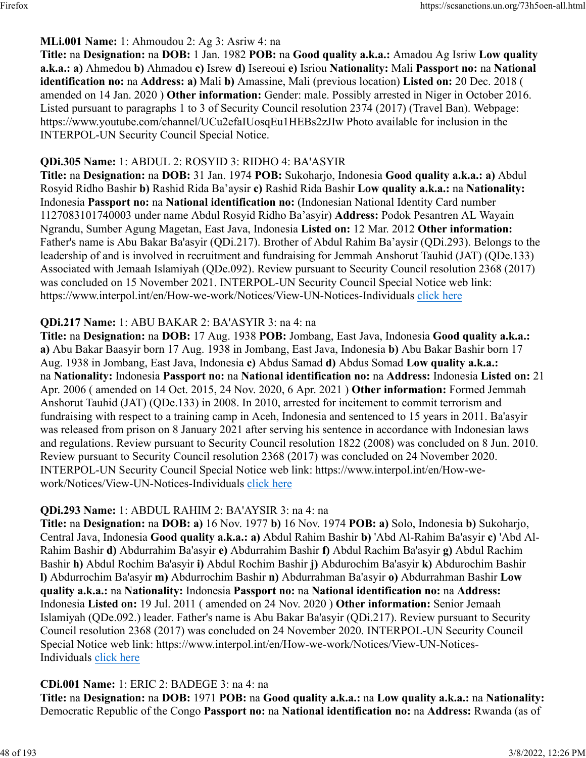**MLi.001 Name:** 1: Ahmoudou 2: Ag 3: Asriw 4: na
**Title:** na **Designation:** na **DOB:** 1 Jan. 1982 **POB:** na **Good quality a.k.a.:** Amadou Ag Isriw **Low quality a.k.a.:** **a)** Ahmedou **b)** Ahmadou **c)** Isrew **d)** Isereoui **e)** Isriou **Nationality:** Mali **Passport no:** na **National identification no:** na **Address:** **a)** Mali **b)** Amassine, Mali (previous location) **Listed on:** 20 Dec. 2018 ( amended on 14 Jan. 2020 ) **Other information:** Gender: male. Possibly arrested in Niger in October 2016. Listed pursuant to paragraphs 1 to 3 of Security Council resolution 2374 (2017) (Travel Ban). Webpage: https://www.youtube.com/channel/UCu2efaIUosqEu1HEBs2zJIw Photo available for inclusion in the INTERPOL-UN Security Council Special Notice.

**QDi.305 Name:** 1: ABDUL 2: ROSYID 3: RIDHO 4: BA'ASYIR
**Title:** na **Designation:** na **DOB:** 31 Jan. 1974 **POB:** Sukoharjo, Indonesia **Good quality a.k.a.:** **a)** Abdul Rosyid Ridho Bashir **b)** Rashid Rida Ba'aysir **c)** Rashid Rida Bashir **Low quality a.k.a.:** na **Nationality:** Indonesia **Passport no:** na **National identification no:** (Indonesian National Identity Card number 1127083101740003 under name Abdul Rosyid Ridho Ba'asyir) **Address:** Podok Pesantren AL Wayain Ngrandu, Sumber Agung Magetan, East Java, Indonesia **Listed on:** 12 Mar. 2012 **Other information:** Father's name is Abu Bakar Ba'asyir (QDi.217). Brother of Abdul Rahim Ba'aysir (QDi.293). Belongs to the leadership of and is involved in recruitment and fundraising for Jemmah Anshorut Tauhid (JAT) (QDe.133) Associated with Jemaah Islamiyah (QDe.092). Review pursuant to Security Council resolution 2368 (2017) was concluded on 15 November 2021. INTERPOL-UN Security Council Special Notice web link: https://www.interpol.int/en/How-we-work/Notices/View-UN-Notices-Individuals click here

**QDi.217 Name:** 1: ABU BAKAR 2: BA'ASYIR 3: na 4: na
**Title:** na **Designation:** na **DOB:** 17 Aug. 1938 **POB:** Jombang, East Java, Indonesia **Good quality a.k.a.:** **a)** Abu Bakar Baasyir born 17 Aug. 1938 in Jombang, East Java, Indonesia **b)** Abu Bakar Bashir born 17 Aug. 1938 in Jombang, East Java, Indonesia **c)** Abdus Samad **d)** Abdus Somad **Low quality a.k.a.:** na **Nationality:** Indonesia **Passport no:** na **National identification no:** na **Address:** Indonesia **Listed on:** 21 Apr. 2006 ( amended on 14 Oct. 2015, 24 Nov. 2020, 6 Apr. 2021 ) **Other information:** Formed Jemmah Anshorut Tauhid (JAT) (QDe.133) in 2008. In 2010, arrested for incitement to commit terrorism and fundraising with respect to a training camp in Aceh, Indonesia and sentenced to 15 years in 2011. Ba'asyir was released from prison on 8 January 2021 after serving his sentence in accordance with Indonesian laws and regulations. Review pursuant to Security Council resolution 1822 (2008) was concluded on 8 Jun. 2010. Review pursuant to Security Council resolution 2368 (2017) was concluded on 24 November 2020. INTERPOL-UN Security Council Special Notice web link: https://www.interpol.int/en/How-we-work/Notices/View-UN-Notices-Individuals click here

**QDi.293 Name:** 1: ABDUL RAHIM 2: BA'AYSIR 3: na 4: na
**Title:** na **Designation:** na **DOB:** **a)** 16 Nov. 1977 **b)** 16 Nov. 1974 **POB:** **a)** Solo, Indonesia **b)** Sukoharjo, Central Java, Indonesia **Good quality a.k.a.:** **a)** Abdul Rahim Bashir **b)** 'Abd Al-Rahim Ba'asyir **c)** 'Abd Al-Rahim Bashir **d)** Abdurrahim Ba'asyir **e)** Abdurrahim Bashir **f)** Abdul Rachim Ba'asyir **g)** Abdul Rachim Bashir **h)** Abdul Rochim Ba'asyir **i)** Abdul Rochim Bashir **j)** Abdurochim Ba'asyir **k)** Abdurochim Bashir **l)** Abdurrochim Ba'asyir **m)** Abdurrochim Bashir **n)** Abdurrahman Ba'asyir **o)** Abdurrahman Bashir **Low quality a.k.a.:** na **Nationality:** Indonesia **Passport no:** na **National identification no:** na **Address:** Indonesia **Listed on:** 19 Jul. 2011 ( amended on 24 Nov. 2020 ) **Other information:** Senior Jemaah Islamiyah (QDe.092.) leader. Father's name is Abu Bakar Ba'asyir (QDi.217). Review pursuant to Security Council resolution 2368 (2017) was concluded on 24 November 2020. INTERPOL-UN Security Council Special Notice web link: https://www.interpol.int/en/How-we-work/Notices/View-UN-Notices-Individuals click here

**CDi.001 Name:** 1: ERIC 2: BADEGE 3: na 4: na
**Title:** na **Designation:** na **DOB:** 1971 **POB:** na **Good quality a.k.a.:** na **Low quality a.k.a.:** na **Nationality:** Democratic Republic of the Congo **Passport no:** na **National identification no:** na **Address:** Rwanda (as of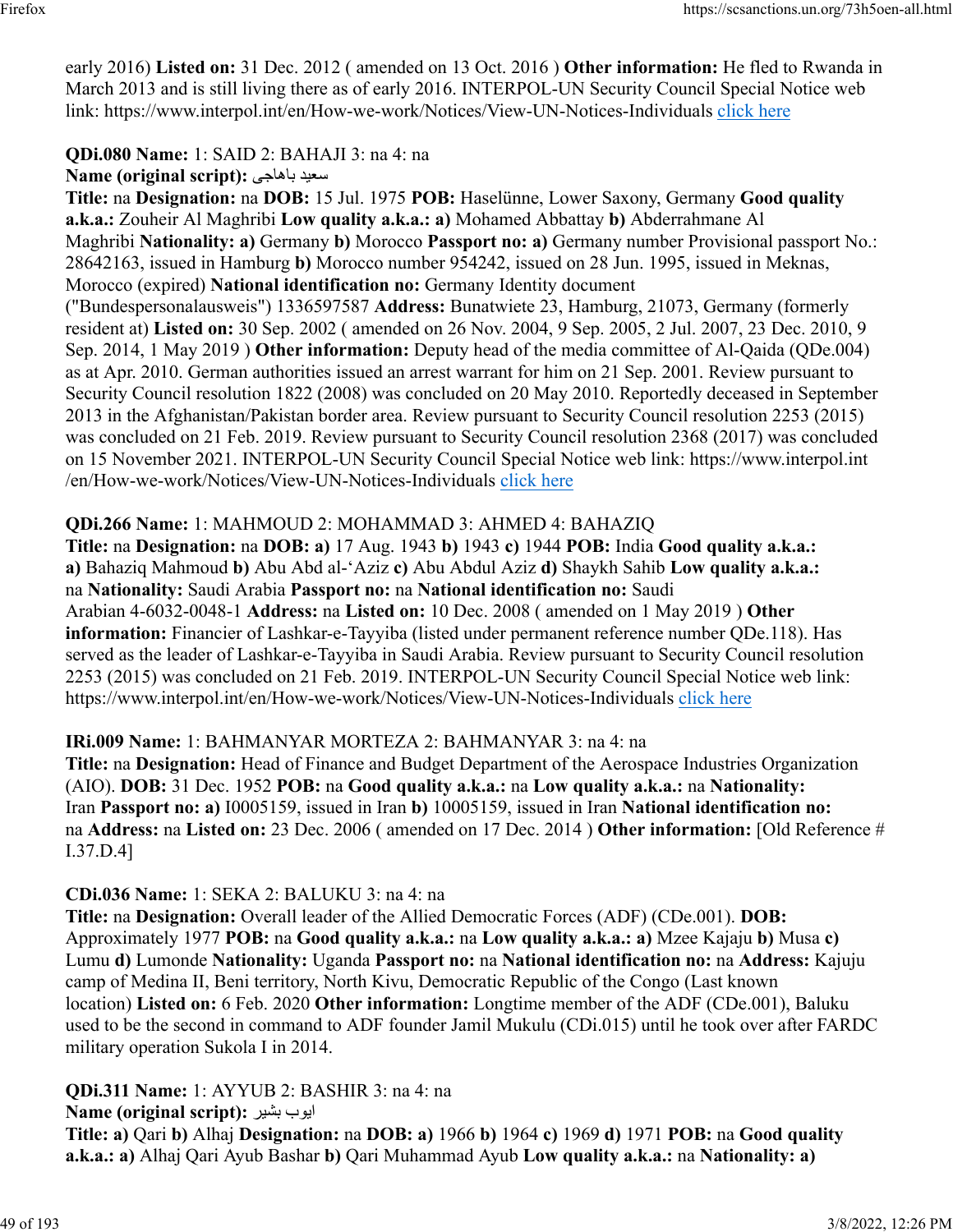early 2016) **Listed on:** 31 Dec. 2012 ( amended on 13 Oct. 2016 ) **Other information:** He fled to Rwanda in March 2013 and is still living there as of early 2016. INTERPOL-UN Security Council Special Notice web link: https://www.interpol.int/en/How-we-work/Notices/View-UN-Notices-Individuals click here

**QDi.080 Name:** 1: SAID 2: BAHAJI 3: na 4: na
**Name (original script):** سعيد باهاجى
**Title:** na **Designation:** na **DOB:** 15 Jul. 1975 **POB:** Haselünne, Lower Saxony, Germany **Good quality a.k.a.:** Zouheir Al Maghribi **Low quality a.k.a.:** **a)** Mohamed Abbattay **b)** Abderrahmane Al Maghribi **Nationality:** **a)** Germany **b)** Morocco **Passport no:** **a)** Germany number Provisional passport No.: 28642163, issued in Hamburg **b)** Morocco number 954242, issued on 28 Jun. 1995, issued in Meknas, Morocco (expired) **National identification no:** Germany Identity document ("Bundespersonalausweis") 1336597587 **Address:** Bunatwiete 23, Hamburg, 21073, Germany (formerly resident at) **Listed on:** 30 Sep. 2002 ( amended on 26 Nov. 2004, 9 Sep. 2005, 2 Jul. 2007, 23 Dec. 2010, 9 Sep. 2014, 1 May 2019 ) **Other information:** Deputy head of the media committee of Al-Qaida (QDe.004) as at Apr. 2010. German authorities issued an arrest warrant for him on 21 Sep. 2001. Review pursuant to Security Council resolution 1822 (2008) was concluded on 20 May 2010. Reportedly deceased in September 2013 in the Afghanistan/Pakistan border area. Review pursuant to Security Council resolution 2253 (2015) was concluded on 21 Feb. 2019. Review pursuant to Security Council resolution 2368 (2017) was concluded on 15 November 2021. INTERPOL-UN Security Council Special Notice web link: https://www.interpol.int/en/How-we-work/Notices/View-UN-Notices-Individuals click here

**QDi.266 Name:** 1: MAHMOUD 2: MOHAMMAD 3: AHMED 4: BAHAZIQ
**Title:** na **Designation:** na **DOB:** **a)** 17 Aug. 1943 **b)** 1943 **c)** 1944 **POB:** India **Good quality a.k.a.:** **a)** Bahaziq Mahmoud **b)** Abu Abd al-'Aziz **c)** Abu Abdul Aziz **d)** Shaykh Sahib **Low quality a.k.a.:** na **Nationality:** Saudi Arabia **Passport no:** na **National identification no:** Saudi Arabian 4-6032-0048-1 **Address:** na **Listed on:** 10 Dec. 2008 ( amended on 1 May 2019 ) **Other information:** Financier of Lashkar-e-Tayyiba (listed under permanent reference number QDe.118). Has served as the leader of Lashkar-e-Tayyiba in Saudi Arabia. Review pursuant to Security Council resolution 2253 (2015) was concluded on 21 Feb. 2019. INTERPOL-UN Security Council Special Notice web link: https://www.interpol.int/en/How-we-work/Notices/View-UN-Notices-Individuals click here

**IRi.009 Name:** 1: BAHMANYAR MORTEZA 2: BAHMANYAR 3: na 4: na
**Title:** na **Designation:** Head of Finance and Budget Department of the Aerospace Industries Organization (AIO). **DOB:** 31 Dec. 1952 **POB:** na **Good quality a.k.a.:** na **Low quality a.k.a.:** na **Nationality:** Iran **Passport no:** **a)** I0005159, issued in Iran **b)** 10005159, issued in Iran **National identification no:** na **Address:** na **Listed on:** 23 Dec. 2006 ( amended on 17 Dec. 2014 ) **Other information:** [Old Reference # I.37.D.4]

**CDi.036 Name:** 1: SEKA 2: BALUKU 3: na 4: na
**Title:** na **Designation:** Overall leader of the Allied Democratic Forces (ADF) (CDe.001). **DOB:** Approximately 1977 **POB:** na **Good quality a.k.a.:** na **Low quality a.k.a.:** **a)** Mzee Kajaju **b)** Musa **c)** Lumu **d)** Lumonde **Nationality:** Uganda **Passport no:** na **National identification no:** na **Address:** Kajuju camp of Medina II, Beni territory, North Kivu, Democratic Republic of the Congo (Last known location) **Listed on:** 6 Feb. 2020 **Other information:** Longtime member of the ADF (CDe.001), Baluku used to be the second in command to ADF founder Jamil Mukulu (CDi.015) until he took over after FARDC military operation Sukola I in 2014.

**QDi.311 Name:** 1: AYYUB 2: BASHIR 3: na 4: na
**Name (original script):** ايوب بشير
**Title:** **a)** Qari **b)** Alhaj **Designation:** na **DOB:** **a)** 1966 **b)** 1964 **c)** 1969 **d)** 1971 **POB:** na **Good quality a.k.a.:** **a)** Alhaj Qari Ayub Bashar **b)** Qari Muhammad Ayub **Low quality a.k.a.:** na **Nationality:** **a)**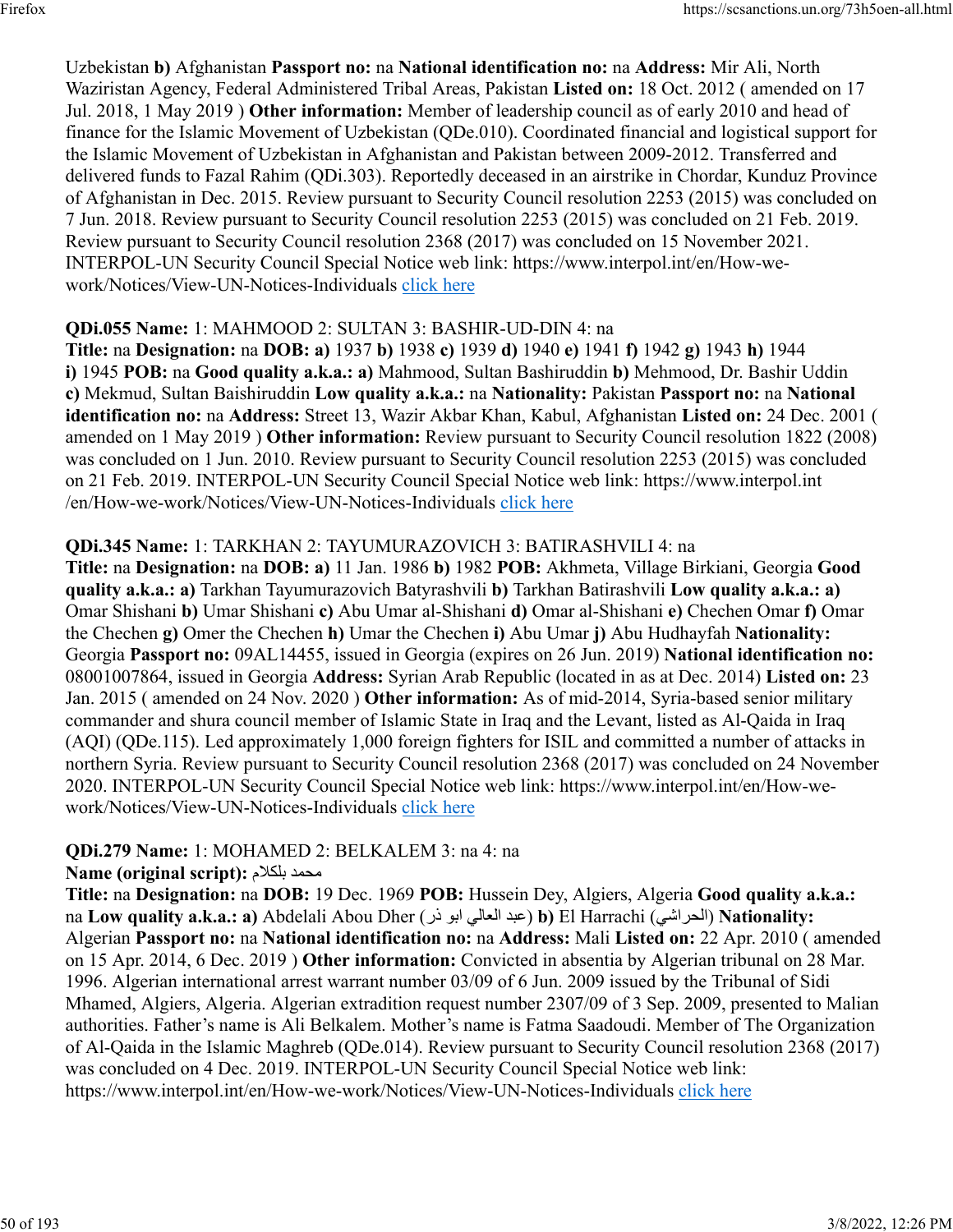Uzbekistan **b)** Afghanistan **Passport no:** na **National identification no:** na **Address:** Mir Ali, North Waziristan Agency, Federal Administered Tribal Areas, Pakistan **Listed on:** 18 Oct. 2012 ( amended on 17 Jul. 2018, 1 May 2019 ) **Other information:** Member of leadership council as of early 2010 and head of finance for the Islamic Movement of Uzbekistan (QDe.010). Coordinated financial and logistical support for the Islamic Movement of Uzbekistan in Afghanistan and Pakistan between 2009-2012. Transferred and delivered funds to Fazal Rahim (QDi.303). Reportedly deceased in an airstrike in Chordar, Kunduz Province of Afghanistan in Dec. 2015. Review pursuant to Security Council resolution 2253 (2015) was concluded on 7 Jun. 2018. Review pursuant to Security Council resolution 2253 (2015) was concluded on 21 Feb. 2019. Review pursuant to Security Council resolution 2368 (2017) was concluded on 15 November 2021. INTERPOL-UN Security Council Special Notice web link: https://www.interpol.int/en/How-we-work/Notices/View-UN-Notices-Individuals click here

**QDi.055 Name:** 1: MAHMOOD 2: SULTAN 3: BASHIR-UD-DIN 4: na
**Title:** na **Designation:** na **DOB: a)** 1937 **b)** 1938 **c)** 1939 **d)** 1940 **e)** 1941 **f)** 1942 **g)** 1943 **h)** 1944 **i)** 1945 **POB:** na **Good quality a.k.a.: a)** Mahmood, Sultan Bashiruddin **b)** Mehmood, Dr. Bashir Uddin **c)** Mekmud, Sultan Baishiruddin **Low quality a.k.a.:** na **Nationality:** Pakistan **Passport no:** na **National identification no:** na **Address:** Street 13, Wazir Akbar Khan, Kabul, Afghanistan **Listed on:** 24 Dec. 2001 ( amended on 1 May 2019 ) **Other information:** Review pursuant to Security Council resolution 1822 (2008) was concluded on 1 Jun. 2010. Review pursuant to Security Council resolution 2253 (2015) was concluded on 21 Feb. 2019. INTERPOL-UN Security Council Special Notice web link: https://www.interpol.int/en/How-we-work/Notices/View-UN-Notices-Individuals click here

**QDi.345 Name:** 1: TARKHAN 2: TAYUMURAZOVICH 3: BATIRASHVILI 4: na
**Title:** na **Designation:** na **DOB: a)** 11 Jan. 1986 **b)** 1982 **POB:** Akhmeta, Village Birkiani, Georgia **Good quality a.k.a.: a)** Tarkhan Tayumurazovich Batyrashvili **b)** Tarkhan Batirashvili **Low quality a.k.a.: a)** Omar Shishani **b)** Umar Shishani **c)** Abu Umar al-Shishani **d)** Omar al-Shishani **e)** Chechen Omar **f)** Omar the Chechen **g)** Omer the Chechen **h)** Umar the Chechen **i)** Abu Umar **j)** Abu Hudhayfah **Nationality:** Georgia **Passport no:** 09AL14455, issued in Georgia (expires on 26 Jun. 2019) **National identification no:** 08001007864, issued in Georgia **Address:** Syrian Arab Republic (located in as at Dec. 2014) **Listed on:** 23 Jan. 2015 ( amended on 24 Nov. 2020 ) **Other information:** As of mid-2014, Syria-based senior military commander and shura council member of Islamic State in Iraq and the Levant, listed as Al-Qaida in Iraq (AQI) (QDe.115). Led approximately 1,000 foreign fighters for ISIL and committed a number of attacks in northern Syria. Review pursuant to Security Council resolution 2368 (2017) was concluded on 24 November 2020. INTERPOL-UN Security Council Special Notice web link: https://www.interpol.int/en/How-we-work/Notices/View-UN-Notices-Individuals click here

**QDi.279 Name:** 1: MOHAMED 2: BELKALEM 3: na 4: na
**Name (original script):** محمد بلكلام
**Title:** na **Designation:** na **DOB:** 19 Dec. 1969 **POB:** Hussein Dey, Algiers, Algeria **Good quality a.k.a.:** na **Low quality a.k.a.: a)** Abdelali Abou Dher (عبد العالي ابو ذر) **b)** El Harrachi (الحراشي) **Nationality:** Algerian **Passport no:** na **National identification no:** na **Address:** Mali **Listed on:** 22 Apr. 2010 ( amended on 15 Apr. 2014, 6 Dec. 2019 ) **Other information:** Convicted in absentia by Algerian tribunal on 28 Mar. 1996. Algerian international arrest warrant number 03/09 of 6 Jun. 2009 issued by the Tribunal of Sidi Mhamed, Algiers, Algeria. Algerian extradition request number 2307/09 of 3 Sep. 2009, presented to Malian authorities. Father's name is Ali Belkalem. Mother's name is Fatma Saadoudi. Member of The Organization of Al-Qaida in the Islamic Maghreb (QDe.014). Review pursuant to Security Council resolution 2368 (2017) was concluded on 4 Dec. 2019. INTERPOL-UN Security Council Special Notice web link: https://www.interpol.int/en/How-we-work/Notices/View-UN-Notices-Individuals click here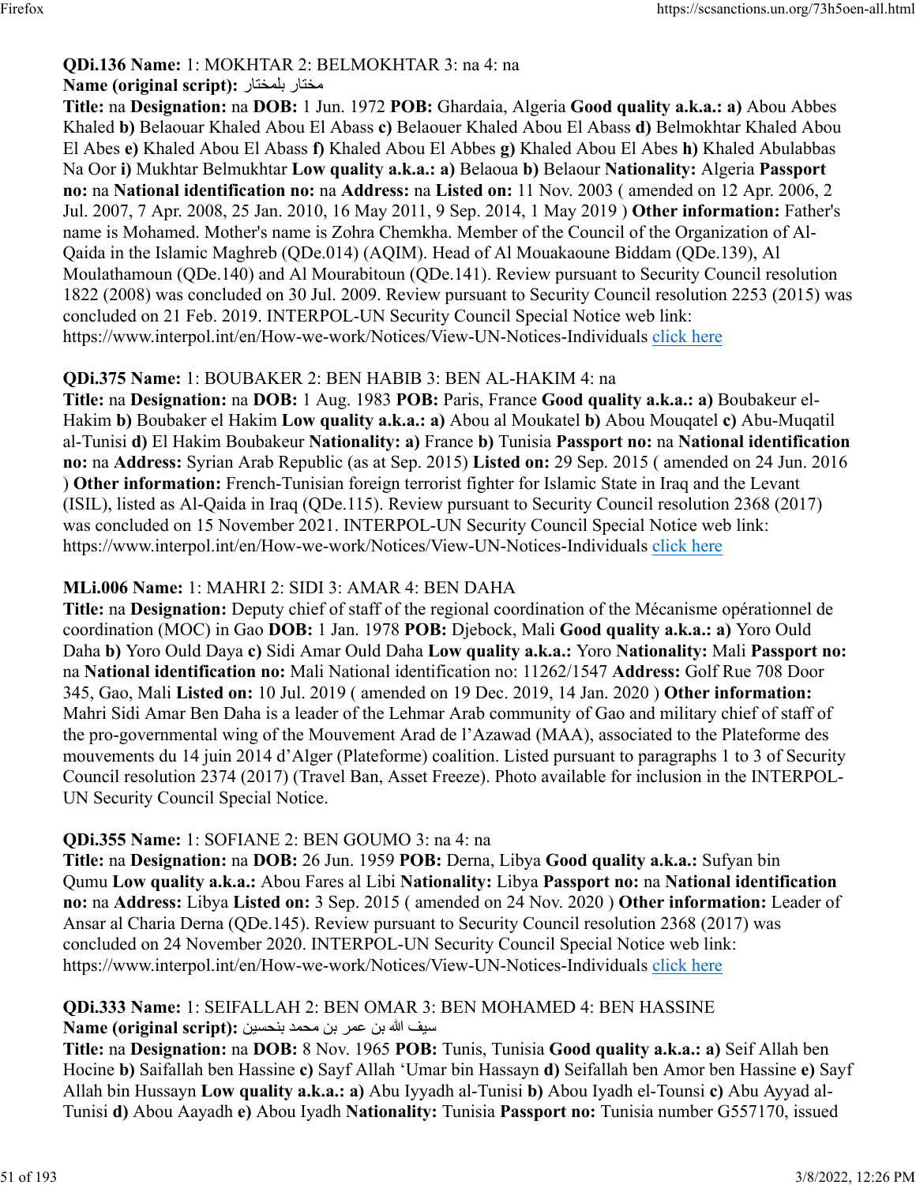**QDi.136 Name:** 1: MOKHTAR 2: BELMOKHTAR 3: na 4: na
**Name (original script):** مختار بلمختار
**Title:** na **Designation:** na **DOB:** 1 Jun. 1972 **POB:** Ghardaia, Algeria **Good quality a.k.a.: a)** Abou Abbes Khaled **b)** Belaouar Khaled Abou El Abass **c)** Belaouer Khaled Abou El Abass **d)** Belmokhtar Khaled Abou El Abes **e)** Khaled Abou El Abass **f)** Khaled Abou El Abbes **g)** Khaled Abou El Abes **h)** Khaled Abulabbas Na Oor **i)** Mukhtar Belmukhtar **Low quality a.k.a.: a)** Belaoua **b)** Belaour **Nationality:** Algeria **Passport no:** na **National identification no:** na **Address:** na **Listed on:** 11 Nov. 2003 ( amended on 12 Apr. 2006, 2 Jul. 2007, 7 Apr. 2008, 25 Jan. 2010, 16 May 2011, 9 Sep. 2014, 1 May 2019 ) **Other information:** Father's name is Mohamed. Mother's name is Zohra Chemkha. Member of the Council of the Organization of Al-Qaida in the Islamic Maghreb (QDe.014) (AQIM). Head of Al Mouakaoune Biddam (QDe.139), Al Moulathamoun (QDe.140) and Al Mourabitoun (QDe.141). Review pursuant to Security Council resolution 1822 (2008) was concluded on 30 Jul. 2009. Review pursuant to Security Council resolution 2253 (2015) was concluded on 21 Feb. 2019. INTERPOL-UN Security Council Special Notice web link: https://www.interpol.int/en/How-we-work/Notices/View-UN-Notices-Individuals click here

**QDi.375 Name:** 1: BOUBAKER 2: BEN HABIB 3: BEN AL-HAKIM 4: na
**Title:** na **Designation:** na **DOB:** 1 Aug. 1983 **POB:** Paris, France **Good quality a.k.a.: a)** Boubakeur el-Hakim **b)** Boubaker el Hakim **Low quality a.k.a.: a)** Abou al Moukatel **b)** Abou Mouqatel **c)** Abu-Muqatil al-Tunisi **d)** El Hakim Boubakeur **Nationality: a)** France **b)** Tunisia **Passport no:** na **National identification no:** na **Address:** Syrian Arab Republic (as at Sep. 2015) **Listed on:** 29 Sep. 2015 ( amended on 24 Jun. 2016 ) **Other information:** French-Tunisian foreign terrorist fighter for Islamic State in Iraq and the Levant (ISIL), listed as Al-Qaida in Iraq (QDe.115). Review pursuant to Security Council resolution 2368 (2017) was concluded on 15 November 2021. INTERPOL-UN Security Council Special Notice web link: https://www.interpol.int/en/How-we-work/Notices/View-UN-Notices-Individuals click here

**MLi.006 Name:** 1: MAHRI 2: SIDI 3: AMAR 4: BEN DAHA
**Title:** na **Designation:** Deputy chief of staff of the regional coordination of the Mécanisme opérationnel de coordination (MOC) in Gao **DOB:** 1 Jan. 1978 **POB:** Djebock, Mali **Good quality a.k.a.: a)** Yoro Ould Daha **b)** Yoro Ould Daya **c)** Sidi Amar Ould Daha **Low quality a.k.a.:** Yoro **Nationality:** Mali **Passport no:** na **National identification no:** Mali National identification no: 11262/1547 **Address:** Golf Rue 708 Door 345, Gao, Mali **Listed on:** 10 Jul. 2019 ( amended on 19 Dec. 2019, 14 Jan. 2020 ) **Other information:** Mahri Sidi Amar Ben Daha is a leader of the Lehmar Arab community of Gao and military chief of staff of the pro-governmental wing of the Mouvement Arad de l'Azawad (MAA), associated to the Plateforme des mouvements du 14 juin 2014 d'Alger (Plateforme) coalition. Listed pursuant to paragraphs 1 to 3 of Security Council resolution 2374 (2017) (Travel Ban, Asset Freeze). Photo available for inclusion in the INTERPOL-UN Security Council Special Notice.

**QDi.355 Name:** 1: SOFIANE 2: BEN GOUMO 3: na 4: na
**Title:** na **Designation:** na **DOB:** 26 Jun. 1959 **POB:** Derna, Libya **Good quality a.k.a.:** Sufyan bin Qumu **Low quality a.k.a.:** Abou Fares al Libi **Nationality:** Libya **Passport no:** na **National identification no:** na **Address:** Libya **Listed on:** 3 Sep. 2015 ( amended on 24 Nov. 2020 ) **Other information:** Leader of Ansar al Charia Derna (QDe.145). Review pursuant to Security Council resolution 2368 (2017) was concluded on 24 November 2020. INTERPOL-UN Security Council Special Notice web link: https://www.interpol.int/en/How-we-work/Notices/View-UN-Notices-Individuals click here

**QDi.333 Name:** 1: SEIFALLAH 2: BEN OMAR 3: BEN MOHAMED 4: BEN HASSINE
**Name (original script):** سيف الله بن عمر بن محمد بنحسين
**Title:** na **Designation:** na **DOB:** 8 Nov. 1965 **POB:** Tunis, Tunisia **Good quality a.k.a.: a)** Seif Allah ben Hocine **b)** Saifallah ben Hassine **c)** Sayf Allah 'Umar bin Hassayn **d)** Seifallah ben Amor ben Hassine **e)** Sayf Allah bin Hussayn **Low quality a.k.a.: a)** Abu Iyyadh al-Tunisi **b)** Abou Iyadh el-Tounsi **c)** Abu Ayyad al-Tunisi **d)** Abou Aayadh **e)** Abou Iyadh **Nationality:** Tunisia **Passport no:** Tunisia number G557170, issued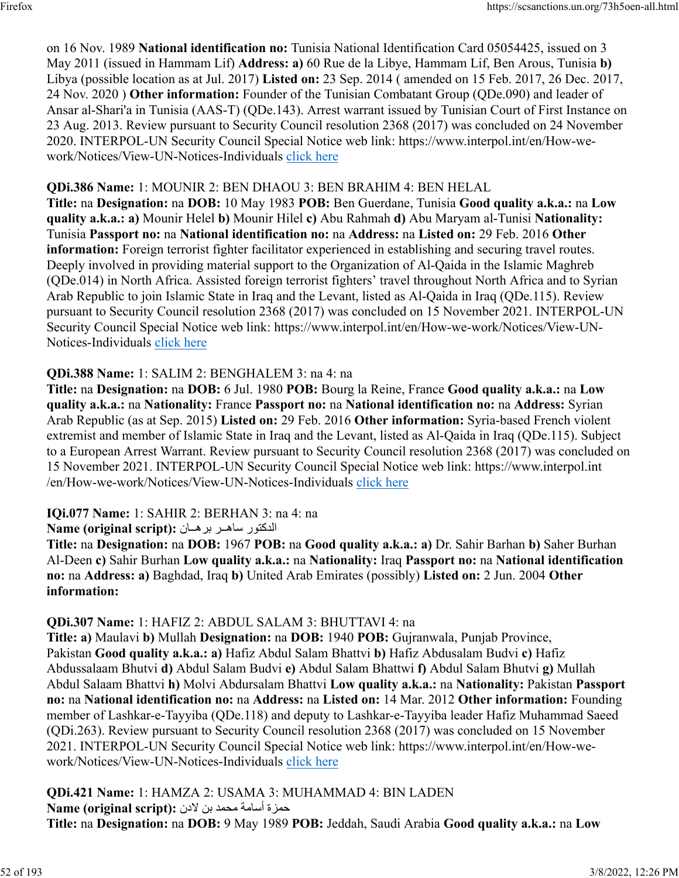on 16 Nov. 1989 **National identification no:** Tunisia National Identification Card 05054425, issued on 3 May 2011 (issued in Hammam Lif) **Address: a)** 60 Rue de la Libye, Hammam Lif, Ben Arous, Tunisia **b)** Libya (possible location as at Jul. 2017) **Listed on:** 23 Sep. 2014 ( amended on 15 Feb. 2017, 26 Dec. 2017, 24 Nov. 2020 ) **Other information:** Founder of the Tunisian Combatant Group (QDe.090) and leader of Ansar al-Shari'a in Tunisia (AAS-T) (QDe.143). Arrest warrant issued by Tunisian Court of First Instance on 23 Aug. 2013. Review pursuant to Security Council resolution 2368 (2017) was concluded on 24 November 2020. INTERPOL-UN Security Council Special Notice web link: https://www.interpol.int/en/How-we-work/Notices/View-UN-Notices-Individuals click here

**QDi.386 Name:** 1: MOUNIR 2: BEN DHAOU 3: BEN BRAHIM 4: BEN HELAL
**Title:** na **Designation:** na **DOB:** 10 May 1983 **POB:** Ben Guerdane, Tunisia **Good quality a.k.a.:** na **Low quality a.k.a.: a)** Mounir Helel **b)** Mounir Hilel **c)** Abu Rahmah **d)** Abu Maryam al-Tunisi **Nationality:** Tunisia **Passport no:** na **National identification no:** na **Address:** na **Listed on:** 29 Feb. 2016 **Other information:** Foreign terrorist fighter facilitator experienced in establishing and securing travel routes. Deeply involved in providing material support to the Organization of Al-Qaida in the Islamic Maghreb (QDe.014) in North Africa. Assisted foreign terrorist fighters' travel throughout North Africa and to Syrian Arab Republic to join Islamic State in Iraq and the Levant, listed as Al-Qaida in Iraq (QDe.115). Review pursuant to Security Council resolution 2368 (2017) was concluded on 15 November 2021. INTERPOL-UN Security Council Special Notice web link: https://www.interpol.int/en/How-we-work/Notices/View-UN-Notices-Individuals click here

**QDi.388 Name:** 1: SALIM 2: BENGHALEM 3: na 4: na
**Title:** na **Designation:** na **DOB:** 6 Jul. 1980 **POB:** Bourg la Reine, France **Good quality a.k.a.:** na **Low quality a.k.a.:** na **Nationality:** France **Passport no:** na **National identification no:** na **Address:** Syrian Arab Republic (as at Sep. 2015) **Listed on:** 29 Feb. 2016 **Other information:** Syria-based French violent extremist and member of Islamic State in Iraq and the Levant, listed as Al-Qaida in Iraq (QDe.115). Subject to a European Arrest Warrant. Review pursuant to Security Council resolution 2368 (2017) was concluded on 15 November 2021. INTERPOL-UN Security Council Special Notice web link: https://www.interpol.int/en/How-we-work/Notices/View-UN-Notices-Individuals click here

**IQi.077 Name:** 1: SAHIR 2: BERHAN 3: na 4: na
**Name (original script):** الدكتور ساهـر برهـان
**Title:** na **Designation:** na **DOB:** 1967 **POB:** na **Good quality a.k.a.: a)** Dr. Sahir Barhan **b)** Saher Burhan Al-Deen **c)** Sahir Burhan **Low quality a.k.a.:** na **Nationality:** Iraq **Passport no:** na **National identification no:** na **Address: a)** Baghdad, Iraq **b)** United Arab Emirates (possibly) **Listed on:** 2 Jun. 2004 **Other information:**

**QDi.307 Name:** 1: HAFIZ 2: ABDUL SALAM 3: BHUTTAVI 4: na
**Title: a)** Maulavi **b)** Mullah **Designation:** na **DOB:** 1940 **POB:** Gujranwala, Punjab Province, Pakistan **Good quality a.k.a.: a)** Hafiz Abdul Salam Bhattvi **b)** Hafiz Abdusalam Budvi **c)** Hafiz Abdussalaam Bhutvi **d)** Abdul Salam Budvi **e)** Abdul Salam Bhattwi **f)** Abdul Salam Bhutvi **g)** Mullah Abdul Salaam Bhattvi **h)** Molvi Abdursalam Bhattvi **Low quality a.k.a.:** na **Nationality:** Pakistan **Passport no:** na **National identification no:** na **Address:** na **Listed on:** 14 Mar. 2012 **Other information:** Founding member of Lashkar-e-Tayyiba (QDe.118) and deputy to Lashkar-e-Tayyiba leader Hafiz Muhammad Saeed (QDi.263). Review pursuant to Security Council resolution 2368 (2017) was concluded on 15 November 2021. INTERPOL-UN Security Council Special Notice web link: https://www.interpol.int/en/How-we-work/Notices/View-UN-Notices-Individuals click here

**QDi.421 Name:** 1: HAMZA 2: USAMA 3: MUHAMMAD 4: BIN LADEN
**Name (original script):** حمزة أسامة محمد بن لادن
**Title:** na **Designation:** na **DOB:** 9 May 1989 **POB:** Jeddah, Saudi Arabia **Good quality a.k.a.:** na **Low**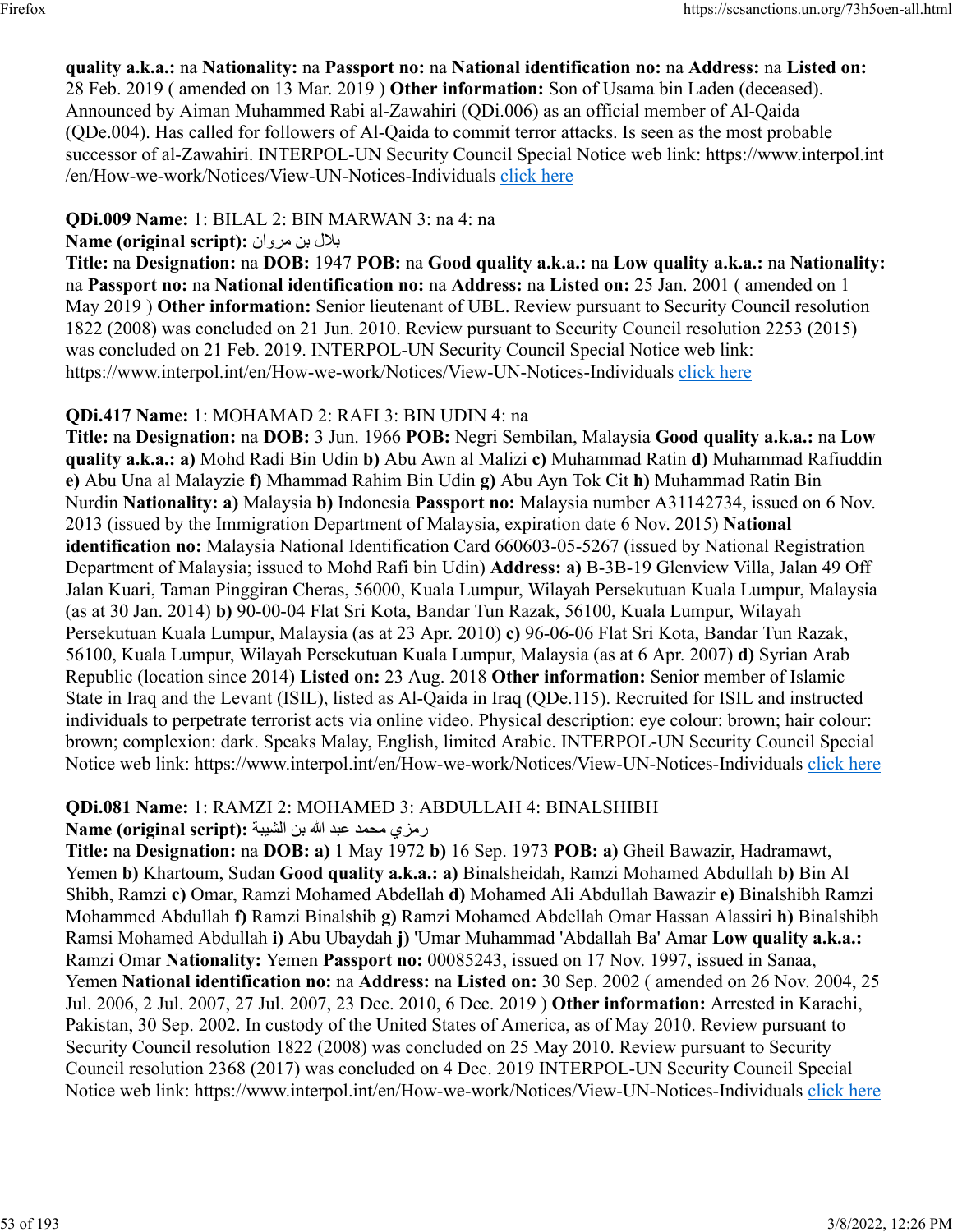**quality a.k.a.:** na **Nationality:** na **Passport no:** na **National identification no:** na **Address:** na **Listed on:** 28 Feb. 2019 ( amended on 13 Mar. 2019 ) **Other information:** Son of Usama bin Laden (deceased). Announced by Aiman Muhammed Rabi al-Zawahiri (QDi.006) as an official member of Al-Qaida (QDe.004). Has called for followers of Al-Qaida to commit terror attacks. Is seen as the most probable successor of al-Zawahiri. INTERPOL-UN Security Council Special Notice web link: https://www.interpol.int/en/How-we-work/Notices/View-UN-Notices-Individuals click here

**QDi.009 Name:** 1: BILAL 2: BIN MARWAN 3: na 4: na
**Name (original script):** بلال بن مروان
**Title:** na **Designation:** na **DOB:** 1947 **POB:** na **Good quality a.k.a.:** na **Low quality a.k.a.:** na **Nationality:** na **Passport no:** na **National identification no:** na **Address:** na **Listed on:** 25 Jan. 2001 ( amended on 1 May 2019 ) **Other information:** Senior lieutenant of UBL. Review pursuant to Security Council resolution 1822 (2008) was concluded on 21 Jun. 2010. Review pursuant to Security Council resolution 2253 (2015) was concluded on 21 Feb. 2019. INTERPOL-UN Security Council Special Notice web link: https://www.interpol.int/en/How-we-work/Notices/View-UN-Notices-Individuals click here

**QDi.417 Name:** 1: MOHAMAD 2: RAFI 3: BIN UDIN 4: na
**Title:** na **Designation:** na **DOB:** 3 Jun. 1966 **POB:** Negri Sembilan, Malaysia **Good quality a.k.a.:** na **Low quality a.k.a.: a)** Mohd Radi Bin Udin **b)** Abu Awn al Malizi **c)** Muhammad Ratin **d)** Muhammad Rafiuddin **e)** Abu Una al Malayzie **f)** Mhammad Rahim Bin Udin **g)** Abu Ayn Tok Cit **h)** Muhammad Ratin Bin Nurdin **Nationality: a)** Malaysia **b)** Indonesia **Passport no:** Malaysia number A31142734, issued on 6 Nov. 2013 (issued by the Immigration Department of Malaysia, expiration date 6 Nov. 2015) **National identification no:** Malaysia National Identification Card 660603-05-5267 (issued by National Registration Department of Malaysia; issued to Mohd Rafi bin Udin) **Address: a)** B-3B-19 Glenview Villa, Jalan 49 Off Jalan Kuari, Taman Pinggiran Cheras, 56000, Kuala Lumpur, Wilayah Persekutuan Kuala Lumpur, Malaysia (as at 30 Jan. 2014) **b)** 90-00-04 Flat Sri Kota, Bandar Tun Razak, 56100, Kuala Lumpur, Wilayah Persekutuan Kuala Lumpur, Malaysia (as at 23 Apr. 2010) **c)** 96-06-06 Flat Sri Kota, Bandar Tun Razak, 56100, Kuala Lumpur, Wilayah Persekutuan Kuala Lumpur, Malaysia (as at 6 Apr. 2007) **d)** Syrian Arab Republic (location since 2014) **Listed on:** 23 Aug. 2018 **Other information:** Senior member of Islamic State in Iraq and the Levant (ISIL), listed as Al-Qaida in Iraq (QDe.115). Recruited for ISIL and instructed individuals to perpetrate terrorist acts via online video. Physical description: eye colour: brown; hair colour: brown; complexion: dark. Speaks Malay, English, limited Arabic. INTERPOL-UN Security Council Special Notice web link: https://www.interpol.int/en/How-we-work/Notices/View-UN-Notices-Individuals click here

**QDi.081 Name:** 1: RAMZI 2: MOHAMED 3: ABDULLAH 4: BINALSHIBH
**Name (original script):** رمزي محمد عبد الله بن الشيبة
**Title:** na **Designation:** na **DOB: a)** 1 May 1972 **b)** 16 Sep. 1973 **POB: a)** Gheil Bawazir, Hadramawt, Yemen **b)** Khartoum, Sudan **Good quality a.k.a.: a)** Binalsheidah, Ramzi Mohamed Abdullah **b)** Bin Al Shibh, Ramzi **c)** Omar, Ramzi Mohamed Abdellah **d)** Mohamed Ali Abdullah Bawazir **e)** Binalshibh Ramzi Mohammed Abdullah **f)** Ramzi Binalshib **g)** Ramzi Mohamed Abdellah Omar Hassan Alassiri **h)** Binalshibh Ramsi Mohamed Abdullah **i)** Abu Ubaydah **j)** 'Umar Muhammad 'Abdallah Ba' Amar **Low quality a.k.a.:** Ramzi Omar **Nationality:** Yemen **Passport no:** 00085243, issued on 17 Nov. 1997, issued in Sanaa, Yemen **National identification no:** na **Address:** na **Listed on:** 30 Sep. 2002 ( amended on 26 Nov. 2004, 25 Jul. 2006, 2 Jul. 2007, 27 Jul. 2007, 23 Dec. 2010, 6 Dec. 2019 ) **Other information:** Arrested in Karachi, Pakistan, 30 Sep. 2002. In custody of the United States of America, as of May 2010. Review pursuant to Security Council resolution 1822 (2008) was concluded on 25 May 2010. Review pursuant to Security Council resolution 2368 (2017) was concluded on 4 Dec. 2019 INTERPOL-UN Security Council Special Notice web link: https://www.interpol.int/en/How-we-work/Notices/View-UN-Notices-Individuals click here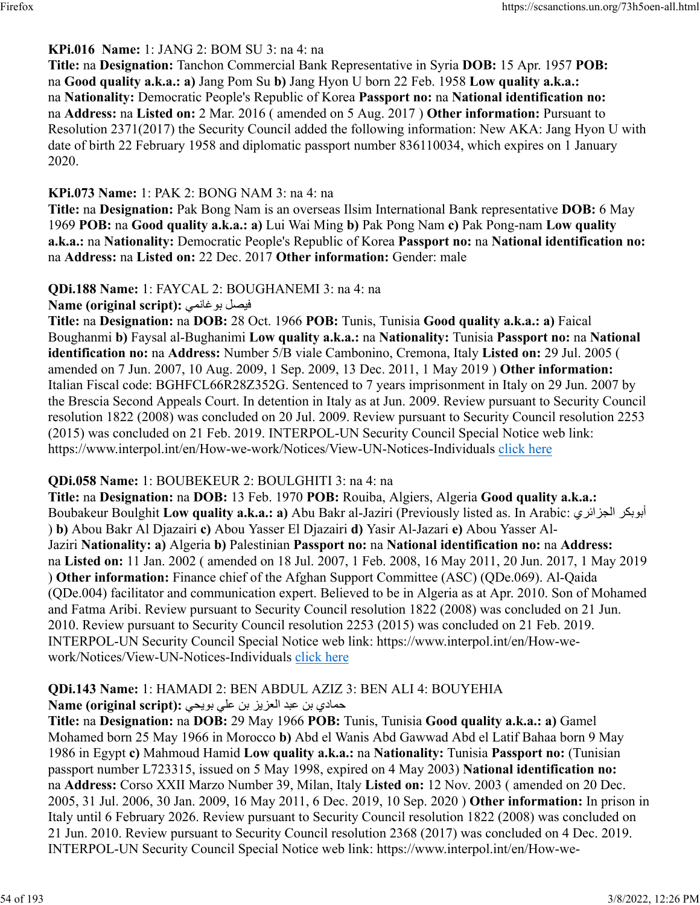**KPi.016 Name:** 1: JANG 2: BOM SU 3: na 4: na
**Title:** na **Designation:** Tanchon Commercial Bank Representative in Syria **DOB:** 15 Apr. 1957 **POB:** na **Good quality a.k.a.: a)** Jang Pom Su **b)** Jang Hyon U born 22 Feb. 1958 **Low quality a.k.a.:** na **Nationality:** Democratic People's Republic of Korea **Passport no:** na **National identification no:** na **Address:** na **Listed on:** 2 Mar. 2016 ( amended on 5 Aug. 2017 ) **Other information:** Pursuant to Resolution 2371(2017) the Security Council added the following information: New AKA: Jang Hyon U with date of birth 22 February 1958 and diplomatic passport number 836110034, which expires on 1 January 2020.

**KPi.073 Name:** 1: PAK 2: BONG NAM 3: na 4: na
**Title:** na **Designation:** Pak Bong Nam is an overseas Ilsim International Bank representative **DOB:** 6 May 1969 **POB:** na **Good quality a.k.a.: a)** Lui Wai Ming **b)** Pak Pong Nam **c)** Pak Pong-nam **Low quality a.k.a.:** na **Nationality:** Democratic People's Republic of Korea **Passport no:** na **National identification no:** na **Address:** na **Listed on:** 22 Dec. 2017 **Other information:** Gender: male

**QDi.188 Name:** 1: FAYCAL 2: BOUGHANEMI 3: na 4: na
**Name (original script):** فيصل بوغانمي
**Title:** na **Designation:** na **DOB:** 28 Oct. 1966 **POB:** Tunis, Tunisia **Good quality a.k.a.: a)** Faical Boughanmi **b)** Faysal al-Bughanimi **Low quality a.k.a.:** na **Nationality:** Tunisia **Passport no:** na **National identification no:** na **Address:** Number 5/B viale Cambonino, Cremona, Italy **Listed on:** 29 Jul. 2005 ( amended on 7 Jun. 2007, 10 Aug. 2009, 1 Sep. 2009, 13 Dec. 2011, 1 May 2019 ) **Other information:** Italian Fiscal code: BGHFCL66R28Z352G. Sentenced to 7 years imprisonment in Italy on 29 Jun. 2007 by the Brescia Second Appeals Court. In detention in Italy as at Jun. 2009. Review pursuant to Security Council resolution 1822 (2008) was concluded on 20 Jul. 2009. Review pursuant to Security Council resolution 2253 (2015) was concluded on 21 Feb. 2019. INTERPOL-UN Security Council Special Notice web link: https://www.interpol.int/en/How-we-work/Notices/View-UN-Notices-Individuals click here

**QDi.058 Name:** 1: BOUBEKEUR 2: BOULGHITI 3: na 4: na
**Title:** na **Designation:** na **DOB:** 13 Feb. 1970 **POB:** Rouiba, Algiers, Algeria **Good quality a.k.a.:** Boubakeur Boulghit **Low quality a.k.a.: a)** Abu Bakr al-Jaziri (Previously listed as. In Arabic: أبوبكر الجزائري ) **b)** Abou Bakr Al Djazairi **c)** Abou Yasser El Djazairi **d)** Yasir Al-Jazari **e)** Abou Yasser Al-Jaziri **Nationality: a)** Algeria **b)** Palestinian **Passport no:** na **National identification no:** na **Address:** na **Listed on:** 11 Jan. 2002 ( amended on 18 Jul. 2007, 1 Feb. 2008, 16 May 2011, 20 Jun. 2017, 1 May 2019 ) **Other information:** Finance chief of the Afghan Support Committee (ASC) (QDe.069). Al-Qaida (QDe.004) facilitator and communication expert. Believed to be in Algeria as at Apr. 2010. Son of Mohamed and Fatma Aribi. Review pursuant to Security Council resolution 1822 (2008) was concluded on 21 Jun. 2010. Review pursuant to Security Council resolution 2253 (2015) was concluded on 21 Feb. 2019. INTERPOL-UN Security Council Special Notice web link: https://www.interpol.int/en/How-we-work/Notices/View-UN-Notices-Individuals click here

**QDi.143 Name:** 1: HAMADI 2: BEN ABDUL AZIZ 3: BEN ALI 4: BOUYEHIA
**Name (original script):** حمادي بن عبد العزيز بن علي بويحي
**Title:** na **Designation:** na **DOB:** 29 May 1966 **POB:** Tunis, Tunisia **Good quality a.k.a.: a)** Gamel Mohamed born 25 May 1966 in Morocco **b)** Abd el Wanis Abd Gawwad Abd el Latif Bahaa born 9 May 1986 in Egypt **c)** Mahmoud Hamid **Low quality a.k.a.:** na **Nationality:** Tunisia **Passport no:** (Tunisian passport number L723315, issued on 5 May 1998, expired on 4 May 2003) **National identification no:** na **Address:** Corso XXII Marzo Number 39, Milan, Italy **Listed on:** 12 Nov. 2003 ( amended on 20 Dec. 2005, 31 Jul. 2006, 30 Jan. 2009, 16 May 2011, 6 Dec. 2019, 10 Sep. 2020 ) **Other information:** In prison in Italy until 6 February 2026. Review pursuant to Security Council resolution 1822 (2008) was concluded on 21 Jun. 2010. Review pursuant to Security Council resolution 2368 (2017) was concluded on 4 Dec. 2019. INTERPOL-UN Security Council Special Notice web link: https://www.interpol.int/en/How-we-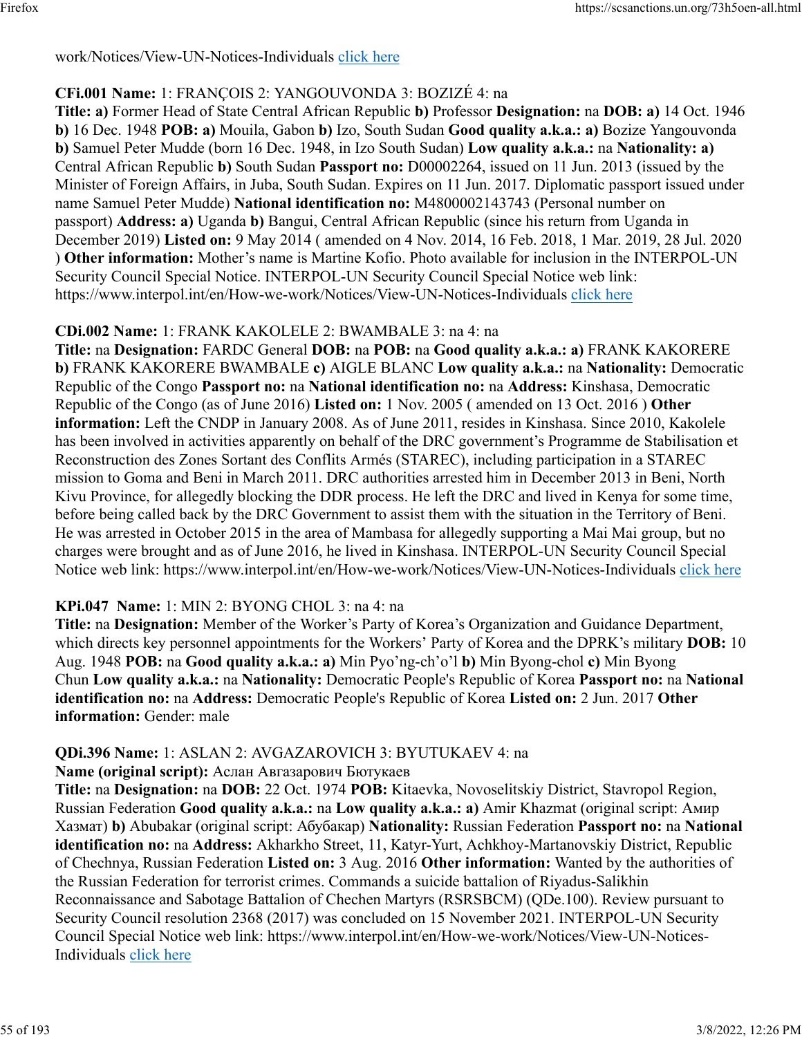work/Notices/View-UN-Notices-Individuals click here

**CFi.001 Name:** 1: FRANÇOIS 2: YANGOUVONDA 3: BOZIZÉ 4: na
**Title:** **a)** Former Head of State Central African Republic **b)** Professor **Designation:** na **DOB:** **a)** 14 Oct. 1946 **b)** 16 Dec. 1948 **POB:** **a)** Mouila, Gabon **b)** Izo, South Sudan **Good quality a.k.a.:** **a)** Bozize Yangouvonda **b)** Samuel Peter Mudde (born 16 Dec. 1948, in Izo South Sudan) **Low quality a.k.a.:** na **Nationality:** **a)** Central African Republic **b)** South Sudan **Passport no:** D00002264, issued on 11 Jun. 2013 (issued by the Minister of Foreign Affairs, in Juba, South Sudan. Expires on 11 Jun. 2017. Diplomatic passport issued under name Samuel Peter Mudde) **National identification no:** M4800002143743 (Personal number on passport) **Address:** **a)** Uganda **b)** Bangui, Central African Republic (since his return from Uganda in December 2019) **Listed on:** 9 May 2014 ( amended on 4 Nov. 2014, 16 Feb. 2018, 1 Mar. 2019, 28 Jul. 2020 ) **Other information:** Mother's name is Martine Kofio. Photo available for inclusion in the INTERPOL-UN Security Council Special Notice. INTERPOL-UN Security Council Special Notice web link: https://www.interpol.int/en/How-we-work/Notices/View-UN-Notices-Individuals click here

**CDi.002 Name:** 1: FRANK KAKOLELE 2: BWAMBALE 3: na 4: na
**Title:** na **Designation:** FARDC General **DOB:** na **POB:** na **Good quality a.k.a.:** **a)** FRANK KAKORERE **b)** FRANK KAKORERE BWAMBALE **c)** AIGLE BLANC **Low quality a.k.a.:** na **Nationality:** Democratic Republic of the Congo **Passport no:** na **National identification no:** na **Address:** Kinshasa, Democratic Republic of the Congo (as of June 2016) **Listed on:** 1 Nov. 2005 ( amended on 13 Oct. 2016 ) **Other information:** Left the CNDP in January 2008. As of June 2011, resides in Kinshasa. Since 2010, Kakolele has been involved in activities apparently on behalf of the DRC government's Programme de Stabilisation et Reconstruction des Zones Sortant des Conflits Armés (STAREC), including participation in a STAREC mission to Goma and Beni in March 2011. DRC authorities arrested him in December 2013 in Beni, North Kivu Province, for allegedly blocking the DDR process. He left the DRC and lived in Kenya for some time, before being called back by the DRC Government to assist them with the situation in the Territory of Beni. He was arrested in October 2015 in the area of Mambasa for allegedly supporting a Mai Mai group, but no charges were brought and as of June 2016, he lived in Kinshasa. INTERPOL-UN Security Council Special Notice web link: https://www.interpol.int/en/How-we-work/Notices/View-UN-Notices-Individuals click here

**KPi.047 Name:** 1: MIN 2: BYONG CHOL 3: na 4: na
**Title:** na **Designation:** Member of the Worker's Party of Korea's Organization and Guidance Department, which directs key personnel appointments for the Workers' Party of Korea and the DPRK's military **DOB:** 10 Aug. 1948 **POB:** na **Good quality a.k.a.:** **a)** Min Pyo'ng-ch'o'l **b)** Min Byong-chol **c)** Min Byong Chun **Low quality a.k.a.:** na **Nationality:** Democratic People's Republic of Korea **Passport no:** na **National identification no:** na **Address:** Democratic People's Republic of Korea **Listed on:** 2 Jun. 2017 **Other information:** Gender: male

**QDi.396 Name:** 1: ASLAN 2: AVGAZAROVICH 3: BYUTUKAEV 4: na
**Name (original script):** Аслан Авгазарович Бютукаев
**Title:** na **Designation:** na **DOB:** 22 Oct. 1974 **POB:** Kitaevka, Novoselitskiy District, Stavropol Region, Russian Federation **Good quality a.k.a.:** na **Low quality a.k.a.:** **a)** Amir Khazmat (original script: Амир Хазмат) **b)** Abubakar (original script: Абубакар) **Nationality:** Russian Federation **Passport no:** na **National identification no:** na **Address:** Akharkho Street, 11, Katyr-Yurt, Achkhoy-Martanovskiy District, Republic of Chechnya, Russian Federation **Listed on:** 3 Aug. 2016 **Other information:** Wanted by the authorities of the Russian Federation for terrorist crimes. Commands a suicide battalion of Riyadus-Salikhin Reconnaissance and Sabotage Battalion of Chechen Martyrs (RSRSBCM) (QDe.100). Review pursuant to Security Council resolution 2368 (2017) was concluded on 15 November 2021. INTERPOL-UN Security Council Special Notice web link: https://www.interpol.int/en/How-we-work/Notices/View-UN-Notices-Individuals click here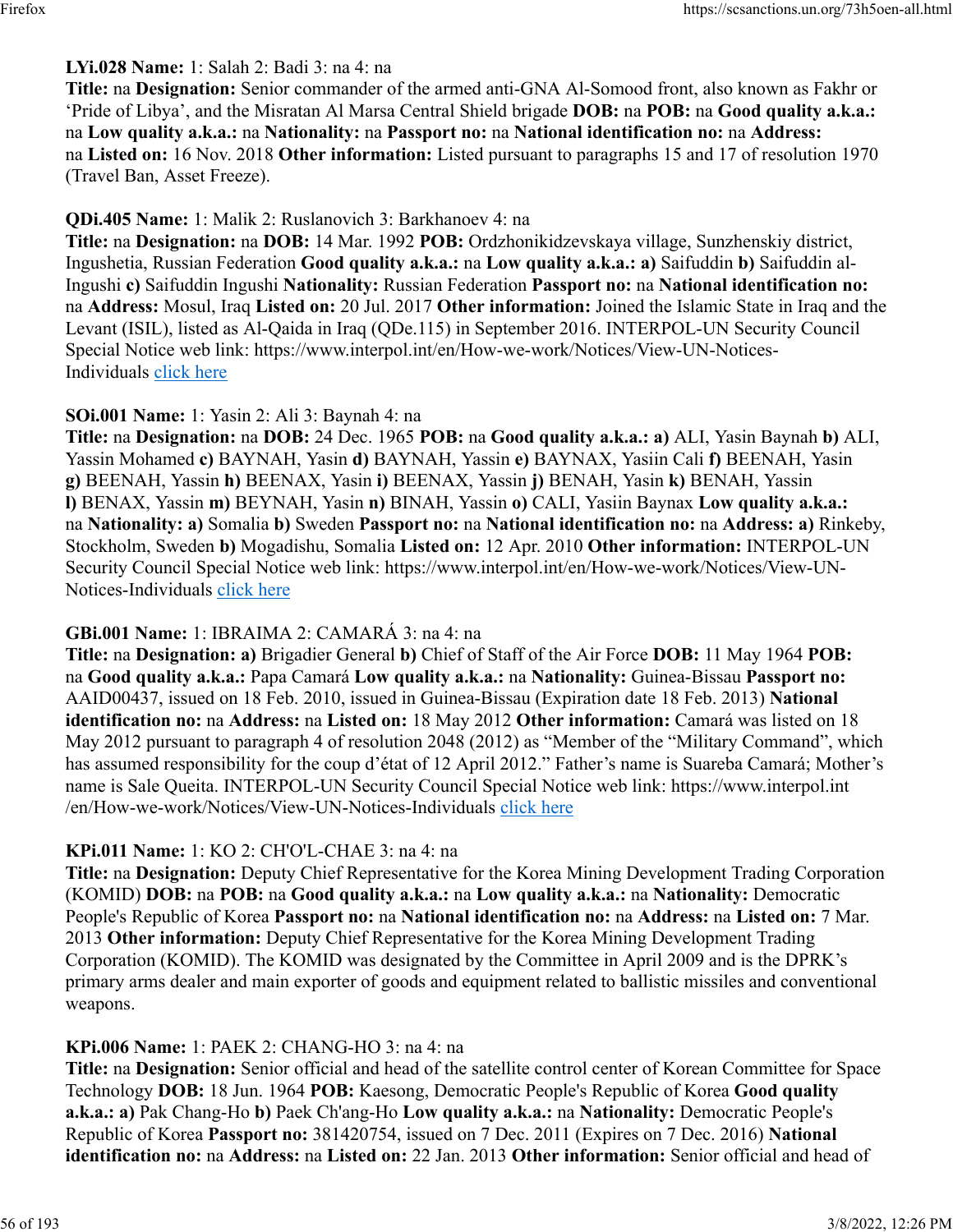**LYi.028 Name:** 1: Salah 2: Badi 3: na 4: na
**Title:** na **Designation:** Senior commander of the armed anti-GNA Al-Somood front, also known as Fakhr or 'Pride of Libya', and the Misratan Al Marsa Central Shield brigade **DOB:** na **POB:** na **Good quality a.k.a.:** na **Low quality a.k.a.:** na **Nationality:** na **Passport no:** na **National identification no:** na **Address:** na **Listed on:** 16 Nov. 2018 **Other information:** Listed pursuant to paragraphs 15 and 17 of resolution 1970 (Travel Ban, Asset Freeze).

**QDi.405 Name:** 1: Malik 2: Ruslanovich 3: Barkhanoev 4: na
**Title:** na **Designation:** na **DOB:** 14 Mar. 1992 **POB:** Ordzhonikidzevskaya village, Sunzhenskiy district, Ingushetia, Russian Federation **Good quality a.k.a.:** na **Low quality a.k.a.:** **a)** Saifuddin **b)** Saifuddin al-Ingushi **c)** Saifuddin Ingushi **Nationality:** Russian Federation **Passport no:** na **National identification no:** na **Address:** Mosul, Iraq **Listed on:** 20 Jul. 2017 **Other information:** Joined the Islamic State in Iraq and the Levant (ISIL), listed as Al-Qaida in Iraq (QDe.115) in September 2016. INTERPOL-UN Security Council Special Notice web link: https://www.interpol.int/en/How-we-work/Notices/View-UN-Notices-Individuals click here

**SOi.001 Name:** 1: Yasin 2: Ali 3: Baynah 4: na
**Title:** na **Designation:** na **DOB:** 24 Dec. 1965 **POB:** na **Good quality a.k.a.:** **a)** ALI, Yasin Baynah **b)** ALI, Yassin Mohamed **c)** BAYNAH, Yasin **d)** BAYNAH, Yassin **e)** BAYNAX, Yasiin Cali **f)** BEENAH, Yasin **g)** BEENAH, Yassin **h)** BEENAX, Yasin **i)** BEENAX, Yassin **j)** BENAH, Yasin **k)** BENAH, Yassin **l)** BENAX, Yassin **m)** BEYNAH, Yasin **n)** BINAH, Yassin **o)** CALI, Yasiin Baynax **Low quality a.k.a.:** na **Nationality:** **a)** Somalia **b)** Sweden **Passport no:** na **National identification no:** na **Address:** **a)** Rinkeby, Stockholm, Sweden **b)** Mogadishu, Somalia **Listed on:** 12 Apr. 2010 **Other information:** INTERPOL-UN Security Council Special Notice web link: https://www.interpol.int/en/How-we-work/Notices/View-UN-Notices-Individuals click here

**GBi.001 Name:** 1: IBRAIMA 2: CAMARÁ 3: na 4: na
**Title:** na **Designation:** **a)** Brigadier General **b)** Chief of Staff of the Air Force **DOB:** 11 May 1964 **POB:** na **Good quality a.k.a.:** Papa Camará **Low quality a.k.a.:** na **Nationality:** Guinea-Bissau **Passport no:** AAID00437, issued on 18 Feb. 2010, issued in Guinea-Bissau (Expiration date 18 Feb. 2013) **National identification no:** na **Address:** na **Listed on:** 18 May 2012 **Other information:** Camará was listed on 18 May 2012 pursuant to paragraph 4 of resolution 2048 (2012) as "Member of the "Military Command", which has assumed responsibility for the coup d'état of 12 April 2012." Father's name is Suareba Camará; Mother's name is Sale Queita. INTERPOL-UN Security Council Special Notice web link: https://www.interpol.int/en/How-we-work/Notices/View-UN-Notices-Individuals click here

**KPi.011 Name:** 1: KO 2: CH'O'L-CHAE 3: na 4: na
**Title:** na **Designation:** Deputy Chief Representative for the Korea Mining Development Trading Corporation (KOMID) **DOB:** na **POB:** na **Good quality a.k.a.:** na **Low quality a.k.a.:** na **Nationality:** Democratic People's Republic of Korea **Passport no:** na **National identification no:** na **Address:** na **Listed on:** 7 Mar. 2013 **Other information:** Deputy Chief Representative for the Korea Mining Development Trading Corporation (KOMID). The KOMID was designated by the Committee in April 2009 and is the DPRK's primary arms dealer and main exporter of goods and equipment related to ballistic missiles and conventional weapons.

**KPi.006 Name:** 1: PAEK 2: CHANG-HO 3: na 4: na
**Title:** na **Designation:** Senior official and head of the satellite control center of Korean Committee for Space Technology **DOB:** 18 Jun. 1964 **POB:** Kaesong, Democratic People's Republic of Korea **Good quality a.k.a.:** **a)** Pak Chang-Ho **b)** Paek Ch'ang-Ho **Low quality a.k.a.:** na **Nationality:** Democratic People's Republic of Korea **Passport no:** 381420754, issued on 7 Dec. 2011 (Expires on 7 Dec. 2016) **National identification no:** na **Address:** na **Listed on:** 22 Jan. 2013 **Other information:** Senior official and head of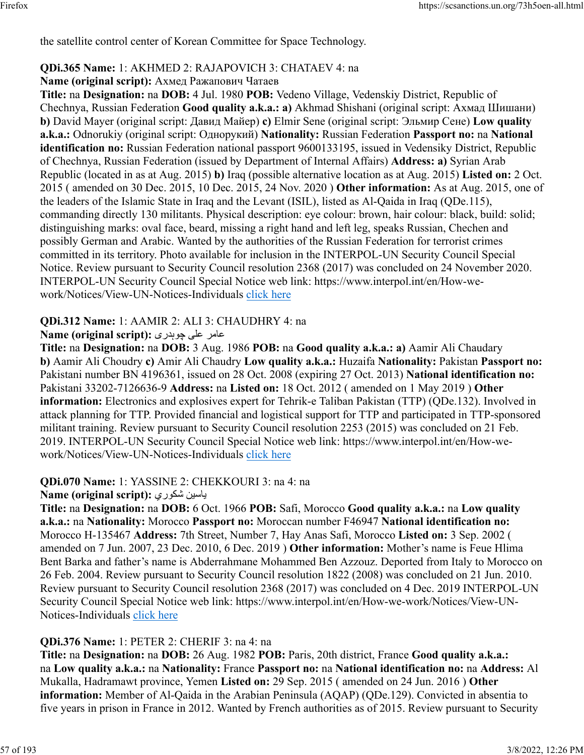the satellite control center of Korean Committee for Space Technology.

**QDi.365 Name:** 1: AKHMED 2: RAJAPOVICH 3: CHATAEV 4: na
**Name (original script):** Ахмед Ражапович Чатаев
**Title:** na **Designation:** na **DOB:** 4 Jul. 1980 **POB:** Vedeno Village, Vedenskiy District, Republic of Chechnya, Russian Federation **Good quality a.k.a.: a)** Akhmad Shishani (original script: Ахмад Шишани) **b)** David Mayer (original script: Давид Майер) **c)** Elmir Sene (original script: Эльмир Сене) **Low quality a.k.a.:** Odnorukiy (original script: Однорукий) **Nationality:** Russian Federation **Passport no:** na **National identification no:** Russian Federation national passport 9600133195, issued in Vedensiky District, Republic of Chechnya, Russian Federation (issued by Department of Internal Affairs) **Address: a)** Syrian Arab Republic (located in as at Aug. 2015) **b)** Iraq (possible alternative location as at Aug. 2015) **Listed on:** 2 Oct. 2015 ( amended on 30 Dec. 2015, 10 Dec. 2015, 24 Nov. 2020 ) **Other information:** As at Aug. 2015, one of the leaders of the Islamic State in Iraq and the Levant (ISIL), listed as Al-Qaida in Iraq (QDe.115), commanding directly 130 militants. Physical description: eye colour: brown, hair colour: black, build: solid; distinguishing marks: oval face, beard, missing a right hand and left leg, speaks Russian, Chechen and possibly German and Arabic. Wanted by the authorities of the Russian Federation for terrorist crimes committed in its territory. Photo available for inclusion in the INTERPOL-UN Security Council Special Notice. Review pursuant to Security Council resolution 2368 (2017) was concluded on 24 November 2020. INTERPOL-UN Security Council Special Notice web link: https://www.interpol.int/en/How-we-work/Notices/View-UN-Notices-Individuals click here

**QDi.312 Name:** 1: AAMIR 2: ALI 3: CHAUDHRY 4: na
**Name (original script):** عامر علی چوہدری
**Title:** na **Designation:** na **DOB:** 3 Aug. 1986 **POB:** na **Good quality a.k.a.: a)** Aamir Ali Chaudary **b)** Aamir Ali Choudry **c)** Amir Ali Chaudry **Low quality a.k.a.:** Huzaifa **Nationality:** Pakistan **Passport no:** Pakistani number BN 4196361, issued on 28 Oct. 2008 (expiring 27 Oct. 2013) **National identification no:** Pakistani 33202-7126636-9 **Address:** na **Listed on:** 18 Oct. 2012 ( amended on 1 May 2019 ) **Other information:** Electronics and explosives expert for Tehrik-e Taliban Pakistan (TTP) (QDe.132). Involved in attack planning for TTP. Provided financial and logistical support for TTP and participated in TTP-sponsored militant training. Review pursuant to Security Council resolution 2253 (2015) was concluded on 21 Feb. 2019. INTERPOL-UN Security Council Special Notice web link: https://www.interpol.int/en/How-we-work/Notices/View-UN-Notices-Individuals click here

**QDi.070 Name:** 1: YASSINE 2: CHEKKOURI 3: na 4: na
**Name (original script):** ياسين شكوري
**Title:** na **Designation:** na **DOB:** 6 Oct. 1966 **POB:** Safi, Morocco **Good quality a.k.a.:** na **Low quality a.k.a.:** na **Nationality:** Morocco **Passport no:** Moroccan number F46947 **National identification no:** Morocco H-135467 **Address:** 7th Street, Number 7, Hay Anas Safi, Morocco **Listed on:** 3 Sep. 2002 ( amended on 7 Jun. 2007, 23 Dec. 2010, 6 Dec. 2019 ) **Other information:** Mother's name is Feue Hlima Bent Barka and father's name is Abderrahmane Mohammed Ben Azzouz. Deported from Italy to Morocco on 26 Feb. 2004. Review pursuant to Security Council resolution 1822 (2008) was concluded on 21 Jun. 2010. Review pursuant to Security Council resolution 2368 (2017) was concluded on 4 Dec. 2019 INTERPOL-UN Security Council Special Notice web link: https://www.interpol.int/en/How-we-work/Notices/View-UN-Notices-Individuals click here

**QDi.376 Name:** 1: PETER 2: CHERIF 3: na 4: na
**Title:** na **Designation:** na **DOB:** 26 Aug. 1982 **POB:** Paris, 20th district, France **Good quality a.k.a.:** na **Low quality a.k.a.:** na **Nationality:** France **Passport no:** na **National identification no:** na **Address:** Al Mukalla, Hadramawt province, Yemen **Listed on:** 29 Sep. 2015 ( amended on 24 Jun. 2016 ) **Other information:** Member of Al-Qaida in the Arabian Peninsula (AQAP) (QDe.129). Convicted in absentia to five years in prison in France in 2012. Wanted by French authorities as of 2015. Review pursuant to Security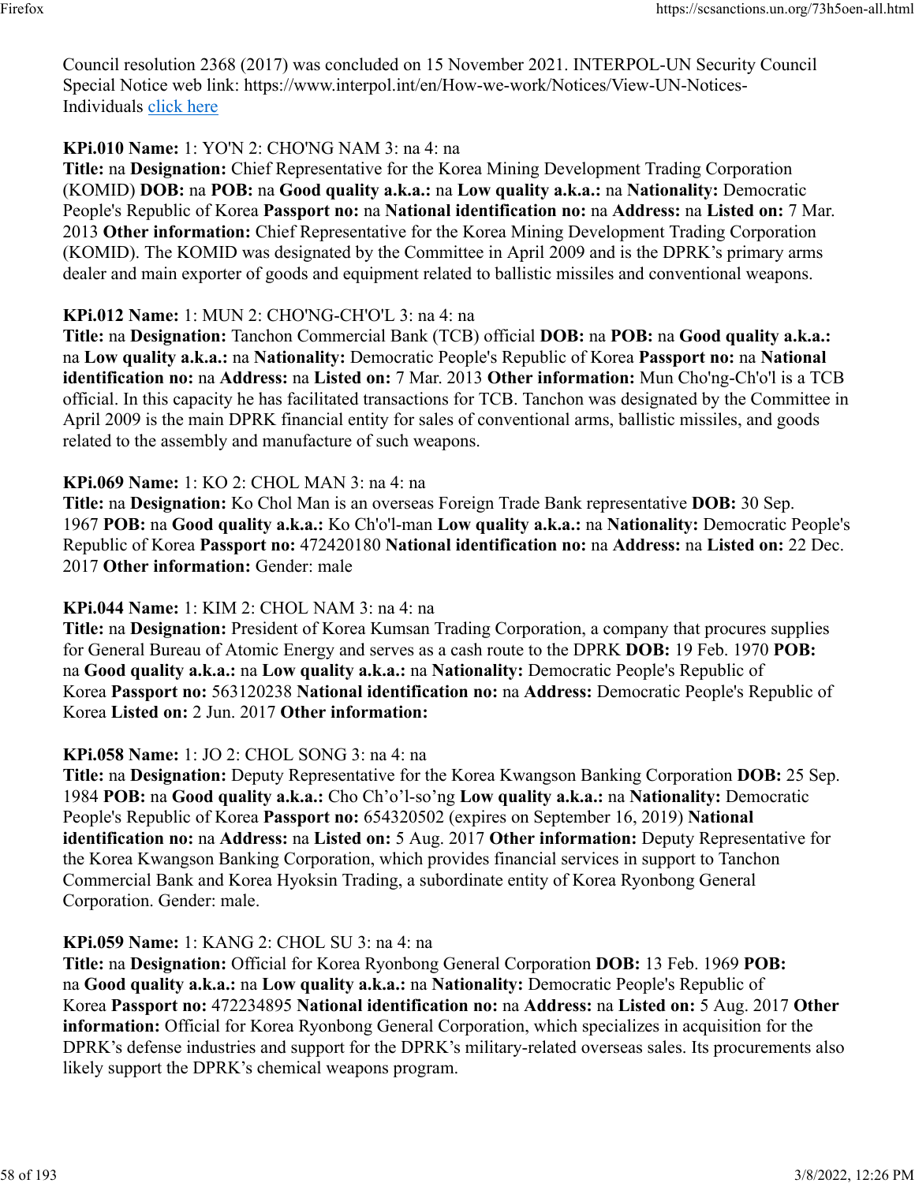Council resolution 2368 (2017) was concluded on 15 November 2021. INTERPOL-UN Security Council Special Notice web link: https://www.interpol.int/en/How-we-work/Notices/View-UN-Notices-Individuals click here

**KPi.010 Name:** 1: YO'N 2: CHO'NG NAM 3: na 4: na
**Title:** na **Designation:** Chief Representative for the Korea Mining Development Trading Corporation (KOMID) **DOB:** na **POB:** na **Good quality a.k.a.:** na **Low quality a.k.a.:** na **Nationality:** Democratic People's Republic of Korea **Passport no:** na **National identification no:** na **Address:** na **Listed on:** 7 Mar. 2013 **Other information:** Chief Representative for the Korea Mining Development Trading Corporation (KOMID). The KOMID was designated by the Committee in April 2009 and is the DPRK's primary arms dealer and main exporter of goods and equipment related to ballistic missiles and conventional weapons.

**KPi.012 Name:** 1: MUN 2: CHO'NG-CH'O'L 3: na 4: na
**Title:** na **Designation:** Tanchon Commercial Bank (TCB) official **DOB:** na **POB:** na **Good quality a.k.a.:** na **Low quality a.k.a.:** na **Nationality:** Democratic People's Republic of Korea **Passport no:** na **National identification no:** na **Address:** na **Listed on:** 7 Mar. 2013 **Other information:** Mun Cho'ng-Ch'o'l is a TCB official. In this capacity he has facilitated transactions for TCB. Tanchon was designated by the Committee in April 2009 is the main DPRK financial entity for sales of conventional arms, ballistic missiles, and goods related to the assembly and manufacture of such weapons.

**KPi.069 Name:** 1: KO 2: CHOL MAN 3: na 4: na
**Title:** na **Designation:** Ko Chol Man is an overseas Foreign Trade Bank representative **DOB:** 30 Sep. 1967 **POB:** na **Good quality a.k.a.:** Ko Ch'o'l-man **Low quality a.k.a.:** na **Nationality:** Democratic People's Republic of Korea **Passport no:** 472420180 **National identification no:** na **Address:** na **Listed on:** 22 Dec. 2017 **Other information:** Gender: male

**KPi.044 Name:** 1: KIM 2: CHOL NAM 3: na 4: na
**Title:** na **Designation:** President of Korea Kumsan Trading Corporation, a company that procures supplies for General Bureau of Atomic Energy and serves as a cash route to the DPRK **DOB:** 19 Feb. 1970 **POB:** na **Good quality a.k.a.:** na **Low quality a.k.a.:** na **Nationality:** Democratic People's Republic of Korea **Passport no:** 563120238 **National identification no:** na **Address:** Democratic People's Republic of Korea **Listed on:** 2 Jun. 2017 **Other information:**

**KPi.058 Name:** 1: JO 2: CHOL SONG 3: na 4: na
**Title:** na **Designation:** Deputy Representative for the Korea Kwangson Banking Corporation **DOB:** 25 Sep. 1984 **POB:** na **Good quality a.k.a.:** Cho Ch'o'l-so'ng **Low quality a.k.a.:** na **Nationality:** Democratic People's Republic of Korea **Passport no:** 654320502 (expires on September 16, 2019) **National identification no:** na **Address:** na **Listed on:** 5 Aug. 2017 **Other information:** Deputy Representative for the Korea Kwangson Banking Corporation, which provides financial services in support to Tanchon Commercial Bank and Korea Hyoksin Trading, a subordinate entity of Korea Ryonbong General Corporation. Gender: male.

**KPi.059 Name:** 1: KANG 2: CHOL SU 3: na 4: na
**Title:** na **Designation:** Official for Korea Ryonbong General Corporation **DOB:** 13 Feb. 1969 **POB:** na **Good quality a.k.a.:** na **Low quality a.k.a.:** na **Nationality:** Democratic People's Republic of Korea **Passport no:** 472234895 **National identification no:** na **Address:** na **Listed on:** 5 Aug. 2017 **Other information:** Official for Korea Ryonbong General Corporation, which specializes in acquisition for the DPRK's defense industries and support for the DPRK's military-related overseas sales. Its procurements also likely support the DPRK's chemical weapons program.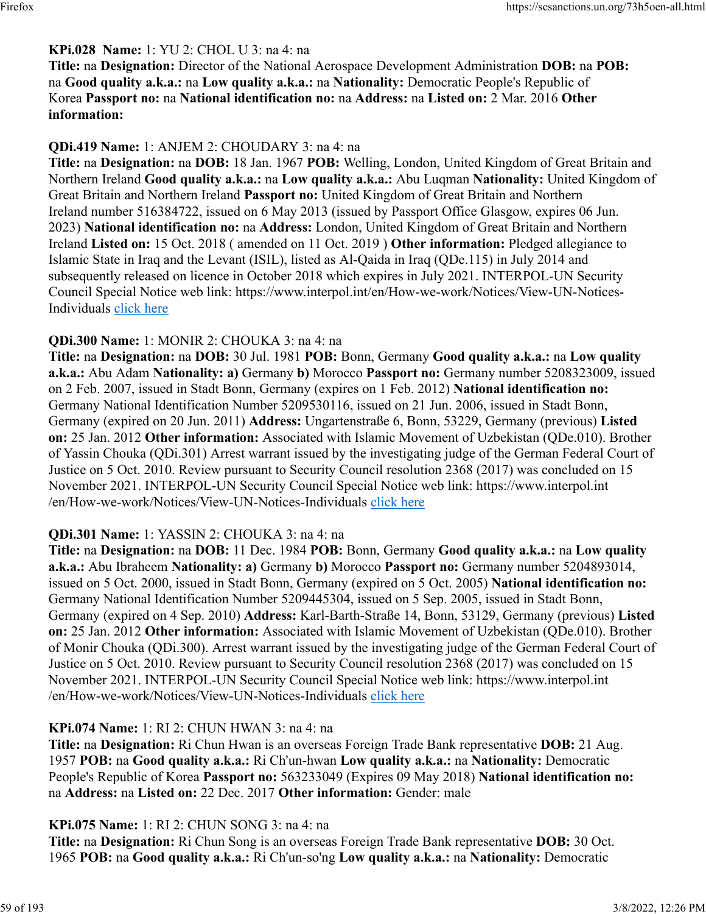**KPi.028 Name:** 1: YU 2: CHOL U 3: na 4: na
**Title:** na **Designation:** Director of the National Aerospace Development Administration **DOB:** na **POB:** na **Good quality a.k.a.:** na **Low quality a.k.a.:** na **Nationality:** Democratic People's Republic of Korea **Passport no:** na **National identification no:** na **Address:** na **Listed on:** 2 Mar. 2016 **Other information:**

**QDi.419 Name:** 1: ANJEM 2: CHOUDARY 3: na 4: na
**Title:** na **Designation:** na **DOB:** 18 Jan. 1967 **POB:** Welling, London, United Kingdom of Great Britain and Northern Ireland **Good quality a.k.a.:** na **Low quality a.k.a.:** Abu Luqman **Nationality:** United Kingdom of Great Britain and Northern Ireland **Passport no:** United Kingdom of Great Britain and Northern Ireland number 516384722, issued on 6 May 2013 (issued by Passport Office Glasgow, expires 06 Jun. 2023) **National identification no:** na **Address:** London, United Kingdom of Great Britain and Northern Ireland **Listed on:** 15 Oct. 2018 ( amended on 11 Oct. 2019 ) **Other information:** Pledged allegiance to Islamic State in Iraq and the Levant (ISIL), listed as Al-Qaida in Iraq (QDe.115) in July 2014 and subsequently released on licence in October 2018 which expires in July 2021. INTERPOL-UN Security Council Special Notice web link: https://www.interpol.int/en/How-we-work/Notices/View-UN-Notices-Individuals click here

**QDi.300 Name:** 1: MONIR 2: CHOUKA 3: na 4: na
**Title:** na **Designation:** na **DOB:** 30 Jul. 1981 **POB:** Bonn, Germany **Good quality a.k.a.:** na **Low quality a.k.a.:** Abu Adam **Nationality:** **a)** Germany **b)** Morocco **Passport no:** Germany number 5208323009, issued on 2 Feb. 2007, issued in Stadt Bonn, Germany (expires on 1 Feb. 2012) **National identification no:** Germany National Identification Number 5209530116, issued on 21 Jun. 2006, issued in Stadt Bonn, Germany (expired on 20 Jun. 2011) **Address:** Ungartenstraße 6, Bonn, 53229, Germany (previous) **Listed on:** 25 Jan. 2012 **Other information:** Associated with Islamic Movement of Uzbekistan (QDe.010). Brother of Yassin Chouka (QDi.301) Arrest warrant issued by the investigating judge of the German Federal Court of Justice on 5 Oct. 2010. Review pursuant to Security Council resolution 2368 (2017) was concluded on 15 November 2021. INTERPOL-UN Security Council Special Notice web link: https://www.interpol.int /en/How-we-work/Notices/View-UN-Notices-Individuals click here

**QDi.301 Name:** 1: YASSIN 2: CHOUKA 3: na 4: na
**Title:** na **Designation:** na **DOB:** 11 Dec. 1984 **POB:** Bonn, Germany **Good quality a.k.a.:** na **Low quality a.k.a.:** Abu Ibraheem **Nationality:** **a)** Germany **b)** Morocco **Passport no:** Germany number 5204893014, issued on 5 Oct. 2000, issued in Stadt Bonn, Germany (expired on 5 Oct. 2005) **National identification no:** Germany National Identification Number 5209445304, issued on 5 Sep. 2005, issued in Stadt Bonn, Germany (expired on 4 Sep. 2010) **Address:** Karl-Barth-Straße 14, Bonn, 53129, Germany (previous) **Listed on:** 25 Jan. 2012 **Other information:** Associated with Islamic Movement of Uzbekistan (QDe.010). Brother of Monir Chouka (QDi.300). Arrest warrant issued by the investigating judge of the German Federal Court of Justice on 5 Oct. 2010. Review pursuant to Security Council resolution 2368 (2017) was concluded on 15 November 2021. INTERPOL-UN Security Council Special Notice web link: https://www.interpol.int /en/How-we-work/Notices/View-UN-Notices-Individuals click here

**KPi.074 Name:** 1: RI 2: CHUN HWAN 3: na 4: na
**Title:** na **Designation:** Ri Chun Hwan is an overseas Foreign Trade Bank representative **DOB:** 21 Aug. 1957 **POB:** na **Good quality a.k.a.:** Ri Ch'un-hwan **Low quality a.k.a.:** na **Nationality:** Democratic People's Republic of Korea **Passport no:** 563233049 (Expires 09 May 2018) **National identification no:** na **Address:** na **Listed on:** 22 Dec. 2017 **Other information:** Gender: male

**KPi.075 Name:** 1: RI 2: CHUN SONG 3: na 4: na
**Title:** na **Designation:** Ri Chun Song is an overseas Foreign Trade Bank representative **DOB:** 30 Oct. 1965 **POB:** na **Good quality a.k.a.:** Ri Ch'un-so'ng **Low quality a.k.a.:** na **Nationality:** Democratic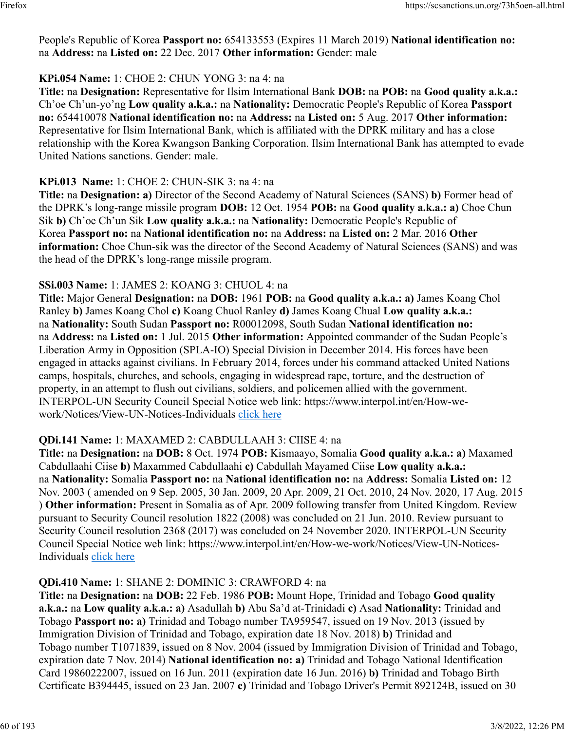People's Republic of Korea **Passport no:** 654133553 (Expires 11 March 2019) **National identification no:** na **Address:** na **Listed on:** 22 Dec. 2017 **Other information:** Gender: male

**KPi.054 Name:** 1: CHOE 2: CHUN YONG 3: na 4: na
**Title:** na **Designation:** Representative for Ilsim International Bank **DOB:** na **POB:** na **Good quality a.k.a.:** Ch'oe Ch'un-yo'ng **Low quality a.k.a.:** na **Nationality:** Democratic People's Republic of Korea **Passport no:** 654410078 **National identification no:** na **Address:** na **Listed on:** 5 Aug. 2017 **Other information:** Representative for Ilsim International Bank, which is affiliated with the DPRK military and has a close relationship with the Korea Kwangson Banking Corporation. Ilsim International Bank has attempted to evade United Nations sanctions. Gender: male.

**KPi.013 Name:** 1: CHOE 2: CHUN-SIK 3: na 4: na
**Title:** na **Designation:** **a)** Director of the Second Academy of Natural Sciences (SANS) **b)** Former head of the DPRK's long-range missile program **DOB:** 12 Oct. 1954 **POB:** na **Good quality a.k.a.:** **a)** Choe Chun Sik **b)** Ch'oe Ch'un Sik **Low quality a.k.a.:** na **Nationality:** Democratic People's Republic of Korea **Passport no:** na **National identification no:** na **Address:** na **Listed on:** 2 Mar. 2016 **Other information:** Choe Chun-sik was the director of the Second Academy of Natural Sciences (SANS) and was the head of the DPRK's long-range missile program.

**SSi.003 Name:** 1: JAMES 2: KOANG 3: CHUOL 4: na
**Title:** Major General **Designation:** na **DOB:** 1961 **POB:** na **Good quality a.k.a.:** **a)** James Koang Chol Ranley **b)** James Koang Chol **c)** Koang Chuol Ranley **d)** James Koang Chual **Low quality a.k.a.:** na **Nationality:** South Sudan **Passport no:** R00012098, South Sudan **National identification no:** na **Address:** na **Listed on:** 1 Jul. 2015 **Other information:** Appointed commander of the Sudan People's Liberation Army in Opposition (SPLA-IO) Special Division in December 2014. His forces have been engaged in attacks against civilians. In February 2014, forces under his command attacked United Nations camps, hospitals, churches, and schools, engaging in widespread rape, torture, and the destruction of property, in an attempt to flush out civilians, soldiers, and policemen allied with the government. INTERPOL-UN Security Council Special Notice web link: https://www.interpol.int/en/How-we-work/Notices/View-UN-Notices-Individuals click here

**QDi.141 Name:** 1: MAXAMED 2: CABDULLAAH 3: CIISE 4: na
**Title:** na **Designation:** na **DOB:** 8 Oct. 1974 **POB:** Kismaayo, Somalia **Good quality a.k.a.:** **a)** Maxamed Cabdullaahi Ciise **b)** Maxammed Cabdullaahi **c)** Cabdullah Mayamed Ciise **Low quality a.k.a.:** na **Nationality:** Somalia **Passport no:** na **National identification no:** na **Address:** Somalia **Listed on:** 12 Nov. 2003 ( amended on 9 Sep. 2005, 30 Jan. 2009, 20 Apr. 2009, 21 Oct. 2010, 24 Nov. 2020, 17 Aug. 2015 ) **Other information:** Present in Somalia as of Apr. 2009 following transfer from United Kingdom. Review pursuant to Security Council resolution 1822 (2008) was concluded on 21 Jun. 2010. Review pursuant to Security Council resolution 2368 (2017) was concluded on 24 November 2020. INTERPOL-UN Security Council Special Notice web link: https://www.interpol.int/en/How-we-work/Notices/View-UN-Notices-Individuals click here

**QDi.410 Name:** 1: SHANE 2: DOMINIC 3: CRAWFORD 4: na
**Title:** na **Designation:** na **DOB:** 22 Feb. 1986 **POB:** Mount Hope, Trinidad and Tobago **Good quality a.k.a.:** na **Low quality a.k.a.:** **a)** Asadullah **b)** Abu Sa'd at-Trinidadi **c)** Asad **Nationality:** Trinidad and Tobago **Passport no:** **a)** Trinidad and Tobago number TA959547, issued on 19 Nov. 2013 (issued by Immigration Division of Trinidad and Tobago, expiration date 18 Nov. 2018) **b)** Trinidad and Tobago number T1071839, issued on 8 Nov. 2004 (issued by Immigration Division of Trinidad and Tobago, expiration date 7 Nov. 2014) **National identification no:** **a)** Trinidad and Tobago National Identification Card 19860222007, issued on 16 Jun. 2011 (expiration date 16 Jun. 2016) **b)** Trinidad and Tobago Birth Certificate B394445, issued on 23 Jan. 2007 **c)** Trinidad and Tobago Driver's Permit 892124B, issued on 30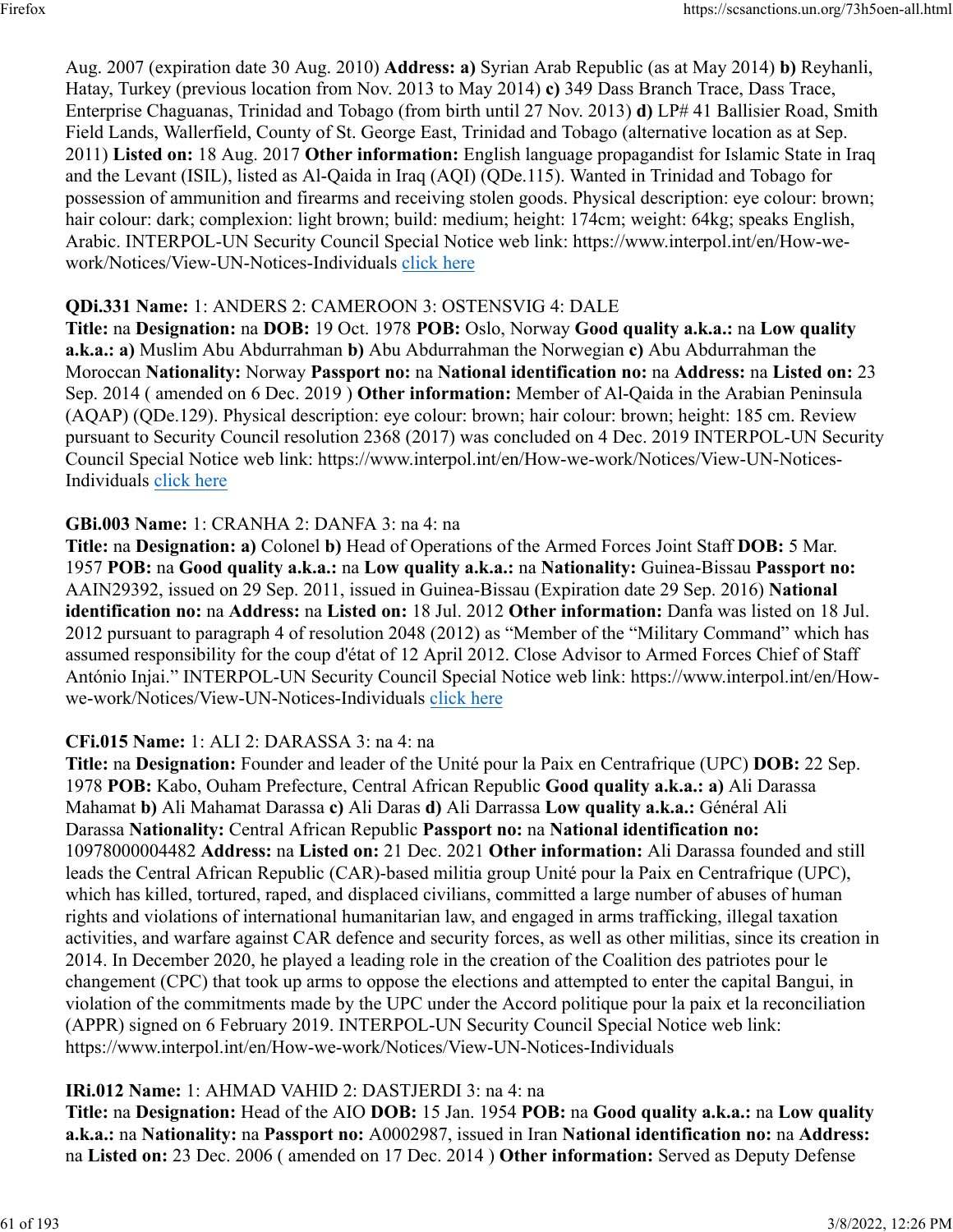Aug. 2007 (expiration date 30 Aug. 2010) **Address: a)** Syrian Arab Republic (as at May 2014) **b)** Reyhanli, Hatay, Turkey (previous location from Nov. 2013 to May 2014) **c)** 349 Dass Branch Trace, Dass Trace, Enterprise Chaguanas, Trinidad and Tobago (from birth until 27 Nov. 2013) **d)** LP# 41 Ballisier Road, Smith Field Lands, Wallerfield, County of St. George East, Trinidad and Tobago (alternative location as at Sep. 2011) **Listed on:** 18 Aug. 2017 **Other information:** English language propagandist for Islamic State in Iraq and the Levant (ISIL), listed as Al-Qaida in Iraq (AQI) (QDe.115). Wanted in Trinidad and Tobago for possession of ammunition and firearms and receiving stolen goods. Physical description: eye colour: brown; hair colour: dark; complexion: light brown; build: medium; height: 174cm; weight: 64kg; speaks English, Arabic. INTERPOL-UN Security Council Special Notice web link: https://www.interpol.int/en/How-we-work/Notices/View-UN-Notices-Individuals click here

**QDi.331 Name:** 1: ANDERS 2: CAMEROON 3: OSTENSVIG 4: DALE
**Title:** na **Designation:** na **DOB:** 19 Oct. 1978 **POB:** Oslo, Norway **Good quality a.k.a.:** na **Low quality a.k.a.: a)** Muslim Abu Abdurrahman **b)** Abu Abdurrahman the Norwegian **c)** Abu Abdurrahman the Moroccan **Nationality:** Norway **Passport no:** na **National identification no:** na **Address:** na **Listed on:** 23 Sep. 2014 ( amended on 6 Dec. 2019 ) **Other information:** Member of Al-Qaida in the Arabian Peninsula (AQAP) (QDe.129). Physical description: eye colour: brown; hair colour: brown; height: 185 cm. Review pursuant to Security Council resolution 2368 (2017) was concluded on 4 Dec. 2019 INTERPOL-UN Security Council Special Notice web link: https://www.interpol.int/en/How-we-work/Notices/View-UN-Notices-Individuals click here

**GBi.003 Name:** 1: CRANHA 2: DANFA 3: na 4: na
**Title:** na **Designation: a)** Colonel **b)** Head of Operations of the Armed Forces Joint Staff **DOB:** 5 Mar. 1957 **POB:** na **Good quality a.k.a.:** na **Low quality a.k.a.:** na **Nationality:** Guinea-Bissau **Passport no:** AAIN29392, issued on 29 Sep. 2011, issued in Guinea-Bissau (Expiration date 29 Sep. 2016) **National identification no:** na **Address:** na **Listed on:** 18 Jul. 2012 **Other information:** Danfa was listed on 18 Jul. 2012 pursuant to paragraph 4 of resolution 2048 (2012) as "Member of the "Military Command" which has assumed responsibility for the coup d'état of 12 April 2012. Close Advisor to Armed Forces Chief of Staff António Injai." INTERPOL-UN Security Council Special Notice web link: https://www.interpol.int/en/How-we-work/Notices/View-UN-Notices-Individuals click here

**CFi.015 Name:** 1: ALI 2: DARASSA 3: na 4: na
**Title:** na **Designation:** Founder and leader of the Unité pour la Paix en Centrafrique (UPC) **DOB:** 22 Sep. 1978 **POB:** Kabo, Ouham Prefecture, Central African Republic **Good quality a.k.a.: a)** Ali Darassa Mahamat **b)** Ali Mahamat Darassa **c)** Ali Daras **d)** Ali Darrassa **Low quality a.k.a.:** Général Ali Darassa **Nationality:** Central African Republic **Passport no:** na **National identification no:** 10978000004482 **Address:** na **Listed on:** 21 Dec. 2021 **Other information:** Ali Darassa founded and still leads the Central African Republic (CAR)-based militia group Unité pour la Paix en Centrafrique (UPC), which has killed, tortured, raped, and displaced civilians, committed a large number of abuses of human rights and violations of international humanitarian law, and engaged in arms trafficking, illegal taxation activities, and warfare against CAR defence and security forces, as well as other militias, since its creation in 2014. In December 2020, he played a leading role in the creation of the Coalition des patriotes pour le changement (CPC) that took up arms to oppose the elections and attempted to enter the capital Bangui, in violation of the commitments made by the UPC under the Accord politique pour la paix et la reconciliation (APPR) signed on 6 February 2019. INTERPOL-UN Security Council Special Notice web link: https://www.interpol.int/en/How-we-work/Notices/View-UN-Notices-Individuals

**IRi.012 Name:** 1: AHMAD VAHID 2: DASTJERDI 3: na 4: na
**Title:** na **Designation:** Head of the AIO **DOB:** 15 Jan. 1954 **POB:** na **Good quality a.k.a.:** na **Low quality a.k.a.:** na **Nationality:** na **Passport no:** A0002987, issued in Iran **National identification no:** na **Address:** na **Listed on:** 23 Dec. 2006 ( amended on 17 Dec. 2014 ) **Other information:** Served as Deputy Defense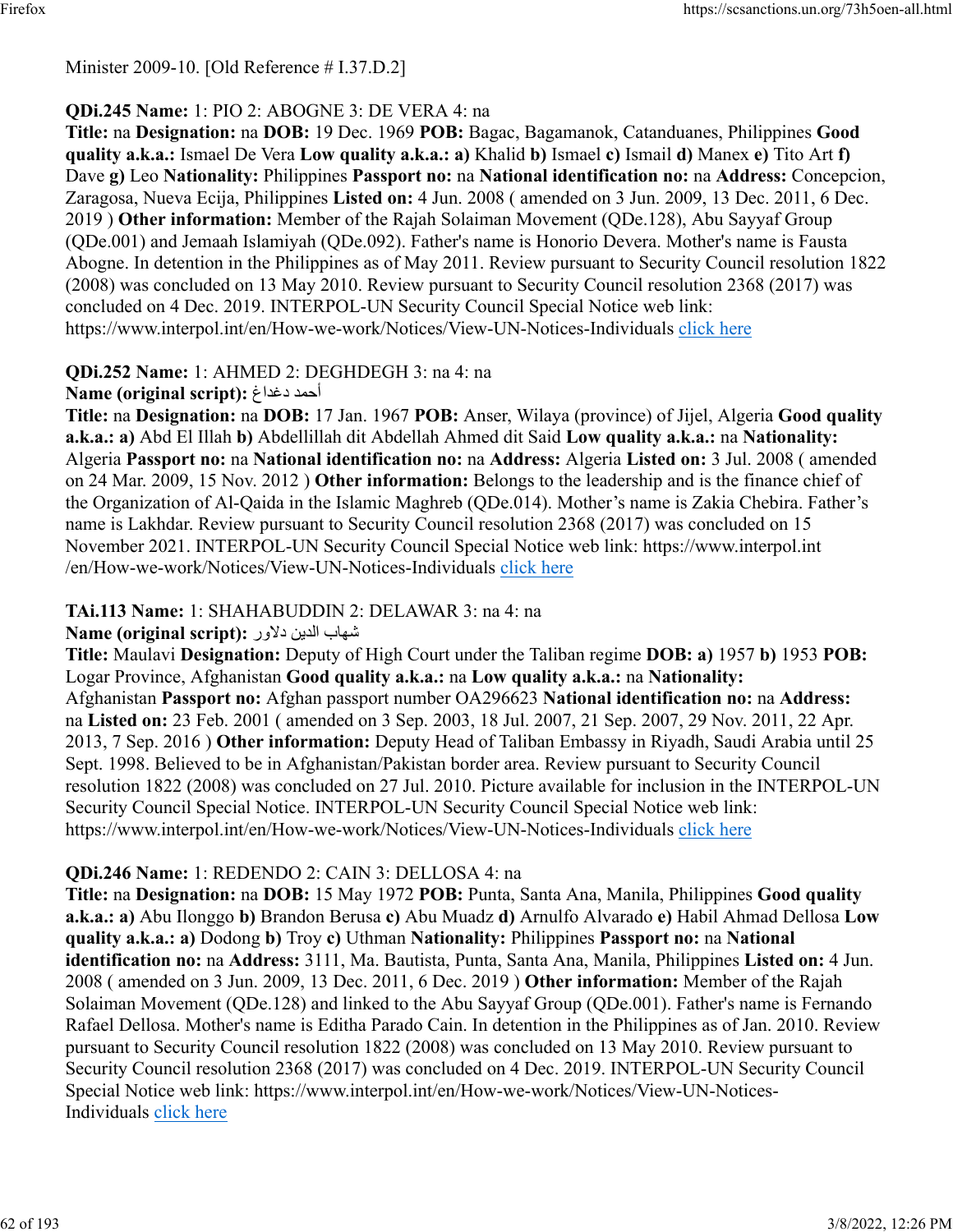Minister 2009-10. [Old Reference # I.37.D.2]

**QDi.245 Name:** 1: PIO 2: ABOGNE 3: DE VERA 4: na
**Title:** na **Designation:** na **DOB:** 19 Dec. 1969 **POB:** Bagac, Bagamanok, Catanduanes, Philippines **Good quality a.k.a.:** Ismael De Vera **Low quality a.k.a.:** **a)** Khalid **b)** Ismael **c)** Ismail **d)** Manex **e)** Tito Art **f)** Dave **g)** Leo **Nationality:** Philippines **Passport no:** na **National identification no:** na **Address:** Concepcion, Zaragosa, Nueva Ecija, Philippines **Listed on:** 4 Jun. 2008 ( amended on 3 Jun. 2009, 13 Dec. 2011, 6 Dec. 2019 ) **Other information:** Member of the Rajah Solaiman Movement (QDe.128), Abu Sayyaf Group (QDe.001) and Jemaah Islamiyah (QDe.092). Father's name is Honorio Devera. Mother's name is Fausta Abogne. In detention in the Philippines as of May 2011. Review pursuant to Security Council resolution 1822 (2008) was concluded on 13 May 2010. Review pursuant to Security Council resolution 2368 (2017) was concluded on 4 Dec. 2019. INTERPOL-UN Security Council Special Notice web link: https://www.interpol.int/en/How-we-work/Notices/View-UN-Notices-Individuals click here

**QDi.252 Name:** 1: AHMED 2: DEGHDEGH 3: na 4: na
**Name (original script):** أحمد دغداغ
**Title:** na **Designation:** na **DOB:** 17 Jan. 1967 **POB:** Anser, Wilaya (province) of Jijel, Algeria **Good quality a.k.a.:** **a)** Abd El Illah **b)** Abdellillah dit Abdellah Ahmed dit Said **Low quality a.k.a.:** na **Nationality:** Algeria **Passport no:** na **National identification no:** na **Address:** Algeria **Listed on:** 3 Jul. 2008 ( amended on 24 Mar. 2009, 15 Nov. 2012 ) **Other information:** Belongs to the leadership and is the finance chief of the Organization of Al-Qaida in the Islamic Maghreb (QDe.014). Mother's name is Zakia Chebira. Father's name is Lakhdar. Review pursuant to Security Council resolution 2368 (2017) was concluded on 15 November 2021. INTERPOL-UN Security Council Special Notice web link: https://www.interpol.int/en/How-we-work/Notices/View-UN-Notices-Individuals click here

**TAi.113 Name:** 1: SHAHABUDDIN 2: DELAWAR 3: na 4: na
**Name (original script):** شهاب الدين دلاور
**Title:** Maulavi **Designation:** Deputy of High Court under the Taliban regime **DOB:** **a)** 1957 **b)** 1953 **POB:** Logar Province, Afghanistan **Good quality a.k.a.:** na **Low quality a.k.a.:** na **Nationality:** Afghanistan **Passport no:** Afghan passport number OA296623 **National identification no:** na **Address:** na **Listed on:** 23 Feb. 2001 ( amended on 3 Sep. 2003, 18 Jul. 2007, 21 Sep. 2007, 29 Nov. 2011, 22 Apr. 2013, 7 Sep. 2016 ) **Other information:** Deputy Head of Taliban Embassy in Riyadh, Saudi Arabia until 25 Sept. 1998. Believed to be in Afghanistan/Pakistan border area. Review pursuant to Security Council resolution 1822 (2008) was concluded on 27 Jul. 2010. Picture available for inclusion in the INTERPOL-UN Security Council Special Notice. INTERPOL-UN Security Council Special Notice web link: https://www.interpol.int/en/How-we-work/Notices/View-UN-Notices-Individuals click here

**QDi.246 Name:** 1: REDENDO 2: CAIN 3: DELLOSA 4: na
**Title:** na **Designation:** na **DOB:** 15 May 1972 **POB:** Punta, Santa Ana, Manila, Philippines **Good quality a.k.a.:** **a)** Abu Ilonggo **b)** Brandon Berusa **c)** Abu Muadz **d)** Arnulfo Alvarado **e)** Habil Ahmad Dellosa **Low quality a.k.a.:** **a)** Dodong **b)** Troy **c)** Uthman **Nationality:** Philippines **Passport no:** na **National identification no:** na **Address:** 3111, Ma. Bautista, Punta, Santa Ana, Manila, Philippines **Listed on:** 4 Jun. 2008 ( amended on 3 Jun. 2009, 13 Dec. 2011, 6 Dec. 2019 ) **Other information:** Member of the Rajah Solaiman Movement (QDe.128) and linked to the Abu Sayyaf Group (QDe.001). Father's name is Fernando Rafael Dellosa. Mother's name is Editha Parado Cain. In detention in the Philippines as of Jan. 2010. Review pursuant to Security Council resolution 1822 (2008) was concluded on 13 May 2010. Review pursuant to Security Council resolution 2368 (2017) was concluded on 4 Dec. 2019. INTERPOL-UN Security Council Special Notice web link: https://www.interpol.int/en/How-we-work/Notices/View-UN-Notices-Individuals click here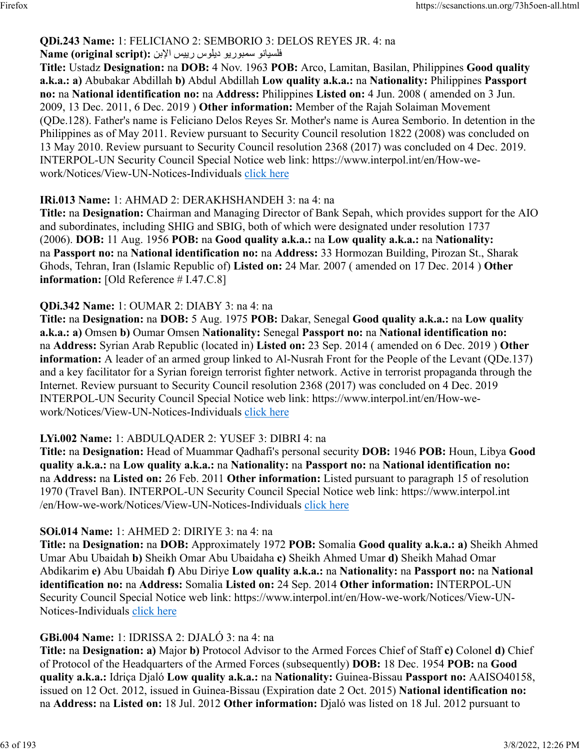**QDi.243 Name:** 1: FELICIANO 2: SEMBORIO 3: DELOS REYES JR. 4: na
**Name (original script):** فليسيانو سمبوريو ديلوس رييس الإبن
**Title:** Ustadz **Designation:** na **DOB:** 4 Nov. 1963 **POB:** Arco, Lamitan, Basilan, Philippines **Good quality a.k.a.: a)** Abubakar Abdillah **b)** Abdul Abdillah **Low quality a.k.a.:** na **Nationality:** Philippines **Passport no:** na **National identification no:** na **Address:** Philippines **Listed on:** 4 Jun. 2008 ( amended on 3 Jun. 2009, 13 Dec. 2011, 6 Dec. 2019 ) **Other information:** Member of the Rajah Solaiman Movement (QDe.128). Father's name is Feliciano Delos Reyes Sr. Mother's name is Aurea Semborio. In detention in the Philippines as of May 2011. Review pursuant to Security Council resolution 1822 (2008) was concluded on 13 May 2010. Review pursuant to Security Council resolution 2368 (2017) was concluded on 4 Dec. 2019. INTERPOL-UN Security Council Special Notice web link: https://www.interpol.int/en/How-we-work/Notices/View-UN-Notices-Individuals click here

**IRi.013 Name:** 1: AHMAD 2: DERAKHSHANDEH 3: na 4: na
**Title:** na **Designation:** Chairman and Managing Director of Bank Sepah, which provides support for the AIO and subordinates, including SHIG and SBIG, both of which were designated under resolution 1737 (2006). **DOB:** 11 Aug. 1956 **POB:** na **Good quality a.k.a.:** na **Low quality a.k.a.:** na **Nationality:** na **Passport no:** na **National identification no:** na **Address:** 33 Hormozan Building, Pirozan St., Sharak Ghods, Tehran, Iran (Islamic Republic of) **Listed on:** 24 Mar. 2007 ( amended on 17 Dec. 2014 ) **Other information:** [Old Reference # I.47.C.8]

**QDi.342 Name:** 1: OUMAR 2: DIABY 3: na 4: na
**Title:** na **Designation:** na **DOB:** 5 Aug. 1975 **POB:** Dakar, Senegal **Good quality a.k.a.:** na **Low quality a.k.a.: a)** Omsen **b)** Oumar Omsen **Nationality:** Senegal **Passport no:** na **National identification no:** na **Address:** Syrian Arab Republic (located in) **Listed on:** 23 Sep. 2014 ( amended on 6 Dec. 2019 ) **Other information:** A leader of an armed group linked to Al-Nusrah Front for the People of the Levant (QDe.137) and a key facilitator for a Syrian foreign terrorist fighter network. Active in terrorist propaganda through the Internet. Review pursuant to Security Council resolution 2368 (2017) was concluded on 4 Dec. 2019 INTERPOL-UN Security Council Special Notice web link: https://www.interpol.int/en/How-we-work/Notices/View-UN-Notices-Individuals click here

**LYi.002 Name:** 1: ABDULQADER 2: YUSEF 3: DIBRI 4: na
**Title:** na **Designation:** Head of Muammar Qadhafi's personal security **DOB:** 1946 **POB:** Houn, Libya **Good quality a.k.a.:** na **Low quality a.k.a.:** na **Nationality:** na **Passport no:** na **National identification no:** na **Address:** na **Listed on:** 26 Feb. 2011 **Other information:** Listed pursuant to paragraph 15 of resolution 1970 (Travel Ban). INTERPOL-UN Security Council Special Notice web link: https://www.interpol.int /en/How-we-work/Notices/View-UN-Notices-Individuals click here

**SOi.014 Name:** 1: AHMED 2: DIRIYE 3: na 4: na
**Title:** na **Designation:** na **DOB:** Approximately 1972 **POB:** Somalia **Good quality a.k.a.: a)** Sheikh Ahmed Umar Abu Ubaidah **b)** Sheikh Omar Abu Ubaidaha **c)** Sheikh Ahmed Umar **d)** Sheikh Mahad Omar Abdikarim **e)** Abu Ubaidah **f)** Abu Diriye **Low quality a.k.a.:** na **Nationality:** na **Passport no:** na **National identification no:** na **Address:** Somalia **Listed on:** 24 Sep. 2014 **Other information:** INTERPOL-UN Security Council Special Notice web link: https://www.interpol.int/en/How-we-work/Notices/View-UN-Notices-Individuals click here

**GBi.004 Name:** 1: IDRISSA 2: DJALÓ 3: na 4: na
**Title:** na **Designation: a)** Major **b)** Protocol Advisor to the Armed Forces Chief of Staff **c)** Colonel **d)** Chief of Protocol of the Headquarters of the Armed Forces (subsequently) **DOB:** 18 Dec. 1954 **POB:** na **Good quality a.k.a.:** Idriça Djaló **Low quality a.k.a.:** na **Nationality:** Guinea-Bissau **Passport no:** AAISO40158, issued on 12 Oct. 2012, issued in Guinea-Bissau (Expiration date 2 Oct. 2015) **National identification no:** na **Address:** na **Listed on:** 18 Jul. 2012 **Other information:** Djaló was listed on 18 Jul. 2012 pursuant to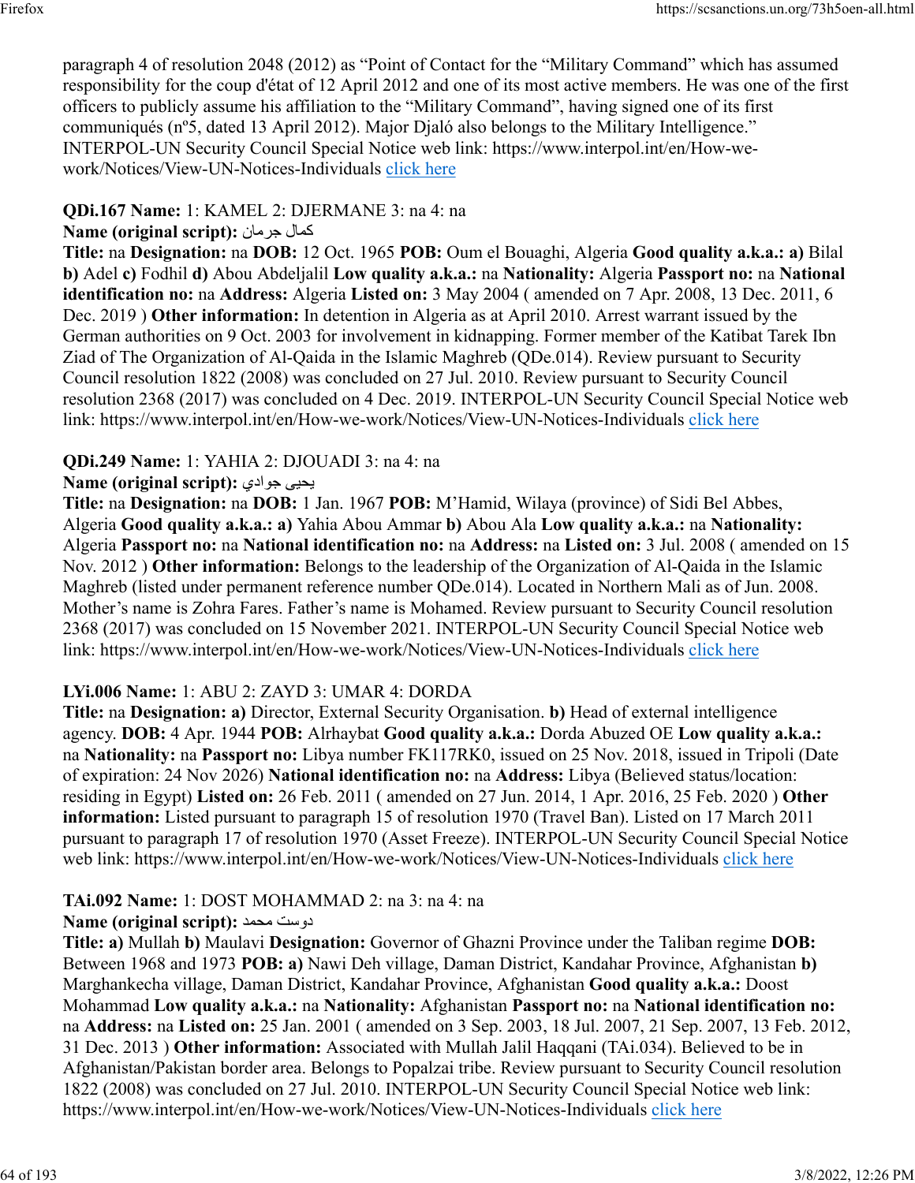paragraph 4 of resolution 2048 (2012) as “Point of Contact for the “Military Command” which has assumed responsibility for the coup d'état of 12 April 2012 and one of its most active members. He was one of the first officers to publicly assume his affiliation to the “Military Command”, having signed one of its first communiqués (nº5, dated 13 April 2012). Major Djaló also belongs to the Military Intelligence.” INTERPOL-UN Security Council Special Notice web link: https://www.interpol.int/en/How-we-work/Notices/View-UN-Notices-Individuals click here

**QDi.167 Name:** 1: KAMEL 2: DJERMANE 3: na 4: na
**Name (original script):** كمال جرمان
**Title:** na **Designation:** na **DOB:** 12 Oct. 1965 **POB:** Oum el Bouaghi, Algeria **Good quality a.k.a.: a)** Bilal **b)** Adel **c)** Fodhil **d)** Abou Abdeljalil **Low quality a.k.a.:** na **Nationality:** Algeria **Passport no:** na **National identification no:** na **Address:** Algeria **Listed on:** 3 May 2004 ( amended on 7 Apr. 2008, 13 Dec. 2011, 6 Dec. 2019 ) **Other information:** In detention in Algeria as at April 2010. Arrest warrant issued by the German authorities on 9 Oct. 2003 for involvement in kidnapping. Former member of the Katibat Tarek Ibn Ziad of The Organization of Al-Qaida in the Islamic Maghreb (QDe.014). Review pursuant to Security Council resolution 1822 (2008) was concluded on 27 Jul. 2010. Review pursuant to Security Council resolution 2368 (2017) was concluded on 4 Dec. 2019. INTERPOL-UN Security Council Special Notice web link: https://www.interpol.int/en/How-we-work/Notices/View-UN-Notices-Individuals click here

**QDi.249 Name:** 1: YAHIA 2: DJOUADI 3: na 4: na
**Name (original script):** يحيى جوادي
**Title:** na **Designation:** na **DOB:** 1 Jan. 1967 **POB:** M’Hamid, Wilaya (province) of Sidi Bel Abbes, Algeria **Good quality a.k.a.: a)** Yahia Abou Ammar **b)** Abou Ala **Low quality a.k.a.:** na **Nationality:** Algeria **Passport no:** na **National identification no:** na **Address:** na **Listed on:** 3 Jul. 2008 ( amended on 15 Nov. 2012 ) **Other information:** Belongs to the leadership of the Organization of Al-Qaida in the Islamic Maghreb (listed under permanent reference number QDe.014). Located in Northern Mali as of Jun. 2008. Mother’s name is Zohra Fares. Father’s name is Mohamed. Review pursuant to Security Council resolution 2368 (2017) was concluded on 15 November 2021. INTERPOL-UN Security Council Special Notice web link: https://www.interpol.int/en/How-we-work/Notices/View-UN-Notices-Individuals click here

**LYi.006 Name:** 1: ABU 2: ZAYD 3: UMAR 4: DORDA
**Title:** na **Designation: a)** Director, External Security Organisation. **b)** Head of external intelligence agency. **DOB:** 4 Apr. 1944 **POB:** Alrhaybat **Good quality a.k.a.:** Dorda Abuzed OE **Low quality a.k.a.:** na **Nationality:** na **Passport no:** Libya number FK117RK0, issued on 25 Nov. 2018, issued in Tripoli (Date of expiration: 24 Nov 2026) **National identification no:** na **Address:** Libya (Believed status/location: residing in Egypt) **Listed on:** 26 Feb. 2011 ( amended on 27 Jun. 2014, 1 Apr. 2016, 25 Feb. 2020 ) **Other information:** Listed pursuant to paragraph 15 of resolution 1970 (Travel Ban). Listed on 17 March 2011 pursuant to paragraph 17 of resolution 1970 (Asset Freeze). INTERPOL-UN Security Council Special Notice web link: https://www.interpol.int/en/How-we-work/Notices/View-UN-Notices-Individuals click here

**TAi.092 Name:** 1: DOST MOHAMMAD 2: na 3: na 4: na
**Name (original script):** دوست محمد
**Title: a)** Mullah **b)** Maulavi **Designation:** Governor of Ghazni Province under the Taliban regime **DOB:** Between 1968 and 1973 **POB: a)** Nawi Deh village, Daman District, Kandahar Province, Afghanistan **b)** Marghankecha village, Daman District, Kandahar Province, Afghanistan **Good quality a.k.a.:** Doost Mohammad **Low quality a.k.a.:** na **Nationality:** Afghanistan **Passport no:** na **National identification no:** na **Address:** na **Listed on:** 25 Jan. 2001 ( amended on 3 Sep. 2003, 18 Jul. 2007, 21 Sep. 2007, 13 Feb. 2012, 31 Dec. 2013 ) **Other information:** Associated with Mullah Jalil Haqqani (TAi.034). Believed to be in Afghanistan/Pakistan border area. Belongs to Popalzai tribe. Review pursuant to Security Council resolution 1822 (2008) was concluded on 27 Jul. 2010. INTERPOL-UN Security Council Special Notice web link: https://www.interpol.int/en/How-we-work/Notices/View-UN-Notices-Individuals click here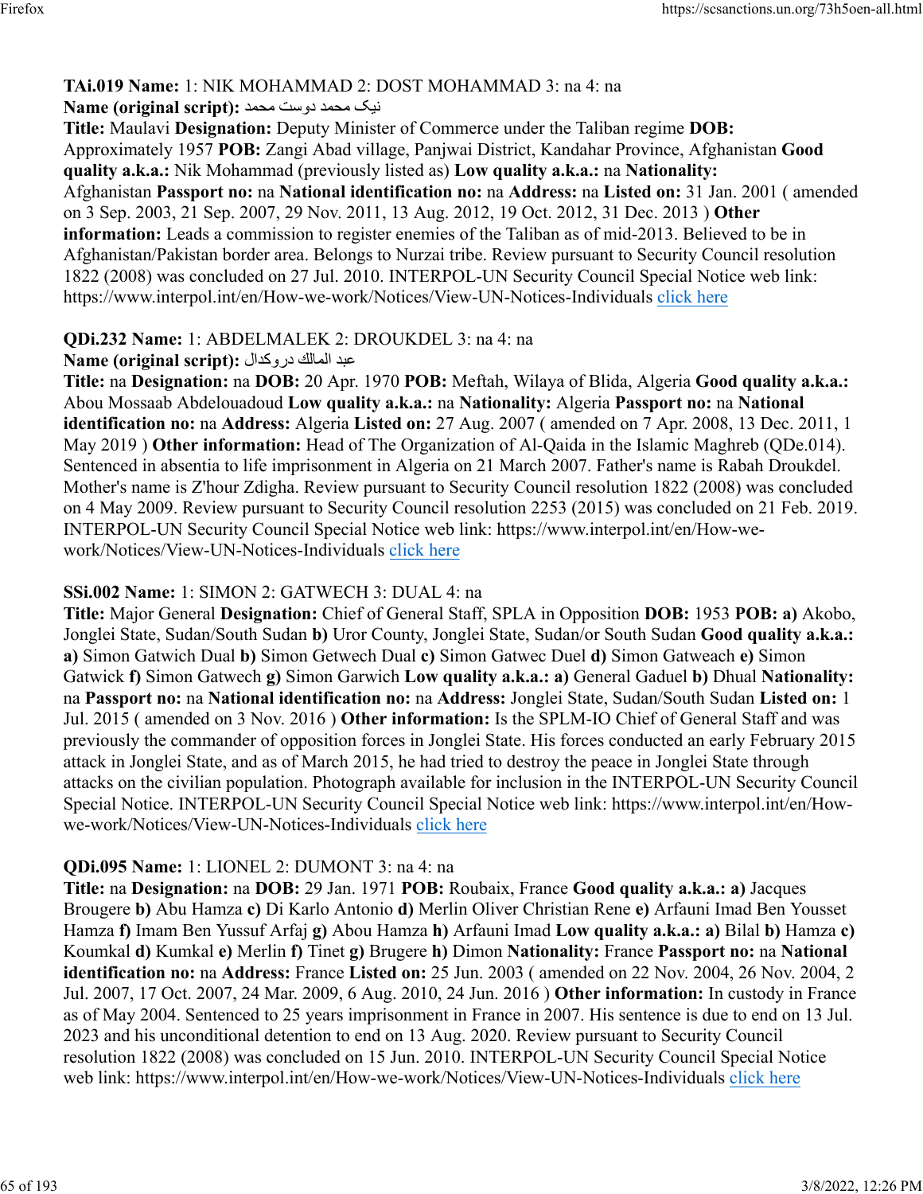**TAi.019 Name:** 1: NIK MOHAMMAD 2: DOST MOHAMMAD 3: na 4: na
**Name (original script):** نیک محمد دوست محمد
**Title:** Maulavi **Designation:** Deputy Minister of Commerce under the Taliban regime **DOB:** Approximately 1957 **POB:** Zangi Abad village, Panjwai District, Kandahar Province, Afghanistan **Good quality a.k.a.:** Nik Mohammad (previously listed as) **Low quality a.k.a.:** na **Nationality:** Afghanistan **Passport no:** na **National identification no:** na **Address:** na **Listed on:** 31 Jan. 2001 ( amended on 3 Sep. 2003, 21 Sep. 2007, 29 Nov. 2011, 13 Aug. 2012, 19 Oct. 2012, 31 Dec. 2013 ) **Other information:** Leads a commission to register enemies of the Taliban as of mid-2013. Believed to be in Afghanistan/Pakistan border area. Belongs to Nurzai tribe. Review pursuant to Security Council resolution 1822 (2008) was concluded on 27 Jul. 2010. INTERPOL-UN Security Council Special Notice web link: https://www.interpol.int/en/How-we-work/Notices/View-UN-Notices-Individuals click here

**QDi.232 Name:** 1: ABDELMALEK 2: DROUKDEL 3: na 4: na
**Name (original script):** عبد المالك دروكدال
**Title:** na **Designation:** na **DOB:** 20 Apr. 1970 **POB:** Meftah, Wilaya of Blida, Algeria **Good quality a.k.a.:** Abou Mossaab Abdelouadoud **Low quality a.k.a.:** na **Nationality:** Algeria **Passport no:** na **National identification no:** na **Address:** Algeria **Listed on:** 27 Aug. 2007 ( amended on 7 Apr. 2008, 13 Dec. 2011, 1 May 2019 ) **Other information:** Head of The Organization of Al-Qaida in the Islamic Maghreb (QDe.014). Sentenced in absentia to life imprisonment in Algeria on 21 March 2007. Father's name is Rabah Droukdel. Mother's name is Z'hour Zdigha. Review pursuant to Security Council resolution 1822 (2008) was concluded on 4 May 2009. Review pursuant to Security Council resolution 2253 (2015) was concluded on 21 Feb. 2019. INTERPOL-UN Security Council Special Notice web link: https://www.interpol.int/en/How-we-work/Notices/View-UN-Notices-Individuals click here

**SSi.002 Name:** 1: SIMON 2: GATWECH 3: DUAL 4: na
**Title:** Major General **Designation:** Chief of General Staff, SPLA in Opposition **DOB:** 1953 **POB:** **a)** Akobo, Jonglei State, Sudan/South Sudan **b)** Uror County, Jonglei State, Sudan/or South Sudan **Good quality a.k.a.:** **a)** Simon Gatwich Dual **b)** Simon Getwech Dual **c)** Simon Gatwec Duel **d)** Simon Gatweach **e)** Simon Gatwick **f)** Simon Gatwech **g)** Simon Garwich **Low quality a.k.a.:** **a)** General Gaduel **b)** Dhual **Nationality:** na **Passport no:** na **National identification no:** na **Address:** Jonglei State, Sudan/South Sudan **Listed on:** 1 Jul. 2015 ( amended on 3 Nov. 2016 ) **Other information:** Is the SPLM-IO Chief of General Staff and was previously the commander of opposition forces in Jonglei State. His forces conducted an early February 2015 attack in Jonglei State, and as of March 2015, he had tried to destroy the peace in Jonglei State through attacks on the civilian population. Photograph available for inclusion in the INTERPOL-UN Security Council Special Notice. INTERPOL-UN Security Council Special Notice web link: https://www.interpol.int/en/How-we-work/Notices/View-UN-Notices-Individuals click here

**QDi.095 Name:** 1: LIONEL 2: DUMONT 3: na 4: na
**Title:** na **Designation:** na **DOB:** 29 Jan. 1971 **POB:** Roubaix, France **Good quality a.k.a.:** **a)** Jacques Brougere **b)** Abu Hamza **c)** Di Karlo Antonio **d)** Merlin Oliver Christian Rene **e)** Arfauni Imad Ben Yousset Hamza **f)** Imam Ben Yussuf Arfaj **g)** Abou Hamza **h)** Arfauni Imad **Low quality a.k.a.:** **a)** Bilal **b)** Hamza **c)** Koumkal **d)** Kumkal **e)** Merlin **f)** Tinet **g)** Brugere **h)** Dimon **Nationality:** France **Passport no:** na **National identification no:** na **Address:** France **Listed on:** 25 Jun. 2003 ( amended on 22 Nov. 2004, 26 Nov. 2004, 2 Jul. 2007, 17 Oct. 2007, 24 Mar. 2009, 6 Aug. 2010, 24 Jun. 2016 ) **Other information:** In custody in France as of May 2004. Sentenced to 25 years imprisonment in France in 2007. His sentence is due to end on 13 Jul. 2023 and his unconditional detention to end on 13 Aug. 2020. Review pursuant to Security Council resolution 1822 (2008) was concluded on 15 Jun. 2010. INTERPOL-UN Security Council Special Notice web link: https://www.interpol.int/en/How-we-work/Notices/View-UN-Notices-Individuals click here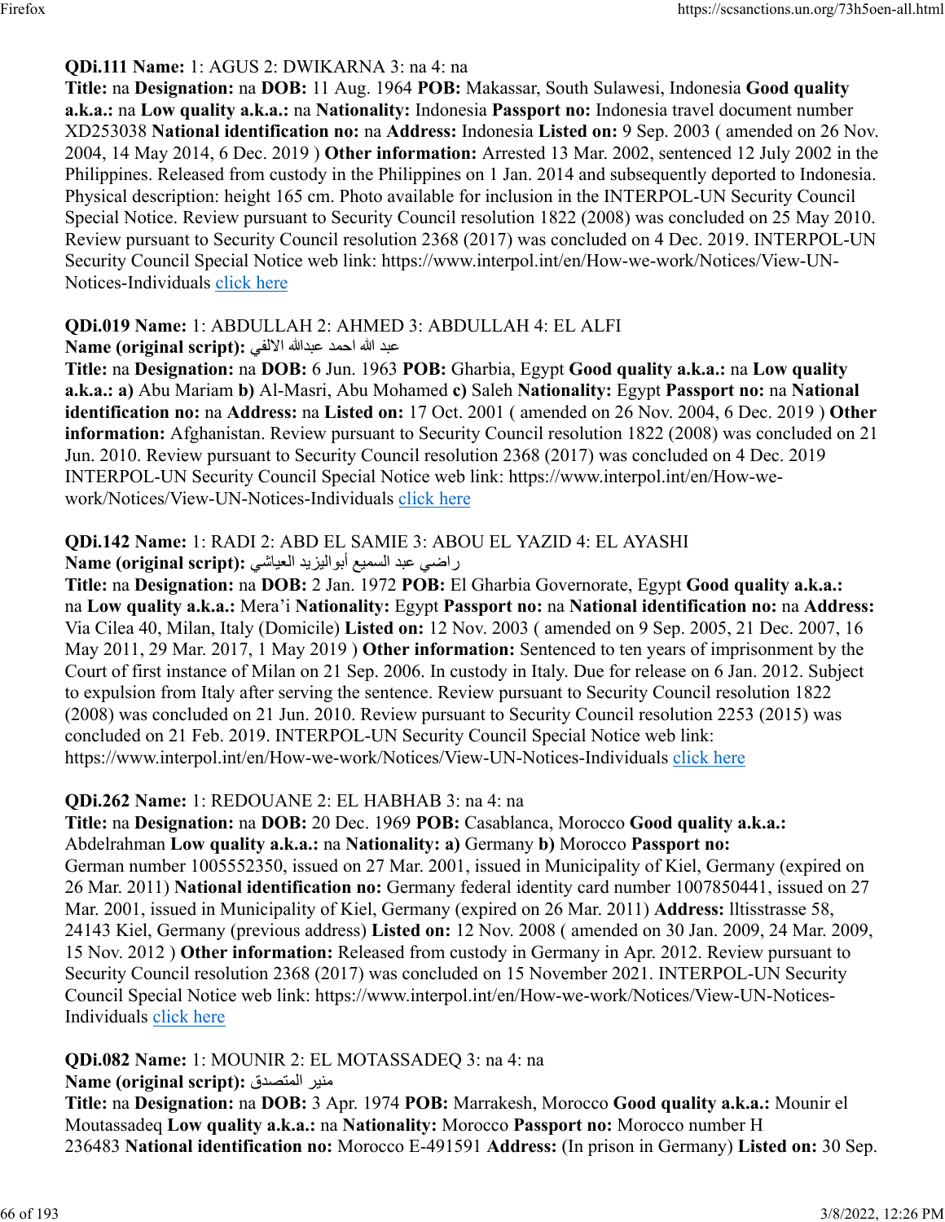**QDi.111 Name:** 1: AGUS 2: DWIKARNA 3: na 4: na
**Title:** na **Designation:** na **DOB:** 11 Aug. 1964 **POB:** Makassar, South Sulawesi, Indonesia **Good quality a.k.a.:** na **Low quality a.k.a.:** na **Nationality:** Indonesia **Passport no:** Indonesia travel document number XD253038 **National identification no:** na **Address:** Indonesia **Listed on:** 9 Sep. 2003 ( amended on 26 Nov. 2004, 14 May 2014, 6 Dec. 2019 ) **Other information:** Arrested 13 Mar. 2002, sentenced 12 July 2002 in the Philippines. Released from custody in the Philippines on 1 Jan. 2014 and subsequently deported to Indonesia. Physical description: height 165 cm. Photo available for inclusion in the INTERPOL-UN Security Council Special Notice. Review pursuant to Security Council resolution 1822 (2008) was concluded on 25 May 2010. Review pursuant to Security Council resolution 2368 (2017) was concluded on 4 Dec. 2019. INTERPOL-UN Security Council Special Notice web link: https://www.interpol.int/en/How-we-work/Notices/View-UN-Notices-Individuals click here

**QDi.019 Name:** 1: ABDULLAH 2: AHMED 3: ABDULLAH 4: EL ALFI
**Name (original script):** عبد الله احمد عبدالله الالفي
**Title:** na **Designation:** na **DOB:** 6 Jun. 1963 **POB:** Gharbia, Egypt **Good quality a.k.a.:** na **Low quality a.k.a.:** **a)** Abu Mariam **b)** Al-Masri, Abu Mohamed **c)** Saleh **Nationality:** Egypt **Passport no:** na **National identification no:** na **Address:** na **Listed on:** 17 Oct. 2001 ( amended on 26 Nov. 2004, 6 Dec. 2019 ) **Other information:** Afghanistan. Review pursuant to Security Council resolution 1822 (2008) was concluded on 21 Jun. 2010. Review pursuant to Security Council resolution 2368 (2017) was concluded on 4 Dec. 2019 INTERPOL-UN Security Council Special Notice web link: https://www.interpol.int/en/How-we-work/Notices/View-UN-Notices-Individuals click here

**QDi.142 Name:** 1: RADI 2: ABD EL SAMIE 3: ABOU EL YAZID 4: EL AYASHI
**Name (original script):** راضي عبد السميع أبواليزيد العياشي
**Title:** na **Designation:** na **DOB:** 2 Jan. 1972 **POB:** El Gharbia Governorate, Egypt **Good quality a.k.a.:** na **Low quality a.k.a.:** Mera'i **Nationality:** Egypt **Passport no:** na **National identification no:** na **Address:** Via Cilea 40, Milan, Italy (Domicile) **Listed on:** 12 Nov. 2003 ( amended on 9 Sep. 2005, 21 Dec. 2007, 16 May 2011, 29 Mar. 2017, 1 May 2019 ) **Other information:** Sentenced to ten years of imprisonment by the Court of first instance of Milan on 21 Sep. 2006. In custody in Italy. Due for release on 6 Jan. 2012. Subject to expulsion from Italy after serving the sentence. Review pursuant to Security Council resolution 1822 (2008) was concluded on 21 Jun. 2010. Review pursuant to Security Council resolution 2253 (2015) was concluded on 21 Feb. 2019. INTERPOL-UN Security Council Special Notice web link: https://www.interpol.int/en/How-we-work/Notices/View-UN-Notices-Individuals click here

**QDi.262 Name:** 1: REDOUANE 2: EL HABHAB 3: na 4: na
**Title:** na **Designation:** na **DOB:** 20 Dec. 1969 **POB:** Casablanca, Morocco **Good quality a.k.a.:** Abdelrahman **Low quality a.k.a.:** na **Nationality:** **a)** Germany **b)** Morocco **Passport no:** German number 1005552350, issued on 27 Mar. 2001, issued in Municipality of Kiel, Germany (expired on 26 Mar. 2011) **National identification no:** Germany federal identity card number 1007850441, issued on 27 Mar. 2001, issued in Municipality of Kiel, Germany (expired on 26 Mar. 2011) **Address:** lltisstrasse 58, 24143 Kiel, Germany (previous address) **Listed on:** 12 Nov. 2008 ( amended on 30 Jan. 2009, 24 Mar. 2009, 15 Nov. 2012 ) **Other information:** Released from custody in Germany in Apr. 2012. Review pursuant to Security Council resolution 2368 (2017) was concluded on 15 November 2021. INTERPOL-UN Security Council Special Notice web link: https://www.interpol.int/en/How-we-work/Notices/View-UN-Notices-Individuals click here

**QDi.082 Name:** 1: MOUNIR 2: EL MOTASSADEQ 3: na 4: na
**Name (original script):** منير المتصدق
**Title:** na **Designation:** na **DOB:** 3 Apr. 1974 **POB:** Marrakesh, Morocco **Good quality a.k.a.:** Mounir el Moutassadeq **Low quality a.k.a.:** na **Nationality:** Morocco **Passport no:** Morocco number H 236483 **National identification no:** Morocco E-491591 **Address:** (In prison in Germany) **Listed on:** 30 Sep.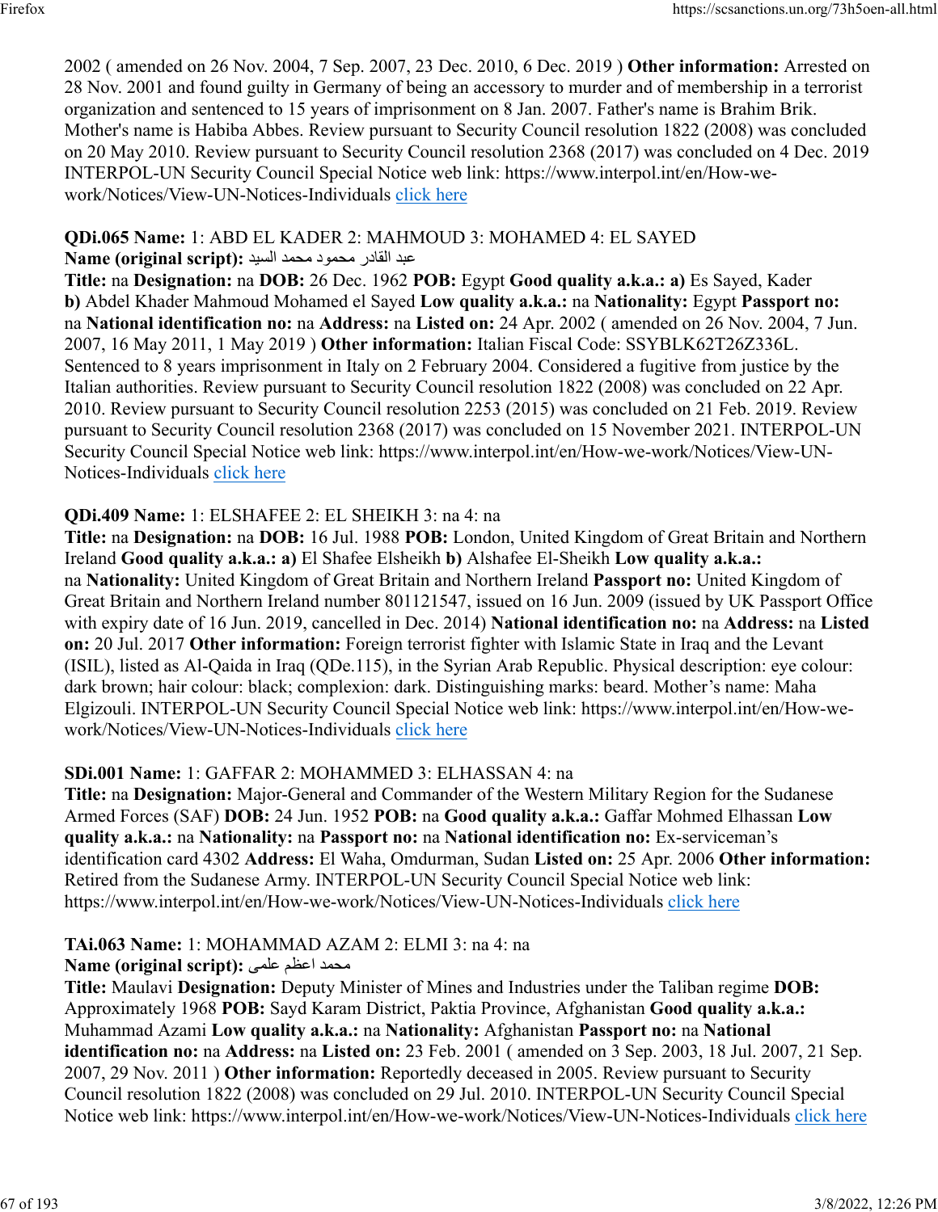2002 ( amended on 26 Nov. 2004, 7 Sep. 2007, 23 Dec. 2010, 6 Dec. 2019 ) **Other information:** Arrested on 28 Nov. 2001 and found guilty in Germany of being an accessory to murder and of membership in a terrorist organization and sentenced to 15 years of imprisonment on 8 Jan. 2007. Father's name is Brahim Brik. Mother's name is Habiba Abbes. Review pursuant to Security Council resolution 1822 (2008) was concluded on 20 May 2010. Review pursuant to Security Council resolution 2368 (2017) was concluded on 4 Dec. 2019 INTERPOL-UN Security Council Special Notice web link: https://www.interpol.int/en/How-we-work/Notices/View-UN-Notices-Individuals click here

**QDi.065 Name:** 1: ABD EL KADER 2: MAHMOUD 3: MOHAMED 4: EL SAYED
**Name (original script):** عبد القادر محمود محمد السيد
**Title:** na **Designation:** na **DOB:** 26 Dec. 1962 **POB:** Egypt **Good quality a.k.a.: a)** Es Sayed, Kader **b)** Abdel Khader Mahmoud Mohamed el Sayed **Low quality a.k.a.:** na **Nationality:** Egypt **Passport no:** na **National identification no:** na **Address:** na **Listed on:** 24 Apr. 2002 ( amended on 26 Nov. 2004, 7 Jun. 2007, 16 May 2011, 1 May 2019 ) **Other information:** Italian Fiscal Code: SSYBLK62T26Z336L. Sentenced to 8 years imprisonment in Italy on 2 February 2004. Considered a fugitive from justice by the Italian authorities. Review pursuant to Security Council resolution 1822 (2008) was concluded on 22 Apr. 2010. Review pursuant to Security Council resolution 2253 (2015) was concluded on 21 Feb. 2019. Review pursuant to Security Council resolution 2368 (2017) was concluded on 15 November 2021. INTERPOL-UN Security Council Special Notice web link: https://www.interpol.int/en/How-we-work/Notices/View-UN-Notices-Individuals click here

**QDi.409 Name:** 1: ELSHAFEE 2: EL SHEIKH 3: na 4: na
**Title:** na **Designation:** na **DOB:** 16 Jul. 1988 **POB:** London, United Kingdom of Great Britain and Northern Ireland **Good quality a.k.a.: a)** El Shafee Elsheikh **b)** Alshafee El-Sheikh **Low quality a.k.a.:** na **Nationality:** United Kingdom of Great Britain and Northern Ireland **Passport no:** United Kingdom of Great Britain and Northern Ireland number 801121547, issued on 16 Jun. 2009 (issued by UK Passport Office with expiry date of 16 Jun. 2019, cancelled in Dec. 2014) **National identification no:** na **Address:** na **Listed on:** 20 Jul. 2017 **Other information:** Foreign terrorist fighter with Islamic State in Iraq and the Levant (ISIL), listed as Al-Qaida in Iraq (QDe.115), in the Syrian Arab Republic. Physical description: eye colour: dark brown; hair colour: black; complexion: dark. Distinguishing marks: beard. Mother's name: Maha Elgizouli. INTERPOL-UN Security Council Special Notice web link: https://www.interpol.int/en/How-we-work/Notices/View-UN-Notices-Individuals click here

**SDi.001 Name:** 1: GAFFAR 2: MOHAMMED 3: ELHASSAN 4: na
**Title:** na **Designation:** Major-General and Commander of the Western Military Region for the Sudanese Armed Forces (SAF) **DOB:** 24 Jun. 1952 **POB:** na **Good quality a.k.a.:** Gaffar Mohmed Elhassan **Low quality a.k.a.:** na **Nationality:** na **Passport no:** na **National identification no:** Ex-serviceman's identification card 4302 **Address:** El Waha, Omdurman, Sudan **Listed on:** 25 Apr. 2006 **Other information:** Retired from the Sudanese Army. INTERPOL-UN Security Council Special Notice web link: https://www.interpol.int/en/How-we-work/Notices/View-UN-Notices-Individuals click here

**TAi.063 Name:** 1: MOHAMMAD AZAM 2: ELMI 3: na 4: na
**Name (original script):** محمد اعظم علمی
**Title:** Maulavi **Designation:** Deputy Minister of Mines and Industries under the Taliban regime **DOB:** Approximately 1968 **POB:** Sayd Karam District, Paktia Province, Afghanistan **Good quality a.k.a.:** Muhammad Azami **Low quality a.k.a.:** na **Nationality:** Afghanistan **Passport no:** na **National identification no:** na **Address:** na **Listed on:** 23 Feb. 2001 ( amended on 3 Sep. 2003, 18 Jul. 2007, 21 Sep. 2007, 29 Nov. 2011 ) **Other information:** Reportedly deceased in 2005. Review pursuant to Security Council resolution 1822 (2008) was concluded on 29 Jul. 2010. INTERPOL-UN Security Council Special Notice web link: https://www.interpol.int/en/How-we-work/Notices/View-UN-Notices-Individuals click here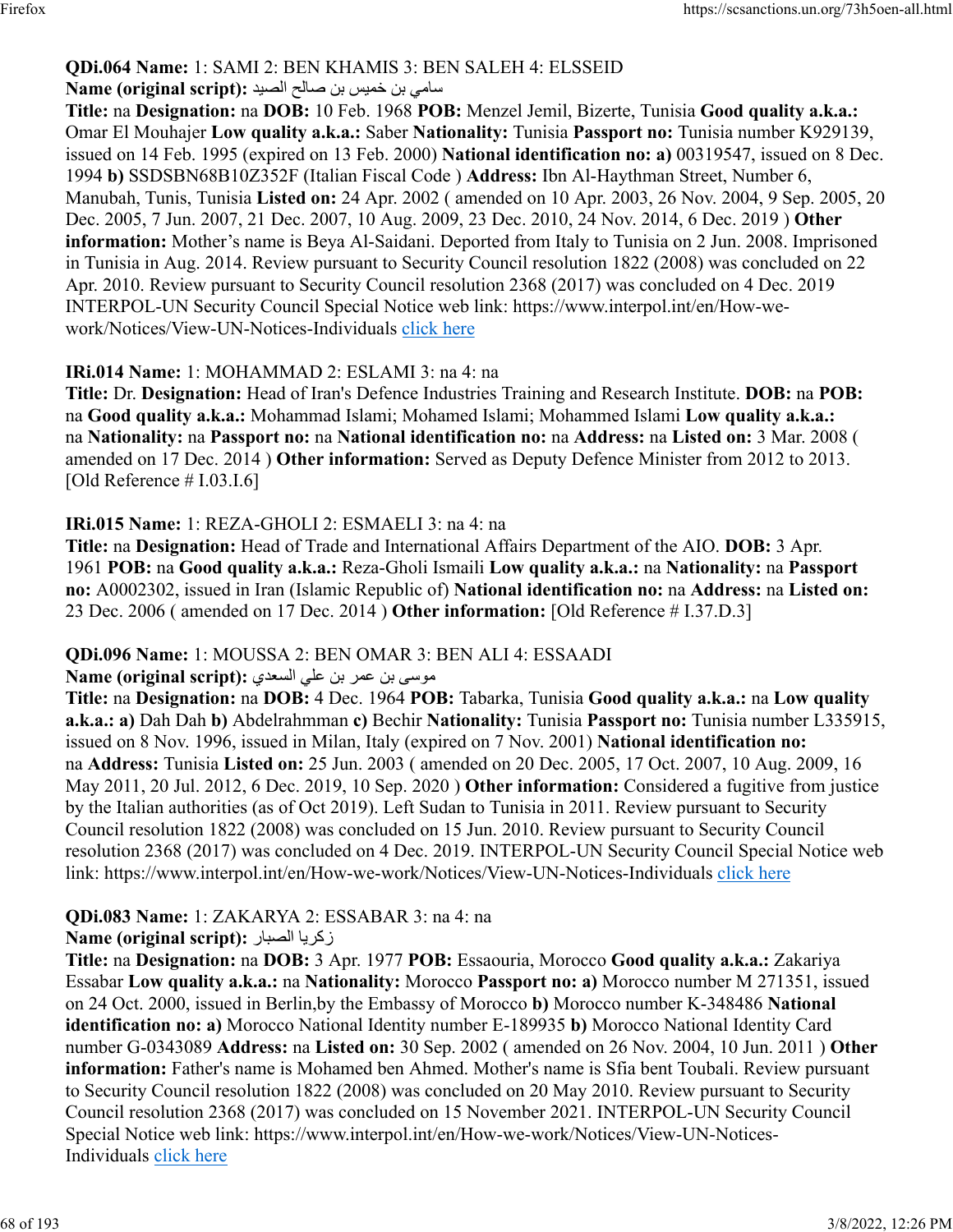**QDi.064 Name:** 1: SAMI 2: BEN KHAMIS 3: BEN SALEH 4: ELSSEID
**Name (original script):** سامي بن خميس بن صالح الصيد
**Title:** na **Designation:** na **DOB:** 10 Feb. 1968 **POB:** Menzel Jemil, Bizerte, Tunisia **Good quality a.k.a.:** Omar El Mouhajer **Low quality a.k.a.:** Saber **Nationality:** Tunisia **Passport no:** Tunisia number K929139, issued on 14 Feb. 1995 (expired on 13 Feb. 2000) **National identification no: a)** 00319547, issued on 8 Dec. 1994 **b)** SSDSBN68B10Z352F (Italian Fiscal Code ) **Address:** Ibn Al-Haythman Street, Number 6, Manubah, Tunis, Tunisia **Listed on:** 24 Apr. 2002 ( amended on 10 Apr. 2003, 26 Nov. 2004, 9 Sep. 2005, 20 Dec. 2005, 7 Jun. 2007, 21 Dec. 2007, 10 Aug. 2009, 23 Dec. 2010, 24 Nov. 2014, 6 Dec. 2019 ) **Other information:** Mother's name is Beya Al-Saidani. Deported from Italy to Tunisia on 2 Jun. 2008. Imprisoned in Tunisia in Aug. 2014. Review pursuant to Security Council resolution 1822 (2008) was concluded on 22 Apr. 2010. Review pursuant to Security Council resolution 2368 (2017) was concluded on 4 Dec. 2019 INTERPOL-UN Security Council Special Notice web link: https://www.interpol.int/en/How-we-work/Notices/View-UN-Notices-Individuals click here

**IRi.014 Name:** 1: MOHAMMAD 2: ESLAMI 3: na 4: na
**Title:** Dr. **Designation:** Head of Iran's Defence Industries Training and Research Institute. **DOB:** na **POB:** na **Good quality a.k.a.:** Mohammad Islami; Mohamed Islami; Mohammed Islami **Low quality a.k.a.:** na **Nationality:** na **Passport no:** na **National identification no:** na **Address:** na **Listed on:** 3 Mar. 2008 ( amended on 17 Dec. 2014 ) **Other information:** Served as Deputy Defence Minister from 2012 to 2013. [Old Reference # I.03.I.6]

**IRi.015 Name:** 1: REZA-GHOLI 2: ESMAELI 3: na 4: na
**Title:** na **Designation:** Head of Trade and International Affairs Department of the AIO. **DOB:** 3 Apr. 1961 **POB:** na **Good quality a.k.a.:** Reza-Gholi Ismaili **Low quality a.k.a.:** na **Nationality:** na **Passport no:** A0002302, issued in Iran (Islamic Republic of) **National identification no:** na **Address:** na **Listed on:** 23 Dec. 2006 ( amended on 17 Dec. 2014 ) **Other information:** [Old Reference # I.37.D.3]

**QDi.096 Name:** 1: MOUSSA 2: BEN OMAR 3: BEN ALI 4: ESSAADI
**Name (original script):** موسى بن عمر بن علي السعدي
**Title:** na **Designation:** na **DOB:** 4 Dec. 1964 **POB:** Tabarka, Tunisia **Good quality a.k.a.:** na **Low quality a.k.a.: a)** Dah Dah **b)** Abdelrahmman **c)** Bechir **Nationality:** Tunisia **Passport no:** Tunisia number L335915, issued on 8 Nov. 1996, issued in Milan, Italy (expired on 7 Nov. 2001) **National identification no:** na **Address:** Tunisia **Listed on:** 25 Jun. 2003 ( amended on 20 Dec. 2005, 17 Oct. 2007, 10 Aug. 2009, 16 May 2011, 20 Jul. 2012, 6 Dec. 2019, 10 Sep. 2020 ) **Other information:** Considered a fugitive from justice by the Italian authorities (as of Oct 2019). Left Sudan to Tunisia in 2011. Review pursuant to Security Council resolution 1822 (2008) was concluded on 15 Jun. 2010. Review pursuant to Security Council resolution 2368 (2017) was concluded on 4 Dec. 2019. INTERPOL-UN Security Council Special Notice web link: https://www.interpol.int/en/How-we-work/Notices/View-UN-Notices-Individuals click here

**QDi.083 Name:** 1: ZAKARYA 2: ESSABAR 3: na 4: na
**Name (original script):** زكريا الصبار
**Title:** na **Designation:** na **DOB:** 3 Apr. 1977 **POB:** Essaouria, Morocco **Good quality a.k.a.:** Zakariya Essabar **Low quality a.k.a.:** na **Nationality:** Morocco **Passport no: a)** Morocco number M 271351, issued on 24 Oct. 2000, issued in Berlin,by the Embassy of Morocco **b)** Morocco number K-348486 **National identification no: a)** Morocco National Identity number E-189935 **b)** Morocco National Identity Card number G-0343089 **Address:** na **Listed on:** 30 Sep. 2002 ( amended on 26 Nov. 2004, 10 Jun. 2011 ) **Other information:** Father's name is Mohamed ben Ahmed. Mother's name is Sfia bent Toubali. Review pursuant to Security Council resolution 1822 (2008) was concluded on 20 May 2010. Review pursuant to Security Council resolution 2368 (2017) was concluded on 15 November 2021. INTERPOL-UN Security Council Special Notice web link: https://www.interpol.int/en/How-we-work/Notices/View-UN-Notices-Individuals click here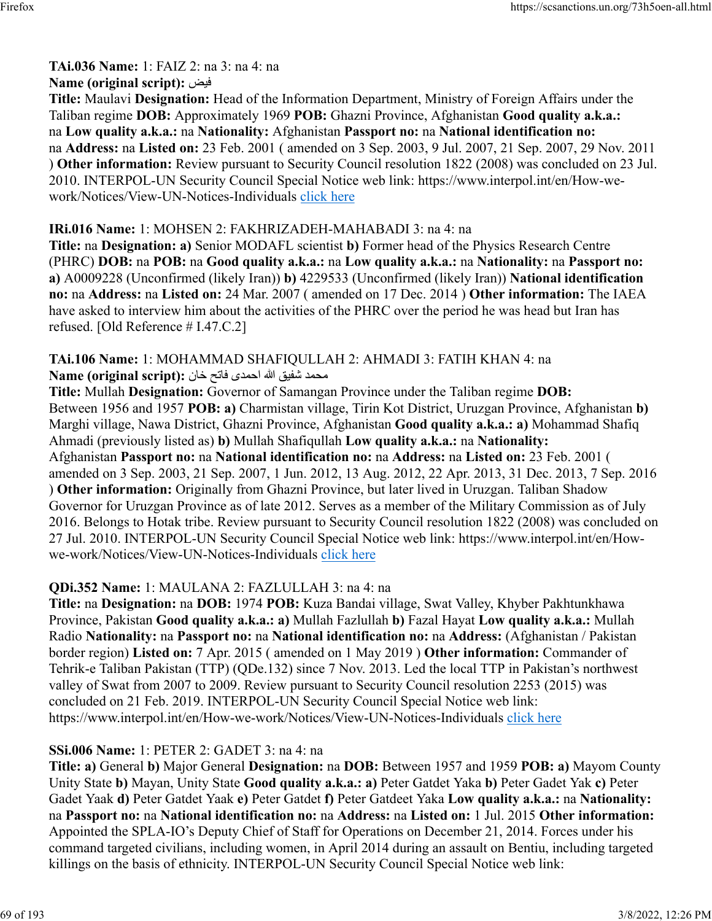**TAi.036 Name:** 1: FAIZ 2: na 3: na 4: na
**Name (original script):** فيض
**Title:** Maulavi **Designation:** Head of the Information Department, Ministry of Foreign Affairs under the Taliban regime **DOB:** Approximately 1969 **POB:** Ghazni Province, Afghanistan **Good quality a.k.a.:** na **Low quality a.k.a.:** na **Nationality:** Afghanistan **Passport no:** na **National identification no:** na **Address:** na **Listed on:** 23 Feb. 2001 ( amended on 3 Sep. 2003, 9 Jul. 2007, 21 Sep. 2007, 29 Nov. 2011 ) **Other information:** Review pursuant to Security Council resolution 1822 (2008) was concluded on 23 Jul. 2010. INTERPOL-UN Security Council Special Notice web link: https://www.interpol.int/en/How-we-work/Notices/View-UN-Notices-Individuals click here

**IRi.016 Name:** 1: MOHSEN 2: FAKHRIZADEH-MAHABADI 3: na 4: na
**Title:** na **Designation:** **a)** Senior MODAFL scientist **b)** Former head of the Physics Research Centre (PHRC) **DOB:** na **POB:** na **Good quality a.k.a.:** na **Low quality a.k.a.:** na **Nationality:** na **Passport no:** **a)** A0009228 (Unconfirmed (likely Iran)) **b)** 4229533 (Unconfirmed (likely Iran)) **National identification no:** na **Address:** na **Listed on:** 24 Mar. 2007 ( amended on 17 Dec. 2014 ) **Other information:** The IAEA have asked to interview him about the activities of the PHRC over the period he was head but Iran has refused. [Old Reference # I.47.C.2]

**TAi.106 Name:** 1: MOHAMMAD SHAFIQULLAH 2: AHMADI 3: FATIH KHAN 4: na
**Name (original script):** محمد شفيق الله احمدی فاتح خان
**Title:** Mullah **Designation:** Governor of Samangan Province under the Taliban regime **DOB:** Between 1956 and 1957 **POB:** **a)** Charmistan village, Tirin Kot District, Uruzgan Province, Afghanistan **b)** Marghi village, Nawa District, Ghazni Province, Afghanistan **Good quality a.k.a.:** **a)** Mohammad Shafiq Ahmadi (previously listed as) **b)** Mullah Shafiqullah **Low quality a.k.a.:** na **Nationality:** Afghanistan **Passport no:** na **National identification no:** na **Address:** na **Listed on:** 23 Feb. 2001 ( amended on 3 Sep. 2003, 21 Sep. 2007, 1 Jun. 2012, 13 Aug. 2012, 22 Apr. 2013, 31 Dec. 2013, 7 Sep. 2016 ) **Other information:** Originally from Ghazni Province, but later lived in Uruzgan. Taliban Shadow Governor for Uruzgan Province as of late 2012. Serves as a member of the Military Commission as of July 2016. Belongs to Hotak tribe. Review pursuant to Security Council resolution 1822 (2008) was concluded on 27 Jul. 2010. INTERPOL-UN Security Council Special Notice web link: https://www.interpol.int/en/How-we-work/Notices/View-UN-Notices-Individuals click here

**QDi.352 Name:** 1: MAULANA 2: FAZLULLAH 3: na 4: na
**Title:** na **Designation:** na **DOB:** 1974 **POB:** Kuza Bandai village, Swat Valley, Khyber Pakhtunkhawa Province, Pakistan **Good quality a.k.a.:** **a)** Mullah Fazlullah **b)** Fazal Hayat **Low quality a.k.a.:** Mullah Radio **Nationality:** na **Passport no:** na **National identification no:** na **Address:** (Afghanistan / Pakistan border region) **Listed on:** 7 Apr. 2015 ( amended on 1 May 2019 ) **Other information:** Commander of Tehrik-e Taliban Pakistan (TTP) (QDe.132) since 7 Nov. 2013. Led the local TTP in Pakistan's northwest valley of Swat from 2007 to 2009. Review pursuant to Security Council resolution 2253 (2015) was concluded on 21 Feb. 2019. INTERPOL-UN Security Council Special Notice web link: https://www.interpol.int/en/How-we-work/Notices/View-UN-Notices-Individuals click here

**SSi.006 Name:** 1: PETER 2: GADET 3: na 4: na
**Title:** **a)** General **b)** Major General **Designation:** na **DOB:** Between 1957 and 1959 **POB:** **a)** Mayom County Unity State **b)** Mayan, Unity State **Good quality a.k.a.:** **a)** Peter Gatdet Yaka **b)** Peter Gadet Yak **c)** Peter Gadet Yaak **d)** Peter Gatdet Yaak **e)** Peter Gatdet **f)** Peter Gatdeet Yaka **Low quality a.k.a.:** na **Nationality:** na **Passport no:** na **National identification no:** na **Address:** na **Listed on:** 1 Jul. 2015 **Other information:** Appointed the SPLA-IO's Deputy Chief of Staff for Operations on December 21, 2014. Forces under his command targeted civilians, including women, in April 2014 during an assault on Bentiu, including targeted killings on the basis of ethnicity. INTERPOL-UN Security Council Special Notice web link: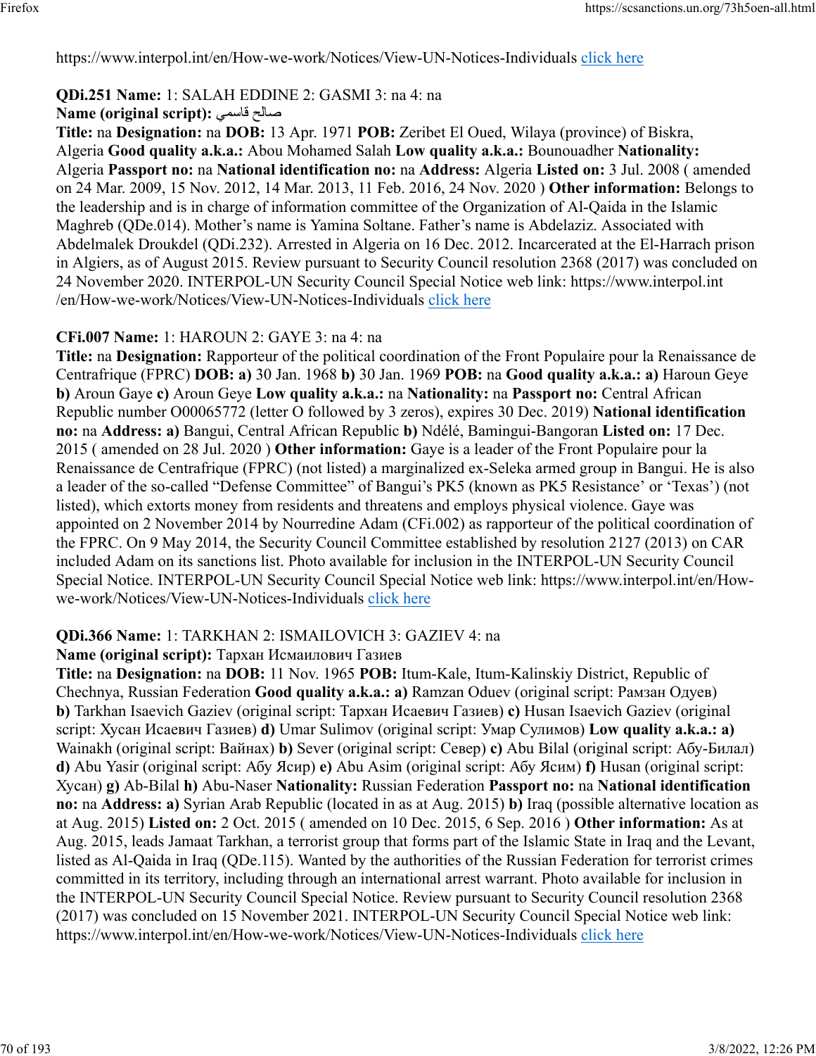https://www.interpol.int/en/How-we-work/Notices/View-UN-Notices-Individuals click here

**QDi.251 Name:** 1: SALAH EDDINE 2: GASMI 3: na 4: na
**Name (original script):** صالح قاسمي
**Title:** na **Designation:** na **DOB:** 13 Apr. 1971 **POB:** Zeribet El Oued, Wilaya (province) of Biskra, Algeria **Good quality a.k.a.:** Abou Mohamed Salah **Low quality a.k.a.:** Bounouadher **Nationality:** Algeria **Passport no:** na **National identification no:** na **Address:** Algeria **Listed on:** 3 Jul. 2008 ( amended on 24 Mar. 2009, 15 Nov. 2012, 14 Mar. 2013, 11 Feb. 2016, 24 Nov. 2020 ) **Other information:** Belongs to the leadership and is in charge of information committee of the Organization of Al-Qaida in the Islamic Maghreb (QDe.014). Mother's name is Yamina Soltane. Father's name is Abdelaziz. Associated with Abdelmalek Droukdel (QDi.232). Arrested in Algeria on 16 Dec. 2012. Incarcerated at the El-Harrach prison in Algiers, as of August 2015. Review pursuant to Security Council resolution 2368 (2017) was concluded on 24 November 2020. INTERPOL-UN Security Council Special Notice web link: https://www.interpol.int /en/How-we-work/Notices/View-UN-Notices-Individuals click here

**CFi.007 Name:** 1: HAROUN 2: GAYE 3: na 4: na
**Title:** na **Designation:** Rapporteur of the political coordination of the Front Populaire pour la Renaissance de Centrafrique (FPRC) **DOB:** **a)** 30 Jan. 1968 **b)** 30 Jan. 1969 **POB:** na **Good quality a.k.a.:** **a)** Haroun Geye **b)** Aroun Gaye **c)** Aroun Geye **Low quality a.k.a.:** na **Nationality:** na **Passport no:** Central African Republic number O00065772 (letter O followed by 3 zeros), expires 30 Dec. 2019) **National identification no:** na **Address:** **a)** Bangui, Central African Republic **b)** Ndélé, Bamingui-Bangoran **Listed on:** 17 Dec. 2015 ( amended on 28 Jul. 2020 ) **Other information:** Gaye is a leader of the Front Populaire pour la Renaissance de Centrafrique (FPRC) (not listed) a marginalized ex-Seleka armed group in Bangui. He is also a leader of the so-called "Defense Committee" of Bangui's PK5 (known as PK5 Resistance' or 'Texas') (not listed), which extorts money from residents and threatens and employs physical violence. Gaye was appointed on 2 November 2014 by Nourredine Adam (CFi.002) as rapporteur of the political coordination of the FPRC. On 9 May 2014, the Security Council Committee established by resolution 2127 (2013) on CAR included Adam on its sanctions list. Photo available for inclusion in the INTERPOL-UN Security Council Special Notice. INTERPOL-UN Security Council Special Notice web link: https://www.interpol.int/en/How-we-work/Notices/View-UN-Notices-Individuals click here

**QDi.366 Name:** 1: TARKHAN 2: ISMAILOVICH 3: GAZIEV 4: na
**Name (original script):** Тархан Исмаилович Газиев
**Title:** na **Designation:** na **DOB:** 11 Nov. 1965 **POB:** Itum-Kale, Itum-Kalinskiy District, Republic of Chechnya, Russian Federation **Good quality a.k.a.:** **a)** Ramzan Oduev (original script: Рамзан Одуев) **b)** Tarkhan Isaevich Gaziev (original script: Тархан Исаевич Газиев) **c)** Husan Isaevich Gaziev (original script: Хусан Исаевич Газиев) **d)** Umar Sulimov (original script: Умар Сулимов) **Low quality a.k.a.:** **a)** Wainakh (original script: Вайнах) **b)** Sever (original script: Север) **c)** Abu Bilal (original script: Абу-Билал) **d)** Abu Yasir (original script: Абу Ясир) **e)** Abu Asim (original script: Абу Ясим) **f)** Husan (original script: Хусан) **g)** Ab-Bilal **h)** Abu-Naser **Nationality:** Russian Federation **Passport no:** na **National identification no:** na **Address:** **a)** Syrian Arab Republic (located in as at Aug. 2015) **b)** Iraq (possible alternative location as at Aug. 2015) **Listed on:** 2 Oct. 2015 ( amended on 10 Dec. 2015, 6 Sep. 2016 ) **Other information:** As at Aug. 2015, leads Jamaat Tarkhan, a terrorist group that forms part of the Islamic State in Iraq and the Levant, listed as Al-Qaida in Iraq (QDe.115). Wanted by the authorities of the Russian Federation for terrorist crimes committed in its territory, including through an international arrest warrant. Photo available for inclusion in the INTERPOL-UN Security Council Special Notice. Review pursuant to Security Council resolution 2368 (2017) was concluded on 15 November 2021. INTERPOL-UN Security Council Special Notice web link: https://www.interpol.int/en/How-we-work/Notices/View-UN-Notices-Individuals click here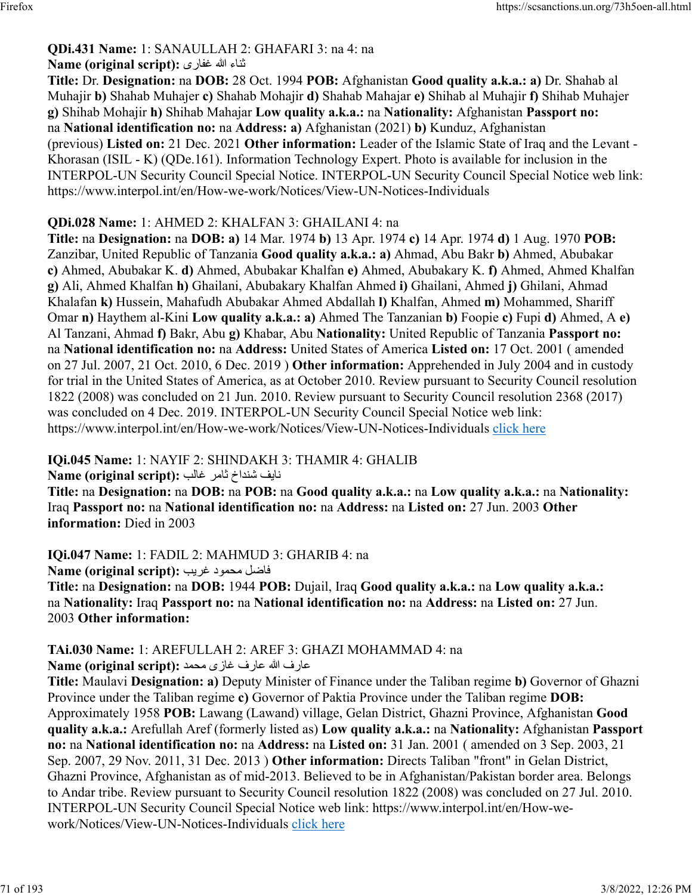**QDi.431 Name:** 1: SANAULLAH 2: GHAFARI 3: na 4: na
**Name (original script):** ثناء الله غفاری
**Title:** Dr. **Designation:** na **DOB:** 28 Oct. 1994 **POB:** Afghanistan **Good quality a.k.a.: a)** Dr. Shahab al Muhajir **b)** Shahab Muhajer **c)** Shahab Mohajir **d)** Shahab Mahajar **e)** Shihab al Muhajir **f)** Shihab Muhajer **g)** Shihab Mohajir **h)** Shihab Mahajar **Low quality a.k.a.:** na **Nationality:** Afghanistan **Passport no:** na **National identification no:** na **Address: a)** Afghanistan (2021) **b)** Kunduz, Afghanistan (previous) **Listed on:** 21 Dec. 2021 **Other information:** Leader of the Islamic State of Iraq and the Levant - Khorasan (ISIL - K) (QDe.161). Information Technology Expert. Photo is available for inclusion in the INTERPOL-UN Security Council Special Notice. INTERPOL-UN Security Council Special Notice web link: https://www.interpol.int/en/How-we-work/Notices/View-UN-Notices-Individuals

**QDi.028 Name:** 1: AHMED 2: KHALFAN 3: GHAILANI 4: na
**Title:** na **Designation:** na **DOB: a)** 14 Mar. 1974 **b)** 13 Apr. 1974 **c)** 14 Apr. 1974 **d)** 1 Aug. 1970 **POB:** Zanzibar, United Republic of Tanzania **Good quality a.k.a.: a)** Ahmad, Abu Bakr **b)** Ahmed, Abubakar **c)** Ahmed, Abubakar K. **d)** Ahmed, Abubakar Khalfan **e)** Ahmed, Abubakary K. **f)** Ahmed, Ahmed Khalfan **g)** Ali, Ahmed Khalfan **h)** Ghailani, Abubakary Khalfan Ahmed **i)** Ghailani, Ahmed **j)** Ghilani, Ahmad Khalafan **k)** Hussein, Mahafudh Abubakar Ahmed Abdallah **l)** Khalfan, Ahmed **m)** Mohammed, Shariff Omar **n)** Haythem al-Kini **Low quality a.k.a.: a)** Ahmed The Tanzanian **b)** Foopie **c)** Fupi **d)** Ahmed, A **e)** Al Tanzani, Ahmad **f)** Bakr, Abu **g)** Khabar, Abu **Nationality:** United Republic of Tanzania **Passport no:** na **National identification no:** na **Address:** United States of America **Listed on:** 17 Oct. 2001 ( amended on 27 Jul. 2007, 21 Oct. 2010, 6 Dec. 2019 ) **Other information:** Apprehended in July 2004 and in custody for trial in the United States of America, as at October 2010. Review pursuant to Security Council resolution 1822 (2008) was concluded on 21 Jun. 2010. Review pursuant to Security Council resolution 2368 (2017) was concluded on 4 Dec. 2019. INTERPOL-UN Security Council Special Notice web link: https://www.interpol.int/en/How-we-work/Notices/View-UN-Notices-Individuals click here

**IQi.045 Name:** 1: NAYIF 2: SHINDAKH 3: THAMIR 4: GHALIB
**Name (original script):** نايف شنداخ ثامر غالب
**Title:** na **Designation:** na **DOB:** na **POB:** na **Good quality a.k.a.:** na **Low quality a.k.a.:** na **Nationality:** Iraq **Passport no:** na **National identification no:** na **Address:** na **Listed on:** 27 Jun. 2003 **Other information:** Died in 2003

**IQi.047 Name:** 1: FADIL 2: MAHMUD 3: GHARIB 4: na
**Name (original script):** فاضل محمود غريب
**Title:** na **Designation:** na **DOB:** 1944 **POB:** Dujail, Iraq **Good quality a.k.a.:** na **Low quality a.k.a.:** na **Nationality:** Iraq **Passport no:** na **National identification no:** na **Address:** na **Listed on:** 27 Jun. 2003 **Other information:**

**TAi.030 Name:** 1: AREFULLAH 2: AREF 3: GHAZI MOHAMMAD 4: na
**Name (original script):** عارف الله عارف غازی محمد
**Title:** Maulavi **Designation: a)** Deputy Minister of Finance under the Taliban regime **b)** Governor of Ghazni Province under the Taliban regime **c)** Governor of Paktia Province under the Taliban regime **DOB:** Approximately 1958 **POB:** Lawang (Lawand) village, Gelan District, Ghazni Province, Afghanistan **Good quality a.k.a.:** Arefullah Aref (formerly listed as) **Low quality a.k.a.:** na **Nationality:** Afghanistan **Passport no:** na **National identification no:** na **Address:** na **Listed on:** 31 Jan. 2001 ( amended on 3 Sep. 2003, 21 Sep. 2007, 29 Nov. 2011, 31 Dec. 2013 ) **Other information:** Directs Taliban "front" in Gelan District, Ghazni Province, Afghanistan as of mid-2013. Believed to be in Afghanistan/Pakistan border area. Belongs to Andar tribe. Review pursuant to Security Council resolution 1822 (2008) was concluded on 27 Jul. 2010. INTERPOL-UN Security Council Special Notice web link: https://www.interpol.int/en/How-we-work/Notices/View-UN-Notices-Individuals click here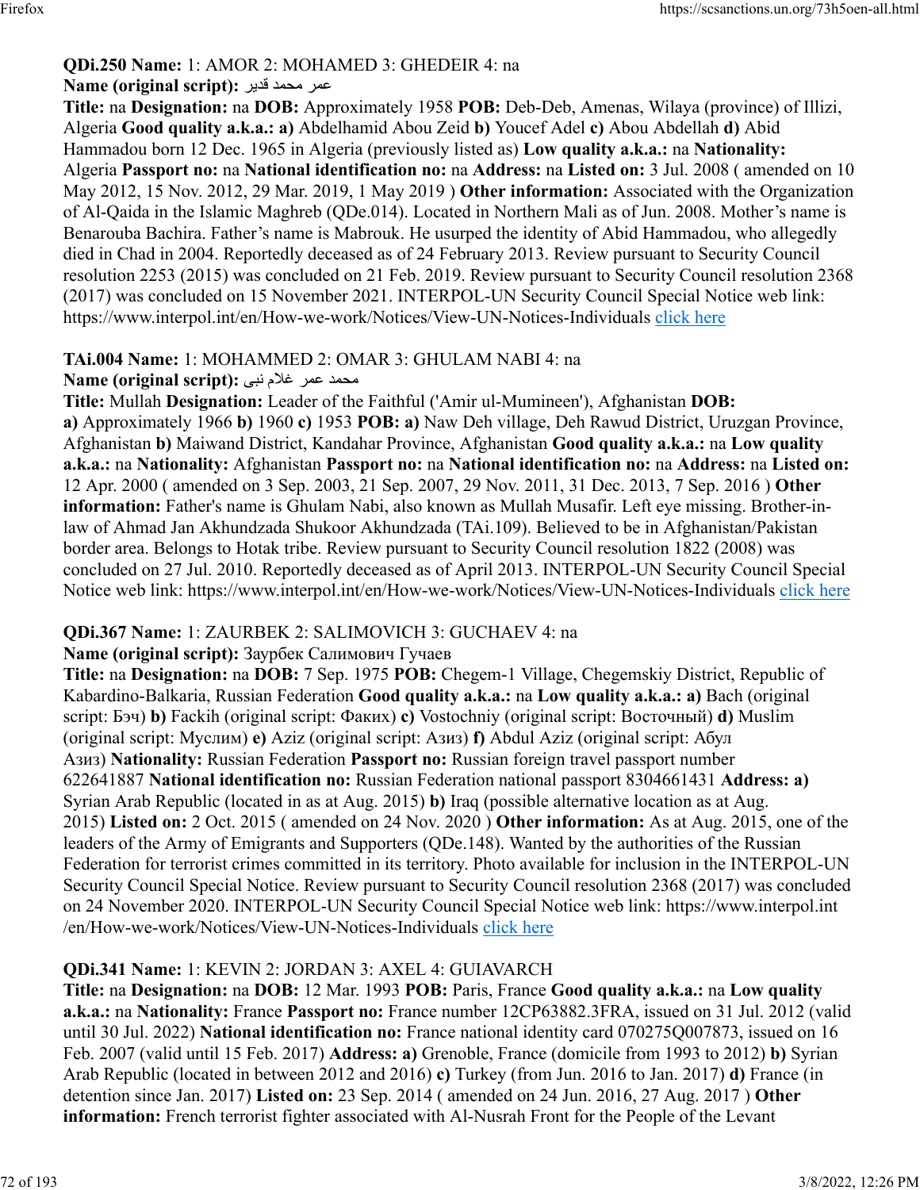**QDi.250 Name:** 1: AMOR 2: MOHAMED 3: GHEDEIR 4: na

**Name (original script):** عمر محمد قدير

**Title:** na **Designation:** na **DOB:** Approximately 1958 **POB:** Deb-Deb, Amenas, Wilaya (province) of Illizi, Algeria **Good quality a.k.a.: a)** Abdelhamid Abou Zeid **b)** Youcef Adel **c)** Abou Abdellah **d)** Abid Hammadou born 12 Dec. 1965 in Algeria (previously listed as) **Low quality a.k.a.:** na **Nationality:** Algeria **Passport no:** na **National identification no:** na **Address:** na **Listed on:** 3 Jul. 2008 ( amended on 10 May 2012, 15 Nov. 2012, 29 Mar. 2019, 1 May 2019 ) **Other information:** Associated with the Organization of Al-Qaida in the Islamic Maghreb (QDe.014). Located in Northern Mali as of Jun. 2008. Mother's name is Benarouba Bachira. Father's name is Mabrouk. He usurped the identity of Abid Hammadou, who allegedly died in Chad in 2004. Reportedly deceased as of 24 February 2013. Review pursuant to Security Council resolution 2253 (2015) was concluded on 21 Feb. 2019. Review pursuant to Security Council resolution 2368 (2017) was concluded on 15 November 2021. INTERPOL-UN Security Council Special Notice web link: https://www.interpol.int/en/How-we-work/Notices/View-UN-Notices-Individuals click here

**TAi.004 Name:** 1: MOHAMMED 2: OMAR 3: GHULAM NABI 4: na

**Name (original script):** محمد عمر غلام نبی

**Title:** Mullah **Designation:** Leader of the Faithful ('Amir ul-Mumineen'), Afghanistan **DOB: a)** Approximately 1966 **b)** 1960 **c)** 1953 **POB: a)** Naw Deh village, Deh Rawud District, Uruzgan Province, Afghanistan **b)** Maiwand District, Kandahar Province, Afghanistan **Good quality a.k.a.:** na **Low quality a.k.a.:** na **Nationality:** Afghanistan **Passport no:** na **National identification no:** na **Address:** na **Listed on:** 12 Apr. 2000 ( amended on 3 Sep. 2003, 21 Sep. 2007, 29 Nov. 2011, 31 Dec. 2013, 7 Sep. 2016 ) **Other information:** Father's name is Ghulam Nabi, also known as Mullah Musafir. Left eye missing. Brother-in-law of Ahmad Jan Akhundzada Shukoor Akhundzada (TAi.109). Believed to be in Afghanistan/Pakistan border area. Belongs to Hotak tribe. Review pursuant to Security Council resolution 1822 (2008) was concluded on 27 Jul. 2010. Reportedly deceased as of April 2013. INTERPOL-UN Security Council Special Notice web link: https://www.interpol.int/en/How-we-work/Notices/View-UN-Notices-Individuals click here

**QDi.367 Name:** 1: ZAURBEK 2: SALIMOVICH 3: GUCHAEV 4: na

**Name (original script):** Заурбек Салимович Гучаев

**Title:** na **Designation:** na **DOB:** 7 Sep. 1975 **POB:** Chegem-1 Village, Chegemskiy District, Republic of Kabardino-Balkaria, Russian Federation **Good quality a.k.a.:** na **Low quality a.k.a.: a)** Bach (original script: Бэч) **b)** Fackih (original script: Факих) **c)** Vostochniy (original script: Восточный) **d)** Muslim (original script: Муслим) **e)** Aziz (original script: Азиз) **f)** Abdul Aziz (original script: Абул Азиз) **Nationality:** Russian Federation **Passport no:** Russian foreign travel passport number 622641887 **National identification no:** Russian Federation national passport 8304661431 **Address: a)** Syrian Arab Republic (located in as at Aug. 2015) **b)** Iraq (possible alternative location as at Aug. 2015) **Listed on:** 2 Oct. 2015 ( amended on 24 Nov. 2020 ) **Other information:** As at Aug. 2015, one of the leaders of the Army of Emigrants and Supporters (QDe.148). Wanted by the authorities of the Russian Federation for terrorist crimes committed in its territory. Photo available for inclusion in the INTERPOL-UN Security Council Special Notice. Review pursuant to Security Council resolution 2368 (2017) was concluded on 24 November 2020. INTERPOL-UN Security Council Special Notice web link: https://www.interpol.int /en/How-we-work/Notices/View-UN-Notices-Individuals click here

**QDi.341 Name:** 1: KEVIN 2: JORDAN 3: AXEL 4: GUIAVARCH

**Title:** na **Designation:** na **DOB:** 12 Mar. 1993 **POB:** Paris, France **Good quality a.k.a.:** na **Low quality a.k.a.:** na **Nationality:** France **Passport no:** France number 12CP63882.3FRA, issued on 31 Jul. 2012 (valid until 30 Jul. 2022) **National identification no:** France national identity card 070275Q007873, issued on 16 Feb. 2007 (valid until 15 Feb. 2017) **Address: a)** Grenoble, France (domicile from 1993 to 2012) **b)** Syrian Arab Republic (located in between 2012 and 2016) **c)** Turkey (from Jun. 2016 to Jan. 2017) **d)** France (in detention since Jan. 2017) **Listed on:** 23 Sep. 2014 ( amended on 24 Jun. 2016, 27 Aug. 2017 ) **Other information:** French terrorist fighter associated with Al-Nusrah Front for the People of the Levant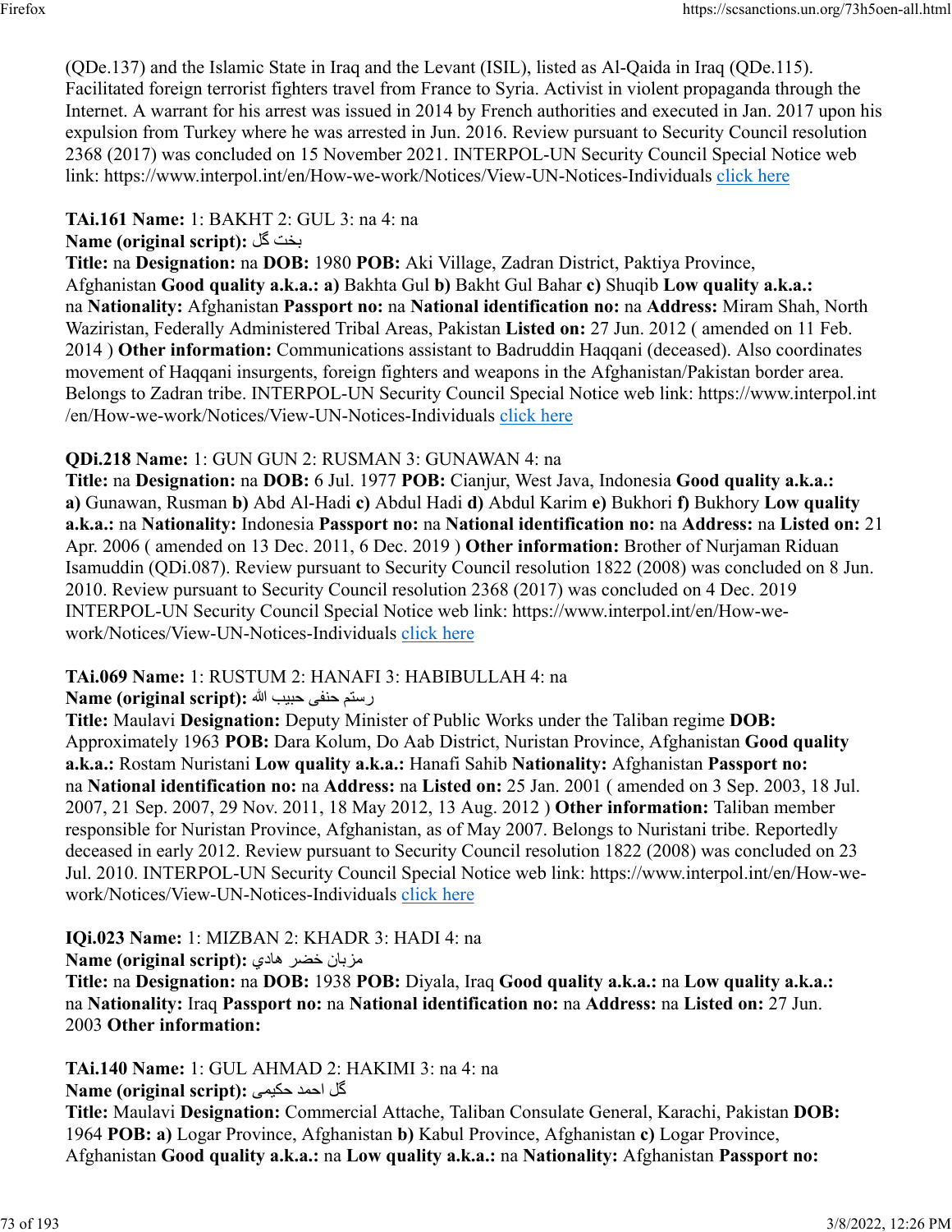(QDe.137) and the Islamic State in Iraq and the Levant (ISIL), listed as Al-Qaida in Iraq (QDe.115). Facilitated foreign terrorist fighters travel from France to Syria. Activist in violent propaganda through the Internet. A warrant for his arrest was issued in 2014 by French authorities and executed in Jan. 2017 upon his expulsion from Turkey where he was arrested in Jun. 2016. Review pursuant to Security Council resolution 2368 (2017) was concluded on 15 November 2021. INTERPOL-UN Security Council Special Notice web link: https://www.interpol.int/en/How-we-work/Notices/View-UN-Notices-Individuals click here

**TAi.161 Name:** 1: BAKHT 2: GUL 3: na 4: na
**Name (original script):** بخت گل
**Title:** na **Designation:** na **DOB:** 1980 **POB:** Aki Village, Zadran District, Paktiya Province, Afghanistan **Good quality a.k.a.:** **a)** Bakhta Gul **b)** Bakht Gul Bahar **c)** Shuqib **Low quality a.k.a.:** na **Nationality:** Afghanistan **Passport no:** na **National identification no:** na **Address:** Miram Shah, North Waziristan, Federally Administered Tribal Areas, Pakistan **Listed on:** 27 Jun. 2012 ( amended on 11 Feb. 2014 ) **Other information:** Communications assistant to Badruddin Haqqani (deceased). Also coordinates movement of Haqqani insurgents, foreign fighters and weapons in the Afghanistan/Pakistan border area. Belongs to Zadran tribe. INTERPOL-UN Security Council Special Notice web link: https://www.interpol.int/en/How-we-work/Notices/View-UN-Notices-Individuals click here

**QDi.218 Name:** 1: GUN GUN 2: RUSMAN 3: GUNAWAN 4: na
**Title:** na **Designation:** na **DOB:** 6 Jul. 1977 **POB:** Cianjur, West Java, Indonesia **Good quality a.k.a.:** **a)** Gunawan, Rusman **b)** Abd Al-Hadi **c)** Abdul Hadi **d)** Abdul Karim **e)** Bukhori **f)** Bukhory **Low quality a.k.a.:** na **Nationality:** Indonesia **Passport no:** na **National identification no:** na **Address:** na **Listed on:** 21 Apr. 2006 ( amended on 13 Dec. 2011, 6 Dec. 2019 ) **Other information:** Brother of Nurjaman Riduan Isamuddin (QDi.087). Review pursuant to Security Council resolution 1822 (2008) was concluded on 8 Jun. 2010. Review pursuant to Security Council resolution 2368 (2017) was concluded on 4 Dec. 2019 INTERPOL-UN Security Council Special Notice web link: https://www.interpol.int/en/How-we-work/Notices/View-UN-Notices-Individuals click here

**TAi.069 Name:** 1: RUSTUM 2: HANAFI 3: HABIBULLAH 4: na
**Name (original script):** رستم حنفی حبیب الله
**Title:** Maulavi **Designation:** Deputy Minister of Public Works under the Taliban regime **DOB:** Approximately 1963 **POB:** Dara Kolum, Do Aab District, Nuristan Province, Afghanistan **Good quality a.k.a.:** Rostam Nuristani **Low quality a.k.a.:** Hanafi Sahib **Nationality:** Afghanistan **Passport no:** na **National identification no:** na **Address:** na **Listed on:** 25 Jan. 2001 ( amended on 3 Sep. 2003, 18 Jul. 2007, 21 Sep. 2007, 29 Nov. 2011, 18 May 2012, 13 Aug. 2012 ) **Other information:** Taliban member responsible for Nuristan Province, Afghanistan, as of May 2007. Belongs to Nuristani tribe. Reportedly deceased in early 2012. Review pursuant to Security Council resolution 1822 (2008) was concluded on 23 Jul. 2010. INTERPOL-UN Security Council Special Notice web link: https://www.interpol.int/en/How-we-work/Notices/View-UN-Notices-Individuals click here

**IQi.023 Name:** 1: MIZBAN 2: KHADR 3: HADI 4: na
**Name (original script):** مزبان خضر هادي
**Title:** na **Designation:** na **DOB:** 1938 **POB:** Diyala, Iraq **Good quality a.k.a.:** na **Low quality a.k.a.:** na **Nationality:** Iraq **Passport no:** na **National identification no:** na **Address:** na **Listed on:** 27 Jun. 2003 **Other information:**

**TAi.140 Name:** 1: GUL AHMAD 2: HAKIMI 3: na 4: na
**Name (original script):** گل احمد حکیمی
**Title:** Maulavi **Designation:** Commercial Attache, Taliban Consulate General, Karachi, Pakistan **DOB:** 1964 **POB:** **a)** Logar Province, Afghanistan **b)** Kabul Province, Afghanistan **c)** Logar Province, Afghanistan **Good quality a.k.a.:** na **Low quality a.k.a.:** na **Nationality:** Afghanistan **Passport no:**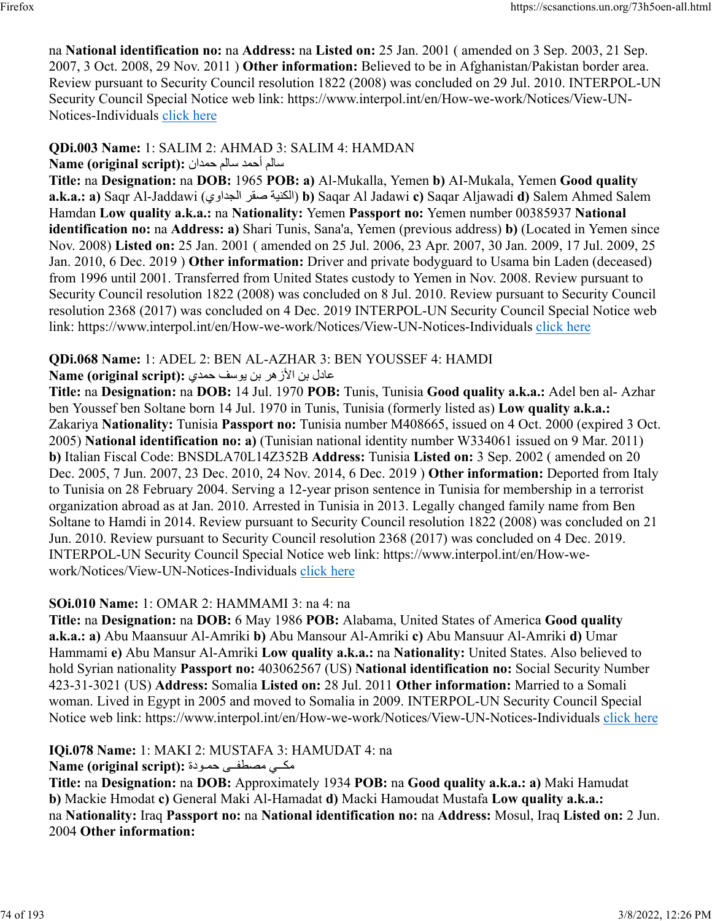na **National identification no:** na **Address:** na **Listed on:** 25 Jan. 2001 ( amended on 3 Sep. 2003, 21 Sep. 2007, 3 Oct. 2008, 29 Nov. 2011 ) **Other information:** Believed to be in Afghanistan/Pakistan border area. Review pursuant to Security Council resolution 1822 (2008) was concluded on 29 Jul. 2010. INTERPOL-UN Security Council Special Notice web link: https://www.interpol.int/en/How-we-work/Notices/View-UN-Notices-Individuals click here

**QDi.003 Name:** 1: SALIM 2: AHMAD 3: SALIM 4: HAMDAN
**Name (original script):** سالم أحمد سالم حمدان
**Title:** na **Designation:** na **DOB:** 1965 **POB: a)** Al-Mukalla, Yemen **b)** AI-Mukala, Yemen **Good quality a.k.a.: a)** Saqr Al-Jaddawi (الكنية صقر الجداوي) **b)** Saqar Al Jadawi **c)** Saqar Aljawadi **d)** Salem Ahmed Salem Hamdan **Low quality a.k.a.:** na **Nationality:** Yemen **Passport no:** Yemen number 00385937 **National identification no:** na **Address: a)** Shari Tunis, Sana'a, Yemen (previous address) **b)** (Located in Yemen since Nov. 2008) **Listed on:** 25 Jan. 2001 ( amended on 25 Jul. 2006, 23 Apr. 2007, 30 Jan. 2009, 17 Jul. 2009, 25 Jan. 2010, 6 Dec. 2019 ) **Other information:** Driver and private bodyguard to Usama bin Laden (deceased) from 1996 until 2001. Transferred from United States custody to Yemen in Nov. 2008. Review pursuant to Security Council resolution 1822 (2008) was concluded on 8 Jul. 2010. Review pursuant to Security Council resolution 2368 (2017) was concluded on 4 Dec. 2019 INTERPOL-UN Security Council Special Notice web link: https://www.interpol.int/en/How-we-work/Notices/View-UN-Notices-Individuals click here

**QDi.068 Name:** 1: ADEL 2: BEN AL-AZHAR 3: BEN YOUSSEF 4: HAMDI
**Name (original script):** عادل بن الأزهر بن يوسف حمدي
**Title:** na **Designation:** na **DOB:** 14 Jul. 1970 **POB:** Tunis, Tunisia **Good quality a.k.a.:** Adel ben al- Azhar ben Youssef ben Soltane born 14 Jul. 1970 in Tunis, Tunisia (formerly listed as) **Low quality a.k.a.:** Zakariya **Nationality:** Tunisia **Passport no:** Tunisia number M408665, issued on 4 Oct. 2000 (expired 3 Oct. 2005) **National identification no: a)** (Tunisian national identity number W334061 issued on 9 Mar. 2011) **b)** Italian Fiscal Code: BNSDLA70L14Z352B **Address:** Tunisia **Listed on:** 3 Sep. 2002 ( amended on 20 Dec. 2005, 7 Jun. 2007, 23 Dec. 2010, 24 Nov. 2014, 6 Dec. 2019 ) **Other information:** Deported from Italy to Tunisia on 28 February 2004. Serving a 12-year prison sentence in Tunisia for membership in a terrorist organization abroad as at Jan. 2010. Arrested in Tunisia in 2013. Legally changed family name from Ben Soltane to Hamdi in 2014. Review pursuant to Security Council resolution 1822 (2008) was concluded on 21 Jun. 2010. Review pursuant to Security Council resolution 2368 (2017) was concluded on 4 Dec. 2019. INTERPOL-UN Security Council Special Notice web link: https://www.interpol.int/en/How-we-work/Notices/View-UN-Notices-Individuals click here

**SOi.010 Name:** 1: OMAR 2: HAMMAMI 3: na 4: na
**Title:** na **Designation:** na **DOB:** 6 May 1986 **POB:** Alabama, United States of America **Good quality a.k.a.: a)** Abu Maansuur Al-Amriki **b)** Abu Mansour Al-Amriki **c)** Abu Mansuur Al-Amriki **d)** Umar Hammami **e)** Abu Mansur Al-Amriki **Low quality a.k.a.:** na **Nationality:** United States. Also believed to hold Syrian nationality **Passport no:** 403062567 (US) **National identification no:** Social Security Number 423-31-3021 (US) **Address:** Somalia **Listed on:** 28 Jul. 2011 **Other information:** Married to a Somali woman. Lived in Egypt in 2005 and moved to Somalia in 2009. INTERPOL-UN Security Council Special Notice web link: https://www.interpol.int/en/How-we-work/Notices/View-UN-Notices-Individuals click here

**IQi.078 Name:** 1: MAKI 2: MUSTAFA 3: HAMUDAT 4: na
**Name (original script):** مكـي مصطفـى حمـودة
**Title:** na **Designation:** na **DOB:** Approximately 1934 **POB:** na **Good quality a.k.a.: a)** Maki Hamudat **b)** Mackie Hmodat **c)** General Maki Al-Hamadat **d)** Macki Hamoudat Mustafa **Low quality a.k.a.:** na **Nationality:** Iraq **Passport no:** na **National identification no:** na **Address:** Mosul, Iraq **Listed on:** 2 Jun. 2004 **Other information:**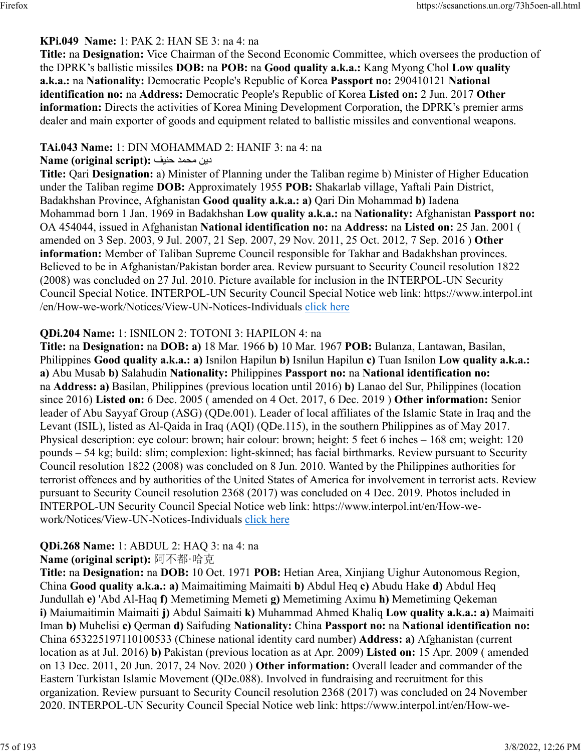**KPi.049 Name:** 1: PAK 2: HAN SE 3: na 4: na
**Title:** na **Designation:** Vice Chairman of the Second Economic Committee, which oversees the production of the DPRK's ballistic missiles **DOB:** na **POB:** na **Good quality a.k.a.:** Kang Myong Chol **Low quality a.k.a.:** na **Nationality:** Democratic People's Republic of Korea **Passport no:** 290410121 **National identification no:** na **Address:** Democratic People's Republic of Korea **Listed on:** 2 Jun. 2017 **Other information:** Directs the activities of Korea Mining Development Corporation, the DPRK's premier arms dealer and main exporter of goods and equipment related to ballistic missiles and conventional weapons.

**TAi.043 Name:** 1: DIN MOHAMMAD 2: HANIF 3: na 4: na
**Name (original script):** دین محمد حنيف
**Title:** Qari **Designation:** a) Minister of Planning under the Taliban regime b) Minister of Higher Education under the Taliban regime **DOB:** Approximately 1955 **POB:** Shakarlab village, Yaftali Pain District, Badakhshan Province, Afghanistan **Good quality a.k.a.: a)** Qari Din Mohammad **b)** Iadena Mohammad born 1 Jan. 1969 in Badakhshan **Low quality a.k.a.:** na **Nationality:** Afghanistan **Passport no:** OA 454044, issued in Afghanistan **National identification no:** na **Address:** na **Listed on:** 25 Jan. 2001 ( amended on 3 Sep. 2003, 9 Jul. 2007, 21 Sep. 2007, 29 Nov. 2011, 25 Oct. 2012, 7 Sep. 2016 ) **Other information:** Member of Taliban Supreme Council responsible for Takhar and Badakhshan provinces. Believed to be in Afghanistan/Pakistan border area. Review pursuant to Security Council resolution 1822 (2008) was concluded on 27 Jul. 2010. Picture available for inclusion in the INTERPOL-UN Security Council Special Notice. INTERPOL-UN Security Council Special Notice web link: https://www.interpol.int/en/How-we-work/Notices/View-UN-Notices-Individuals click here

**QDi.204 Name:** 1: ISNILON 2: TOTONI 3: HAPILON 4: na
**Title:** na **Designation:** na **DOB: a)** 18 Mar. 1966 **b)** 10 Mar. 1967 **POB:** Bulanza, Lantawan, Basilan, Philippines **Good quality a.k.a.: a)** Isnilon Hapilun **b)** Isnilun Hapilun **c)** Tuan Isnilon **Low quality a.k.a.: a)** Abu Musab **b)** Salahudin **Nationality:** Philippines **Passport no:** na **National identification no:** na **Address: a)** Basilan, Philippines (previous location until 2016) **b)** Lanao del Sur, Philippines (location since 2016) **Listed on:** 6 Dec. 2005 ( amended on 4 Oct. 2017, 6 Dec. 2019 ) **Other information:** Senior leader of Abu Sayyaf Group (ASG) (QDe.001). Leader of local affiliates of the Islamic State in Iraq and the Levant (ISIL), listed as Al-Qaida in Iraq (AQI) (QDe.115), in the southern Philippines as of May 2017. Physical description: eye colour: brown; hair colour: brown; height: 5 feet 6 inches – 168 cm; weight: 120 pounds – 54 kg; build: slim; complexion: light-skinned; has facial birthmarks. Review pursuant to Security Council resolution 1822 (2008) was concluded on 8 Jun. 2010. Wanted by the Philippines authorities for terrorist offences and by authorities of the United States of America for involvement in terrorist acts. Review pursuant to Security Council resolution 2368 (2017) was concluded on 4 Dec. 2019. Photos included in INTERPOL-UN Security Council Special Notice web link: https://www.interpol.int/en/How-we-work/Notices/View-UN-Notices-Individuals click here

**QDi.268 Name:** 1: ABDUL 2: HAQ 3: na 4: na
**Name (original script):** 阿不都·哈克
**Title:** na **Designation:** na **DOB:** 10 Oct. 1971 **POB:** Hetian Area, Xinjiang Uighur Autonomous Region, China **Good quality a.k.a.: a)** Maimaitiming Maimaiti **b)** Abdul Heq **c)** Abudu Hake **d)** Abdul Heq Jundullah **e)** 'Abd Al-Haq **f)** Memetiming Memeti **g)** Memetiming Aximu **h)** Memetiming Qekeman **i)** Maiumaitimin Maimaiti **j)** Abdul Saimaiti **k)** Muhammad Ahmed Khaliq **Low quality a.k.a.: a)** Maimaiti Iman **b)** Muhelisi **c)** Qerman **d)** Saifuding **Nationality:** China **Passport no:** na **National identification no:** China 653225197110100533 (Chinese national identity card number) **Address: a)** Afghanistan (current location as at Jul. 2016) **b)** Pakistan (previous location as at Apr. 2009) **Listed on:** 15 Apr. 2009 ( amended on 13 Dec. 2011, 20 Jun. 2017, 24 Nov. 2020 ) **Other information:** Overall leader and commander of the Eastern Turkistan Islamic Movement (QDe.088). Involved in fundraising and recruitment for this organization. Review pursuant to Security Council resolution 2368 (2017) was concluded on 24 November 2020. INTERPOL-UN Security Council Special Notice web link: https://www.interpol.int/en/How-we-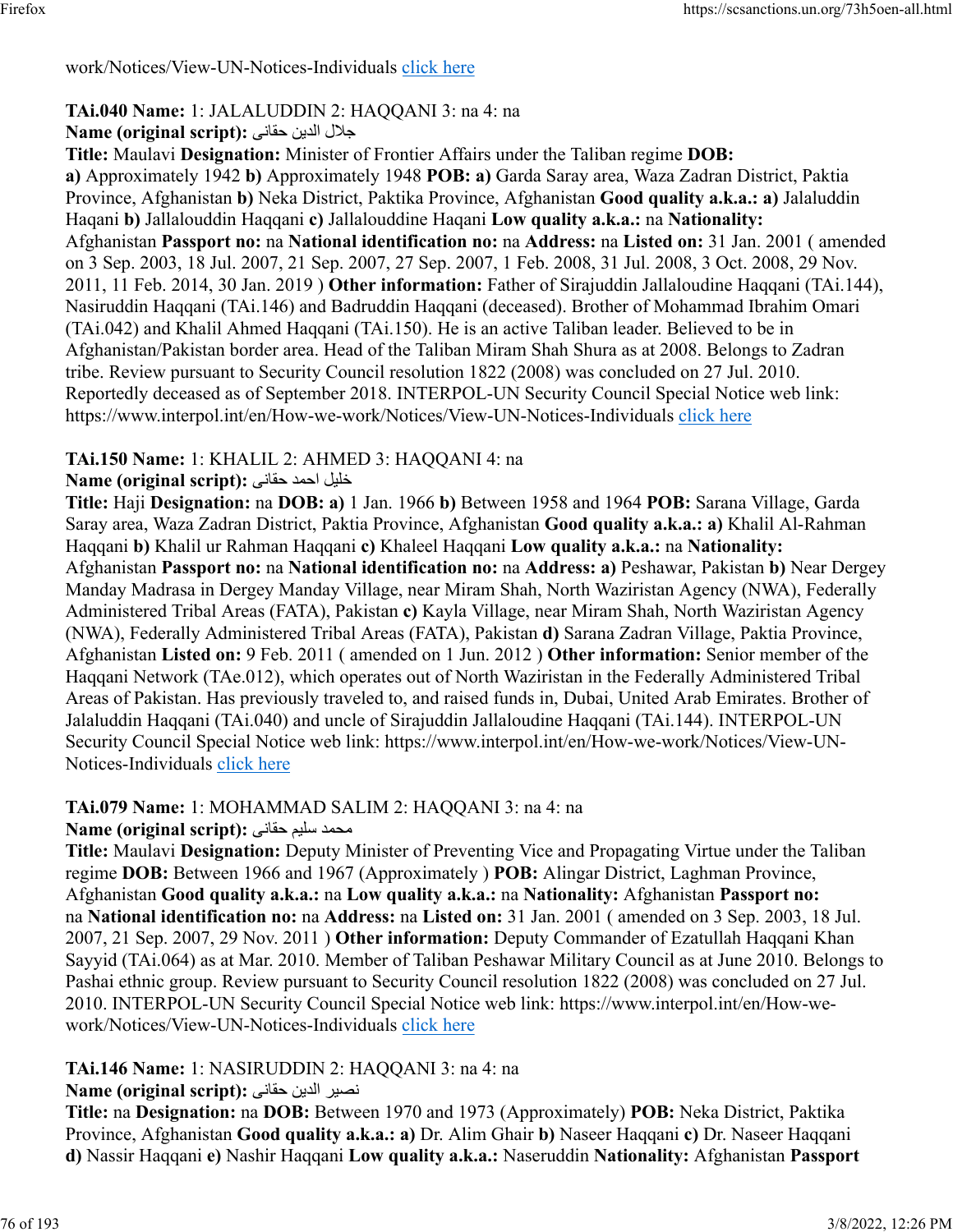work/Notices/View-UN-Notices-Individuals click here

**TAi.040 Name:** 1: JALALUDDIN 2: HAQQANI 3: na 4: na
**Name (original script):** جلال الدين حقانى
**Title:** Maulavi **Designation:** Minister of Frontier Affairs under the Taliban regime **DOB:** **a)** Approximately 1942 **b)** Approximately 1948 **POB: a)** Garda Saray area, Waza Zadran District, Paktia Province, Afghanistan **b)** Neka District, Paktika Province, Afghanistan **Good quality a.k.a.: a)** Jalaluddin Haqani **b)** Jallalouddin Haqqani **c)** Jallalouddine Haqani **Low quality a.k.a.:** na **Nationality:** Afghanistan **Passport no:** na **National identification no:** na **Address:** na **Listed on:** 31 Jan. 2001 ( amended on 3 Sep. 2003, 18 Jul. 2007, 21 Sep. 2007, 27 Sep. 2007, 1 Feb. 2008, 31 Jul. 2008, 3 Oct. 2008, 29 Nov. 2011, 11 Feb. 2014, 30 Jan. 2019 ) **Other information:** Father of Sirajuddin Jallaloudine Haqqani (TAi.144), Nasiruddin Haqqani (TAi.146) and Badruddin Haqqani (deceased). Brother of Mohammad Ibrahim Omari (TAi.042) and Khalil Ahmed Haqqani (TAi.150). He is an active Taliban leader. Believed to be in Afghanistan/Pakistan border area. Head of the Taliban Miram Shah Shura as at 2008. Belongs to Zadran tribe. Review pursuant to Security Council resolution 1822 (2008) was concluded on 27 Jul. 2010. Reportedly deceased as of September 2018. INTERPOL-UN Security Council Special Notice web link: https://www.interpol.int/en/How-we-work/Notices/View-UN-Notices-Individuals click here

**TAi.150 Name:** 1: KHALIL 2: AHMED 3: HAQQANI 4: na
**Name (original script):** خليل احمد حقانى
**Title:** Haji **Designation:** na **DOB: a)** 1 Jan. 1966 **b)** Between 1958 and 1964 **POB:** Sarana Village, Garda Saray area, Waza Zadran District, Paktia Province, Afghanistan **Good quality a.k.a.: a)** Khalil Al-Rahman Haqqani **b)** Khalil ur Rahman Haqqani **c)** Khaleel Haqqani **Low quality a.k.a.:** na **Nationality:** Afghanistan **Passport no:** na **National identification no:** na **Address: a)** Peshawar, Pakistan **b)** Near Dergey Manday Madrasa in Dergey Manday Village, near Miram Shah, North Waziristan Agency (NWA), Federally Administered Tribal Areas (FATA), Pakistan **c)** Kayla Village, near Miram Shah, North Waziristan Agency (NWA), Federally Administered Tribal Areas (FATA), Pakistan **d)** Sarana Zadran Village, Paktia Province, Afghanistan **Listed on:** 9 Feb. 2011 ( amended on 1 Jun. 2012 ) **Other information:** Senior member of the Haqqani Network (TAe.012), which operates out of North Waziristan in the Federally Administered Tribal Areas of Pakistan. Has previously traveled to, and raised funds in, Dubai, United Arab Emirates. Brother of Jalaluddin Haqqani (TAi.040) and uncle of Sirajuddin Jallaloudine Haqqani (TAi.144). INTERPOL-UN Security Council Special Notice web link: https://www.interpol.int/en/How-we-work/Notices/View-UN-Notices-Individuals click here

**TAi.079 Name:** 1: MOHAMMAD SALIM 2: HAQQANI 3: na 4: na
**Name (original script):** محمد سليم حقانى
**Title:** Maulavi **Designation:** Deputy Minister of Preventing Vice and Propagating Virtue under the Taliban regime **DOB:** Between 1966 and 1967 (Approximately ) **POB:** Alingar District, Laghman Province, Afghanistan **Good quality a.k.a.:** na **Low quality a.k.a.:** na **Nationality:** Afghanistan **Passport no:** na **National identification no:** na **Address:** na **Listed on:** 31 Jan. 2001 ( amended on 3 Sep. 2003, 18 Jul. 2007, 21 Sep. 2007, 29 Nov. 2011 ) **Other information:** Deputy Commander of Ezatullah Haqqani Khan Sayyid (TAi.064) as at Mar. 2010. Member of Taliban Peshawar Military Council as at June 2010. Belongs to Pashai ethnic group. Review pursuant to Security Council resolution 1822 (2008) was concluded on 27 Jul. 2010. INTERPOL-UN Security Council Special Notice web link: https://www.interpol.int/en/How-we-work/Notices/View-UN-Notices-Individuals click here

**TAi.146 Name:** 1: NASIRUDDIN 2: HAQQANI 3: na 4: na
**Name (original script):** نصير الدين حقانى
**Title:** na **Designation:** na **DOB:** Between 1970 and 1973 (Approximately) **POB:** Neka District, Paktika Province, Afghanistan **Good quality a.k.a.: a)** Dr. Alim Ghair **b)** Naseer Haqqani **c)** Dr. Naseer Haqqani **d)** Nassir Haqqani **e)** Nashir Haqqani **Low quality a.k.a.:** Naseruddin **Nationality:** Afghanistan **Passport**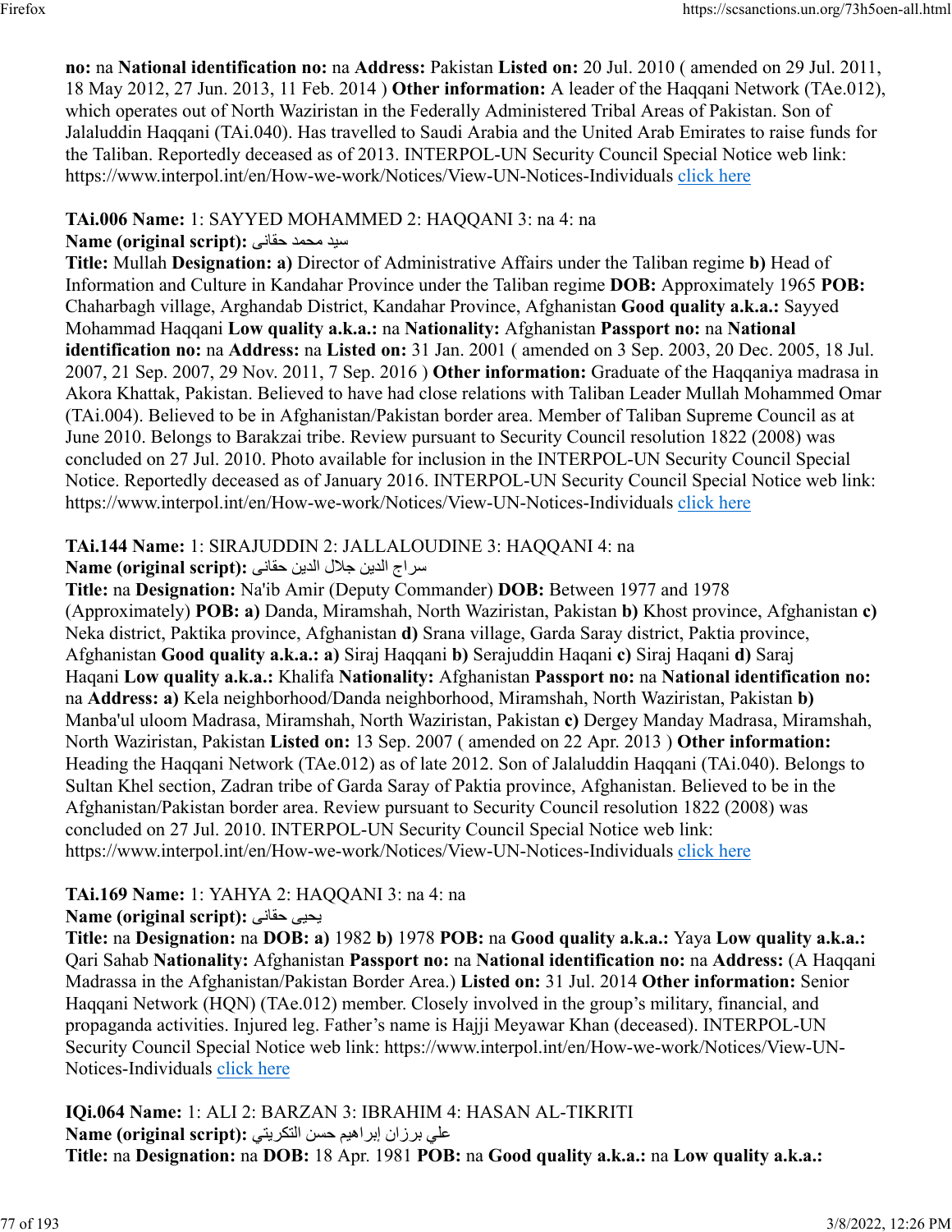**no:** na **National identification no:** na **Address:** Pakistan **Listed on:** 20 Jul. 2010 ( amended on 29 Jul. 2011, 18 May 2012, 27 Jun. 2013, 11 Feb. 2014 ) **Other information:** A leader of the Haqqani Network (TAe.012), which operates out of North Waziristan in the Federally Administered Tribal Areas of Pakistan. Son of Jalaluddin Haqqani (TAi.040). Has travelled to Saudi Arabia and the United Arab Emirates to raise funds for the Taliban. Reportedly deceased as of 2013. INTERPOL-UN Security Council Special Notice web link: https://www.interpol.int/en/How-we-work/Notices/View-UN-Notices-Individuals click here

**TAi.006 Name:** 1: SAYYED MOHAMMED 2: HAQQANI 3: na 4: na
**Name (original script):** سيد محمد حقانى
**Title:** Mullah **Designation:** **a)** Director of Administrative Affairs under the Taliban regime **b)** Head of Information and Culture in Kandahar Province under the Taliban regime **DOB:** Approximately 1965 **POB:** Chaharbagh village, Arghandab District, Kandahar Province, Afghanistan **Good quality a.k.a.:** Sayyed Mohammad Haqqani **Low quality a.k.a.:** na **Nationality:** Afghanistan **Passport no:** na **National identification no:** na **Address:** na **Listed on:** 31 Jan. 2001 ( amended on 3 Sep. 2003, 20 Dec. 2005, 18 Jul. 2007, 21 Sep. 2007, 29 Nov. 2011, 7 Sep. 2016 ) **Other information:** Graduate of the Haqqaniya madrasa in Akora Khattak, Pakistan. Believed to have had close relations with Taliban Leader Mullah Mohammed Omar (TAi.004). Believed to be in Afghanistan/Pakistan border area. Member of Taliban Supreme Council as at June 2010. Belongs to Barakzai tribe. Review pursuant to Security Council resolution 1822 (2008) was concluded on 27 Jul. 2010. Photo available for inclusion in the INTERPOL-UN Security Council Special Notice. Reportedly deceased as of January 2016. INTERPOL-UN Security Council Special Notice web link: https://www.interpol.int/en/How-we-work/Notices/View-UN-Notices-Individuals click here

**TAi.144 Name:** 1: SIRAJUDDIN 2: JALLALOUDINE 3: HAQQANI 4: na
**Name (original script):** سراج الدين جلال الدين حقانى
**Title:** na **Designation:** Na'ib Amir (Deputy Commander) **DOB:** Between 1977 and 1978 (Approximately) **POB:** **a)** Danda, Miramshah, North Waziristan, Pakistan **b)** Khost province, Afghanistan **c)** Neka district, Paktika province, Afghanistan **d)** Srana village, Garda Saray district, Paktia province, Afghanistan **Good quality a.k.a.:** **a)** Siraj Haqqani **b)** Serajuddin Haqani **c)** Siraj Haqani **d)** Saraj Haqani **Low quality a.k.a.:** Khalifa **Nationality:** Afghanistan **Passport no:** na **National identification no:** na **Address:** **a)** Kela neighborhood/Danda neighborhood, Miramshah, North Waziristan, Pakistan **b)** Manba'ul uloom Madrasa, Miramshah, North Waziristan, Pakistan **c)** Dergey Manday Madrasa, Miramshah, North Waziristan, Pakistan **Listed on:** 13 Sep. 2007 ( amended on 22 Apr. 2013 ) **Other information:** Heading the Haqqani Network (TAe.012) as of late 2012. Son of Jalaluddin Haqqani (TAi.040). Belongs to Sultan Khel section, Zadran tribe of Garda Saray of Paktia province, Afghanistan. Believed to be in the Afghanistan/Pakistan border area. Review pursuant to Security Council resolution 1822 (2008) was concluded on 27 Jul. 2010. INTERPOL-UN Security Council Special Notice web link: https://www.interpol.int/en/How-we-work/Notices/View-UN-Notices-Individuals click here

**TAi.169 Name:** 1: YAHYA 2: HAQQANI 3: na 4: na
**Name (original script):** يحيى حقانى
**Title:** na **Designation:** na **DOB:** **a)** 1982 **b)** 1978 **POB:** na **Good quality a.k.a.:** Yaya **Low quality a.k.a.:** Qari Sahab **Nationality:** Afghanistan **Passport no:** na **National identification no:** na **Address:** (A Haqqani Madrassa in the Afghanistan/Pakistan Border Area.) **Listed on:** 31 Jul. 2014 **Other information:** Senior Haqqani Network (HQN) (TAe.012) member. Closely involved in the group's military, financial, and propaganda activities. Injured leg. Father's name is Hajji Meyawar Khan (deceased). INTERPOL-UN Security Council Special Notice web link: https://www.interpol.int/en/How-we-work/Notices/View-UN-Notices-Individuals click here

**IQi.064 Name:** 1: ALI 2: BARZAN 3: IBRAHIM 4: HASAN AL-TIKRITI
**Name (original script):** علي برزان إبراهيم حسن التكريتي
**Title:** na **Designation:** na **DOB:** 18 Apr. 1981 **POB:** na **Good quality a.k.a.:** na **Low quality a.k.a.:**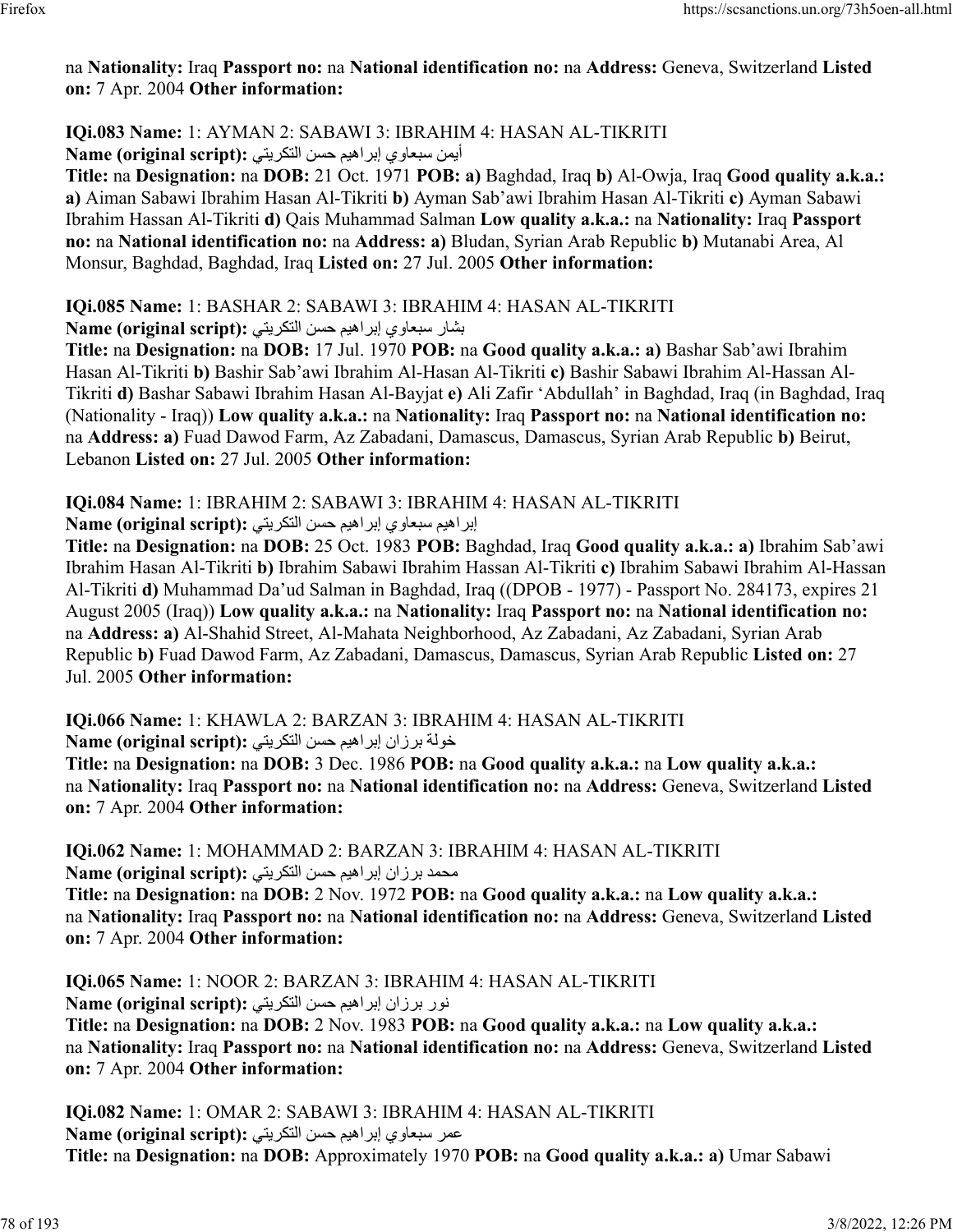na **Nationality:** Iraq **Passport no:** na **National identification no:** na **Address:** Geneva, Switzerland **Listed on:** 7 Apr. 2004 **Other information:**

**IQi.083 Name:** 1: AYMAN 2: SABAWI 3: IBRAHIM 4: HASAN AL-TIKRITI
**Name (original script):** أيمن سبعاوي إبراهيم حسن التكريتي
**Title:** na **Designation:** na **DOB:** 21 Oct. 1971 **POB:** **a)** Baghdad, Iraq **b)** Al-Owja, Iraq **Good quality a.k.a.:** **a)** Aiman Sabawi Ibrahim Hasan Al-Tikriti **b)** Ayman Sab'awi Ibrahim Hasan Al-Tikriti **c)** Ayman Sabawi Ibrahim Hassan Al-Tikriti **d)** Qais Muhammad Salman **Low quality a.k.a.:** na **Nationality:** Iraq **Passport no:** na **National identification no:** na **Address:** **a)** Bludan, Syrian Arab Republic **b)** Mutanabi Area, Al Monsur, Baghdad, Baghdad, Iraq **Listed on:** 27 Jul. 2005 **Other information:**

**IQi.085 Name:** 1: BASHAR 2: SABAWI 3: IBRAHIM 4: HASAN AL-TIKRITI
**Name (original script):** بشار سبعاوي إبراهيم حسن التكريتي
**Title:** na **Designation:** na **DOB:** 17 Jul. 1970 **POB:** na **Good quality a.k.a.:** **a)** Bashar Sab'awi Ibrahim Hasan Al-Tikriti **b)** Bashir Sab'awi Ibrahim Al-Hasan Al-Tikriti **c)** Bashir Sabawi Ibrahim Al-Hassan Al-Tikriti **d)** Bashar Sabawi Ibrahim Hasan Al-Bayjat **e)** Ali Zafir 'Abdullah' in Baghdad, Iraq (in Baghdad, Iraq (Nationality - Iraq)) **Low quality a.k.a.:** na **Nationality:** Iraq **Passport no:** na **National identification no:** na **Address:** **a)** Fuad Dawod Farm, Az Zabadani, Damascus, Damascus, Syrian Arab Republic **b)** Beirut, Lebanon **Listed on:** 27 Jul. 2005 **Other information:**

**IQi.084 Name:** 1: IBRAHIM 2: SABAWI 3: IBRAHIM 4: HASAN AL-TIKRITI
**Name (original script):** إبراهيم سبعاوي إبراهيم حسن التكريتي
**Title:** na **Designation:** na **DOB:** 25 Oct. 1983 **POB:** Baghdad, Iraq **Good quality a.k.a.:** **a)** Ibrahim Sab'awi Ibrahim Hasan Al-Tikriti **b)** Ibrahim Sabawi Ibrahim Hassan Al-Tikriti **c)** Ibrahim Sabawi Ibrahim Al-Hassan Al-Tikriti **d)** Muhammad Da'ud Salman in Baghdad, Iraq ((DPOB - 1977) - Passport No. 284173, expires 21 August 2005 (Iraq)) **Low quality a.k.a.:** na **Nationality:** Iraq **Passport no:** na **National identification no:** na **Address:** **a)** Al-Shahid Street, Al-Mahata Neighborhood, Az Zabadani, Az Zabadani, Syrian Arab Republic **b)** Fuad Dawod Farm, Az Zabadani, Damascus, Damascus, Syrian Arab Republic **Listed on:** 27 Jul. 2005 **Other information:**

**IQi.066 Name:** 1: KHAWLA 2: BARZAN 3: IBRAHIM 4: HASAN AL-TIKRITI
**Name (original script):** خولة برزان إبراهيم حسن التكريتي
**Title:** na **Designation:** na **DOB:** 3 Dec. 1986 **POB:** na **Good quality a.k.a.:** na **Low quality a.k.a.:** na **Nationality:** Iraq **Passport no:** na **National identification no:** na **Address:** Geneva, Switzerland **Listed on:** 7 Apr. 2004 **Other information:**

**IQi.062 Name:** 1: MOHAMMAD 2: BARZAN 3: IBRAHIM 4: HASAN AL-TIKRITI
**Name (original script):** محمد برزان إبراهيم حسن التكريتي
**Title:** na **Designation:** na **DOB:** 2 Nov. 1972 **POB:** na **Good quality a.k.a.:** na **Low quality a.k.a.:** na **Nationality:** Iraq **Passport no:** na **National identification no:** na **Address:** Geneva, Switzerland **Listed on:** 7 Apr. 2004 **Other information:**

**IQi.065 Name:** 1: NOOR 2: BARZAN 3: IBRAHIM 4: HASAN AL-TIKRITI
**Name (original script):** نور برزان إبراهيم حسن التكريتي
**Title:** na **Designation:** na **DOB:** 2 Nov. 1983 **POB:** na **Good quality a.k.a.:** na **Low quality a.k.a.:** na **Nationality:** Iraq **Passport no:** na **National identification no:** na **Address:** Geneva, Switzerland **Listed on:** 7 Apr. 2004 **Other information:**

**IQi.082 Name:** 1: OMAR 2: SABAWI 3: IBRAHIM 4: HASAN AL-TIKRITI
**Name (original script):** عمر سبعاوي إبراهيم حسن التكريتي
**Title:** na **Designation:** na **DOB:** Approximately 1970 **POB:** na **Good quality a.k.a.:** **a)** Umar Sabawi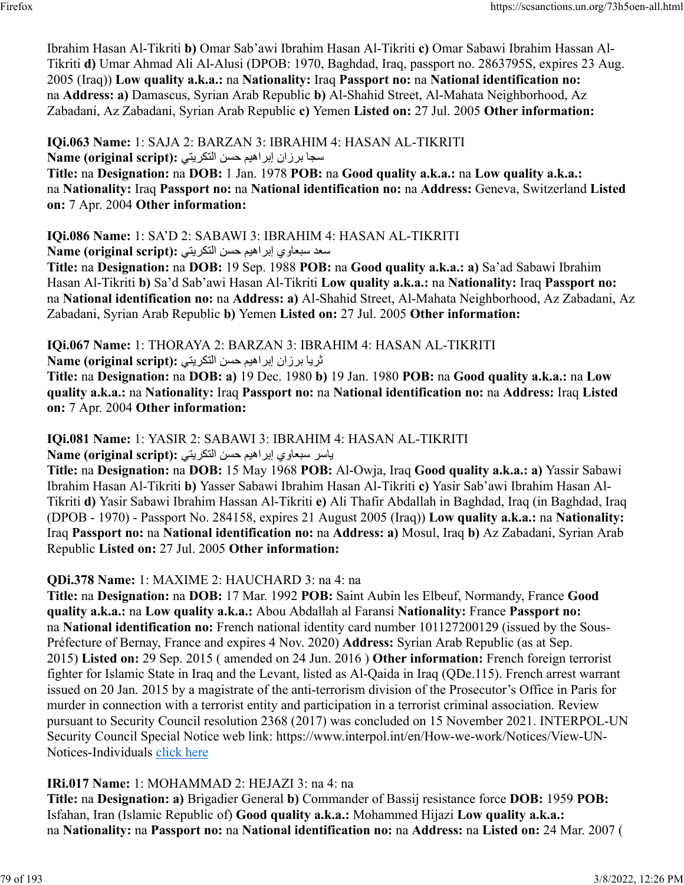Ibrahim Hasan Al-Tikriti **b)** Omar Sab'awi Ibrahim Hasan Al-Tikriti **c)** Omar Sabawi Ibrahim Hassan Al-Tikriti **d)** Umar Ahmad Ali Al-Alusi (DPOB: 1970, Baghdad, Iraq, passport no. 2863795S, expires 23 Aug. 2005 (Iraq)) **Low quality a.k.a.:** na **Nationality:** Iraq **Passport no:** na **National identification no:** na **Address: a)** Damascus, Syrian Arab Republic **b)** Al-Shahid Street, Al-Mahata Neighborhood, Az Zabadani, Az Zabadani, Syrian Arab Republic **c)** Yemen **Listed on:** 27 Jul. 2005 **Other information:**

**IQi.063 Name:** 1: SAJA 2: BARZAN 3: IBRAHIM 4: HASAN AL-TIKRITI
**Name (original script):** سجا برزان إبراهيم حسن التكريتي
**Title:** na **Designation:** na **DOB:** 1 Jan. 1978 **POB:** na **Good quality a.k.a.:** na **Low quality a.k.a.:** na **Nationality:** Iraq **Passport no:** na **National identification no:** na **Address:** Geneva, Switzerland **Listed on:** 7 Apr. 2004 **Other information:**

**IQi.086 Name:** 1: SA'D 2: SABAWI 3: IBRAHIM 4: HASAN AL-TIKRITI
**Name (original script):** سعد سبعاوي إبراهيم حسن التكريتي
**Title:** na **Designation:** na **DOB:** 19 Sep. 1988 **POB:** na **Good quality a.k.a.: a)** Sa'ad Sabawi Ibrahim Hasan Al-Tikriti **b)** Sa'd Sab'awi Hasan Al-Tikriti **Low quality a.k.a.:** na **Nationality:** Iraq **Passport no:** na **National identification no:** na **Address: a)** Al-Shahid Street, Al-Mahata Neighborhood, Az Zabadani, Az Zabadani, Syrian Arab Republic **b)** Yemen **Listed on:** 27 Jul. 2005 **Other information:**

**IQi.067 Name:** 1: THORAYA 2: BARZAN 3: IBRAHIM 4: HASAN AL-TIKRITI
**Name (original script):** ثريا برزان إبراهيم حسن التكريتي
**Title:** na **Designation:** na **DOB: a)** 19 Dec. 1980 **b)** 19 Jan. 1980 **POB:** na **Good quality a.k.a.:** na **Low quality a.k.a.:** na **Nationality:** Iraq **Passport no:** na **National identification no:** na **Address:** Iraq **Listed on:** 7 Apr. 2004 **Other information:**

**IQi.081 Name:** 1: YASIR 2: SABAWI 3: IBRAHIM 4: HASAN AL-TIKRITI
**Name (original script):** ياسر سبعاوي إبراهيم حسن التكريتي
**Title:** na **Designation:** na **DOB:** 15 May 1968 **POB:** Al-Owja, Iraq **Good quality a.k.a.: a)** Yassir Sabawi Ibrahim Hasan Al-Tikriti **b)** Yasser Sabawi Ibrahim Hasan Al-Tikriti **c)** Yasir Sab'awi Ibrahim Hasan Al-Tikriti **d)** Yasir Sabawi Ibrahim Hassan Al-Tikriti **e)** Ali Thafir Abdallah in Baghdad, Iraq (in Baghdad, Iraq (DPOB - 1970) - Passport No. 284158, expires 21 August 2005 (Iraq)) **Low quality a.k.a.:** na **Nationality:** Iraq **Passport no:** na **National identification no:** na **Address: a)** Mosul, Iraq **b)** Az Zabadani, Syrian Arab Republic **Listed on:** 27 Jul. 2005 **Other information:**

**QDi.378 Name:** 1: MAXIME 2: HAUCHARD 3: na 4: na
**Title:** na **Designation:** na **DOB:** 17 Mar. 1992 **POB:** Saint Aubin les Elbeuf, Normandy, France **Good quality a.k.a.:** na **Low quality a.k.a.:** Abou Abdallah al Faransi **Nationality:** France **Passport no:** na **National identification no:** French national identity card number 101127200129 (issued by the Sous-Préfecture of Bernay, France and expires 4 Nov. 2020) **Address:** Syrian Arab Republic (as at Sep. 2015) **Listed on:** 29 Sep. 2015 ( amended on 24 Jun. 2016 ) **Other information:** French foreign terrorist fighter for Islamic State in Iraq and the Levant, listed as Al-Qaida in Iraq (QDe.115). French arrest warrant issued on 20 Jan. 2015 by a magistrate of the anti-terrorism division of the Prosecutor's Office in Paris for murder in connection with a terrorist entity and participation in a terrorist criminal association. Review pursuant to Security Council resolution 2368 (2017) was concluded on 15 November 2021. INTERPOL-UN Security Council Special Notice web link: https://www.interpol.int/en/How-we-work/Notices/View-UN-Notices-Individuals click here

**IRi.017 Name:** 1: MOHAMMAD 2: HEJAZI 3: na 4: na
**Title:** na **Designation: a)** Brigadier General **b)** Commander of Bassij resistance force **DOB:** 1959 **POB:** Isfahan, Iran (Islamic Republic of) **Good quality a.k.a.:** Mohammed Hijazi **Low quality a.k.a.:** na **Nationality:** na **Passport no:** na **National identification no:** na **Address:** na **Listed on:** 24 Mar. 2007 (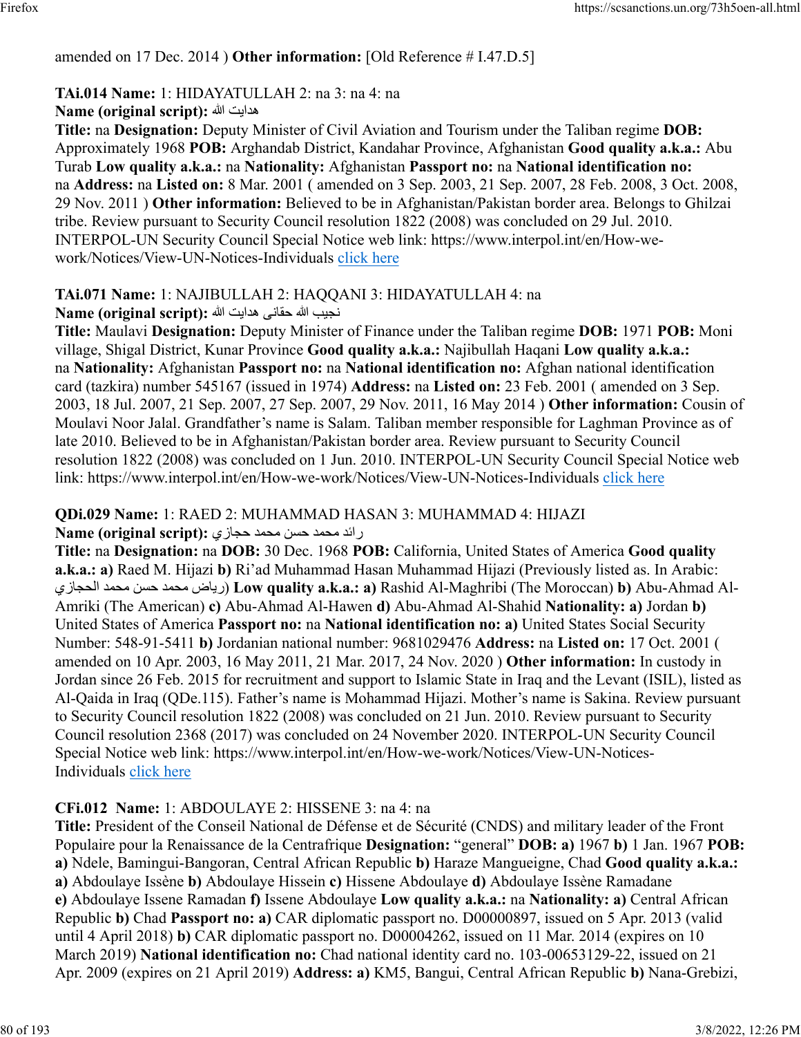amended on 17 Dec. 2014 ) **Other information:** [Old Reference # I.47.D.5]

**TAi.014 Name:** 1: HIDAYATULLAH 2: na 3: na 4: na
**Name (original script):** هدايت الله
**Title:** na **Designation:** Deputy Minister of Civil Aviation and Tourism under the Taliban regime **DOB:** Approximately 1968 **POB:** Arghandab District, Kandahar Province, Afghanistan **Good quality a.k.a.:** Abu Turab **Low quality a.k.a.:** na **Nationality:** Afghanistan **Passport no:** na **National identification no:** na **Address:** na **Listed on:** 8 Mar. 2001 ( amended on 3 Sep. 2003, 21 Sep. 2007, 28 Feb. 2008, 3 Oct. 2008, 29 Nov. 2011 ) **Other information:** Believed to be in Afghanistan/Pakistan border area. Belongs to Ghilzai tribe. Review pursuant to Security Council resolution 1822 (2008) was concluded on 29 Jul. 2010. INTERPOL-UN Security Council Special Notice web link: https://www.interpol.int/en/How-we-work/Notices/View-UN-Notices-Individuals click here

**TAi.071 Name:** 1: NAJIBULLAH 2: HAQQANI 3: HIDAYATULLAH 4: na
**Name (original script):** نجيب الله حقانى هدايت الله
**Title:** Maulavi **Designation:** Deputy Minister of Finance under the Taliban regime **DOB:** 1971 **POB:** Moni village, Shigal District, Kunar Province **Good quality a.k.a.:** Najibullah Haqani **Low quality a.k.a.:** na **Nationality:** Afghanistan **Passport no:** na **National identification no:** Afghan national identification card (tazkira) number 545167 (issued in 1974) **Address:** na **Listed on:** 23 Feb. 2001 ( amended on 3 Sep. 2003, 18 Jul. 2007, 21 Sep. 2007, 27 Sep. 2007, 29 Nov. 2011, 16 May 2014 ) **Other information:** Cousin of Moulavi Noor Jalal. Grandfather's name is Salam. Taliban member responsible for Laghman Province as of late 2010. Believed to be in Afghanistan/Pakistan border area. Review pursuant to Security Council resolution 1822 (2008) was concluded on 1 Jun. 2010. INTERPOL-UN Security Council Special Notice web link: https://www.interpol.int/en/How-we-work/Notices/View-UN-Notices-Individuals click here

**QDi.029 Name:** 1: RAED 2: MUHAMMAD HASAN 3: MUHAMMAD 4: HIJAZI
**Name (original script):** رائد محمد حسن محمد حجازي
**Title:** na **Designation:** na **DOB:** 30 Dec. 1968 **POB:** California, United States of America **Good quality a.k.a.:** **a)** Raed M. Hijazi **b)** Ri'ad Muhammad Hasan Muhammad Hijazi (Previously listed as. In Arabic: رياض محمد حسن محمد الحجازي) **Low quality a.k.a.:** **a)** Rashid Al-Maghribi (The Moroccan) **b)** Abu-Ahmad Al-Amriki (The American) **c)** Abu-Ahmad Al-Hawen **d)** Abu-Ahmad Al-Shahid **Nationality:** **a)** Jordan **b)** United States of America **Passport no:** na **National identification no:** **a)** United States Social Security Number: 548-91-5411 **b)** Jordanian national number: 9681029476 **Address:** na **Listed on:** 17 Oct. 2001 ( amended on 10 Apr. 2003, 16 May 2011, 21 Mar. 2017, 24 Nov. 2020 ) **Other information:** In custody in Jordan since 26 Feb. 2015 for recruitment and support to Islamic State in Iraq and the Levant (ISIL), listed as Al-Qaida in Iraq (QDe.115). Father's name is Mohammad Hijazi. Mother's name is Sakina. Review pursuant to Security Council resolution 1822 (2008) was concluded on 21 Jun. 2010. Review pursuant to Security Council resolution 2368 (2017) was concluded on 24 November 2020. INTERPOL-UN Security Council Special Notice web link: https://www.interpol.int/en/How-we-work/Notices/View-UN-Notices-Individuals click here

**CFi.012 Name:** 1: ABDOULAYE 2: HISSENE 3: na 4: na
**Title:** President of the Conseil National de Défense et de Sécurité (CNDS) and military leader of the Front Populaire pour la Renaissance de la Centrafrique **Designation:** "general" **DOB:** **a)** 1967 **b)** 1 Jan. 1967 **POB:** **a)** Ndele, Bamingui-Bangoran, Central African Republic **b)** Haraze Mangueigne, Chad **Good quality a.k.a.:** **a)** Abdoulaye Issène **b)** Abdoulaye Hissein **c)** Hissene Abdoulaye **d)** Abdoulaye Issène Ramadane **e)** Abdoulaye Issene Ramadan **f)** Issene Abdoulaye **Low quality a.k.a.:** na **Nationality:** **a)** Central African Republic **b)** Chad **Passport no:** **a)** CAR diplomatic passport no. D00000897, issued on 5 Apr. 2013 (valid until 4 April 2018) **b)** CAR diplomatic passport no. D00004262, issued on 11 Mar. 2014 (expires on 10 March 2019) **National identification no:** Chad national identity card no. 103-00653129-22, issued on 21 Apr. 2009 (expires on 21 April 2019) **Address:** **a)** KM5, Bangui, Central African Republic **b)** Nana-Grebizi,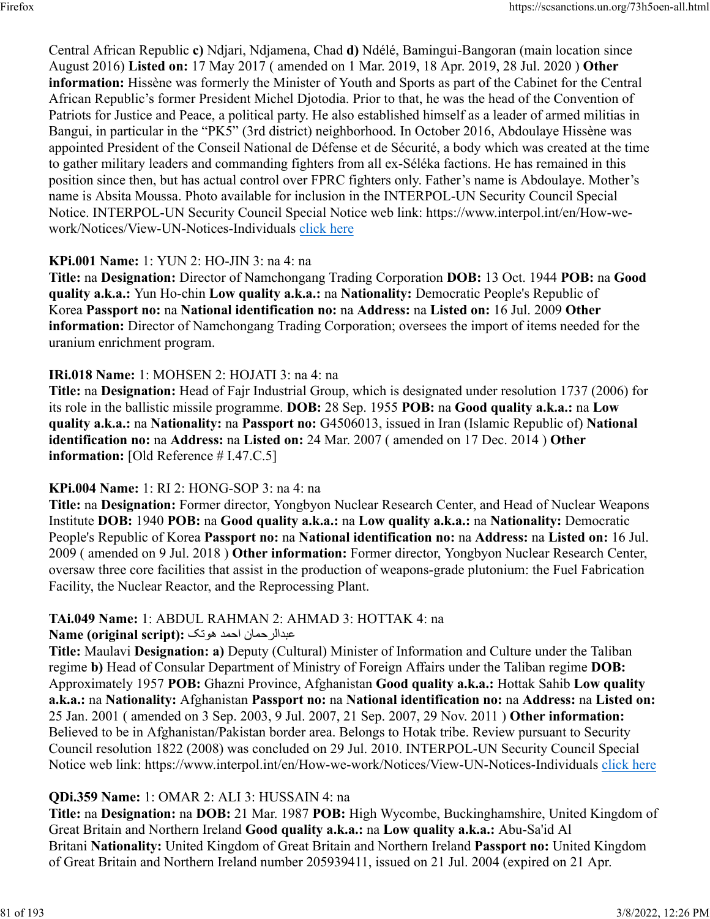Central African Republic **c)** Ndjari, Ndjamena, Chad **d)** Ndélé, Bamingui-Bangoran (main location since August 2016) **Listed on:** 17 May 2017 ( amended on 1 Mar. 2019, 18 Apr. 2019, 28 Jul. 2020 ) **Other information:** Hissène was formerly the Minister of Youth and Sports as part of the Cabinet for the Central African Republic's former President Michel Djotodia. Prior to that, he was the head of the Convention of Patriots for Justice and Peace, a political party. He also established himself as a leader of armed militias in Bangui, in particular in the "PK5" (3rd district) neighborhood. In October 2016, Abdoulaye Hissène was appointed President of the Conseil National de Défense et de Sécurité, a body which was created at the time to gather military leaders and commanding fighters from all ex-Séléka factions. He has remained in this position since then, but has actual control over FPRC fighters only. Father's name is Abdoulaye. Mother's name is Absita Moussa. Photo available for inclusion in the INTERPOL-UN Security Council Special Notice. INTERPOL-UN Security Council Special Notice web link: https://www.interpol.int/en/How-we-work/Notices/View-UN-Notices-Individuals click here

**KPi.001 Name:** 1: YUN 2: HO-JIN 3: na 4: na
**Title:** na **Designation:** Director of Namchongang Trading Corporation **DOB:** 13 Oct. 1944 **POB:** na **Good quality a.k.a.:** Yun Ho-chin **Low quality a.k.a.:** na **Nationality:** Democratic People's Republic of Korea **Passport no:** na **National identification no:** na **Address:** na **Listed on:** 16 Jul. 2009 **Other information:** Director of Namchongang Trading Corporation; oversees the import of items needed for the uranium enrichment program.

**IRi.018 Name:** 1: MOHSEN 2: HOJATI 3: na 4: na
**Title:** na **Designation:** Head of Fajr Industrial Group, which is designated under resolution 1737 (2006) for its role in the ballistic missile programme. **DOB:** 28 Sep. 1955 **POB:** na **Good quality a.k.a.:** na **Low quality a.k.a.:** na **Nationality:** na **Passport no:** G4506013, issued in Iran (Islamic Republic of) **National identification no:** na **Address:** na **Listed on:** 24 Mar. 2007 ( amended on 17 Dec. 2014 ) **Other information:** [Old Reference # I.47.C.5]

**KPi.004 Name:** 1: RI 2: HONG-SOP 3: na 4: na
**Title:** na **Designation:** Former director, Yongbyon Nuclear Research Center, and Head of Nuclear Weapons Institute **DOB:** 1940 **POB:** na **Good quality a.k.a.:** na **Low quality a.k.a.:** na **Nationality:** Democratic People's Republic of Korea **Passport no:** na **National identification no:** na **Address:** na **Listed on:** 16 Jul. 2009 ( amended on 9 Jul. 2018 ) **Other information:** Former director, Yongbyon Nuclear Research Center, oversaw three core facilities that assist in the production of weapons-grade plutonium: the Fuel Fabrication Facility, the Nuclear Reactor, and the Reprocessing Plant.

**TAi.049 Name:** 1: ABDUL RAHMAN 2: AHMAD 3: HOTTAK 4: na
**Name (original script):** عبدالرحمان احمد هوتک
**Title:** Maulavi **Designation:** **a)** Deputy (Cultural) Minister of Information and Culture under the Taliban regime **b)** Head of Consular Department of Ministry of Foreign Affairs under the Taliban regime **DOB:** Approximately 1957 **POB:** Ghazni Province, Afghanistan **Good quality a.k.a.:** Hottak Sahib **Low quality a.k.a.:** na **Nationality:** Afghanistan **Passport no:** na **National identification no:** na **Address:** na **Listed on:** 25 Jan. 2001 ( amended on 3 Sep. 2003, 9 Jul. 2007, 21 Sep. 2007, 29 Nov. 2011 ) **Other information:** Believed to be in Afghanistan/Pakistan border area. Belongs to Hotak tribe. Review pursuant to Security Council resolution 1822 (2008) was concluded on 29 Jul. 2010. INTERPOL-UN Security Council Special Notice web link: https://www.interpol.int/en/How-we-work/Notices/View-UN-Notices-Individuals click here

**QDi.359 Name:** 1: OMAR 2: ALI 3: HUSSAIN 4: na
**Title:** na **Designation:** na **DOB:** 21 Mar. 1987 **POB:** High Wycombe, Buckinghamshire, United Kingdom of Great Britain and Northern Ireland **Good quality a.k.a.:** na **Low quality a.k.a.:** Abu-Sa'id Al Britani **Nationality:** United Kingdom of Great Britain and Northern Ireland **Passport no:** United Kingdom of Great Britain and Northern Ireland number 205939411, issued on 21 Jul. 2004 (expired on 21 Apr.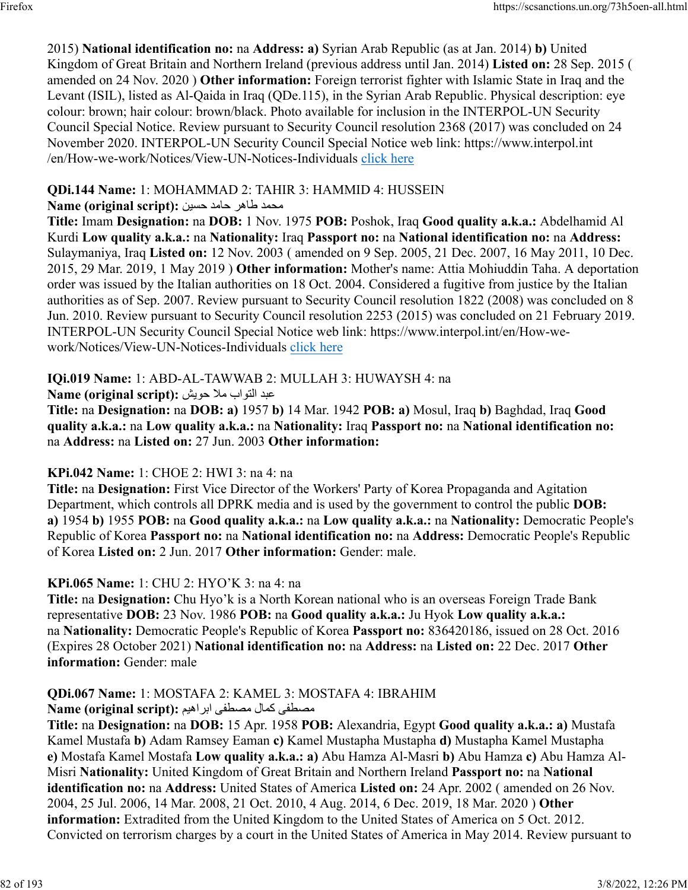2015) **National identification no:** na **Address:** **a)** Syrian Arab Republic (as at Jan. 2014) **b)** United Kingdom of Great Britain and Northern Ireland (previous address until Jan. 2014) **Listed on:** 28 Sep. 2015 ( amended on 24 Nov. 2020 ) **Other information:** Foreign terrorist fighter with Islamic State in Iraq and the Levant (ISIL), listed as Al-Qaida in Iraq (QDe.115), in the Syrian Arab Republic. Physical description: eye colour: brown; hair colour: brown/black. Photo available for inclusion in the INTERPOL-UN Security Council Special Notice. Review pursuant to Security Council resolution 2368 (2017) was concluded on 24 November 2020. INTERPOL-UN Security Council Special Notice web link: https://www.interpol.int/en/How-we-work/Notices/View-UN-Notices-Individuals click here

**QDi.144 Name:** 1: MOHAMMAD 2: TAHIR 3: HAMMID 4: HUSSEIN
**Name (original script):** محمد طاهر حامد حسين
**Title:** Imam **Designation:** na **DOB:** 1 Nov. 1975 **POB:** Poshok, Iraq **Good quality a.k.a.:** Abdelhamid Al Kurdi **Low quality a.k.a.:** na **Nationality:** Iraq **Passport no:** na **National identification no:** na **Address:** Sulaymaniya, Iraq **Listed on:** 12 Nov. 2003 ( amended on 9 Sep. 2005, 21 Dec. 2007, 16 May 2011, 10 Dec. 2015, 29 Mar. 2019, 1 May 2019 ) **Other information:** Mother's name: Attia Mohiuddin Taha. A deportation order was issued by the Italian authorities on 18 Oct. 2004. Considered a fugitive from justice by the Italian authorities as of Sep. 2007. Review pursuant to Security Council resolution 1822 (2008) was concluded on 8 Jun. 2010. Review pursuant to Security Council resolution 2253 (2015) was concluded on 21 February 2019. INTERPOL-UN Security Council Special Notice web link: https://www.interpol.int/en/How-we-work/Notices/View-UN-Notices-Individuals click here

**IQi.019 Name:** 1: ABD-AL-TAWWAB 2: MULLAH 3: HUWAYSH 4: na
**Name (original script):** عبد التواب ملا حويش
**Title:** na **Designation:** na **DOB:** **a)** 1957 **b)** 14 Mar. 1942 **POB:** **a)** Mosul, Iraq **b)** Baghdad, Iraq **Good quality a.k.a.:** na **Low quality a.k.a.:** na **Nationality:** Iraq **Passport no:** na **National identification no:** na **Address:** na **Listed on:** 27 Jun. 2003 **Other information:**

**KPi.042 Name:** 1: CHOE 2: HWI 3: na 4: na
**Title:** na **Designation:** First Vice Director of the Workers' Party of Korea Propaganda and Agitation Department, which controls all DPRK media and is used by the government to control the public **DOB:** **a)** 1954 **b)** 1955 **POB:** na **Good quality a.k.a.:** na **Low quality a.k.a.:** na **Nationality:** Democratic People's Republic of Korea **Passport no:** na **National identification no:** na **Address:** Democratic People's Republic of Korea **Listed on:** 2 Jun. 2017 **Other information:** Gender: male.

**KPi.065 Name:** 1: CHU 2: HYO'K 3: na 4: na
**Title:** na **Designation:** Chu Hyo'k is a North Korean national who is an overseas Foreign Trade Bank representative **DOB:** 23 Nov. 1986 **POB:** na **Good quality a.k.a.:** Ju Hyok **Low quality a.k.a.:** na **Nationality:** Democratic People's Republic of Korea **Passport no:** 836420186, issued on 28 Oct. 2016 (Expires 28 October 2021) **National identification no:** na **Address:** na **Listed on:** 22 Dec. 2017 **Other information:** Gender: male

**QDi.067 Name:** 1: MOSTAFA 2: KAMEL 3: MOSTAFA 4: IBRAHIM
**Name (original script):** مصطفى كمال مصطفى ابراهيم
**Title:** na **Designation:** na **DOB:** 15 Apr. 1958 **POB:** Alexandria, Egypt **Good quality a.k.a.:** **a)** Mustafa Kamel Mustafa **b)** Adam Ramsey Eaman **c)** Kamel Mustapha Mustapha **d)** Mustapha Kamel Mustapha **e)** Mostafa Kamel Mostafa **Low quality a.k.a.:** **a)** Abu Hamza Al-Masri **b)** Abu Hamza **c)** Abu Hamza Al-Misri **Nationality:** United Kingdom of Great Britain and Northern Ireland **Passport no:** na **National identification no:** na **Address:** United States of America **Listed on:** 24 Apr. 2002 ( amended on 26 Nov. 2004, 25 Jul. 2006, 14 Mar. 2008, 21 Oct. 2010, 4 Aug. 2014, 6 Dec. 2019, 18 Mar. 2020 ) **Other information:** Extradited from the United Kingdom to the United States of America on 5 Oct. 2012. Convicted on terrorism charges by a court in the United States of America in May 2014. Review pursuant to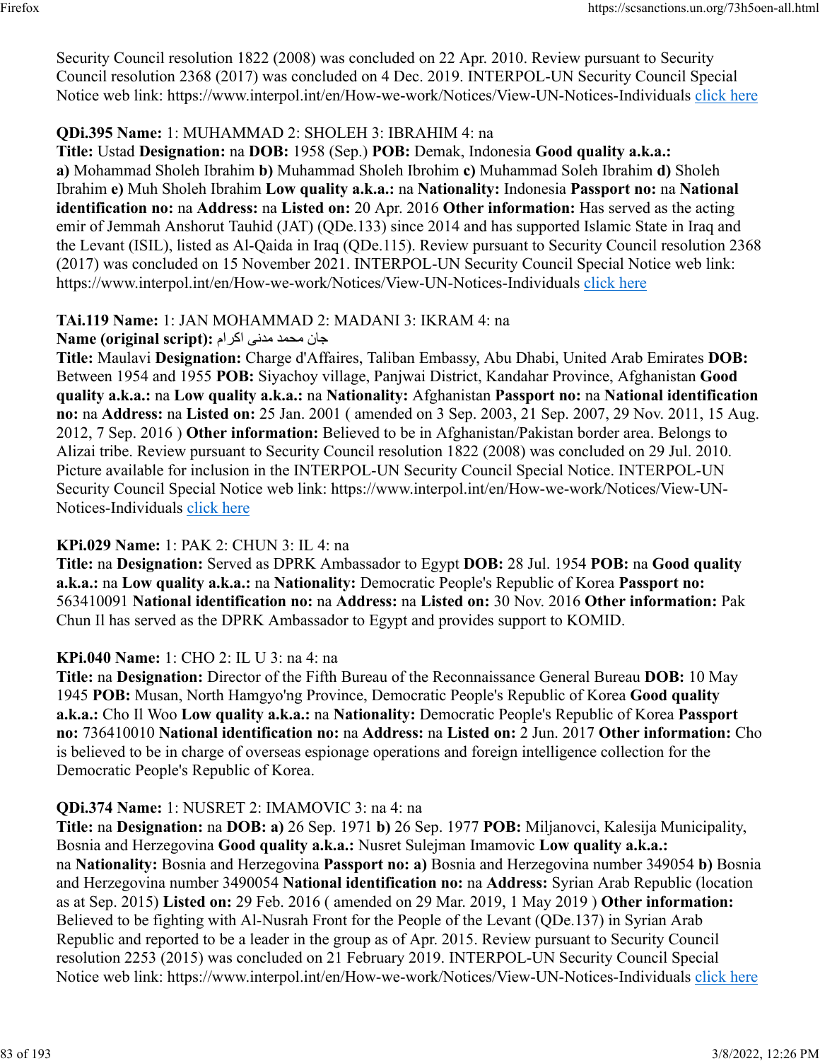Security Council resolution 1822 (2008) was concluded on 22 Apr. 2010. Review pursuant to Security Council resolution 2368 (2017) was concluded on 4 Dec. 2019. INTERPOL-UN Security Council Special Notice web link: https://www.interpol.int/en/How-we-work/Notices/View-UN-Notices-Individuals click here

**QDi.395 Name:** 1: MUHAMMAD 2: SHOLEH 3: IBRAHIM 4: na
**Title:** Ustad **Designation:** na **DOB:** 1958 (Sep.) **POB:** Demak, Indonesia **Good quality a.k.a.:** **a)** Mohammad Sholeh Ibrahim **b)** Muhammad Sholeh Ibrohim **c)** Muhammad Soleh Ibrahim **d)** Sholeh Ibrahim **e)** Muh Sholeh Ibrahim **Low quality a.k.a.:** na **Nationality:** Indonesia **Passport no:** na **National identification no:** na **Address:** na **Listed on:** 20 Apr. 2016 **Other information:** Has served as the acting emir of Jemmah Anshorut Tauhid (JAT) (QDe.133) since 2014 and has supported Islamic State in Iraq and the Levant (ISIL), listed as Al-Qaida in Iraq (QDe.115). Review pursuant to Security Council resolution 2368 (2017) was concluded on 15 November 2021. INTERPOL-UN Security Council Special Notice web link: https://www.interpol.int/en/How-we-work/Notices/View-UN-Notices-Individuals click here

**TAi.119 Name:** 1: JAN MOHAMMAD 2: MADANI 3: IKRAM 4: na
**Name (original script):** جان محمد مدنی اکرام
**Title:** Maulavi **Designation:** Charge d'Affaires, Taliban Embassy, Abu Dhabi, United Arab Emirates **DOB:** Between 1954 and 1955 **POB:** Siyachoy village, Panjwai District, Kandahar Province, Afghanistan **Good quality a.k.a.:** na **Low quality a.k.a.:** na **Nationality:** Afghanistan **Passport no:** na **National identification no:** na **Address:** na **Listed on:** 25 Jan. 2001 ( amended on 3 Sep. 2003, 21 Sep. 2007, 29 Nov. 2011, 15 Aug. 2012, 7 Sep. 2016 ) **Other information:** Believed to be in Afghanistan/Pakistan border area. Belongs to Alizai tribe. Review pursuant to Security Council resolution 1822 (2008) was concluded on 29 Jul. 2010. Picture available for inclusion in the INTERPOL-UN Security Council Special Notice. INTERPOL-UN Security Council Special Notice web link: https://www.interpol.int/en/How-we-work/Notices/View-UN-Notices-Individuals click here

**KPi.029 Name:** 1: PAK 2: CHUN 3: IL 4: na
**Title:** na **Designation:** Served as DPRK Ambassador to Egypt **DOB:** 28 Jul. 1954 **POB:** na **Good quality a.k.a.:** na **Low quality a.k.a.:** na **Nationality:** Democratic People's Republic of Korea **Passport no:** 563410091 **National identification no:** na **Address:** na **Listed on:** 30 Nov. 2016 **Other information:** Pak Chun Il has served as the DPRK Ambassador to Egypt and provides support to KOMID.

**KPi.040 Name:** 1: CHO 2: IL U 3: na 4: na
**Title:** na **Designation:** Director of the Fifth Bureau of the Reconnaissance General Bureau **DOB:** 10 May 1945 **POB:** Musan, North Hamgyo'ng Province, Democratic People's Republic of Korea **Good quality a.k.a.:** Cho Il Woo **Low quality a.k.a.:** na **Nationality:** Democratic People's Republic of Korea **Passport no:** 736410010 **National identification no:** na **Address:** na **Listed on:** 2 Jun. 2017 **Other information:** Cho is believed to be in charge of overseas espionage operations and foreign intelligence collection for the Democratic People's Republic of Korea.

**QDi.374 Name:** 1: NUSRET 2: IMAMOVIC 3: na 4: na
**Title:** na **Designation:** na **DOB:** **a)** 26 Sep. 1971 **b)** 26 Sep. 1977 **POB:** Miljanovci, Kalesija Municipality, Bosnia and Herzegovina **Good quality a.k.a.:** Nusret Sulejman Imamovic **Low quality a.k.a.:** na **Nationality:** Bosnia and Herzegovina **Passport no:** **a)** Bosnia and Herzegovina number 349054 **b)** Bosnia and Herzegovina number 3490054 **National identification no:** na **Address:** Syrian Arab Republic (location as at Sep. 2015) **Listed on:** 29 Feb. 2016 ( amended on 29 Mar. 2019, 1 May 2019 ) **Other information:** Believed to be fighting with Al-Nusrah Front for the People of the Levant (QDe.137) in Syrian Arab Republic and reported to be a leader in the group as of Apr. 2015. Review pursuant to Security Council resolution 2253 (2015) was concluded on 21 February 2019. INTERPOL-UN Security Council Special Notice web link: https://www.interpol.int/en/How-we-work/Notices/View-UN-Notices-Individuals click here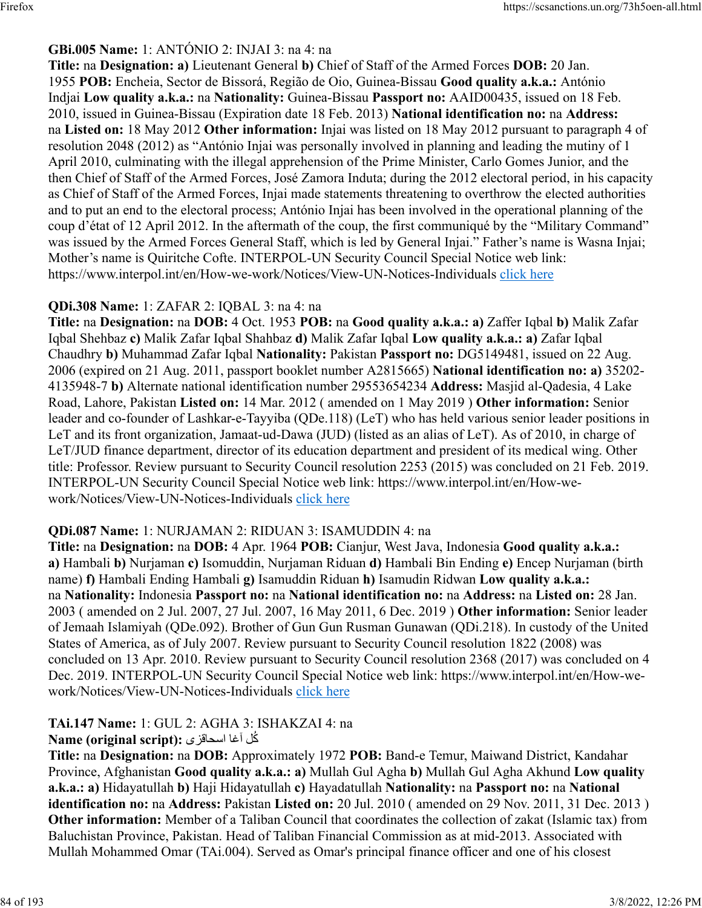**GBi.005 Name:** 1: ANTÓNIO 2: INJAI 3: na 4: na
**Title:** na **Designation:** **a)** Lieutenant General **b)** Chief of Staff of the Armed Forces **DOB:** 20 Jan. 1955 **POB:** Encheia, Sector de Bissorá, Região de Oio, Guinea-Bissau **Good quality a.k.a.:** António Indjai **Low quality a.k.a.:** na **Nationality:** Guinea-Bissau **Passport no:** AAID00435, issued on 18 Feb. 2010, issued in Guinea-Bissau (Expiration date 18 Feb. 2013) **National identification no:** na **Address:** na **Listed on:** 18 May 2012 **Other information:** Injai was listed on 18 May 2012 pursuant to paragraph 4 of resolution 2048 (2012) as "António Injai was personally involved in planning and leading the mutiny of 1 April 2010, culminating with the illegal apprehension of the Prime Minister, Carlo Gomes Junior, and the then Chief of Staff of the Armed Forces, José Zamora Induta; during the 2012 electoral period, in his capacity as Chief of Staff of the Armed Forces, Injai made statements threatening to overthrow the elected authorities and to put an end to the electoral process; António Injai has been involved in the operational planning of the coup d'état of 12 April 2012. In the aftermath of the coup, the first communiqué by the "Military Command" was issued by the Armed Forces General Staff, which is led by General Injai." Father's name is Wasna Injai; Mother's name is Quiritche Cofte. INTERPOL-UN Security Council Special Notice web link: https://www.interpol.int/en/How-we-work/Notices/View-UN-Notices-Individuals click here

**QDi.308 Name:** 1: ZAFAR 2: IQBAL 3: na 4: na
**Title:** na **Designation:** na **DOB:** 4 Oct. 1953 **POB:** na **Good quality a.k.a.:** **a)** Zaffer Iqbal **b)** Malik Zafar Iqbal Shehbaz **c)** Malik Zafar Iqbal Shahbaz **d)** Malik Zafar Iqbal **Low quality a.k.a.:** **a)** Zafar Iqbal Chaudhry **b)** Muhammad Zafar Iqbal **Nationality:** Pakistan **Passport no:** DG5149481, issued on 22 Aug. 2006 (expired on 21 Aug. 2011, passport booklet number A2815665) **National identification no:** **a)** 35202-4135948-7 **b)** Alternate national identification number 29553654234 **Address:** Masjid al-Qadesia, 4 Lake Road, Lahore, Pakistan **Listed on:** 14 Mar. 2012 ( amended on 1 May 2019 ) **Other information:** Senior leader and co-founder of Lashkar-e-Tayyiba (QDe.118) (LeT) who has held various senior leader positions in LeT and its front organization, Jamaat-ud-Dawa (JUD) (listed as an alias of LeT). As of 2010, in charge of LeT/JUD finance department, director of its education department and president of its medical wing. Other title: Professor. Review pursuant to Security Council resolution 2253 (2015) was concluded on 21 Feb. 2019. INTERPOL-UN Security Council Special Notice web link: https://www.interpol.int/en/How-we-work/Notices/View-UN-Notices-Individuals click here

**QDi.087 Name:** 1: NURJAMAN 2: RIDUAN 3: ISAMUDDIN 4: na
**Title:** na **Designation:** na **DOB:** 4 Apr. 1964 **POB:** Cianjur, West Java, Indonesia **Good quality a.k.a.:** **a)** Hambali **b)** Nurjaman **c)** Isomuddin, Nurjaman Riduan **d)** Hambali Bin Ending **e)** Encep Nurjaman (birth name) **f)** Hambali Ending Hambali **g)** Isamuddin Riduan **h)** Isamudin Ridwan **Low quality a.k.a.:** na **Nationality:** Indonesia **Passport no:** na **National identification no:** na **Address:** na **Listed on:** 28 Jan. 2003 ( amended on 2 Jul. 2007, 27 Jul. 2007, 16 May 2011, 6 Dec. 2019 ) **Other information:** Senior leader of Jemaah Islamiyah (QDe.092). Brother of Gun Gun Rusman Gunawan (QDi.218). In custody of the United States of America, as of July 2007. Review pursuant to Security Council resolution 1822 (2008) was concluded on 13 Apr. 2010. Review pursuant to Security Council resolution 2368 (2017) was concluded on 4 Dec. 2019. INTERPOL-UN Security Council Special Notice web link: https://www.interpol.int/en/How-we-work/Notices/View-UN-Notices-Individuals click here

**TAi.147 Name:** 1: GUL 2: AGHA 3: ISHAKZAI 4: na
**Name (original script):** گُل آغا اسحاقزی
**Title:** na **Designation:** na **DOB:** Approximately 1972 **POB:** Band-e Temur, Maiwand District, Kandahar Province, Afghanistan **Good quality a.k.a.:** **a)** Mullah Gul Agha **b)** Mullah Gul Agha Akhund **Low quality a.k.a.:** **a)** Hidayatullah **b)** Haji Hidayatullah **c)** Hayadatullah **Nationality:** na **Passport no:** na **National identification no:** na **Address:** Pakistan **Listed on:** 20 Jul. 2010 ( amended on 29 Nov. 2011, 31 Dec. 2013 ) **Other information:** Member of a Taliban Council that coordinates the collection of zakat (Islamic tax) from Baluchistan Province, Pakistan. Head of Taliban Financial Commission as at mid-2013. Associated with Mullah Mohammed Omar (TAi.004). Served as Omar's principal finance officer and one of his closest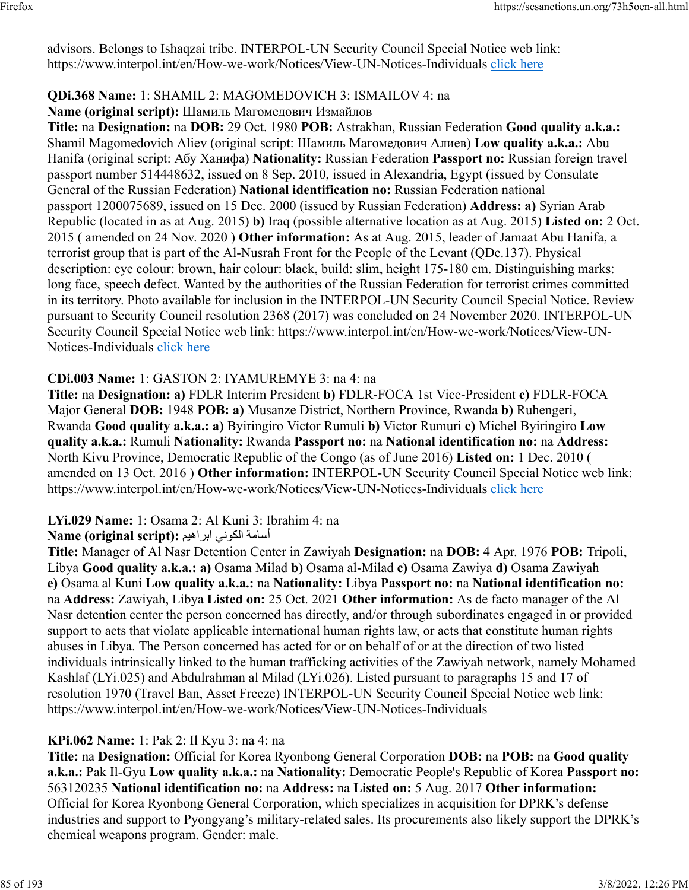advisors. Belongs to Ishaqzai tribe. INTERPOL-UN Security Council Special Notice web link: https://www.interpol.int/en/How-we-work/Notices/View-UN-Notices-Individuals click here

**QDi.368 Name:** 1: SHAMIL 2: MAGOMEDOVICH 3: ISMAILOV 4: na
**Name (original script):** Шамиль Магомедович Измайлов
**Title:** na **Designation:** na **DOB:** 29 Oct. 1980 **POB:** Astrakhan, Russian Federation **Good quality a.k.a.:** Shamil Magomedovich Aliev (original script: Шамиль Магомедович Алиев) **Low quality a.k.a.:** Abu Hanifa (original script: Абу Ханифа) **Nationality:** Russian Federation **Passport no:** Russian foreign travel passport number 514448632, issued on 8 Sep. 2010, issued in Alexandria, Egypt (issued by Consulate General of the Russian Federation) **National identification no:** Russian Federation national passport 1200075689, issued on 15 Dec. 2000 (issued by Russian Federation) **Address: a)** Syrian Arab Republic (located in as at Aug. 2015) **b)** Iraq (possible alternative location as at Aug. 2015) **Listed on:** 2 Oct. 2015 ( amended on 24 Nov. 2020 ) **Other information:** As at Aug. 2015, leader of Jamaat Abu Hanifa, a terrorist group that is part of the Al-Nusrah Front for the People of the Levant (QDe.137). Physical description: eye colour: brown, hair colour: black, build: slim, height 175-180 cm. Distinguishing marks: long face, speech defect. Wanted by the authorities of the Russian Federation for terrorist crimes committed in its territory. Photo available for inclusion in the INTERPOL-UN Security Council Special Notice. Review pursuant to Security Council resolution 2368 (2017) was concluded on 24 November 2020. INTERPOL-UN Security Council Special Notice web link: https://www.interpol.int/en/How-we-work/Notices/View-UN-Notices-Individuals click here

**CDi.003 Name:** 1: GASTON 2: IYAMUREMYE 3: na 4: na
**Title:** na **Designation: a)** FDLR Interim President **b)** FDLR-FOCA 1st Vice-President **c)** FDLR-FOCA Major General **DOB:** 1948 **POB: a)** Musanze District, Northern Province, Rwanda **b)** Ruhengeri, Rwanda **Good quality a.k.a.: a)** Byiringiro Victor Rumuli **b)** Victor Rumuri **c)** Michel Byiringiro **Low quality a.k.a.:** Rumuli **Nationality:** Rwanda **Passport no:** na **National identification no:** na **Address:** North Kivu Province, Democratic Republic of the Congo (as of June 2016) **Listed on:** 1 Dec. 2010 ( amended on 13 Oct. 2016 ) **Other information:** INTERPOL-UN Security Council Special Notice web link: https://www.interpol.int/en/How-we-work/Notices/View-UN-Notices-Individuals click here

**LYi.029 Name:** 1: Osama 2: Al Kuni 3: Ibrahim 4: na
**Name (original script):** أسامة الكوني ابراهيم
**Title:** Manager of Al Nasr Detention Center in Zawiyah **Designation:** na **DOB:** 4 Apr. 1976 **POB:** Tripoli, Libya **Good quality a.k.a.: a)** Osama Milad **b)** Osama al-Milad **c)** Osama Zawiya **d)** Osama Zawiyah **e)** Osama al Kuni **Low quality a.k.a.:** na **Nationality:** Libya **Passport no:** na **National identification no:** na **Address:** Zawiyah, Libya **Listed on:** 25 Oct. 2021 **Other information:** As de facto manager of the Al Nasr detention center the person concerned has directly, and/or through subordinates engaged in or provided support to acts that violate applicable international human rights law, or acts that constitute human rights abuses in Libya. The Person concerned has acted for or on behalf of or at the direction of two listed individuals intrinsically linked to the human trafficking activities of the Zawiyah network, namely Mohamed Kashlaf (LYi.025) and Abdulrahman al Milad (LYi.026). Listed pursuant to paragraphs 15 and 17 of resolution 1970 (Travel Ban, Asset Freeze) INTERPOL-UN Security Council Special Notice web link: https://www.interpol.int/en/How-we-work/Notices/View-UN-Notices-Individuals

**KPi.062 Name:** 1: Pak 2: Il Kyu 3: na 4: na
**Title:** na **Designation:** Official for Korea Ryonbong General Corporation **DOB:** na **POB:** na **Good quality a.k.a.:** Pak Il-Gyu **Low quality a.k.a.:** na **Nationality:** Democratic People's Republic of Korea **Passport no:** 563120235 **National identification no:** na **Address:** na **Listed on:** 5 Aug. 2017 **Other information:** Official for Korea Ryonbong General Corporation, which specializes in acquisition for DPRK's defense industries and support to Pyongyang's military-related sales. Its procurements also likely support the DPRK's chemical weapons program. Gender: male.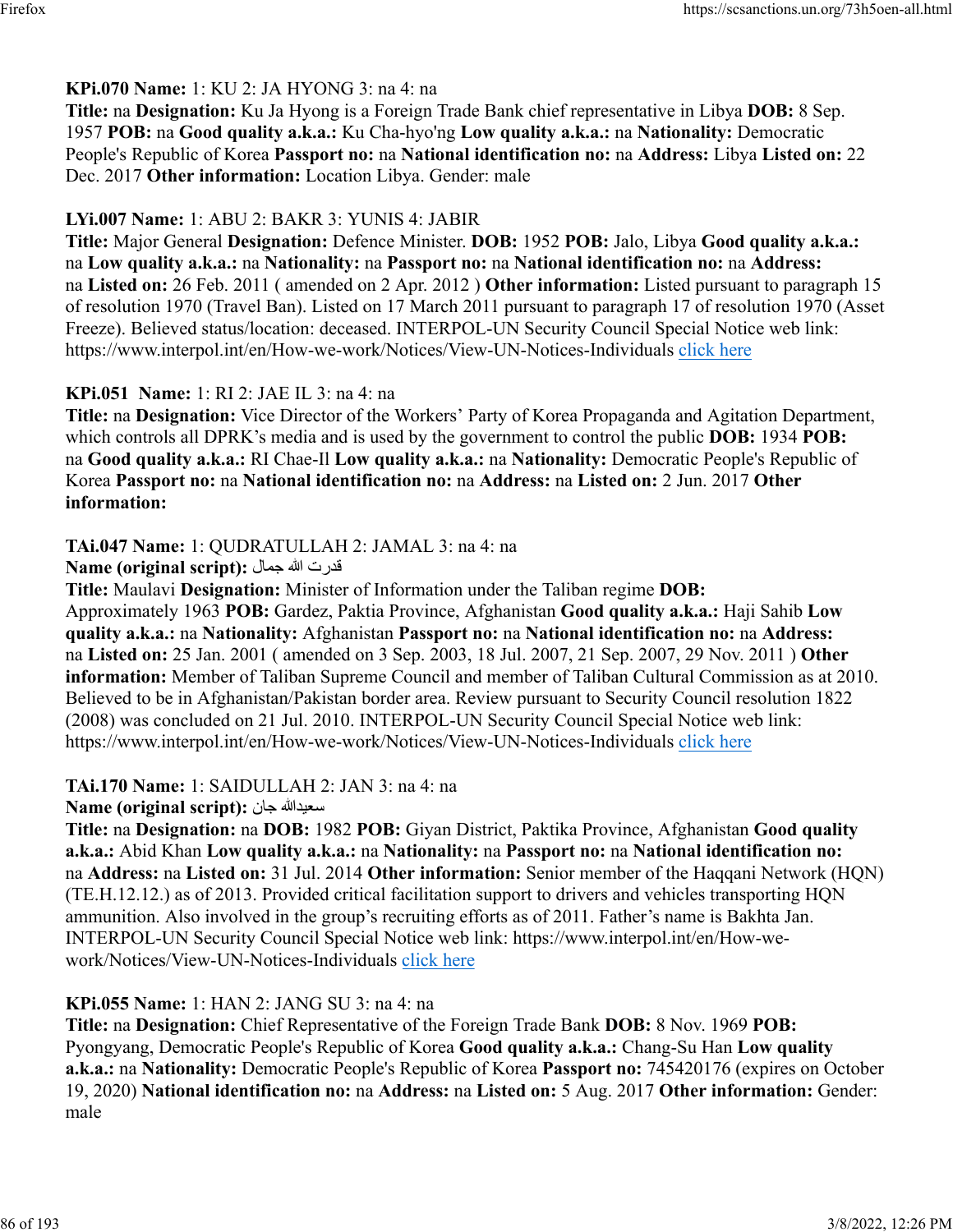**KPi.070 Name:** 1: KU 2: JA HYONG 3: na 4: na
**Title:** na **Designation:** Ku Ja Hyong is a Foreign Trade Bank chief representative in Libya **DOB:** 8 Sep. 1957 **POB:** na **Good quality a.k.a.:** Ku Cha-hyo'ng **Low quality a.k.a.:** na **Nationality:** Democratic People's Republic of Korea **Passport no:** na **National identification no:** na **Address:** Libya **Listed on:** 22 Dec. 2017 **Other information:** Location Libya. Gender: male

**LYi.007 Name:** 1: ABU 2: BAKR 3: YUNIS 4: JABIR
**Title:** Major General **Designation:** Defence Minister. **DOB:** 1952 **POB:** Jalo, Libya **Good quality a.k.a.:** na **Low quality a.k.a.:** na **Nationality:** na **Passport no:** na **National identification no:** na **Address:** na **Listed on:** 26 Feb. 2011 ( amended on 2 Apr. 2012 ) **Other information:** Listed pursuant to paragraph 15 of resolution 1970 (Travel Ban). Listed on 17 March 2011 pursuant to paragraph 17 of resolution 1970 (Asset Freeze). Believed status/location: deceased. INTERPOL-UN Security Council Special Notice web link: https://www.interpol.int/en/How-we-work/Notices/View-UN-Notices-Individuals click here

**KPi.051 Name:** 1: RI 2: JAE IL 3: na 4: na
**Title:** na **Designation:** Vice Director of the Workers' Party of Korea Propaganda and Agitation Department, which controls all DPRK's media and is used by the government to control the public **DOB:** 1934 **POB:** na **Good quality a.k.a.:** RI Chae-Il **Low quality a.k.a.:** na **Nationality:** Democratic People's Republic of Korea **Passport no:** na **National identification no:** na **Address:** na **Listed on:** 2 Jun. 2017 **Other information:**

**TAi.047 Name:** 1: QUDRATULLAH 2: JAMAL 3: na 4: na
**Name (original script):** قدرت الله جمال
**Title:** Maulavi **Designation:** Minister of Information under the Taliban regime **DOB:** Approximately 1963 **POB:** Gardez, Paktia Province, Afghanistan **Good quality a.k.a.:** Haji Sahib **Low quality a.k.a.:** na **Nationality:** Afghanistan **Passport no:** na **National identification no:** na **Address:** na **Listed on:** 25 Jan. 2001 ( amended on 3 Sep. 2003, 18 Jul. 2007, 21 Sep. 2007, 29 Nov. 2011 ) **Other information:** Member of Taliban Supreme Council and member of Taliban Cultural Commission as at 2010. Believed to be in Afghanistan/Pakistan border area. Review pursuant to Security Council resolution 1822 (2008) was concluded on 21 Jul. 2010. INTERPOL-UN Security Council Special Notice web link: https://www.interpol.int/en/How-we-work/Notices/View-UN-Notices-Individuals click here

**TAi.170 Name:** 1: SAIDULLAH 2: JAN 3: na 4: na
**Name (original script):** سعيدالله جان
**Title:** na **Designation:** na **DOB:** 1982 **POB:** Giyan District, Paktika Province, Afghanistan **Good quality a.k.a.:** Abid Khan **Low quality a.k.a.:** na **Nationality:** na **Passport no:** na **National identification no:** na **Address:** na **Listed on:** 31 Jul. 2014 **Other information:** Senior member of the Haqqani Network (HQN) (TE.H.12.12.) as of 2013. Provided critical facilitation support to drivers and vehicles transporting HQN ammunition. Also involved in the group's recruiting efforts as of 2011. Father's name is Bakhta Jan. INTERPOL-UN Security Council Special Notice web link: https://www.interpol.int/en/How-we-work/Notices/View-UN-Notices-Individuals click here

**KPi.055 Name:** 1: HAN 2: JANG SU 3: na 4: na
**Title:** na **Designation:** Chief Representative of the Foreign Trade Bank **DOB:** 8 Nov. 1969 **POB:** Pyongyang, Democratic People's Republic of Korea **Good quality a.k.a.:** Chang-Su Han **Low quality a.k.a.:** na **Nationality:** Democratic People's Republic of Korea **Passport no:** 745420176 (expires on October 19, 2020) **National identification no:** na **Address:** na **Listed on:** 5 Aug. 2017 **Other information:** Gender: male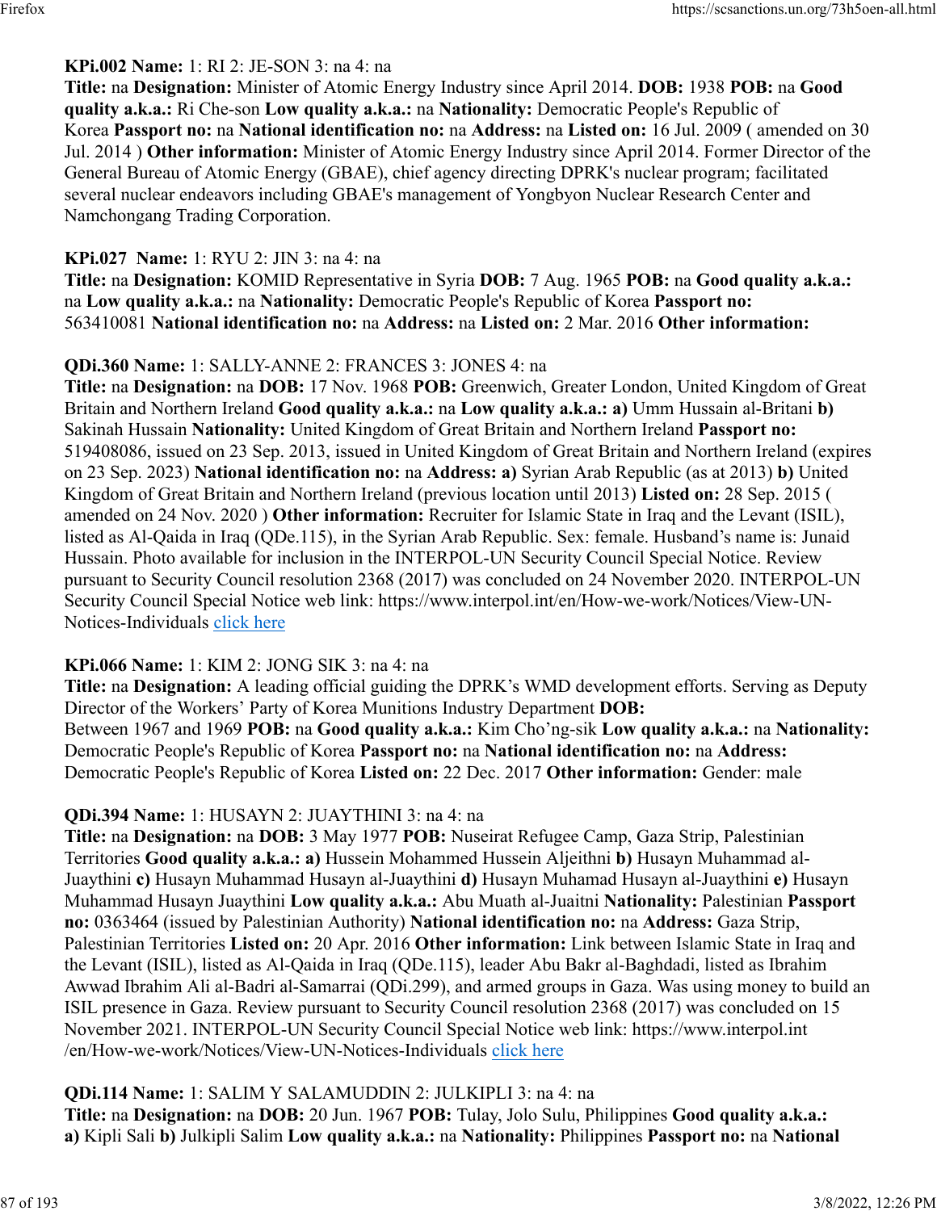**KPi.002 Name:** 1: RI 2: JE-SON 3: na 4: na
**Title:** na **Designation:** Minister of Atomic Energy Industry since April 2014. **DOB:** 1938 **POB:** na **Good quality a.k.a.:** Ri Che-son **Low quality a.k.a.:** na **Nationality:** Democratic People's Republic of Korea **Passport no:** na **National identification no:** na **Address:** na **Listed on:** 16 Jul. 2009 ( amended on 30 Jul. 2014 ) **Other information:** Minister of Atomic Energy Industry since April 2014. Former Director of the General Bureau of Atomic Energy (GBAE), chief agency directing DPRK's nuclear program; facilitated several nuclear endeavors including GBAE's management of Yongbyon Nuclear Research Center and Namchongang Trading Corporation.

**KPi.027 Name:** 1: RYU 2: JIN 3: na 4: na
**Title:** na **Designation:** KOMID Representative in Syria **DOB:** 7 Aug. 1965 **POB:** na **Good quality a.k.a.:** na **Low quality a.k.a.:** na **Nationality:** Democratic People's Republic of Korea **Passport no:** 563410081 **National identification no:** na **Address:** na **Listed on:** 2 Mar. 2016 **Other information:**

**QDi.360 Name:** 1: SALLY-ANNE 2: FRANCES 3: JONES 4: na
**Title:** na **Designation:** na **DOB:** 17 Nov. 1968 **POB:** Greenwich, Greater London, United Kingdom of Great Britain and Northern Ireland **Good quality a.k.a.:** na **Low quality a.k.a.:** **a)** Umm Hussain al-Britani **b)** Sakinah Hussain **Nationality:** United Kingdom of Great Britain and Northern Ireland **Passport no:** 519408086, issued on 23 Sep. 2013, issued in United Kingdom of Great Britain and Northern Ireland (expires on 23 Sep. 2023) **National identification no:** na **Address:** **a)** Syrian Arab Republic (as at 2013) **b)** United Kingdom of Great Britain and Northern Ireland (previous location until 2013) **Listed on:** 28 Sep. 2015 ( amended on 24 Nov. 2020 ) **Other information:** Recruiter for Islamic State in Iraq and the Levant (ISIL), listed as Al-Qaida in Iraq (QDe.115), in the Syrian Arab Republic. Sex: female. Husband's name is: Junaid Hussain. Photo available for inclusion in the INTERPOL-UN Security Council Special Notice. Review pursuant to Security Council resolution 2368 (2017) was concluded on 24 November 2020. INTERPOL-UN Security Council Special Notice web link: https://www.interpol.int/en/How-we-work/Notices/View-UN-Notices-Individuals click here

**KPi.066 Name:** 1: KIM 2: JONG SIK 3: na 4: na
**Title:** na **Designation:** A leading official guiding the DPRK's WMD development efforts. Serving as Deputy Director of the Workers' Party of Korea Munitions Industry Department **DOB:** Between 1967 and 1969 **POB:** na **Good quality a.k.a.:** Kim Cho'ng-sik **Low quality a.k.a.:** na **Nationality:** Democratic People's Republic of Korea **Passport no:** na **National identification no:** na **Address:** Democratic People's Republic of Korea **Listed on:** 22 Dec. 2017 **Other information:** Gender: male

**QDi.394 Name:** 1: HUSAYN 2: JUAYTHINI 3: na 4: na
**Title:** na **Designation:** na **DOB:** 3 May 1977 **POB:** Nuseirat Refugee Camp, Gaza Strip, Palestinian Territories **Good quality a.k.a.:** **a)** Hussein Mohammed Hussein Aljeithni **b)** Husayn Muhammad al-Juaythini **c)** Husayn Muhammad Husayn al-Juaythini **d)** Husayn Muhamad Husayn al-Juaythini **e)** Husayn Muhammad Husayn Juaythini **Low quality a.k.a.:** Abu Muath al-Juaitni **Nationality:** Palestinian **Passport no:** 0363464 (issued by Palestinian Authority) **National identification no:** na **Address:** Gaza Strip, Palestinian Territories **Listed on:** 20 Apr. 2016 **Other information:** Link between Islamic State in Iraq and the Levant (ISIL), listed as Al-Qaida in Iraq (QDe.115), leader Abu Bakr al-Baghdadi, listed as Ibrahim Awwad Ibrahim Ali al-Badri al-Samarrai (QDi.299), and armed groups in Gaza. Was using money to build an ISIL presence in Gaza. Review pursuant to Security Council resolution 2368 (2017) was concluded on 15 November 2021. INTERPOL-UN Security Council Special Notice web link: https://www.interpol.int/en/How-we-work/Notices/View-UN-Notices-Individuals click here

**QDi.114 Name:** 1: SALIM Y SALAMUDDIN 2: JULKIPLI 3: na 4: na
**Title:** na **Designation:** na **DOB:** 20 Jun. 1967 **POB:** Tulay, Jolo Sulu, Philippines **Good quality a.k.a.:** **a)** Kipli Sali **b)** Julkipli Salim **Low quality a.k.a.:** na **Nationality:** Philippines **Passport no:** na **National**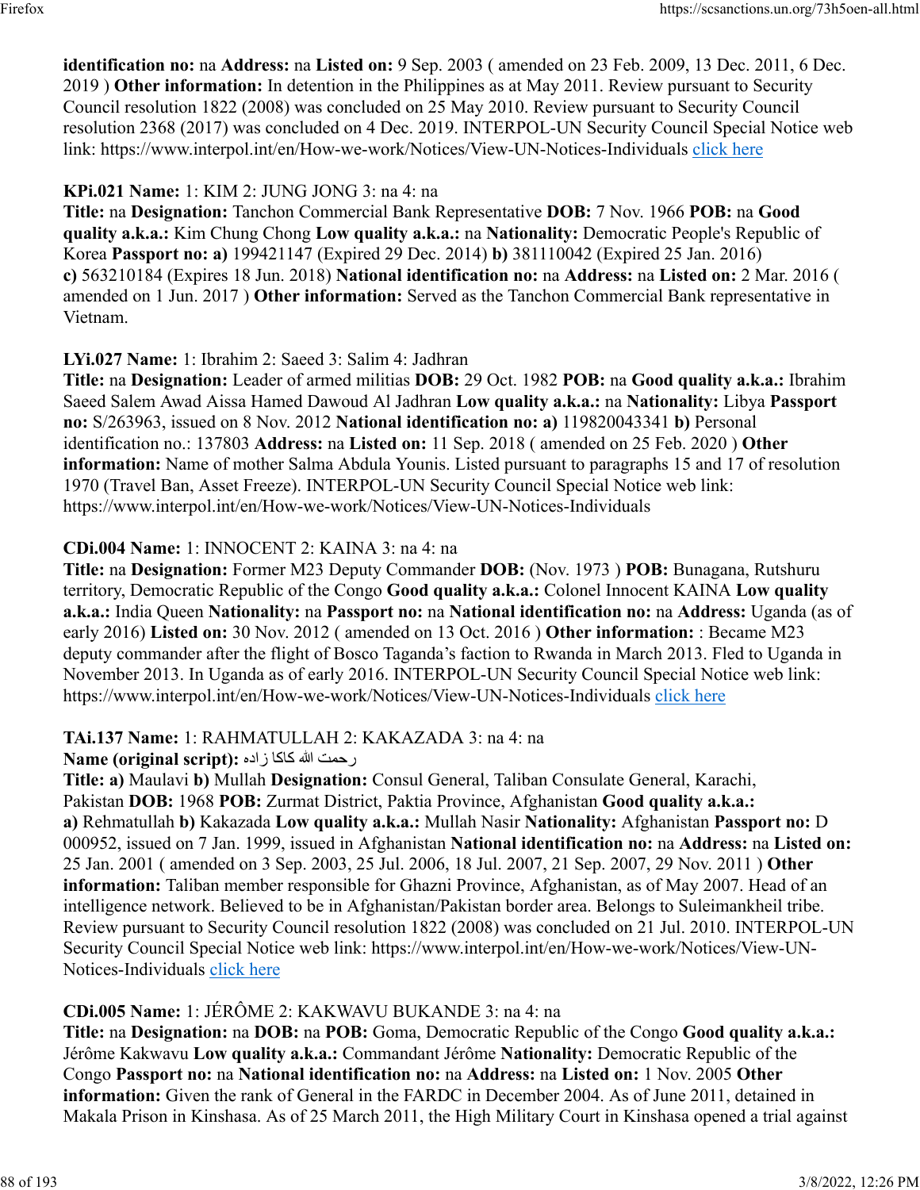**identification no:** na **Address:** na **Listed on:** 9 Sep. 2003 ( amended on 23 Feb. 2009, 13 Dec. 2011, 6 Dec. 2019 ) **Other information:** In detention in the Philippines as at May 2011. Review pursuant to Security Council resolution 1822 (2008) was concluded on 25 May 2010. Review pursuant to Security Council resolution 2368 (2017) was concluded on 4 Dec. 2019. INTERPOL-UN Security Council Special Notice web link: https://www.interpol.int/en/How-we-work/Notices/View-UN-Notices-Individuals click here

**KPi.021 Name:** 1: KIM 2: JUNG JONG 3: na 4: na
**Title:** na **Designation:** Tanchon Commercial Bank Representative **DOB:** 7 Nov. 1966 **POB:** na **Good quality a.k.a.:** Kim Chung Chong **Low quality a.k.a.:** na **Nationality:** Democratic People's Republic of Korea **Passport no: a)** 199421147 (Expired 29 Dec. 2014) **b)** 381110042 (Expired 25 Jan. 2016) **c)** 563210184 (Expires 18 Jun. 2018) **National identification no:** na **Address:** na **Listed on:** 2 Mar. 2016 ( amended on 1 Jun. 2017 ) **Other information:** Served as the Tanchon Commercial Bank representative in Vietnam.

**LYi.027 Name:** 1: Ibrahim 2: Saeed 3: Salim 4: Jadhran
**Title:** na **Designation:** Leader of armed militias **DOB:** 29 Oct. 1982 **POB:** na **Good quality a.k.a.:** Ibrahim Saeed Salem Awad Aissa Hamed Dawoud Al Jadhran **Low quality a.k.a.:** na **Nationality:** Libya **Passport no:** S/263963, issued on 8 Nov. 2012 **National identification no: a)** 119820043341 **b)** Personal identification no.: 137803 **Address:** na **Listed on:** 11 Sep. 2018 ( amended on 25 Feb. 2020 ) **Other information:** Name of mother Salma Abdula Younis. Listed pursuant to paragraphs 15 and 17 of resolution 1970 (Travel Ban, Asset Freeze). INTERPOL-UN Security Council Special Notice web link: https://www.interpol.int/en/How-we-work/Notices/View-UN-Notices-Individuals

**CDi.004 Name:** 1: INNOCENT 2: KAINA 3: na 4: na
**Title:** na **Designation:** Former M23 Deputy Commander **DOB:** (Nov. 1973 ) **POB:** Bunagana, Rutshuru territory, Democratic Republic of the Congo **Good quality a.k.a.:** Colonel Innocent KAINA **Low quality a.k.a.:** India Queen **Nationality:** na **Passport no:** na **National identification no:** na **Address:** Uganda (as of early 2016) **Listed on:** 30 Nov. 2012 ( amended on 13 Oct. 2016 ) **Other information:** : Became M23 deputy commander after the flight of Bosco Taganda's faction to Rwanda in March 2013. Fled to Uganda in November 2013. In Uganda as of early 2016. INTERPOL-UN Security Council Special Notice web link: https://www.interpol.int/en/How-we-work/Notices/View-UN-Notices-Individuals click here

**TAi.137 Name:** 1: RAHMATULLAH 2: KAKAZADA 3: na 4: na
**Name (original script):** رحمت الله کاکا زاده
**Title: a)** Maulavi **b)** Mullah **Designation:** Consul General, Taliban Consulate General, Karachi, Pakistan **DOB:** 1968 **POB:** Zurmat District, Paktia Province, Afghanistan **Good quality a.k.a.: a)** Rehmatullah **b)** Kakazada **Low quality a.k.a.:** Mullah Nasir **Nationality:** Afghanistan **Passport no:** D 000952, issued on 7 Jan. 1999, issued in Afghanistan **National identification no:** na **Address:** na **Listed on:** 25 Jan. 2001 ( amended on 3 Sep. 2003, 25 Jul. 2006, 18 Jul. 2007, 21 Sep. 2007, 29 Nov. 2011 ) **Other information:** Taliban member responsible for Ghazni Province, Afghanistan, as of May 2007. Head of an intelligence network. Believed to be in Afghanistan/Pakistan border area. Belongs to Suleimankheil tribe. Review pursuant to Security Council resolution 1822 (2008) was concluded on 21 Jul. 2010. INTERPOL-UN Security Council Special Notice web link: https://www.interpol.int/en/How-we-work/Notices/View-UN-Notices-Individuals click here

**CDi.005 Name:** 1: JÉRÔME 2: KAKWAVU BUKANDE 3: na 4: na
**Title:** na **Designation:** na **DOB:** na **POB:** Goma, Democratic Republic of the Congo **Good quality a.k.a.:** Jérôme Kakwavu **Low quality a.k.a.:** Commandant Jérôme **Nationality:** Democratic Republic of the Congo **Passport no:** na **National identification no:** na **Address:** na **Listed on:** 1 Nov. 2005 **Other information:** Given the rank of General in the FARDC in December 2004. As of June 2011, detained in Makala Prison in Kinshasa. As of 25 March 2011, the High Military Court in Kinshasa opened a trial against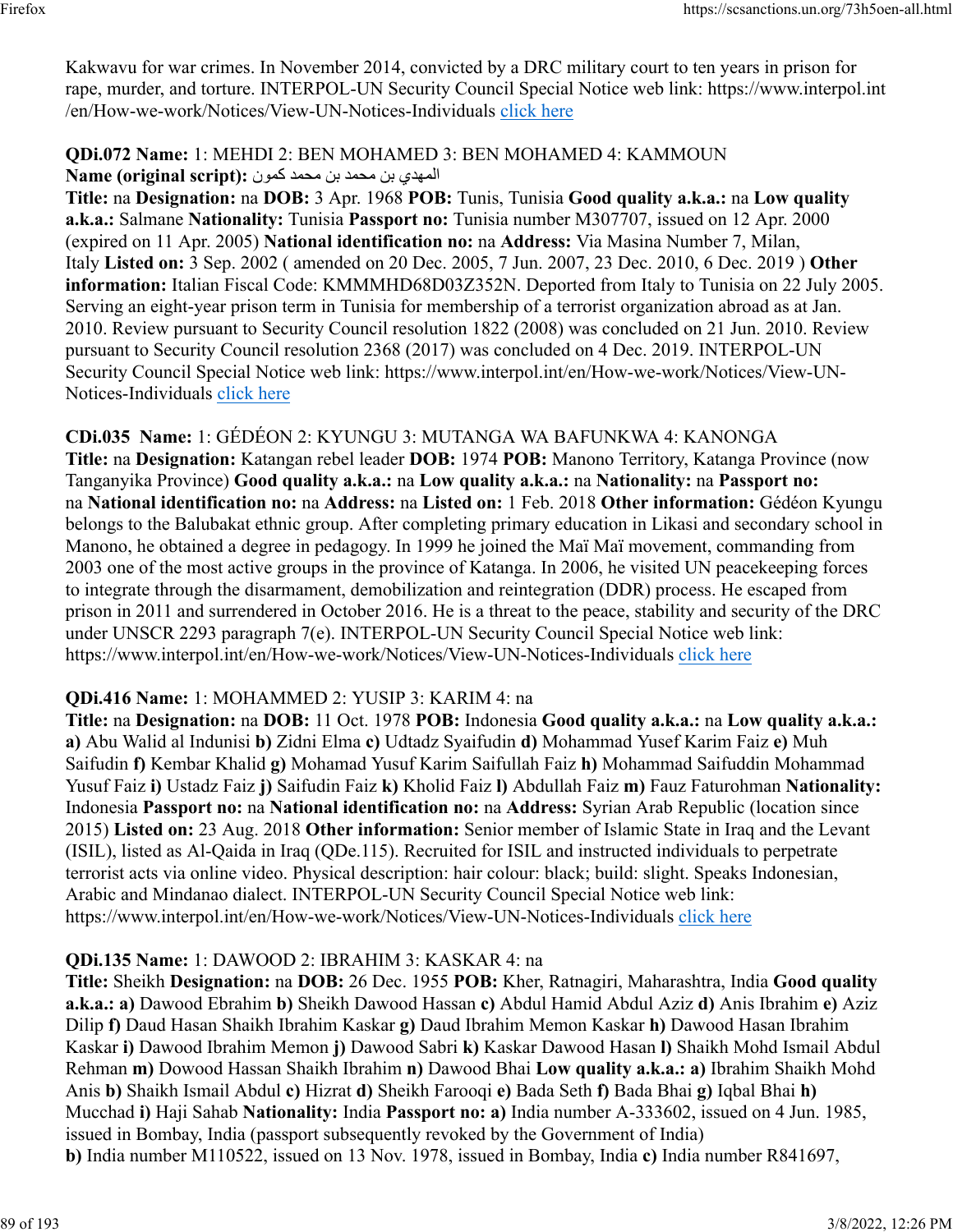Kakwavu for war crimes. In November 2014, convicted by a DRC military court to ten years in prison for rape, murder, and torture. INTERPOL-UN Security Council Special Notice web link: https://www.interpol.int/en/How-we-work/Notices/View-UN-Notices-Individuals click here

**QDi.072 Name:** 1: MEHDI 2: BEN MOHAMED 3: BEN MOHAMED 4: KAMMOUN
**Name (original script):** المهدي بن محمد بن محمد كمون
**Title:** na **Designation:** na **DOB:** 3 Apr. 1968 **POB:** Tunis, Tunisia **Good quality a.k.a.:** na **Low quality a.k.a.:** Salmane **Nationality:** Tunisia **Passport no:** Tunisia number M307707, issued on 12 Apr. 2000 (expired on 11 Apr. 2005) **National identification no:** na **Address:** Via Masina Number 7, Milan, Italy **Listed on:** 3 Sep. 2002 ( amended on 20 Dec. 2005, 7 Jun. 2007, 23 Dec. 2010, 6 Dec. 2019 ) **Other information:** Italian Fiscal Code: KMMMHD68D03Z352N. Deported from Italy to Tunisia on 22 July 2005. Serving an eight-year prison term in Tunisia for membership of a terrorist organization abroad as at Jan. 2010. Review pursuant to Security Council resolution 1822 (2008) was concluded on 21 Jun. 2010. Review pursuant to Security Council resolution 2368 (2017) was concluded on 4 Dec. 2019. INTERPOL-UN Security Council Special Notice web link: https://www.interpol.int/en/How-we-work/Notices/View-UN-Notices-Individuals click here

**CDi.035 Name:** 1: GÉDÉON 2: KYUNGU 3: MUTANGA WA BAFUNKWA 4: KANONGA
**Title:** na **Designation:** Katangan rebel leader **DOB:** 1974 **POB:** Manono Territory, Katanga Province (now Tanganyika Province) **Good quality a.k.a.:** na **Low quality a.k.a.:** na **Nationality:** na **Passport no:** na **National identification no:** na **Address:** na **Listed on:** 1 Feb. 2018 **Other information:** Gédéon Kyungu belongs to the Balubakat ethnic group. After completing primary education in Likasi and secondary school in Manono, he obtained a degree in pedagogy. In 1999 he joined the Maï Maï movement, commanding from 2003 one of the most active groups in the province of Katanga. In 2006, he visited UN peacekeeping forces to integrate through the disarmament, demobilization and reintegration (DDR) process. He escaped from prison in 2011 and surrendered in October 2016. He is a threat to the peace, stability and security of the DRC under UNSCR 2293 paragraph 7(e). INTERPOL-UN Security Council Special Notice web link: https://www.interpol.int/en/How-we-work/Notices/View-UN-Notices-Individuals click here

**QDi.416 Name:** 1: MOHAMMED 2: YUSIP 3: KARIM 4: na
**Title:** na **Designation:** na **DOB:** 11 Oct. 1978 **POB:** Indonesia **Good quality a.k.a.:** na **Low quality a.k.a.:** **a)** Abu Walid al Indunisi **b)** Zidni Elma **c)** Udtadz Syaifudin **d)** Mohammad Yusef Karim Faiz **e)** Muh Saifudin **f)** Kembar Khalid **g)** Mohamad Yusuf Karim Saifullah Faiz **h)** Mohammad Saifuddin Mohammad Yusuf Faiz **i)** Ustadz Faiz **j)** Saifudin Faiz **k)** Kholid Faiz **l)** Abdullah Faiz **m)** Fauz Faturohman **Nationality:** Indonesia **Passport no:** na **National identification no:** na **Address:** Syrian Arab Republic (location since 2015) **Listed on:** 23 Aug. 2018 **Other information:** Senior member of Islamic State in Iraq and the Levant (ISIL), listed as Al-Qaida in Iraq (QDe.115). Recruited for ISIL and instructed individuals to perpetrate terrorist acts via online video. Physical description: hair colour: black; build: slight. Speaks Indonesian, Arabic and Mindanao dialect. INTERPOL-UN Security Council Special Notice web link: https://www.interpol.int/en/How-we-work/Notices/View-UN-Notices-Individuals click here

**QDi.135 Name:** 1: DAWOOD 2: IBRAHIM 3: KASKAR 4: na
**Title:** Sheikh **Designation:** na **DOB:** 26 Dec. 1955 **POB:** Kher, Ratnagiri, Maharashtra, India **Good quality a.k.a.:** **a)** Dawood Ebrahim **b)** Sheikh Dawood Hassan **c)** Abdul Hamid Abdul Aziz **d)** Anis Ibrahim **e)** Aziz Dilip **f)** Daud Hasan Shaikh Ibrahim Kaskar **g)** Daud Ibrahim Memon Kaskar **h)** Dawood Hasan Ibrahim Kaskar **i)** Dawood Ibrahim Memon **j)** Dawood Sabri **k)** Kaskar Dawood Hasan **l)** Shaikh Mohd Ismail Abdul Rehman **m)** Dowood Hassan Shaikh Ibrahim **n)** Dawood Bhai **Low quality a.k.a.:** **a)** Ibrahim Shaikh Mohd Anis **b)** Shaikh Ismail Abdul **c)** Hizrat **d)** Sheikh Farooqi **e)** Bada Seth **f)** Bada Bhai **g)** Iqbal Bhai **h)** Mucchad **i)** Haji Sahab **Nationality:** India **Passport no:** **a)** India number A-333602, issued on 4 Jun. 1985, issued in Bombay, India (passport subsequently revoked by the Government of India)
**b)** India number M110522, issued on 13 Nov. 1978, issued in Bombay, India **c)** India number R841697,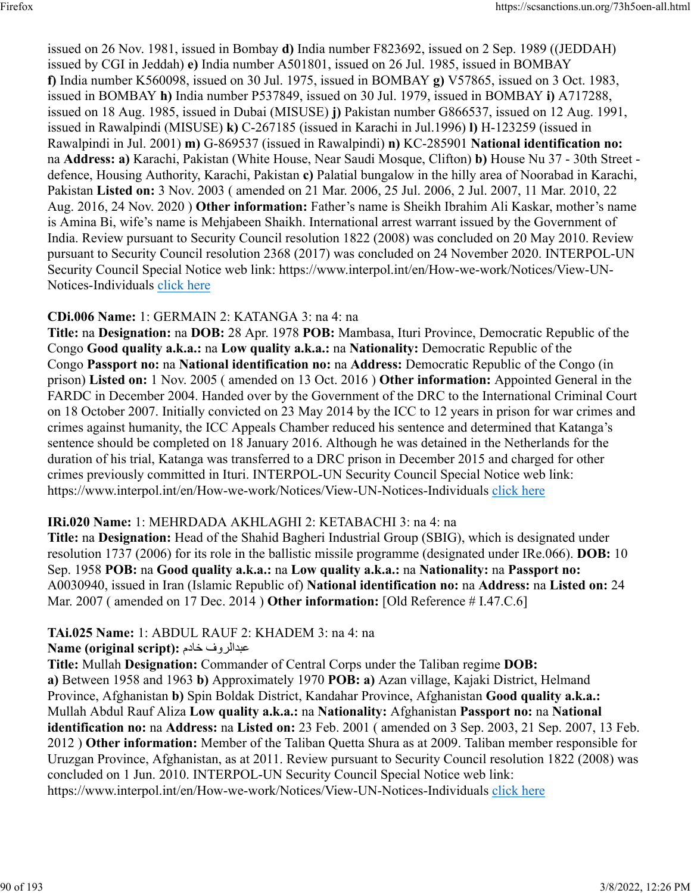issued on 26 Nov. 1981, issued in Bombay **d)** India number F823692, issued on 2 Sep. 1989 ((JEDDAH) issued by CGI in Jeddah) **e)** India number A501801, issued on 26 Jul. 1985, issued in BOMBAY **f)** India number K560098, issued on 30 Jul. 1975, issued in BOMBAY **g)** V57865, issued on 3 Oct. 1983, issued in BOMBAY **h)** India number P537849, issued on 30 Jul. 1979, issued in BOMBAY **i)** A717288, issued on 18 Aug. 1985, issued in Dubai (MISUSE) **j)** Pakistan number G866537, issued on 12 Aug. 1991, issued in Rawalpindi (MISUSE) **k)** C-267185 (issued in Karachi in Jul.1996) **l)** H-123259 (issued in Rawalpindi in Jul. 2001) **m)** G-869537 (issued in Rawalpindi) **n)** KC-285901 **National identification no:** na **Address: a)** Karachi, Pakistan (White House, Near Saudi Mosque, Clifton) **b)** House Nu 37 - 30th Street - defence, Housing Authority, Karachi, Pakistan **c)** Palatial bungalow in the hilly area of Noorabad in Karachi, Pakistan **Listed on:** 3 Nov. 2003 ( amended on 21 Mar. 2006, 25 Jul. 2006, 2 Jul. 2007, 11 Mar. 2010, 22 Aug. 2016, 24 Nov. 2020 ) **Other information:** Father's name is Sheikh Ibrahim Ali Kaskar, mother's name is Amina Bi, wife's name is Mehjabeen Shaikh. International arrest warrant issued by the Government of India. Review pursuant to Security Council resolution 1822 (2008) was concluded on 20 May 2010. Review pursuant to Security Council resolution 2368 (2017) was concluded on 24 November 2020. INTERPOL-UN Security Council Special Notice web link: https://www.interpol.int/en/How-we-work/Notices/View-UN-Notices-Individuals click here

**CDi.006 Name:** 1: GERMAIN 2: KATANGA 3: na 4: na
**Title:** na **Designation:** na **DOB:** 28 Apr. 1978 **POB:** Mambasa, Ituri Province, Democratic Republic of the Congo **Good quality a.k.a.:** na **Low quality a.k.a.:** na **Nationality:** Democratic Republic of the Congo **Passport no:** na **National identification no:** na **Address:** Democratic Republic of the Congo (in prison) **Listed on:** 1 Nov. 2005 ( amended on 13 Oct. 2016 ) **Other information:** Appointed General in the FARDC in December 2004. Handed over by the Government of the DRC to the International Criminal Court on 18 October 2007. Initially convicted on 23 May 2014 by the ICC to 12 years in prison for war crimes and crimes against humanity, the ICC Appeals Chamber reduced his sentence and determined that Katanga's sentence should be completed on 18 January 2016. Although he was detained in the Netherlands for the duration of his trial, Katanga was transferred to a DRC prison in December 2015 and charged for other crimes previously committed in Ituri. INTERPOL-UN Security Council Special Notice web link: https://www.interpol.int/en/How-we-work/Notices/View-UN-Notices-Individuals click here

**IRi.020 Name:** 1: MEHRDADA AKHLAGHI 2: KETABACHI 3: na 4: na
**Title:** na **Designation:** Head of the Shahid Bagheri Industrial Group (SBIG), which is designated under resolution 1737 (2006) for its role in the ballistic missile programme (designated under IRe.066). **DOB:** 10 Sep. 1958 **POB:** na **Good quality a.k.a.:** na **Low quality a.k.a.:** na **Nationality:** na **Passport no:** A0030940, issued in Iran (Islamic Republic of) **National identification no:** na **Address:** na **Listed on:** 24 Mar. 2007 ( amended on 17 Dec. 2014 ) **Other information:** [Old Reference # I.47.C.6]

**TAi.025 Name:** 1: ABDUL RAUF 2: KHADEM 3: na 4: na
**Name (original script):** عبدالروف خادم
**Title:** Mullah **Designation:** Commander of Central Corps under the Taliban regime **DOB:** **a)** Between 1958 and 1963 **b)** Approximately 1970 **POB: a)** Azan village, Kajaki District, Helmand Province, Afghanistan **b)** Spin Boldak District, Kandahar Province, Afghanistan **Good quality a.k.a.:** Mullah Abdul Rauf Aliza **Low quality a.k.a.:** na **Nationality:** Afghanistan **Passport no:** na **National identification no:** na **Address:** na **Listed on:** 23 Feb. 2001 ( amended on 3 Sep. 2003, 21 Sep. 2007, 13 Feb. 2012 ) **Other information:** Member of the Taliban Quetta Shura as at 2009. Taliban member responsible for Uruzgan Province, Afghanistan, as at 2011. Review pursuant to Security Council resolution 1822 (2008) was concluded on 1 Jun. 2010. INTERPOL-UN Security Council Special Notice web link: https://www.interpol.int/en/How-we-work/Notices/View-UN-Notices-Individuals click here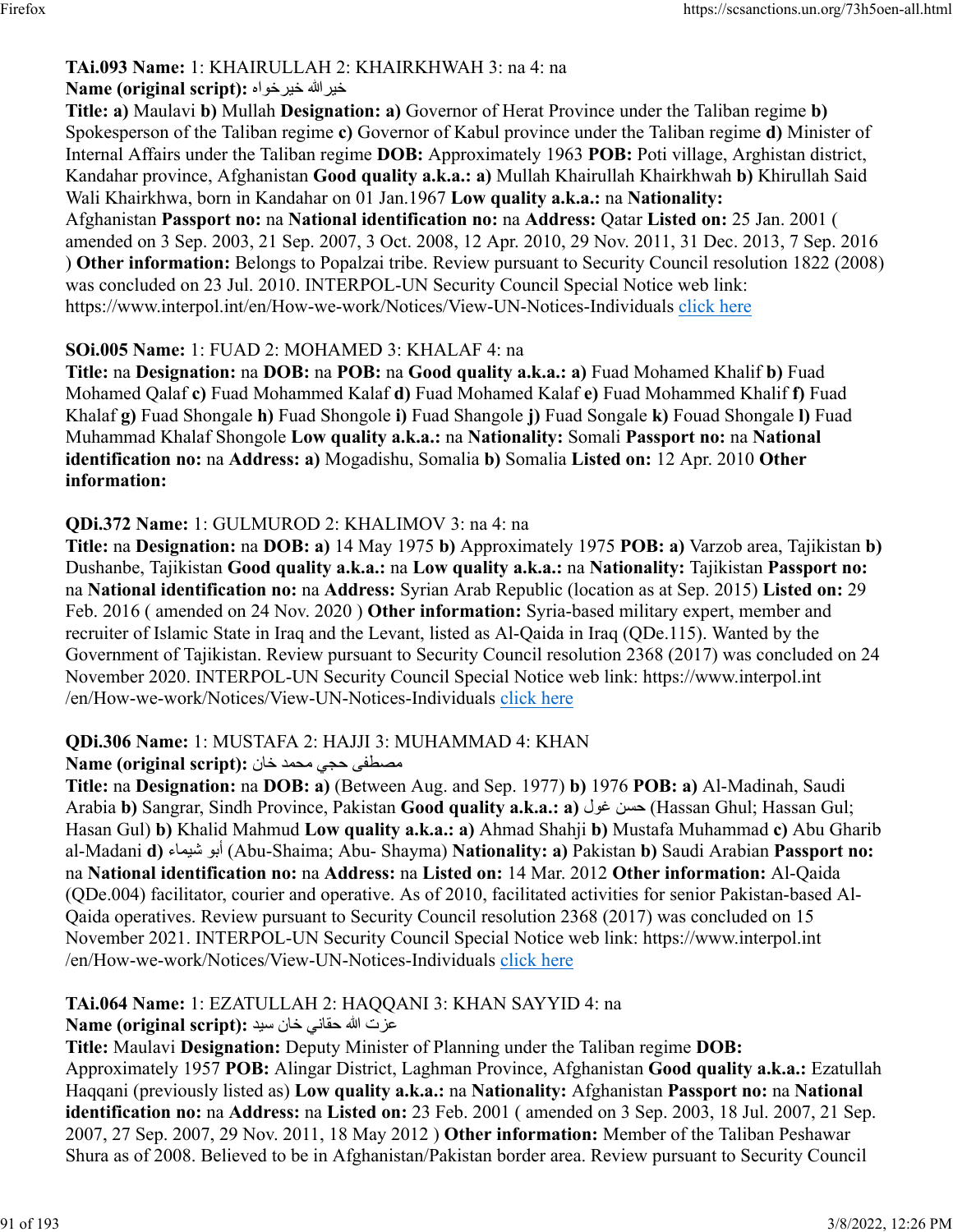**TAi.093 Name:** 1: KHAIRULLAH 2: KHAIRKHWAH 3: na 4: na
**Name (original script):** خيرالله خيرخواه
**Title: a)** Maulavi **b)** Mullah **Designation: a)** Governor of Herat Province under the Taliban regime **b)** Spokesperson of the Taliban regime **c)** Governor of Kabul province under the Taliban regime **d)** Minister of Internal Affairs under the Taliban regime **DOB:** Approximately 1963 **POB:** Poti village, Arghistan district, Kandahar province, Afghanistan **Good quality a.k.a.: a)** Mullah Khairullah Khairkhwah **b)** Khirullah Said Wali Khairkhwa, born in Kandahar on 01 Jan.1967 **Low quality a.k.a.:** na **Nationality:** Afghanistan **Passport no:** na **National identification no:** na **Address:** Qatar **Listed on:** 25 Jan. 2001 ( amended on 3 Sep. 2003, 21 Sep. 2007, 3 Oct. 2008, 12 Apr. 2010, 29 Nov. 2011, 31 Dec. 2013, 7 Sep. 2016 ) **Other information:** Belongs to Popalzai tribe. Review pursuant to Security Council resolution 1822 (2008) was concluded on 23 Jul. 2010. INTERPOL-UN Security Council Special Notice web link: https://www.interpol.int/en/How-we-work/Notices/View-UN-Notices-Individuals click here

**SOi.005 Name:** 1: FUAD 2: MOHAMED 3: KHALAF 4: na
**Title:** na **Designation:** na **DOB:** na **POB:** na **Good quality a.k.a.: a)** Fuad Mohamed Khalif **b)** Fuad Mohamed Qalaf **c)** Fuad Mohammed Kalaf **d)** Fuad Mohamed Kalaf **e)** Fuad Mohammed Khalif **f)** Fuad Khalaf **g)** Fuad Shongale **h)** Fuad Shongole **i)** Fuad Shangole **j)** Fuad Songale **k)** Fouad Shongale **l)** Fuad Muhammad Khalaf Shongole **Low quality a.k.a.:** na **Nationality:** Somali **Passport no:** na **National identification no:** na **Address: a)** Mogadishu, Somalia **b)** Somalia **Listed on:** 12 Apr. 2010 **Other information:**

**QDi.372 Name:** 1: GULMUROD 2: KHALIMOV 3: na 4: na
**Title:** na **Designation:** na **DOB: a)** 14 May 1975 **b)** Approximately 1975 **POB: a)** Varzob area, Tajikistan **b)** Dushanbe, Tajikistan **Good quality a.k.a.:** na **Low quality a.k.a.:** na **Nationality:** Tajikistan **Passport no:** na **National identification no:** na **Address:** Syrian Arab Republic (location as at Sep. 2015) **Listed on:** 29 Feb. 2016 ( amended on 24 Nov. 2020 ) **Other information:** Syria-based military expert, member and recruiter of Islamic State in Iraq and the Levant, listed as Al-Qaida in Iraq (QDe.115). Wanted by the Government of Tajikistan. Review pursuant to Security Council resolution 2368 (2017) was concluded on 24 November 2020. INTERPOL-UN Security Council Special Notice web link: https://www.interpol.int /en/How-we-work/Notices/View-UN-Notices-Individuals click here

**QDi.306 Name:** 1: MUSTAFA 2: HAJJI 3: MUHAMMAD 4: KHAN
**Name (original script):** مصطفى حجي محمد خان
**Title:** na **Designation:** na **DOB: a)** (Between Aug. and Sep. 1977) **b)** 1976 **POB: a)** Al-Madinah, Saudi Arabia **b)** Sangrar, Sindh Province, Pakistan **Good quality a.k.a.: a)** حسن غول (Hassan Ghul; Hassan Gul; Hasan Gul) **b)** Khalid Mahmud **Low quality a.k.a.: a)** Ahmad Shahji **b)** Mustafa Muhammad **c)** Abu Gharib al-Madani **d)** أبو شيماء (Abu-Shaima; Abu- Shayma) **Nationality: a)** Pakistan **b)** Saudi Arabian **Passport no:** na **National identification no:** na **Address:** na **Listed on:** 14 Mar. 2012 **Other information:** Al-Qaida (QDe.004) facilitator, courier and operative. As of 2010, facilitated activities for senior Pakistan-based Al-Qaida operatives. Review pursuant to Security Council resolution 2368 (2017) was concluded on 15 November 2021. INTERPOL-UN Security Council Special Notice web link: https://www.interpol.int /en/How-we-work/Notices/View-UN-Notices-Individuals click here

**TAi.064 Name:** 1: EZATULLAH 2: HAQQANI 3: KHAN SAYYID 4: na
**Name (original script):** عزت الله حقاني خان سيد
**Title:** Maulavi **Designation:** Deputy Minister of Planning under the Taliban regime **DOB:** Approximately 1957 **POB:** Alingar District, Laghman Province, Afghanistan **Good quality a.k.a.:** Ezatullah Haqqani (previously listed as) **Low quality a.k.a.:** na **Nationality:** Afghanistan **Passport no:** na **National identification no:** na **Address:** na **Listed on:** 23 Feb. 2001 ( amended on 3 Sep. 2003, 18 Jul. 2007, 21 Sep. 2007, 27 Sep. 2007, 29 Nov. 2011, 18 May 2012 ) **Other information:** Member of the Taliban Peshawar Shura as of 2008. Believed to be in Afghanistan/Pakistan border area. Review pursuant to Security Council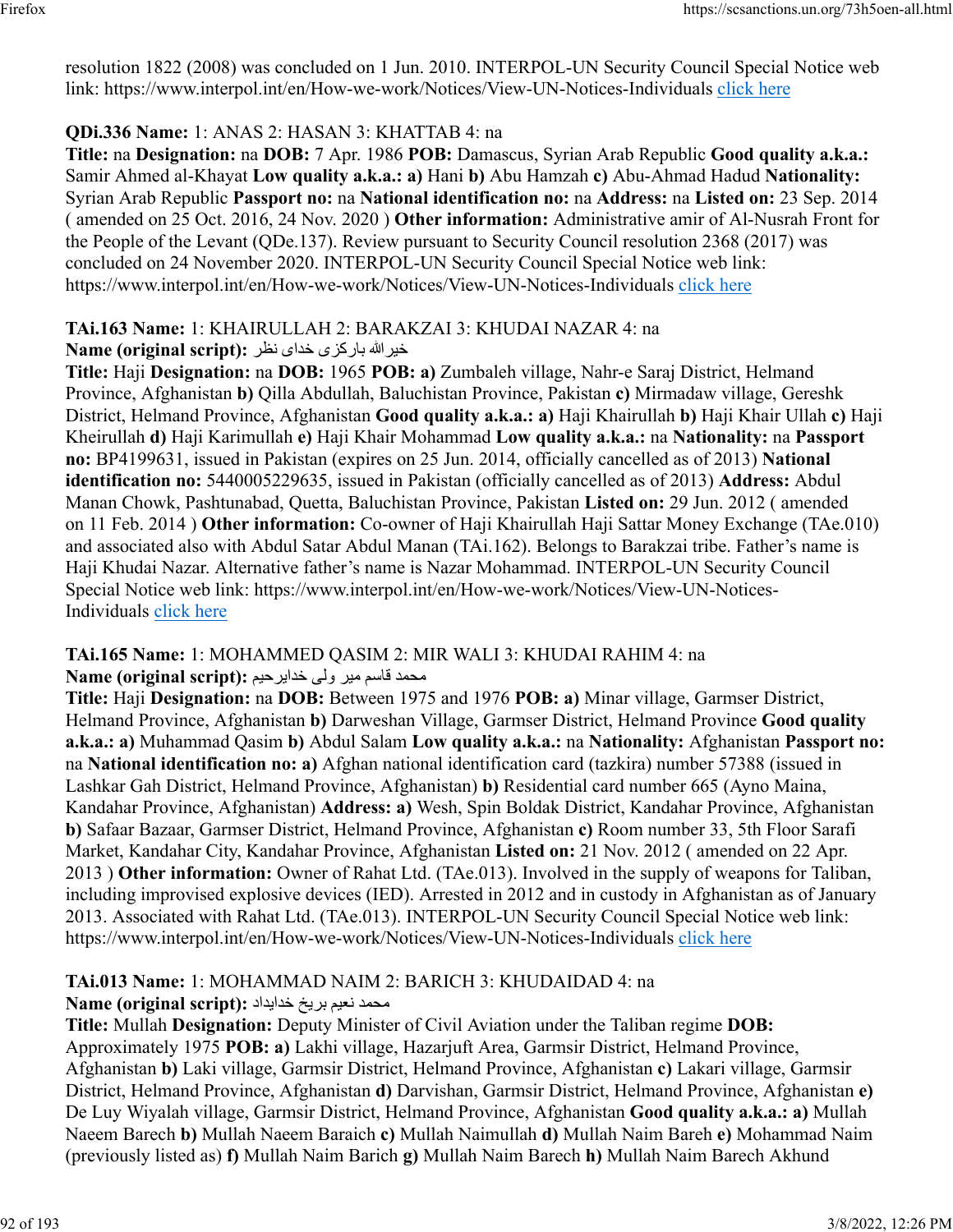resolution 1822 (2008) was concluded on 1 Jun. 2010. INTERPOL-UN Security Council Special Notice web link: https://www.interpol.int/en/How-we-work/Notices/View-UN-Notices-Individuals click here

**QDi.336 Name:** 1: ANAS 2: HASAN 3: KHATTAB 4: na
**Title:** na **Designation:** na **DOB:** 7 Apr. 1986 **POB:** Damascus, Syrian Arab Republic **Good quality a.k.a.:** Samir Ahmed al-Khayat **Low quality a.k.a.: a)** Hani **b)** Abu Hamzah **c)** Abu-Ahmad Hadud **Nationality:** Syrian Arab Republic **Passport no:** na **National identification no:** na **Address:** na **Listed on:** 23 Sep. 2014 ( amended on 25 Oct. 2016, 24 Nov. 2020 ) **Other information:** Administrative amir of Al-Nusrah Front for the People of the Levant (QDe.137). Review pursuant to Security Council resolution 2368 (2017) was concluded on 24 November 2020. INTERPOL-UN Security Council Special Notice web link: https://www.interpol.int/en/How-we-work/Notices/View-UN-Notices-Individuals click here

**TAi.163 Name:** 1: KHAIRULLAH 2: BARAKZAI 3: KHUDAI NAZAR 4: na
**Name (original script):** خير الله بارکزی خدای نظر
**Title:** Haji **Designation:** na **DOB:** 1965 **POB: a)** Zumbaleh village, Nahr-e Saraj District, Helmand Province, Afghanistan **b)** Qilla Abdullah, Baluchistan Province, Pakistan **c)** Mirmadaw village, Gereshk District, Helmand Province, Afghanistan **Good quality a.k.a.: a)** Haji Khairullah **b)** Haji Khair Ullah **c)** Haji Kheirullah **d)** Haji Karimullah **e)** Haji Khair Mohammad **Low quality a.k.a.:** na **Nationality:** na **Passport no:** BP4199631, issued in Pakistan (expires on 25 Jun. 2014, officially cancelled as of 2013) **National identification no:** 5440005229635, issued in Pakistan (officially cancelled as of 2013) **Address:** Abdul Manan Chowk, Pashtunabad, Quetta, Baluchistan Province, Pakistan **Listed on:** 29 Jun. 2012 ( amended on 11 Feb. 2014 ) **Other information:** Co-owner of Haji Khairullah Haji Sattar Money Exchange (TAe.010) and associated also with Abdul Satar Abdul Manan (TAi.162). Belongs to Barakzai tribe. Father's name is Haji Khudai Nazar. Alternative father's name is Nazar Mohammad. INTERPOL-UN Security Council Special Notice web link: https://www.interpol.int/en/How-we-work/Notices/View-UN-Notices-Individuals click here

**TAi.165 Name:** 1: MOHAMMED QASIM 2: MIR WALI 3: KHUDAI RAHIM 4: na
**Name (original script):** محمد قاسم میر ولی خدایرحیم
**Title:** Haji **Designation:** na **DOB:** Between 1975 and 1976 **POB: a)** Minar village, Garmser District, Helmand Province, Afghanistan **b)** Darweshan Village, Garmser District, Helmand Province **Good quality a.k.a.: a)** Muhammad Qasim **b)** Abdul Salam **Low quality a.k.a.:** na **Nationality:** Afghanistan **Passport no:** na **National identification no: a)** Afghan national identification card (tazkira) number 57388 (issued in Lashkar Gah District, Helmand Province, Afghanistan) **b)** Residential card number 665 (Ayno Maina, Kandahar Province, Afghanistan) **Address: a)** Wesh, Spin Boldak District, Kandahar Province, Afghanistan **b)** Safaar Bazaar, Garmser District, Helmand Province, Afghanistan **c)** Room number 33, 5th Floor Sarafi Market, Kandahar City, Kandahar Province, Afghanistan **Listed on:** 21 Nov. 2012 ( amended on 22 Apr. 2013 ) **Other information:** Owner of Rahat Ltd. (TAe.013). Involved in the supply of weapons for Taliban, including improvised explosive devices (IED). Arrested in 2012 and in custody in Afghanistan as of January 2013. Associated with Rahat Ltd. (TAe.013). INTERPOL-UN Security Council Special Notice web link: https://www.interpol.int/en/How-we-work/Notices/View-UN-Notices-Individuals click here

**TAi.013 Name:** 1: MOHAMMAD NAIM 2: BARICH 3: KHUDAIDAD 4: na
**Name (original script):** محمد نعیم بریخ خدایداد
**Title:** Mullah **Designation:** Deputy Minister of Civil Aviation under the Taliban regime **DOB:** Approximately 1975 **POB: a)** Lakhi village, Hazarjuft Area, Garmsir District, Helmand Province, Afghanistan **b)** Laki village, Garmsir District, Helmand Province, Afghanistan **c)** Lakari village, Garmsir District, Helmand Province, Afghanistan **d)** Darvishan, Garmsir District, Helmand Province, Afghanistan **e)** De Luy Wiyalah village, Garmsir District, Helmand Province, Afghanistan **Good quality a.k.a.: a)** Mullah Naeem Barech **b)** Mullah Naeem Baraich **c)** Mullah Naimullah **d)** Mullah Naim Bareh **e)** Mohammad Naim (previously listed as) **f)** Mullah Naim Barich **g)** Mullah Naim Barech **h)** Mullah Naim Barech Akhund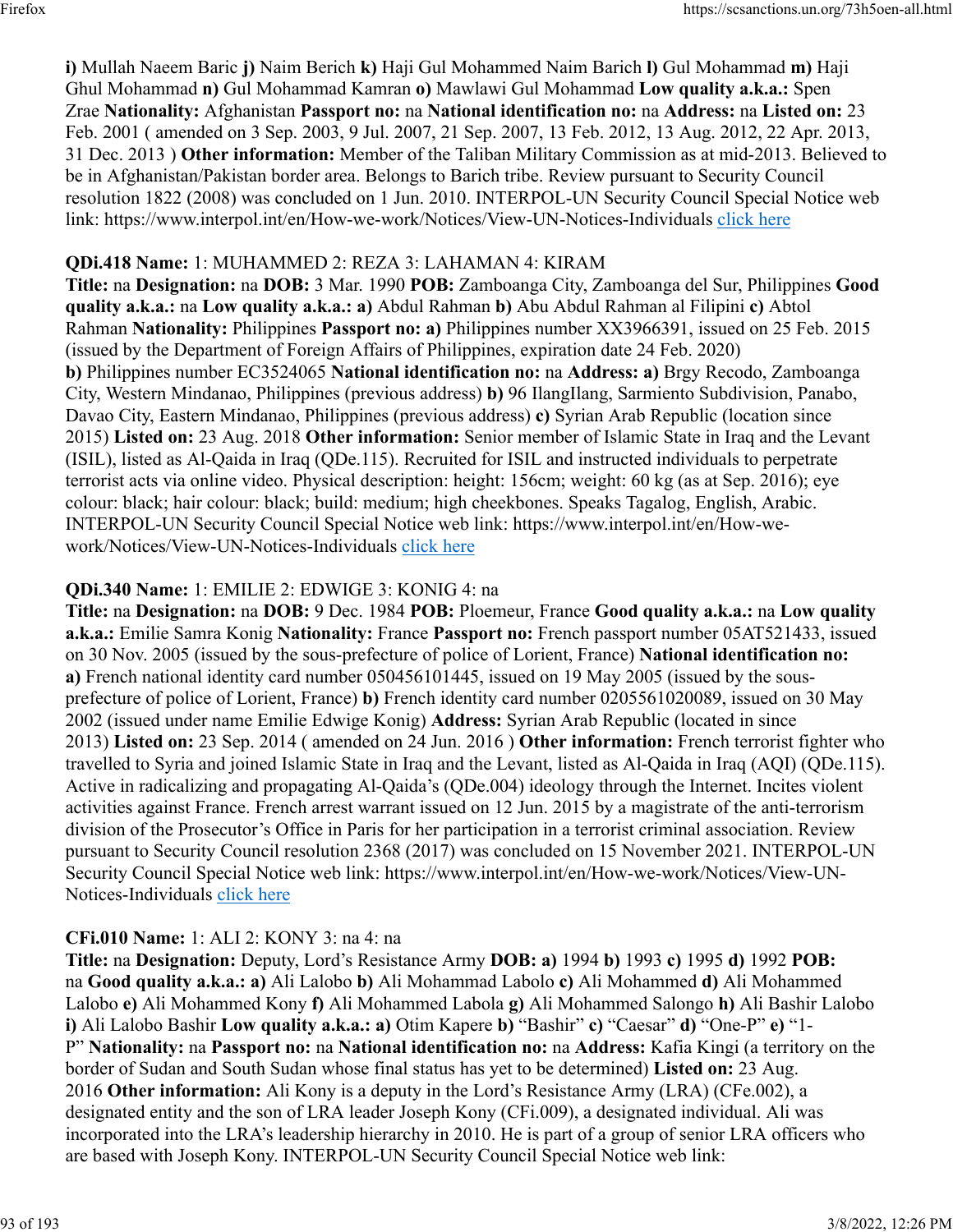**i)** Mullah Naeem Baric **j)** Naim Berich **k)** Haji Gul Mohammed Naim Barich **l)** Gul Mohammad **m)** Haji Ghul Mohammad **n)** Gul Mohammad Kamran **o)** Mawlawi Gul Mohammad **Low quality a.k.a.:** Spen Zrae **Nationality:** Afghanistan **Passport no:** na **National identification no:** na **Address:** na **Listed on:** 23 Feb. 2001 ( amended on 3 Sep. 2003, 9 Jul. 2007, 21 Sep. 2007, 13 Feb. 2012, 13 Aug. 2012, 22 Apr. 2013, 31 Dec. 2013 ) **Other information:** Member of the Taliban Military Commission as at mid-2013. Believed to be in Afghanistan/Pakistan border area. Belongs to Barich tribe. Review pursuant to Security Council resolution 1822 (2008) was concluded on 1 Jun. 2010. INTERPOL-UN Security Council Special Notice web link: https://www.interpol.int/en/How-we-work/Notices/View-UN-Notices-Individuals click here

**QDi.418 Name:** 1: MUHAMMED 2: REZA 3: LAHAMAN 4: KIRAM
**Title:** na **Designation:** na **DOB:** 3 Mar. 1990 **POB:** Zamboanga City, Zamboanga del Sur, Philippines **Good quality a.k.a.:** na **Low quality a.k.a.: a)** Abdul Rahman **b)** Abu Abdul Rahman al Filipini **c)** Abtol Rahman **Nationality:** Philippines **Passport no: a)** Philippines number XX3966391, issued on 25 Feb. 2015 (issued by the Department of Foreign Affairs of Philippines, expiration date 24 Feb. 2020)
**b)** Philippines number EC3524065 **National identification no:** na **Address: a)** Brgy Recodo, Zamboanga City, Western Mindanao, Philippines (previous address) **b)** 96 IlangIlang, Sarmiento Subdivision, Panabo, Davao City, Eastern Mindanao, Philippines (previous address) **c)** Syrian Arab Republic (location since 2015) **Listed on:** 23 Aug. 2018 **Other information:** Senior member of Islamic State in Iraq and the Levant (ISIL), listed as Al-Qaida in Iraq (QDe.115). Recruited for ISIL and instructed individuals to perpetrate terrorist acts via online video. Physical description: height: 156cm; weight: 60 kg (as at Sep. 2016); eye colour: black; hair colour: black; build: medium; high cheekbones. Speaks Tagalog, English, Arabic. INTERPOL-UN Security Council Special Notice web link: https://www.interpol.int/en/How-we-work/Notices/View-UN-Notices-Individuals click here

**QDi.340 Name:** 1: EMILIE 2: EDWIGE 3: KONIG 4: na
**Title:** na **Designation:** na **DOB:** 9 Dec. 1984 **POB:** Ploemeur, France **Good quality a.k.a.:** na **Low quality a.k.a.:** Emilie Samra Konig **Nationality:** France **Passport no:** French passport number 05AT521433, issued on 30 Nov. 2005 (issued by the sous-prefecture of police of Lorient, France) **National identification no: a)** French national identity card number 050456101445, issued on 19 May 2005 (issued by the sous-prefecture of police of Lorient, France) **b)** French identity card number 0205561020089, issued on 30 May 2002 (issued under name Emilie Edwige Konig) **Address:** Syrian Arab Republic (located in since 2013) **Listed on:** 23 Sep. 2014 ( amended on 24 Jun. 2016 ) **Other information:** French terrorist fighter who travelled to Syria and joined Islamic State in Iraq and the Levant, listed as Al-Qaida in Iraq (AQI) (QDe.115). Active in radicalizing and propagating Al-Qaida's (QDe.004) ideology through the Internet. Incites violent activities against France. French arrest warrant issued on 12 Jun. 2015 by a magistrate of the anti-terrorism division of the Prosecutor's Office in Paris for her participation in a terrorist criminal association. Review pursuant to Security Council resolution 2368 (2017) was concluded on 15 November 2021. INTERPOL-UN Security Council Special Notice web link: https://www.interpol.int/en/How-we-work/Notices/View-UN-Notices-Individuals click here

**CFi.010 Name:** 1: ALI 2: KONY 3: na 4: na
**Title:** na **Designation:** Deputy, Lord's Resistance Army **DOB: a)** 1994 **b)** 1993 **c)** 1995 **d)** 1992 **POB:** na **Good quality a.k.a.: a)** Ali Lalobo **b)** Ali Mohammad Labolo **c)** Ali Mohammed **d)** Ali Mohammed Lalobo **e)** Ali Mohammed Kony **f)** Ali Mohammed Labola **g)** Ali Mohammed Salongo **h)** Ali Bashir Lalobo **i)** Ali Lalobo Bashir **Low quality a.k.a.: a)** Otim Kapere **b)** "Bashir" **c)** "Caesar" **d)** "One-P" **e)** "1-P" **Nationality:** na **Passport no:** na **National identification no:** na **Address:** Kafia Kingi (a territory on the border of Sudan and South Sudan whose final status has yet to be determined) **Listed on:** 23 Aug. 2016 **Other information:** Ali Kony is a deputy in the Lord's Resistance Army (LRA) (CFe.002), a designated entity and the son of LRA leader Joseph Kony (CFi.009), a designated individual. Ali was incorporated into the LRA's leadership hierarchy in 2010. He is part of a group of senior LRA officers who are based with Joseph Kony. INTERPOL-UN Security Council Special Notice web link: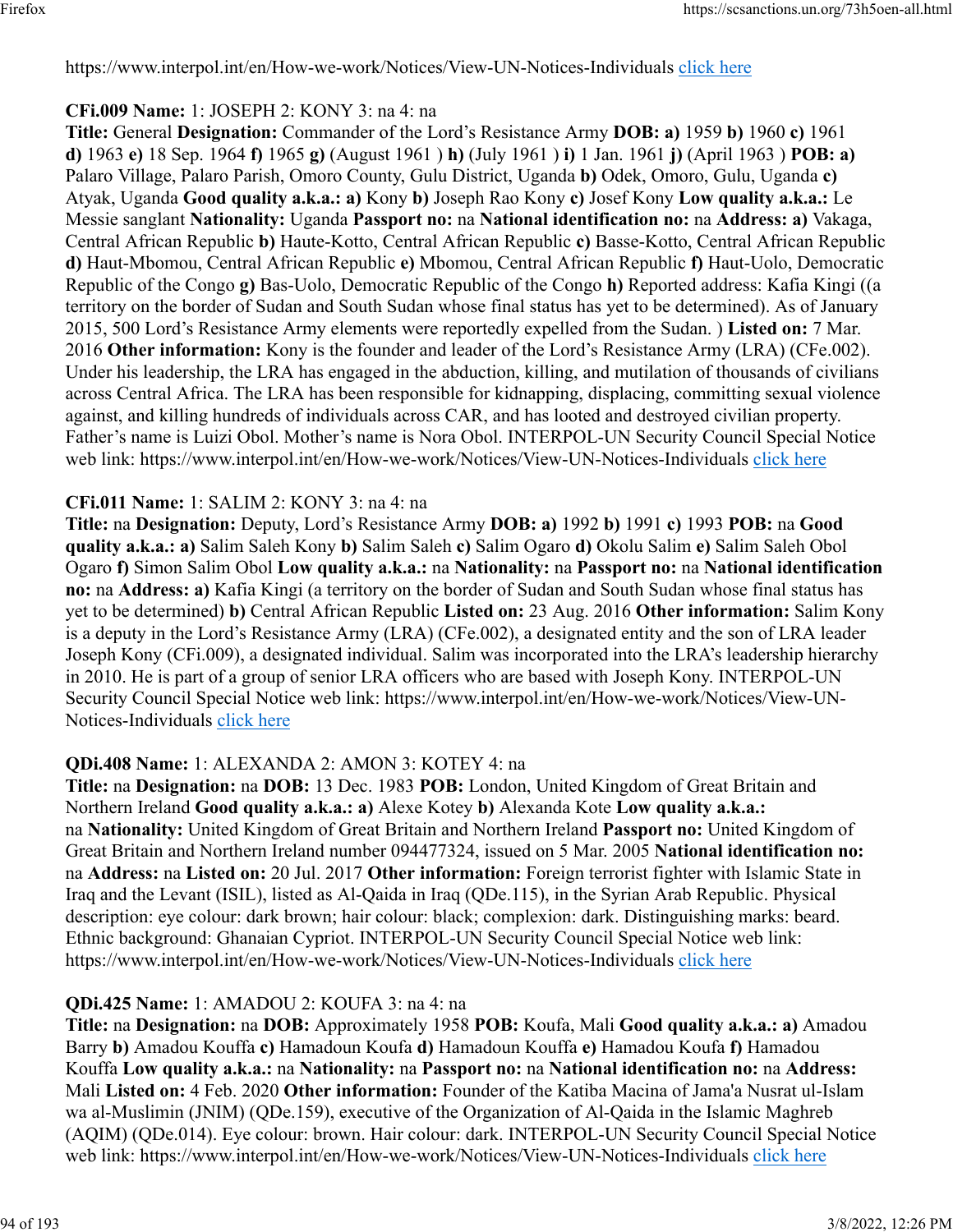https://www.interpol.int/en/How-we-work/Notices/View-UN-Notices-Individuals click here

**CFi.009 Name:** 1: JOSEPH 2: KONY 3: na 4: na
**Title:** General **Designation:** Commander of the Lord's Resistance Army **DOB: a)** 1959 **b)** 1960 **c)** 1961 **d)** 1963 **e)** 18 Sep. 1964 **f)** 1965 **g)** (August 1961 ) **h)** (July 1961 ) **i)** 1 Jan. 1961 **j)** (April 1963 ) **POB: a)** Palaro Village, Palaro Parish, Omoro County, Gulu District, Uganda **b)** Odek, Omoro, Gulu, Uganda **c)** Atyak, Uganda **Good quality a.k.a.: a)** Kony **b)** Joseph Rao Kony **c)** Josef Kony **Low quality a.k.a.:** Le Messie sanglant **Nationality:** Uganda **Passport no:** na **National identification no:** na **Address: a)** Vakaga, Central African Republic **b)** Haute-Kotto, Central African Republic **c)** Basse-Kotto, Central African Republic **d)** Haut-Mbomou, Central African Republic **e)** Mbomou, Central African Republic **f)** Haut-Uolo, Democratic Republic of the Congo **g)** Bas-Uolo, Democratic Republic of the Congo **h)** Reported address: Kafia Kingi ((a territory on the border of Sudan and South Sudan whose final status has yet to be determined). As of January 2015, 500 Lord's Resistance Army elements were reportedly expelled from the Sudan. ) **Listed on:** 7 Mar. 2016 **Other information:** Kony is the founder and leader of the Lord's Resistance Army (LRA) (CFe.002). Under his leadership, the LRA has engaged in the abduction, killing, and mutilation of thousands of civilians across Central Africa. The LRA has been responsible for kidnapping, displacing, committing sexual violence against, and killing hundreds of individuals across CAR, and has looted and destroyed civilian property. Father's name is Luizi Obol. Mother's name is Nora Obol. INTERPOL-UN Security Council Special Notice web link: https://www.interpol.int/en/How-we-work/Notices/View-UN-Notices-Individuals click here

**CFi.011 Name:** 1: SALIM 2: KONY 3: na 4: na
**Title:** na **Designation:** Deputy, Lord's Resistance Army **DOB: a)** 1992 **b)** 1991 **c)** 1993 **POB:** na **Good quality a.k.a.: a)** Salim Saleh Kony **b)** Salim Saleh **c)** Salim Ogaro **d)** Okolu Salim **e)** Salim Saleh Obol Ogaro **f)** Simon Salim Obol **Low quality a.k.a.:** na **Nationality:** na **Passport no:** na **National identification no:** na **Address: a)** Kafia Kingi (a territory on the border of Sudan and South Sudan whose final status has yet to be determined) **b)** Central African Republic **Listed on:** 23 Aug. 2016 **Other information:** Salim Kony is a deputy in the Lord's Resistance Army (LRA) (CFe.002), a designated entity and the son of LRA leader Joseph Kony (CFi.009), a designated individual. Salim was incorporated into the LRA's leadership hierarchy in 2010. He is part of a group of senior LRA officers who are based with Joseph Kony. INTERPOL-UN Security Council Special Notice web link: https://www.interpol.int/en/How-we-work/Notices/View-UN-Notices-Individuals click here

**QDi.408 Name:** 1: ALEXANDA 2: AMON 3: KOTEY 4: na
**Title:** na **Designation:** na **DOB:** 13 Dec. 1983 **POB:** London, United Kingdom of Great Britain and Northern Ireland **Good quality a.k.a.: a)** Alexe Kotey **b)** Alexanda Kote **Low quality a.k.a.:** na **Nationality:** United Kingdom of Great Britain and Northern Ireland **Passport no:** United Kingdom of Great Britain and Northern Ireland number 094477324, issued on 5 Mar. 2005 **National identification no:** na **Address:** na **Listed on:** 20 Jul. 2017 **Other information:** Foreign terrorist fighter with Islamic State in Iraq and the Levant (ISIL), listed as Al-Qaida in Iraq (QDe.115), in the Syrian Arab Republic. Physical description: eye colour: dark brown; hair colour: black; complexion: dark. Distinguishing marks: beard. Ethnic background: Ghanaian Cypriot. INTERPOL-UN Security Council Special Notice web link: https://www.interpol.int/en/How-we-work/Notices/View-UN-Notices-Individuals click here

**QDi.425 Name:** 1: AMADOU 2: KOUFA 3: na 4: na
**Title:** na **Designation:** na **DOB:** Approximately 1958 **POB:** Koufa, Mali **Good quality a.k.a.: a)** Amadou Barry **b)** Amadou Kouffa **c)** Hamadoun Koufa **d)** Hamadoun Kouffa **e)** Hamadou Koufa **f)** Hamadou Kouffa **Low quality a.k.a.:** na **Nationality:** na **Passport no:** na **National identification no:** na **Address:** Mali **Listed on:** 4 Feb. 2020 **Other information:** Founder of the Katiba Macina of Jama'a Nusrat ul-Islam wa al-Muslimin (JNIM) (QDe.159), executive of the Organization of Al-Qaida in the Islamic Maghreb (AQIM) (QDe.014). Eye colour: brown. Hair colour: dark. INTERPOL-UN Security Council Special Notice web link: https://www.interpol.int/en/How-we-work/Notices/View-UN-Notices-Individuals click here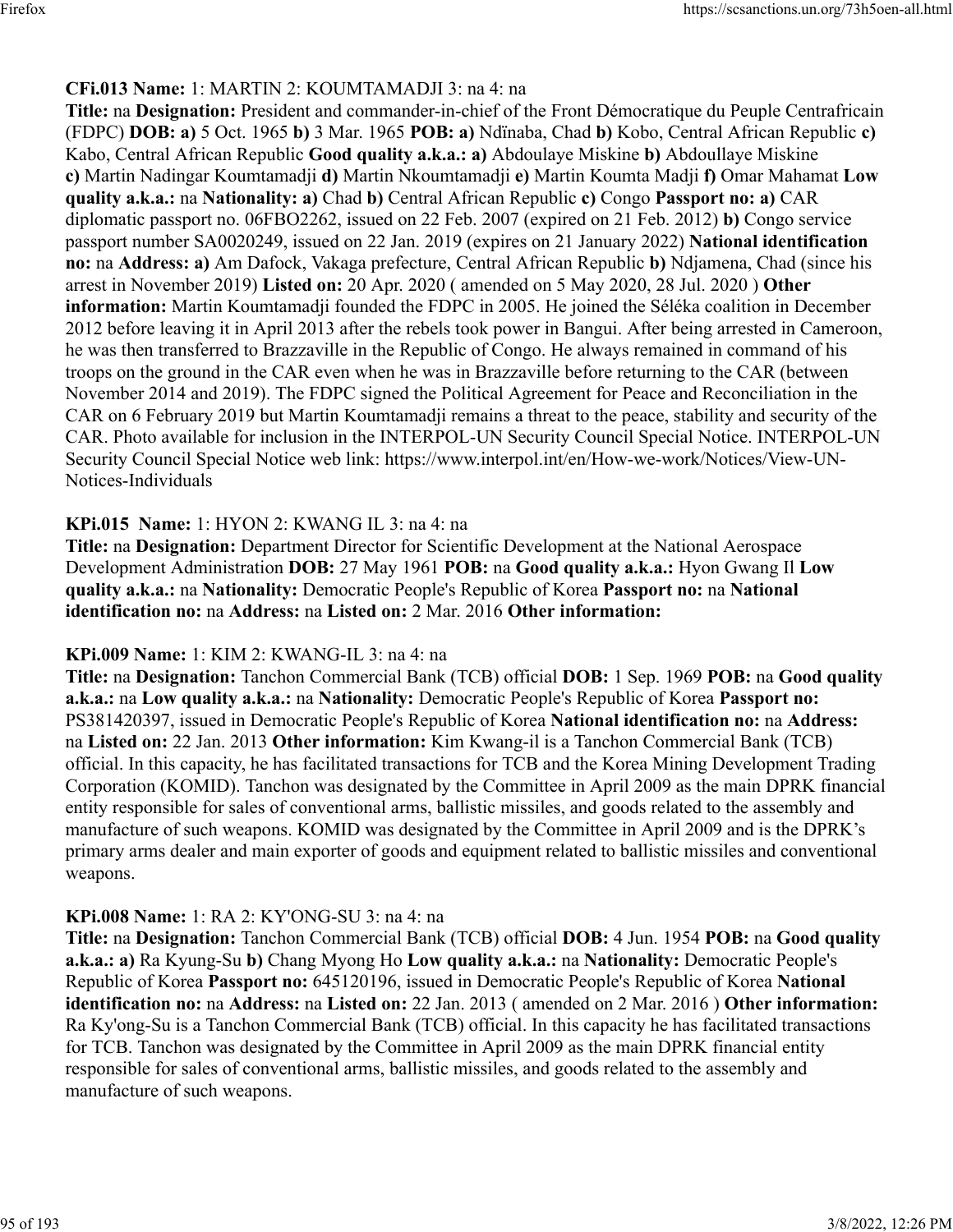**CFi.013 Name:** 1: MARTIN 2: KOUMTAMADJI 3: na 4: na
**Title:** na **Designation:** President and commander-in-chief of the Front Démocratique du Peuple Centrafricain (FDPC) **DOB: a)** 5 Oct. 1965 **b)** 3 Mar. 1965 **POB: a)** Ndïnaba, Chad **b)** Kobo, Central African Republic **c)** Kabo, Central African Republic **Good quality a.k.a.: a)** Abdoulaye Miskine **b)** Abdoullaye Miskine **c)** Martin Nadingar Koumtamadji **d)** Martin Nkoumtamadji **e)** Martin Koumta Madji **f)** Omar Mahamat **Low quality a.k.a.:** na **Nationality: a)** Chad **b)** Central African Republic **c)** Congo **Passport no: a)** CAR diplomatic passport no. 06FBO2262, issued on 22 Feb. 2007 (expired on 21 Feb. 2012) **b)** Congo service passport number SA0020249, issued on 22 Jan. 2019 (expires on 21 January 2022) **National identification no:** na **Address: a)** Am Dafock, Vakaga prefecture, Central African Republic **b)** Ndjamena, Chad (since his arrest in November 2019) **Listed on:** 20 Apr. 2020 ( amended on 5 May 2020, 28 Jul. 2020 ) **Other information:** Martin Koumtamadji founded the FDPC in 2005. He joined the Séléka coalition in December 2012 before leaving it in April 2013 after the rebels took power in Bangui. After being arrested in Cameroon, he was then transferred to Brazzaville in the Republic of Congo. He always remained in command of his troops on the ground in the CAR even when he was in Brazzaville before returning to the CAR (between November 2014 and 2019). The FDPC signed the Political Agreement for Peace and Reconciliation in the CAR on 6 February 2019 but Martin Koumtamadji remains a threat to the peace, stability and security of the CAR. Photo available for inclusion in the INTERPOL-UN Security Council Special Notice. INTERPOL-UN Security Council Special Notice web link: https://www.interpol.int/en/How-we-work/Notices/View-UN-Notices-Individuals

**KPi.015 Name:** 1: HYON 2: KWANG IL 3: na 4: na
**Title:** na **Designation:** Department Director for Scientific Development at the National Aerospace Development Administration **DOB:** 27 May 1961 **POB:** na **Good quality a.k.a.:** Hyon Gwang Il **Low quality a.k.a.:** na **Nationality:** Democratic People's Republic of Korea **Passport no:** na **National identification no:** na **Address:** na **Listed on:** 2 Mar. 2016 **Other information:**

**KPi.009 Name:** 1: KIM 2: KWANG-IL 3: na 4: na
**Title:** na **Designation:** Tanchon Commercial Bank (TCB) official **DOB:** 1 Sep. 1969 **POB:** na **Good quality a.k.a.:** na **Low quality a.k.a.:** na **Nationality:** Democratic People's Republic of Korea **Passport no:** PS381420397, issued in Democratic People's Republic of Korea **National identification no:** na **Address:** na **Listed on:** 22 Jan. 2013 **Other information:** Kim Kwang-il is a Tanchon Commercial Bank (TCB) official. In this capacity, he has facilitated transactions for TCB and the Korea Mining Development Trading Corporation (KOMID). Tanchon was designated by the Committee in April 2009 as the main DPRK financial entity responsible for sales of conventional arms, ballistic missiles, and goods related to the assembly and manufacture of such weapons. KOMID was designated by the Committee in April 2009 and is the DPRK's primary arms dealer and main exporter of goods and equipment related to ballistic missiles and conventional weapons.

**KPi.008 Name:** 1: RA 2: KY'ONG-SU 3: na 4: na
**Title:** na **Designation:** Tanchon Commercial Bank (TCB) official **DOB:** 4 Jun. 1954 **POB:** na **Good quality a.k.a.: a)** Ra Kyung-Su **b)** Chang Myong Ho **Low quality a.k.a.:** na **Nationality:** Democratic People's Republic of Korea **Passport no:** 645120196, issued in Democratic People's Republic of Korea **National identification no:** na **Address:** na **Listed on:** 22 Jan. 2013 ( amended on 2 Mar. 2016 ) **Other information:** Ra Ky'ong-Su is a Tanchon Commercial Bank (TCB) official. In this capacity he has facilitated transactions for TCB. Tanchon was designated by the Committee in April 2009 as the main DPRK financial entity responsible for sales of conventional arms, ballistic missiles, and goods related to the assembly and manufacture of such weapons.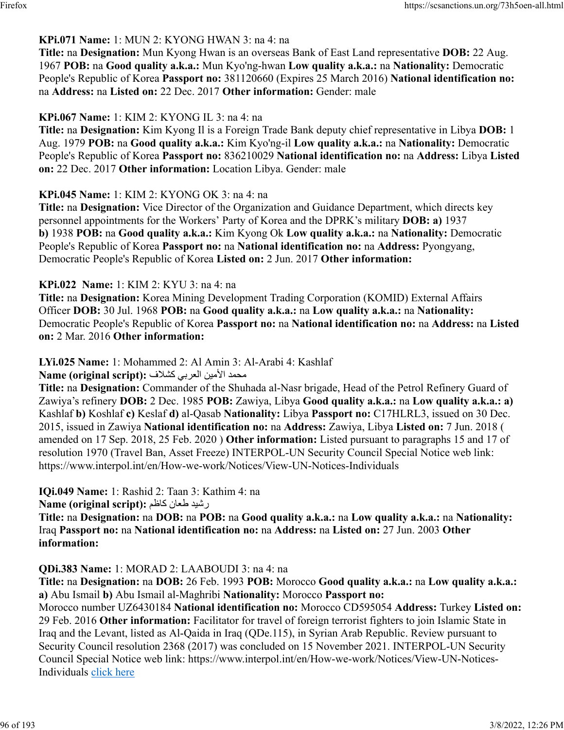**KPi.071 Name:** 1: MUN 2: KYONG HWAN 3: na 4: na
**Title:** na **Designation:** Mun Kyong Hwan is an overseas Bank of East Land representative **DOB:** 22 Aug. 1967 **POB:** na **Good quality a.k.a.:** Mun Kyo'ng-hwan **Low quality a.k.a.:** na **Nationality:** Democratic People's Republic of Korea **Passport no:** 381120660 (Expires 25 March 2016) **National identification no:** na **Address:** na **Listed on:** 22 Dec. 2017 **Other information:** Gender: male

**KPi.067 Name:** 1: KIM 2: KYONG IL 3: na 4: na
**Title:** na **Designation:** Kim Kyong Il is a Foreign Trade Bank deputy chief representative in Libya **DOB:** 1 Aug. 1979 **POB:** na **Good quality a.k.a.:** Kim Kyo'ng-il **Low quality a.k.a.:** na **Nationality:** Democratic People's Republic of Korea **Passport no:** 836210029 **National identification no:** na **Address:** Libya **Listed on:** 22 Dec. 2017 **Other information:** Location Libya. Gender: male

**KPi.045 Name:** 1: KIM 2: KYONG OK 3: na 4: na
**Title:** na **Designation:** Vice Director of the Organization and Guidance Department, which directs key personnel appointments for the Workers' Party of Korea and the DPRK's military **DOB:** **a)** 1937 **b)** 1938 **POB:** na **Good quality a.k.a.:** Kim Kyong Ok **Low quality a.k.a.:** na **Nationality:** Democratic People's Republic of Korea **Passport no:** na **National identification no:** na **Address:** Pyongyang, Democratic People's Republic of Korea **Listed on:** 2 Jun. 2017 **Other information:**

**KPi.022 Name:** 1: KIM 2: KYU 3: na 4: na
**Title:** na **Designation:** Korea Mining Development Trading Corporation (KOMID) External Affairs Officer **DOB:** 30 Jul. 1968 **POB:** na **Good quality a.k.a.:** na **Low quality a.k.a.:** na **Nationality:** Democratic People's Republic of Korea **Passport no:** na **National identification no:** na **Address:** na **Listed on:** 2 Mar. 2016 **Other information:**

**LYi.025 Name:** 1: Mohammed 2: Al Amin 3: Al-Arabi 4: Kashlaf
**Name (original script):** محمد الأمين العربي كشلاف
**Title:** na **Designation:** Commander of the Shuhada al-Nasr brigade, Head of the Petrol Refinery Guard of Zawiya's refinery **DOB:** 2 Dec. 1985 **POB:** Zawiya, Libya **Good quality a.k.a.:** na **Low quality a.k.a.:** **a)** Kashlaf **b)** Koshlaf **c)** Keslaf **d)** al-Qasab **Nationality:** Libya **Passport no:** C17HLRL3, issued on 30 Dec. 2015, issued in Zawiya **National identification no:** na **Address:** Zawiya, Libya **Listed on:** 7 Jun. 2018 ( amended on 17 Sep. 2018, 25 Feb. 2020 ) **Other information:** Listed pursuant to paragraphs 15 and 17 of resolution 1970 (Travel Ban, Asset Freeze) INTERPOL-UN Security Council Special Notice web link: https://www.interpol.int/en/How-we-work/Notices/View-UN-Notices-Individuals

**IQi.049 Name:** 1: Rashid 2: Taan 3: Kathim 4: na
**Name (original script):** رشيد طعان كاظم
**Title:** na **Designation:** na **DOB:** na **POB:** na **Good quality a.k.a.:** na **Low quality a.k.a.:** na **Nationality:** Iraq **Passport no:** na **National identification no:** na **Address:** na **Listed on:** 27 Jun. 2003 **Other information:**

**QDi.383 Name:** 1: MORAD 2: LAABOUDI 3: na 4: na
**Title:** na **Designation:** na **DOB:** 26 Feb. 1993 **POB:** Morocco **Good quality a.k.a.:** na **Low quality a.k.a.:** **a)** Abu Ismail **b)** Abu Ismail al-Maghribi **Nationality:** Morocco **Passport no:** Morocco number UZ6430184 **National identification no:** Morocco CD595054 **Address:** Turkey **Listed on:** 29 Feb. 2016 **Other information:** Facilitator for travel of foreign terrorist fighters to join Islamic State in Iraq and the Levant, listed as Al-Qaida in Iraq (QDe.115), in Syrian Arab Republic. Review pursuant to Security Council resolution 2368 (2017) was concluded on 15 November 2021. INTERPOL-UN Security Council Special Notice web link: https://www.interpol.int/en/How-we-work/Notices/View-UN-Notices-Individuals click here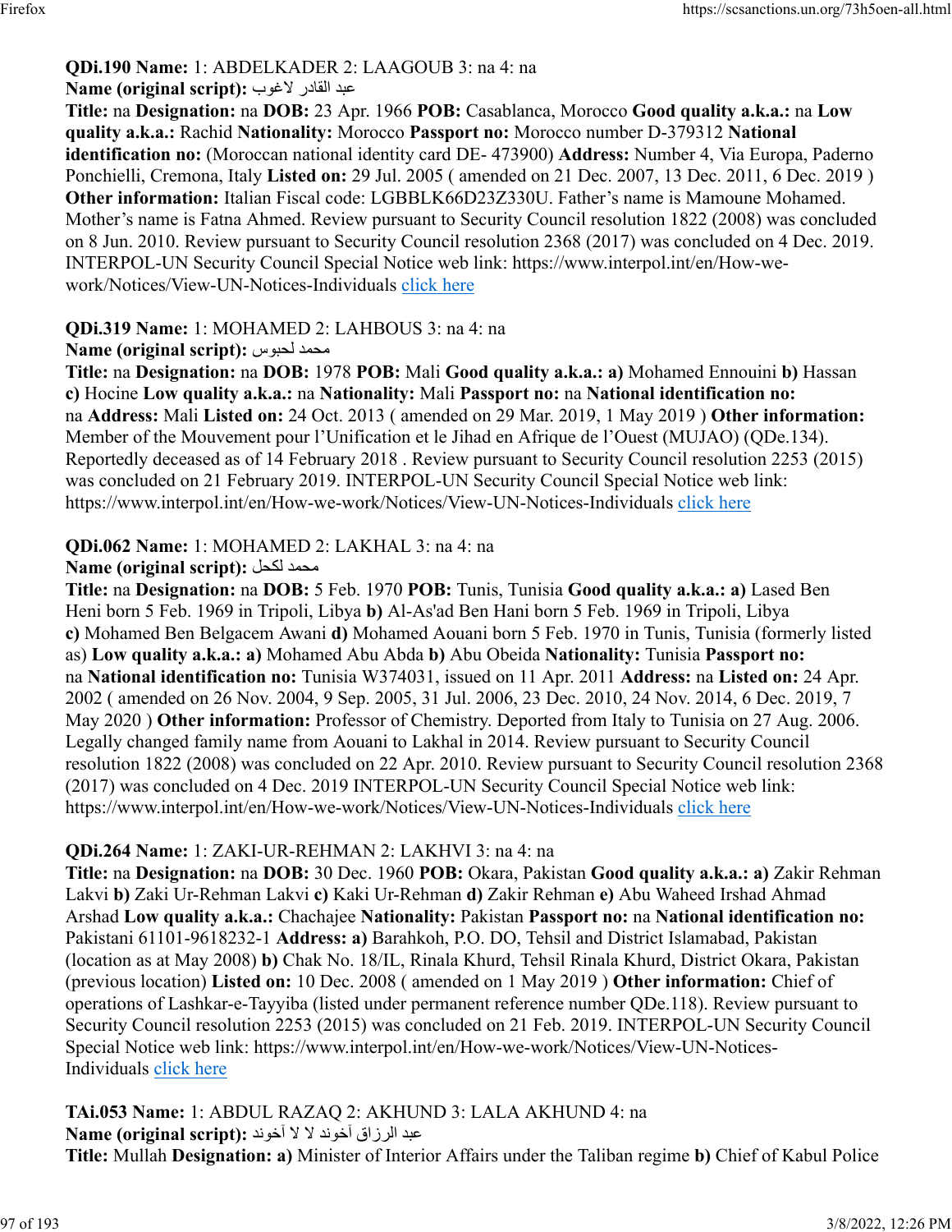**QDi.190 Name:** 1: ABDELKADER 2: LAAGOUB 3: na 4: na
**Name (original script):** عبد القادر لاغوب
**Title:** na **Designation:** na **DOB:** 23 Apr. 1966 **POB:** Casablanca, Morocco **Good quality a.k.a.:** na **Low quality a.k.a.:** Rachid **Nationality:** Morocco **Passport no:** Morocco number D-379312 **National identification no:** (Moroccan national identity card DE- 473900) **Address:** Number 4, Via Europa, Paderno Ponchielli, Cremona, Italy **Listed on:** 29 Jul. 2005 ( amended on 21 Dec. 2007, 13 Dec. 2011, 6 Dec. 2019 ) **Other information:** Italian Fiscal code: LGBBLK66D23Z330U. Father's name is Mamoune Mohamed. Mother's name is Fatna Ahmed. Review pursuant to Security Council resolution 1822 (2008) was concluded on 8 Jun. 2010. Review pursuant to Security Council resolution 2368 (2017) was concluded on 4 Dec. 2019. INTERPOL-UN Security Council Special Notice web link: https://www.interpol.int/en/How-we-work/Notices/View-UN-Notices-Individuals click here

**QDi.319 Name:** 1: MOHAMED 2: LAHBOUS 3: na 4: na
**Name (original script):** محمد لحبوس
**Title:** na **Designation:** na **DOB:** 1978 **POB:** Mali **Good quality a.k.a.:** **a)** Mohamed Ennouini **b)** Hassan **c)** Hocine **Low quality a.k.a.:** na **Nationality:** Mali **Passport no:** na **National identification no:** na **Address:** Mali **Listed on:** 24 Oct. 2013 ( amended on 29 Mar. 2019, 1 May 2019 ) **Other information:** Member of the Mouvement pour l'Unification et le Jihad en Afrique de l'Ouest (MUJAO) (QDe.134). Reportedly deceased as of 14 February 2018 . Review pursuant to Security Council resolution 2253 (2015) was concluded on 21 February 2019. INTERPOL-UN Security Council Special Notice web link: https://www.interpol.int/en/How-we-work/Notices/View-UN-Notices-Individuals click here

**QDi.062 Name:** 1: MOHAMED 2: LAKHAL 3: na 4: na
**Name (original script):** محمد لكحل
**Title:** na **Designation:** na **DOB:** 5 Feb. 1970 **POB:** Tunis, Tunisia **Good quality a.k.a.:** **a)** Lased Ben Heni born 5 Feb. 1969 in Tripoli, Libya **b)** Al-As'ad Ben Hani born 5 Feb. 1969 in Tripoli, Libya **c)** Mohamed Ben Belgacem Awani **d)** Mohamed Aouani born 5 Feb. 1970 in Tunis, Tunisia (formerly listed as) **Low quality a.k.a.:** **a)** Mohamed Abu Abda **b)** Abu Obeida **Nationality:** Tunisia **Passport no:** na **National identification no:** Tunisia W374031, issued on 11 Apr. 2011 **Address:** na **Listed on:** 24 Apr. 2002 ( amended on 26 Nov. 2004, 9 Sep. 2005, 31 Jul. 2006, 23 Dec. 2010, 24 Nov. 2014, 6 Dec. 2019, 7 May 2020 ) **Other information:** Professor of Chemistry. Deported from Italy to Tunisia on 27 Aug. 2006. Legally changed family name from Aouani to Lakhal in 2014. Review pursuant to Security Council resolution 1822 (2008) was concluded on 22 Apr. 2010. Review pursuant to Security Council resolution 2368 (2017) was concluded on 4 Dec. 2019 INTERPOL-UN Security Council Special Notice web link: https://www.interpol.int/en/How-we-work/Notices/View-UN-Notices-Individuals click here

**QDi.264 Name:** 1: ZAKI-UR-REHMAN 2: LAKHVI 3: na 4: na
**Title:** na **Designation:** na **DOB:** 30 Dec. 1960 **POB:** Okara, Pakistan **Good quality a.k.a.:** **a)** Zakir Rehman Lakvi **b)** Zaki Ur-Rehman Lakvi **c)** Kaki Ur-Rehman **d)** Zakir Rehman **e)** Abu Waheed Irshad Ahmad Arshad **Low quality a.k.a.:** Chachajee **Nationality:** Pakistan **Passport no:** na **National identification no:** Pakistani 61101-9618232-1 **Address:** **a)** Barahkoh, P.O. DO, Tehsil and District Islamabad, Pakistan (location as at May 2008) **b)** Chak No. 18/IL, Rinala Khurd, Tehsil Rinala Khurd, District Okara, Pakistan (previous location) **Listed on:** 10 Dec. 2008 ( amended on 1 May 2019 ) **Other information:** Chief of operations of Lashkar-e-Tayyiba (listed under permanent reference number QDe.118). Review pursuant to Security Council resolution 2253 (2015) was concluded on 21 Feb. 2019. INTERPOL-UN Security Council Special Notice web link: https://www.interpol.int/en/How-we-work/Notices/View-UN-Notices-Individuals click here

**TAi.053 Name:** 1: ABDUL RAZAQ 2: AKHUND 3: LALA AKHUND 4: na
**Name (original script):** عبد الرزاق آخوند لا لا آخوند
**Title:** Mullah **Designation:** **a)** Minister of Interior Affairs under the Taliban regime **b)** Chief of Kabul Police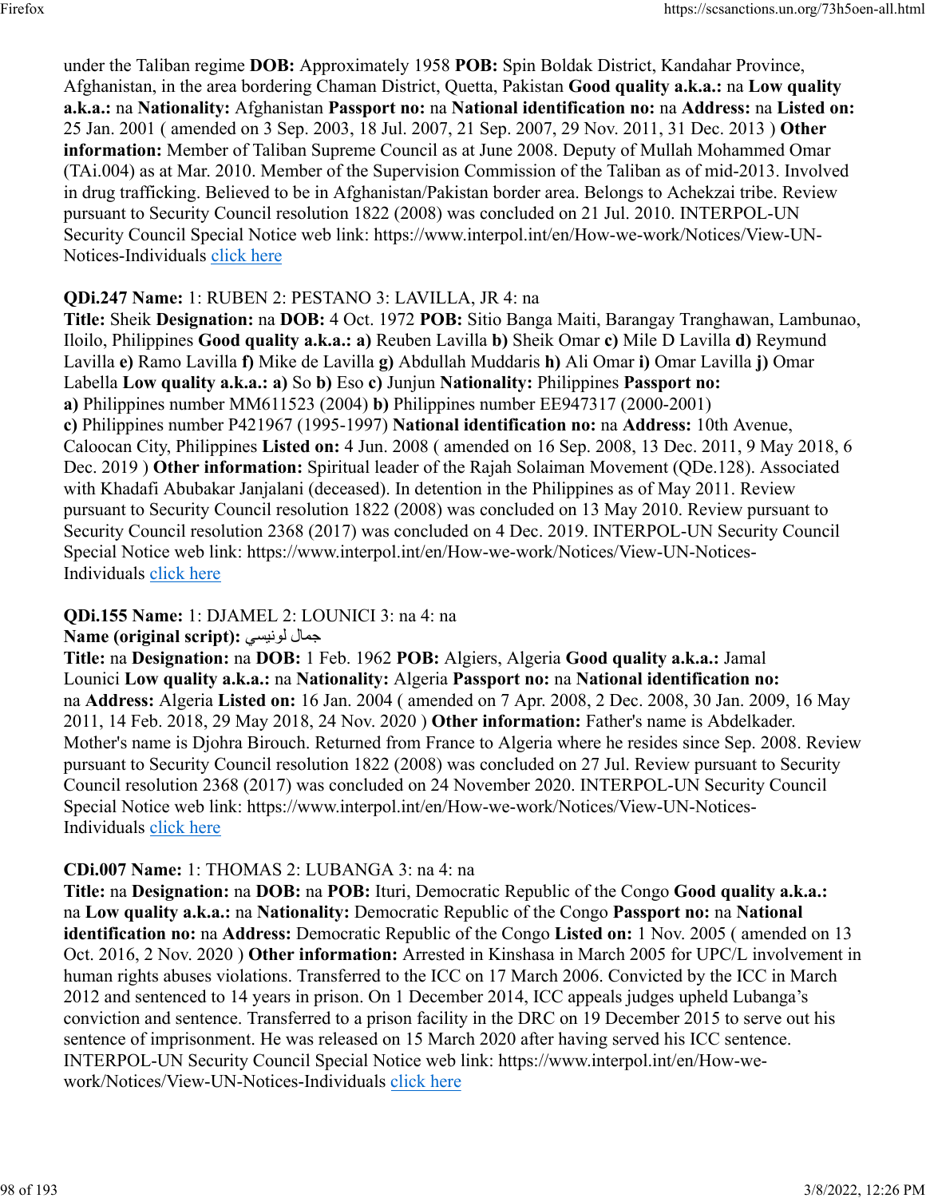under the Taliban regime **DOB:** Approximately 1958 **POB:** Spin Boldak District, Kandahar Province, Afghanistan, in the area bordering Chaman District, Quetta, Pakistan **Good quality a.k.a.:** na **Low quality a.k.a.:** na **Nationality:** Afghanistan **Passport no:** na **National identification no:** na **Address:** na **Listed on:** 25 Jan. 2001 ( amended on 3 Sep. 2003, 18 Jul. 2007, 21 Sep. 2007, 29 Nov. 2011, 31 Dec. 2013 ) **Other information:** Member of Taliban Supreme Council as at June 2008. Deputy of Mullah Mohammed Omar (TAi.004) as at Mar. 2010. Member of the Supervision Commission of the Taliban as of mid-2013. Involved in drug trafficking. Believed to be in Afghanistan/Pakistan border area. Belongs to Achekzai tribe. Review pursuant to Security Council resolution 1822 (2008) was concluded on 21 Jul. 2010. INTERPOL-UN Security Council Special Notice web link: https://www.interpol.int/en/How-we-work/Notices/View-UN-Notices-Individuals click here

**QDi.247 Name:** 1: RUBEN 2: PESTANO 3: LAVILLA, JR 4: na
**Title:** Sheik **Designation:** na **DOB:** 4 Oct. 1972 **POB:** Sitio Banga Maiti, Barangay Tranghawan, Lambunao, Iloilo, Philippines **Good quality a.k.a.:** **a)** Reuben Lavilla **b)** Sheik Omar **c)** Mile D Lavilla **d)** Reymund Lavilla **e)** Ramo Lavilla **f)** Mike de Lavilla **g)** Abdullah Muddaris **h)** Ali Omar **i)** Omar Lavilla **j)** Omar Labella **Low quality a.k.a.:** **a)** So **b)** Eso **c)** Junjun **Nationality:** Philippines **Passport no:** **a)** Philippines number MM611523 (2004) **b)** Philippines number EE947317 (2000-2001) **c)** Philippines number P421967 (1995-1997) **National identification no:** na **Address:** 10th Avenue, Caloocan City, Philippines **Listed on:** 4 Jun. 2008 ( amended on 16 Sep. 2008, 13 Dec. 2011, 9 May 2018, 6 Dec. 2019 ) **Other information:** Spiritual leader of the Rajah Solaiman Movement (QDe.128). Associated with Khadafi Abubakar Janjalani (deceased). In detention in the Philippines as of May 2011. Review pursuant to Security Council resolution 1822 (2008) was concluded on 13 May 2010. Review pursuant to Security Council resolution 2368 (2017) was concluded on 4 Dec. 2019. INTERPOL-UN Security Council Special Notice web link: https://www.interpol.int/en/How-we-work/Notices/View-UN-Notices-Individuals click here

**QDi.155 Name:** 1: DJAMEL 2: LOUNICI 3: na 4: na
**Name (original script):** جمال لونيسي
**Title:** na **Designation:** na **DOB:** 1 Feb. 1962 **POB:** Algiers, Algeria **Good quality a.k.a.:** Jamal Lounici **Low quality a.k.a.:** na **Nationality:** Algeria **Passport no:** na **National identification no:** na **Address:** Algeria **Listed on:** 16 Jan. 2004 ( amended on 7 Apr. 2008, 2 Dec. 2008, 30 Jan. 2009, 16 May 2011, 14 Feb. 2018, 29 May 2018, 24 Nov. 2020 ) **Other information:** Father's name is Abdelkader. Mother's name is Djohra Birouch. Returned from France to Algeria where he resides since Sep. 2008. Review pursuant to Security Council resolution 1822 (2008) was concluded on 27 Jul. Review pursuant to Security Council resolution 2368 (2017) was concluded on 24 November 2020. INTERPOL-UN Security Council Special Notice web link: https://www.interpol.int/en/How-we-work/Notices/View-UN-Notices-Individuals click here

**CDi.007 Name:** 1: THOMAS 2: LUBANGA 3: na 4: na
**Title:** na **Designation:** na **DOB:** na **POB:** Ituri, Democratic Republic of the Congo **Good quality a.k.a.:** na **Low quality a.k.a.:** na **Nationality:** Democratic Republic of the Congo **Passport no:** na **National identification no:** na **Address:** Democratic Republic of the Congo **Listed on:** 1 Nov. 2005 ( amended on 13 Oct. 2016, 2 Nov. 2020 ) **Other information:** Arrested in Kinshasa in March 2005 for UPC/L involvement in human rights abuses violations. Transferred to the ICC on 17 March 2006. Convicted by the ICC in March 2012 and sentenced to 14 years in prison. On 1 December 2014, ICC appeals judges upheld Lubanga's conviction and sentence. Transferred to a prison facility in the DRC on 19 December 2015 to serve out his sentence of imprisonment. He was released on 15 March 2020 after having served his ICC sentence. INTERPOL-UN Security Council Special Notice web link: https://www.interpol.int/en/How-we-work/Notices/View-UN-Notices-Individuals click here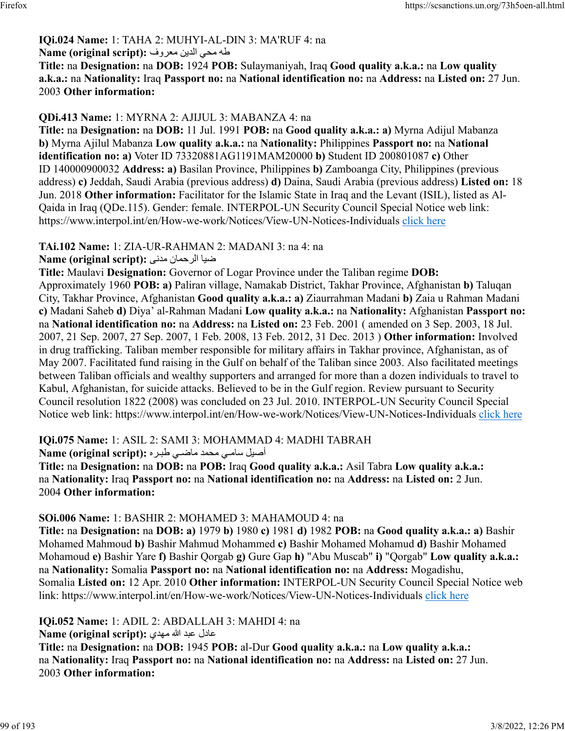**IQi.024 Name:** 1: TAHA 2: MUHYI-AL-DIN 3: MA'RUF 4: na
**Name (original script):** طه محي الدين معروف
**Title:** na **Designation:** na **DOB:** 1924 **POB:** Sulaymaniyah, Iraq **Good quality a.k.a.:** na **Low quality a.k.a.:** na **Nationality:** Iraq **Passport no:** na **National identification no:** na **Address:** na **Listed on:** 27 Jun. 2003 **Other information:**

**QDi.413 Name:** 1: MYRNA 2: AJIJUL 3: MABANZA 4: na
**Title:** na **Designation:** na **DOB:** 11 Jul. 1991 **POB:** na **Good quality a.k.a.:** **a)** Myrna Adijul Mabanza **b)** Myrna Ajilul Mabanza **Low quality a.k.a.:** na **Nationality:** Philippines **Passport no:** na **National identification no:** **a)** Voter ID 73320881AG1191MAM20000 **b)** Student ID 200801087 **c)** Other ID 140000900032 **Address:** **a)** Basilan Province, Philippines **b)** Zamboanga City, Philippines (previous address) **c)** Jeddah, Saudi Arabia (previous address) **d)** Daina, Saudi Arabia (previous address) **Listed on:** 18 Jun. 2018 **Other information:** Facilitator for the Islamic State in Iraq and the Levant (ISIL), listed as Al-Qaida in Iraq (QDe.115). Gender: female. INTERPOL-UN Security Council Special Notice web link: https://www.interpol.int/en/How-we-work/Notices/View-UN-Notices-Individuals click here

**TAi.102 Name:** 1: ZIA-UR-RAHMAN 2: MADANI 3: na 4: na
**Name (original script):** ضيا الرحمان مدنى
**Title:** Maulavi **Designation:** Governor of Logar Province under the Taliban regime **DOB:** Approximately 1960 **POB:** **a)** Paliran village, Namakab District, Takhar Province, Afghanistan **b)** Taluqan City, Takhar Province, Afghanistan **Good quality a.k.a.:** **a)** Ziaurrahman Madani **b)** Zaia u Rahman Madani **c)** Madani Saheb **d)** Diya' al-Rahman Madani **Low quality a.k.a.:** na **Nationality:** Afghanistan **Passport no:** na **National identification no:** na **Address:** na **Listed on:** 23 Feb. 2001 ( amended on 3 Sep. 2003, 18 Jul. 2007, 21 Sep. 2007, 27 Sep. 2007, 1 Feb. 2008, 13 Feb. 2012, 31 Dec. 2013 ) **Other information:** Involved in drug trafficking. Taliban member responsible for military affairs in Takhar province, Afghanistan, as of May 2007. Facilitated fund raising in the Gulf on behalf of the Taliban since 2003. Also facilitated meetings between Taliban officials and wealthy supporters and arranged for more than a dozen individuals to travel to Kabul, Afghanistan, for suicide attacks. Believed to be in the Gulf region. Review pursuant to Security Council resolution 1822 (2008) was concluded on 23 Jul. 2010. INTERPOL-UN Security Council Special Notice web link: https://www.interpol.int/en/How-we-work/Notices/View-UN-Notices-Individuals click here

**IQi.075 Name:** 1: ASIL 2: SAMI 3: MOHAMMAD 4: MADHI TABRAH
**Name (original script):** أصيل سامـي محمد ماضـي طبـره
**Title:** na **Designation:** na **DOB:** na **POB:** Iraq **Good quality a.k.a.:** Asil Tabra **Low quality a.k.a.:** na **Nationality:** Iraq **Passport no:** na **National identification no:** na **Address:** na **Listed on:** 2 Jun. 2004 **Other information:**

**SOi.006 Name:** 1: BASHIR 2: MOHAMED 3: MAHAMOUD 4: na
**Title:** na **Designation:** na **DOB:** **a)** 1979 **b)** 1980 **c)** 1981 **d)** 1982 **POB:** na **Good quality a.k.a.:** **a)** Bashir Mohamed Mahmoud **b)** Bashir Mahmud Mohammed **c)** Bashir Mohamed Mohamud **d)** Bashir Mohamed Mohamoud **e)** Bashir Yare **f)** Bashir Qorgab **g)** Gure Gap **h)** "Abu Muscab" **i)** "Qorgab" **Low quality a.k.a.:** na **Nationality:** Somalia **Passport no:** na **National identification no:** na **Address:** Mogadishu, Somalia **Listed on:** 12 Apr. 2010 **Other information:** INTERPOL-UN Security Council Special Notice web link: https://www.interpol.int/en/How-we-work/Notices/View-UN-Notices-Individuals click here

**IQi.052 Name:** 1: ADIL 2: ABDALLAH 3: MAHDI 4: na
**Name (original script):** عادل عبد الله مهدي
**Title:** na **Designation:** na **DOB:** 1945 **POB:** al-Dur **Good quality a.k.a.:** na **Low quality a.k.a.:** na **Nationality:** Iraq **Passport no:** na **National identification no:** na **Address:** na **Listed on:** 27 Jun. 2003 **Other information:**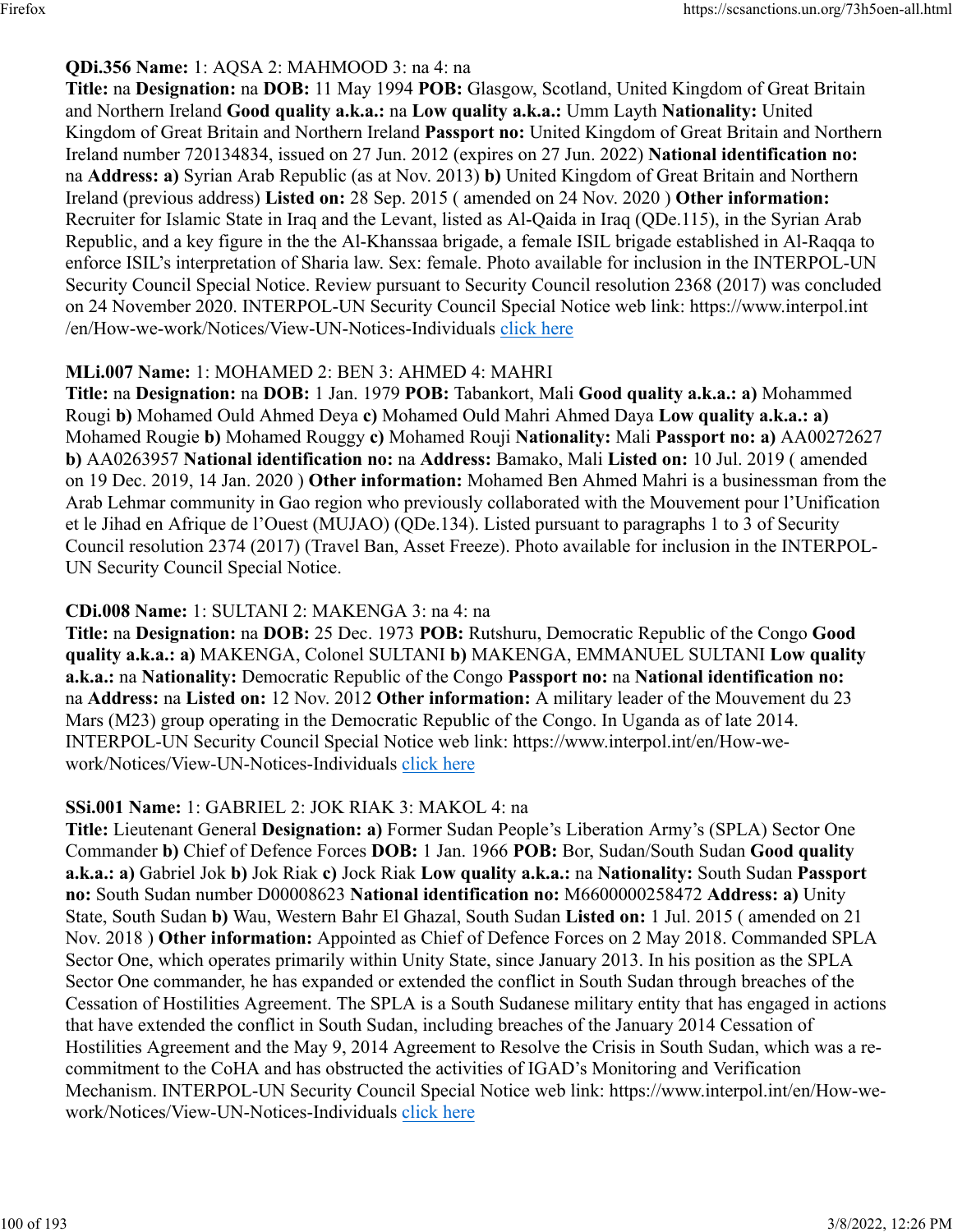**QDi.356 Name:** 1: AQSA 2: MAHMOOD 3: na 4: na
**Title:** na **Designation:** na **DOB:** 11 May 1994 **POB:** Glasgow, Scotland, United Kingdom of Great Britain and Northern Ireland **Good quality a.k.a.:** na **Low quality a.k.a.:** Umm Layth **Nationality:** United Kingdom of Great Britain and Northern Ireland **Passport no:** United Kingdom of Great Britain and Northern Ireland number 720134834, issued on 27 Jun. 2012 (expires on 27 Jun. 2022) **National identification no:** na **Address: a)** Syrian Arab Republic (as at Nov. 2013) **b)** United Kingdom of Great Britain and Northern Ireland (previous address) **Listed on:** 28 Sep. 2015 ( amended on 24 Nov. 2020 ) **Other information:** Recruiter for Islamic State in Iraq and the Levant, listed as Al-Qaida in Iraq (QDe.115), in the Syrian Arab Republic, and a key figure in the the Al-Khanssaa brigade, a female ISIL brigade established in Al-Raqqa to enforce ISIL's interpretation of Sharia law. Sex: female. Photo available for inclusion in the INTERPOL-UN Security Council Special Notice. Review pursuant to Security Council resolution 2368 (2017) was concluded on 24 November 2020. INTERPOL-UN Security Council Special Notice web link: https://www.interpol.int/en/How-we-work/Notices/View-UN-Notices-Individuals click here

**MLi.007 Name:** 1: MOHAMED 2: BEN 3: AHMED 4: MAHRI
**Title:** na **Designation:** na **DOB:** 1 Jan. 1979 **POB:** Tabankort, Mali **Good quality a.k.a.: a)** Mohammed Rougi **b)** Mohamed Ould Ahmed Deya **c)** Mohamed Ould Mahri Ahmed Daya **Low quality a.k.a.: a)** Mohamed Rougie **b)** Mohamed Rouggy **c)** Mohamed Rouji **Nationality:** Mali **Passport no: a)** AA00272627 **b)** AA0263957 **National identification no:** na **Address:** Bamako, Mali **Listed on:** 10 Jul. 2019 ( amended on 19 Dec. 2019, 14 Jan. 2020 ) **Other information:** Mohamed Ben Ahmed Mahri is a businessman from the Arab Lehmar community in Gao region who previously collaborated with the Mouvement pour l'Unification et le Jihad en Afrique de l'Ouest (MUJAO) (QDe.134). Listed pursuant to paragraphs 1 to 3 of Security Council resolution 2374 (2017) (Travel Ban, Asset Freeze). Photo available for inclusion in the INTERPOL-UN Security Council Special Notice.

**CDi.008 Name:** 1: SULTANI 2: MAKENGA 3: na 4: na
**Title:** na **Designation:** na **DOB:** 25 Dec. 1973 **POB:** Rutshuru, Democratic Republic of the Congo **Good quality a.k.a.: a)** MAKENGA, Colonel SULTANI **b)** MAKENGA, EMMANUEL SULTANI **Low quality a.k.a.:** na **Nationality:** Democratic Republic of the Congo **Passport no:** na **National identification no:** na **Address:** na **Listed on:** 12 Nov. 2012 **Other information:** A military leader of the Mouvement du 23 Mars (M23) group operating in the Democratic Republic of the Congo. In Uganda as of late 2014. INTERPOL-UN Security Council Special Notice web link: https://www.interpol.int/en/How-we-work/Notices/View-UN-Notices-Individuals click here

**SSi.001 Name:** 1: GABRIEL 2: JOK RIAK 3: MAKOL 4: na
**Title:** Lieutenant General **Designation: a)** Former Sudan People's Liberation Army's (SPLA) Sector One Commander **b)** Chief of Defence Forces **DOB:** 1 Jan. 1966 **POB:** Bor, Sudan/South Sudan **Good quality a.k.a.: a)** Gabriel Jok **b)** Jok Riak **c)** Jock Riak **Low quality a.k.a.:** na **Nationality:** South Sudan **Passport no:** South Sudan number D00008623 **National identification no:** M6600000258472 **Address: a)** Unity State, South Sudan **b)** Wau, Western Bahr El Ghazal, South Sudan **Listed on:** 1 Jul. 2015 ( amended on 21 Nov. 2018 ) **Other information:** Appointed as Chief of Defence Forces on 2 May 2018. Commanded SPLA Sector One, which operates primarily within Unity State, since January 2013. In his position as the SPLA Sector One commander, he has expanded or extended the conflict in South Sudan through breaches of the Cessation of Hostilities Agreement. The SPLA is a South Sudanese military entity that has engaged in actions that have extended the conflict in South Sudan, including breaches of the January 2014 Cessation of Hostilities Agreement and the May 9, 2014 Agreement to Resolve the Crisis in South Sudan, which was a re-commitment to the CoHA and has obstructed the activities of IGAD's Monitoring and Verification Mechanism. INTERPOL-UN Security Council Special Notice web link: https://www.interpol.int/en/How-we-work/Notices/View-UN-Notices-Individuals click here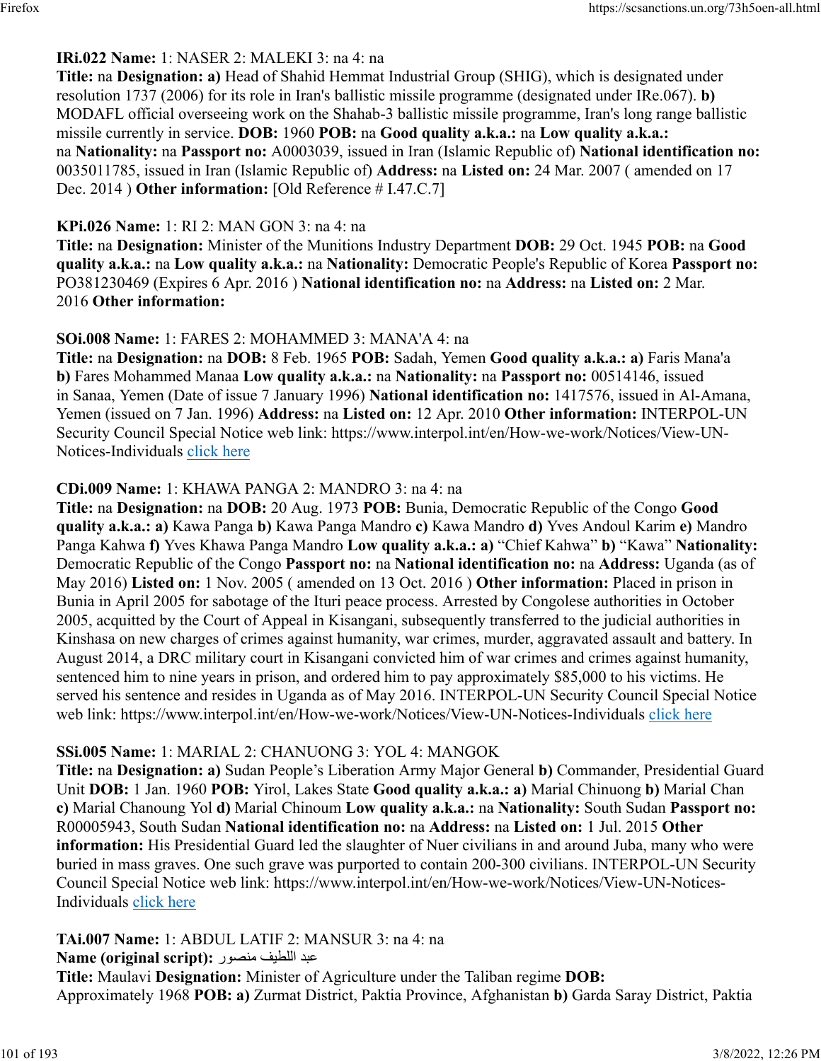**IRi.022 Name:** 1: NASER 2: MALEKI 3: na 4: na
**Title:** na **Designation: a)** Head of Shahid Hemmat Industrial Group (SHIG), which is designated under resolution 1737 (2006) for its role in Iran's ballistic missile programme (designated under IRe.067). **b)** MODAFL official overseeing work on the Shahab-3 ballistic missile programme, Iran's long range ballistic missile currently in service. **DOB:** 1960 **POB:** na **Good quality a.k.a.:** na **Low quality a.k.a.:** na **Nationality:** na **Passport no:** A0003039, issued in Iran (Islamic Republic of) **National identification no:** 0035011785, issued in Iran (Islamic Republic of) **Address:** na **Listed on:** 24 Mar. 2007 ( amended on 17 Dec. 2014 ) **Other information:** [Old Reference # I.47.C.7]

**KPi.026 Name:** 1: RI 2: MAN GON 3: na 4: na
**Title:** na **Designation:** Minister of the Munitions Industry Department **DOB:** 29 Oct. 1945 **POB:** na **Good quality a.k.a.:** na **Low quality a.k.a.:** na **Nationality:** Democratic People's Republic of Korea **Passport no:** PO381230469 (Expires 6 Apr. 2016 ) **National identification no:** na **Address:** na **Listed on:** 2 Mar. 2016 **Other information:**

**SOi.008 Name:** 1: FARES 2: MOHAMMED 3: MANA'A 4: na
**Title:** na **Designation:** na **DOB:** 8 Feb. 1965 **POB:** Sadah, Yemen **Good quality a.k.a.: a)** Faris Mana'a **b)** Fares Mohammed Manaa **Low quality a.k.a.:** na **Nationality:** na **Passport no:** 00514146, issued in Sanaa, Yemen (Date of issue 7 January 1996) **National identification no:** 1417576, issued in Al-Amana, Yemen (issued on 7 Jan. 1996) **Address:** na **Listed on:** 12 Apr. 2010 **Other information:** INTERPOL-UN Security Council Special Notice web link: https://www.interpol.int/en/How-we-work/Notices/View-UN-Notices-Individuals click here

**CDi.009 Name:** 1: KHAWA PANGA 2: MANDRO 3: na 4: na
**Title:** na **Designation:** na **DOB:** 20 Aug. 1973 **POB:** Bunia, Democratic Republic of the Congo **Good quality a.k.a.: a)** Kawa Panga **b)** Kawa Panga Mandro **c)** Kawa Mandro **d)** Yves Andoul Karim **e)** Mandro Panga Kahwa **f)** Yves Khawa Panga Mandro **Low quality a.k.a.: a)** “Chief Kahwa” **b)** “Kawa” **Nationality:** Democratic Republic of the Congo **Passport no:** na **National identification no:** na **Address:** Uganda (as of May 2016) **Listed on:** 1 Nov. 2005 ( amended on 13 Oct. 2016 ) **Other information:** Placed in prison in Bunia in April 2005 for sabotage of the Ituri peace process. Arrested by Congolese authorities in October 2005, acquitted by the Court of Appeal in Kisangani, subsequently transferred to the judicial authorities in Kinshasa on new charges of crimes against humanity, war crimes, murder, aggravated assault and battery. In August 2014, a DRC military court in Kisangani convicted him of war crimes and crimes against humanity, sentenced him to nine years in prison, and ordered him to pay approximately $85,000 to his victims. He served his sentence and resides in Uganda as of May 2016. INTERPOL-UN Security Council Special Notice web link: https://www.interpol.int/en/How-we-work/Notices/View-UN-Notices-Individuals click here

**SSi.005 Name:** 1: MARIAL 2: CHANUONG 3: YOL 4: MANGOK
**Title:** na **Designation: a)** Sudan People’s Liberation Army Major General **b)** Commander, Presidential Guard Unit **DOB:** 1 Jan. 1960 **POB:** Yirol, Lakes State **Good quality a.k.a.: a)** Marial Chinuong **b)** Marial Chan **c)** Marial Chanoung Yol **d)** Marial Chinoum **Low quality a.k.a.:** na **Nationality:** South Sudan **Passport no:** R00005943, South Sudan **National identification no:** na **Address:** na **Listed on:** 1 Jul. 2015 **Other information:** His Presidential Guard led the slaughter of Nuer civilians in and around Juba, many who were buried in mass graves. One such grave was purported to contain 200-300 civilians. INTERPOL-UN Security Council Special Notice web link: https://www.interpol.int/en/How-we-work/Notices/View-UN-Notices-Individuals click here

**TAi.007 Name:** 1: ABDUL LATIF 2: MANSUR 3: na 4: na
**Name (original script):** عبد اللطيف منصور
**Title:** Maulavi **Designation:** Minister of Agriculture under the Taliban regime **DOB:** Approximately 1968 **POB: a)** Zurmat District, Paktia Province, Afghanistan **b)** Garda Saray District, Paktia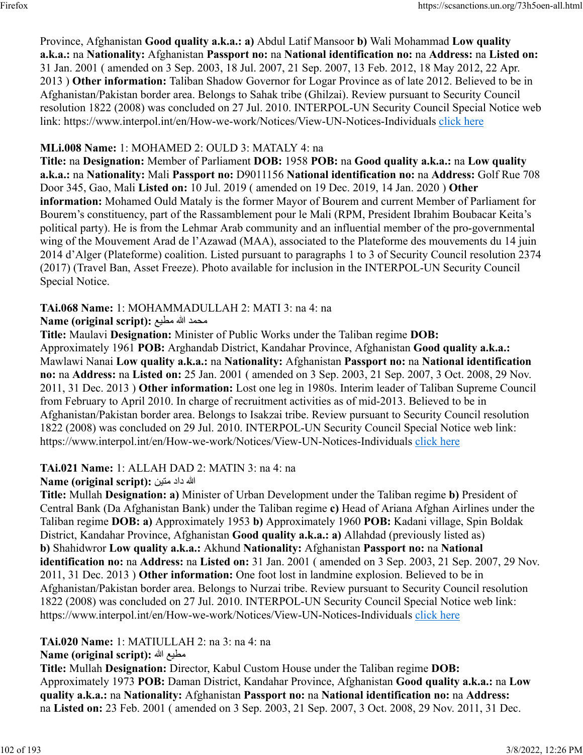Province, Afghanistan **Good quality a.k.a.: a)** Abdul Latif Mansoor **b)** Wali Mohammad **Low quality a.k.a.:** na **Nationality:** Afghanistan **Passport no:** na **National identification no:** na **Address:** na **Listed on:** 31 Jan. 2001 ( amended on 3 Sep. 2003, 18 Jul. 2007, 21 Sep. 2007, 13 Feb. 2012, 18 May 2012, 22 Apr. 2013 ) **Other information:** Taliban Shadow Governor for Logar Province as of late 2012. Believed to be in Afghanistan/Pakistan border area. Belongs to Sahak tribe (Ghilzai). Review pursuant to Security Council resolution 1822 (2008) was concluded on 27 Jul. 2010. INTERPOL-UN Security Council Special Notice web link: https://www.interpol.int/en/How-we-work/Notices/View-UN-Notices-Individuals click here

**MLi.008 Name:** 1: MOHAMED 2: OULD 3: MATALY 4: na
**Title:** na **Designation:** Member of Parliament **DOB:** 1958 **POB:** na **Good quality a.k.a.:** na **Low quality a.k.a.:** na **Nationality:** Mali **Passport no:** D9011156 **National identification no:** na **Address:** Golf Rue 708 Door 345, Gao, Mali **Listed on:** 10 Jul. 2019 ( amended on 19 Dec. 2019, 14 Jan. 2020 ) **Other information:** Mohamed Ould Mataly is the former Mayor of Bourem and current Member of Parliament for Bourem's constituency, part of the Rassamblement pour le Mali (RPM, President Ibrahim Boubacar Keita's political party). He is from the Lehmar Arab community and an influential member of the pro-governmental wing of the Mouvement Arad de l'Azawad (MAA), associated to the Plateforme des mouvements du 14 juin 2014 d'Alger (Plateforme) coalition. Listed pursuant to paragraphs 1 to 3 of Security Council resolution 2374 (2017) (Travel Ban, Asset Freeze). Photo available for inclusion in the INTERPOL-UN Security Council Special Notice.

**TAi.068 Name:** 1: MOHAMMADULLAH 2: MATI 3: na 4: na
**Name (original script):** محمد الله مطیع
**Title:** Maulavi **Designation:** Minister of Public Works under the Taliban regime **DOB:** Approximately 1961 **POB:** Arghandab District, Kandahar Province, Afghanistan **Good quality a.k.a.:** Mawlawi Nanai **Low quality a.k.a.:** na **Nationality:** Afghanistan **Passport no:** na **National identification no:** na **Address:** na **Listed on:** 25 Jan. 2001 ( amended on 3 Sep. 2003, 21 Sep. 2007, 3 Oct. 2008, 29 Nov. 2011, 31 Dec. 2013 ) **Other information:** Lost one leg in 1980s. Interim leader of Taliban Supreme Council from February to April 2010. In charge of recruitment activities as of mid-2013. Believed to be in Afghanistan/Pakistan border area. Belongs to Isakzai tribe. Review pursuant to Security Council resolution 1822 (2008) was concluded on 29 Jul. 2010. INTERPOL-UN Security Council Special Notice web link: https://www.interpol.int/en/How-we-work/Notices/View-UN-Notices-Individuals click here

**TAi.021 Name:** 1: ALLAH DAD 2: MATIN 3: na 4: na
**Name (original script):** الله داد متین
**Title:** Mullah **Designation: a)** Minister of Urban Development under the Taliban regime **b)** President of Central Bank (Da Afghanistan Bank) under the Taliban regime **c)** Head of Ariana Afghan Airlines under the Taliban regime **DOB: a)** Approximately 1953 **b)** Approximately 1960 **POB:** Kadani village, Spin Boldak District, Kandahar Province, Afghanistan **Good quality a.k.a.: a)** Allahdad (previously listed as) **b)** Shahidwror **Low quality a.k.a.:** Akhund **Nationality:** Afghanistan **Passport no:** na **National identification no:** na **Address:** na **Listed on:** 31 Jan. 2001 ( amended on 3 Sep. 2003, 21 Sep. 2007, 29 Nov. 2011, 31 Dec. 2013 ) **Other information:** One foot lost in landmine explosion. Believed to be in Afghanistan/Pakistan border area. Belongs to Nurzai tribe. Review pursuant to Security Council resolution 1822 (2008) was concluded on 27 Jul. 2010. INTERPOL-UN Security Council Special Notice web link: https://www.interpol.int/en/How-we-work/Notices/View-UN-Notices-Individuals click here

**TAi.020 Name:** 1: MATIULLAH 2: na 3: na 4: na
**Name (original script):** مطیع الله
**Title:** Mullah **Designation:** Director, Kabul Custom House under the Taliban regime **DOB:** Approximately 1973 **POB:** Daman District, Kandahar Province, Afghanistan **Good quality a.k.a.:** na **Low quality a.k.a.:** na **Nationality:** Afghanistan **Passport no:** na **National identification no:** na **Address:** na **Listed on:** 23 Feb. 2001 ( amended on 3 Sep. 2003, 21 Sep. 2007, 3 Oct. 2008, 29 Nov. 2011, 31 Dec.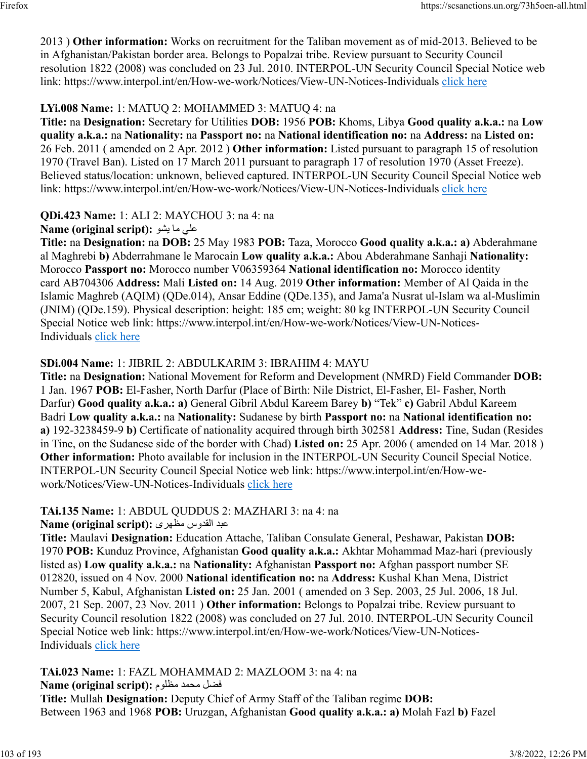2013 ) **Other information:** Works on recruitment for the Taliban movement as of mid-2013. Believed to be in Afghanistan/Pakistan border area. Belongs to Popalzai tribe. Review pursuant to Security Council resolution 1822 (2008) was concluded on 23 Jul. 2010. INTERPOL-UN Security Council Special Notice web link: https://www.interpol.int/en/How-we-work/Notices/View-UN-Notices-Individuals click here

**LYi.008 Name:** 1: MATUQ 2: MOHAMMED 3: MATUQ 4: na
**Title:** na **Designation:** Secretary for Utilities **DOB:** 1956 **POB:** Khoms, Libya **Good quality a.k.a.:** na **Low quality a.k.a.:** na **Nationality:** na **Passport no:** na **National identification no:** na **Address:** na **Listed on:** 26 Feb. 2011 ( amended on 2 Apr. 2012 ) **Other information:** Listed pursuant to paragraph 15 of resolution 1970 (Travel Ban). Listed on 17 March 2011 pursuant to paragraph 17 of resolution 1970 (Asset Freeze). Believed status/location: unknown, believed captured. INTERPOL-UN Security Council Special Notice web link: https://www.interpol.int/en/How-we-work/Notices/View-UN-Notices-Individuals click here

**QDi.423 Name:** 1: ALI 2: MAYCHOU 3: na 4: na
**Name (original script):** علي ما يشو
**Title:** na **Designation:** na **DOB:** 25 May 1983 **POB:** Taza, Morocco **Good quality a.k.a.:** **a)** Abderahmane al Maghrebi **b)** Abderrahmane le Marocain **Low quality a.k.a.:** Abou Abderahmane Sanhaji **Nationality:** Morocco **Passport no:** Morocco number V06359364 **National identification no:** Morocco identity card AB704306 **Address:** Mali **Listed on:** 14 Aug. 2019 **Other information:** Member of Al Qaida in the Islamic Maghreb (AQIM) (QDe.014), Ansar Eddine (QDe.135), and Jama'a Nusrat ul-Islam wa al-Muslimin (JNIM) (QDe.159). Physical description: height: 185 cm; weight: 80 kg INTERPOL-UN Security Council Special Notice web link: https://www.interpol.int/en/How-we-work/Notices/View-UN-Notices-Individuals click here

**SDi.004 Name:** 1: JIBRIL 2: ABDULKARIM 3: IBRAHIM 4: MAYU
**Title:** na **Designation:** National Movement for Reform and Development (NMRD) Field Commander **DOB:** 1 Jan. 1967 **POB:** El-Fasher, North Darfur (Place of Birth: Nile District, El-Fasher, El- Fasher, North Darfur) **Good quality a.k.a.:** **a)** General Gibril Abdul Kareem Barey **b)** "Tek" **c)** Gabril Abdul Kareem Badri **Low quality a.k.a.:** na **Nationality:** Sudanese by birth **Passport no:** na **National identification no:** **a)** 192-3238459-9 **b)** Certificate of nationality acquired through birth 302581 **Address:** Tine, Sudan (Resides in Tine, on the Sudanese side of the border with Chad) **Listed on:** 25 Apr. 2006 ( amended on 14 Mar. 2018 ) **Other information:** Photo available for inclusion in the INTERPOL-UN Security Council Special Notice. INTERPOL-UN Security Council Special Notice web link: https://www.interpol.int/en/How-we-work/Notices/View-UN-Notices-Individuals click here

**TAi.135 Name:** 1: ABDUL QUDDUS 2: MAZHARI 3: na 4: na
**Name (original script):** عبد القدوس مظهری
**Title:** Maulavi **Designation:** Education Attache, Taliban Consulate General, Peshawar, Pakistan **DOB:** 1970 **POB:** Kunduz Province, Afghanistan **Good quality a.k.a.:** Akhtar Mohammad Maz-hari (previously listed as) **Low quality a.k.a.:** na **Nationality:** Afghanistan **Passport no:** Afghan passport number SE 012820, issued on 4 Nov. 2000 **National identification no:** na **Address:** Kushal Khan Mena, District Number 5, Kabul, Afghanistan **Listed on:** 25 Jan. 2001 ( amended on 3 Sep. 2003, 25 Jul. 2006, 18 Jul. 2007, 21 Sep. 2007, 23 Nov. 2011 ) **Other information:** Belongs to Popalzai tribe. Review pursuant to Security Council resolution 1822 (2008) was concluded on 27 Jul. 2010. INTERPOL-UN Security Council Special Notice web link: https://www.interpol.int/en/How-we-work/Notices/View-UN-Notices-Individuals click here

**TAi.023 Name:** 1: FAZL MOHAMMAD 2: MAZLOOM 3: na 4: na
**Name (original script):** فضل محمد مظلوم
**Title:** Mullah **Designation:** Deputy Chief of Army Staff of the Taliban regime **DOB:** Between 1963 and 1968 **POB:** Uruzgan, Afghanistan **Good quality a.k.a.:** **a)** Molah Fazl **b)** Fazel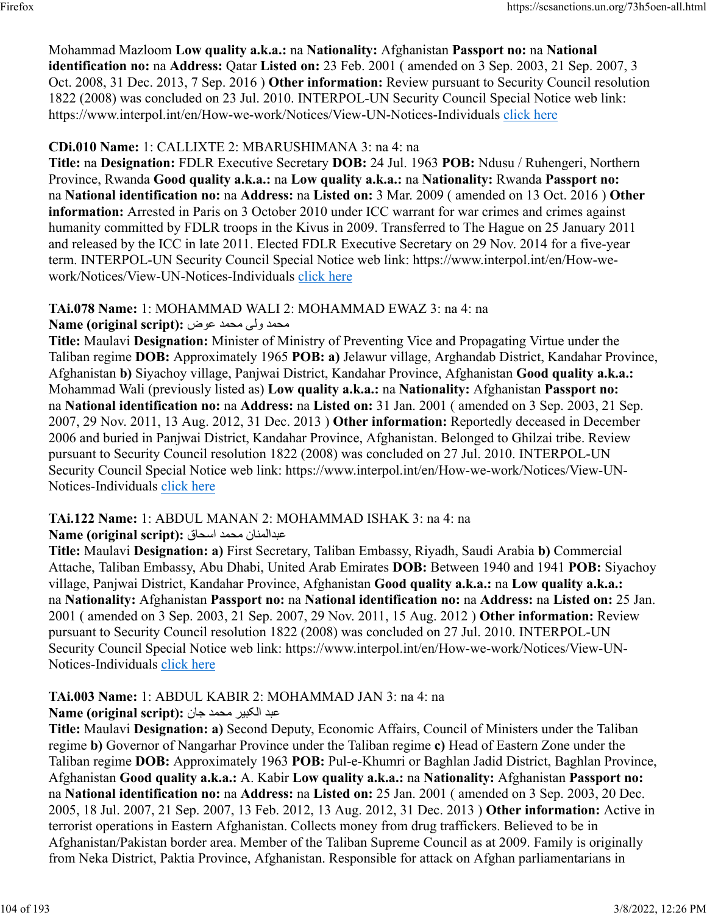Mohammad Mazloom **Low quality a.k.a.:** na **Nationality:** Afghanistan **Passport no:** na **National identification no:** na **Address:** Qatar **Listed on:** 23 Feb. 2001 ( amended on 3 Sep. 2003, 21 Sep. 2007, 3 Oct. 2008, 31 Dec. 2013, 7 Sep. 2016 ) **Other information:** Review pursuant to Security Council resolution 1822 (2008) was concluded on 23 Jul. 2010. INTERPOL-UN Security Council Special Notice web link: https://www.interpol.int/en/How-we-work/Notices/View-UN-Notices-Individuals click here

**CDi.010 Name:** 1: CALLIXTE 2: MBARUSHIMANA 3: na 4: na
**Title:** na **Designation:** FDLR Executive Secretary **DOB:** 24 Jul. 1963 **POB:** Ndusu / Ruhengeri, Northern Province, Rwanda **Good quality a.k.a.:** na **Low quality a.k.a.:** na **Nationality:** Rwanda **Passport no:** na **National identification no:** na **Address:** na **Listed on:** 3 Mar. 2009 ( amended on 13 Oct. 2016 ) **Other information:** Arrested in Paris on 3 October 2010 under ICC warrant for war crimes and crimes against humanity committed by FDLR troops in the Kivus in 2009. Transferred to The Hague on 25 January 2011 and released by the ICC in late 2011. Elected FDLR Executive Secretary on 29 Nov. 2014 for a five-year term. INTERPOL-UN Security Council Special Notice web link: https://www.interpol.int/en/How-we-work/Notices/View-UN-Notices-Individuals click here

**TAi.078 Name:** 1: MOHAMMAD WALI 2: MOHAMMAD EWAZ 3: na 4: na
**Name (original script):** محمد ولی محمد عوض
**Title:** Maulavi **Designation:** Minister of Ministry of Preventing Vice and Propagating Virtue under the Taliban regime **DOB:** Approximately 1965 **POB:** **a)** Jelawur village, Arghandab District, Kandahar Province, Afghanistan **b)** Siyachoy village, Panjwai District, Kandahar Province, Afghanistan **Good quality a.k.a.:** Mohammad Wali (previously listed as) **Low quality a.k.a.:** na **Nationality:** Afghanistan **Passport no:** na **National identification no:** na **Address:** na **Listed on:** 31 Jan. 2001 ( amended on 3 Sep. 2003, 21 Sep. 2007, 29 Nov. 2011, 13 Aug. 2012, 31 Dec. 2013 ) **Other information:** Reportedly deceased in December 2006 and buried in Panjwai District, Kandahar Province, Afghanistan. Belonged to Ghilzai tribe. Review pursuant to Security Council resolution 1822 (2008) was concluded on 27 Jul. 2010. INTERPOL-UN Security Council Special Notice web link: https://www.interpol.int/en/How-we-work/Notices/View-UN-Notices-Individuals click here

**TAi.122 Name:** 1: ABDUL MANAN 2: MOHAMMAD ISHAK 3: na 4: na
**Name (original script):** عبدالمنان محمد اسحاق
**Title:** Maulavi **Designation:** **a)** First Secretary, Taliban Embassy, Riyadh, Saudi Arabia **b)** Commercial Attache, Taliban Embassy, Abu Dhabi, United Arab Emirates **DOB:** Between 1940 and 1941 **POB:** Siyachoy village, Panjwai District, Kandahar Province, Afghanistan **Good quality a.k.a.:** na **Low quality a.k.a.:** na **Nationality:** Afghanistan **Passport no:** na **National identification no:** na **Address:** na **Listed on:** 25 Jan. 2001 ( amended on 3 Sep. 2003, 21 Sep. 2007, 29 Nov. 2011, 15 Aug. 2012 ) **Other information:** Review pursuant to Security Council resolution 1822 (2008) was concluded on 27 Jul. 2010. INTERPOL-UN Security Council Special Notice web link: https://www.interpol.int/en/How-we-work/Notices/View-UN-Notices-Individuals click here

**TAi.003 Name:** 1: ABDUL KABIR 2: MOHAMMAD JAN 3: na 4: na
**Name (original script):** عبد الكبير محمد جان
**Title:** Maulavi **Designation:** **a)** Second Deputy, Economic Affairs, Council of Ministers under the Taliban regime **b)** Governor of Nangarhar Province under the Taliban regime **c)** Head of Eastern Zone under the Taliban regime **DOB:** Approximately 1963 **POB:** Pul-e-Khumri or Baghlan Jadid District, Baghlan Province, Afghanistan **Good quality a.k.a.:** A. Kabir **Low quality a.k.a.:** na **Nationality:** Afghanistan **Passport no:** na **National identification no:** na **Address:** na **Listed on:** 25 Jan. 2001 ( amended on 3 Sep. 2003, 20 Dec. 2005, 18 Jul. 2007, 21 Sep. 2007, 13 Feb. 2012, 13 Aug. 2012, 31 Dec. 2013 ) **Other information:** Active in terrorist operations in Eastern Afghanistan. Collects money from drug traffickers. Believed to be in Afghanistan/Pakistan border area. Member of the Taliban Supreme Council as at 2009. Family is originally from Neka District, Paktia Province, Afghanistan. Responsible for attack on Afghan parliamentarians in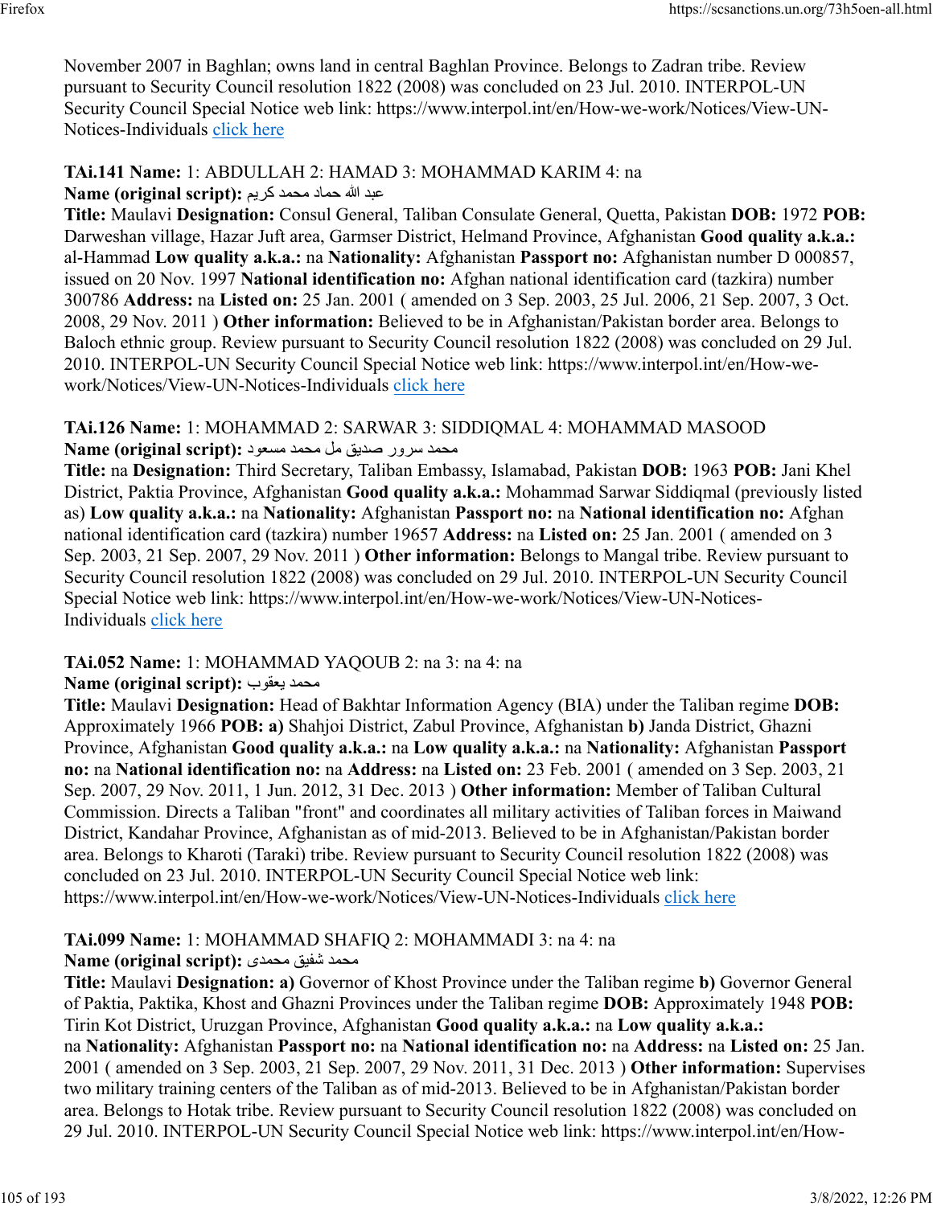November 2007 in Baghlan; owns land in central Baghlan Province. Belongs to Zadran tribe. Review pursuant to Security Council resolution 1822 (2008) was concluded on 23 Jul. 2010. INTERPOL-UN Security Council Special Notice web link: https://www.interpol.int/en/How-we-work/Notices/View-UN-Notices-Individuals click here

**TAi.141 Name:** 1: ABDULLAH 2: HAMAD 3: MOHAMMAD KARIM 4: na
**Name (original script):** عبد الله حماد محمد كريم
**Title:** Maulavi **Designation:** Consul General, Taliban Consulate General, Quetta, Pakistan **DOB:** 1972 **POB:** Darweshan village, Hazar Juft area, Garmser District, Helmand Province, Afghanistan **Good quality a.k.a.:** al-Hammad **Low quality a.k.a.:** na **Nationality:** Afghanistan **Passport no:** Afghanistan number D 000857, issued on 20 Nov. 1997 **National identification no:** Afghan national identification card (tazkira) number 300786 **Address:** na **Listed on:** 25 Jan. 2001 ( amended on 3 Sep. 2003, 25 Jul. 2006, 21 Sep. 2007, 3 Oct. 2008, 29 Nov. 2011 ) **Other information:** Believed to be in Afghanistan/Pakistan border area. Belongs to Baloch ethnic group. Review pursuant to Security Council resolution 1822 (2008) was concluded on 29 Jul. 2010. INTERPOL-UN Security Council Special Notice web link: https://www.interpol.int/en/How-we-work/Notices/View-UN-Notices-Individuals click here

**TAi.126 Name:** 1: MOHAMMAD 2: SARWAR 3: SIDDIQMAL 4: MOHAMMAD MASOOD
**Name (original script):** محمد سرور صديق مل محمد مسعود
**Title:** na **Designation:** Third Secretary, Taliban Embassy, Islamabad, Pakistan **DOB:** 1963 **POB:** Jani Khel District, Paktia Province, Afghanistan **Good quality a.k.a.:** Mohammad Sarwar Siddiqmal (previously listed as) **Low quality a.k.a.:** na **Nationality:** Afghanistan **Passport no:** na **National identification no:** Afghan national identification card (tazkira) number 19657 **Address:** na **Listed on:** 25 Jan. 2001 ( amended on 3 Sep. 2003, 21 Sep. 2007, 29 Nov. 2011 ) **Other information:** Belongs to Mangal tribe. Review pursuant to Security Council resolution 1822 (2008) was concluded on 29 Jul. 2010. INTERPOL-UN Security Council Special Notice web link: https://www.interpol.int/en/How-we-work/Notices/View-UN-Notices-Individuals click here

**TAi.052 Name:** 1: MOHAMMAD YAQOUB 2: na 3: na 4: na
**Name (original script):** محمد يعقوب
**Title:** Maulavi **Designation:** Head of Bakhtar Information Agency (BIA) under the Taliban regime **DOB:** Approximately 1966 **POB:** **a)** Shahjoi District, Zabul Province, Afghanistan **b)** Janda District, Ghazni Province, Afghanistan **Good quality a.k.a.:** na **Low quality a.k.a.:** na **Nationality:** Afghanistan **Passport no:** na **National identification no:** na **Address:** na **Listed on:** 23 Feb. 2001 ( amended on 3 Sep. 2003, 21 Sep. 2007, 29 Nov. 2011, 1 Jun. 2012, 31 Dec. 2013 ) **Other information:** Member of Taliban Cultural Commission. Directs a Taliban "front" and coordinates all military activities of Taliban forces in Maiwand District, Kandahar Province, Afghanistan as of mid-2013. Believed to be in Afghanistan/Pakistan border area. Belongs to Kharoti (Taraki) tribe. Review pursuant to Security Council resolution 1822 (2008) was concluded on 23 Jul. 2010. INTERPOL-UN Security Council Special Notice web link: https://www.interpol.int/en/How-we-work/Notices/View-UN-Notices-Individuals click here

**TAi.099 Name:** 1: MOHAMMAD SHAFIQ 2: MOHAMMADI 3: na 4: na
**Name (original script):** محمد شفيق محمدى
**Title:** Maulavi **Designation:** **a)** Governor of Khost Province under the Taliban regime **b)** Governor General of Paktia, Paktika, Khost and Ghazni Provinces under the Taliban regime **DOB:** Approximately 1948 **POB:** Tirin Kot District, Uruzgan Province, Afghanistan **Good quality a.k.a.:** na **Low quality a.k.a.:** na **Nationality:** Afghanistan **Passport no:** na **National identification no:** na **Address:** na **Listed on:** 25 Jan. 2001 ( amended on 3 Sep. 2003, 21 Sep. 2007, 29 Nov. 2011, 31 Dec. 2013 ) **Other information:** Supervises two military training centers of the Taliban as of mid-2013. Believed to be in Afghanistan/Pakistan border area. Belongs to Hotak tribe. Review pursuant to Security Council resolution 1822 (2008) was concluded on 29 Jul. 2010. INTERPOL-UN Security Council Special Notice web link: https://www.interpol.int/en/How-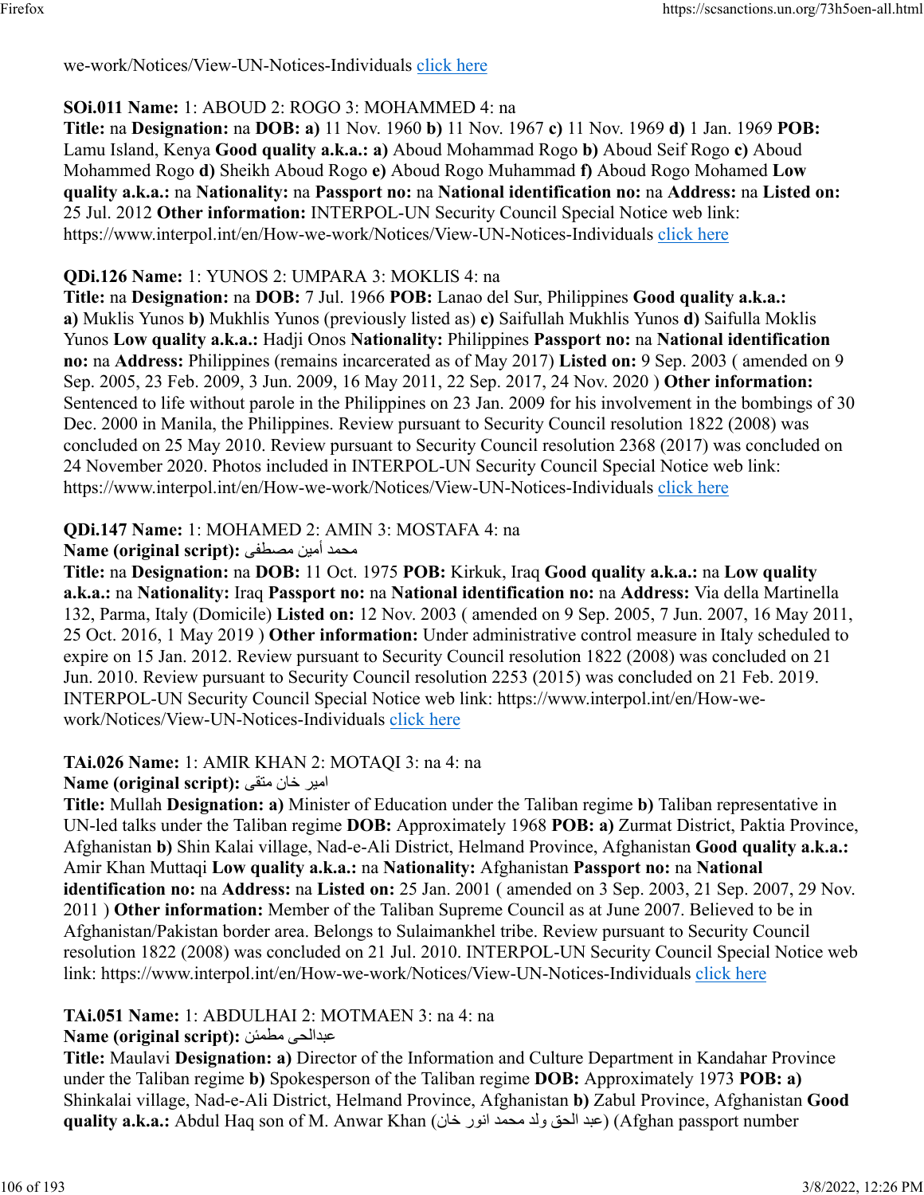we-work/Notices/View-UN-Notices-Individuals click here

**SOi.011 Name:** 1: ABOUD 2: ROGO 3: MOHAMMED 4: na
**Title:** na **Designation:** na **DOB:** **a)** 11 Nov. 1960 **b)** 11 Nov. 1967 **c)** 11 Nov. 1969 **d)** 1 Jan. 1969 **POB:** Lamu Island, Kenya **Good quality a.k.a.:** **a)** Aboud Mohammad Rogo **b)** Aboud Seif Rogo **c)** Aboud Mohammed Rogo **d)** Sheikh Aboud Rogo **e)** Aboud Rogo Muhammad **f)** Aboud Rogo Mohamed **Low quality a.k.a.:** na **Nationality:** na **Passport no:** na **National identification no:** na **Address:** na **Listed on:** 25 Jul. 2012 **Other information:** INTERPOL-UN Security Council Special Notice web link: https://www.interpol.int/en/How-we-work/Notices/View-UN-Notices-Individuals click here

**QDi.126 Name:** 1: YUNOS 2: UMPARA 3: MOKLIS 4: na
**Title:** na **Designation:** na **DOB:** 7 Jul. 1966 **POB:** Lanao del Sur, Philippines **Good quality a.k.a.:** **a)** Muklis Yunos **b)** Mukhlis Yunos (previously listed as) **c)** Saifullah Mukhlis Yunos **d)** Saifulla Moklis Yunos **Low quality a.k.a.:** Hadji Onos **Nationality:** Philippines **Passport no:** na **National identification no:** na **Address:** Philippines (remains incarcerated as of May 2017) **Listed on:** 9 Sep. 2003 ( amended on 9 Sep. 2005, 23 Feb. 2009, 3 Jun. 2009, 16 May 2011, 22 Sep. 2017, 24 Nov. 2020 ) **Other information:** Sentenced to life without parole in the Philippines on 23 Jan. 2009 for his involvement in the bombings of 30 Dec. 2000 in Manila, the Philippines. Review pursuant to Security Council resolution 1822 (2008) was concluded on 25 May 2010. Review pursuant to Security Council resolution 2368 (2017) was concluded on 24 November 2020. Photos included in INTERPOL-UN Security Council Special Notice web link: https://www.interpol.int/en/How-we-work/Notices/View-UN-Notices-Individuals click here

**QDi.147 Name:** 1: MOHAMED 2: AMIN 3: MOSTAFA 4: na
**Name (original script):** محمد أمين مصطفى
**Title:** na **Designation:** na **DOB:** 11 Oct. 1975 **POB:** Kirkuk, Iraq **Good quality a.k.a.:** na **Low quality a.k.a.:** na **Nationality:** Iraq **Passport no:** na **National identification no:** na **Address:** Via della Martinella 132, Parma, Italy (Domicile) **Listed on:** 12 Nov. 2003 ( amended on 9 Sep. 2005, 7 Jun. 2007, 16 May 2011, 25 Oct. 2016, 1 May 2019 ) **Other information:** Under administrative control measure in Italy scheduled to expire on 15 Jan. 2012. Review pursuant to Security Council resolution 1822 (2008) was concluded on 21 Jun. 2010. Review pursuant to Security Council resolution 2253 (2015) was concluded on 21 Feb. 2019. INTERPOL-UN Security Council Special Notice web link: https://www.interpol.int/en/How-we-work/Notices/View-UN-Notices-Individuals click here

**TAi.026 Name:** 1: AMIR KHAN 2: MOTAQI 3: na 4: na
**Name (original script):** امیر خان متقی
**Title:** Mullah **Designation:** **a)** Minister of Education under the Taliban regime **b)** Taliban representative in UN-led talks under the Taliban regime **DOB:** Approximately 1968 **POB:** **a)** Zurmat District, Paktia Province, Afghanistan **b)** Shin Kalai village, Nad-e-Ali District, Helmand Province, Afghanistan **Good quality a.k.a.:** Amir Khan Muttaqi **Low quality a.k.a.:** na **Nationality:** Afghanistan **Passport no:** na **National identification no:** na **Address:** na **Listed on:** 25 Jan. 2001 ( amended on 3 Sep. 2003, 21 Sep. 2007, 29 Nov. 2011 ) **Other information:** Member of the Taliban Supreme Council as at June 2007. Believed to be in Afghanistan/Pakistan border area. Belongs to Sulaimankhel tribe. Review pursuant to Security Council resolution 1822 (2008) was concluded on 21 Jul. 2010. INTERPOL-UN Security Council Special Notice web link: https://www.interpol.int/en/How-we-work/Notices/View-UN-Notices-Individuals click here

**TAi.051 Name:** 1: ABDULHAI 2: MOTMAEN 3: na 4: na
**Name (original script):** عبدالحی مطمئن
**Title:** Maulavi **Designation:** **a)** Director of the Information and Culture Department in Kandahar Province under the Taliban regime **b)** Spokesperson of the Taliban regime **DOB:** Approximately 1973 **POB:** **a)** Shinkalai village, Nad-e-Ali District, Helmand Province, Afghanistan **b)** Zabul Province, Afghanistan **Good quality a.k.a.:** Abdul Haq son of M. Anwar Khan (عبد الحق ولد محمد انوار خان) (Afghan passport number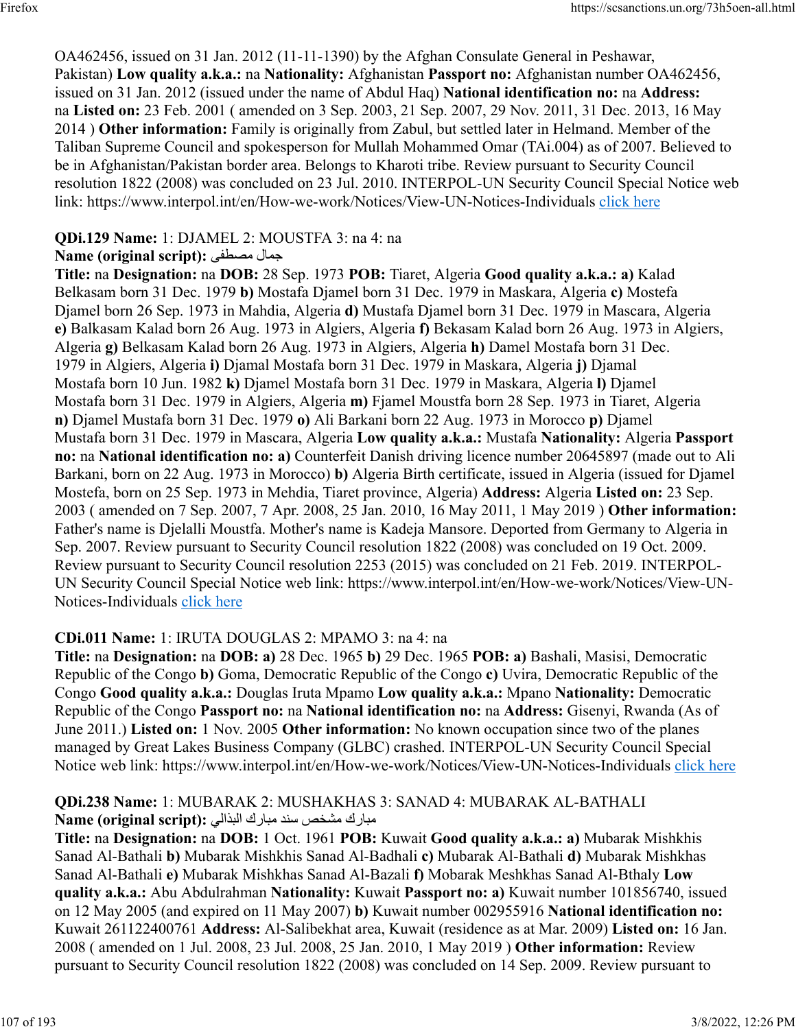OA462456, issued on 31 Jan. 2012 (11-11-1390) by the Afghan Consulate General in Peshawar, Pakistan) **Low quality a.k.a.:** na **Nationality:** Afghanistan **Passport no:** Afghanistan number OA462456, issued on 31 Jan. 2012 (issued under the name of Abdul Haq) **National identification no:** na **Address:** na **Listed on:** 23 Feb. 2001 ( amended on 3 Sep. 2003, 21 Sep. 2007, 29 Nov. 2011, 31 Dec. 2013, 16 May 2014 ) **Other information:** Family is originally from Zabul, but settled later in Helmand. Member of the Taliban Supreme Council and spokesperson for Mullah Mohammed Omar (TAi.004) as of 2007. Believed to be in Afghanistan/Pakistan border area. Belongs to Kharoti tribe. Review pursuant to Security Council resolution 1822 (2008) was concluded on 23 Jul. 2010. INTERPOL-UN Security Council Special Notice web link: https://www.interpol.int/en/How-we-work/Notices/View-UN-Notices-Individuals click here

**QDi.129 Name:** 1: DJAMEL 2: MOUSTFA 3: na 4: na
**Name (original script):** جمال مصطفى
**Title:** na **Designation:** na **DOB:** 28 Sep. 1973 **POB:** Tiaret, Algeria **Good quality a.k.a.: a)** Kalad Belkasam born 31 Dec. 1979 **b)** Mostafa Djamel born 31 Dec. 1979 in Maskara, Algeria **c)** Mostefa Djamel born 26 Sep. 1973 in Mahdia, Algeria **d)** Mustafa Djamel born 31 Dec. 1979 in Mascara, Algeria **e)** Balkasam Kalad born 26 Aug. 1973 in Algiers, Algeria **f)** Bekasam Kalad born 26 Aug. 1973 in Algiers, Algeria **g)** Belkasam Kalad born 26 Aug. 1973 in Algiers, Algeria **h)** Damel Mostafa born 31 Dec. 1979 in Algiers, Algeria **i)** Djamal Mostafa born 31 Dec. 1979 in Maskara, Algeria **j)** Djamal Mostafa born 10 Jun. 1982 **k)** Djamel Mostafa born 31 Dec. 1979 in Maskara, Algeria **l)** Djamel Mostafa born 31 Dec. 1979 in Algiers, Algeria **m)** Fjamel Moustfa born 28 Sep. 1973 in Tiaret, Algeria **n)** Djamel Mustafa born 31 Dec. 1979 **o)** Ali Barkani born 22 Aug. 1973 in Morocco **p)** Djamel Mustafa born 31 Dec. 1979 in Mascara, Algeria **Low quality a.k.a.:** Mustafa **Nationality:** Algeria **Passport no:** na **National identification no: a)** Counterfeit Danish driving licence number 20645897 (made out to Ali Barkani, born on 22 Aug. 1973 in Morocco) **b)** Algeria Birth certificate, issued in Algeria (issued for Djamel Mostefa, born on 25 Sep. 1973 in Mehdia, Tiaret province, Algeria) **Address:** Algeria **Listed on:** 23 Sep. 2003 ( amended on 7 Sep. 2007, 7 Apr. 2008, 25 Jan. 2010, 16 May 2011, 1 May 2019 ) **Other information:** Father's name is Djelalli Moustfa. Mother's name is Kadeja Mansore. Deported from Germany to Algeria in Sep. 2007. Review pursuant to Security Council resolution 1822 (2008) was concluded on 19 Oct. 2009. Review pursuant to Security Council resolution 2253 (2015) was concluded on 21 Feb. 2019. INTERPOL-UN Security Council Special Notice web link: https://www.interpol.int/en/How-we-work/Notices/View-UN-Notices-Individuals click here

**CDi.011 Name:** 1: IRUTA DOUGLAS 2: MPAMO 3: na 4: na
**Title:** na **Designation:** na **DOB: a)** 28 Dec. 1965 **b)** 29 Dec. 1965 **POB: a)** Bashali, Masisi, Democratic Republic of the Congo **b)** Goma, Democratic Republic of the Congo **c)** Uvira, Democratic Republic of the Congo **Good quality a.k.a.:** Douglas Iruta Mpamo **Low quality a.k.a.:** Mpano **Nationality:** Democratic Republic of the Congo **Passport no:** na **National identification no:** na **Address:** Gisenyi, Rwanda (As of June 2011.) **Listed on:** 1 Nov. 2005 **Other information:** No known occupation since two of the planes managed by Great Lakes Business Company (GLBC) crashed. INTERPOL-UN Security Council Special Notice web link: https://www.interpol.int/en/How-we-work/Notices/View-UN-Notices-Individuals click here

**QDi.238 Name:** 1: MUBARAK 2: MUSHAKHAS 3: SANAD 4: MUBARAK AL-BATHALI
**Name (original script):** مبارك مشخص سند مبارك البذالي
**Title:** na **Designation:** na **DOB:** 1 Oct. 1961 **POB:** Kuwait **Good quality a.k.a.: a)** Mubarak Mishkhis Sanad Al-Bathali **b)** Mubarak Mishkhis Sanad Al-Badhali **c)** Mubarak Al-Bathali **d)** Mubarak Mishkhas Sanad Al-Bathali **e)** Mubarak Mishkhas Sanad Al-Bazali **f)** Mobarak Meshkhas Sanad Al-Bthaly **Low quality a.k.a.:** Abu Abdulrahman **Nationality:** Kuwait **Passport no: a)** Kuwait number 101856740, issued on 12 May 2005 (and expired on 11 May 2007) **b)** Kuwait number 002955916 **National identification no:** Kuwait 261122400761 **Address:** Al-Salibekhat area, Kuwait (residence as at Mar. 2009) **Listed on:** 16 Jan. 2008 ( amended on 1 Jul. 2008, 23 Jul. 2008, 25 Jan. 2010, 1 May 2019 ) **Other information:** Review pursuant to Security Council resolution 1822 (2008) was concluded on 14 Sep. 2009. Review pursuant to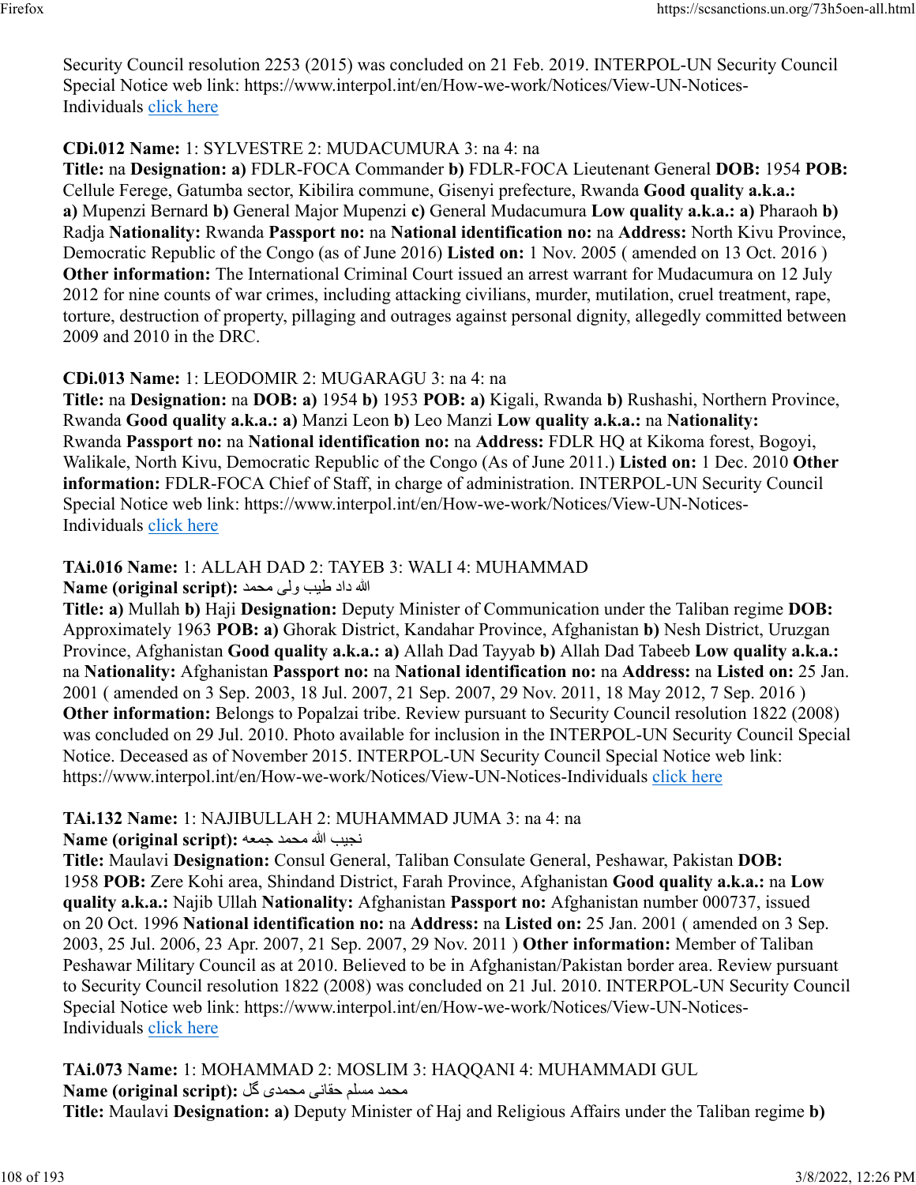Security Council resolution 2253 (2015) was concluded on 21 Feb. 2019. INTERPOL-UN Security Council Special Notice web link: https://www.interpol.int/en/How-we-work/Notices/View-UN-Notices-Individuals click here

**CDi.012 Name:** 1: SYLVESTRE 2: MUDACUMURA 3: na 4: na
**Title:** na **Designation:** **a)** FDLR-FOCA Commander **b)** FDLR-FOCA Lieutenant General **DOB:** 1954 **POB:** Cellule Ferege, Gatumba sector, Kibilira commune, Gisenyi prefecture, Rwanda **Good quality a.k.a.:** **a)** Mupenzi Bernard **b)** General Major Mupenzi **c)** General Mudacumura **Low quality a.k.a.:** **a)** Pharaoh **b)** Radja **Nationality:** Rwanda **Passport no:** na **National identification no:** na **Address:** North Kivu Province, Democratic Republic of the Congo (as of June 2016) **Listed on:** 1 Nov. 2005 ( amended on 13 Oct. 2016 ) **Other information:** The International Criminal Court issued an arrest warrant for Mudacumura on 12 July 2012 for nine counts of war crimes, including attacking civilians, murder, mutilation, cruel treatment, rape, torture, destruction of property, pillaging and outrages against personal dignity, allegedly committed between 2009 and 2010 in the DRC.

**CDi.013 Name:** 1: LEODOMIR 2: MUGARAGU 3: na 4: na
**Title:** na **Designation:** na **DOB:** **a)** 1954 **b)** 1953 **POB:** **a)** Kigali, Rwanda **b)** Rushashi, Northern Province, Rwanda **Good quality a.k.a.:** **a)** Manzi Leon **b)** Leo Manzi **Low quality a.k.a.:** na **Nationality:** Rwanda **Passport no:** na **National identification no:** na **Address:** FDLR HQ at Kikoma forest, Bogoyi, Walikale, North Kivu, Democratic Republic of the Congo (As of June 2011.) **Listed on:** 1 Dec. 2010 **Other information:** FDLR-FOCA Chief of Staff, in charge of administration. INTERPOL-UN Security Council Special Notice web link: https://www.interpol.int/en/How-we-work/Notices/View-UN-Notices-Individuals click here

**TAi.016 Name:** 1: ALLAH DAD 2: TAYEB 3: WALI 4: MUHAMMAD
**Name (original script):** الله داد طیب ولی محمد
**Title:** **a)** Mullah **b)** Haji **Designation:** Deputy Minister of Communication under the Taliban regime **DOB:** Approximately 1963 **POB:** **a)** Ghorak District, Kandahar Province, Afghanistan **b)** Nesh District, Uruzgan Province, Afghanistan **Good quality a.k.a.:** **a)** Allah Dad Tayyab **b)** Allah Dad Tabeeb **Low quality a.k.a.:** na **Nationality:** Afghanistan **Passport no:** na **National identification no:** na **Address:** na **Listed on:** 25 Jan. 2001 ( amended on 3 Sep. 2003, 18 Jul. 2007, 21 Sep. 2007, 29 Nov. 2011, 18 May 2012, 7 Sep. 2016 ) **Other information:** Belongs to Popalzai tribe. Review pursuant to Security Council resolution 1822 (2008) was concluded on 29 Jul. 2010. Photo available for inclusion in the INTERPOL-UN Security Council Special Notice. Deceased as of November 2015. INTERPOL-UN Security Council Special Notice web link: https://www.interpol.int/en/How-we-work/Notices/View-UN-Notices-Individuals click here

**TAi.132 Name:** 1: NAJIBULLAH 2: MUHAMMAD JUMA 3: na 4: na
**Name (original script):** نجیب الله محمد جمعه
**Title:** Maulavi **Designation:** Consul General, Taliban Consulate General, Peshawar, Pakistan **DOB:** 1958 **POB:** Zere Kohi area, Shindand District, Farah Province, Afghanistan **Good quality a.k.a.:** na **Low quality a.k.a.:** Najib Ullah **Nationality:** Afghanistan **Passport no:** Afghanistan number 000737, issued on 20 Oct. 1996 **National identification no:** na **Address:** na **Listed on:** 25 Jan. 2001 ( amended on 3 Sep. 2003, 25 Jul. 2006, 23 Apr. 2007, 21 Sep. 2007, 29 Nov. 2011 ) **Other information:** Member of Taliban Peshawar Military Council as at 2010. Believed to be in Afghanistan/Pakistan border area. Review pursuant to Security Council resolution 1822 (2008) was concluded on 21 Jul. 2010. INTERPOL-UN Security Council Special Notice web link: https://www.interpol.int/en/How-we-work/Notices/View-UN-Notices-Individuals click here

**TAi.073 Name:** 1: MOHAMMAD 2: MOSLIM 3: HAQQANI 4: MUHAMMADI GUL
**Name (original script):** محمد مسلم حقانی محمدی گل
**Title:** Maulavi **Designation:** **a)** Deputy Minister of Haj and Religious Affairs under the Taliban regime **b)**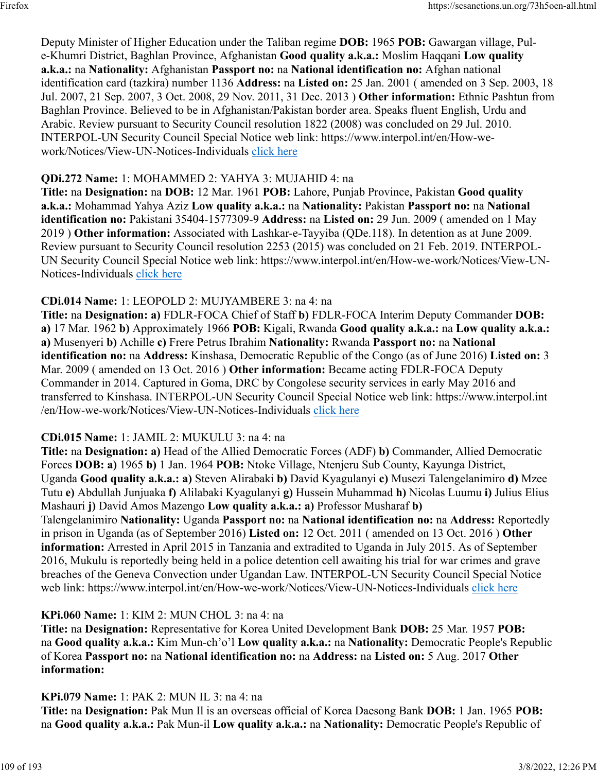Deputy Minister of Higher Education under the Taliban regime **DOB:** 1965 **POB:** Gawargan village, Pul-e-Khumri District, Baghlan Province, Afghanistan **Good quality a.k.a.:** Moslim Haqqani **Low quality a.k.a.:** na **Nationality:** Afghanistan **Passport no:** na **National identification no:** Afghan national identification card (tazkira) number 1136 **Address:** na **Listed on:** 25 Jan. 2001 ( amended on 3 Sep. 2003, 18 Jul. 2007, 21 Sep. 2007, 3 Oct. 2008, 29 Nov. 2011, 31 Dec. 2013 ) **Other information:** Ethnic Pashtun from Baghlan Province. Believed to be in Afghanistan/Pakistan border area. Speaks fluent English, Urdu and Arabic. Review pursuant to Security Council resolution 1822 (2008) was concluded on 29 Jul. 2010. INTERPOL-UN Security Council Special Notice web link: https://www.interpol.int/en/How-we-work/Notices/View-UN-Notices-Individuals click here

**QDi.272 Name:** 1: MOHAMMED 2: YAHYA 3: MUJAHID 4: na
**Title:** na **Designation:** na **DOB:** 12 Mar. 1961 **POB:** Lahore, Punjab Province, Pakistan **Good quality a.k.a.:** Mohammad Yahya Aziz **Low quality a.k.a.:** na **Nationality:** Pakistan **Passport no:** na **National identification no:** Pakistani 35404-1577309-9 **Address:** na **Listed on:** 29 Jun. 2009 ( amended on 1 May 2019 ) **Other information:** Associated with Lashkar-e-Tayyiba (QDe.118). In detention as at June 2009. Review pursuant to Security Council resolution 2253 (2015) was concluded on 21 Feb. 2019. INTERPOL-UN Security Council Special Notice web link: https://www.interpol.int/en/How-we-work/Notices/View-UN-Notices-Individuals click here

**CDi.014 Name:** 1: LEOPOLD 2: MUJYAMBERE 3: na 4: na
**Title:** na **Designation:** **a)** FDLR-FOCA Chief of Staff **b)** FDLR-FOCA Interim Deputy Commander **DOB:** **a)** 17 Mar. 1962 **b)** Approximately 1966 **POB:** Kigali, Rwanda **Good quality a.k.a.:** na **Low quality a.k.a.:** **a)** Musenyeri **b)** Achille **c)** Frere Petrus Ibrahim **Nationality:** Rwanda **Passport no:** na **National identification no:** na **Address:** Kinshasa, Democratic Republic of the Congo (as of June 2016) **Listed on:** 3 Mar. 2009 ( amended on 13 Oct. 2016 ) **Other information:** Became acting FDLR-FOCA Deputy Commander in 2014. Captured in Goma, DRC by Congolese security services in early May 2016 and transferred to Kinshasa. INTERPOL-UN Security Council Special Notice web link: https://www.interpol.int/en/How-we-work/Notices/View-UN-Notices-Individuals click here

**CDi.015 Name:** 1: JAMIL 2: MUKULU 3: na 4: na
**Title:** na **Designation:** **a)** Head of the Allied Democratic Forces (ADF) **b)** Commander, Allied Democratic Forces **DOB:** **a)** 1965 **b)** 1 Jan. 1964 **POB:** Ntoke Village, Ntenjeru Sub County, Kayunga District, Uganda **Good quality a.k.a.:** **a)** Steven Alirabaki **b)** David Kyagulanyi **c)** Musezi Talengelanimiro **d)** Mzee Tutu **e)** Abdullah Junjuaka **f)** Alilabaki Kyagulanyi **g)** Hussein Muhammad **h)** Nicolas Luumu **i)** Julius Elius Mashauri **j)** David Amos Mazengo **Low quality a.k.a.:** **a)** Professor Musharaf **b)** Talengelanimiro **Nationality:** Uganda **Passport no:** na **National identification no:** na **Address:** Reportedly in prison in Uganda (as of September 2016) **Listed on:** 12 Oct. 2011 ( amended on 13 Oct. 2016 ) **Other information:** Arrested in April 2015 in Tanzania and extradited to Uganda in July 2015. As of September 2016, Mukulu is reportedly being held in a police detention cell awaiting his trial for war crimes and grave breaches of the Geneva Convection under Ugandan Law. INTERPOL-UN Security Council Special Notice web link: https://www.interpol.int/en/How-we-work/Notices/View-UN-Notices-Individuals click here

**KPi.060 Name:** 1: KIM 2: MUN CHOL 3: na 4: na
**Title:** na **Designation:** Representative for Korea United Development Bank **DOB:** 25 Mar. 1957 **POB:** na **Good quality a.k.a.:** Kim Mun-ch'o'l **Low quality a.k.a.:** na **Nationality:** Democratic People's Republic of Korea **Passport no:** na **National identification no:** na **Address:** na **Listed on:** 5 Aug. 2017 **Other information:**

**KPi.079 Name:** 1: PAK 2: MUN IL 3: na 4: na
**Title:** na **Designation:** Pak Mun Il is an overseas official of Korea Daesong Bank **DOB:** 1 Jan. 1965 **POB:** na **Good quality a.k.a.:** Pak Mun-il **Low quality a.k.a.:** na **Nationality:** Democratic People's Republic of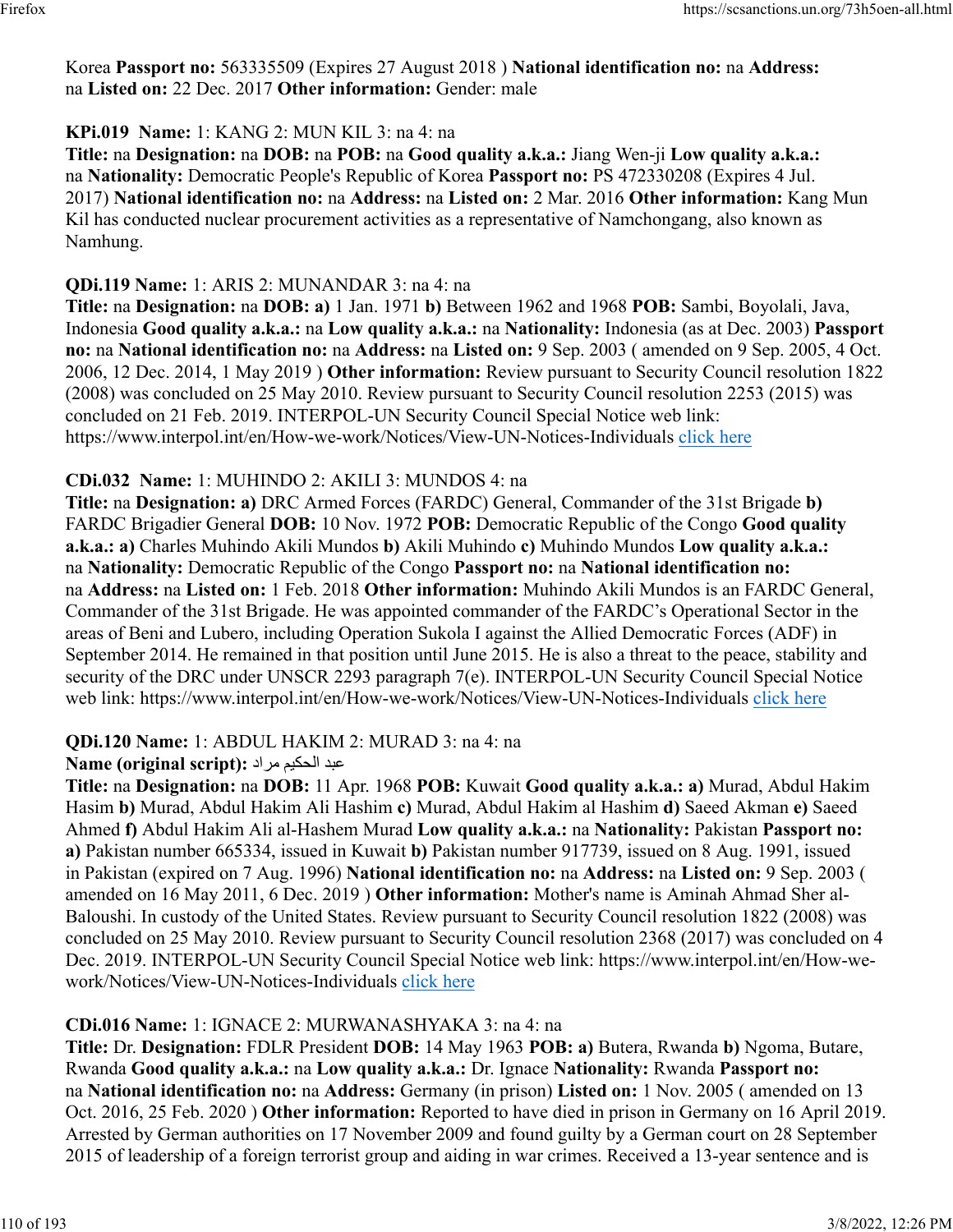Korea **Passport no:** 563335509 (Expires 27 August 2018 ) **National identification no:** na **Address:** na **Listed on:** 22 Dec. 2017 **Other information:** Gender: male

**KPi.019 Name:** 1: KANG 2: MUN KIL 3: na 4: na
**Title:** na **Designation:** na **DOB:** na **POB:** na **Good quality a.k.a.:** Jiang Wen-ji **Low quality a.k.a.:** na **Nationality:** Democratic People's Republic of Korea **Passport no:** PS 472330208 (Expires 4 Jul. 2017) **National identification no:** na **Address:** na **Listed on:** 2 Mar. 2016 **Other information:** Kang Mun Kil has conducted nuclear procurement activities as a representative of Namchongang, also known as Namhung.

**QDi.119 Name:** 1: ARIS 2: MUNANDAR 3: na 4: na
**Title:** na **Designation:** na **DOB:** **a)** 1 Jan. 1971 **b)** Between 1962 and 1968 **POB:** Sambi, Boyolali, Java, Indonesia **Good quality a.k.a.:** na **Low quality a.k.a.:** na **Nationality:** Indonesia (as at Dec. 2003) **Passport no:** na **National identification no:** na **Address:** na **Listed on:** 9 Sep. 2003 ( amended on 9 Sep. 2005, 4 Oct. 2006, 12 Dec. 2014, 1 May 2019 ) **Other information:** Review pursuant to Security Council resolution 1822 (2008) was concluded on 25 May 2010. Review pursuant to Security Council resolution 2253 (2015) was concluded on 21 Feb. 2019. INTERPOL-UN Security Council Special Notice web link: https://www.interpol.int/en/How-we-work/Notices/View-UN-Notices-Individuals click here

**CDi.032 Name:** 1: MUHINDO 2: AKILI 3: MUNDOS 4: na
**Title:** na **Designation:** **a)** DRC Armed Forces (FARDC) General, Commander of the 31st Brigade **b)** FARDC Brigadier General **DOB:** 10 Nov. 1972 **POB:** Democratic Republic of the Congo **Good quality a.k.a.:** **a)** Charles Muhindo Akili Mundos **b)** Akili Muhindo **c)** Muhindo Mundos **Low quality a.k.a.:** na **Nationality:** Democratic Republic of the Congo **Passport no:** na **National identification no:** na **Address:** na **Listed on:** 1 Feb. 2018 **Other information:** Muhindo Akili Mundos is an FARDC General, Commander of the 31st Brigade. He was appointed commander of the FARDC's Operational Sector in the areas of Beni and Lubero, including Operation Sukola I against the Allied Democratic Forces (ADF) in September 2014. He remained in that position until June 2015. He is also a threat to the peace, stability and security of the DRC under UNSCR 2293 paragraph 7(e). INTERPOL-UN Security Council Special Notice web link: https://www.interpol.int/en/How-we-work/Notices/View-UN-Notices-Individuals click here

**QDi.120 Name:** 1: ABDUL HAKIM 2: MURAD 3: na 4: na
**Name (original script):** عبد الحكيم مراد
**Title:** na **Designation:** na **DOB:** 11 Apr. 1968 **POB:** Kuwait **Good quality a.k.a.:** **a)** Murad, Abdul Hakim Hasim **b)** Murad, Abdul Hakim Ali Hashim **c)** Murad, Abdul Hakim al Hashim **d)** Saeed Akman **e)** Saeed Ahmed **f)** Abdul Hakim Ali al-Hashem Murad **Low quality a.k.a.:** na **Nationality:** Pakistan **Passport no:** **a)** Pakistan number 665334, issued in Kuwait **b)** Pakistan number 917739, issued on 8 Aug. 1991, issued in Pakistan (expired on 7 Aug. 1996) **National identification no:** na **Address:** na **Listed on:** 9 Sep. 2003 ( amended on 16 May 2011, 6 Dec. 2019 ) **Other information:** Mother's name is Aminah Ahmad Sher al-Baloushi. In custody of the United States. Review pursuant to Security Council resolution 1822 (2008) was concluded on 25 May 2010. Review pursuant to Security Council resolution 2368 (2017) was concluded on 4 Dec. 2019. INTERPOL-UN Security Council Special Notice web link: https://www.interpol.int/en/How-we-work/Notices/View-UN-Notices-Individuals click here

**CDi.016 Name:** 1: IGNACE 2: MURWANASHYAKA 3: na 4: na
**Title:** Dr. **Designation:** FDLR President **DOB:** 14 May 1963 **POB:** **a)** Butera, Rwanda **b)** Ngoma, Butare, Rwanda **Good quality a.k.a.:** na **Low quality a.k.a.:** Dr. Ignace **Nationality:** Rwanda **Passport no:** na **National identification no:** na **Address:** Germany (in prison) **Listed on:** 1 Nov. 2005 ( amended on 13 Oct. 2016, 25 Feb. 2020 ) **Other information:** Reported to have died in prison in Germany on 16 April 2019. Arrested by German authorities on 17 November 2009 and found guilty by a German court on 28 September 2015 of leadership of a foreign terrorist group and aiding in war crimes. Received a 13-year sentence and is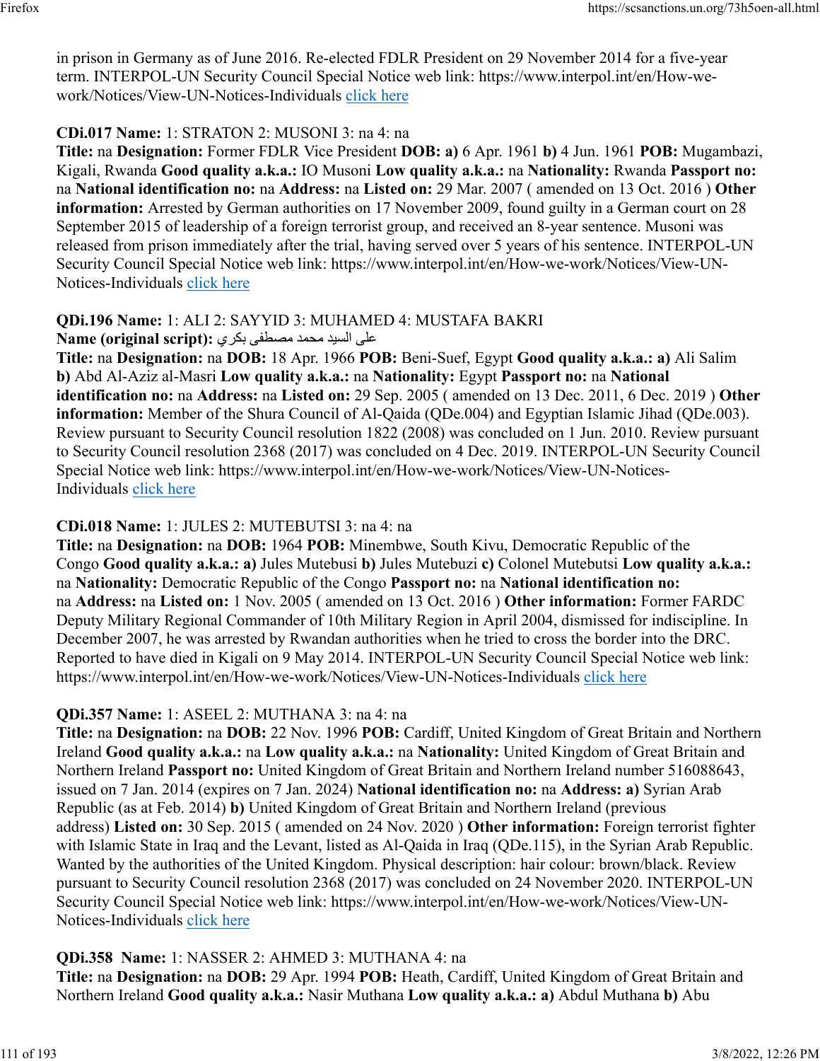in prison in Germany as of June 2016. Re-elected FDLR President on 29 November 2014 for a five-year term. INTERPOL-UN Security Council Special Notice web link: https://www.interpol.int/en/How-we-work/Notices/View-UN-Notices-Individuals click here

**CDi.017 Name:** 1: STRATON 2: MUSONI 3: na 4: na
**Title:** na **Designation:** Former FDLR Vice President **DOB: a)** 6 Apr. 1961 **b)** 4 Jun. 1961 **POB:** Mugambazi, Kigali, Rwanda **Good quality a.k.a.:** IO Musoni **Low quality a.k.a.:** na **Nationality:** Rwanda **Passport no:** na **National identification no:** na **Address:** na **Listed on:** 29 Mar. 2007 ( amended on 13 Oct. 2016 ) **Other information:** Arrested by German authorities on 17 November 2009, found guilty in a German court on 28 September 2015 of leadership of a foreign terrorist group, and received an 8-year sentence. Musoni was released from prison immediately after the trial, having served over 5 years of his sentence. INTERPOL-UN Security Council Special Notice web link: https://www.interpol.int/en/How-we-work/Notices/View-UN-Notices-Individuals click here

**QDi.196 Name:** 1: ALI 2: SAYYID 3: MUHAMED 4: MUSTAFA BAKRI
**Name (original script):** على السيد محمد مصطفى بكري
**Title:** na **Designation:** na **DOB:** 18 Apr. 1966 **POB:** Beni-Suef, Egypt **Good quality a.k.a.: a)** Ali Salim **b)** Abd Al-Aziz al-Masri **Low quality a.k.a.:** na **Nationality:** Egypt **Passport no:** na **National identification no:** na **Address:** na **Listed on:** 29 Sep. 2005 ( amended on 13 Dec. 2011, 6 Dec. 2019 ) **Other information:** Member of the Shura Council of Al-Qaida (QDe.004) and Egyptian Islamic Jihad (QDe.003). Review pursuant to Security Council resolution 1822 (2008) was concluded on 1 Jun. 2010. Review pursuant to Security Council resolution 2368 (2017) was concluded on 4 Dec. 2019. INTERPOL-UN Security Council Special Notice web link: https://www.interpol.int/en/How-we-work/Notices/View-UN-Notices-Individuals click here

**CDi.018 Name:** 1: JULES 2: MUTEBUTSI 3: na 4: na
**Title:** na **Designation:** na **DOB:** 1964 **POB:** Minembwe, South Kivu, Democratic Republic of the Congo **Good quality a.k.a.: a)** Jules Mutebusi **b)** Jules Mutebuzi **c)** Colonel Mutebutsi **Low quality a.k.a.:** na **Nationality:** Democratic Republic of the Congo **Passport no:** na **National identification no:** na **Address:** na **Listed on:** 1 Nov. 2005 ( amended on 13 Oct. 2016 ) **Other information:** Former FARDC Deputy Military Regional Commander of 10th Military Region in April 2004, dismissed for indiscipline. In December 2007, he was arrested by Rwandan authorities when he tried to cross the border into the DRC. Reported to have died in Kigali on 9 May 2014. INTERPOL-UN Security Council Special Notice web link: https://www.interpol.int/en/How-we-work/Notices/View-UN-Notices-Individuals click here

**QDi.357 Name:** 1: ASEEL 2: MUTHANA 3: na 4: na
**Title:** na **Designation:** na **DOB:** 22 Nov. 1996 **POB:** Cardiff, United Kingdom of Great Britain and Northern Ireland **Good quality a.k.a.:** na **Low quality a.k.a.:** na **Nationality:** United Kingdom of Great Britain and Northern Ireland **Passport no:** United Kingdom of Great Britain and Northern Ireland number 516088643, issued on 7 Jan. 2014 (expires on 7 Jan. 2024) **National identification no:** na **Address: a)** Syrian Arab Republic (as at Feb. 2014) **b)** United Kingdom of Great Britain and Northern Ireland (previous address) **Listed on:** 30 Sep. 2015 ( amended on 24 Nov. 2020 ) **Other information:** Foreign terrorist fighter with Islamic State in Iraq and the Levant, listed as Al-Qaida in Iraq (QDe.115), in the Syrian Arab Republic. Wanted by the authorities of the United Kingdom. Physical description: hair colour: brown/black. Review pursuant to Security Council resolution 2368 (2017) was concluded on 24 November 2020. INTERPOL-UN Security Council Special Notice web link: https://www.interpol.int/en/How-we-work/Notices/View-UN-Notices-Individuals click here

**QDi.358 Name:** 1: NASSER 2: AHMED 3: MUTHANA 4: na
**Title:** na **Designation:** na **DOB:** 29 Apr. 1994 **POB:** Heath, Cardiff, United Kingdom of Great Britain and Northern Ireland **Good quality a.k.a.:** Nasir Muthana **Low quality a.k.a.: a)** Abdul Muthana **b)** Abu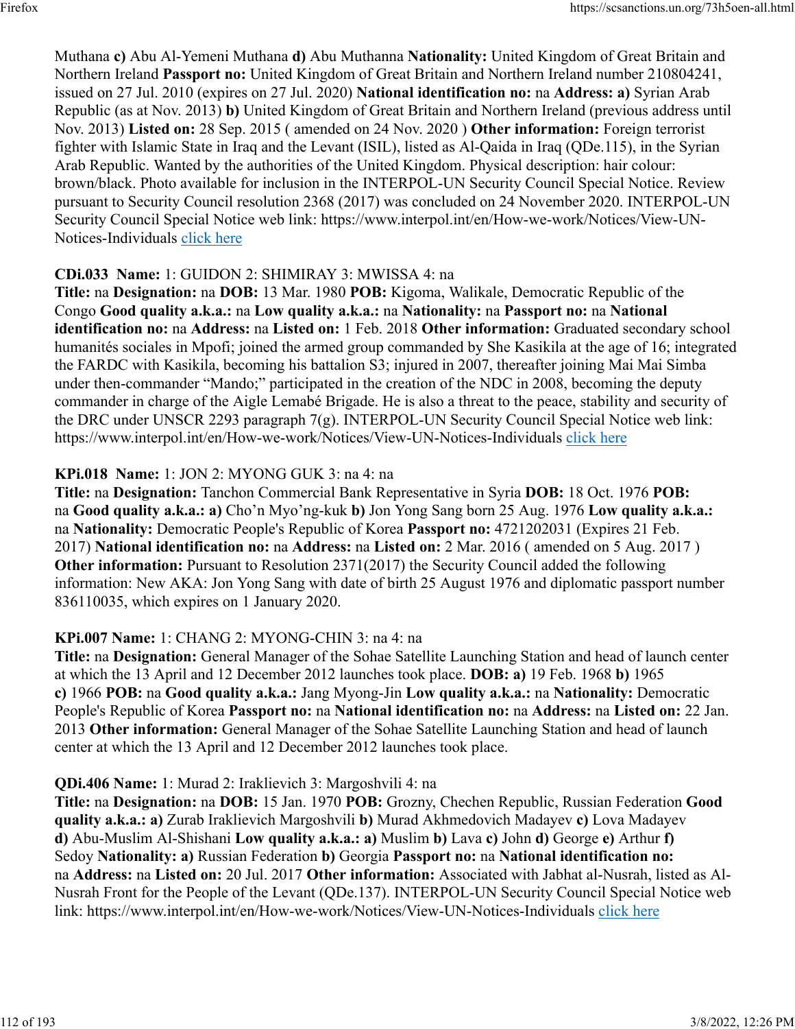Muthana **c)** Abu Al-Yemeni Muthana **d)** Abu Muthanna **Nationality:** United Kingdom of Great Britain and Northern Ireland **Passport no:** United Kingdom of Great Britain and Northern Ireland number 210804241, issued on 27 Jul. 2010 (expires on 27 Jul. 2020) **National identification no:** na **Address:** **a)** Syrian Arab Republic (as at Nov. 2013) **b)** United Kingdom of Great Britain and Northern Ireland (previous address until Nov. 2013) **Listed on:** 28 Sep. 2015 ( amended on 24 Nov. 2020 ) **Other information:** Foreign terrorist fighter with Islamic State in Iraq and the Levant (ISIL), listed as Al-Qaida in Iraq (QDe.115), in the Syrian Arab Republic. Wanted by the authorities of the United Kingdom. Physical description: hair colour: brown/black. Photo available for inclusion in the INTERPOL-UN Security Council Special Notice. Review pursuant to Security Council resolution 2368 (2017) was concluded on 24 November 2020. INTERPOL-UN Security Council Special Notice web link: https://www.interpol.int/en/How-we-work/Notices/View-UN-Notices-Individuals click here

**CDi.033 Name:** 1: GUIDON 2: SHIMIRAY 3: MWISSA 4: na
**Title:** na **Designation:** na **DOB:** 13 Mar. 1980 **POB:** Kigoma, Walikale, Democratic Republic of the Congo **Good quality a.k.a.:** na **Low quality a.k.a.:** na **Nationality:** na **Passport no:** na **National identification no:** na **Address:** na **Listed on:** 1 Feb. 2018 **Other information:** Graduated secondary school humanités sociales in Mpofi; joined the armed group commanded by She Kasikila at the age of 16; integrated the FARDC with Kasikila, becoming his battalion S3; injured in 2007, thereafter joining Mai Mai Simba under then-commander "Mando;" participated in the creation of the NDC in 2008, becoming the deputy commander in charge of the Aigle Lemabé Brigade. He is also a threat to the peace, stability and security of the DRC under UNSCR 2293 paragraph 7(g). INTERPOL-UN Security Council Special Notice web link: https://www.interpol.int/en/How-we-work/Notices/View-UN-Notices-Individuals click here

**KPi.018 Name:** 1: JON 2: MYONG GUK 3: na 4: na
**Title:** na **Designation:** Tanchon Commercial Bank Representative in Syria **DOB:** 18 Oct. 1976 **POB:** na **Good quality a.k.a.:** **a)** Cho'n Myo'ng-kuk **b)** Jon Yong Sang born 25 Aug. 1976 **Low quality a.k.a.:** na **Nationality:** Democratic People's Republic of Korea **Passport no:** 4721202031 (Expires 21 Feb. 2017) **National identification no:** na **Address:** na **Listed on:** 2 Mar. 2016 ( amended on 5 Aug. 2017 ) **Other information:** Pursuant to Resolution 2371(2017) the Security Council added the following information: New AKA: Jon Yong Sang with date of birth 25 August 1976 and diplomatic passport number 836110035, which expires on 1 January 2020.

**KPi.007 Name:** 1: CHANG 2: MYONG-CHIN 3: na 4: na
**Title:** na **Designation:** General Manager of the Sohae Satellite Launching Station and head of launch center at which the 13 April and 12 December 2012 launches took place. **DOB:** **a)** 19 Feb. 1968 **b)** 1965 **c)** 1966 **POB:** na **Good quality a.k.a.:** Jang Myong-Jin **Low quality a.k.a.:** na **Nationality:** Democratic People's Republic of Korea **Passport no:** na **National identification no:** na **Address:** na **Listed on:** 22 Jan. 2013 **Other information:** General Manager of the Sohae Satellite Launching Station and head of launch center at which the 13 April and 12 December 2012 launches took place.

**QDi.406 Name:** 1: Murad 2: Iraklievich 3: Margoshvili 4: na
**Title:** na **Designation:** na **DOB:** 15 Jan. 1970 **POB:** Grozny, Chechen Republic, Russian Federation **Good quality a.k.a.:** **a)** Zurab Iraklievich Margoshvili **b)** Murad Akhmedovich Madayev **c)** Lova Madayev **d)** Abu-Muslim Al-Shishani **Low quality a.k.a.:** **a)** Muslim **b)** Lava **c)** John **d)** George **e)** Arthur **f)** Sedoy **Nationality:** **a)** Russian Federation **b)** Georgia **Passport no:** na **National identification no:** na **Address:** na **Listed on:** 20 Jul. 2017 **Other information:** Associated with Jabhat al-Nusrah, listed as Al-Nusrah Front for the People of the Levant (QDe.137). INTERPOL-UN Security Council Special Notice web link: https://www.interpol.int/en/How-we-work/Notices/View-UN-Notices-Individuals click here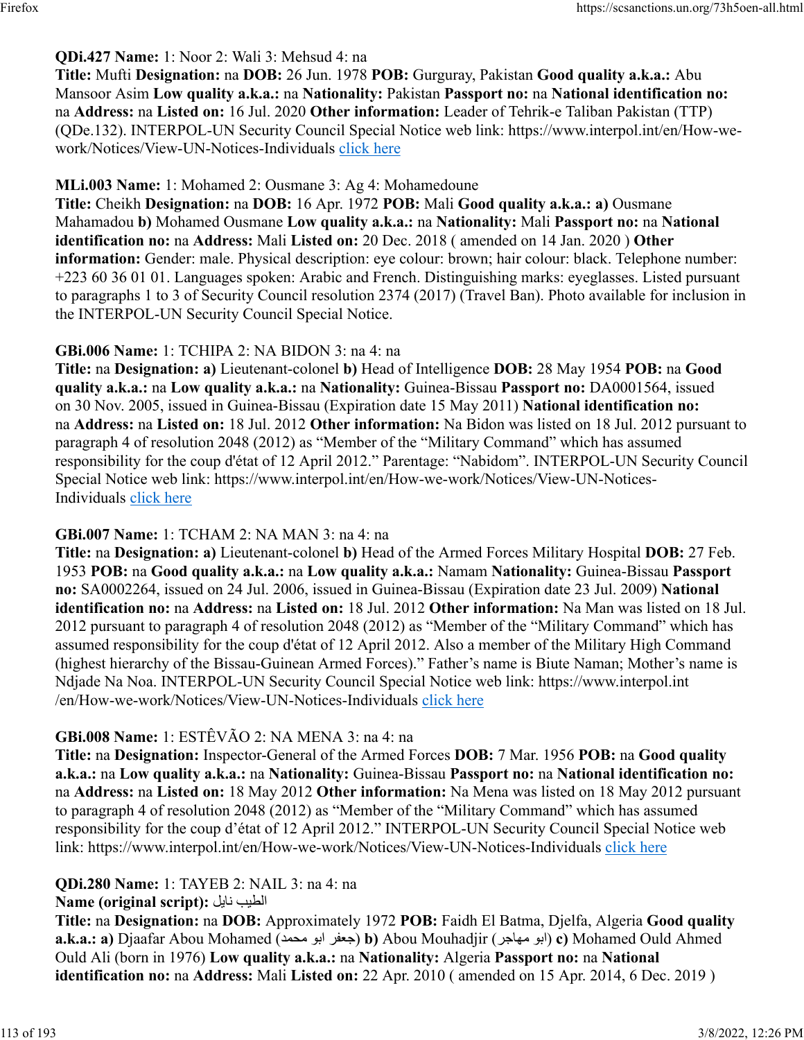**QDi.427 Name:** 1: Noor 2: Wali 3: Mehsud 4: na
**Title:** Mufti **Designation:** na **DOB:** 26 Jun. 1978 **POB:** Gurguray, Pakistan **Good quality a.k.a.:** Abu Mansoor Asim **Low quality a.k.a.:** na **Nationality:** Pakistan **Passport no:** na **National identification no:** na **Address:** na **Listed on:** 16 Jul. 2020 **Other information:** Leader of Tehrik-e Taliban Pakistan (TTP) (QDe.132). INTERPOL-UN Security Council Special Notice web link: https://www.interpol.int/en/How-we-work/Notices/View-UN-Notices-Individuals click here

**MLi.003 Name:** 1: Mohamed 2: Ousmane 3: Ag 4: Mohamedoune
**Title:** Cheikh **Designation:** na **DOB:** 16 Apr. 1972 **POB:** Mali **Good quality a.k.a.:** **a)** Ousmane Mahamadou **b)** Mohamed Ousmane **Low quality a.k.a.:** na **Nationality:** Mali **Passport no:** na **National identification no:** na **Address:** Mali **Listed on:** 20 Dec. 2018 ( amended on 14 Jan. 2020 ) **Other information:** Gender: male. Physical description: eye colour: brown; hair colour: black. Telephone number: +223 60 36 01 01. Languages spoken: Arabic and French. Distinguishing marks: eyeglasses. Listed pursuant to paragraphs 1 to 3 of Security Council resolution 2374 (2017) (Travel Ban). Photo available for inclusion in the INTERPOL-UN Security Council Special Notice.

**GBi.006 Name:** 1: TCHIPA 2: NA BIDON 3: na 4: na
**Title:** na **Designation:** **a)** Lieutenant-colonel **b)** Head of Intelligence **DOB:** 28 May 1954 **POB:** na **Good quality a.k.a.:** na **Low quality a.k.a.:** na **Nationality:** Guinea-Bissau **Passport no:** DA0001564, issued on 30 Nov. 2005, issued in Guinea-Bissau (Expiration date 15 May 2011) **National identification no:** na **Address:** na **Listed on:** 18 Jul. 2012 **Other information:** Na Bidon was listed on 18 Jul. 2012 pursuant to paragraph 4 of resolution 2048 (2012) as "Member of the "Military Command" which has assumed responsibility for the coup d'état of 12 April 2012." Parentage: "Nabidom". INTERPOL-UN Security Council Special Notice web link: https://www.interpol.int/en/How-we-work/Notices/View-UN-Notices-Individuals click here

**GBi.007 Name:** 1: TCHAM 2: NA MAN 3: na 4: na
**Title:** na **Designation:** **a)** Lieutenant-colonel **b)** Head of the Armed Forces Military Hospital **DOB:** 27 Feb. 1953 **POB:** na **Good quality a.k.a.:** na **Low quality a.k.a.:** Namam **Nationality:** Guinea-Bissau **Passport no:** SA0002264, issued on 24 Jul. 2006, issued in Guinea-Bissau (Expiration date 23 Jul. 2009) **National identification no:** na **Address:** na **Listed on:** 18 Jul. 2012 **Other information:** Na Man was listed on 18 Jul. 2012 pursuant to paragraph 4 of resolution 2048 (2012) as "Member of the "Military Command" which has assumed responsibility for the coup d'état of 12 April 2012. Also a member of the Military High Command (highest hierarchy of the Bissau-Guinean Armed Forces)." Father's name is Biute Naman; Mother's name is Ndjade Na Noa. INTERPOL-UN Security Council Special Notice web link: https://www.interpol.int /en/How-we-work/Notices/View-UN-Notices-Individuals click here

**GBi.008 Name:** 1: ESTÊVÃO 2: NA MENA 3: na 4: na
**Title:** na **Designation:** Inspector-General of the Armed Forces **DOB:** 7 Mar. 1956 **POB:** na **Good quality a.k.a.:** na **Low quality a.k.a.:** na **Nationality:** Guinea-Bissau **Passport no:** na **National identification no:** na **Address:** na **Listed on:** 18 May 2012 **Other information:** Na Mena was listed on 18 May 2012 pursuant to paragraph 4 of resolution 2048 (2012) as "Member of the "Military Command" which has assumed responsibility for the coup d'état of 12 April 2012." INTERPOL-UN Security Council Special Notice web link: https://www.interpol.int/en/How-we-work/Notices/View-UN-Notices-Individuals click here

**QDi.280 Name:** 1: TAYEB 2: NAIL 3: na 4: na
**Name (original script):** الطيب نايل
**Title:** na **Designation:** na **DOB:** Approximately 1972 **POB:** Faidh El Batma, Djelfa, Algeria **Good quality a.k.a.:** **a)** Djaafar Abou Mohamed (جعفر ابو محمد) **b)** Abou Mouhadjir (ابو مهاجر) **c)** Mohamed Ould Ahmed Ould Ali (born in 1976) **Low quality a.k.a.:** na **Nationality:** Algeria **Passport no:** na **National identification no:** na **Address:** Mali **Listed on:** 22 Apr. 2010 ( amended on 15 Apr. 2014, 6 Dec. 2019 )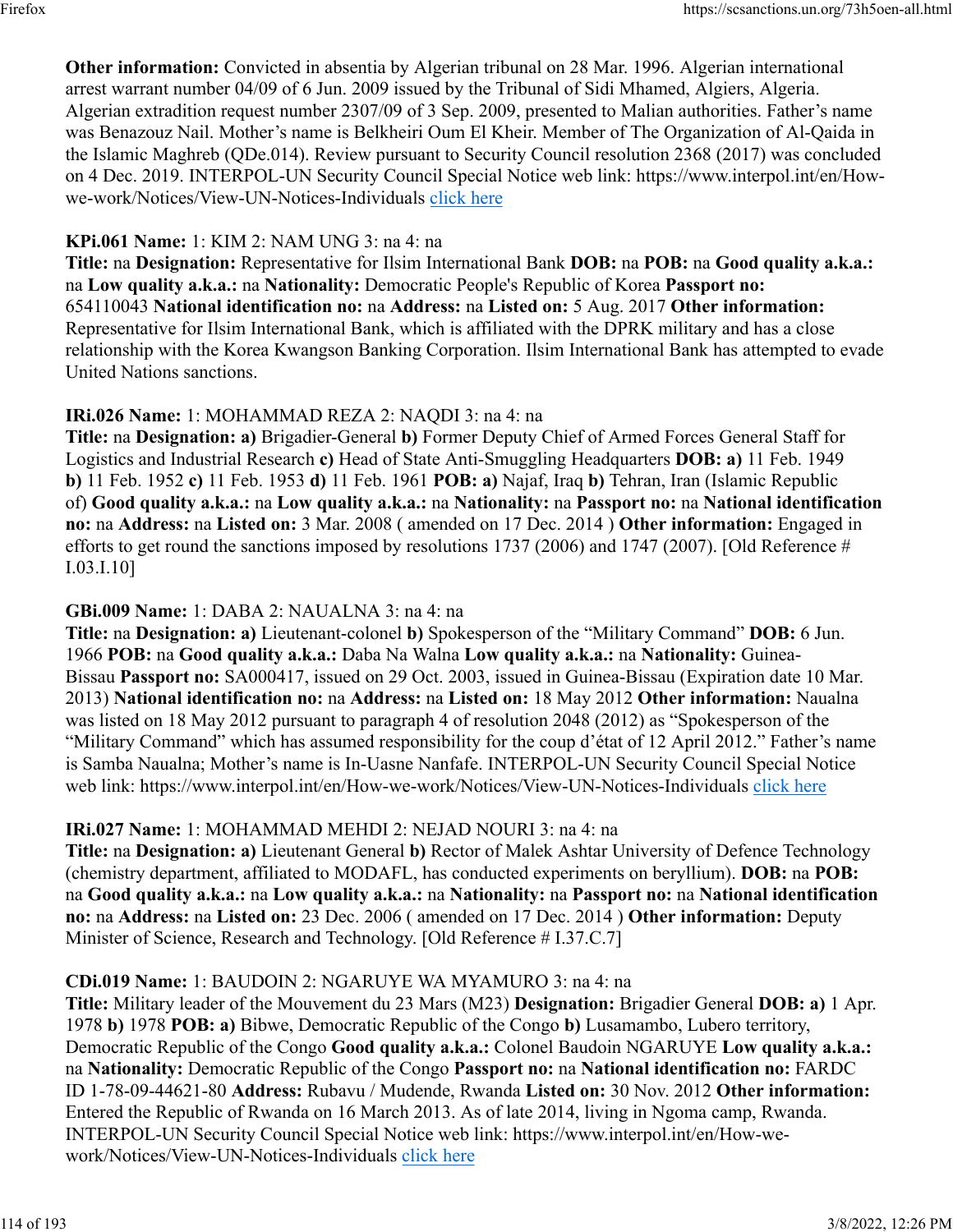**Other information:** Convicted in absentia by Algerian tribunal on 28 Mar. 1996. Algerian international arrest warrant number 04/09 of 6 Jun. 2009 issued by the Tribunal of Sidi Mhamed, Algiers, Algeria. Algerian extradition request number 2307/09 of 3 Sep. 2009, presented to Malian authorities. Father's name was Benazouz Nail. Mother's name is Belkheiri Oum El Kheir. Member of The Organization of Al-Qaida in the Islamic Maghreb (QDe.014). Review pursuant to Security Council resolution 2368 (2017) was concluded on 4 Dec. 2019. INTERPOL-UN Security Council Special Notice web link: https://www.interpol.int/en/How-we-work/Notices/View-UN-Notices-Individuals click here

**KPi.061 Name:** 1: KIM 2: NAM UNG 3: na 4: na
**Title:** na **Designation:** Representative for Ilsim International Bank **DOB:** na **POB:** na **Good quality a.k.a.:** na **Low quality a.k.a.:** na **Nationality:** Democratic People's Republic of Korea **Passport no:** 654110043 **National identification no:** na **Address:** na **Listed on:** 5 Aug. 2017 **Other information:** Representative for Ilsim International Bank, which is affiliated with the DPRK military and has a close relationship with the Korea Kwangson Banking Corporation. Ilsim International Bank has attempted to evade United Nations sanctions.

**IRi.026 Name:** 1: MOHAMMAD REZA 2: NAQDI 3: na 4: na
**Title:** na **Designation:** **a)** Brigadier-General **b)** Former Deputy Chief of Armed Forces General Staff for Logistics and Industrial Research **c)** Head of State Anti-Smuggling Headquarters **DOB:** **a)** 11 Feb. 1949 **b)** 11 Feb. 1952 **c)** 11 Feb. 1953 **d)** 11 Feb. 1961 **POB:** **a)** Najaf, Iraq **b)** Tehran, Iran (Islamic Republic of) **Good quality a.k.a.:** na **Low quality a.k.a.:** na **Nationality:** na **Passport no:** na **National identification no:** na **Address:** na **Listed on:** 3 Mar. 2008 ( amended on 17 Dec. 2014 ) **Other information:** Engaged in efforts to get round the sanctions imposed by resolutions 1737 (2006) and 1747 (2007). [Old Reference # I.03.I.10]

**GBi.009 Name:** 1: DABA 2: NAUALNA 3: na 4: na
**Title:** na **Designation:** **a)** Lieutenant-colonel **b)** Spokesperson of the "Military Command" **DOB:** 6 Jun. 1966 **POB:** na **Good quality a.k.a.:** Daba Na Walna **Low quality a.k.a.:** na **Nationality:** Guinea-Bissau **Passport no:** SA000417, issued on 29 Oct. 2003, issued in Guinea-Bissau (Expiration date 10 Mar. 2013) **National identification no:** na **Address:** na **Listed on:** 18 May 2012 **Other information:** Naualna was listed on 18 May 2012 pursuant to paragraph 4 of resolution 2048 (2012) as "Spokesperson of the "Military Command" which has assumed responsibility for the coup d'état of 12 April 2012." Father's name is Samba Naualna; Mother's name is In-Uasne Nanfafe. INTERPOL-UN Security Council Special Notice web link: https://www.interpol.int/en/How-we-work/Notices/View-UN-Notices-Individuals click here

**IRi.027 Name:** 1: MOHAMMAD MEHDI 2: NEJAD NOURI 3: na 4: na
**Title:** na **Designation:** **a)** Lieutenant General **b)** Rector of Malek Ashtar University of Defence Technology (chemistry department, affiliated to MODAFL, has conducted experiments on beryllium). **DOB:** na **POB:** na **Good quality a.k.a.:** na **Low quality a.k.a.:** na **Nationality:** na **Passport no:** na **National identification no:** na **Address:** na **Listed on:** 23 Dec. 2006 ( amended on 17 Dec. 2014 ) **Other information:** Deputy Minister of Science, Research and Technology. [Old Reference # I.37.C.7]

**CDi.019 Name:** 1: BAUDOIN 2: NGARUYE WA MYAMURO 3: na 4: na
**Title:** Military leader of the Mouvement du 23 Mars (M23) **Designation:** Brigadier General **DOB:** **a)** 1 Apr. 1978 **b)** 1978 **POB:** **a)** Bibwe, Democratic Republic of the Congo **b)** Lusamambo, Lubero territory, Democratic Republic of the Congo **Good quality a.k.a.:** Colonel Baudoin NGARUYE **Low quality a.k.a.:** na **Nationality:** Democratic Republic of the Congo **Passport no:** na **National identification no:** FARDC ID 1-78-09-44621-80 **Address:** Rubavu / Mudende, Rwanda **Listed on:** 30 Nov. 2012 **Other information:** Entered the Republic of Rwanda on 16 March 2013. As of late 2014, living in Ngoma camp, Rwanda. INTERPOL-UN Security Council Special Notice web link: https://www.interpol.int/en/How-we-work/Notices/View-UN-Notices-Individuals click here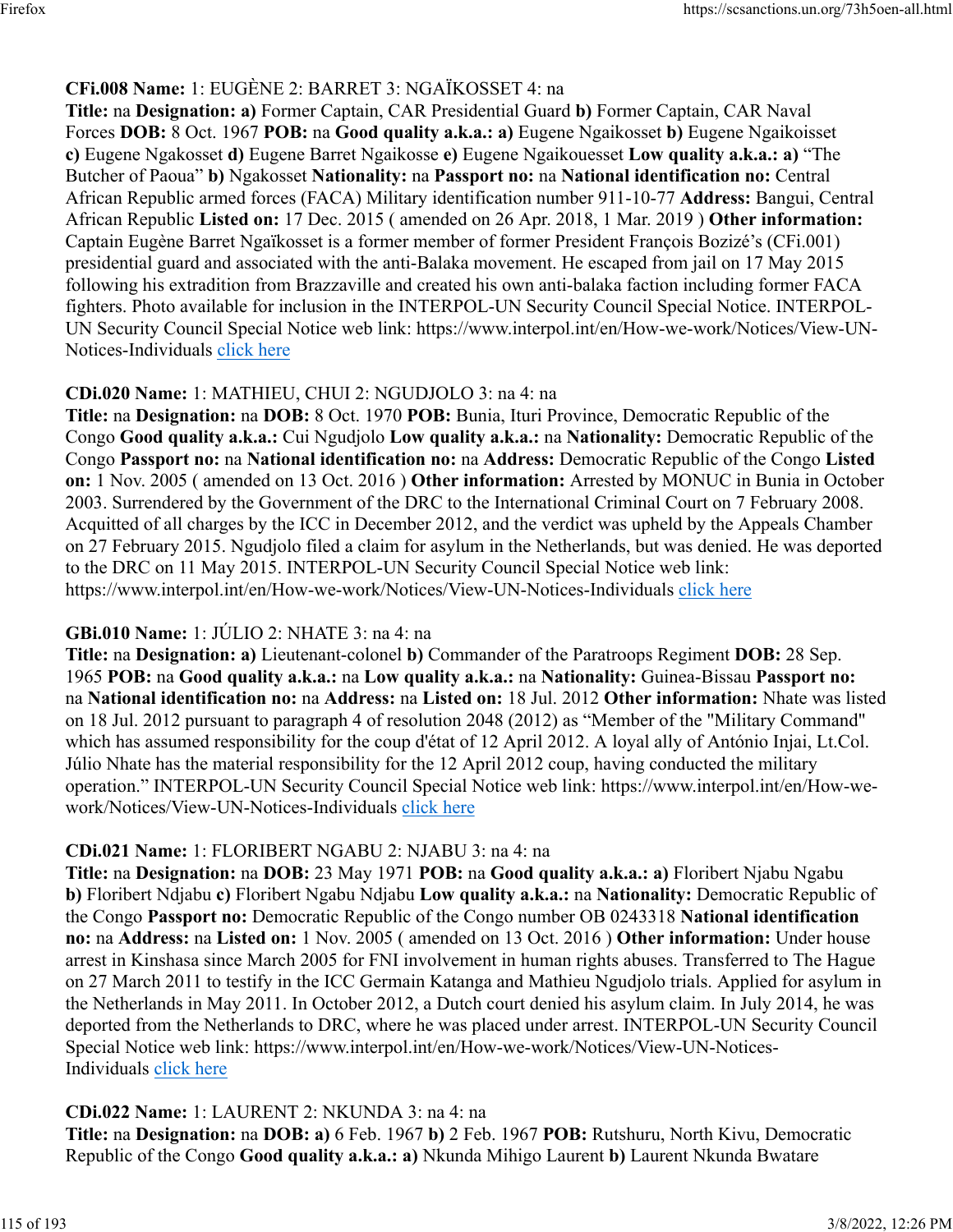**CFi.008 Name:** 1: EUGÈNE 2: BARRET 3: NGAÏKOSSET 4: na
**Title:** na **Designation: a)** Former Captain, CAR Presidential Guard **b)** Former Captain, CAR Naval Forces **DOB:** 8 Oct. 1967 **POB:** na **Good quality a.k.a.: a)** Eugene Ngaikosset **b)** Eugene Ngaikoisset **c)** Eugene Ngakosset **d)** Eugene Barret Ngaikosse **e)** Eugene Ngaikouesset **Low quality a.k.a.: a)** "The Butcher of Paoua" **b)** Ngakosset **Nationality:** na **Passport no:** na **National identification no:** Central African Republic armed forces (FACA) Military identification number 911-10-77 **Address:** Bangui, Central African Republic **Listed on:** 17 Dec. 2015 ( amended on 26 Apr. 2018, 1 Mar. 2019 ) **Other information:** Captain Eugène Barret Ngaïkosset is a former member of former President François Bozizé's (CFi.001) presidential guard and associated with the anti-Balaka movement. He escaped from jail on 17 May 2015 following his extradition from Brazzaville and created his own anti-balaka faction including former FACA fighters. Photo available for inclusion in the INTERPOL-UN Security Council Special Notice. INTERPOL-UN Security Council Special Notice web link: https://www.interpol.int/en/How-we-work/Notices/View-UN-Notices-Individuals click here

**CDi.020 Name:** 1: MATHIEU, CHUI 2: NGUDJOLO 3: na 4: na
**Title:** na **Designation:** na **DOB:** 8 Oct. 1970 **POB:** Bunia, Ituri Province, Democratic Republic of the Congo **Good quality a.k.a.:** Cui Ngudjolo **Low quality a.k.a.:** na **Nationality:** Democratic Republic of the Congo **Passport no:** na **National identification no:** na **Address:** Democratic Republic of the Congo **Listed on:** 1 Nov. 2005 ( amended on 13 Oct. 2016 ) **Other information:** Arrested by MONUC in Bunia in October 2003. Surrendered by the Government of the DRC to the International Criminal Court on 7 February 2008. Acquitted of all charges by the ICC in December 2012, and the verdict was upheld by the Appeals Chamber on 27 February 2015. Ngudjolo filed a claim for asylum in the Netherlands, but was denied. He was deported to the DRC on 11 May 2015. INTERPOL-UN Security Council Special Notice web link: https://www.interpol.int/en/How-we-work/Notices/View-UN-Notices-Individuals click here

**GBi.010 Name:** 1: JÚLIO 2: NHATE 3: na 4: na
**Title:** na **Designation: a)** Lieutenant-colonel **b)** Commander of the Paratroops Regiment **DOB:** 28 Sep. 1965 **POB:** na **Good quality a.k.a.:** na **Low quality a.k.a.:** na **Nationality:** Guinea-Bissau **Passport no:** na **National identification no:** na **Address:** na **Listed on:** 18 Jul. 2012 **Other information:** Nhate was listed on 18 Jul. 2012 pursuant to paragraph 4 of resolution 2048 (2012) as "Member of the "Military Command" which has assumed responsibility for the coup d'état of 12 April 2012. A loyal ally of António Injai, Lt.Col. Júlio Nhate has the material responsibility for the 12 April 2012 coup, having conducted the military operation." INTERPOL-UN Security Council Special Notice web link: https://www.interpol.int/en/How-we-work/Notices/View-UN-Notices-Individuals click here

**CDi.021 Name:** 1: FLORIBERT NGABU 2: NJABU 3: na 4: na
**Title:** na **Designation:** na **DOB:** 23 May 1971 **POB:** na **Good quality a.k.a.: a)** Floribert Njabu Ngabu **b)** Floribert Ndjabu **c)** Floribert Ngabu Ndjabu **Low quality a.k.a.:** na **Nationality:** Democratic Republic of the Congo **Passport no:** Democratic Republic of the Congo number OB 0243318 **National identification no:** na **Address:** na **Listed on:** 1 Nov. 2005 ( amended on 13 Oct. 2016 ) **Other information:** Under house arrest in Kinshasa since March 2005 for FNI involvement in human rights abuses. Transferred to The Hague on 27 March 2011 to testify in the ICC Germain Katanga and Mathieu Ngudjolo trials. Applied for asylum in the Netherlands in May 2011. In October 2012, a Dutch court denied his asylum claim. In July 2014, he was deported from the Netherlands to DRC, where he was placed under arrest. INTERPOL-UN Security Council Special Notice web link: https://www.interpol.int/en/How-we-work/Notices/View-UN-Notices-Individuals click here

**CDi.022 Name:** 1: LAURENT 2: NKUNDA 3: na 4: na
**Title:** na **Designation:** na **DOB: a)** 6 Feb. 1967 **b)** 2 Feb. 1967 **POB:** Rutshuru, North Kivu, Democratic Republic of the Congo **Good quality a.k.a.: a)** Nkunda Mihigo Laurent **b)** Laurent Nkunda Bwatare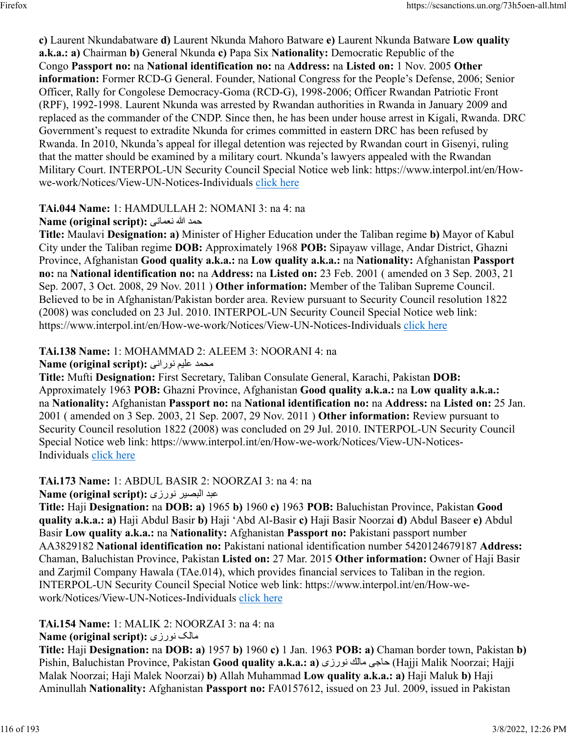**c)** Laurent Nkundabatware **d)** Laurent Nkunda Mahoro Batware **e)** Laurent Nkunda Batware **Low quality a.k.a.: a)** Chairman **b)** General Nkunda **c)** Papa Six **Nationality:** Democratic Republic of the Congo **Passport no:** na **National identification no:** na **Address:** na **Listed on:** 1 Nov. 2005 **Other information:** Former RCD-G General. Founder, National Congress for the People's Defense, 2006; Senior Officer, Rally for Congolese Democracy-Goma (RCD-G), 1998-2006; Officer Rwandan Patriotic Front (RPF), 1992-1998. Laurent Nkunda was arrested by Rwandan authorities in Rwanda in January 2009 and replaced as the commander of the CNDP. Since then, he has been under house arrest in Kigali, Rwanda. DRC Government's request to extradite Nkunda for crimes committed in eastern DRC has been refused by Rwanda. In 2010, Nkunda's appeal for illegal detention was rejected by Rwandan court in Gisenyi, ruling that the matter should be examined by a military court. Nkunda's lawyers appealed with the Rwandan Military Court. INTERPOL-UN Security Council Special Notice web link: https://www.interpol.int/en/How-we-work/Notices/View-UN-Notices-Individuals click here

**TAi.044 Name:** 1: HAMDULLAH 2: NOMANI 3: na 4: na
**Name (original script):** حمد الله نعمانی
**Title:** Maulavi **Designation: a)** Minister of Higher Education under the Taliban regime **b)** Mayor of Kabul City under the Taliban regime **DOB:** Approximately 1968 **POB:** Sipayaw village, Andar District, Ghazni Province, Afghanistan **Good quality a.k.a.:** na **Low quality a.k.a.:** na **Nationality:** Afghanistan **Passport no:** na **National identification no:** na **Address:** na **Listed on:** 23 Feb. 2001 ( amended on 3 Sep. 2003, 21 Sep. 2007, 3 Oct. 2008, 29 Nov. 2011 ) **Other information:** Member of the Taliban Supreme Council. Believed to be in Afghanistan/Pakistan border area. Review pursuant to Security Council resolution 1822 (2008) was concluded on 23 Jul. 2010. INTERPOL-UN Security Council Special Notice web link: https://www.interpol.int/en/How-we-work/Notices/View-UN-Notices-Individuals click here

**TAi.138 Name:** 1: MOHAMMAD 2: ALEEM 3: NOORANI 4: na
**Name (original script):** محمد علیم نورانی
**Title:** Mufti **Designation:** First Secretary, Taliban Consulate General, Karachi, Pakistan **DOB:** Approximately 1963 **POB:** Ghazni Province, Afghanistan **Good quality a.k.a.:** na **Low quality a.k.a.:** na **Nationality:** Afghanistan **Passport no:** na **National identification no:** na **Address:** na **Listed on:** 25 Jan. 2001 ( amended on 3 Sep. 2003, 21 Sep. 2007, 29 Nov. 2011 ) **Other information:** Review pursuant to Security Council resolution 1822 (2008) was concluded on 29 Jul. 2010. INTERPOL-UN Security Council Special Notice web link: https://www.interpol.int/en/How-we-work/Notices/View-UN-Notices-Individuals click here

**TAi.173 Name:** 1: ABDUL BASIR 2: NOORZAI 3: na 4: na
**Name (original script):** عبد البصیر نورزی
**Title:** Haji **Designation:** na **DOB: a)** 1965 **b)** 1960 **c)** 1963 **POB:** Baluchistan Province, Pakistan **Good quality a.k.a.: a)** Haji Abdul Basir **b)** Haji 'Abd Al-Basir **c)** Haji Basir Noorzai **d)** Abdul Baseer **e)** Abdul Basir **Low quality a.k.a.:** na **Nationality:** Afghanistan **Passport no:** Pakistani passport number AA3829182 **National identification no:** Pakistani national identification number 5420124679187 **Address:** Chaman, Baluchistan Province, Pakistan **Listed on:** 27 Mar. 2015 **Other information:** Owner of Haji Basir and Zarjmil Company Hawala (TAe.014), which provides financial services to Taliban in the region. INTERPOL-UN Security Council Special Notice web link: https://www.interpol.int/en/How-we-work/Notices/View-UN-Notices-Individuals click here

**TAi.154 Name:** 1: MALIK 2: NOORZAI 3: na 4: na
**Name (original script):** مالک نورزی
**Title:** Haji **Designation:** na **DOB: a)** 1957 **b)** 1960 **c)** 1 Jan. 1963 **POB: a)** Chaman border town, Pakistan **b)** Pishin, Baluchistan Province, Pakistan **Good quality a.k.a.: a)** حاجی مالك نورزی (Hajji Malik Noorzai; Hajji Malak Noorzai; Haji Malek Noorzai) **b)** Allah Muhammad **Low quality a.k.a.: a)** Haji Maluk **b)** Haji Aminullah **Nationality:** Afghanistan **Passport no:** FA0157612, issued on 23 Jul. 2009, issued in Pakistan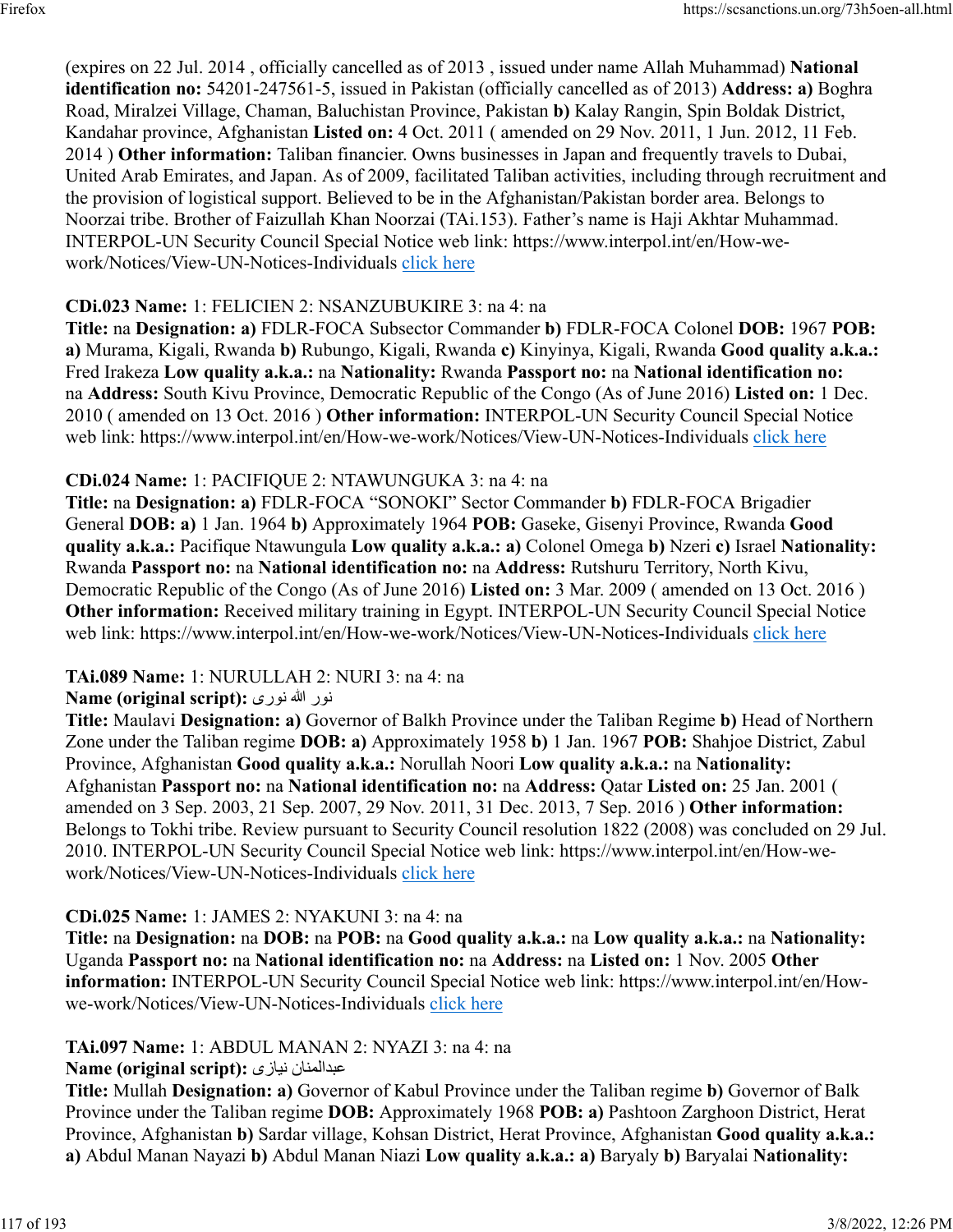(expires on 22 Jul. 2014 , officially cancelled as of 2013 , issued under name Allah Muhammad) **National identification no:** 54201-247561-5, issued in Pakistan (officially cancelled as of 2013) **Address: a)** Boghra Road, Miralzei Village, Chaman, Baluchistan Province, Pakistan **b)** Kalay Rangin, Spin Boldak District, Kandahar province, Afghanistan **Listed on:** 4 Oct. 2011 ( amended on 29 Nov. 2011, 1 Jun. 2012, 11 Feb. 2014 ) **Other information:** Taliban financier. Owns businesses in Japan and frequently travels to Dubai, United Arab Emirates, and Japan. As of 2009, facilitated Taliban activities, including through recruitment and the provision of logistical support. Believed to be in the Afghanistan/Pakistan border area. Belongs to Noorzai tribe. Brother of Faizullah Khan Noorzai (TAi.153). Father's name is Haji Akhtar Muhammad. INTERPOL-UN Security Council Special Notice web link: https://www.interpol.int/en/How-we-work/Notices/View-UN-Notices-Individuals click here

**CDi.023 Name:** 1: FELICIEN 2: NSANZUBUKIRE 3: na 4: na
**Title:** na **Designation: a)** FDLR-FOCA Subsector Commander **b)** FDLR-FOCA Colonel **DOB:** 1967 **POB: a)** Murama, Kigali, Rwanda **b)** Rubungo, Kigali, Rwanda **c)** Kinyinya, Kigali, Rwanda **Good quality a.k.a.:** Fred Irakeza **Low quality a.k.a.:** na **Nationality:** Rwanda **Passport no:** na **National identification no:** na **Address:** South Kivu Province, Democratic Republic of the Congo (As of June 2016) **Listed on:** 1 Dec. 2010 ( amended on 13 Oct. 2016 ) **Other information:** INTERPOL-UN Security Council Special Notice web link: https://www.interpol.int/en/How-we-work/Notices/View-UN-Notices-Individuals click here

**CDi.024 Name:** 1: PACIFIQUE 2: NTAWUNGUKA 3: na 4: na
**Title:** na **Designation: a)** FDLR-FOCA "SONOKI" Sector Commander **b)** FDLR-FOCA Brigadier General **DOB: a)** 1 Jan. 1964 **b)** Approximately 1964 **POB:** Gaseke, Gisenyi Province, Rwanda **Good quality a.k.a.:** Pacifique Ntawungula **Low quality a.k.a.: a)** Colonel Omega **b)** Nzeri **c)** Israel **Nationality:** Rwanda **Passport no:** na **National identification no:** na **Address:** Rutshuru Territory, North Kivu, Democratic Republic of the Congo (As of June 2016) **Listed on:** 3 Mar. 2009 ( amended on 13 Oct. 2016 ) **Other information:** Received military training in Egypt. INTERPOL-UN Security Council Special Notice web link: https://www.interpol.int/en/How-we-work/Notices/View-UN-Notices-Individuals click here

**TAi.089 Name:** 1: NURULLAH 2: NURI 3: na 4: na
**Name (original script):** نور الله نوری
**Title:** Maulavi **Designation: a)** Governor of Balkh Province under the Taliban Regime **b)** Head of Northern Zone under the Taliban regime **DOB: a)** Approximately 1958 **b)** 1 Jan. 1967 **POB:** Shahjoe District, Zabul Province, Afghanistan **Good quality a.k.a.:** Norullah Noori **Low quality a.k.a.:** na **Nationality:** Afghanistan **Passport no:** na **National identification no:** na **Address:** Qatar **Listed on:** 25 Jan. 2001 ( amended on 3 Sep. 2003, 21 Sep. 2007, 29 Nov. 2011, 31 Dec. 2013, 7 Sep. 2016 ) **Other information:** Belongs to Tokhi tribe. Review pursuant to Security Council resolution 1822 (2008) was concluded on 29 Jul. 2010. INTERPOL-UN Security Council Special Notice web link: https://www.interpol.int/en/How-we-work/Notices/View-UN-Notices-Individuals click here

**CDi.025 Name:** 1: JAMES 2: NYAKUNI 3: na 4: na
**Title:** na **Designation:** na **DOB:** na **POB:** na **Good quality a.k.a.:** na **Low quality a.k.a.:** na **Nationality:** Uganda **Passport no:** na **National identification no:** na **Address:** na **Listed on:** 1 Nov. 2005 **Other information:** INTERPOL-UN Security Council Special Notice web link: https://www.interpol.int/en/How-we-work/Notices/View-UN-Notices-Individuals click here

**TAi.097 Name:** 1: ABDUL MANAN 2: NYAZI 3: na 4: na
**Name (original script):** عبدالمنان نیازی
**Title:** Mullah **Designation: a)** Governor of Kabul Province under the Taliban regime **b)** Governor of Balk Province under the Taliban regime **DOB:** Approximately 1968 **POB: a)** Pashtoon Zarghoon District, Herat Province, Afghanistan **b)** Sardar village, Kohsan District, Herat Province, Afghanistan **Good quality a.k.a.: a)** Abdul Manan Nayazi **b)** Abdul Manan Niazi **Low quality a.k.a.: a)** Baryaly **b)** Baryalai **Nationality:**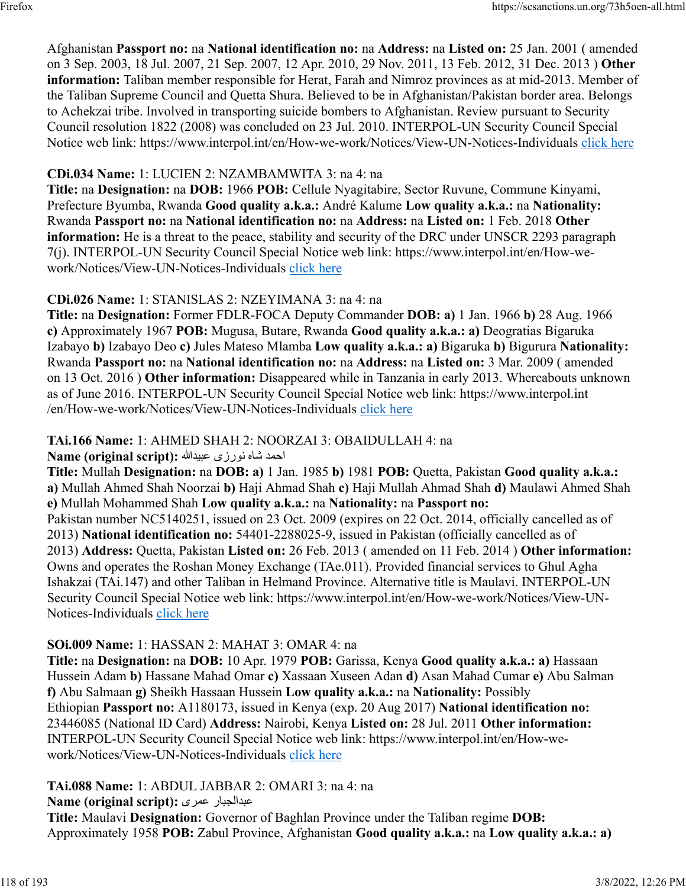Afghanistan **Passport no:** na **National identification no:** na **Address:** na **Listed on:** 25 Jan. 2001 ( amended on 3 Sep. 2003, 18 Jul. 2007, 21 Sep. 2007, 12 Apr. 2010, 29 Nov. 2011, 13 Feb. 2012, 31 Dec. 2013 ) **Other information:** Taliban member responsible for Herat, Farah and Nimroz provinces as at mid-2013. Member of the Taliban Supreme Council and Quetta Shura. Believed to be in Afghanistan/Pakistan border area. Belongs to Achekzai tribe. Involved in transporting suicide bombers to Afghanistan. Review pursuant to Security Council resolution 1822 (2008) was concluded on 23 Jul. 2010. INTERPOL-UN Security Council Special Notice web link: https://www.interpol.int/en/How-we-work/Notices/View-UN-Notices-Individuals click here

**CDi.034 Name:** 1: LUCIEN 2: NZAMBAMWITA 3: na 4: na
**Title:** na **Designation:** na **DOB:** 1966 **POB:** Cellule Nyagitabire, Sector Ruvune, Commune Kinyami, Prefecture Byumba, Rwanda **Good quality a.k.a.:** André Kalume **Low quality a.k.a.:** na **Nationality:** Rwanda **Passport no:** na **National identification no:** na **Address:** na **Listed on:** 1 Feb. 2018 **Other information:** He is a threat to the peace, stability and security of the DRC under UNSCR 2293 paragraph 7(j). INTERPOL-UN Security Council Special Notice web link: https://www.interpol.int/en/How-we-work/Notices/View-UN-Notices-Individuals click here

**CDi.026 Name:** 1: STANISLAS 2: NZEYIMANA 3: na 4: na
**Title:** na **Designation:** Former FDLR-FOCA Deputy Commander **DOB: a)** 1 Jan. 1966 **b)** 28 Aug. 1966 **c)** Approximately 1967 **POB:** Mugusa, Butare, Rwanda **Good quality a.k.a.: a)** Deogratias Bigaruka Izabayo **b)** Izabayo Deo **c)** Jules Mateso Mlamba **Low quality a.k.a.: a)** Bigaruka **b)** Bigurura **Nationality:** Rwanda **Passport no:** na **National identification no:** na **Address:** na **Listed on:** 3 Mar. 2009 ( amended on 13 Oct. 2016 ) **Other information:** Disappeared while in Tanzania in early 2013. Whereabouts unknown as of June 2016. INTERPOL-UN Security Council Special Notice web link: https://www.interpol.int /en/How-we-work/Notices/View-UN-Notices-Individuals click here

**TAi.166 Name:** 1: AHMED SHAH 2: NOORZAI 3: OBAIDULLAH 4: na
**Name (original script):** احمد شاه نورزی عبیدالله
**Title:** Mullah **Designation:** na **DOB: a)** 1 Jan. 1985 **b)** 1981 **POB:** Quetta, Pakistan **Good quality a.k.a.: a)** Mullah Ahmed Shah Noorzai **b)** Haji Ahmad Shah **c)** Haji Mullah Ahmad Shah **d)** Maulawi Ahmed Shah **e)** Mullah Mohammed Shah **Low quality a.k.a.:** na **Nationality:** na **Passport no:** Pakistan number NC5140251, issued on 23 Oct. 2009 (expires on 22 Oct. 2014, officially cancelled as of 2013) **National identification no:** 54401-2288025-9, issued in Pakistan (officially cancelled as of 2013) **Address:** Quetta, Pakistan **Listed on:** 26 Feb. 2013 ( amended on 11 Feb. 2014 ) **Other information:** Owns and operates the Roshan Money Exchange (TAe.011). Provided financial services to Ghul Agha Ishakzai (TAi.147) and other Taliban in Helmand Province. Alternative title is Maulavi. INTERPOL-UN Security Council Special Notice web link: https://www.interpol.int/en/How-we-work/Notices/View-UN-Notices-Individuals click here

**SOi.009 Name:** 1: HASSAN 2: MAHAT 3: OMAR 4: na
**Title:** na **Designation:** na **DOB:** 10 Apr. 1979 **POB:** Garissa, Kenya **Good quality a.k.a.: a)** Hassaan Hussein Adam **b)** Hassane Mahad Omar **c)** Xassaan Xuseen Adan **d)** Asan Mahad Cumar **e)** Abu Salman **f)** Abu Salmaan **g)** Sheikh Hassaan Hussein **Low quality a.k.a.:** na **Nationality:** Possibly Ethiopian **Passport no:** A1180173, issued in Kenya (exp. 20 Aug 2017) **National identification no:** 23446085 (National ID Card) **Address:** Nairobi, Kenya **Listed on:** 28 Jul. 2011 **Other information:** INTERPOL-UN Security Council Special Notice web link: https://www.interpol.int/en/How-we-work/Notices/View-UN-Notices-Individuals click here

**TAi.088 Name:** 1: ABDUL JABBAR 2: OMARI 3: na 4: na
**Name (original script):** عبدالجبار عمری
**Title:** Maulavi **Designation:** Governor of Baghlan Province under the Taliban regime **DOB:** Approximately 1958 **POB:** Zabul Province, Afghanistan **Good quality a.k.a.:** na **Low quality a.k.a.: a)**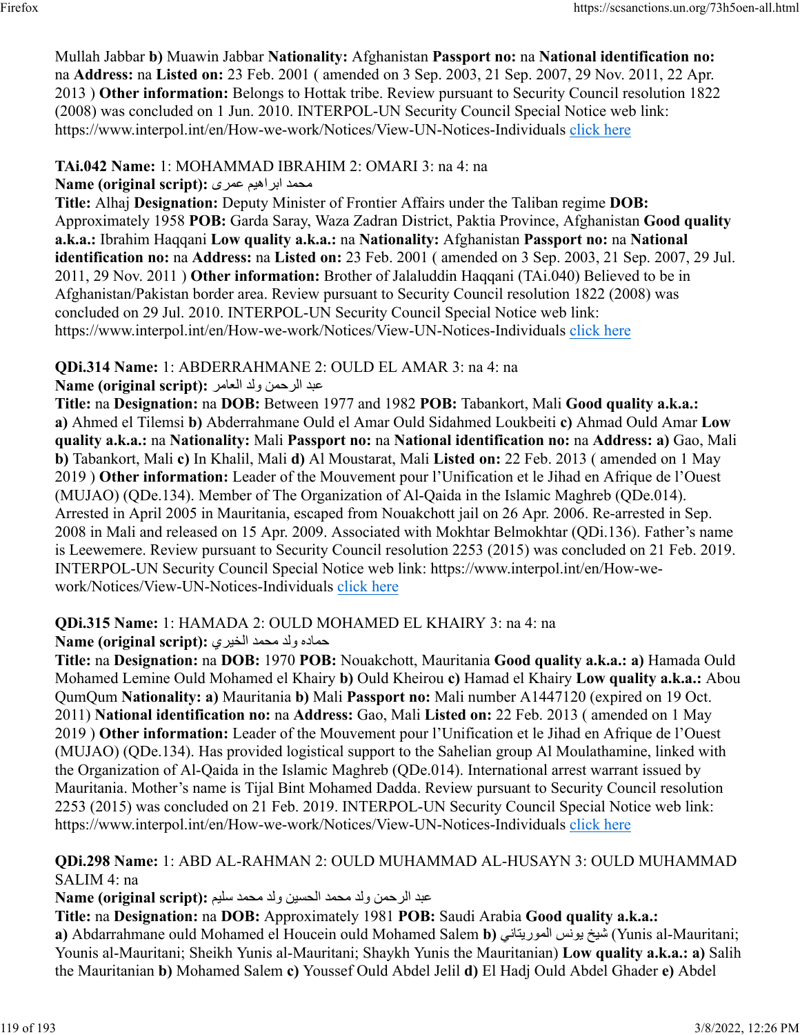Mullah Jabbar **b)** Muawin Jabbar **Nationality:** Afghanistan **Passport no:** na **National identification no:** na **Address:** na **Listed on:** 23 Feb. 2001 ( amended on 3 Sep. 2003, 21 Sep. 2007, 29 Nov. 2011, 22 Apr. 2013 ) **Other information:** Belongs to Hottak tribe. Review pursuant to Security Council resolution 1822 (2008) was concluded on 1 Jun. 2010. INTERPOL-UN Security Council Special Notice web link: https://www.interpol.int/en/How-we-work/Notices/View-UN-Notices-Individuals click here

**TAi.042 Name:** 1: MOHAMMAD IBRAHIM 2: OMARI 3: na 4: na
**Name (original script):** محمد ابراهیم عمری
**Title:** Alhaj **Designation:** Deputy Minister of Frontier Affairs under the Taliban regime **DOB:** Approximately 1958 **POB:** Garda Saray, Waza Zadran District, Paktia Province, Afghanistan **Good quality a.k.a.:** Ibrahim Haqqani **Low quality a.k.a.:** na **Nationality:** Afghanistan **Passport no:** na **National identification no:** na **Address:** na **Listed on:** 23 Feb. 2001 ( amended on 3 Sep. 2003, 21 Sep. 2007, 29 Jul. 2011, 29 Nov. 2011 ) **Other information:** Brother of Jalaluddin Haqqani (TAi.040) Believed to be in Afghanistan/Pakistan border area. Review pursuant to Security Council resolution 1822 (2008) was concluded on 29 Jul. 2010. INTERPOL-UN Security Council Special Notice web link: https://www.interpol.int/en/How-we-work/Notices/View-UN-Notices-Individuals click here

**QDi.314 Name:** 1: ABDERRAHMANE 2: OULD EL AMAR 3: na 4: na
**Name (original script):** عبد الرحمن ولد العامر
**Title:** na **Designation:** na **DOB:** Between 1977 and 1982 **POB:** Tabankort, Mali **Good quality a.k.a.:** **a)** Ahmed el Tilemsi **b)** Abderrahmane Ould el Amar Ould Sidahmed Loukbeiti **c)** Ahmad Ould Amar **Low quality a.k.a.:** na **Nationality:** Mali **Passport no:** na **National identification no:** na **Address:** **a)** Gao, Mali **b)** Tabankort, Mali **c)** In Khalil, Mali **d)** Al Moustarat, Mali **Listed on:** 22 Feb. 2013 ( amended on 1 May 2019 ) **Other information:** Leader of the Mouvement pour l'Unification et le Jihad en Afrique de l'Ouest (MUJAO) (QDe.134). Member of The Organization of Al-Qaida in the Islamic Maghreb (QDe.014). Arrested in April 2005 in Mauritania, escaped from Nouakchott jail on 26 Apr. 2006. Re-arrested in Sep. 2008 in Mali and released on 15 Apr. 2009. Associated with Mokhtar Belmokhtar (QDi.136). Father's name is Leewemere. Review pursuant to Security Council resolution 2253 (2015) was concluded on 21 Feb. 2019. INTERPOL-UN Security Council Special Notice web link: https://www.interpol.int/en/How-we-work/Notices/View-UN-Notices-Individuals click here

**QDi.315 Name:** 1: HAMADA 2: OULD MOHAMED EL KHAIRY 3: na 4: na
**Name (original script):** حماده ولد محمد الخيري
**Title:** na **Designation:** na **DOB:** 1970 **POB:** Nouakchott, Mauritania **Good quality a.k.a.:** **a)** Hamada Ould Mohamed Lemine Ould Mohamed el Khairy **b)** Ould Kheirou **c)** Hamad el Khairy **Low quality a.k.a.:** Abou QumQum **Nationality:** **a)** Mauritania **b)** Mali **Passport no:** Mali number A1447120 (expired on 19 Oct. 2011) **National identification no:** na **Address:** Gao, Mali **Listed on:** 22 Feb. 2013 ( amended on 1 May 2019 ) **Other information:** Leader of the Mouvement pour l'Unification et le Jihad en Afrique de l'Ouest (MUJAO) (QDe.134). Has provided logistical support to the Sahelian group Al Moulathamine, linked with the Organization of Al-Qaida in the Islamic Maghreb (QDe.014). International arrest warrant issued by Mauritania. Mother's name is Tijal Bint Mohamed Dadda. Review pursuant to Security Council resolution 2253 (2015) was concluded on 21 Feb. 2019. INTERPOL-UN Security Council Special Notice web link: https://www.interpol.int/en/How-we-work/Notices/View-UN-Notices-Individuals click here

**QDi.298 Name:** 1: ABD AL-RAHMAN 2: OULD MUHAMMAD AL-HUSAYN 3: OULD MUHAMMAD SALIM 4: na
**Name (original script):** عبد الرحمن ولد محمد الحسين ولد محمد سليم
**Title:** na **Designation:** na **DOB:** Approximately 1981 **POB:** Saudi Arabia **Good quality a.k.a.:** **a)** Abdarrahmane ould Mohamed el Houcein ould Mohamed Salem **b)** شيخ يونس الموريتاني (Yunis al-Mauritani; Younis al-Mauritani; Sheikh Yunis al-Mauritani; Shaykh Yunis the Mauritanian) **Low quality a.k.a.:** **a)** Salih the Mauritanian **b)** Mohamed Salem **c)** Youssef Ould Abdel Jelil **d)** El Hadj Ould Abdel Ghader **e)** Abdel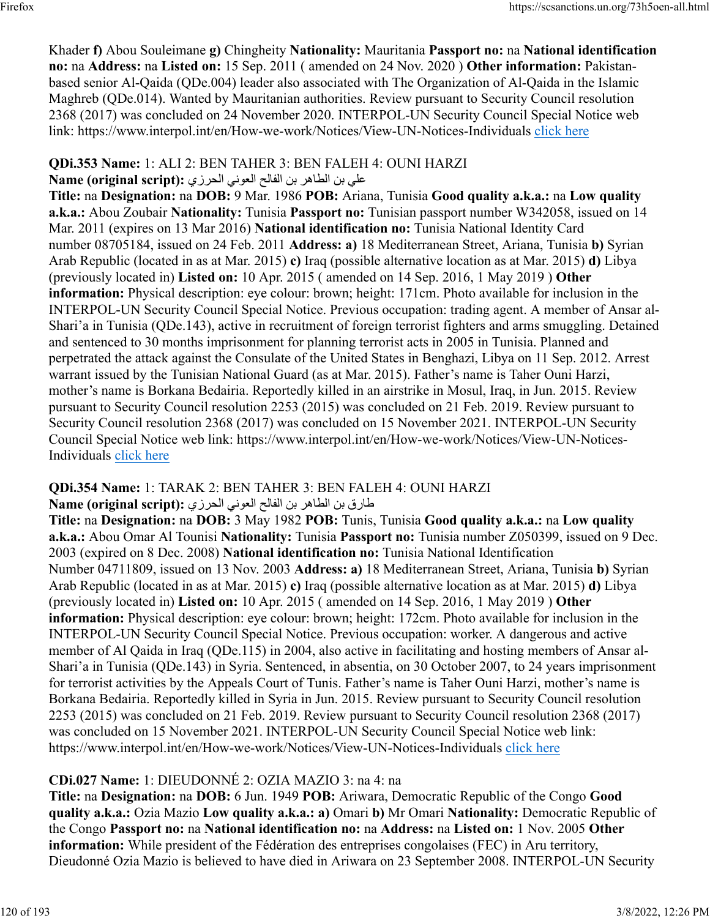Khader **f)** Abou Souleimane **g)** Chingheity **Nationality:** Mauritania **Passport no:** na **National identification no:** na **Address:** na **Listed on:** 15 Sep. 2011 ( amended on 24 Nov. 2020 ) **Other information:** Pakistan-based senior Al-Qaida (QDe.004) leader also associated with The Organization of Al-Qaida in the Islamic Maghreb (QDe.014). Wanted by Mauritanian authorities. Review pursuant to Security Council resolution 2368 (2017) was concluded on 24 November 2020. INTERPOL-UN Security Council Special Notice web link: https://www.interpol.int/en/How-we-work/Notices/View-UN-Notices-Individuals click here

**QDi.353 Name:** 1: ALI 2: BEN TAHER 3: BEN FALEH 4: OUNI HARZI
**Name (original script):** علي بن الطاهر بن الفالح العوني الحرزي
**Title:** na **Designation:** na **DOB:** 9 Mar. 1986 **POB:** Ariana, Tunisia **Good quality a.k.a.:** na **Low quality a.k.a.:** Abou Zoubair **Nationality:** Tunisia **Passport no:** Tunisian passport number W342058, issued on 14 Mar. 2011 (expires on 13 Mar 2016) **National identification no:** Tunisia National Identity Card number 08705184, issued on 24 Feb. 2011 **Address: a)** 18 Mediterranean Street, Ariana, Tunisia **b)** Syrian Arab Republic (located in as at Mar. 2015) **c)** Iraq (possible alternative location as at Mar. 2015) **d)** Libya (previously located in) **Listed on:** 10 Apr. 2015 ( amended on 14 Sep. 2016, 1 May 2019 ) **Other information:** Physical description: eye colour: brown; height: 171cm. Photo available for inclusion in the INTERPOL-UN Security Council Special Notice. Previous occupation: trading agent. A member of Ansar al-Shari'a in Tunisia (QDe.143), active in recruitment of foreign terrorist fighters and arms smuggling. Detained and sentenced to 30 months imprisonment for planning terrorist acts in 2005 in Tunisia. Planned and perpetrated the attack against the Consulate of the United States in Benghazi, Libya on 11 Sep. 2012. Arrest warrant issued by the Tunisian National Guard (as at Mar. 2015). Father's name is Taher Ouni Harzi, mother's name is Borkana Bedairia. Reportedly killed in an airstrike in Mosul, Iraq, in Jun. 2015. Review pursuant to Security Council resolution 2253 (2015) was concluded on 21 Feb. 2019. Review pursuant to Security Council resolution 2368 (2017) was concluded on 15 November 2021. INTERPOL-UN Security Council Special Notice web link: https://www.interpol.int/en/How-we-work/Notices/View-UN-Notices-Individuals click here

**QDi.354 Name:** 1: TARAK 2: BEN TAHER 3: BEN FALEH 4: OUNI HARZI
**Name (original script):** طارق بن الطاهر بن الفالح العوني الحرزي
**Title:** na **Designation:** na **DOB:** 3 May 1982 **POB:** Tunis, Tunisia **Good quality a.k.a.:** na **Low quality a.k.a.:** Abou Omar Al Tounisi **Nationality:** Tunisia **Passport no:** Tunisia number Z050399, issued on 9 Dec. 2003 (expired on 8 Dec. 2008) **National identification no:** Tunisia National Identification Number 04711809, issued on 13 Nov. 2003 **Address: a)** 18 Mediterranean Street, Ariana, Tunisia **b)** Syrian Arab Republic (located in as at Mar. 2015) **c)** Iraq (possible alternative location as at Mar. 2015) **d)** Libya (previously located in) **Listed on:** 10 Apr. 2015 ( amended on 14 Sep. 2016, 1 May 2019 ) **Other information:** Physical description: eye colour: brown; height: 172cm. Photo available for inclusion in the INTERPOL-UN Security Council Special Notice. Previous occupation: worker. A dangerous and active member of Al Qaida in Iraq (QDe.115) in 2004, also active in facilitating and hosting members of Ansar al-Shari'a in Tunisia (QDe.143) in Syria. Sentenced, in absentia, on 30 October 2007, to 24 years imprisonment for terrorist activities by the Appeals Court of Tunis. Father's name is Taher Ouni Harzi, mother's name is Borkana Bedairia. Reportedly killed in Syria in Jun. 2015. Review pursuant to Security Council resolution 2253 (2015) was concluded on 21 Feb. 2019. Review pursuant to Security Council resolution 2368 (2017) was concluded on 15 November 2021. INTERPOL-UN Security Council Special Notice web link: https://www.interpol.int/en/How-we-work/Notices/View-UN-Notices-Individuals click here

**CDi.027 Name:** 1: DIEUDONNÉ 2: OZIA MAZIO 3: na 4: na
**Title:** na **Designation:** na **DOB:** 6 Jun. 1949 **POB:** Ariwara, Democratic Republic of the Congo **Good quality a.k.a.:** Ozia Mazio **Low quality a.k.a.: a)** Omari **b)** Mr Omari **Nationality:** Democratic Republic of the Congo **Passport no:** na **National identification no:** na **Address:** na **Listed on:** 1 Nov. 2005 **Other information:** While president of the Fédération des entreprises congolaises (FEC) in Aru territory, Dieudonné Ozia Mazio is believed to have died in Ariwara on 23 September 2008. INTERPOL-UN Security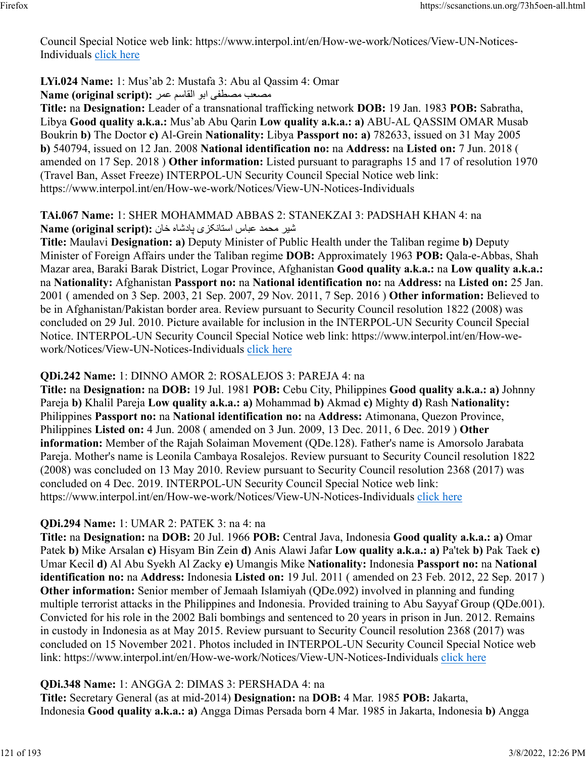Council Special Notice web link: https://www.interpol.int/en/How-we-work/Notices/View-UN-Notices-Individuals click here

**LYi.024 Name:** 1: Mus'ab 2: Mustafa 3: Abu al Qassim 4: Omar
**Name (original script):** مصعب مصطفى ابو القاسم عمر
**Title:** na **Designation:** Leader of a transnational trafficking network **DOB:** 19 Jan. 1983 **POB:** Sabratha, Libya **Good quality a.k.a.:** Mus'ab Abu Qarin **Low quality a.k.a.:** **a)** ABU-AL QASSIM OMAR Musab Boukrin **b)** The Doctor **c)** Al-Grein **Nationality:** Libya **Passport no:** **a)** 782633, issued on 31 May 2005 **b)** 540794, issued on 12 Jan. 2008 **National identification no:** na **Address:** na **Listed on:** 7 Jun. 2018 ( amended on 17 Sep. 2018 ) **Other information:** Listed pursuant to paragraphs 15 and 17 of resolution 1970 (Travel Ban, Asset Freeze) INTERPOL-UN Security Council Special Notice web link: https://www.interpol.int/en/How-we-work/Notices/View-UN-Notices-Individuals

**TAi.067 Name:** 1: SHER MOHAMMAD ABBAS 2: STANEKZAI 3: PADSHAH KHAN 4: na
**Name (original script):** شیر محمد عباس استانکزی پادشاه خان
**Title:** Maulavi **Designation:** **a)** Deputy Minister of Public Health under the Taliban regime **b)** Deputy Minister of Foreign Affairs under the Taliban regime **DOB:** Approximately 1963 **POB:** Qala-e-Abbas, Shah Mazar area, Baraki Barak District, Logar Province, Afghanistan **Good quality a.k.a.:** na **Low quality a.k.a.:** na **Nationality:** Afghanistan **Passport no:** na **National identification no:** na **Address:** na **Listed on:** 25 Jan. 2001 ( amended on 3 Sep. 2003, 21 Sep. 2007, 29 Nov. 2011, 7 Sep. 2016 ) **Other information:** Believed to be in Afghanistan/Pakistan border area. Review pursuant to Security Council resolution 1822 (2008) was concluded on 29 Jul. 2010. Picture available for inclusion in the INTERPOL-UN Security Council Special Notice. INTERPOL-UN Security Council Special Notice web link: https://www.interpol.int/en/How-we-work/Notices/View-UN-Notices-Individuals click here

**QDi.242 Name:** 1: DINNO AMOR 2: ROSALEJOS 3: PAREJA 4: na
**Title:** na **Designation:** na **DOB:** 19 Jul. 1981 **POB:** Cebu City, Philippines **Good quality a.k.a.:** **a)** Johnny Pareja **b)** Khalil Pareja **Low quality a.k.a.:** **a)** Mohammad **b)** Akmad **c)** Mighty **d)** Rash **Nationality:** Philippines **Passport no:** na **National identification no:** na **Address:** Atimonana, Quezon Province, Philippines **Listed on:** 4 Jun. 2008 ( amended on 3 Jun. 2009, 13 Dec. 2011, 6 Dec. 2019 ) **Other information:** Member of the Rajah Solaiman Movement (QDe.128). Father's name is Amorsolo Jarabata Pareja. Mother's name is Leonila Cambaya Rosalejos. Review pursuant to Security Council resolution 1822 (2008) was concluded on 13 May 2010. Review pursuant to Security Council resolution 2368 (2017) was concluded on 4 Dec. 2019. INTERPOL-UN Security Council Special Notice web link: https://www.interpol.int/en/How-we-work/Notices/View-UN-Notices-Individuals click here

**QDi.294 Name:** 1: UMAR 2: PATEK 3: na 4: na
**Title:** na **Designation:** na **DOB:** 20 Jul. 1966 **POB:** Central Java, Indonesia **Good quality a.k.a.:** **a)** Omar Patek **b)** Mike Arsalan **c)** Hisyam Bin Zein **d)** Anis Alawi Jafar **Low quality a.k.a.:** **a)** Pa'tek **b)** Pak Taek **c)** Umar Kecil **d)** Al Abu Syekh Al Zacky **e)** Umangis Mike **Nationality:** Indonesia **Passport no:** na **National identification no:** na **Address:** Indonesia **Listed on:** 19 Jul. 2011 ( amended on 23 Feb. 2012, 22 Sep. 2017 ) **Other information:** Senior member of Jemaah Islamiyah (QDe.092) involved in planning and funding multiple terrorist attacks in the Philippines and Indonesia. Provided training to Abu Sayyaf Group (QDe.001). Convicted for his role in the 2002 Bali bombings and sentenced to 20 years in prison in Jun. 2012. Remains in custody in Indonesia as at May 2015. Review pursuant to Security Council resolution 2368 (2017) was concluded on 15 November 2021. Photos included in INTERPOL-UN Security Council Special Notice web link: https://www.interpol.int/en/How-we-work/Notices/View-UN-Notices-Individuals click here

**QDi.348 Name:** 1: ANGGA 2: DIMAS 3: PERSHADA 4: na
**Title:** Secretary General (as at mid-2014) **Designation:** na **DOB:** 4 Mar. 1985 **POB:** Jakarta, Indonesia **Good quality a.k.a.:** **a)** Angga Dimas Persada born 4 Mar. 1985 in Jakarta, Indonesia **b)** Angga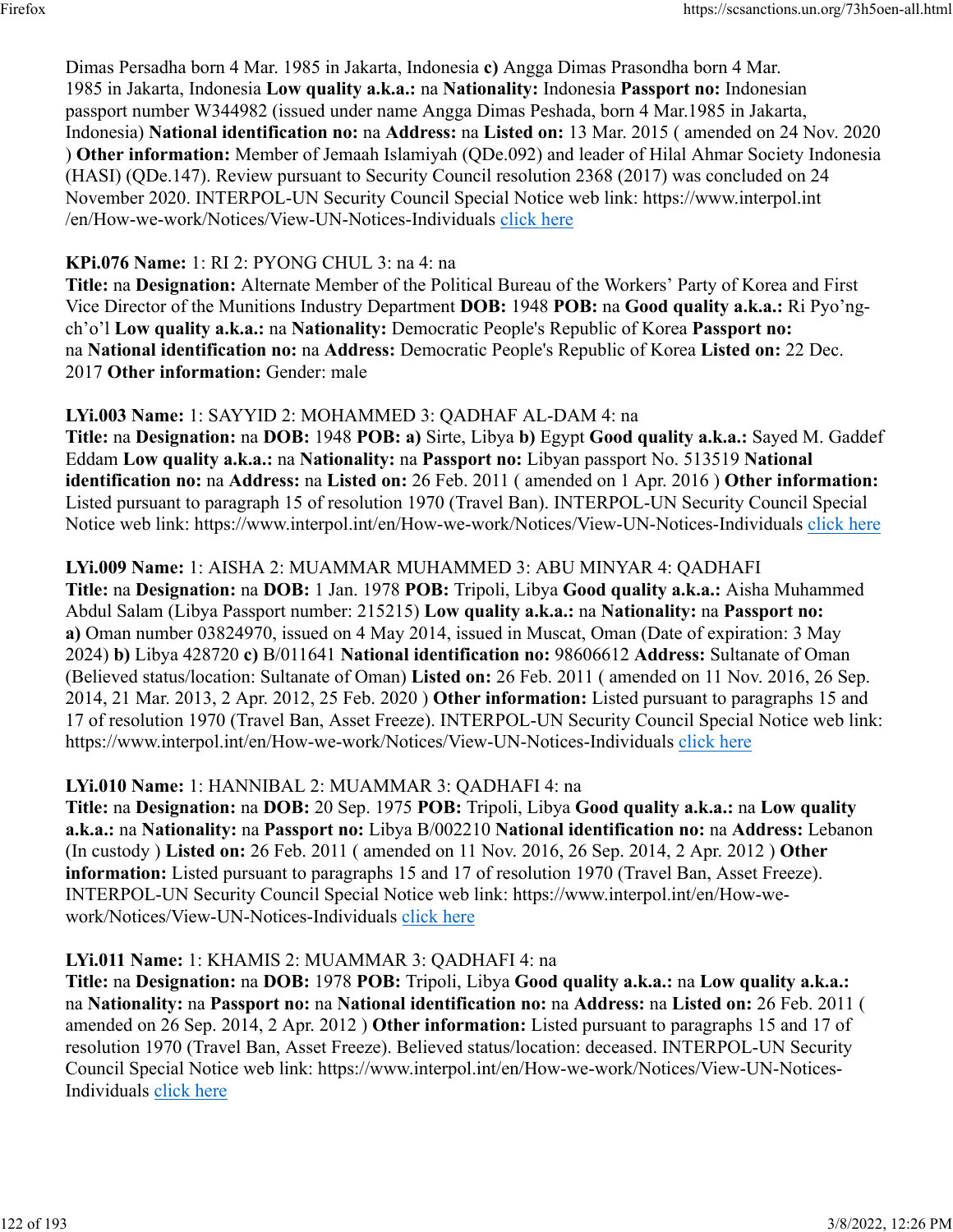Dimas Persadha born 4 Mar. 1985 in Jakarta, Indonesia **c)** Angga Dimas Prasondha born 4 Mar. 1985 in Jakarta, Indonesia **Low quality a.k.a.:** na **Nationality:** Indonesia **Passport no:** Indonesian passport number W344982 (issued under name Angga Dimas Peshada, born 4 Mar.1985 in Jakarta, Indonesia) **National identification no:** na **Address:** na **Listed on:** 13 Mar. 2015 ( amended on 24 Nov. 2020 ) **Other information:** Member of Jemaah Islamiyah (QDe.092) and leader of Hilal Ahmar Society Indonesia (HASI) (QDe.147). Review pursuant to Security Council resolution 2368 (2017) was concluded on 24 November 2020. INTERPOL-UN Security Council Special Notice web link: https://www.interpol.int /en/How-we-work/Notices/View-UN-Notices-Individuals click here

**KPi.076 Name:** 1: RI 2: PYONG CHUL 3: na 4: na
**Title:** na **Designation:** Alternate Member of the Political Bureau of the Workers' Party of Korea and First Vice Director of the Munitions Industry Department **DOB:** 1948 **POB:** na **Good quality a.k.a.:** Ri Pyo'ng-ch'o'l **Low quality a.k.a.:** na **Nationality:** Democratic People's Republic of Korea **Passport no:** na **National identification no:** na **Address:** Democratic People's Republic of Korea **Listed on:** 22 Dec. 2017 **Other information:** Gender: male

**LYi.003 Name:** 1: SAYYID 2: MOHAMMED 3: QADHAF AL-DAM 4: na
**Title:** na **Designation:** na **DOB:** 1948 **POB: a)** Sirte, Libya **b)** Egypt **Good quality a.k.a.:** Sayed M. Gaddef Eddam **Low quality a.k.a.:** na **Nationality:** na **Passport no:** Libyan passport No. 513519 **National identification no:** na **Address:** na **Listed on:** 26 Feb. 2011 ( amended on 1 Apr. 2016 ) **Other information:** Listed pursuant to paragraph 15 of resolution 1970 (Travel Ban). INTERPOL-UN Security Council Special Notice web link: https://www.interpol.int/en/How-we-work/Notices/View-UN-Notices-Individuals click here

**LYi.009 Name:** 1: AISHA 2: MUAMMAR MUHAMMED 3: ABU MINYAR 4: QADHAFI
**Title:** na **Designation:** na **DOB:** 1 Jan. 1978 **POB:** Tripoli, Libya **Good quality a.k.a.:** Aisha Muhammed Abdul Salam (Libya Passport number: 215215) **Low quality a.k.a.:** na **Nationality:** na **Passport no: a)** Oman number 03824970, issued on 4 May 2014, issued in Muscat, Oman (Date of expiration: 3 May 2024) **b)** Libya 428720 **c)** B/011641 **National identification no:** 98606612 **Address:** Sultanate of Oman (Believed status/location: Sultanate of Oman) **Listed on:** 26 Feb. 2011 ( amended on 11 Nov. 2016, 26 Sep. 2014, 21 Mar. 2013, 2 Apr. 2012, 25 Feb. 2020 ) **Other information:** Listed pursuant to paragraphs 15 and 17 of resolution 1970 (Travel Ban, Asset Freeze). INTERPOL-UN Security Council Special Notice web link: https://www.interpol.int/en/How-we-work/Notices/View-UN-Notices-Individuals click here

**LYi.010 Name:** 1: HANNIBAL 2: MUAMMAR 3: QADHAFI 4: na
**Title:** na **Designation:** na **DOB:** 20 Sep. 1975 **POB:** Tripoli, Libya **Good quality a.k.a.:** na **Low quality a.k.a.:** na **Nationality:** na **Passport no:** Libya B/002210 **National identification no:** na **Address:** Lebanon (In custody ) **Listed on:** 26 Feb. 2011 ( amended on 11 Nov. 2016, 26 Sep. 2014, 2 Apr. 2012 ) **Other information:** Listed pursuant to paragraphs 15 and 17 of resolution 1970 (Travel Ban, Asset Freeze). INTERPOL-UN Security Council Special Notice web link: https://www.interpol.int/en/How-we-work/Notices/View-UN-Notices-Individuals click here

**LYi.011 Name:** 1: KHAMIS 2: MUAMMAR 3: QADHAFI 4: na
**Title:** na **Designation:** na **DOB:** 1978 **POB:** Tripoli, Libya **Good quality a.k.a.:** na **Low quality a.k.a.:** na **Nationality:** na **Passport no:** na **National identification no:** na **Address:** na **Listed on:** 26 Feb. 2011 ( amended on 26 Sep. 2014, 2 Apr. 2012 ) **Other information:** Listed pursuant to paragraphs 15 and 17 of resolution 1970 (Travel Ban, Asset Freeze). Believed status/location: deceased. INTERPOL-UN Security Council Special Notice web link: https://www.interpol.int/en/How-we-work/Notices/View-UN-Notices-Individuals click here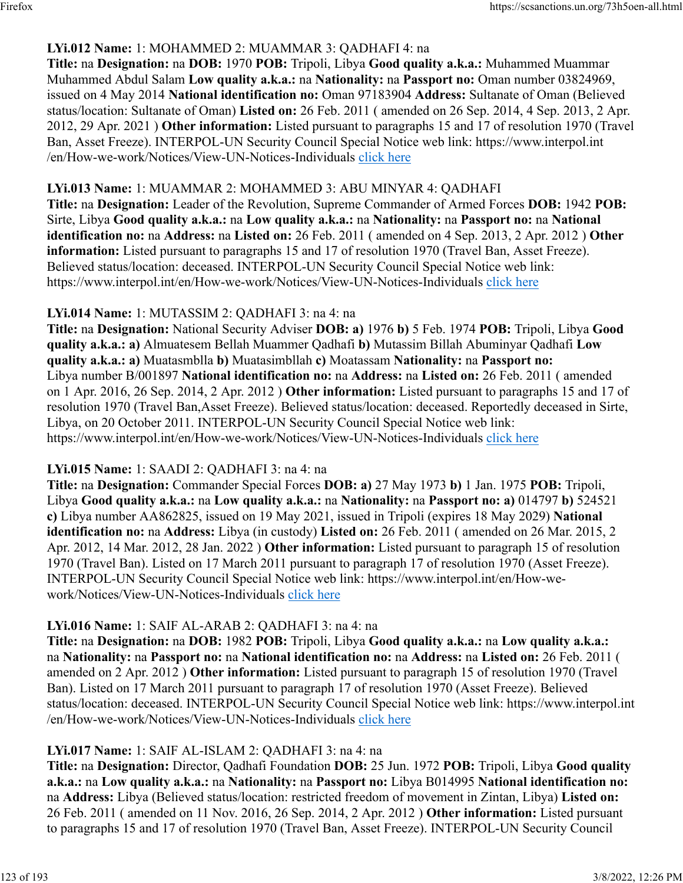**LYi.012 Name:** 1: MOHAMMED 2: MUAMMAR 3: QADHAFI 4: na
**Title:** na **Designation:** na **DOB:** 1970 **POB:** Tripoli, Libya **Good quality a.k.a.:** Muhammed Muammar Muhammed Abdul Salam **Low quality a.k.a.:** na **Nationality:** na **Passport no:** Oman number 03824969, issued on 4 May 2014 **National identification no:** Oman 97183904 **Address:** Sultanate of Oman (Believed status/location: Sultanate of Oman) **Listed on:** 26 Feb. 2011 ( amended on 26 Sep. 2014, 4 Sep. 2013, 2 Apr. 2012, 29 Apr. 2021 ) **Other information:** Listed pursuant to paragraphs 15 and 17 of resolution 1970 (Travel Ban, Asset Freeze). INTERPOL-UN Security Council Special Notice web link: https://www.interpol.int/en/How-we-work/Notices/View-UN-Notices-Individuals click here

**LYi.013 Name:** 1: MUAMMAR 2: MOHAMMED 3: ABU MINYAR 4: QADHAFI
**Title:** na **Designation:** Leader of the Revolution, Supreme Commander of Armed Forces **DOB:** 1942 **POB:** Sirte, Libya **Good quality a.k.a.:** na **Low quality a.k.a.:** na **Nationality:** na **Passport no:** na **National identification no:** na **Address:** na **Listed on:** 26 Feb. 2011 ( amended on 4 Sep. 2013, 2 Apr. 2012 ) **Other information:** Listed pursuant to paragraphs 15 and 17 of resolution 1970 (Travel Ban, Asset Freeze). Believed status/location: deceased. INTERPOL-UN Security Council Special Notice web link: https://www.interpol.int/en/How-we-work/Notices/View-UN-Notices-Individuals click here

**LYi.014 Name:** 1: MUTASSIM 2: QADHAFI 3: na 4: na
**Title:** na **Designation:** National Security Adviser **DOB:** **a)** 1976 **b)** 5 Feb. 1974 **POB:** Tripoli, Libya **Good quality a.k.a.:** **a)** Almuatesem Bellah Muammer Qadhafi **b)** Mutassim Billah Abuminyar Qadhafi **Low quality a.k.a.:** **a)** Muatasmblla **b)** Muatasimbllah **c)** Moatassam **Nationality:** na **Passport no:** Libya number B/001897 **National identification no:** na **Address:** na **Listed on:** 26 Feb. 2011 ( amended on 1 Apr. 2016, 26 Sep. 2014, 2 Apr. 2012 ) **Other information:** Listed pursuant to paragraphs 15 and 17 of resolution 1970 (Travel Ban,Asset Freeze). Believed status/location: deceased. Reportedly deceased in Sirte, Libya, on 20 October 2011. INTERPOL-UN Security Council Special Notice web link: https://www.interpol.int/en/How-we-work/Notices/View-UN-Notices-Individuals click here

**LYi.015 Name:** 1: SAADI 2: QADHAFI 3: na 4: na
**Title:** na **Designation:** Commander Special Forces **DOB:** **a)** 27 May 1973 **b)** 1 Jan. 1975 **POB:** Tripoli, Libya **Good quality a.k.a.:** na **Low quality a.k.a.:** na **Nationality:** na **Passport no:** **a)** 014797 **b)** 524521 **c)** Libya number AA862825, issued on 19 May 2021, issued in Tripoli (expires 18 May 2029) **National identification no:** na **Address:** Libya (in custody) **Listed on:** 26 Feb. 2011 ( amended on 26 Mar. 2015, 2 Apr. 2012, 14 Mar. 2012, 28 Jan. 2022 ) **Other information:** Listed pursuant to paragraph 15 of resolution 1970 (Travel Ban). Listed on 17 March 2011 pursuant to paragraph 17 of resolution 1970 (Asset Freeze). INTERPOL-UN Security Council Special Notice web link: https://www.interpol.int/en/How-we-work/Notices/View-UN-Notices-Individuals click here

**LYi.016 Name:** 1: SAIF AL-ARAB 2: QADHAFI 3: na 4: na
**Title:** na **Designation:** na **DOB:** 1982 **POB:** Tripoli, Libya **Good quality a.k.a.:** na **Low quality a.k.a.:** na **Nationality:** na **Passport no:** na **National identification no:** na **Address:** na **Listed on:** 26 Feb. 2011 ( amended on 2 Apr. 2012 ) **Other information:** Listed pursuant to paragraph 15 of resolution 1970 (Travel Ban). Listed on 17 March 2011 pursuant to paragraph 17 of resolution 1970 (Asset Freeze). Believed status/location: deceased. INTERPOL-UN Security Council Special Notice web link: https://www.interpol.int/en/How-we-work/Notices/View-UN-Notices-Individuals click here

**LYi.017 Name:** 1: SAIF AL-ISLAM 2: QADHAFI 3: na 4: na
**Title:** na **Designation:** Director, Qadhafi Foundation **DOB:** 25 Jun. 1972 **POB:** Tripoli, Libya **Good quality a.k.a.:** na **Low quality a.k.a.:** na **Nationality:** na **Passport no:** Libya B014995 **National identification no:** na **Address:** Libya (Believed status/location: restricted freedom of movement in Zintan, Libya) **Listed on:** 26 Feb. 2011 ( amended on 11 Nov. 2016, 26 Sep. 2014, 2 Apr. 2012 ) **Other information:** Listed pursuant to paragraphs 15 and 17 of resolution 1970 (Travel Ban, Asset Freeze). INTERPOL-UN Security Council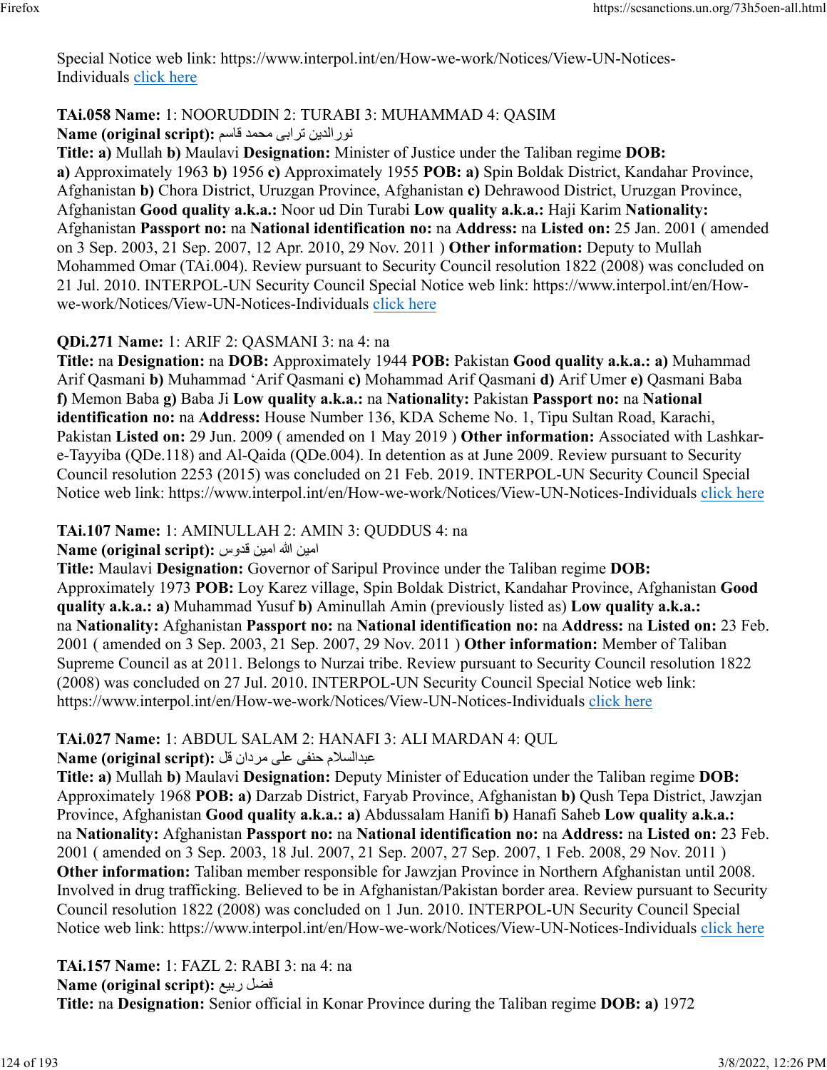Special Notice web link: https://www.interpol.int/en/How-we-work/Notices/View-UN-Notices-Individuals click here

**TAi.058 Name:** 1: NOORUDDIN 2: TURABI 3: MUHAMMAD 4: QASIM
**Name (original script):** نورالدين ترابی محمد قاسم
**Title: a)** Mullah **b)** Maulavi **Designation:** Minister of Justice under the Taliban regime **DOB: a)** Approximately 1963 **b)** 1956 **c)** Approximately 1955 **POB: a)** Spin Boldak District, Kandahar Province, Afghanistan **b)** Chora District, Uruzgan Province, Afghanistan **c)** Dehrawood District, Uruzgan Province, Afghanistan **Good quality a.k.a.:** Noor ud Din Turabi **Low quality a.k.a.:** Haji Karim **Nationality:** Afghanistan **Passport no:** na **National identification no:** na **Address:** na **Listed on:** 25 Jan. 2001 ( amended on 3 Sep. 2003, 21 Sep. 2007, 12 Apr. 2010, 29 Nov. 2011 ) **Other information:** Deputy to Mullah Mohammed Omar (TAi.004). Review pursuant to Security Council resolution 1822 (2008) was concluded on 21 Jul. 2010. INTERPOL-UN Security Council Special Notice web link: https://www.interpol.int/en/How-we-work/Notices/View-UN-Notices-Individuals click here

**QDi.271 Name:** 1: ARIF 2: QASMANI 3: na 4: na
**Title:** na **Designation:** na **DOB:** Approximately 1944 **POB:** Pakistan **Good quality a.k.a.: a)** Muhammad Arif Qasmani **b)** Muhammad 'Arif Qasmani **c)** Mohammad Arif Qasmani **d)** Arif Umer **e)** Qasmani Baba **f)** Memon Baba **g)** Baba Ji **Low quality a.k.a.:** na **Nationality:** Pakistan **Passport no:** na **National identification no:** na **Address:** House Number 136, KDA Scheme No. 1, Tipu Sultan Road, Karachi, Pakistan **Listed on:** 29 Jun. 2009 ( amended on 1 May 2019 ) **Other information:** Associated with Lashkar-e-Tayyiba (QDe.118) and Al-Qaida (QDe.004). In detention as at June 2009. Review pursuant to Security Council resolution 2253 (2015) was concluded on 21 Feb. 2019. INTERPOL-UN Security Council Special Notice web link: https://www.interpol.int/en/How-we-work/Notices/View-UN-Notices-Individuals click here

**TAi.107 Name:** 1: AMINULLAH 2: AMIN 3: QUDDUS 4: na
**Name (original script):** امين الله امين قدوس
**Title:** Maulavi **Designation:** Governor of Saripul Province under the Taliban regime **DOB:** Approximately 1973 **POB:** Loy Karez village, Spin Boldak District, Kandahar Province, Afghanistan **Good quality a.k.a.: a)** Muhammad Yusuf **b)** Aminullah Amin (previously listed as) **Low quality a.k.a.:** na **Nationality:** Afghanistan **Passport no:** na **National identification no:** na **Address:** na **Listed on:** 23 Feb. 2001 ( amended on 3 Sep. 2003, 21 Sep. 2007, 29 Nov. 2011 ) **Other information:** Member of Taliban Supreme Council as at 2011. Belongs to Nurzai tribe. Review pursuant to Security Council resolution 1822 (2008) was concluded on 27 Jul. 2010. INTERPOL-UN Security Council Special Notice web link: https://www.interpol.int/en/How-we-work/Notices/View-UN-Notices-Individuals click here

**TAi.027 Name:** 1: ABDUL SALAM 2: HANAFI 3: ALI MARDAN 4: QUL
**Name (original script):** عبدالسلام حنفی علی مردان قل
**Title: a)** Mullah **b)** Maulavi **Designation:** Deputy Minister of Education under the Taliban regime **DOB:** Approximately 1968 **POB: a)** Darzab District, Faryab Province, Afghanistan **b)** Qush Tepa District, Jawzjan Province, Afghanistan **Good quality a.k.a.: a)** Abdussalam Hanifi **b)** Hanafi Saheb **Low quality a.k.a.:** na **Nationality:** Afghanistan **Passport no:** na **National identification no:** na **Address:** na **Listed on:** 23 Feb. 2001 ( amended on 3 Sep. 2003, 18 Jul. 2007, 21 Sep. 2007, 27 Sep. 2007, 1 Feb. 2008, 29 Nov. 2011 ) **Other information:** Taliban member responsible for Jawzjan Province in Northern Afghanistan until 2008. Involved in drug trafficking. Believed to be in Afghanistan/Pakistan border area. Review pursuant to Security Council resolution 1822 (2008) was concluded on 1 Jun. 2010. INTERPOL-UN Security Council Special Notice web link: https://www.interpol.int/en/How-we-work/Notices/View-UN-Notices-Individuals click here

**TAi.157 Name:** 1: FAZL 2: RABI 3: na 4: na
**Name (original script):** فضل ربيع
**Title:** na **Designation:** Senior official in Konar Province during the Taliban regime **DOB: a)** 1972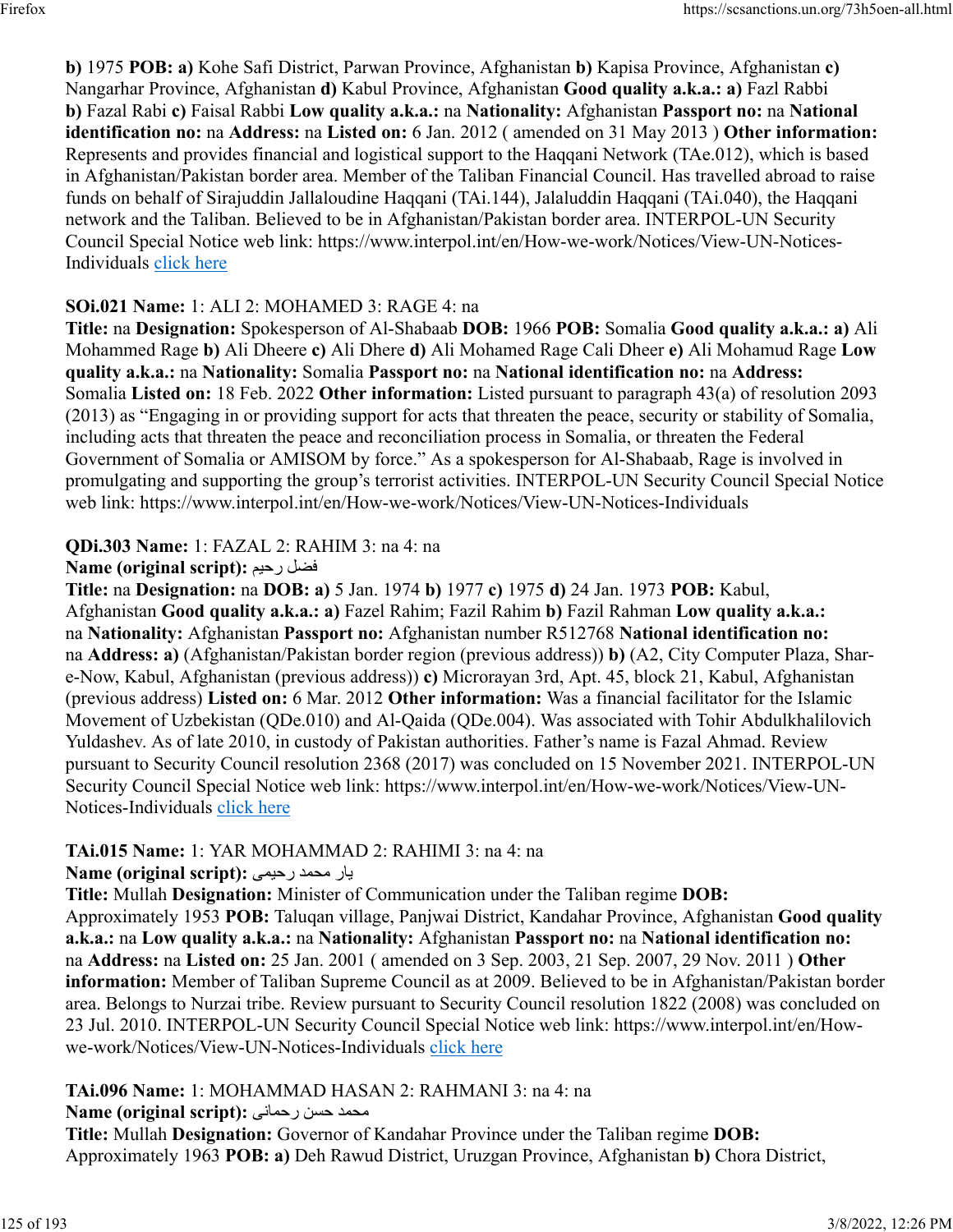**b)** 1975 **POB: a)** Kohe Safi District, Parwan Province, Afghanistan **b)** Kapisa Province, Afghanistan **c)** Nangarhar Province, Afghanistan **d)** Kabul Province, Afghanistan **Good quality a.k.a.: a)** Fazl Rabbi **b)** Fazal Rabi **c)** Faisal Rabbi **Low quality a.k.a.:** na **Nationality:** Afghanistan **Passport no:** na **National identification no:** na **Address:** na **Listed on:** 6 Jan. 2012 ( amended on 31 May 2013 ) **Other information:** Represents and provides financial and logistical support to the Haqqani Network (TAe.012), which is based in Afghanistan/Pakistan border area. Member of the Taliban Financial Council. Has travelled abroad to raise funds on behalf of Sirajuddin Jallaloudine Haqqani (TAi.144), Jalaluddin Haqqani (TAi.040), the Haqqani network and the Taliban. Believed to be in Afghanistan/Pakistan border area. INTERPOL-UN Security Council Special Notice web link: https://www.interpol.int/en/How-we-work/Notices/View-UN-Notices-Individuals click here

**SOi.021 Name:** 1: ALI 2: MOHAMED 3: RAGE 4: na
**Title:** na **Designation:** Spokesperson of Al-Shabaab **DOB:** 1966 **POB:** Somalia **Good quality a.k.a.: a)** Ali Mohammed Rage **b)** Ali Dheere **c)** Ali Dhere **d)** Ali Mohamed Rage Cali Dheer **e)** Ali Mohamud Rage **Low quality a.k.a.:** na **Nationality:** Somalia **Passport no:** na **National identification no:** na **Address:** Somalia **Listed on:** 18 Feb. 2022 **Other information:** Listed pursuant to paragraph 43(a) of resolution 2093 (2013) as "Engaging in or providing support for acts that threaten the peace, security or stability of Somalia, including acts that threaten the peace and reconciliation process in Somalia, or threaten the Federal Government of Somalia or AMISOM by force." As a spokesperson for Al-Shabaab, Rage is involved in promulgating and supporting the group's terrorist activities. INTERPOL-UN Security Council Special Notice web link: https://www.interpol.int/en/How-we-work/Notices/View-UN-Notices-Individuals

**QDi.303 Name:** 1: FAZAL 2: RAHIM 3: na 4: na
**Name (original script):** فضل رحيم
**Title:** na **Designation:** na **DOB: a)** 5 Jan. 1974 **b)** 1977 **c)** 1975 **d)** 24 Jan. 1973 **POB:** Kabul, Afghanistan **Good quality a.k.a.: a)** Fazel Rahim; Fazil Rahim **b)** Fazil Rahman **Low quality a.k.a.:** na **Nationality:** Afghanistan **Passport no:** Afghanistan number R512768 **National identification no:** na **Address: a)** (Afghanistan/Pakistan border region (previous address)) **b)** (A2, City Computer Plaza, Shar-e-Now, Kabul, Afghanistan (previous address)) **c)** Microrayan 3rd, Apt. 45, block 21, Kabul, Afghanistan (previous address) **Listed on:** 6 Mar. 2012 **Other information:** Was a financial facilitator for the Islamic Movement of Uzbekistan (QDe.010) and Al-Qaida (QDe.004). Was associated with Tohir Abdulkhalilovich Yuldashev. As of late 2010, in custody of Pakistan authorities. Father's name is Fazal Ahmad. Review pursuant to Security Council resolution 2368 (2017) was concluded on 15 November 2021. INTERPOL-UN Security Council Special Notice web link: https://www.interpol.int/en/How-we-work/Notices/View-UN-Notices-Individuals click here

**TAi.015 Name:** 1: YAR MOHAMMAD 2: RAHIMI 3: na 4: na
**Name (original script):** يار محمد رحيمى
**Title:** Mullah **Designation:** Minister of Communication under the Taliban regime **DOB:** Approximately 1953 **POB:** Taluqan village, Panjwai District, Kandahar Province, Afghanistan **Good quality a.k.a.:** na **Low quality a.k.a.:** na **Nationality:** Afghanistan **Passport no:** na **National identification no:** na **Address:** na **Listed on:** 25 Jan. 2001 ( amended on 3 Sep. 2003, 21 Sep. 2007, 29 Nov. 2011 ) **Other information:** Member of Taliban Supreme Council as at 2009. Believed to be in Afghanistan/Pakistan border area. Belongs to Nurzai tribe. Review pursuant to Security Council resolution 1822 (2008) was concluded on 23 Jul. 2010. INTERPOL-UN Security Council Special Notice web link: https://www.interpol.int/en/How-we-work/Notices/View-UN-Notices-Individuals click here

**TAi.096 Name:** 1: MOHAMMAD HASAN 2: RAHMANI 3: na 4: na
**Name (original script):** محمد حسن رحمانى
**Title:** Mullah **Designation:** Governor of Kandahar Province under the Taliban regime **DOB:** Approximately 1963 **POB: a)** Deh Rawud District, Uruzgan Province, Afghanistan **b)** Chora District,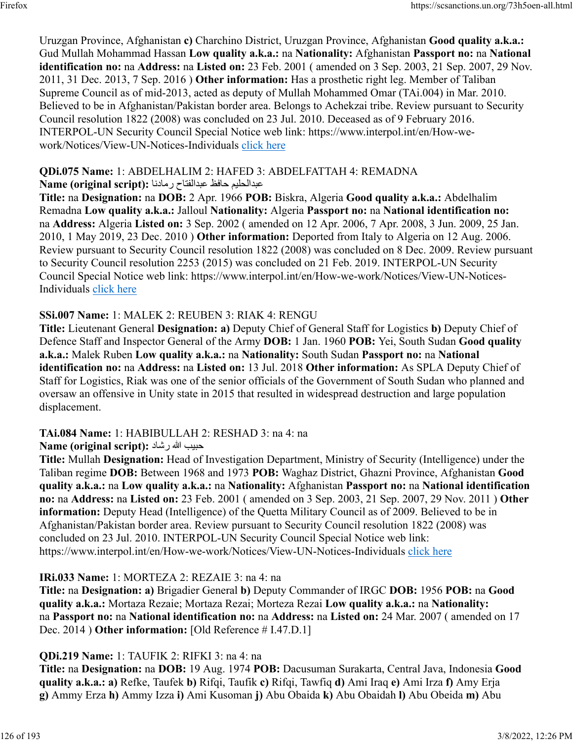Uruzgan Province, Afghanistan **c)** Charchino District, Uruzgan Province, Afghanistan **Good quality a.k.a.:** Gud Mullah Mohammad Hassan **Low quality a.k.a.:** na **Nationality:** Afghanistan **Passport no:** na **National identification no:** na **Address:** na **Listed on:** 23 Feb. 2001 ( amended on 3 Sep. 2003, 21 Sep. 2007, 29 Nov. 2011, 31 Dec. 2013, 7 Sep. 2016 ) **Other information:** Has a prosthetic right leg. Member of Taliban Supreme Council as of mid-2013, acted as deputy of Mullah Mohammed Omar (TAi.004) in Mar. 2010. Believed to be in Afghanistan/Pakistan border area. Belongs to Achekzai tribe. Review pursuant to Security Council resolution 1822 (2008) was concluded on 23 Jul. 2010. Deceased as of 9 February 2016. INTERPOL-UN Security Council Special Notice web link: https://www.interpol.int/en/How-we-work/Notices/View-UN-Notices-Individuals click here

**QDi.075 Name:** 1: ABDELHALIM 2: HAFED 3: ABDELFATTAH 4: REMADNA
**Name (original script):** عبدالحليم حافظ عبدالفتاح رمادنا
**Title:** na **Designation:** na **DOB:** 2 Apr. 1966 **POB:** Biskra, Algeria **Good quality a.k.a.:** Abdelhalim Remadna **Low quality a.k.a.:** Jalloul **Nationality:** Algeria **Passport no:** na **National identification no:** na **Address:** Algeria **Listed on:** 3 Sep. 2002 ( amended on 12 Apr. 2006, 7 Apr. 2008, 3 Jun. 2009, 25 Jan. 2010, 1 May 2019, 23 Dec. 2010 ) **Other information:** Deported from Italy to Algeria on 12 Aug. 2006. Review pursuant to Security Council resolution 1822 (2008) was concluded on 8 Dec. 2009. Review pursuant to Security Council resolution 2253 (2015) was concluded on 21 Feb. 2019. INTERPOL-UN Security Council Special Notice web link: https://www.interpol.int/en/How-we-work/Notices/View-UN-Notices-Individuals click here

**SSi.007 Name:** 1: MALEK 2: REUBEN 3: RIAK 4: RENGU
**Title:** Lieutenant General **Designation:** **a)** Deputy Chief of General Staff for Logistics **b)** Deputy Chief of Defence Staff and Inspector General of the Army **DOB:** 1 Jan. 1960 **POB:** Yei, South Sudan **Good quality a.k.a.:** Malek Ruben **Low quality a.k.a.:** na **Nationality:** South Sudan **Passport no:** na **National identification no:** na **Address:** na **Listed on:** 13 Jul. 2018 **Other information:** As SPLA Deputy Chief of Staff for Logistics, Riak was one of the senior officials of the Government of South Sudan who planned and oversaw an offensive in Unity state in 2015 that resulted in widespread destruction and large population displacement.

**TAi.084 Name:** 1: HABIBULLAH 2: RESHAD 3: na 4: na
**Name (original script):** حبیب الله رشاد
**Title:** Mullah **Designation:** Head of Investigation Department, Ministry of Security (Intelligence) under the Taliban regime **DOB:** Between 1968 and 1973 **POB:** Waghaz District, Ghazni Province, Afghanistan **Good quality a.k.a.:** na **Low quality a.k.a.:** na **Nationality:** Afghanistan **Passport no:** na **National identification no:** na **Address:** na **Listed on:** 23 Feb. 2001 ( amended on 3 Sep. 2003, 21 Sep. 2007, 29 Nov. 2011 ) **Other information:** Deputy Head (Intelligence) of the Quetta Military Council as of 2009. Believed to be in Afghanistan/Pakistan border area. Review pursuant to Security Council resolution 1822 (2008) was concluded on 23 Jul. 2010. INTERPOL-UN Security Council Special Notice web link: https://www.interpol.int/en/How-we-work/Notices/View-UN-Notices-Individuals click here

**IRi.033 Name:** 1: MORTEZA 2: REZAIE 3: na 4: na
**Title:** na **Designation:** **a)** Brigadier General **b)** Deputy Commander of IRGC **DOB:** 1956 **POB:** na **Good quality a.k.a.:** Mortaza Rezaie; Mortaza Rezai; Morteza Rezai **Low quality a.k.a.:** na **Nationality:** na **Passport no:** na **National identification no:** na **Address:** na **Listed on:** 24 Mar. 2007 ( amended on 17 Dec. 2014 ) **Other information:** [Old Reference # I.47.D.1]

**QDi.219 Name:** 1: TAUFIK 2: RIFKI 3: na 4: na
**Title:** na **Designation:** na **DOB:** 19 Aug. 1974 **POB:** Dacusuman Surakarta, Central Java, Indonesia **Good quality a.k.a.:** **a)** Refke, Taufek **b)** Rifqi, Taufik **c)** Rifqi, Tawfiq **d)** Ami Iraq **e)** Ami Irza **f)** Amy Erja **g)** Ammy Erza **h)** Ammy Izza **i)** Ami Kusoman **j)** Abu Obaida **k)** Abu Obaidah **l)** Abu Obeida **m)** Abu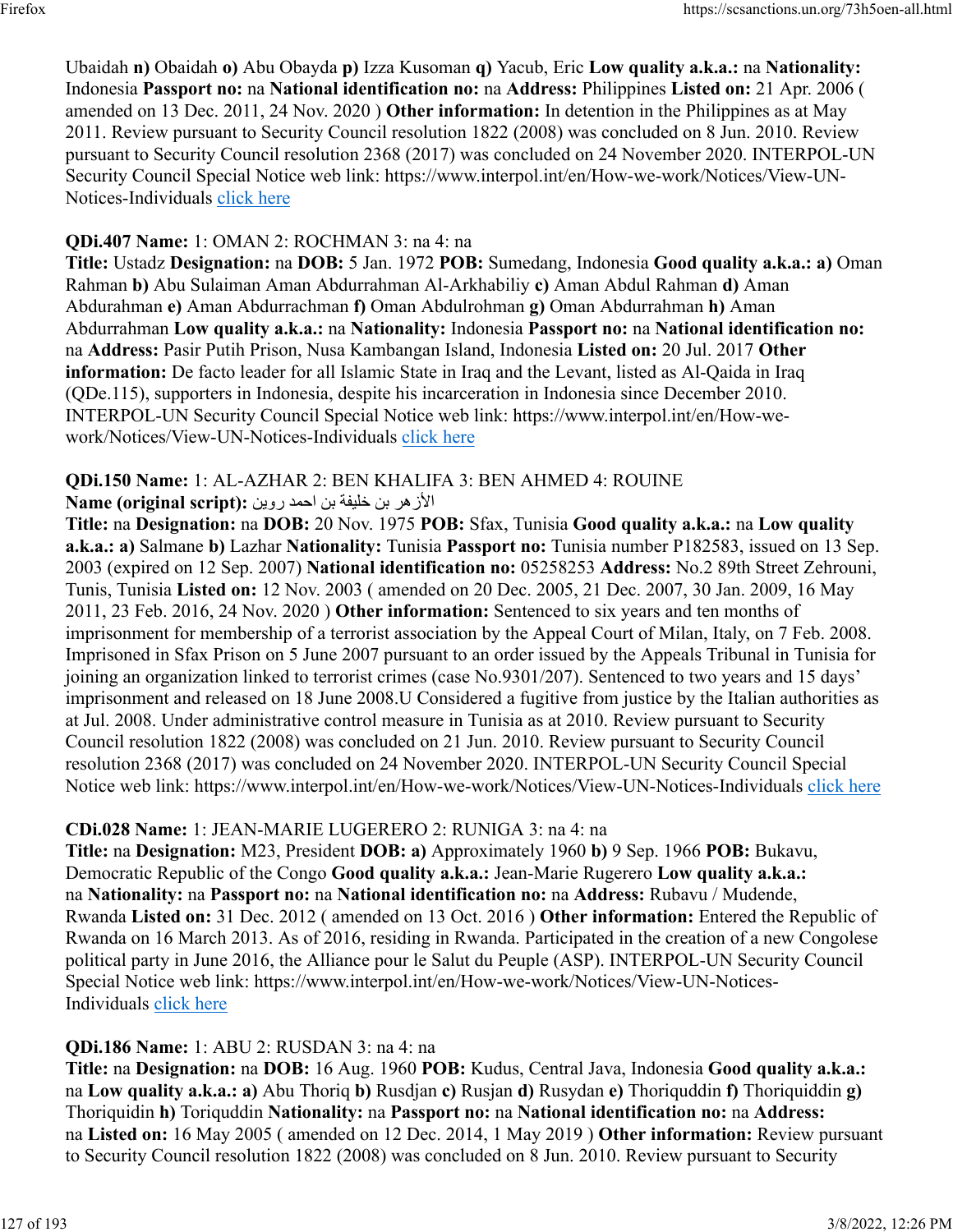Ubaidah **n)** Obaidah **o)** Abu Obayda **p)** Izza Kusoman **q)** Yacub, Eric **Low quality a.k.a.:** na **Nationality:** Indonesia **Passport no:** na **National identification no:** na **Address:** Philippines **Listed on:** 21 Apr. 2006 ( amended on 13 Dec. 2011, 24 Nov. 2020 ) **Other information:** In detention in the Philippines as at May 2011. Review pursuant to Security Council resolution 1822 (2008) was concluded on 8 Jun. 2010. Review pursuant to Security Council resolution 2368 (2017) was concluded on 24 November 2020. INTERPOL-UN Security Council Special Notice web link: https://www.interpol.int/en/How-we-work/Notices/View-UN-Notices-Individuals click here

**QDi.407 Name:** 1: OMAN 2: ROCHMAN 3: na 4: na
**Title:** Ustadz **Designation:** na **DOB:** 5 Jan. 1972 **POB:** Sumedang, Indonesia **Good quality a.k.a.:** **a)** Oman Rahman **b)** Abu Sulaiman Aman Abdurrahman Al-Arkhabiliy **c)** Aman Abdul Rahman **d)** Aman Abdurahman **e)** Aman Abdurrachman **f)** Oman Abdulrohman **g)** Oman Abdurrahman **h)** Aman Abdurrahman **Low quality a.k.a.:** na **Nationality:** Indonesia **Passport no:** na **National identification no:** na **Address:** Pasir Putih Prison, Nusa Kambangan Island, Indonesia **Listed on:** 20 Jul. 2017 **Other information:** De facto leader for all Islamic State in Iraq and the Levant, listed as Al-Qaida in Iraq (QDe.115), supporters in Indonesia, despite his incarceration in Indonesia since December 2010. INTERPOL-UN Security Council Special Notice web link: https://www.interpol.int/en/How-we-work/Notices/View-UN-Notices-Individuals click here

**QDi.150 Name:** 1: AL-AZHAR 2: BEN KHALIFA 3: BEN AHMED 4: ROUINE
**Name (original script):** الأزهر بن خليفة بن احمد روين
**Title:** na **Designation:** na **DOB:** 20 Nov. 1975 **POB:** Sfax, Tunisia **Good quality a.k.a.:** na **Low quality a.k.a.:** **a)** Salmane **b)** Lazhar **Nationality:** Tunisia **Passport no:** Tunisia number P182583, issued on 13 Sep. 2003 (expired on 12 Sep. 2007) **National identification no:** 05258253 **Address:** No.2 89th Street Zehrouni, Tunis, Tunisia **Listed on:** 12 Nov. 2003 ( amended on 20 Dec. 2005, 21 Dec. 2007, 30 Jan. 2009, 16 May 2011, 23 Feb. 2016, 24 Nov. 2020 ) **Other information:** Sentenced to six years and ten months of imprisonment for membership of a terrorist association by the Appeal Court of Milan, Italy, on 7 Feb. 2008. Imprisoned in Sfax Prison on 5 June 2007 pursuant to an order issued by the Appeals Tribunal in Tunisia for joining an organization linked to terrorist crimes (case No.9301/207). Sentenced to two years and 15 days' imprisonment and released on 18 June 2008.U Considered a fugitive from justice by the Italian authorities as at Jul. 2008. Under administrative control measure in Tunisia as at 2010. Review pursuant to Security Council resolution 1822 (2008) was concluded on 21 Jun. 2010. Review pursuant to Security Council resolution 2368 (2017) was concluded on 24 November 2020. INTERPOL-UN Security Council Special Notice web link: https://www.interpol.int/en/How-we-work/Notices/View-UN-Notices-Individuals click here

**CDi.028 Name:** 1: JEAN-MARIE LUGERERO 2: RUNIGA 3: na 4: na
**Title:** na **Designation:** M23, President **DOB:** **a)** Approximately 1960 **b)** 9 Sep. 1966 **POB:** Bukavu, Democratic Republic of the Congo **Good quality a.k.a.:** Jean-Marie Rugerero **Low quality a.k.a.:** na **Nationality:** na **Passport no:** na **National identification no:** na **Address:** Rubavu / Mudende, Rwanda **Listed on:** 31 Dec. 2012 ( amended on 13 Oct. 2016 ) **Other information:** Entered the Republic of Rwanda on 16 March 2013. As of 2016, residing in Rwanda. Participated in the creation of a new Congolese political party in June 2016, the Alliance pour le Salut du Peuple (ASP). INTERPOL-UN Security Council Special Notice web link: https://www.interpol.int/en/How-we-work/Notices/View-UN-Notices-Individuals click here

**QDi.186 Name:** 1: ABU 2: RUSDAN 3: na 4: na
**Title:** na **Designation:** na **DOB:** 16 Aug. 1960 **POB:** Kudus, Central Java, Indonesia **Good quality a.k.a.:** na **Low quality a.k.a.:** **a)** Abu Thoriq **b)** Rusdjan **c)** Rusjan **d)** Rusydan **e)** Thoriquddin **f)** Thoriquiddin **g)** Thoriquidin **h)** Toriquddin **Nationality:** na **Passport no:** na **National identification no:** na **Address:** na **Listed on:** 16 May 2005 ( amended on 12 Dec. 2014, 1 May 2019 ) **Other information:** Review pursuant to Security Council resolution 1822 (2008) was concluded on 8 Jun. 2010. Review pursuant to Security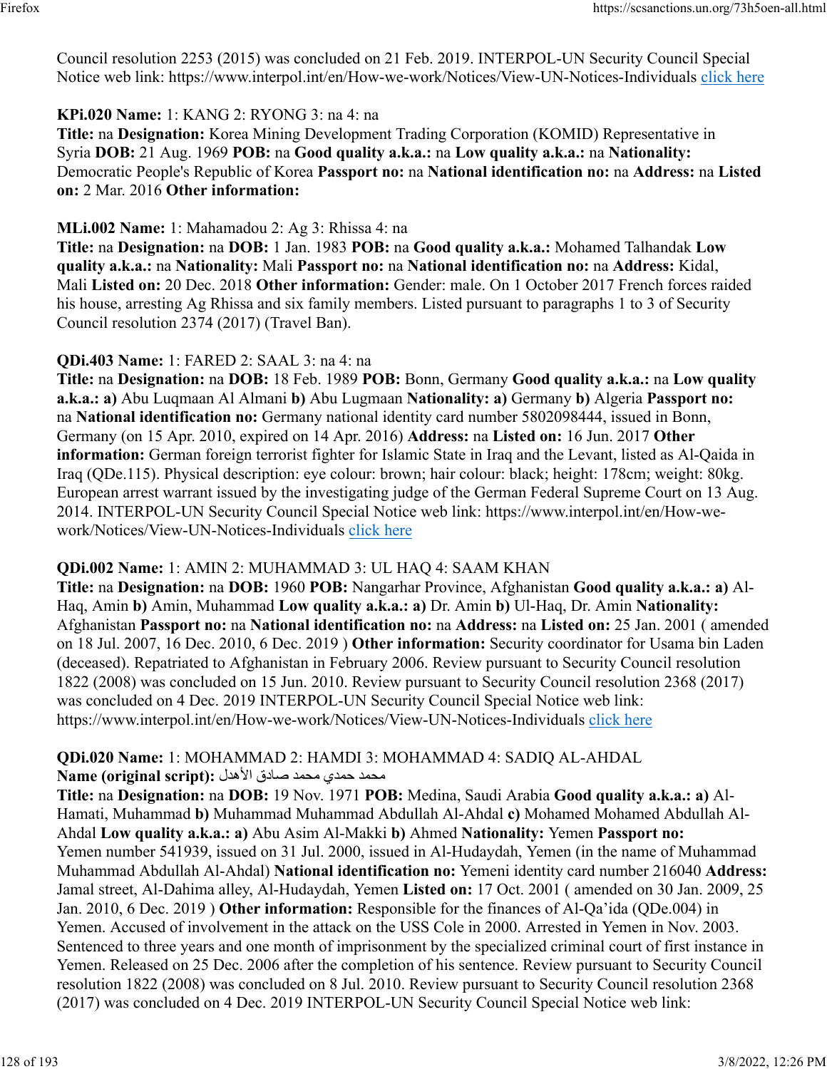Council resolution 2253 (2015) was concluded on 21 Feb. 2019. INTERPOL-UN Security Council Special Notice web link: https://www.interpol.int/en/How-we-work/Notices/View-UN-Notices-Individuals click here

**KPi.020 Name:** 1: KANG 2: RYONG 3: na 4: na
**Title:** na **Designation:** Korea Mining Development Trading Corporation (KOMID) Representative in Syria **DOB:** 21 Aug. 1969 **POB:** na **Good quality a.k.a.:** na **Low quality a.k.a.:** na **Nationality:** Democratic People's Republic of Korea **Passport no:** na **National identification no:** na **Address:** na **Listed on:** 2 Mar. 2016 **Other information:**

**MLi.002 Name:** 1: Mahamadou 2: Ag 3: Rhissa 4: na
**Title:** na **Designation:** na **DOB:** 1 Jan. 1983 **POB:** na **Good quality a.k.a.:** Mohamed Talhandak **Low quality a.k.a.:** na **Nationality:** Mali **Passport no:** na **National identification no:** na **Address:** Kidal, Mali **Listed on:** 20 Dec. 2018 **Other information:** Gender: male. On 1 October 2017 French forces raided his house, arresting Ag Rhissa and six family members. Listed pursuant to paragraphs 1 to 3 of Security Council resolution 2374 (2017) (Travel Ban).

**QDi.403 Name:** 1: FARED 2: SAAL 3: na 4: na
**Title:** na **Designation:** na **DOB:** 18 Feb. 1989 **POB:** Bonn, Germany **Good quality a.k.a.:** na **Low quality a.k.a.:** **a)** Abu Luqmaan Al Almani **b)** Abu Lugmaan **Nationality:** **a)** Germany **b)** Algeria **Passport no:** na **National identification no:** Germany national identity card number 5802098444, issued in Bonn, Germany (on 15 Apr. 2010, expired on 14 Apr. 2016) **Address:** na **Listed on:** 16 Jun. 2017 **Other information:** German foreign terrorist fighter for Islamic State in Iraq and the Levant, listed as Al-Qaida in Iraq (QDe.115). Physical description: eye colour: brown; hair colour: black; height: 178cm; weight: 80kg. European arrest warrant issued by the investigating judge of the German Federal Supreme Court on 13 Aug. 2014. INTERPOL-UN Security Council Special Notice web link: https://www.interpol.int/en/How-we-work/Notices/View-UN-Notices-Individuals click here

**QDi.002 Name:** 1: AMIN 2: MUHAMMAD 3: UL HAQ 4: SAAM KHAN
**Title:** na **Designation:** na **DOB:** 1960 **POB:** Nangarhar Province, Afghanistan **Good quality a.k.a.:** **a)** Al-Haq, Amin **b)** Amin, Muhammad **Low quality a.k.a.:** **a)** Dr. Amin **b)** Ul-Haq, Dr. Amin **Nationality:** Afghanistan **Passport no:** na **National identification no:** na **Address:** na **Listed on:** 25 Jan. 2001 ( amended on 18 Jul. 2007, 16 Dec. 2010, 6 Dec. 2019 ) **Other information:** Security coordinator for Usama bin Laden (deceased). Repatriated to Afghanistan in February 2006. Review pursuant to Security Council resolution 1822 (2008) was concluded on 15 Jun. 2010. Review pursuant to Security Council resolution 2368 (2017) was concluded on 4 Dec. 2019 INTERPOL-UN Security Council Special Notice web link: https://www.interpol.int/en/How-we-work/Notices/View-UN-Notices-Individuals click here

**QDi.020 Name:** 1: MOHAMMAD 2: HAMDI 3: MOHAMMAD 4: SADIQ AL-AHDAL
**Name (original script):** محمد حمدي محمد صادق الأهدل
**Title:** na **Designation:** na **DOB:** 19 Nov. 1971 **POB:** Medina, Saudi Arabia **Good quality a.k.a.:** **a)** Al-Hamati, Muhammad **b)** Muhammad Muhammad Abdullah Al-Ahdal **c)** Mohamed Mohamed Abdullah Al-Ahdal **Low quality a.k.a.:** **a)** Abu Asim Al-Makki **b)** Ahmed **Nationality:** Yemen **Passport no:** Yemen number 541939, issued on 31 Jul. 2000, issued in Al-Hudaydah, Yemen (in the name of Muhammad Muhammad Abdullah Al-Ahdal) **National identification no:** Yemeni identity card number 216040 **Address:** Jamal street, Al-Dahima alley, Al-Hudaydah, Yemen **Listed on:** 17 Oct. 2001 ( amended on 30 Jan. 2009, 25 Jan. 2010, 6 Dec. 2019 ) **Other information:** Responsible for the finances of Al-Qa'ida (QDe.004) in Yemen. Accused of involvement in the attack on the USS Cole in 2000. Arrested in Yemen in Nov. 2003. Sentenced to three years and one month of imprisonment by the specialized criminal court of first instance in Yemen. Released on 25 Dec. 2006 after the completion of his sentence. Review pursuant to Security Council resolution 1822 (2008) was concluded on 8 Jul. 2010. Review pursuant to Security Council resolution 2368 (2017) was concluded on 4 Dec. 2019 INTERPOL-UN Security Council Special Notice web link: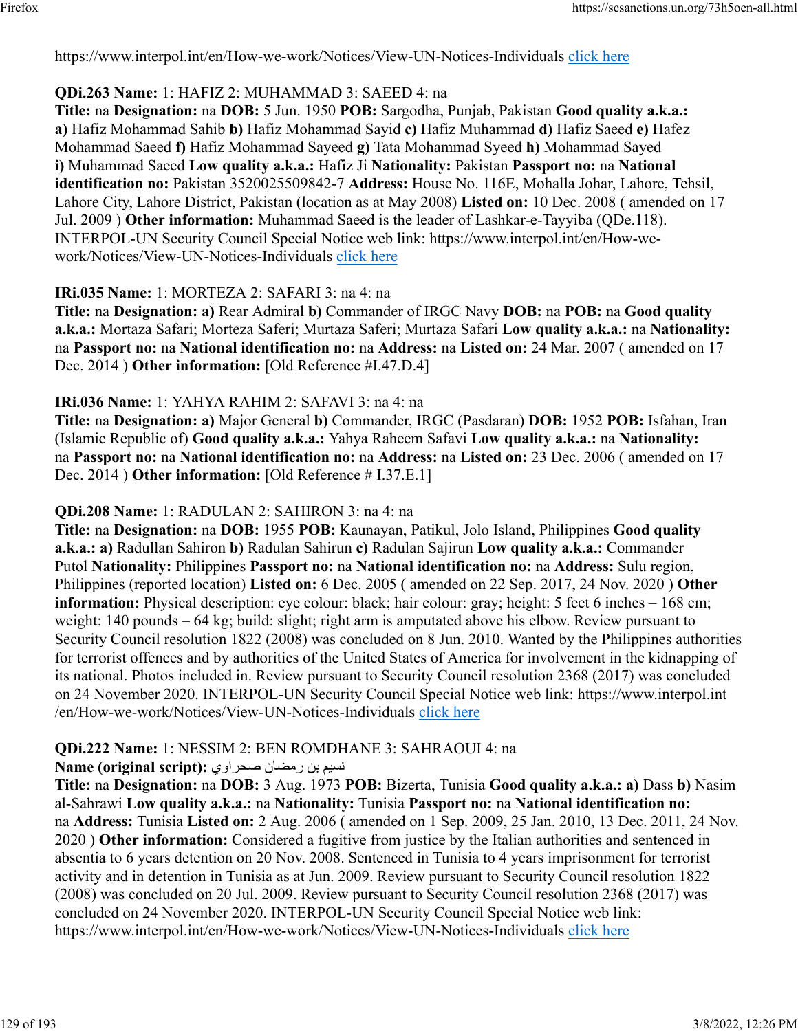https://www.interpol.int/en/How-we-work/Notices/View-UN-Notices-Individuals click here

**QDi.263 Name:** 1: HAFIZ 2: MUHAMMAD 3: SAEED 4: na
**Title:** na **Designation:** na **DOB:** 5 Jun. 1950 **POB:** Sargodha, Punjab, Pakistan **Good quality a.k.a.:** **a)** Hafiz Mohammad Sahib **b)** Hafiz Mohammad Sayid **c)** Hafiz Muhammad **d)** Hafiz Saeed **e)** Hafez Mohammad Saeed **f)** Hafiz Mohammad Sayeed **g)** Tata Mohammad Syeed **h)** Mohammad Sayed **i)** Muhammad Saeed **Low quality a.k.a.:** Hafiz Ji **Nationality:** Pakistan **Passport no:** na **National identification no:** Pakistan 3520025509842-7 **Address:** House No. 116E, Mohalla Johar, Lahore, Tehsil, Lahore City, Lahore District, Pakistan (location as at May 2008) **Listed on:** 10 Dec. 2008 ( amended on 17 Jul. 2009 ) **Other information:** Muhammad Saeed is the leader of Lashkar-e-Tayyiba (QDe.118). INTERPOL-UN Security Council Special Notice web link: https://www.interpol.int/en/How-we-work/Notices/View-UN-Notices-Individuals click here

**IRi.035 Name:** 1: MORTEZA 2: SAFARI 3: na 4: na
**Title:** na **Designation:** **a)** Rear Admiral **b)** Commander of IRGC Navy **DOB:** na **POB:** na **Good quality a.k.a.:** Mortaza Safari; Morteza Saferi; Murtaza Saferi; Murtaza Safari **Low quality a.k.a.:** na **Nationality:** na **Passport no:** na **National identification no:** na **Address:** na **Listed on:** 24 Mar. 2007 ( amended on 17 Dec. 2014 ) **Other information:** [Old Reference #I.47.D.4]

**IRi.036 Name:** 1: YAHYA RAHIM 2: SAFAVI 3: na 4: na
**Title:** na **Designation:** **a)** Major General **b)** Commander, IRGC (Pasdaran) **DOB:** 1952 **POB:** Isfahan, Iran (Islamic Republic of) **Good quality a.k.a.:** Yahya Raheem Safavi **Low quality a.k.a.:** na **Nationality:** na **Passport no:** na **National identification no:** na **Address:** na **Listed on:** 23 Dec. 2006 ( amended on 17 Dec. 2014 ) **Other information:** [Old Reference # I.37.E.1]

**QDi.208 Name:** 1: RADULAN 2: SAHIRON 3: na 4: na
**Title:** na **Designation:** na **DOB:** 1955 **POB:** Kaunayan, Patikul, Jolo Island, Philippines **Good quality a.k.a.:** **a)** Radullan Sahiron **b)** Radulan Sahirun **c)** Radulan Sajirun **Low quality a.k.a.:** Commander Putol **Nationality:** Philippines **Passport no:** na **National identification no:** na **Address:** Sulu region, Philippines (reported location) **Listed on:** 6 Dec. 2005 ( amended on 22 Sep. 2017, 24 Nov. 2020 ) **Other information:** Physical description: eye colour: black; hair colour: gray; height: 5 feet 6 inches – 168 cm; weight: 140 pounds – 64 kg; build: slight; right arm is amputated above his elbow. Review pursuant to Security Council resolution 1822 (2008) was concluded on 8 Jun. 2010. Wanted by the Philippines authorities for terrorist offences and by authorities of the United States of America for involvement in the kidnapping of its national. Photos included in. Review pursuant to Security Council resolution 2368 (2017) was concluded on 24 November 2020. INTERPOL-UN Security Council Special Notice web link: https://www.interpol.int/en/How-we-work/Notices/View-UN-Notices-Individuals click here

**QDi.222 Name:** 1: NESSIM 2: BEN ROMDHANE 3: SAHRAOUI 4: na
**Name (original script):** نسيم بن رمضان صحراوي
**Title:** na **Designation:** na **DOB:** 3 Aug. 1973 **POB:** Bizerta, Tunisia **Good quality a.k.a.:** **a)** Dass **b)** Nasim al-Sahrawi **Low quality a.k.a.:** na **Nationality:** Tunisia **Passport no:** na **National identification no:** na **Address:** Tunisia **Listed on:** 2 Aug. 2006 ( amended on 1 Sep. 2009, 25 Jan. 2010, 13 Dec. 2011, 24 Nov. 2020 ) **Other information:** Considered a fugitive from justice by the Italian authorities and sentenced in absentia to 6 years detention on 20 Nov. 2008. Sentenced in Tunisia to 4 years imprisonment for terrorist activity and in detention in Tunisia as at Jun. 2009. Review pursuant to Security Council resolution 1822 (2008) was concluded on 20 Jul. 2009. Review pursuant to Security Council resolution 2368 (2017) was concluded on 24 November 2020. INTERPOL-UN Security Council Special Notice web link: https://www.interpol.int/en/How-we-work/Notices/View-UN-Notices-Individuals click here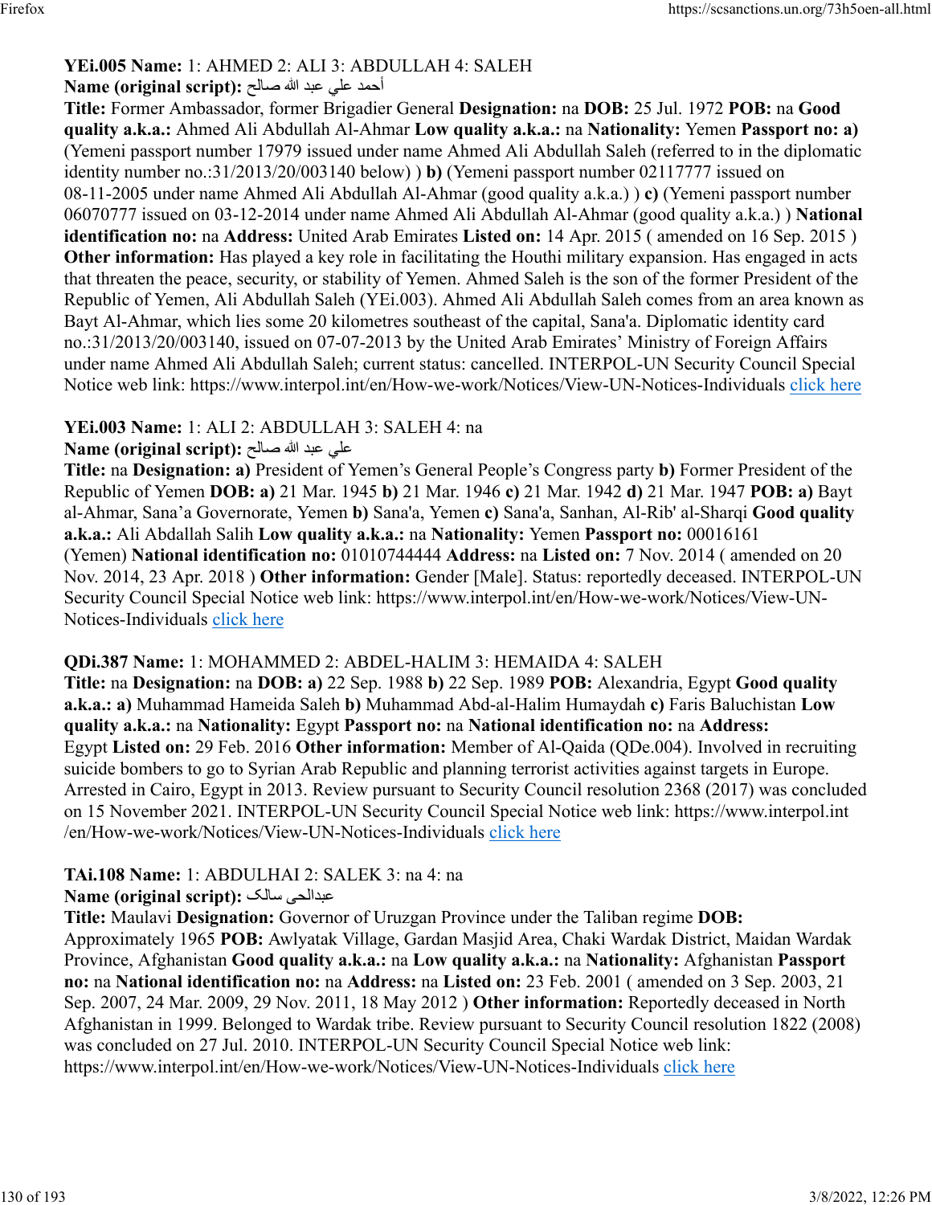**YEi.005 Name:** 1: AHMED 2: ALI 3: ABDULLAH 4: SALEH
**Name (original script):** أحمد علي عبد الله صالح
**Title:** Former Ambassador, former Brigadier General **Designation:** na **DOB:** 25 Jul. 1972 **POB:** na **Good quality a.k.a.:** Ahmed Ali Abdullah Al-Ahmar **Low quality a.k.a.:** na **Nationality:** Yemen **Passport no: a)** (Yemeni passport number 17979 issued under name Ahmed Ali Abdullah Saleh (referred to in the diplomatic identity number no.:31/2013/20/003140 below) ) **b)** (Yemeni passport number 02117777 issued on 08-11-2005 under name Ahmed Ali Abdullah Al-Ahmar (good quality a.k.a.) ) **c)** (Yemeni passport number 06070777 issued on 03-12-2014 under name Ahmed Ali Abdullah Al-Ahmar (good quality a.k.a.) ) **National identification no:** na **Address:** United Arab Emirates **Listed on:** 14 Apr. 2015 ( amended on 16 Sep. 2015 ) **Other information:** Has played a key role in facilitating the Houthi military expansion. Has engaged in acts that threaten the peace, security, or stability of Yemen. Ahmed Saleh is the son of the former President of the Republic of Yemen, Ali Abdullah Saleh (YEi.003). Ahmed Ali Abdullah Saleh comes from an area known as Bayt Al-Ahmar, which lies some 20 kilometres southeast of the capital, Sana'a. Diplomatic identity card no.:31/2013/20/003140, issued on 07-07-2013 by the United Arab Emirates' Ministry of Foreign Affairs under name Ahmed Ali Abdullah Saleh; current status: cancelled. INTERPOL-UN Security Council Special Notice web link: https://www.interpol.int/en/How-we-work/Notices/View-UN-Notices-Individuals click here

**YEi.003 Name:** 1: ALI 2: ABDULLAH 3: SALEH 4: na
**Name (original script):** علي عبد الله صالح
**Title:** na **Designation: a)** President of Yemen's General People's Congress party **b)** Former President of the Republic of Yemen **DOB: a)** 21 Mar. 1945 **b)** 21 Mar. 1946 **c)** 21 Mar. 1942 **d)** 21 Mar. 1947 **POB: a)** Bayt al-Ahmar, Sana'a Governorate, Yemen **b)** Sana'a, Yemen **c)** Sana'a, Sanhan, Al-Rib' al-Sharqi **Good quality a.k.a.:** Ali Abdallah Salih **Low quality a.k.a.:** na **Nationality:** Yemen **Passport no:** 00016161 (Yemen) **National identification no:** 01010744444 **Address:** na **Listed on:** 7 Nov. 2014 ( amended on 20 Nov. 2014, 23 Apr. 2018 ) **Other information:** Gender [Male]. Status: reportedly deceased. INTERPOL-UN Security Council Special Notice web link: https://www.interpol.int/en/How-we-work/Notices/View-UN-Notices-Individuals click here

**QDi.387 Name:** 1: MOHAMMED 2: ABDEL-HALIM 3: HEMAIDA 4: SALEH
**Title:** na **Designation:** na **DOB: a)** 22 Sep. 1988 **b)** 22 Sep. 1989 **POB:** Alexandria, Egypt **Good quality a.k.a.: a)** Muhammad Hameida Saleh **b)** Muhammad Abd-al-Halim Humaydah **c)** Faris Baluchistan **Low quality a.k.a.:** na **Nationality:** Egypt **Passport no:** na **National identification no:** na **Address:** Egypt **Listed on:** 29 Feb. 2016 **Other information:** Member of Al-Qaida (QDe.004). Involved in recruiting suicide bombers to go to Syrian Arab Republic and planning terrorist activities against targets in Europe. Arrested in Cairo, Egypt in 2013. Review pursuant to Security Council resolution 2368 (2017) was concluded on 15 November 2021. INTERPOL-UN Security Council Special Notice web link: https://www.interpol.int/en/How-we-work/Notices/View-UN-Notices-Individuals click here

**TAi.108 Name:** 1: ABDULHAI 2: SALEK 3: na 4: na
**Name (original script):** عبدالحی سالک
**Title:** Maulavi **Designation:** Governor of Uruzgan Province under the Taliban regime **DOB:** Approximately 1965 **POB:** Awlyatak Village, Gardan Masjid Area, Chaki Wardak District, Maidan Wardak Province, Afghanistan **Good quality a.k.a.:** na **Low quality a.k.a.:** na **Nationality:** Afghanistan **Passport no:** na **National identification no:** na **Address:** na **Listed on:** 23 Feb. 2001 ( amended on 3 Sep. 2003, 21 Sep. 2007, 24 Mar. 2009, 29 Nov. 2011, 18 May 2012 ) **Other information:** Reportedly deceased in North Afghanistan in 1999. Belonged to Wardak tribe. Review pursuant to Security Council resolution 1822 (2008) was concluded on 27 Jul. 2010. INTERPOL-UN Security Council Special Notice web link: https://www.interpol.int/en/How-we-work/Notices/View-UN-Notices-Individuals click here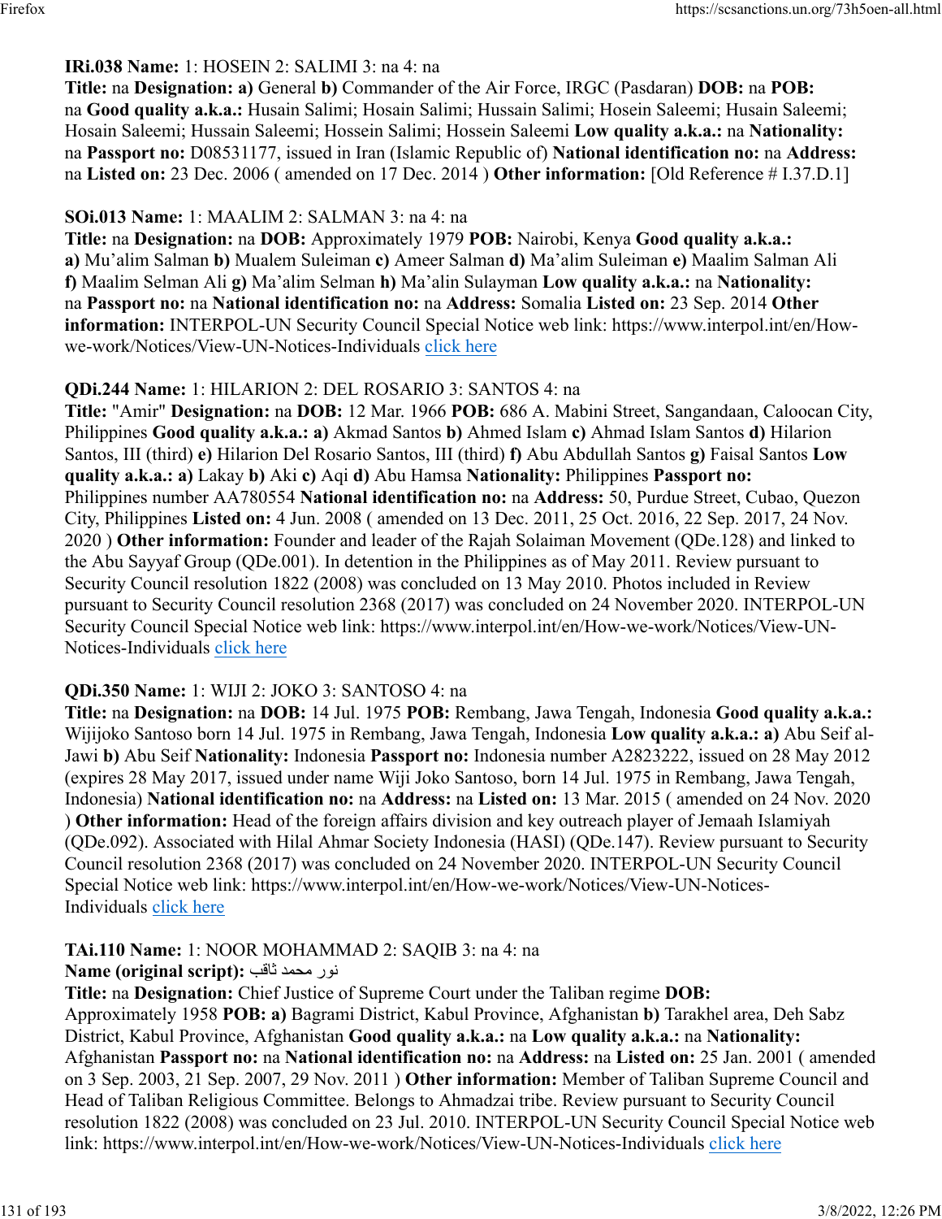**IRi.038 Name:** 1: HOSEIN 2: SALIMI 3: na 4: na
**Title:** na **Designation:** **a)** General **b)** Commander of the Air Force, IRGC (Pasdaran) **DOB:** na **POB:** na **Good quality a.k.a.:** Husain Salimi; Hosain Salimi; Hussain Salimi; Hosein Saleemi; Husain Saleemi; Hosain Saleemi; Hussain Saleemi; Hossein Salimi; Hossein Saleemi **Low quality a.k.a.:** na **Nationality:** na **Passport no:** D08531177, issued in Iran (Islamic Republic of) **National identification no:** na **Address:** na **Listed on:** 23 Dec. 2006 ( amended on 17 Dec. 2014 ) **Other information:** [Old Reference # I.37.D.1]

**SOi.013 Name:** 1: MAALIM 2: SALMAN 3: na 4: na
**Title:** na **Designation:** na **DOB:** Approximately 1979 **POB:** Nairobi, Kenya **Good quality a.k.a.:** **a)** Mu'alim Salman **b)** Mualem Suleiman **c)** Ameer Salman **d)** Ma'alim Suleiman **e)** Maalim Salman Ali **f)** Maalim Selman Ali **g)** Ma'alim Selman **h)** Ma'alin Sulayman **Low quality a.k.a.:** na **Nationality:** na **Passport no:** na **National identification no:** na **Address:** Somalia **Listed on:** 23 Sep. 2014 **Other information:** INTERPOL-UN Security Council Special Notice web link: https://www.interpol.int/en/How-we-work/Notices/View-UN-Notices-Individuals click here

**QDi.244 Name:** 1: HILARION 2: DEL ROSARIO 3: SANTOS 4: na
**Title:** "Amir" **Designation:** na **DOB:** 12 Mar. 1966 **POB:** 686 A. Mabini Street, Sangandaan, Caloocan City, Philippines **Good quality a.k.a.:** **a)** Akmad Santos **b)** Ahmed Islam **c)** Ahmad Islam Santos **d)** Hilarion Santos, III (third) **e)** Hilarion Del Rosario Santos, III (third) **f)** Abu Abdullah Santos **g)** Faisal Santos **Low quality a.k.a.:** **a)** Lakay **b)** Aki **c)** Aqi **d)** Abu Hamsa **Nationality:** Philippines **Passport no:** Philippines number AA780554 **National identification no:** na **Address:** 50, Purdue Street, Cubao, Quezon City, Philippines **Listed on:** 4 Jun. 2008 ( amended on 13 Dec. 2011, 25 Oct. 2016, 22 Sep. 2017, 24 Nov. 2020 ) **Other information:** Founder and leader of the Rajah Solaiman Movement (QDe.128) and linked to the Abu Sayyaf Group (QDe.001). In detention in the Philippines as of May 2011. Review pursuant to Security Council resolution 1822 (2008) was concluded on 13 May 2010. Photos included in Review pursuant to Security Council resolution 2368 (2017) was concluded on 24 November 2020. INTERPOL-UN Security Council Special Notice web link: https://www.interpol.int/en/How-we-work/Notices/View-UN-Notices-Individuals click here

**QDi.350 Name:** 1: WIJI 2: JOKO 3: SANTOSO 4: na
**Title:** na **Designation:** na **DOB:** 14 Jul. 1975 **POB:** Rembang, Jawa Tengah, Indonesia **Good quality a.k.a.:** Wijijoko Santoso born 14 Jul. 1975 in Rembang, Jawa Tengah, Indonesia **Low quality a.k.a.:** **a)** Abu Seif al-Jawi **b)** Abu Seif **Nationality:** Indonesia **Passport no:** Indonesia number A2823222, issued on 28 May 2012 (expires 28 May 2017, issued under name Wiji Joko Santoso, born 14 Jul. 1975 in Rembang, Jawa Tengah, Indonesia) **National identification no:** na **Address:** na **Listed on:** 13 Mar. 2015 ( amended on 24 Nov. 2020 ) **Other information:** Head of the foreign affairs division and key outreach player of Jemaah Islamiyah (QDe.092). Associated with Hilal Ahmar Society Indonesia (HASI) (QDe.147). Review pursuant to Security Council resolution 2368 (2017) was concluded on 24 November 2020. INTERPOL-UN Security Council Special Notice web link: https://www.interpol.int/en/How-we-work/Notices/View-UN-Notices-Individuals click here

**TAi.110 Name:** 1: NOOR MOHAMMAD 2: SAQIB 3: na 4: na
**Name (original script):** نور محمد ثاقب
**Title:** na **Designation:** Chief Justice of Supreme Court under the Taliban regime **DOB:** Approximately 1958 **POB:** **a)** Bagrami District, Kabul Province, Afghanistan **b)** Tarakhel area, Deh Sabz District, Kabul Province, Afghanistan **Good quality a.k.a.:** na **Low quality a.k.a.:** na **Nationality:** Afghanistan **Passport no:** na **National identification no:** na **Address:** na **Listed on:** 25 Jan. 2001 ( amended on 3 Sep. 2003, 21 Sep. 2007, 29 Nov. 2011 ) **Other information:** Member of Taliban Supreme Council and Head of Taliban Religious Committee. Belongs to Ahmadzai tribe. Review pursuant to Security Council resolution 1822 (2008) was concluded on 23 Jul. 2010. INTERPOL-UN Security Council Special Notice web link: https://www.interpol.int/en/How-we-work/Notices/View-UN-Notices-Individuals click here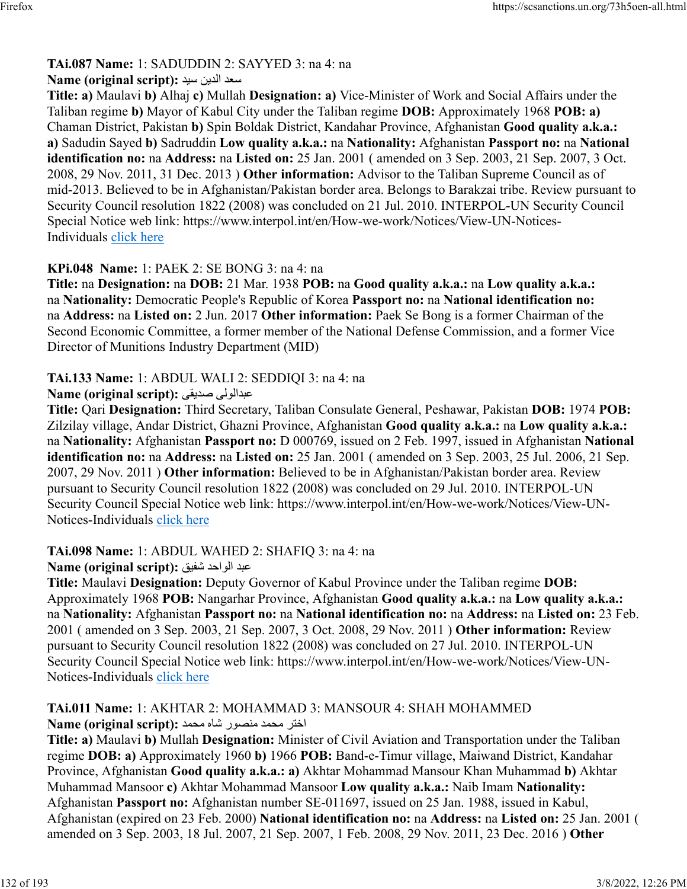**TAi.087 Name:** 1: SADUDDIN 2: SAYYED 3: na 4: na
**Name (original script):** سعد الدين سيد
**Title: a)** Maulavi **b)** Alhaj **c)** Mullah **Designation: a)** Vice-Minister of Work and Social Affairs under the Taliban regime **b)** Mayor of Kabul City under the Taliban regime **DOB:** Approximately 1968 **POB: a)** Chaman District, Pakistan **b)** Spin Boldak District, Kandahar Province, Afghanistan **Good quality a.k.a.: a)** Sadudin Sayed **b)** Sadruddin **Low quality a.k.a.:** na **Nationality:** Afghanistan **Passport no:** na **National identification no:** na **Address:** na **Listed on:** 25 Jan. 2001 ( amended on 3 Sep. 2003, 21 Sep. 2007, 3 Oct. 2008, 29 Nov. 2011, 31 Dec. 2013 ) **Other information:** Advisor to the Taliban Supreme Council as of mid-2013. Believed to be in Afghanistan/Pakistan border area. Belongs to Barakzai tribe. Review pursuant to Security Council resolution 1822 (2008) was concluded on 21 Jul. 2010. INTERPOL-UN Security Council Special Notice web link: https://www.interpol.int/en/How-we-work/Notices/View-UN-Notices-Individuals click here

**KPi.048 Name:** 1: PAEK 2: SE BONG 3: na 4: na
**Title:** na **Designation:** na **DOB:** 21 Mar. 1938 **POB:** na **Good quality a.k.a.:** na **Low quality a.k.a.:** na **Nationality:** Democratic People's Republic of Korea **Passport no:** na **National identification no:** na **Address:** na **Listed on:** 2 Jun. 2017 **Other information:** Paek Se Bong is a former Chairman of the Second Economic Committee, a former member of the National Defense Commission, and a former Vice Director of Munitions Industry Department (MID)

**TAi.133 Name:** 1: ABDUL WALI 2: SEDDIQI 3: na 4: na
**Name (original script):** عبدالولی صدیقی
**Title:** Qari **Designation:** Third Secretary, Taliban Consulate General, Peshawar, Pakistan **DOB:** 1974 **POB:** Zilzilay village, Andar District, Ghazni Province, Afghanistan **Good quality a.k.a.:** na **Low quality a.k.a.:** na **Nationality:** Afghanistan **Passport no:** D 000769, issued on 2 Feb. 1997, issued in Afghanistan **National identification no:** na **Address:** na **Listed on:** 25 Jan. 2001 ( amended on 3 Sep. 2003, 25 Jul. 2006, 21 Sep. 2007, 29 Nov. 2011 ) **Other information:** Believed to be in Afghanistan/Pakistan border area. Review pursuant to Security Council resolution 1822 (2008) was concluded on 29 Jul. 2010. INTERPOL-UN Security Council Special Notice web link: https://www.interpol.int/en/How-we-work/Notices/View-UN-Notices-Individuals click here

**TAi.098 Name:** 1: ABDUL WAHED 2: SHAFIQ 3: na 4: na
**Name (original script):** عبد الواحد شفيق
**Title:** Maulavi **Designation:** Deputy Governor of Kabul Province under the Taliban regime **DOB:** Approximately 1968 **POB:** Nangarhar Province, Afghanistan **Good quality a.k.a.:** na **Low quality a.k.a.:** na **Nationality:** Afghanistan **Passport no:** na **National identification no:** na **Address:** na **Listed on:** 23 Feb. 2001 ( amended on 3 Sep. 2003, 21 Sep. 2007, 3 Oct. 2008, 29 Nov. 2011 ) **Other information:** Review pursuant to Security Council resolution 1822 (2008) was concluded on 27 Jul. 2010. INTERPOL-UN Security Council Special Notice web link: https://www.interpol.int/en/How-we-work/Notices/View-UN-Notices-Individuals click here

**TAi.011 Name:** 1: AKHTAR 2: MOHAMMAD 3: MANSOUR 4: SHAH MOHAMMED
**Name (original script):** اختر محمد منصور شاه محمد
**Title: a)** Maulavi **b)** Mullah **Designation:** Minister of Civil Aviation and Transportation under the Taliban regime **DOB: a)** Approximately 1960 **b)** 1966 **POB:** Band-e-Timur village, Maiwand District, Kandahar Province, Afghanistan **Good quality a.k.a.: a)** Akhtar Mohammad Mansour Khan Muhammad **b)** Akhtar Muhammad Mansoor **c)** Akhtar Mohammad Mansoor **Low quality a.k.a.:** Naib Imam **Nationality:** Afghanistan **Passport no:** Afghanistan number SE-011697, issued on 25 Jan. 1988, issued in Kabul, Afghanistan (expired on 23 Feb. 2000) **National identification no:** na **Address:** na **Listed on:** 25 Jan. 2001 ( amended on 3 Sep. 2003, 18 Jul. 2007, 21 Sep. 2007, 1 Feb. 2008, 29 Nov. 2011, 23 Dec. 2016 ) **Other**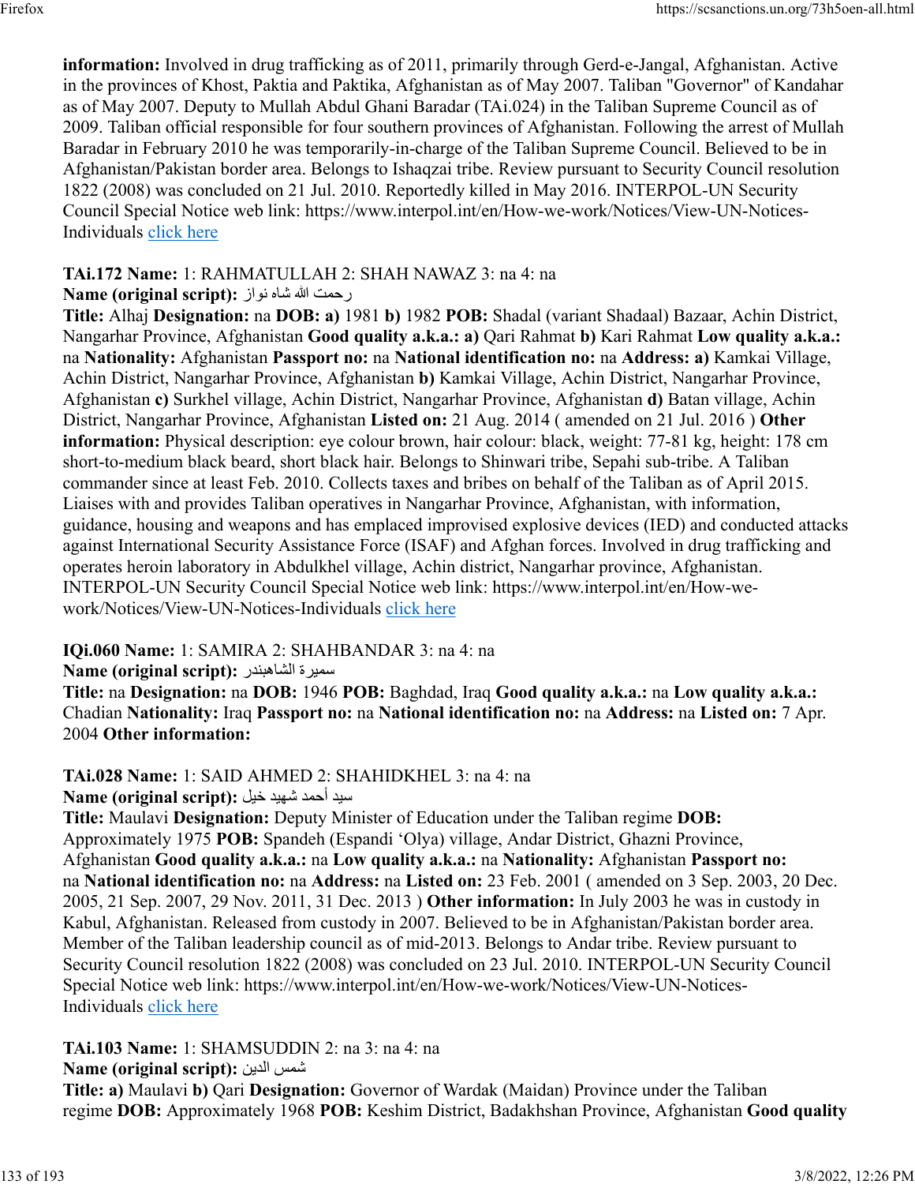**information:** Involved in drug trafficking as of 2011, primarily through Gerd-e-Jangal, Afghanistan. Active in the provinces of Khost, Paktia and Paktika, Afghanistan as of May 2007. Taliban "Governor" of Kandahar as of May 2007. Deputy to Mullah Abdul Ghani Baradar (TAi.024) in the Taliban Supreme Council as of 2009. Taliban official responsible for four southern provinces of Afghanistan. Following the arrest of Mullah Baradar in February 2010 he was temporarily-in-charge of the Taliban Supreme Council. Believed to be in Afghanistan/Pakistan border area. Belongs to Ishaqzai tribe. Review pursuant to Security Council resolution 1822 (2008) was concluded on 21 Jul. 2010. Reportedly killed in May 2016. INTERPOL-UN Security Council Special Notice web link: https://www.interpol.int/en/How-we-work/Notices/View-UN-Notices-Individuals click here

**TAi.172 Name:** 1: RAHMATULLAH 2: SHAH NAWAZ 3: na 4: na
**Name (original script):** رحمت الله شاه نواز
**Title:** Alhaj **Designation:** na **DOB:** **a)** 1981 **b)** 1982 **POB:** Shadal (variant Shadaal) Bazaar, Achin District, Nangarhar Province, Afghanistan **Good quality a.k.a.:** **a)** Qari Rahmat **b)** Kari Rahmat **Low quality a.k.a.:** na **Nationality:** Afghanistan **Passport no:** na **National identification no:** na **Address:** **a)** Kamkai Village, Achin District, Nangarhar Province, Afghanistan **b)** Kamkai Village, Achin District, Nangarhar Province, Afghanistan **c)** Surkhel village, Achin District, Nangarhar Province, Afghanistan **d)** Batan village, Achin District, Nangarhar Province, Afghanistan **Listed on:** 21 Aug. 2014 ( amended on 21 Jul. 2016 ) **Other information:** Physical description: eye colour brown, hair colour: black, weight: 77-81 kg, height: 178 cm short-to-medium black beard, short black hair. Belongs to Shinwari tribe, Sepahi sub-tribe. A Taliban commander since at least Feb. 2010. Collects taxes and bribes on behalf of the Taliban as of April 2015. Liaises with and provides Taliban operatives in Nangarhar Province, Afghanistan, with information, guidance, housing and weapons and has emplaced improvised explosive devices (IED) and conducted attacks against International Security Assistance Force (ISAF) and Afghan forces. Involved in drug trafficking and operates heroin laboratory in Abdulkhel village, Achin district, Nangarhar province, Afghanistan. INTERPOL-UN Security Council Special Notice web link: https://www.interpol.int/en/How-we-work/Notices/View-UN-Notices-Individuals click here

**IQi.060 Name:** 1: SAMIRA 2: SHAHBANDAR 3: na 4: na
**Name (original script):** سميرة الشاهبندر
**Title:** na **Designation:** na **DOB:** 1946 **POB:** Baghdad, Iraq **Good quality a.k.a.:** na **Low quality a.k.a.:** Chadian **Nationality:** Iraq **Passport no:** na **National identification no:** na **Address:** na **Listed on:** 7 Apr. 2004 **Other information:**

**TAi.028 Name:** 1: SAID AHMED 2: SHAHIDKHEL 3: na 4: na
**Name (original script):** سيد أحمد شهيد خيل
**Title:** Maulavi **Designation:** Deputy Minister of Education under the Taliban regime **DOB:** Approximately 1975 **POB:** Spandeh (Espandi 'Olya) village, Andar District, Ghazni Province, Afghanistan **Good quality a.k.a.:** na **Low quality a.k.a.:** na **Nationality:** Afghanistan **Passport no:** na **National identification no:** na **Address:** na **Listed on:** 23 Feb. 2001 ( amended on 3 Sep. 2003, 20 Dec. 2005, 21 Sep. 2007, 29 Nov. 2011, 31 Dec. 2013 ) **Other information:** In July 2003 he was in custody in Kabul, Afghanistan. Released from custody in 2007. Believed to be in Afghanistan/Pakistan border area. Member of the Taliban leadership council as of mid-2013. Belongs to Andar tribe. Review pursuant to Security Council resolution 1822 (2008) was concluded on 23 Jul. 2010. INTERPOL-UN Security Council Special Notice web link: https://www.interpol.int/en/How-we-work/Notices/View-UN-Notices-Individuals click here

**TAi.103 Name:** 1: SHAMSUDDIN 2: na 3: na 4: na
**Name (original script):** شمس الدين
**Title:** **a)** Maulavi **b)** Qari **Designation:** Governor of Wardak (Maidan) Province under the Taliban regime **DOB:** Approximately 1968 **POB:** Keshim District, Badakhshan Province, Afghanistan **Good quality**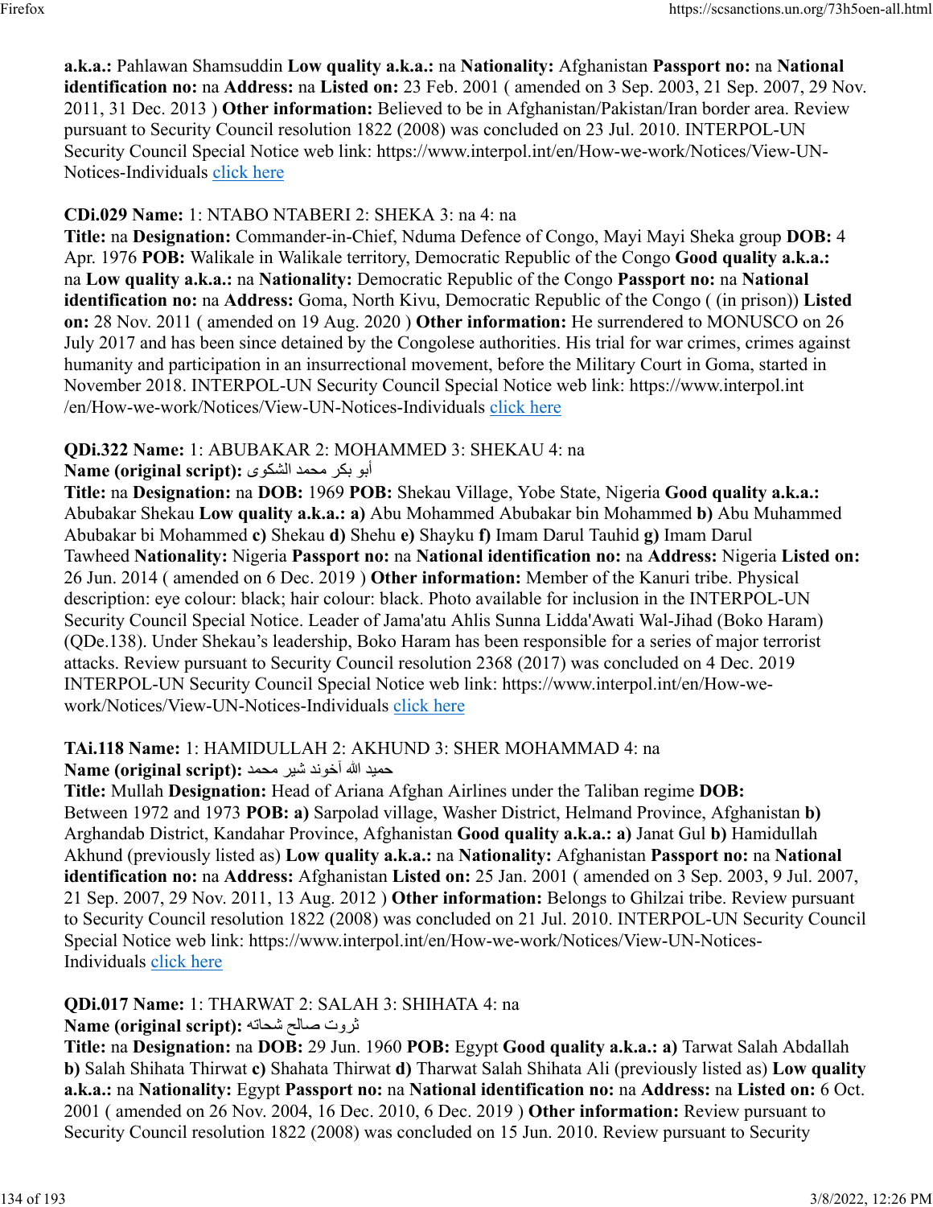**a.k.a.:** Pahlawan Shamsuddin **Low quality a.k.a.:** na **Nationality:** Afghanistan **Passport no:** na **National identification no:** na **Address:** na **Listed on:** 23 Feb. 2001 ( amended on 3 Sep. 2003, 21 Sep. 2007, 29 Nov. 2011, 31 Dec. 2013 ) **Other information:** Believed to be in Afghanistan/Pakistan/Iran border area. Review pursuant to Security Council resolution 1822 (2008) was concluded on 23 Jul. 2010. INTERPOL-UN Security Council Special Notice web link: https://www.interpol.int/en/How-we-work/Notices/View-UN-Notices-Individuals click here

**CDi.029 Name:** 1: NTABO NTABERI 2: SHEKA 3: na 4: na
**Title:** na **Designation:** Commander-in-Chief, Nduma Defence of Congo, Mayi Mayi Sheka group **DOB:** 4 Apr. 1976 **POB:** Walikale in Walikale territory, Democratic Republic of the Congo **Good quality a.k.a.:** na **Low quality a.k.a.:** na **Nationality:** Democratic Republic of the Congo **Passport no:** na **National identification no:** na **Address:** Goma, North Kivu, Democratic Republic of the Congo ( (in prison)) **Listed on:** 28 Nov. 2011 ( amended on 19 Aug. 2020 ) **Other information:** He surrendered to MONUSCO on 26 July 2017 and has been since detained by the Congolese authorities. His trial for war crimes, crimes against humanity and participation in an insurrectional movement, before the Military Court in Goma, started in November 2018. INTERPOL-UN Security Council Special Notice web link: https://www.interpol.int /en/How-we-work/Notices/View-UN-Notices-Individuals click here

**QDi.322 Name:** 1: ABUBAKAR 2: MOHAMMED 3: SHEKAU 4: na
**Name (original script):** أبو بكر محمد الشكوى
**Title:** na **Designation:** na **DOB:** 1969 **POB:** Shekau Village, Yobe State, Nigeria **Good quality a.k.a.:** Abubakar Shekau **Low quality a.k.a.:** **a)** Abu Mohammed Abubakar bin Mohammed **b)** Abu Muhammed Abubakar bi Mohammed **c)** Shekau **d)** Shehu **e)** Shayku **f)** Imam Darul Tauhid **g)** Imam Darul Tawheed **Nationality:** Nigeria **Passport no:** na **National identification no:** na **Address:** Nigeria **Listed on:** 26 Jun. 2014 ( amended on 6 Dec. 2019 ) **Other information:** Member of the Kanuri tribe. Physical description: eye colour: black; hair colour: black. Photo available for inclusion in the INTERPOL-UN Security Council Special Notice. Leader of Jama'atu Ahlis Sunna Lidda'Awati Wal-Jihad (Boko Haram) (QDe.138). Under Shekau's leadership, Boko Haram has been responsible for a series of major terrorist attacks. Review pursuant to Security Council resolution 2368 (2017) was concluded on 4 Dec. 2019 INTERPOL-UN Security Council Special Notice web link: https://www.interpol.int/en/How-we-work/Notices/View-UN-Notices-Individuals click here

**TAi.118 Name:** 1: HAMIDULLAH 2: AKHUND 3: SHER MOHAMMAD 4: na
**Name (original script):** حميد الله آخوند شير محمد
**Title:** Mullah **Designation:** Head of Ariana Afghan Airlines under the Taliban regime **DOB:** Between 1972 and 1973 **POB:** **a)** Sarpolad village, Washer District, Helmand Province, Afghanistan **b)** Arghandab District, Kandahar Province, Afghanistan **Good quality a.k.a.:** **a)** Janat Gul **b)** Hamidullah Akhund (previously listed as) **Low quality a.k.a.:** na **Nationality:** Afghanistan **Passport no:** na **National identification no:** na **Address:** Afghanistan **Listed on:** 25 Jan. 2001 ( amended on 3 Sep. 2003, 9 Jul. 2007, 21 Sep. 2007, 29 Nov. 2011, 13 Aug. 2012 ) **Other information:** Belongs to Ghilzai tribe. Review pursuant to Security Council resolution 1822 (2008) was concluded on 21 Jul. 2010. INTERPOL-UN Security Council Special Notice web link: https://www.interpol.int/en/How-we-work/Notices/View-UN-Notices-Individuals click here

**QDi.017 Name:** 1: THARWAT 2: SALAH 3: SHIHATA 4: na
**Name (original script):** ثروت صالح شحاته
**Title:** na **Designation:** na **DOB:** 29 Jun. 1960 **POB:** Egypt **Good quality a.k.a.:** **a)** Tarwat Salah Abdallah **b)** Salah Shihata Thirwat **c)** Shahata Thirwat **d)** Tharwat Salah Shihata Ali (previously listed as) **Low quality a.k.a.:** na **Nationality:** Egypt **Passport no:** na **National identification no:** na **Address:** na **Listed on:** 6 Oct. 2001 ( amended on 26 Nov. 2004, 16 Dec. 2010, 6 Dec. 2019 ) **Other information:** Review pursuant to Security Council resolution 1822 (2008) was concluded on 15 Jun. 2010. Review pursuant to Security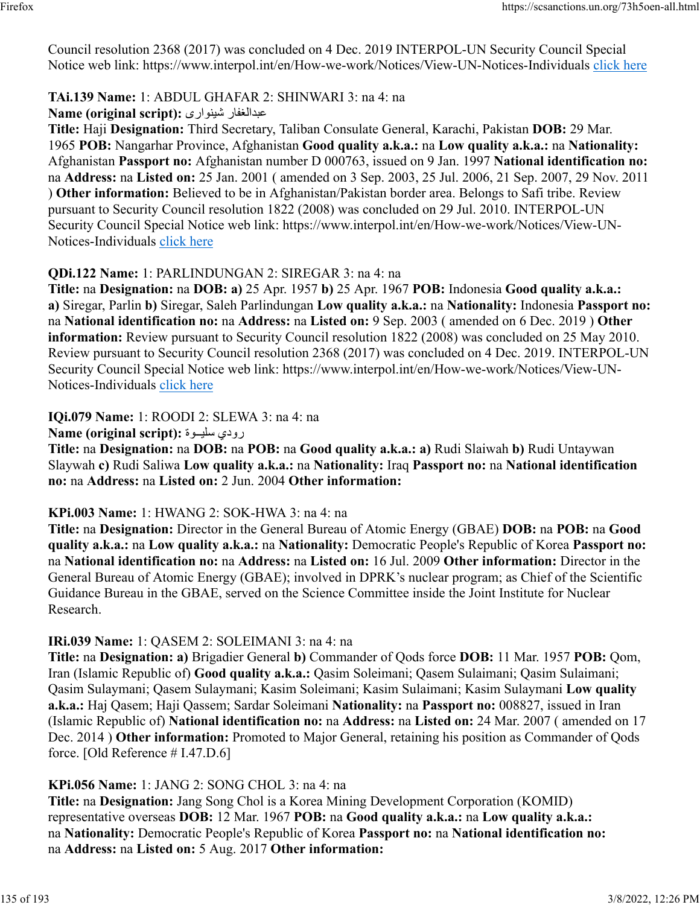Council resolution 2368 (2017) was concluded on 4 Dec. 2019 INTERPOL-UN Security Council Special Notice web link: https://www.interpol.int/en/How-we-work/Notices/View-UN-Notices-Individuals click here

**TAi.139 Name:** 1: ABDUL GHAFAR 2: SHINWARI 3: na 4: na
**Name (original script):** عبدالغفار شینواری
**Title:** Haji **Designation:** Third Secretary, Taliban Consulate General, Karachi, Pakistan **DOB:** 29 Mar. 1965 **POB:** Nangarhar Province, Afghanistan **Good quality a.k.a.:** na **Low quality a.k.a.:** na **Nationality:** Afghanistan **Passport no:** Afghanistan number D 000763, issued on 9 Jan. 1997 **National identification no:** na **Address:** na **Listed on:** 25 Jan. 2001 ( amended on 3 Sep. 2003, 25 Jul. 2006, 21 Sep. 2007, 29 Nov. 2011 ) **Other information:** Believed to be in Afghanistan/Pakistan border area. Belongs to Safi tribe. Review pursuant to Security Council resolution 1822 (2008) was concluded on 29 Jul. 2010. INTERPOL-UN Security Council Special Notice web link: https://www.interpol.int/en/How-we-work/Notices/View-UN-Notices-Individuals click here

**QDi.122 Name:** 1: PARLINDUNGAN 2: SIREGAR 3: na 4: na
**Title:** na **Designation:** na **DOB:** **a)** 25 Apr. 1957 **b)** 25 Apr. 1967 **POB:** Indonesia **Good quality a.k.a.:** **a)** Siregar, Parlin **b)** Siregar, Saleh Parlindungan **Low quality a.k.a.:** na **Nationality:** Indonesia **Passport no:** na **National identification no:** na **Address:** na **Listed on:** 9 Sep. 2003 ( amended on 6 Dec. 2019 ) **Other information:** Review pursuant to Security Council resolution 1822 (2008) was concluded on 25 May 2010. Review pursuant to Security Council resolution 2368 (2017) was concluded on 4 Dec. 2019. INTERPOL-UN Security Council Special Notice web link: https://www.interpol.int/en/How-we-work/Notices/View-UN-Notices-Individuals click here

**IQi.079 Name:** 1: ROODI 2: SLEWA 3: na 4: na
**Name (original script):** رودي سليـوة
**Title:** na **Designation:** na **DOB:** na **POB:** na **Good quality a.k.a.:** **a)** Rudi Slaiwah **b)** Rudi Untaywan Slaywah **c)** Rudi Saliwa **Low quality a.k.a.:** na **Nationality:** Iraq **Passport no:** na **National identification no:** na **Address:** na **Listed on:** 2 Jun. 2004 **Other information:**

**KPi.003 Name:** 1: HWANG 2: SOK-HWA 3: na 4: na
**Title:** na **Designation:** Director in the General Bureau of Atomic Energy (GBAE) **DOB:** na **POB:** na **Good quality a.k.a.:** na **Low quality a.k.a.:** na **Nationality:** Democratic People's Republic of Korea **Passport no:** na **National identification no:** na **Address:** na **Listed on:** 16 Jul. 2009 **Other information:** Director in the General Bureau of Atomic Energy (GBAE); involved in DPRK's nuclear program; as Chief of the Scientific Guidance Bureau in the GBAE, served on the Science Committee inside the Joint Institute for Nuclear Research.

**IRi.039 Name:** 1: QASEM 2: SOLEIMANI 3: na 4: na
**Title:** na **Designation:** **a)** Brigadier General **b)** Commander of Qods force **DOB:** 11 Mar. 1957 **POB:** Qom, Iran (Islamic Republic of) **Good quality a.k.a.:** Qasim Soleimani; Qasem Sulaimani; Qasim Sulaimani; Qasim Sulaymani; Qasem Sulaymani; Kasim Soleimani; Kasim Sulaimani; Kasim Sulaymani **Low quality a.k.a.:** Haj Qasem; Haji Qassem; Sardar Soleimani **Nationality:** na **Passport no:** 008827, issued in Iran (Islamic Republic of) **National identification no:** na **Address:** na **Listed on:** 24 Mar. 2007 ( amended on 17 Dec. 2014 ) **Other information:** Promoted to Major General, retaining his position as Commander of Qods force. [Old Reference # I.47.D.6]

**KPi.056 Name:** 1: JANG 2: SONG CHOL 3: na 4: na
**Title:** na **Designation:** Jang Song Chol is a Korea Mining Development Corporation (KOMID) representative overseas **DOB:** 12 Mar. 1967 **POB:** na **Good quality a.k.a.:** na **Low quality a.k.a.:** na **Nationality:** Democratic People's Republic of Korea **Passport no:** na **National identification no:** na **Address:** na **Listed on:** 5 Aug. 2017 **Other information:**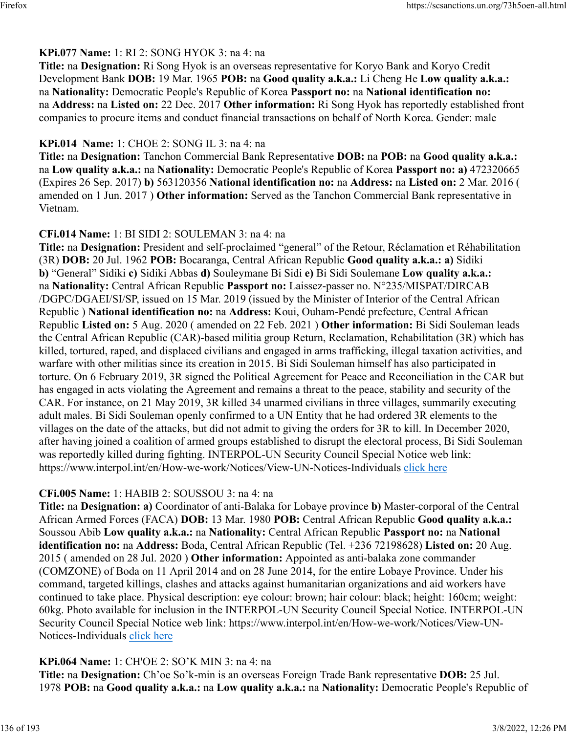**KPi.077 Name:** 1: RI 2: SONG HYOK 3: na 4: na
**Title:** na **Designation:** Ri Song Hyok is an overseas representative for Koryo Bank and Koryo Credit Development Bank **DOB:** 19 Mar. 1965 **POB:** na **Good quality a.k.a.:** Li Cheng He **Low quality a.k.a.:** na **Nationality:** Democratic People's Republic of Korea **Passport no:** na **National identification no:** na **Address:** na **Listed on:** 22 Dec. 2017 **Other information:** Ri Song Hyok has reportedly established front companies to procure items and conduct financial transactions on behalf of North Korea. Gender: male

**KPi.014 Name:** 1: CHOE 2: SONG IL 3: na 4: na
**Title:** na **Designation:** Tanchon Commercial Bank Representative **DOB:** na **POB:** na **Good quality a.k.a.:** na **Low quality a.k.a.:** na **Nationality:** Democratic People's Republic of Korea **Passport no: a)** 472320665 (Expires 26 Sep. 2017) **b)** 563120356 **National identification no:** na **Address:** na **Listed on:** 2 Mar. 2016 ( amended on 1 Jun. 2017 ) **Other information:** Served as the Tanchon Commercial Bank representative in Vietnam.

**CFi.014 Name:** 1: BI SIDI 2: SOULEMAN 3: na 4: na
**Title:** na **Designation:** President and self-proclaimed "general" of the Retour, Réclamation et Réhabilitation (3R) **DOB:** 20 Jul. 1962 **POB:** Bocaranga, Central African Republic **Good quality a.k.a.: a)** Sidiki **b)** "General" Sidiki **c)** Sidiki Abbas **d)** Souleymane Bi Sidi **e)** Bi Sidi Soulemane **Low quality a.k.a.:** na **Nationality:** Central African Republic **Passport no:** Laissez-passer no. N°235/MISPAT/DIRCAB/DGPC/DGAEI/SI/SP, issued on 15 Mar. 2019 (issued by the Minister of Interior of the Central African Republic ) **National identification no:** na **Address:** Koui, Ouham-Pendé prefecture, Central African Republic **Listed on:** 5 Aug. 2020 ( amended on 22 Feb. 2021 ) **Other information:** Bi Sidi Souleman leads the Central African Republic (CAR)-based militia group Return, Reclamation, Rehabilitation (3R) which has killed, tortured, raped, and displaced civilians and engaged in arms trafficking, illegal taxation activities, and warfare with other militias since its creation in 2015. Bi Sidi Souleman himself has also participated in torture. On 6 February 2019, 3R signed the Political Agreement for Peace and Reconciliation in the CAR but has engaged in acts violating the Agreement and remains a threat to the peace, stability and security of the CAR. For instance, on 21 May 2019, 3R killed 34 unarmed civilians in three villages, summarily executing adult males. Bi Sidi Souleman openly confirmed to a UN Entity that he had ordered 3R elements to the villages on the date of the attacks, but did not admit to giving the orders for 3R to kill. In December 2020, after having joined a coalition of armed groups established to disrupt the electoral process, Bi Sidi Souleman was reportedly killed during fighting. INTERPOL-UN Security Council Special Notice web link: https://www.interpol.int/en/How-we-work/Notices/View-UN-Notices-Individuals click here

**CFi.005 Name:** 1: HABIB 2: SOUSSOU 3: na 4: na
**Title:** na **Designation: a)** Coordinator of anti-Balaka for Lobaye province **b)** Master-corporal of the Central African Armed Forces (FACA) **DOB:** 13 Mar. 1980 **POB:** Central African Republic **Good quality a.k.a.:** Soussou Abib **Low quality a.k.a.:** na **Nationality:** Central African Republic **Passport no:** na **National identification no:** na **Address:** Boda, Central African Republic (Tel. +236 72198628) **Listed on:** 20 Aug. 2015 ( amended on 28 Jul. 2020 ) **Other information:** Appointed as anti-balaka zone commander (COMZONE) of Boda on 11 April 2014 and on 28 June 2014, for the entire Lobaye Province. Under his command, targeted killings, clashes and attacks against humanitarian organizations and aid workers have continued to take place. Physical description: eye colour: brown; hair colour: black; height: 160cm; weight: 60kg. Photo available for inclusion in the INTERPOL-UN Security Council Special Notice. INTERPOL-UN Security Council Special Notice web link: https://www.interpol.int/en/How-we-work/Notices/View-UN-Notices-Individuals click here

**KPi.064 Name:** 1: CH'OE 2: SO'K MIN 3: na 4: na
**Title:** na **Designation:** Ch'oe So'k-min is an overseas Foreign Trade Bank representative **DOB:** 25 Jul. 1978 **POB:** na **Good quality a.k.a.:** na **Low quality a.k.a.:** na **Nationality:** Democratic People's Republic of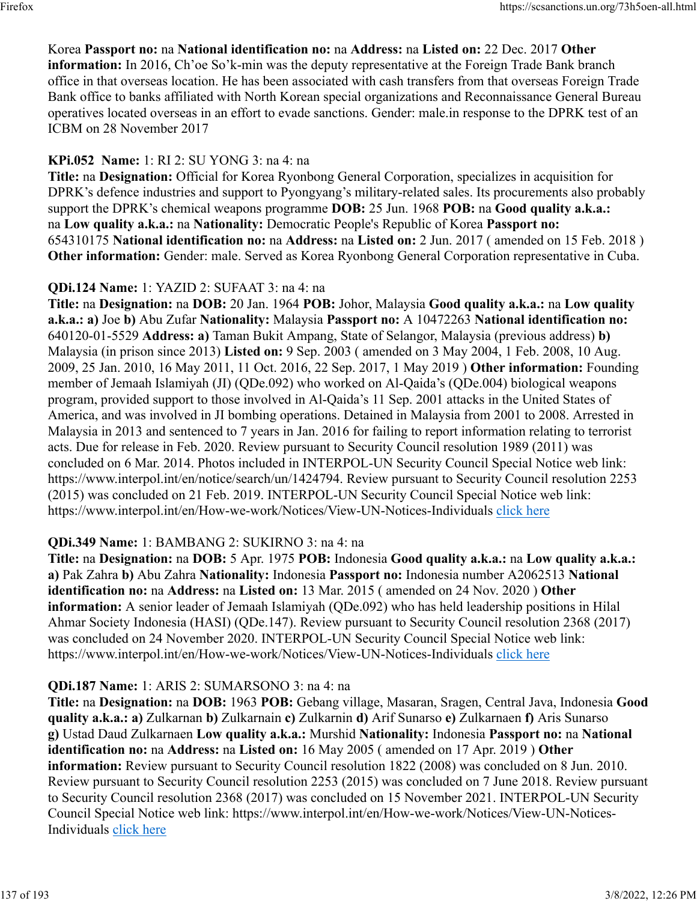Korea **Passport no:** na **National identification no:** na **Address:** na **Listed on:** 22 Dec. 2017 **Other information:** In 2016, Ch'oe So'k-min was the deputy representative at the Foreign Trade Bank branch office in that overseas location. He has been associated with cash transfers from that overseas Foreign Trade Bank office to banks affiliated with North Korean special organizations and Reconnaissance General Bureau operatives located overseas in an effort to evade sanctions. Gender: male.in response to the DPRK test of an ICBM on 28 November 2017

**KPi.052 Name:** 1: RI 2: SU YONG 3: na 4: na
**Title:** na **Designation:** Official for Korea Ryonbong General Corporation, specializes in acquisition for DPRK's defence industries and support to Pyongyang's military-related sales. Its procurements also probably support the DPRK's chemical weapons programme **DOB:** 25 Jun. 1968 **POB:** na **Good quality a.k.a.:** na **Low quality a.k.a.:** na **Nationality:** Democratic People's Republic of Korea **Passport no:** 654310175 **National identification no:** na **Address:** na **Listed on:** 2 Jun. 2017 ( amended on 15 Feb. 2018 ) **Other information:** Gender: male. Served as Korea Ryonbong General Corporation representative in Cuba.

**QDi.124 Name:** 1: YAZID 2: SUFAAT 3: na 4: na
**Title:** na **Designation:** na **DOB:** 20 Jan. 1964 **POB:** Johor, Malaysia **Good quality a.k.a.:** na **Low quality a.k.a.: a)** Joe **b)** Abu Zufar **Nationality:** Malaysia **Passport no:** A 10472263 **National identification no:** 640120-01-5529 **Address: a)** Taman Bukit Ampang, State of Selangor, Malaysia (previous address) **b)** Malaysia (in prison since 2013) **Listed on:** 9 Sep. 2003 ( amended on 3 May 2004, 1 Feb. 2008, 10 Aug. 2009, 25 Jan. 2010, 16 May 2011, 11 Oct. 2016, 22 Sep. 2017, 1 May 2019 ) **Other information:** Founding member of Jemaah Islamiyah (JI) (QDe.092) who worked on Al-Qaida's (QDe.004) biological weapons program, provided support to those involved in Al-Qaida's 11 Sep. 2001 attacks in the United States of America, and was involved in JI bombing operations. Detained in Malaysia from 2001 to 2008. Arrested in Malaysia in 2013 and sentenced to 7 years in Jan. 2016 for failing to report information relating to terrorist acts. Due for release in Feb. 2020. Review pursuant to Security Council resolution 1989 (2011) was concluded on 6 Mar. 2014. Photos included in INTERPOL-UN Security Council Special Notice web link: https://www.interpol.int/en/notice/search/un/1424794. Review pursuant to Security Council resolution 2253 (2015) was concluded on 21 Feb. 2019. INTERPOL-UN Security Council Special Notice web link: https://www.interpol.int/en/How-we-work/Notices/View-UN-Notices-Individuals click here

**QDi.349 Name:** 1: BAMBANG 2: SUKIRNO 3: na 4: na
**Title:** na **Designation:** na **DOB:** 5 Apr. 1975 **POB:** Indonesia **Good quality a.k.a.:** na **Low quality a.k.a.: a)** Pak Zahra **b)** Abu Zahra **Nationality:** Indonesia **Passport no:** Indonesia number A2062513 **National identification no:** na **Address:** na **Listed on:** 13 Mar. 2015 ( amended on 24 Nov. 2020 ) **Other information:** A senior leader of Jemaah Islamiyah (QDe.092) who has held leadership positions in Hilal Ahmar Society Indonesia (HASI) (QDe.147). Review pursuant to Security Council resolution 2368 (2017) was concluded on 24 November 2020. INTERPOL-UN Security Council Special Notice web link: https://www.interpol.int/en/How-we-work/Notices/View-UN-Notices-Individuals click here

**QDi.187 Name:** 1: ARIS 2: SUMARSONO 3: na 4: na
**Title:** na **Designation:** na **DOB:** 1963 **POB:** Gebang village, Masaran, Sragen, Central Java, Indonesia **Good quality a.k.a.: a)** Zulkarnan **b)** Zulkarnain **c)** Zulkarnin **d)** Arif Sunarso **e)** Zulkarnaen **f)** Aris Sunarso **g)** Ustad Daud Zulkarnaen **Low quality a.k.a.:** Murshid **Nationality:** Indonesia **Passport no:** na **National identification no:** na **Address:** na **Listed on:** 16 May 2005 ( amended on 17 Apr. 2019 ) **Other information:** Review pursuant to Security Council resolution 1822 (2008) was concluded on 8 Jun. 2010. Review pursuant to Security Council resolution 2253 (2015) was concluded on 7 June 2018. Review pursuant to Security Council resolution 2368 (2017) was concluded on 15 November 2021. INTERPOL-UN Security Council Special Notice web link: https://www.interpol.int/en/How-we-work/Notices/View-UN-Notices-Individuals click here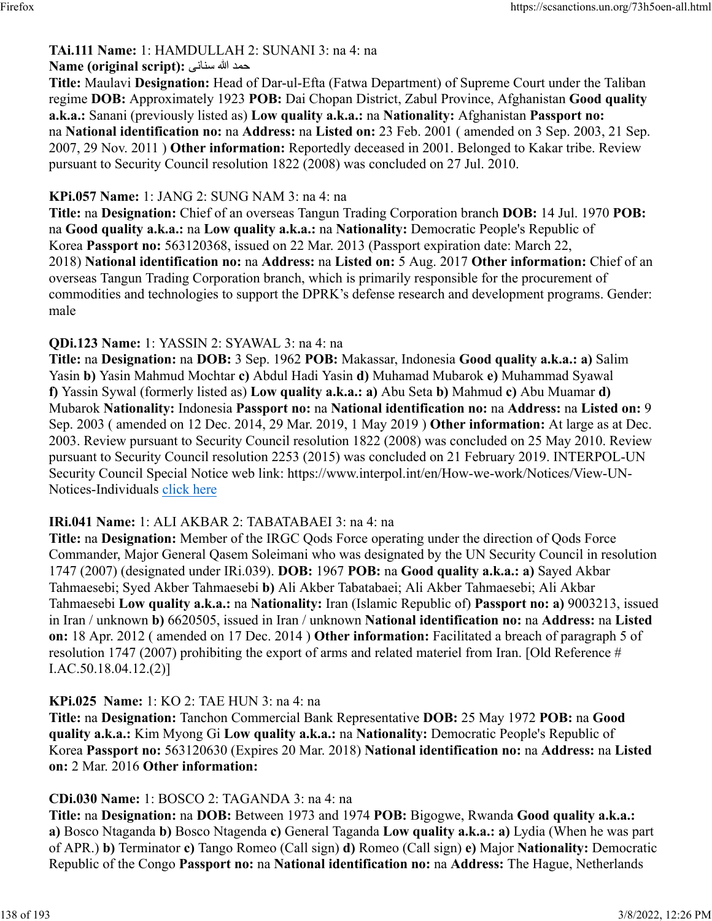**TAi.111 Name:** 1: HAMDULLAH 2: SUNANI 3: na 4: na
**Name (original script):** حمد الله سنانی
**Title:** Maulavi **Designation:** Head of Dar-ul-Efta (Fatwa Department) of Supreme Court under the Taliban regime **DOB:** Approximately 1923 **POB:** Dai Chopan District, Zabul Province, Afghanistan **Good quality a.k.a.:** Sanani (previously listed as) **Low quality a.k.a.:** na **Nationality:** Afghanistan **Passport no:** na **National identification no:** na **Address:** na **Listed on:** 23 Feb. 2001 ( amended on 3 Sep. 2003, 21 Sep. 2007, 29 Nov. 2011 ) **Other information:** Reportedly deceased in 2001. Belonged to Kakar tribe. Review pursuant to Security Council resolution 1822 (2008) was concluded on 27 Jul. 2010.

**KPi.057 Name:** 1: JANG 2: SUNG NAM 3: na 4: na
**Title:** na **Designation:** Chief of an overseas Tangun Trading Corporation branch **DOB:** 14 Jul. 1970 **POB:** na **Good quality a.k.a.:** na **Low quality a.k.a.:** na **Nationality:** Democratic People's Republic of Korea **Passport no:** 563120368, issued on 22 Mar. 2013 (Passport expiration date: March 22, 2018) **National identification no:** na **Address:** na **Listed on:** 5 Aug. 2017 **Other information:** Chief of an overseas Tangun Trading Corporation branch, which is primarily responsible for the procurement of commodities and technologies to support the DPRK's defense research and development programs. Gender: male

**QDi.123 Name:** 1: YASSIN 2: SYAWAL 3: na 4: na
**Title:** na **Designation:** na **DOB:** 3 Sep. 1962 **POB:** Makassar, Indonesia **Good quality a.k.a.: a)** Salim Yasin **b)** Yasin Mahmud Mochtar **c)** Abdul Hadi Yasin **d)** Muhamad Mubarok **e)** Muhammad Syawal **f)** Yassin Sywal (formerly listed as) **Low quality a.k.a.: a)** Abu Seta **b)** Mahmud **c)** Abu Muamar **d)** Mubarok **Nationality:** Indonesia **Passport no:** na **National identification no:** na **Address:** na **Listed on:** 9 Sep. 2003 ( amended on 12 Dec. 2014, 29 Mar. 2019, 1 May 2019 ) **Other information:** At large as at Dec. 2003. Review pursuant to Security Council resolution 1822 (2008) was concluded on 25 May 2010. Review pursuant to Security Council resolution 2253 (2015) was concluded on 21 February 2019. INTERPOL-UN Security Council Special Notice web link: https://www.interpol.int/en/How-we-work/Notices/View-UN-Notices-Individuals click here

**IRi.041 Name:** 1: ALI AKBAR 2: TABATABAEI 3: na 4: na
**Title:** na **Designation:** Member of the IRGC Qods Force operating under the direction of Qods Force Commander, Major General Qasem Soleimani who was designated by the UN Security Council in resolution 1747 (2007) (designated under IRi.039). **DOB:** 1967 **POB:** na **Good quality a.k.a.: a)** Sayed Akbar Tahmaesebi; Syed Akber Tahmaesebi **b)** Ali Akber Tabatabaei; Ali Akber Tahmaesebi; Ali Akbar Tahmaesebi **Low quality a.k.a.:** na **Nationality:** Iran (Islamic Republic of) **Passport no: a)** 9003213, issued in Iran / unknown **b)** 6620505, issued in Iran / unknown **National identification no:** na **Address:** na **Listed on:** 18 Apr. 2012 ( amended on 17 Dec. 2014 ) **Other information:** Facilitated a breach of paragraph 5 of resolution 1747 (2007) prohibiting the export of arms and related materiel from Iran. [Old Reference # I.AC.50.18.04.12.(2)]

**KPi.025 Name:** 1: KO 2: TAE HUN 3: na 4: na
**Title:** na **Designation:** Tanchon Commercial Bank Representative **DOB:** 25 May 1972 **POB:** na **Good quality a.k.a.:** Kim Myong Gi **Low quality a.k.a.:** na **Nationality:** Democratic People's Republic of Korea **Passport no:** 563120630 (Expires 20 Mar. 2018) **National identification no:** na **Address:** na **Listed on:** 2 Mar. 2016 **Other information:**

**CDi.030 Name:** 1: BOSCO 2: TAGANDA 3: na 4: na
**Title:** na **Designation:** na **DOB:** Between 1973 and 1974 **POB:** Bigogwe, Rwanda **Good quality a.k.a.: a)** Bosco Ntaganda **b)** Bosco Ntagenda **c)** General Taganda **Low quality a.k.a.: a)** Lydia (When he was part of APR.) **b)** Terminator **c)** Tango Romeo (Call sign) **d)** Romeo (Call sign) **e)** Major **Nationality:** Democratic Republic of the Congo **Passport no:** na **National identification no:** na **Address:** The Hague, Netherlands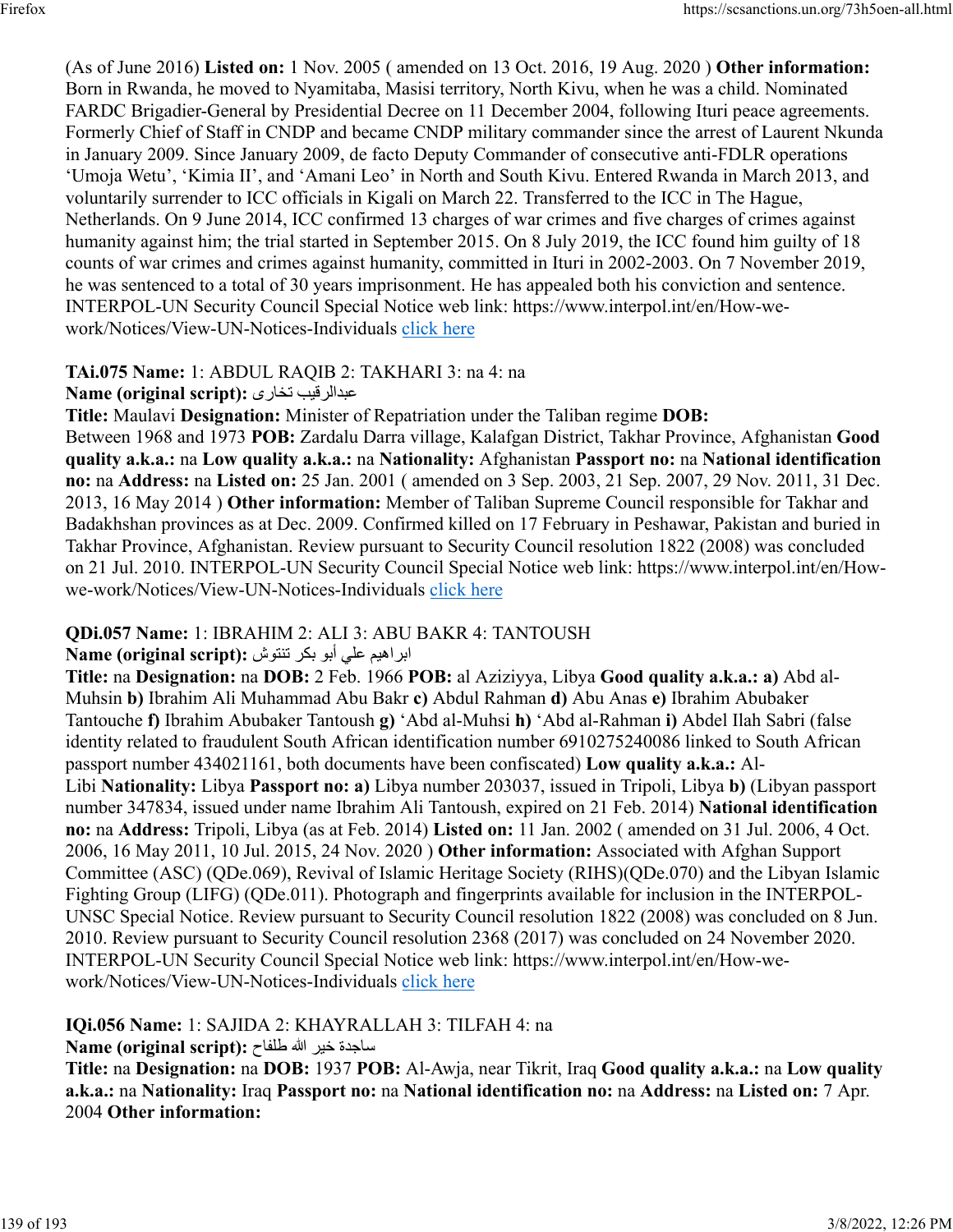(As of June 2016) **Listed on:** 1 Nov. 2005 ( amended on 13 Oct. 2016, 19 Aug. 2020 ) **Other information:** Born in Rwanda, he moved to Nyamitaba, Masisi territory, North Kivu, when he was a child. Nominated FARDC Brigadier-General by Presidential Decree on 11 December 2004, following Ituri peace agreements. Formerly Chief of Staff in CNDP and became CNDP military commander since the arrest of Laurent Nkunda in January 2009. Since January 2009, de facto Deputy Commander of consecutive anti-FDLR operations 'Umoja Wetu', 'Kimia II', and 'Amani Leo' in North and South Kivu. Entered Rwanda in March 2013, and voluntarily surrender to ICC officials in Kigali on March 22. Transferred to the ICC in The Hague, Netherlands. On 9 June 2014, ICC confirmed 13 charges of war crimes and five charges of crimes against humanity against him; the trial started in September 2015. On 8 July 2019, the ICC found him guilty of 18 counts of war crimes and crimes against humanity, committed in Ituri in 2002-2003. On 7 November 2019, he was sentenced to a total of 30 years imprisonment. He has appealed both his conviction and sentence. INTERPOL-UN Security Council Special Notice web link: https://www.interpol.int/en/How-we-work/Notices/View-UN-Notices-Individuals click here

**TAi.075 Name:** 1: ABDUL RAQIB 2: TAKHARI 3: na 4: na
**Name (original script):** عبدالرقيب تخاری
**Title:** Maulavi **Designation:** Minister of Repatriation under the Taliban regime **DOB:** Between 1968 and 1973 **POB:** Zardalu Darra village, Kalafgan District, Takhar Province, Afghanistan **Good quality a.k.a.:** na **Low quality a.k.a.:** na **Nationality:** Afghanistan **Passport no:** na **National identification no:** na **Address:** na **Listed on:** 25 Jan. 2001 ( amended on 3 Sep. 2003, 21 Sep. 2007, 29 Nov. 2011, 31 Dec. 2013, 16 May 2014 ) **Other information:** Member of Taliban Supreme Council responsible for Takhar and Badakhshan provinces as at Dec. 2009. Confirmed killed on 17 February in Peshawar, Pakistan and buried in Takhar Province, Afghanistan. Review pursuant to Security Council resolution 1822 (2008) was concluded on 21 Jul. 2010. INTERPOL-UN Security Council Special Notice web link: https://www.interpol.int/en/How-we-work/Notices/View-UN-Notices-Individuals click here

**QDi.057 Name:** 1: IBRAHIM 2: ALI 3: ABU BAKR 4: TANTOUSH
**Name (original script):** ابراهيم علي أبو بكر تنتوش
**Title:** na **Designation:** na **DOB:** 2 Feb. 1966 **POB:** al Aziziyya, Libya **Good quality a.k.a.:** **a)** Abd al-Muhsin **b)** Ibrahim Ali Muhammad Abu Bakr **c)** Abdul Rahman **d)** Abu Anas **e)** Ibrahim Abubaker Tantouche **f)** Ibrahim Abubaker Tantoush **g)** 'Abd al-Muhsi **h)** 'Abd al-Rahman **i)** Abdel Ilah Sabri (false identity related to fraudulent South African identification number 6910275240086 linked to South African passport number 434021161, both documents have been confiscated) **Low quality a.k.a.:** Al-Libi **Nationality:** Libya **Passport no:** **a)** Libya number 203037, issued in Tripoli, Libya **b)** (Libyan passport number 347834, issued under name Ibrahim Ali Tantoush, expired on 21 Feb. 2014) **National identification no:** na **Address:** Tripoli, Libya (as at Feb. 2014) **Listed on:** 11 Jan. 2002 ( amended on 31 Jul. 2006, 4 Oct. 2006, 16 May 2011, 10 Jul. 2015, 24 Nov. 2020 ) **Other information:** Associated with Afghan Support Committee (ASC) (QDe.069), Revival of Islamic Heritage Society (RIHS)(QDe.070) and the Libyan Islamic Fighting Group (LIFG) (QDe.011). Photograph and fingerprints available for inclusion in the INTERPOL-UNSC Special Notice. Review pursuant to Security Council resolution 1822 (2008) was concluded on 8 Jun. 2010. Review pursuant to Security Council resolution 2368 (2017) was concluded on 24 November 2020. INTERPOL-UN Security Council Special Notice web link: https://www.interpol.int/en/How-we-work/Notices/View-UN-Notices-Individuals click here

**IQi.056 Name:** 1: SAJIDA 2: KHAYRALLAH 3: TILFAH 4: na
**Name (original script):** ساجدة خير الله طلفاح
**Title:** na **Designation:** na **DOB:** 1937 **POB:** Al-Awja, near Tikrit, Iraq **Good quality a.k.a.:** na **Low quality a.k.a.:** na **Nationality:** Iraq **Passport no:** na **National identification no:** na **Address:** na **Listed on:** 7 Apr. 2004 **Other information:**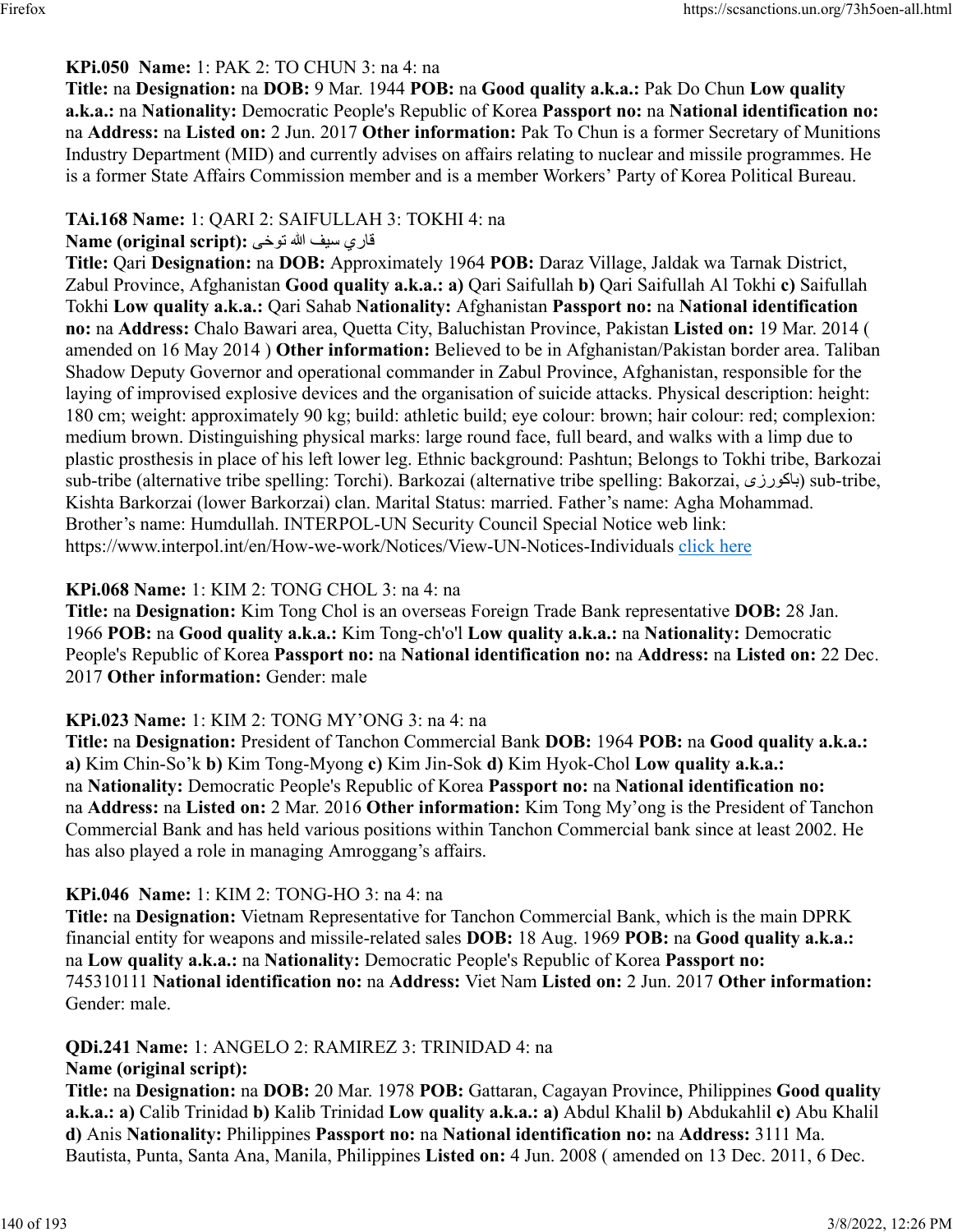**KPi.050 Name:** 1: PAK 2: TO CHUN 3: na 4: na
**Title:** na **Designation:** na **DOB:** 9 Mar. 1944 **POB:** na **Good quality a.k.a.:** Pak Do Chun **Low quality a.k.a.:** na **Nationality:** Democratic People's Republic of Korea **Passport no:** na **National identification no:** na **Address:** na **Listed on:** 2 Jun. 2017 **Other information:** Pak To Chun is a former Secretary of Munitions Industry Department (MID) and currently advises on affairs relating to nuclear and missile programmes. He is a former State Affairs Commission member and is a member Workers' Party of Korea Political Bureau.

**TAi.168 Name:** 1: QARI 2: SAIFULLAH 3: TOKHI 4: na
**Name (original script):** قاري سيف الله توخى
**Title:** Qari **Designation:** na **DOB:** Approximately 1964 **POB:** Daraz Village, Jaldak wa Tarnak District, Zabul Province, Afghanistan **Good quality a.k.a.: a)** Qari Saifullah **b)** Qari Saifullah Al Tokhi **c)** Saifullah Tokhi **Low quality a.k.a.:** Qari Sahab **Nationality:** Afghanistan **Passport no:** na **National identification no:** na **Address:** Chalo Bawari area, Quetta City, Baluchistan Province, Pakistan **Listed on:** 19 Mar. 2014 ( amended on 16 May 2014 ) **Other information:** Believed to be in Afghanistan/Pakistan border area. Taliban Shadow Deputy Governor and operational commander in Zabul Province, Afghanistan, responsible for the laying of improvised explosive devices and the organisation of suicide attacks. Physical description: height: 180 cm; weight: approximately 90 kg; build: athletic build; eye colour: brown; hair colour: red; complexion: medium brown. Distinguishing physical marks: large round face, full beard, and walks with a limp due to plastic prosthesis in place of his left lower leg. Ethnic background: Pashtun; Belongs to Tokhi tribe, Barkozai sub-tribe (alternative tribe spelling: Torchi). Barkozai (alternative tribe spelling: Bakorzai, باکورزی) sub-tribe, Kishta Barkorzai (lower Barkorzai) clan. Marital Status: married. Father's name: Agha Mohammad. Brother's name: Humdullah. INTERPOL-UN Security Council Special Notice web link: https://www.interpol.int/en/How-we-work/Notices/View-UN-Notices-Individuals click here

**KPi.068 Name:** 1: KIM 2: TONG CHOL 3: na 4: na
**Title:** na **Designation:** Kim Tong Chol is an overseas Foreign Trade Bank representative **DOB:** 28 Jan. 1966 **POB:** na **Good quality a.k.a.:** Kim Tong-ch'o'l **Low quality a.k.a.:** na **Nationality:** Democratic People's Republic of Korea **Passport no:** na **National identification no:** na **Address:** na **Listed on:** 22 Dec. 2017 **Other information:** Gender: male

**KPi.023 Name:** 1: KIM 2: TONG MY'ONG 3: na 4: na
**Title:** na **Designation:** President of Tanchon Commercial Bank **DOB:** 1964 **POB:** na **Good quality a.k.a.: a)** Kim Chin-So'k **b)** Kim Tong-Myong **c)** Kim Jin-Sok **d)** Kim Hyok-Chol **Low quality a.k.a.:** na **Nationality:** Democratic People's Republic of Korea **Passport no:** na **National identification no:** na **Address:** na **Listed on:** 2 Mar. 2016 **Other information:** Kim Tong My'ong is the President of Tanchon Commercial Bank and has held various positions within Tanchon Commercial bank since at least 2002. He has also played a role in managing Amroggang's affairs.

**KPi.046 Name:** 1: KIM 2: TONG-HO 3: na 4: na
**Title:** na **Designation:** Vietnam Representative for Tanchon Commercial Bank, which is the main DPRK financial entity for weapons and missile-related sales **DOB:** 18 Aug. 1969 **POB:** na **Good quality a.k.a.:** na **Low quality a.k.a.:** na **Nationality:** Democratic People's Republic of Korea **Passport no:** 745310111 **National identification no:** na **Address:** Viet Nam **Listed on:** 2 Jun. 2017 **Other information:** Gender: male.

**QDi.241 Name:** 1: ANGELO 2: RAMIREZ 3: TRINIDAD 4: na
**Name (original script):**
**Title:** na **Designation:** na **DOB:** 20 Mar. 1978 **POB:** Gattaran, Cagayan Province, Philippines **Good quality a.k.a.: a)** Calib Trinidad **b)** Kalib Trinidad **Low quality a.k.a.: a)** Abdul Khalil **b)** Abdukahlil **c)** Abu Khalil **d)** Anis **Nationality:** Philippines **Passport no:** na **National identification no:** na **Address:** 3111 Ma. Bautista, Punta, Santa Ana, Manila, Philippines **Listed on:** 4 Jun. 2008 ( amended on 13 Dec. 2011, 6 Dec.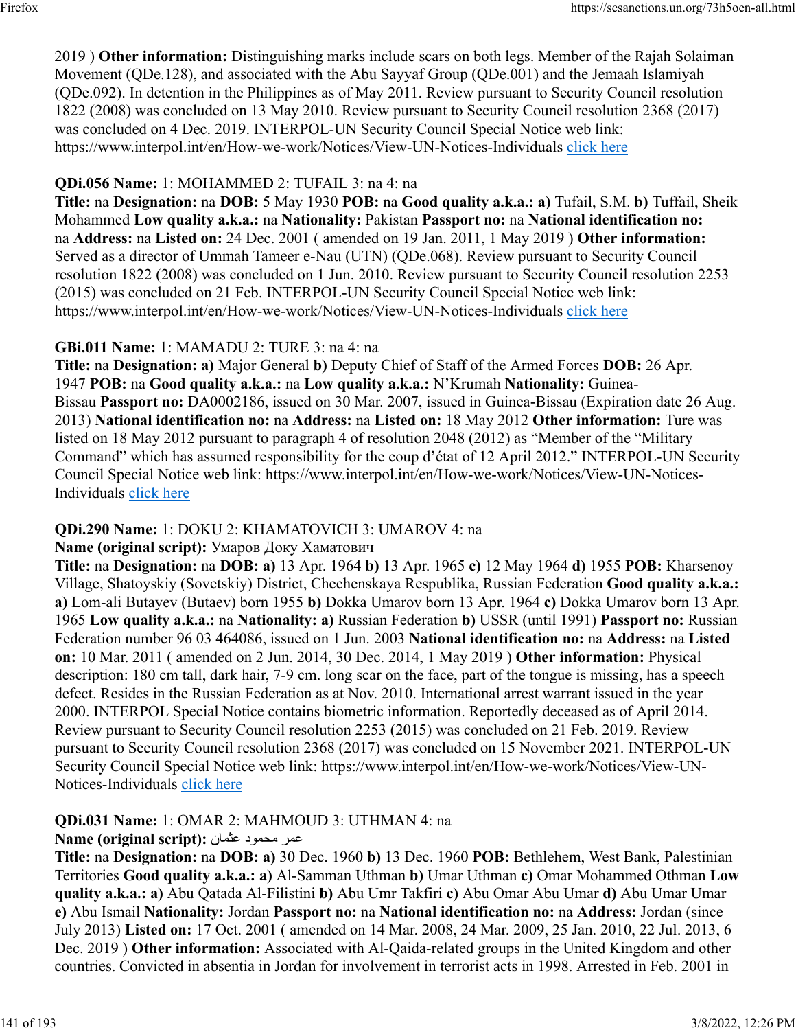2019 ) **Other information:** Distinguishing marks include scars on both legs. Member of the Rajah Solaiman Movement (QDe.128), and associated with the Abu Sayyaf Group (QDe.001) and the Jemaah Islamiyah (QDe.092). In detention in the Philippines as of May 2011. Review pursuant to Security Council resolution 1822 (2008) was concluded on 13 May 2010. Review pursuant to Security Council resolution 2368 (2017) was concluded on 4 Dec. 2019. INTERPOL-UN Security Council Special Notice web link: https://www.interpol.int/en/How-we-work/Notices/View-UN-Notices-Individuals click here

**QDi.056 Name:** 1: MOHAMMED 2: TUFAIL 3: na 4: na
**Title:** na **Designation:** na **DOB:** 5 May 1930 **POB:** na **Good quality a.k.a.:** **a)** Tufail, S.M. **b)** Tuffail, Sheik Mohammed **Low quality a.k.a.:** na **Nationality:** Pakistan **Passport no:** na **National identification no:** na **Address:** na **Listed on:** 24 Dec. 2001 ( amended on 19 Jan. 2011, 1 May 2019 ) **Other information:** Served as a director of Ummah Tameer e-Nau (UTN) (QDe.068). Review pursuant to Security Council resolution 1822 (2008) was concluded on 1 Jun. 2010. Review pursuant to Security Council resolution 2253 (2015) was concluded on 21 Feb. INTERPOL-UN Security Council Special Notice web link: https://www.interpol.int/en/How-we-work/Notices/View-UN-Notices-Individuals click here

**GBi.011 Name:** 1: MAMADU 2: TURE 3: na 4: na
**Title:** na **Designation:** **a)** Major General **b)** Deputy Chief of Staff of the Armed Forces **DOB:** 26 Apr. 1947 **POB:** na **Good quality a.k.a.:** na **Low quality a.k.a.:** N'Krumah **Nationality:** Guinea-Bissau **Passport no:** DA0002186, issued on 30 Mar. 2007, issued in Guinea-Bissau (Expiration date 26 Aug. 2013) **National identification no:** na **Address:** na **Listed on:** 18 May 2012 **Other information:** Ture was listed on 18 May 2012 pursuant to paragraph 4 of resolution 2048 (2012) as "Member of the "Military Command" which has assumed responsibility for the coup d'état of 12 April 2012." INTERPOL-UN Security Council Special Notice web link: https://www.interpol.int/en/How-we-work/Notices/View-UN-Notices-Individuals click here

**QDi.290 Name:** 1: DOKU 2: KHAMATOVICH 3: UMAROV 4: na
**Name (original script):** Умаров Доку Хаматович
**Title:** na **Designation:** na **DOB:** **a)** 13 Apr. 1964 **b)** 13 Apr. 1965 **c)** 12 May 1964 **d)** 1955 **POB:** Kharsenoy Village, Shatoyskiy (Sovetskiy) District, Chechenskaya Respublika, Russian Federation **Good quality a.k.a.:** **a)** Lom-ali Butayev (Butaev) born 1955 **b)** Dokka Umarov born 13 Apr. 1964 **c)** Dokka Umarov born 13 Apr. 1965 **Low quality a.k.a.:** na **Nationality:** **a)** Russian Federation **b)** USSR (until 1991) **Passport no:** Russian Federation number 96 03 464086, issued on 1 Jun. 2003 **National identification no:** na **Address:** na **Listed on:** 10 Mar. 2011 ( amended on 2 Jun. 2014, 30 Dec. 2014, 1 May 2019 ) **Other information:** Physical description: 180 cm tall, dark hair, 7-9 cm. long scar on the face, part of the tongue is missing, has a speech defect. Resides in the Russian Federation as at Nov. 2010. International arrest warrant issued in the year 2000. INTERPOL Special Notice contains biometric information. Reportedly deceased as of April 2014. Review pursuant to Security Council resolution 2253 (2015) was concluded on 21 Feb. 2019. Review pursuant to Security Council resolution 2368 (2017) was concluded on 15 November 2021. INTERPOL-UN Security Council Special Notice web link: https://www.interpol.int/en/How-we-work/Notices/View-UN-Notices-Individuals click here

**QDi.031 Name:** 1: OMAR 2: MAHMOUD 3: UTHMAN 4: na
**Name (original script):** عمر محمود عثمان
**Title:** na **Designation:** na **DOB:** **a)** 30 Dec. 1960 **b)** 13 Dec. 1960 **POB:** Bethlehem, West Bank, Palestinian Territories **Good quality a.k.a.:** **a)** Al-Samman Uthman **b)** Umar Uthman **c)** Omar Mohammed Othman **Low quality a.k.a.:** **a)** Abu Qatada Al-Filistini **b)** Abu Umr Takfiri **c)** Abu Omar Abu Umar **d)** Abu Umar Umar **e)** Abu Ismail **Nationality:** Jordan **Passport no:** na **National identification no:** na **Address:** Jordan (since July 2013) **Listed on:** 17 Oct. 2001 ( amended on 14 Mar. 2008, 24 Mar. 2009, 25 Jan. 2010, 22 Jul. 2013, 6 Dec. 2019 ) **Other information:** Associated with Al-Qaida-related groups in the United Kingdom and other countries. Convicted in absentia in Jordan for involvement in terrorist acts in 1998. Arrested in Feb. 2001 in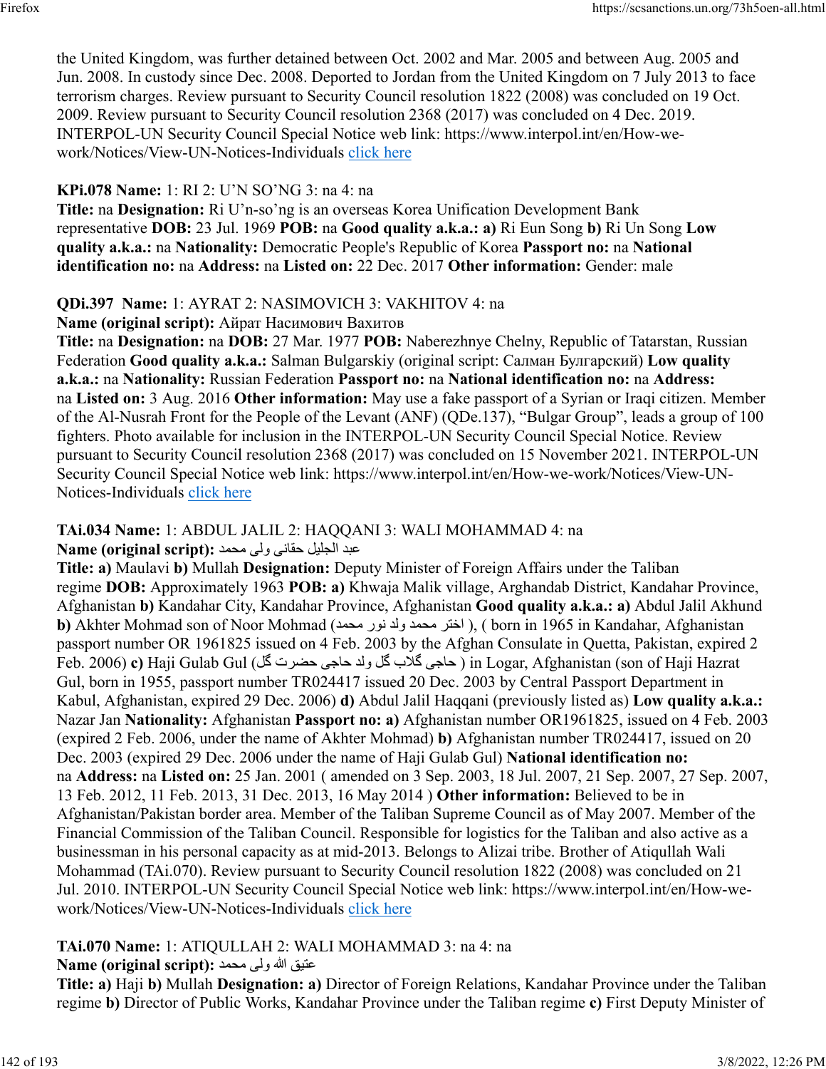the United Kingdom, was further detained between Oct. 2002 and Mar. 2005 and between Aug. 2005 and Jun. 2008. In custody since Dec. 2008. Deported to Jordan from the United Kingdom on 7 July 2013 to face terrorism charges. Review pursuant to Security Council resolution 1822 (2008) was concluded on 19 Oct. 2009. Review pursuant to Security Council resolution 2368 (2017) was concluded on 4 Dec. 2019. INTERPOL-UN Security Council Special Notice web link: https://www.interpol.int/en/How-we-work/Notices/View-UN-Notices-Individuals click here

**KPi.078 Name:** 1: RI 2: U'N SO'NG 3: na 4: na
**Title:** na **Designation:** Ri U'n-so'ng is an overseas Korea Unification Development Bank representative **DOB:** 23 Jul. 1969 **POB:** na **Good quality a.k.a.: a)** Ri Eun Song **b)** Ri Un Song **Low quality a.k.a.:** na **Nationality:** Democratic People's Republic of Korea **Passport no:** na **National identification no:** na **Address:** na **Listed on:** 22 Dec. 2017 **Other information:** Gender: male

**QDi.397 Name:** 1: AYRAT 2: NASIMOVICH 3: VAKHITOV 4: na
**Name (original script):** Айрат Насимович Вахитов
**Title:** na **Designation:** na **DOB:** 27 Mar. 1977 **POB:** Naberezhnye Chelny, Republic of Tatarstan, Russian Federation **Good quality a.k.a.:** Salman Bulgarskiy (original script: Салман Булгарский) **Low quality a.k.a.:** na **Nationality:** Russian Federation **Passport no:** na **National identification no:** na **Address:** na **Listed on:** 3 Aug. 2016 **Other information:** May use a fake passport of a Syrian or Iraqi citizen. Member of the Al-Nusrah Front for the People of the Levant (ANF) (QDe.137), "Bulgar Group", leads a group of 100 fighters. Photo available for inclusion in the INTERPOL-UN Security Council Special Notice. Review pursuant to Security Council resolution 2368 (2017) was concluded on 15 November 2021. INTERPOL-UN Security Council Special Notice web link: https://www.interpol.int/en/How-we-work/Notices/View-UN-Notices-Individuals click here

**TAi.034 Name:** 1: ABDUL JALIL 2: HAQQANI 3: WALI MOHAMMAD 4: na
**Name (original script):** عبد الجليل حقانی ولی محمد
**Title: a)** Maulavi **b)** Mullah **Designation:** Deputy Minister of Foreign Affairs under the Taliban regime **DOB:** Approximately 1963 **POB: a)** Khwaja Malik village, Arghandab District, Kandahar Province, Afghanistan **b)** Kandahar City, Kandahar Province, Afghanistan **Good quality a.k.a.: a)** Abdul Jalil Akhund **b)** Akhter Mohmad son of Noor Mohmad (اختر محمد ولد نور محمد), ( born in 1965 in Kandahar, Afghanistan passport number OR 1961825 issued on 4 Feb. 2003 by the Afghan Consulate in Quetta, Pakistan, expired 2 Feb. 2006) **c)** Haji Gulab Gul (حاجی گلاب گل ولد حاجی حضرت گل ) in Logar, Afghanistan (son of Haji Hazrat Gul, born in 1955, passport number TR024417 issued 20 Dec. 2003 by Central Passport Department in Kabul, Afghanistan, expired 29 Dec. 2006) **d)** Abdul Jalil Haqqani (previously listed as) **Low quality a.k.a.:** Nazar Jan **Nationality:** Afghanistan **Passport no: a)** Afghanistan number OR1961825, issued on 4 Feb. 2003 (expired 2 Feb. 2006, under the name of Akhter Mohmad) **b)** Afghanistan number TR024417, issued on 20 Dec. 2003 (expired 29 Dec. 2006 under the name of Haji Gulab Gul) **National identification no:** na **Address:** na **Listed on:** 25 Jan. 2001 ( amended on 3 Sep. 2003, 18 Jul. 2007, 21 Sep. 2007, 27 Sep. 2007, 13 Feb. 2012, 11 Feb. 2013, 31 Dec. 2013, 16 May 2014 ) **Other information:** Believed to be in Afghanistan/Pakistan border area. Member of the Taliban Supreme Council as of May 2007. Member of the Financial Commission of the Taliban Council. Responsible for logistics for the Taliban and also active as a businessman in his personal capacity as at mid-2013. Belongs to Alizai tribe. Brother of Atiqullah Wali Mohammad (TAi.070). Review pursuant to Security Council resolution 1822 (2008) was concluded on 21 Jul. 2010. INTERPOL-UN Security Council Special Notice web link: https://www.interpol.int/en/How-we-work/Notices/View-UN-Notices-Individuals click here

**TAi.070 Name:** 1: ATIQULLAH 2: WALI MOHAMMAD 3: na 4: na
**Name (original script):** عتیق الله ولی محمد
**Title: a)** Haji **b)** Mullah **Designation: a)** Director of Foreign Relations, Kandahar Province under the Taliban regime **b)** Director of Public Works, Kandahar Province under the Taliban regime **c)** First Deputy Minister of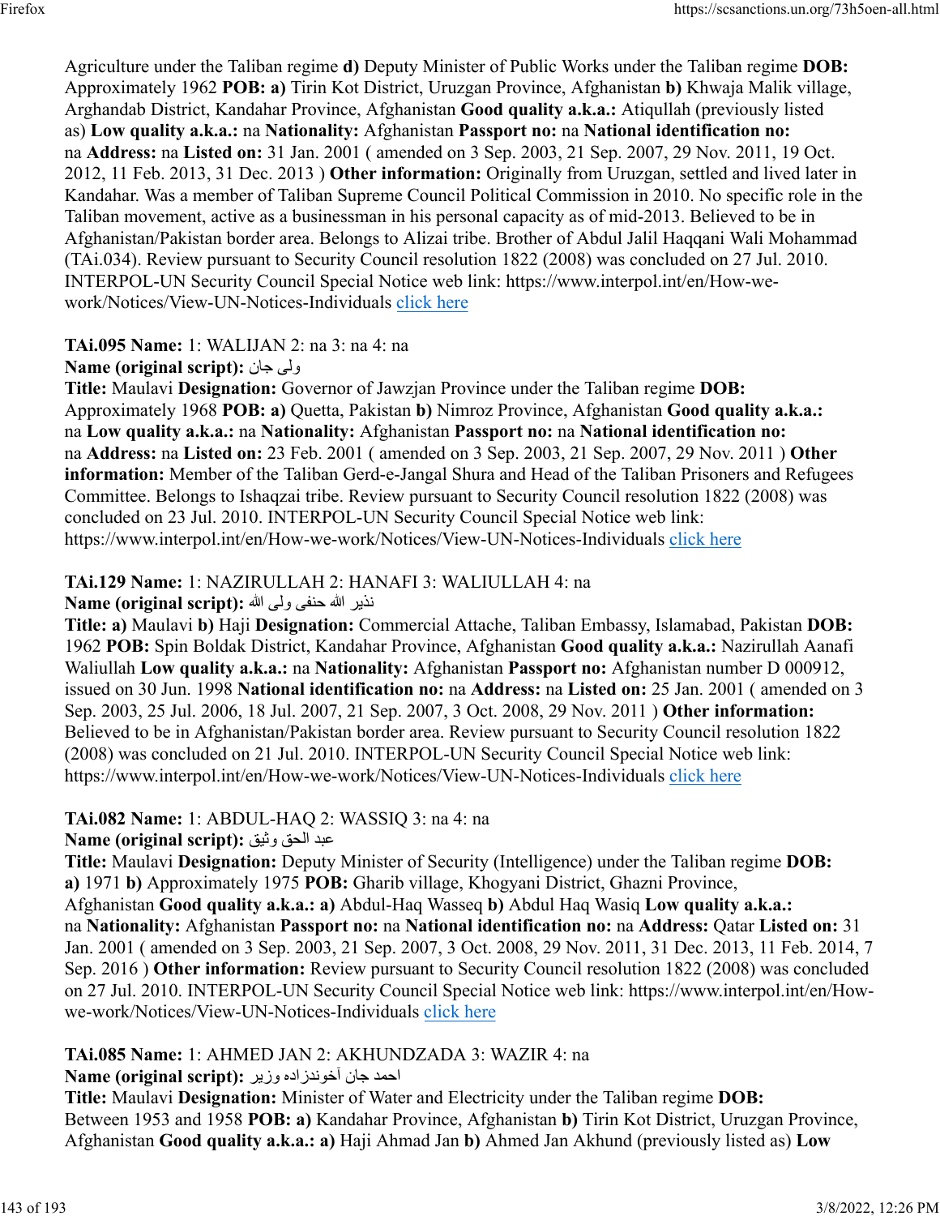Agriculture under the Taliban regime **d)** Deputy Minister of Public Works under the Taliban regime **DOB:** Approximately 1962 **POB: a)** Tirin Kot District, Uruzgan Province, Afghanistan **b)** Khwaja Malik village, Arghandab District, Kandahar Province, Afghanistan **Good quality a.k.a.:** Atiqullah (previously listed as) **Low quality a.k.a.:** na **Nationality:** Afghanistan **Passport no:** na **National identification no:** na **Address:** na **Listed on:** 31 Jan. 2001 ( amended on 3 Sep. 2003, 21 Sep. 2007, 29 Nov. 2011, 19 Oct. 2012, 11 Feb. 2013, 31 Dec. 2013 ) **Other information:** Originally from Uruzgan, settled and lived later in Kandahar. Was a member of Taliban Supreme Council Political Commission in 2010. No specific role in the Taliban movement, active as a businessman in his personal capacity as of mid-2013. Believed to be in Afghanistan/Pakistan border area. Belongs to Alizai tribe. Brother of Abdul Jalil Haqqani Wali Mohammad (TAi.034). Review pursuant to Security Council resolution 1822 (2008) was concluded on 27 Jul. 2010. INTERPOL-UN Security Council Special Notice web link: https://www.interpol.int/en/How-we-work/Notices/View-UN-Notices-Individuals click here

**TAi.095 Name:** 1: WALIJAN 2: na 3: na 4: na
**Name (original script):** ولی جان
**Title:** Maulavi **Designation:** Governor of Jawzjan Province under the Taliban regime **DOB:** Approximately 1968 **POB: a)** Quetta, Pakistan **b)** Nimroz Province, Afghanistan **Good quality a.k.a.:** na **Low quality a.k.a.:** na **Nationality:** Afghanistan **Passport no:** na **National identification no:** na **Address:** na **Listed on:** 23 Feb. 2001 ( amended on 3 Sep. 2003, 21 Sep. 2007, 29 Nov. 2011 ) **Other information:** Member of the Taliban Gerd-e-Jangal Shura and Head of the Taliban Prisoners and Refugees Committee. Belongs to Ishaqzai tribe. Review pursuant to Security Council resolution 1822 (2008) was concluded on 23 Jul. 2010. INTERPOL-UN Security Council Special Notice web link: https://www.interpol.int/en/How-we-work/Notices/View-UN-Notices-Individuals click here

**TAi.129 Name:** 1: NAZIRULLAH 2: HANAFI 3: WALIULLAH 4: na
**Name (original script):** نذیر الله حنفی ولی الله
**Title: a)** Maulavi **b)** Haji **Designation:** Commercial Attache, Taliban Embassy, Islamabad, Pakistan **DOB:** 1962 **POB:** Spin Boldak District, Kandahar Province, Afghanistan **Good quality a.k.a.:** Nazirullah Aanafi Waliullah **Low quality a.k.a.:** na **Nationality:** Afghanistan **Passport no:** Afghanistan number D 000912, issued on 30 Jun. 1998 **National identification no:** na **Address:** na **Listed on:** 25 Jan. 2001 ( amended on 3 Sep. 2003, 25 Jul. 2006, 18 Jul. 2007, 21 Sep. 2007, 3 Oct. 2008, 29 Nov. 2011 ) **Other information:** Believed to be in Afghanistan/Pakistan border area. Review pursuant to Security Council resolution 1822 (2008) was concluded on 21 Jul. 2010. INTERPOL-UN Security Council Special Notice web link: https://www.interpol.int/en/How-we-work/Notices/View-UN-Notices-Individuals click here

**TAi.082 Name:** 1: ABDUL-HAQ 2: WASSIQ 3: na 4: na
**Name (original script):** عبد الحق وثیق
**Title:** Maulavi **Designation:** Deputy Minister of Security (Intelligence) under the Taliban regime **DOB: a)** 1971 **b)** Approximately 1975 **POB:** Gharib village, Khogyani District, Ghazni Province, Afghanistan **Good quality a.k.a.: a)** Abdul-Haq Wasseq **b)** Abdul Haq Wasiq **Low quality a.k.a.:** na **Nationality:** Afghanistan **Passport no:** na **National identification no:** na **Address:** Qatar **Listed on:** 31 Jan. 2001 ( amended on 3 Sep. 2003, 21 Sep. 2007, 3 Oct. 2008, 29 Nov. 2011, 31 Dec. 2013, 11 Feb. 2014, 7 Sep. 2016 ) **Other information:** Review pursuant to Security Council resolution 1822 (2008) was concluded on 27 Jul. 2010. INTERPOL-UN Security Council Special Notice web link: https://www.interpol.int/en/How-we-work/Notices/View-UN-Notices-Individuals click here

**TAi.085 Name:** 1: AHMED JAN 2: AKHUNDZADA 3: WAZIR 4: na
**Name (original script):** احمد جان آخوندزاده وزیر
**Title:** Maulavi **Designation:** Minister of Water and Electricity under the Taliban regime **DOB:** Between 1953 and 1958 **POB: a)** Kandahar Province, Afghanistan **b)** Tirin Kot District, Uruzgan Province, Afghanistan **Good quality a.k.a.: a)** Haji Ahmad Jan **b)** Ahmed Jan Akhund (previously listed as) **Low**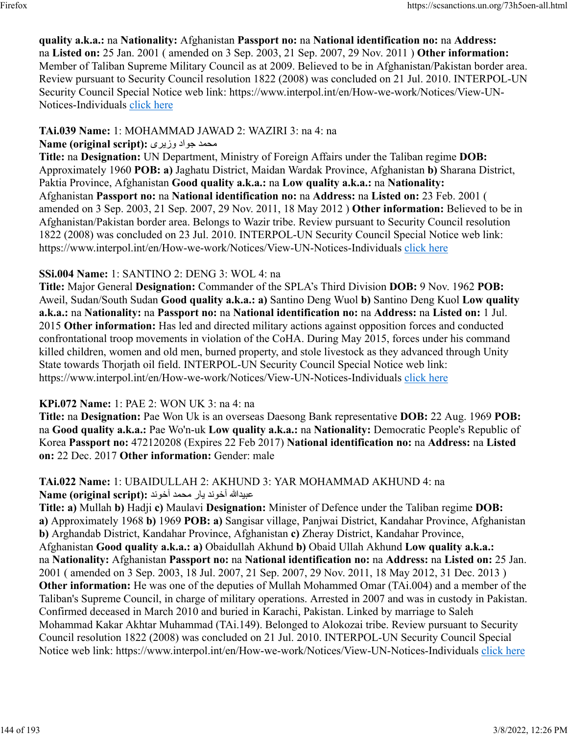quality a.k.a.:** na **Nationality:** Afghanistan **Passport no:** na **National identification no:** na **Address:** na **Listed on:** 25 Jan. 2001 ( amended on 3 Sep. 2003, 21 Sep. 2007, 29 Nov. 2011 ) **Other information:** Member of Taliban Supreme Military Council as at 2009. Believed to be in Afghanistan/Pakistan border area. Review pursuant to Security Council resolution 1822 (2008) was concluded on 21 Jul. 2010. INTERPOL-UN Security Council Special Notice web link: https://www.interpol.int/en/How-we-work/Notices/View-UN-Notices-Individuals click here

**TAi.039 Name:** 1: MOHAMMAD JAWAD 2: WAZIRI 3: na 4: na
**Name (original script):** محمد جواد وزیری
**Title:** na **Designation:** UN Department, Ministry of Foreign Affairs under the Taliban regime **DOB:** Approximately 1960 **POB:** **a)** Jaghatu District, Maidan Wardak Province, Afghanistan **b)** Sharana District, Paktia Province, Afghanistan **Good quality a.k.a.:** na **Low quality a.k.a.:** na **Nationality:** Afghanistan **Passport no:** na **National identification no:** na **Address:** na **Listed on:** 23 Feb. 2001 ( amended on 3 Sep. 2003, 21 Sep. 2007, 29 Nov. 2011, 18 May 2012 ) **Other information:** Believed to be in Afghanistan/Pakistan border area. Belongs to Wazir tribe. Review pursuant to Security Council resolution 1822 (2008) was concluded on 23 Jul. 2010. INTERPOL-UN Security Council Special Notice web link: https://www.interpol.int/en/How-we-work/Notices/View-UN-Notices-Individuals click here

**SSi.004 Name:** 1: SANTINO 2: DENG 3: WOL 4: na
**Title:** Major General **Designation:** Commander of the SPLA's Third Division **DOB:** 9 Nov. 1962 **POB:** Aweil, Sudan/South Sudan **Good quality a.k.a.:** **a)** Santino Deng Wuol **b)** Santino Deng Kuol **Low quality a.k.a.:** na **Nationality:** na **Passport no:** na **National identification no:** na **Address:** na **Listed on:** 1 Jul. 2015 **Other information:** Has led and directed military actions against opposition forces and conducted confrontational troop movements in violation of the CoHA. During May 2015, forces under his command killed children, women and old men, burned property, and stole livestock as they advanced through Unity State towards Thorjath oil field. INTERPOL-UN Security Council Special Notice web link: https://www.interpol.int/en/How-we-work/Notices/View-UN-Notices-Individuals click here

**KPi.072 Name:** 1: PAE 2: WON UK 3: na 4: na
**Title:** na **Designation:** Pae Won Uk is an overseas Daesong Bank representative **DOB:** 22 Aug. 1969 **POB:** na **Good quality a.k.a.:** Pae Wo'n-uk **Low quality a.k.a.:** na **Nationality:** Democratic People's Republic of Korea **Passport no:** 472120208 (Expires 22 Feb 2017) **National identification no:** na **Address:** na **Listed on:** 22 Dec. 2017 **Other information:** Gender: male

**TAi.022 Name:** 1: UBAIDULLAH 2: AKHUND 3: YAR MOHAMMAD AKHUND 4: na
**Name (original script):** عبیدالله آخوند یار محمد آخوند
**Title:** **a)** Mullah **b)** Hadji **c)** Maulavi **Designation:** Minister of Defence under the Taliban regime **DOB:** **a)** Approximately 1968 **b)** 1969 **POB:** **a)** Sangisar village, Panjwai District, Kandahar Province, Afghanistan **b)** Arghandab District, Kandahar Province, Afghanistan **c)** Zheray District, Kandahar Province, Afghanistan **Good quality a.k.a.:** **a)** Obaidullah Akhund **b)** Obaid Ullah Akhund **Low quality a.k.a.:** na **Nationality:** Afghanistan **Passport no:** na **National identification no:** na **Address:** na **Listed on:** 25 Jan. 2001 ( amended on 3 Sep. 2003, 18 Jul. 2007, 21 Sep. 2007, 29 Nov. 2011, 18 May 2012, 31 Dec. 2013 ) **Other information:** He was one of the deputies of Mullah Mohammed Omar (TAi.004) and a member of the Taliban's Supreme Council, in charge of military operations. Arrested in 2007 and was in custody in Pakistan. Confirmed deceased in March 2010 and buried in Karachi, Pakistan. Linked by marriage to Saleh Mohammad Kakar Akhtar Muhammad (TAi.149). Belonged to Alokozai tribe. Review pursuant to Security Council resolution 1822 (2008) was concluded on 21 Jul. 2010. INTERPOL-UN Security Council Special Notice web link: https://www.interpol.int/en/How-we-work/Notices/View-UN-Notices-Individuals click here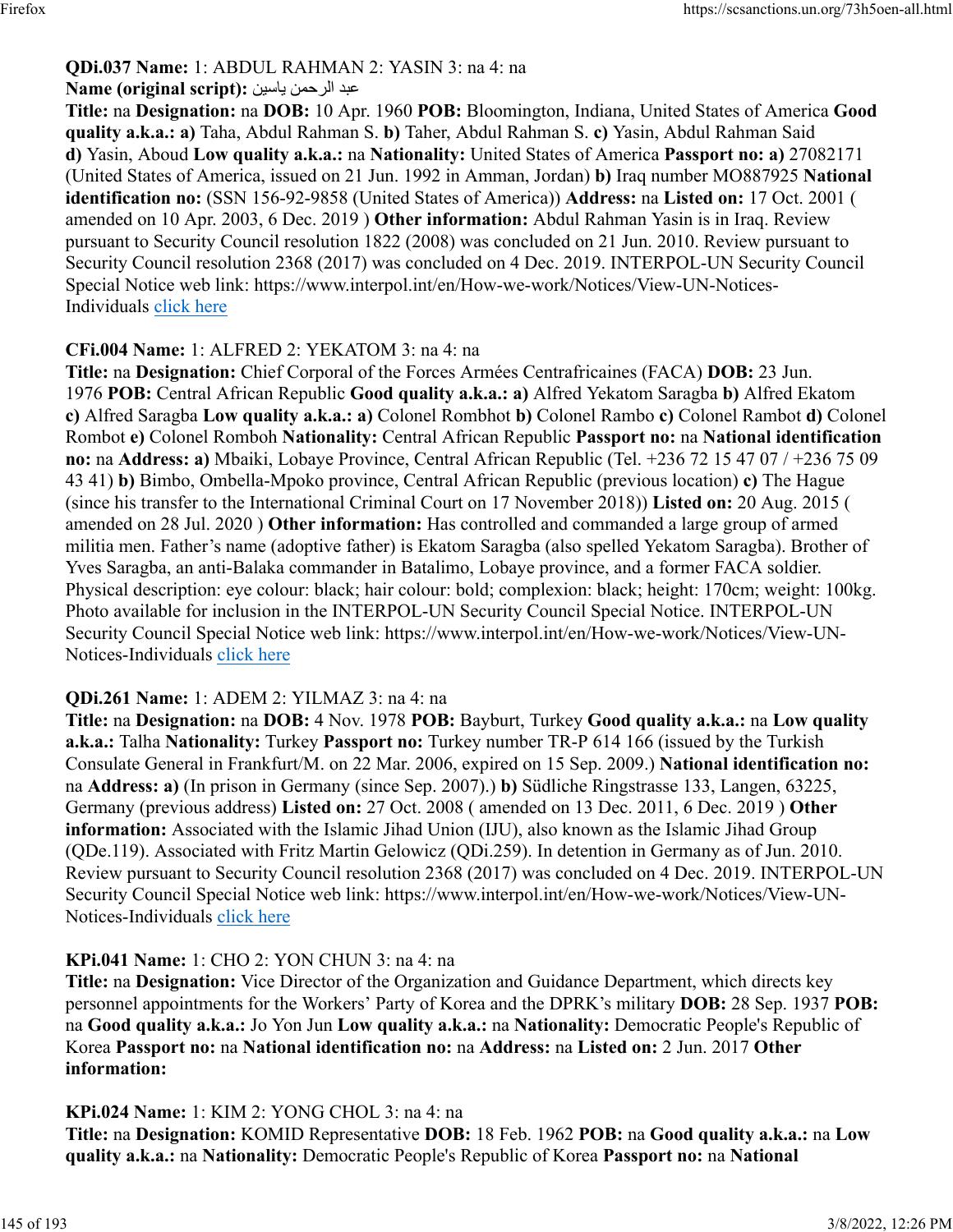**QDi.037 Name:** 1: ABDUL RAHMAN 2: YASIN 3: na 4: na
**Name (original script):** عبد الرحمن ياسين
**Title:** na **Designation:** na **DOB:** 10 Apr. 1960 **POB:** Bloomington, Indiana, United States of America **Good quality a.k.a.: a)** Taha, Abdul Rahman S. **b)** Taher, Abdul Rahman S. **c)** Yasin, Abdul Rahman Said **d)** Yasin, Aboud **Low quality a.k.a.:** na **Nationality:** United States of America **Passport no: a)** 27082171 (United States of America, issued on 21 Jun. 1992 in Amman, Jordan) **b)** Iraq number MO887925 **National identification no:** (SSN 156-92-9858 (United States of America)) **Address:** na **Listed on:** 17 Oct. 2001 ( amended on 10 Apr. 2003, 6 Dec. 2019 ) **Other information:** Abdul Rahman Yasin is in Iraq. Review pursuant to Security Council resolution 1822 (2008) was concluded on 21 Jun. 2010. Review pursuant to Security Council resolution 2368 (2017) was concluded on 4 Dec. 2019. INTERPOL-UN Security Council Special Notice web link: https://www.interpol.int/en/How-we-work/Notices/View-UN-Notices-Individuals click here

**CFi.004 Name:** 1: ALFRED 2: YEKATOM 3: na 4: na
**Title:** na **Designation:** Chief Corporal of the Forces Armées Centrafricaines (FACA) **DOB:** 23 Jun. 1976 **POB:** Central African Republic **Good quality a.k.a.: a)** Alfred Yekatom Saragba **b)** Alfred Ekatom **c)** Alfred Saragba **Low quality a.k.a.: a)** Colonel Rombhot **b)** Colonel Rambo **c)** Colonel Rambot **d)** Colonel Rombot **e)** Colonel Romboh **Nationality:** Central African Republic **Passport no:** na **National identification no:** na **Address: a)** Mbaiki, Lobaye Province, Central African Republic (Tel. +236 72 15 47 07 / +236 75 09 43 41) **b)** Bimbo, Ombella-Mpoko province, Central African Republic (previous location) **c)** The Hague (since his transfer to the International Criminal Court on 17 November 2018)) **Listed on:** 20 Aug. 2015 ( amended on 28 Jul. 2020 ) **Other information:** Has controlled and commanded a large group of armed militia men. Father's name (adoptive father) is Ekatom Saragba (also spelled Yekatom Saragba). Brother of Yves Saragba, an anti-Balaka commander in Batalimo, Lobaye province, and a former FACA soldier. Physical description: eye colour: black; hair colour: bold; complexion: black; height: 170cm; weight: 100kg. Photo available for inclusion in the INTERPOL-UN Security Council Special Notice. INTERPOL-UN Security Council Special Notice web link: https://www.interpol.int/en/How-we-work/Notices/View-UN-Notices-Individuals click here

**QDi.261 Name:** 1: ADEM 2: YILMAZ 3: na 4: na
**Title:** na **Designation:** na **DOB:** 4 Nov. 1978 **POB:** Bayburt, Turkey **Good quality a.k.a.:** na **Low quality a.k.a.:** Talha **Nationality:** Turkey **Passport no:** Turkey number TR-P 614 166 (issued by the Turkish Consulate General in Frankfurt/M. on 22 Mar. 2006, expired on 15 Sep. 2009.) **National identification no:** na **Address: a)** (In prison in Germany (since Sep. 2007).) **b)** Südliche Ringstrasse 133, Langen, 63225, Germany (previous address) **Listed on:** 27 Oct. 2008 ( amended on 13 Dec. 2011, 6 Dec. 2019 ) **Other information:** Associated with the Islamic Jihad Union (IJU), also known as the Islamic Jihad Group (QDe.119). Associated with Fritz Martin Gelowicz (QDi.259). In detention in Germany as of Jun. 2010. Review pursuant to Security Council resolution 2368 (2017) was concluded on 4 Dec. 2019. INTERPOL-UN Security Council Special Notice web link: https://www.interpol.int/en/How-we-work/Notices/View-UN-Notices-Individuals click here

**KPi.041 Name:** 1: CHO 2: YON CHUN 3: na 4: na
**Title:** na **Designation:** Vice Director of the Organization and Guidance Department, which directs key personnel appointments for the Workers' Party of Korea and the DPRK's military **DOB:** 28 Sep. 1937 **POB:** na **Good quality a.k.a.:** Jo Yon Jun **Low quality a.k.a.:** na **Nationality:** Democratic People's Republic of Korea **Passport no:** na **National identification no:** na **Address:** na **Listed on:** 2 Jun. 2017 **Other information:**

**KPi.024 Name:** 1: KIM 2: YONG CHOL 3: na 4: na
**Title:** na **Designation:** KOMID Representative **DOB:** 18 Feb. 1962 **POB:** na **Good quality a.k.a.:** na **Low quality a.k.a.:** na **Nationality:** Democratic People's Republic of Korea **Passport no:** na **National**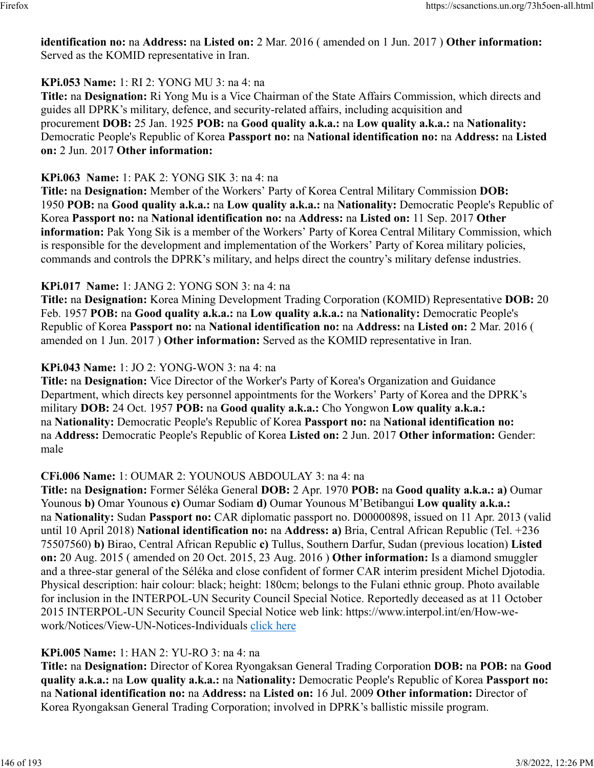**identification no:** na **Address:** na **Listed on:** 2 Mar. 2016 ( amended on 1 Jun. 2017 ) **Other information:** Served as the KOMID representative in Iran.

**KPi.053 Name:** 1: RI 2: YONG MU 3: na 4: na
**Title:** na **Designation:** Ri Yong Mu is a Vice Chairman of the State Affairs Commission, which directs and guides all DPRK's military, defence, and security-related affairs, including acquisition and procurement **DOB:** 25 Jan. 1925 **POB:** na **Good quality a.k.a.:** na **Low quality a.k.a.:** na **Nationality:** Democratic People's Republic of Korea **Passport no:** na **National identification no:** na **Address:** na **Listed on:** 2 Jun. 2017 **Other information:**

**KPi.063 Name:** 1: PAK 2: YONG SIK 3: na 4: na
**Title:** na **Designation:** Member of the Workers' Party of Korea Central Military Commission **DOB:** 1950 **POB:** na **Good quality a.k.a.:** na **Low quality a.k.a.:** na **Nationality:** Democratic People's Republic of Korea **Passport no:** na **National identification no:** na **Address:** na **Listed on:** 11 Sep. 2017 **Other information:** Pak Yong Sik is a member of the Workers' Party of Korea Central Military Commission, which is responsible for the development and implementation of the Workers' Party of Korea military policies, commands and controls the DPRK's military, and helps direct the country's military defense industries.

**KPi.017 Name:** 1: JANG 2: YONG SON 3: na 4: na
**Title:** na **Designation:** Korea Mining Development Trading Corporation (KOMID) Representative **DOB:** 20 Feb. 1957 **POB:** na **Good quality a.k.a.:** na **Low quality a.k.a.:** na **Nationality:** Democratic People's Republic of Korea **Passport no:** na **National identification no:** na **Address:** na **Listed on:** 2 Mar. 2016 ( amended on 1 Jun. 2017 ) **Other information:** Served as the KOMID representative in Iran.

**KPi.043 Name:** 1: JO 2: YONG-WON 3: na 4: na
**Title:** na **Designation:** Vice Director of the Worker's Party of Korea's Organization and Guidance Department, which directs key personnel appointments for the Workers' Party of Korea and the DPRK's military **DOB:** 24 Oct. 1957 **POB:** na **Good quality a.k.a.:** Cho Yongwon **Low quality a.k.a.:** na **Nationality:** Democratic People's Republic of Korea **Passport no:** na **National identification no:** na **Address:** Democratic People's Republic of Korea **Listed on:** 2 Jun. 2017 **Other information:** Gender: male

**CFi.006 Name:** 1: OUMAR 2: YOUNOUS ABDOULAY 3: na 4: na
**Title:** na **Designation:** Former Séléka General **DOB:** 2 Apr. 1970 **POB:** na **Good quality a.k.a.:** **a)** Oumar Younous **b)** Omar Younous **c)** Oumar Sodiam **d)** Oumar Younous M'Betibangui **Low quality a.k.a.:** na **Nationality:** Sudan **Passport no:** CAR diplomatic passport no. D00000898, issued on 11 Apr. 2013 (valid until 10 April 2018) **National identification no:** na **Address:** **a)** Bria, Central African Republic (Tel. +236 75507560) **b)** Birao, Central African Republic **c)** Tullus, Southern Darfur, Sudan (previous location) **Listed on:** 20 Aug. 2015 ( amended on 20 Oct. 2015, 23 Aug. 2016 ) **Other information:** Is a diamond smuggler and a three-star general of the Séléka and close confident of former CAR interim president Michel Djotodia. Physical description: hair colour: black; height: 180cm; belongs to the Fulani ethnic group. Photo available for inclusion in the INTERPOL-UN Security Council Special Notice. Reportedly deceased as at 11 October 2015 INTERPOL-UN Security Council Special Notice web link: https://www.interpol.int/en/How-we-work/Notices/View-UN-Notices-Individuals click here

**KPi.005 Name:** 1: HAN 2: YU-RO 3: na 4: na
**Title:** na **Designation:** Director of Korea Ryongaksan General Trading Corporation **DOB:** na **POB:** na **Good quality a.k.a.:** na **Low quality a.k.a.:** na **Nationality:** Democratic People's Republic of Korea **Passport no:** na **National identification no:** na **Address:** na **Listed on:** 16 Jul. 2009 **Other information:** Director of Korea Ryongaksan General Trading Corporation; involved in DPRK's ballistic missile program.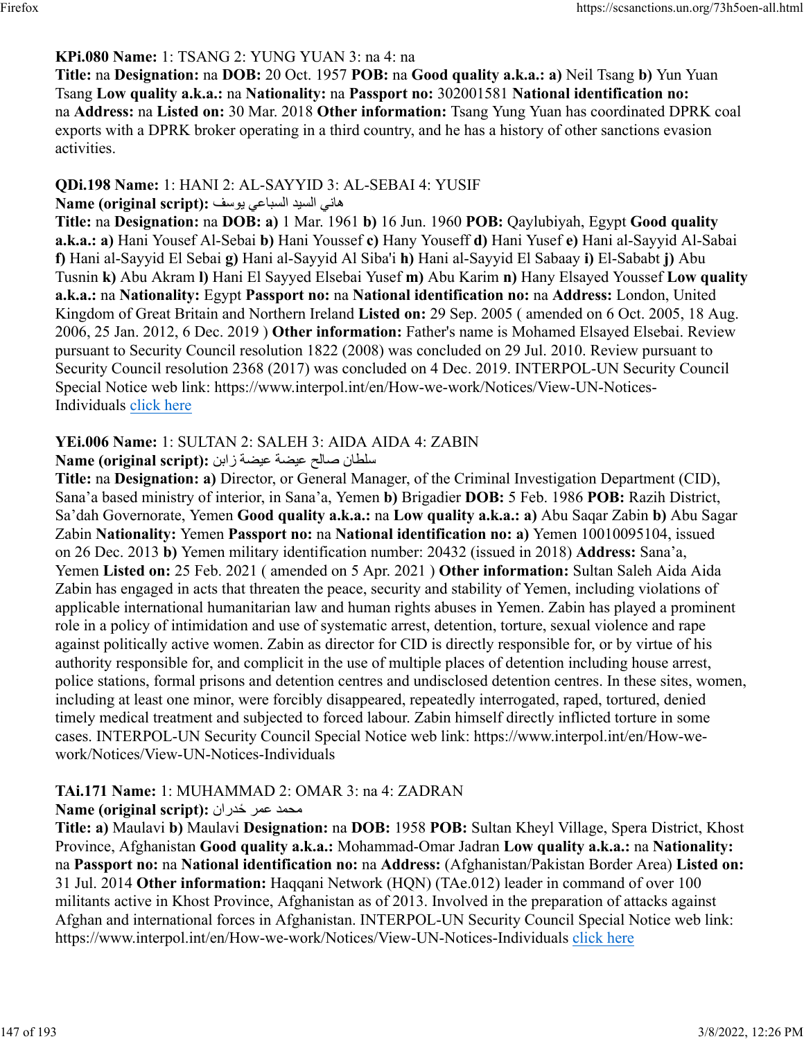**KPi.080 Name:** 1: TSANG 2: YUNG YUAN 3: na 4: na
**Title:** na **Designation:** na **DOB:** 20 Oct. 1957 **POB:** na **Good quality a.k.a.:** **a)** Neil Tsang **b)** Yun Yuan Tsang **Low quality a.k.a.:** na **Nationality:** na **Passport no:** 302001581 **National identification no:** na **Address:** na **Listed on:** 30 Mar. 2018 **Other information:** Tsang Yung Yuan has coordinated DPRK coal exports with a DPRK broker operating in a third country, and he has a history of other sanctions evasion activities.

**QDi.198 Name:** 1: HANI 2: AL-SAYYID 3: AL-SEBAI 4: YUSIF
**Name (original script):** هاني السيد السباعي يوسف
**Title:** na **Designation:** na **DOB:** **a)** 1 Mar. 1961 **b)** 16 Jun. 1960 **POB:** Qaylubiyah, Egypt **Good quality a.k.a.:** **a)** Hani Yousef Al-Sebai **b)** Hani Youssef **c)** Hany Youseff **d)** Hani Yusef **e)** Hani al-Sayyid Al-Sabai **f)** Hani al-Sayyid El Sebai **g)** Hani al-Sayyid Al Siba'i **h)** Hani al-Sayyid El Sabaay **i)** El-Sababt **j)** Abu Tusnin **k)** Abu Akram **l)** Hani El Sayyed Elsebai Yusef **m)** Abu Karim **n)** Hany Elsayed Youssef **Low quality a.k.a.:** na **Nationality:** Egypt **Passport no:** na **National identification no:** na **Address:** London, United Kingdom of Great Britain and Northern Ireland **Listed on:** 29 Sep. 2005 ( amended on 6 Oct. 2005, 18 Aug. 2006, 25 Jan. 2012, 6 Dec. 2019 ) **Other information:** Father's name is Mohamed Elsayed Elsebai. Review pursuant to Security Council resolution 1822 (2008) was concluded on 29 Jul. 2010. Review pursuant to Security Council resolution 2368 (2017) was concluded on 4 Dec. 2019. INTERPOL-UN Security Council Special Notice web link: https://www.interpol.int/en/How-we-work/Notices/View-UN-Notices-Individuals click here

**YEi.006 Name:** 1: SULTAN 2: SALEH 3: AIDA AIDA 4: ZABIN
**Name (original script):** سلطان صالح عيضة عيضة زابن
**Title:** na **Designation:** **a)** Director, or General Manager, of the Criminal Investigation Department (CID), Sana'a based ministry of interior, in Sana'a, Yemen **b)** Brigadier **DOB:** 5 Feb. 1986 **POB:** Razih District, Sa'dah Governorate, Yemen **Good quality a.k.a.:** na **Low quality a.k.a.:** **a)** Abu Saqar Zabin **b)** Abu Sagar Zabin **Nationality:** Yemen **Passport no:** na **National identification no:** **a)** Yemen 10010095104, issued on 26 Dec. 2013 **b)** Yemen military identification number: 20432 (issued in 2018) **Address:** Sana'a, Yemen **Listed on:** 25 Feb. 2021 ( amended on 5 Apr. 2021 ) **Other information:** Sultan Saleh Aida Aida Zabin has engaged in acts that threaten the peace, security and stability of Yemen, including violations of applicable international humanitarian law and human rights abuses in Yemen. Zabin has played a prominent role in a policy of intimidation and use of systematic arrest, detention, torture, sexual violence and rape against politically active women. Zabin as director for CID is directly responsible for, or by virtue of his authority responsible for, and complicit in the use of multiple places of detention including house arrest, police stations, formal prisons and detention centres and undisclosed detention centres. In these sites, women, including at least one minor, were forcibly disappeared, repeatedly interrogated, raped, tortured, denied timely medical treatment and subjected to forced labour. Zabin himself directly inflicted torture in some cases. INTERPOL-UN Security Council Special Notice web link: https://www.interpol.int/en/How-we-work/Notices/View-UN-Notices-Individuals

**TAi.171 Name:** 1: MUHAMMAD 2: OMAR 3: na 4: ZADRAN
**Name (original script):** محمد عمر خدران
**Title:** **a)** Maulavi **b)** Maulavi **Designation:** na **DOB:** 1958 **POB:** Sultan Kheyl Village, Spera District, Khost Province, Afghanistan **Good quality a.k.a.:** Mohammad-Omar Jadran **Low quality a.k.a.:** na **Nationality:** na **Passport no:** na **National identification no:** na **Address:** (Afghanistan/Pakistan Border Area) **Listed on:** 31 Jul. 2014 **Other information:** Haqqani Network (HQN) (TAe.012) leader in command of over 100 militants active in Khost Province, Afghanistan as of 2013. Involved in the preparation of attacks against Afghan and international forces in Afghanistan. INTERPOL-UN Security Council Special Notice web link: https://www.interpol.int/en/How-we-work/Notices/View-UN-Notices-Individuals click here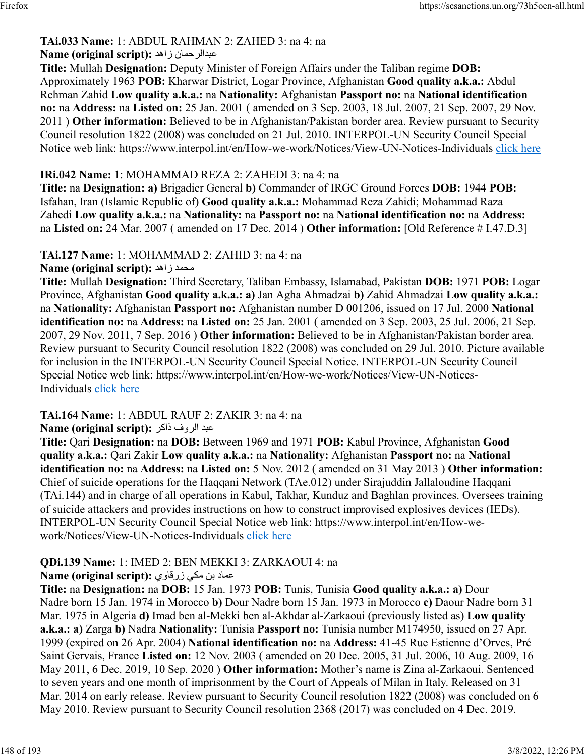**TAi.033 Name:** 1: ABDUL RAHMAN 2: ZAHED 3: na 4: na
**Name (original script):** عبدالرحمان زاهد
**Title:** Mullah **Designation:** Deputy Minister of Foreign Affairs under the Taliban regime **DOB:** Approximately 1963 **POB:** Kharwar District, Logar Province, Afghanistan **Good quality a.k.a.:** Abdul Rehman Zahid **Low quality a.k.a.:** na **Nationality:** Afghanistan **Passport no:** na **National identification no:** na **Address:** na **Listed on:** 25 Jan. 2001 ( amended on 3 Sep. 2003, 18 Jul. 2007, 21 Sep. 2007, 29 Nov. 2011 ) **Other information:** Believed to be in Afghanistan/Pakistan border area. Review pursuant to Security Council resolution 1822 (2008) was concluded on 21 Jul. 2010. INTERPOL-UN Security Council Special Notice web link: https://www.interpol.int/en/How-we-work/Notices/View-UN-Notices-Individuals click here

**IRi.042 Name:** 1: MOHAMMAD REZA 2: ZAHEDI 3: na 4: na
**Title:** na **Designation:** **a)** Brigadier General **b)** Commander of IRGC Ground Forces **DOB:** 1944 **POB:** Isfahan, Iran (Islamic Republic of) **Good quality a.k.a.:** Mohammad Reza Zahidi; Mohammad Raza Zahedi **Low quality a.k.a.:** na **Nationality:** na **Passport no:** na **National identification no:** na **Address:** na **Listed on:** 24 Mar. 2007 ( amended on 17 Dec. 2014 ) **Other information:** [Old Reference # I.47.D.3]

**TAi.127 Name:** 1: MOHAMMAD 2: ZAHID 3: na 4: na
**Name (original script):** محمد زاهد
**Title:** Mullah **Designation:** Third Secretary, Taliban Embassy, Islamabad, Pakistan **DOB:** 1971 **POB:** Logar Province, Afghanistan **Good quality a.k.a.:** **a)** Jan Agha Ahmadzai **b)** Zahid Ahmadzai **Low quality a.k.a.:** na **Nationality:** Afghanistan **Passport no:** Afghanistan number D 001206, issued on 17 Jul. 2000 **National identification no:** na **Address:** na **Listed on:** 25 Jan. 2001 ( amended on 3 Sep. 2003, 25 Jul. 2006, 21 Sep. 2007, 29 Nov. 2011, 7 Sep. 2016 ) **Other information:** Believed to be in Afghanistan/Pakistan border area. Review pursuant to Security Council resolution 1822 (2008) was concluded on 29 Jul. 2010. Picture available for inclusion in the INTERPOL-UN Security Council Special Notice. INTERPOL-UN Security Council Special Notice web link: https://www.interpol.int/en/How-we-work/Notices/View-UN-Notices-Individuals click here

**TAi.164 Name:** 1: ABDUL RAUF 2: ZAKIR 3: na 4: na
**Name (original script):** عبد الروف ذاكر
**Title:** Qari **Designation:** na **DOB:** Between 1969 and 1971 **POB:** Kabul Province, Afghanistan **Good quality a.k.a.:** Qari Zakir **Low quality a.k.a.:** na **Nationality:** Afghanistan **Passport no:** na **National identification no:** na **Address:** na **Listed on:** 5 Nov. 2012 ( amended on 31 May 2013 ) **Other information:** Chief of suicide operations for the Haqqani Network (TAe.012) under Sirajuddin Jallaloudine Haqqani (TAi.144) and in charge of all operations in Kabul, Takhar, Kunduz and Baghlan provinces. Oversees training of suicide attackers and provides instructions on how to construct improvised explosives devices (IEDs). INTERPOL-UN Security Council Special Notice web link: https://www.interpol.int/en/How-we-work/Notices/View-UN-Notices-Individuals click here

**QDi.139 Name:** 1: IMED 2: BEN MEKKI 3: ZARKAOUI 4: na
**Name (original script):** عماد بن مكي زرقاوي
**Title:** na **Designation:** na **DOB:** 15 Jan. 1973 **POB:** Tunis, Tunisia **Good quality a.k.a.:** **a)** Dour Nadre born 15 Jan. 1974 in Morocco **b)** Dour Nadre born 15 Jan. 1973 in Morocco **c)** Daour Nadre born 31 Mar. 1975 in Algeria **d)** Imad ben al-Mekki ben al-Akhdar al-Zarkaoui (previously listed as) **Low quality a.k.a.:** **a)** Zarga **b)** Nadra **Nationality:** Tunisia **Passport no:** Tunisia number M174950, issued on 27 Apr. 1999 (expired on 26 Apr. 2004) **National identification no:** na **Address:** 41-45 Rue Estienne d'Orves, Pré Saint Gervais, France **Listed on:** 12 Nov. 2003 ( amended on 20 Dec. 2005, 31 Jul. 2006, 10 Aug. 2009, 16 May 2011, 6 Dec. 2019, 10 Sep. 2020 ) **Other information:** Mother's name is Zina al-Zarkaoui. Sentenced to seven years and one month of imprisonment by the Court of Appeals of Milan in Italy. Released on 31 Mar. 2014 on early release. Review pursuant to Security Council resolution 1822 (2008) was concluded on 6 May 2010. Review pursuant to Security Council resolution 2368 (2017) was concluded on 4 Dec. 2019.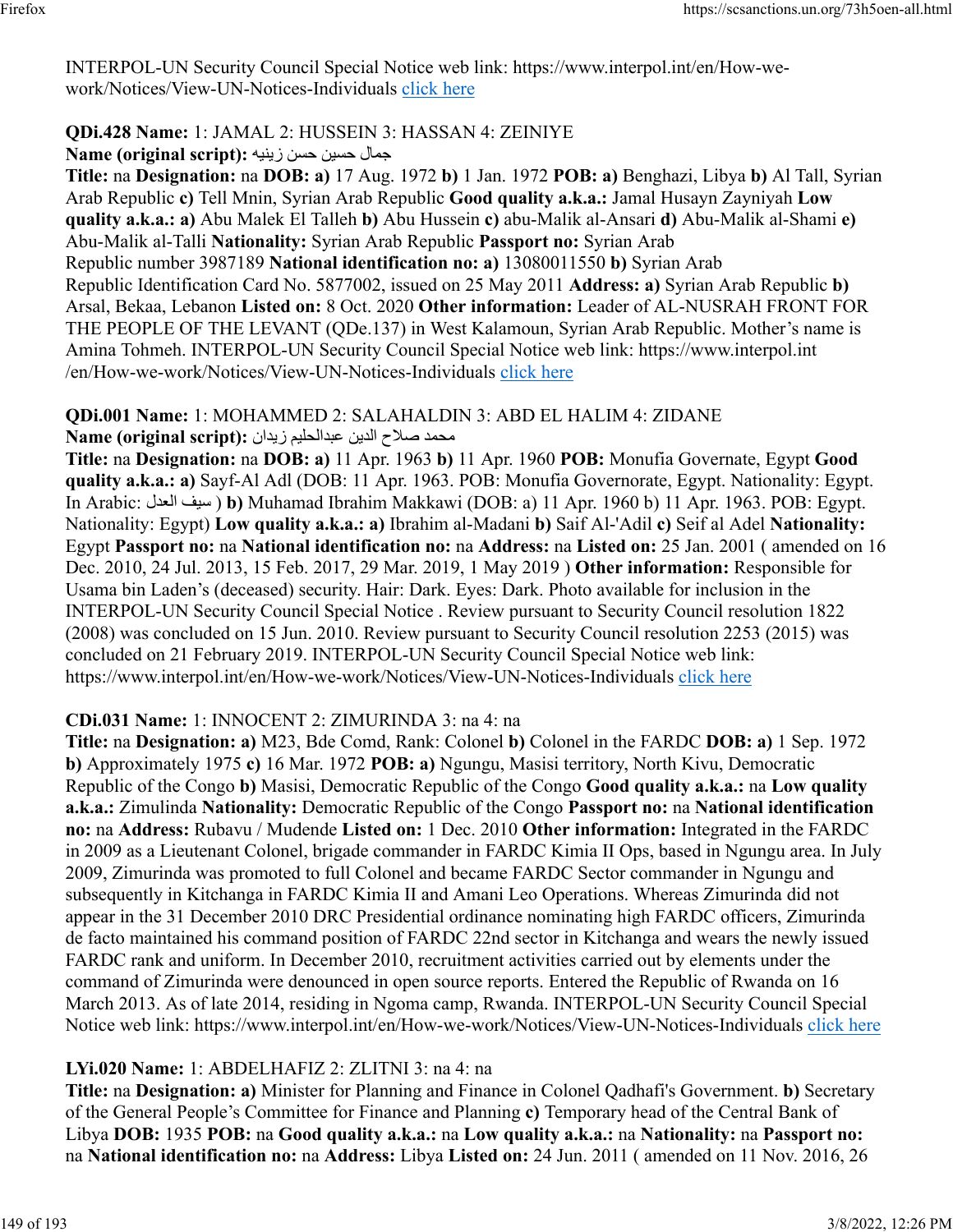INTERPOL-UN Security Council Special Notice web link: https://www.interpol.int/en/How-we-work/Notices/View-UN-Notices-Individuals click here

**QDi.428 Name:** 1: JAMAL 2: HUSSEIN 3: HASSAN 4: ZEINIYE
**Name (original script):** جمال حسين حسن زينيه
**Title:** na **Designation:** na **DOB: a)** 17 Aug. 1972 **b)** 1 Jan. 1972 **POB: a)** Benghazi, Libya **b)** Al Tall, Syrian Arab Republic **c)** Tell Mnin, Syrian Arab Republic **Good quality a.k.a.:** Jamal Husayn Zayniyah **Low quality a.k.a.: a)** Abu Malek El Talleh **b)** Abu Hussein **c)** abu-Malik al-Ansari **d)** Abu-Malik al-Shami **e)** Abu-Malik al-Talli **Nationality:** Syrian Arab Republic **Passport no:** Syrian Arab Republic number 3987189 **National identification no: a)** 13080011550 **b)** Syrian Arab Republic Identification Card No. 5877002, issued on 25 May 2011 **Address: a)** Syrian Arab Republic **b)** Arsal, Bekaa, Lebanon **Listed on:** 8 Oct. 2020 **Other information:** Leader of AL-NUSRAH FRONT FOR THE PEOPLE OF THE LEVANT (QDe.137) in West Kalamoun, Syrian Arab Republic. Mother's name is Amina Tohmeh. INTERPOL-UN Security Council Special Notice web link: https://www.interpol.int/en/How-we-work/Notices/View-UN-Notices-Individuals click here

**QDi.001 Name:** 1: MOHAMMED 2: SALAHALDIN 3: ABD EL HALIM 4: ZIDANE
**Name (original script):** محمد صلاح الدين عبدالحليم زيدان
**Title:** na **Designation:** na **DOB: a)** 11 Apr. 1963 **b)** 11 Apr. 1960 **POB:** Monufia Governate, Egypt **Good quality a.k.a.: a)** Sayf-Al Adl (DOB: 11 Apr. 1963. POB: Monufia Governorate, Egypt. Nationality: Egypt. In Arabic: سيف العدل ) **b)** Muhamad Ibrahim Makkawi (DOB: a) 11 Apr. 1960 b) 11 Apr. 1963. POB: Egypt. Nationality: Egypt) **Low quality a.k.a.: a)** Ibrahim al-Madani **b)** Saif Al-'Adil **c)** Seif al Adel **Nationality:** Egypt **Passport no:** na **National identification no:** na **Address:** na **Listed on:** 25 Jan. 2001 ( amended on 16 Dec. 2010, 24 Jul. 2013, 15 Feb. 2017, 29 Mar. 2019, 1 May 2019 ) **Other information:** Responsible for Usama bin Laden's (deceased) security. Hair: Dark. Eyes: Dark. Photo available for inclusion in the INTERPOL-UN Security Council Special Notice . Review pursuant to Security Council resolution 1822 (2008) was concluded on 15 Jun. 2010. Review pursuant to Security Council resolution 2253 (2015) was concluded on 21 February 2019. INTERPOL-UN Security Council Special Notice web link: https://www.interpol.int/en/How-we-work/Notices/View-UN-Notices-Individuals click here

**CDi.031 Name:** 1: INNOCENT 2: ZIMURINDA 3: na 4: na
**Title:** na **Designation: a)** M23, Bde Comd, Rank: Colonel **b)** Colonel in the FARDC **DOB: a)** 1 Sep. 1972 **b)** Approximately 1975 **c)** 16 Mar. 1972 **POB: a)** Ngungu, Masisi territory, North Kivu, Democratic Republic of the Congo **b)** Masisi, Democratic Republic of the Congo **Good quality a.k.a.:** na **Low quality a.k.a.:** Zimulinda **Nationality:** Democratic Republic of the Congo **Passport no:** na **National identification no:** na **Address:** Rubavu / Mudende **Listed on:** 1 Dec. 2010 **Other information:** Integrated in the FARDC in 2009 as a Lieutenant Colonel, brigade commander in FARDC Kimia II Ops, based in Ngungu area. In July 2009, Zimurinda was promoted to full Colonel and became FARDC Sector commander in Ngungu and subsequently in Kitchanga in FARDC Kimia II and Amani Leo Operations. Whereas Zimurinda did not appear in the 31 December 2010 DRC Presidential ordinance nominating high FARDC officers, Zimurinda de facto maintained his command position of FARDC 22nd sector in Kitchanga and wears the newly issued FARDC rank and uniform. In December 2010, recruitment activities carried out by elements under the command of Zimurinda were denounced in open source reports. Entered the Republic of Rwanda on 16 March 2013. As of late 2014, residing in Ngoma camp, Rwanda. INTERPOL-UN Security Council Special Notice web link: https://www.interpol.int/en/How-we-work/Notices/View-UN-Notices-Individuals click here

**LYi.020 Name:** 1: ABDELHAFIZ 2: ZLITNI 3: na 4: na
**Title:** na **Designation: a)** Minister for Planning and Finance in Colonel Qadhafi's Government. **b)** Secretary of the General People's Committee for Finance and Planning **c)** Temporary head of the Central Bank of Libya **DOB:** 1935 **POB:** na **Good quality a.k.a.:** na **Low quality a.k.a.:** na **Nationality:** na **Passport no:** na **National identification no:** na **Address:** Libya **Listed on:** 24 Jun. 2011 ( amended on 11 Nov. 2016, 26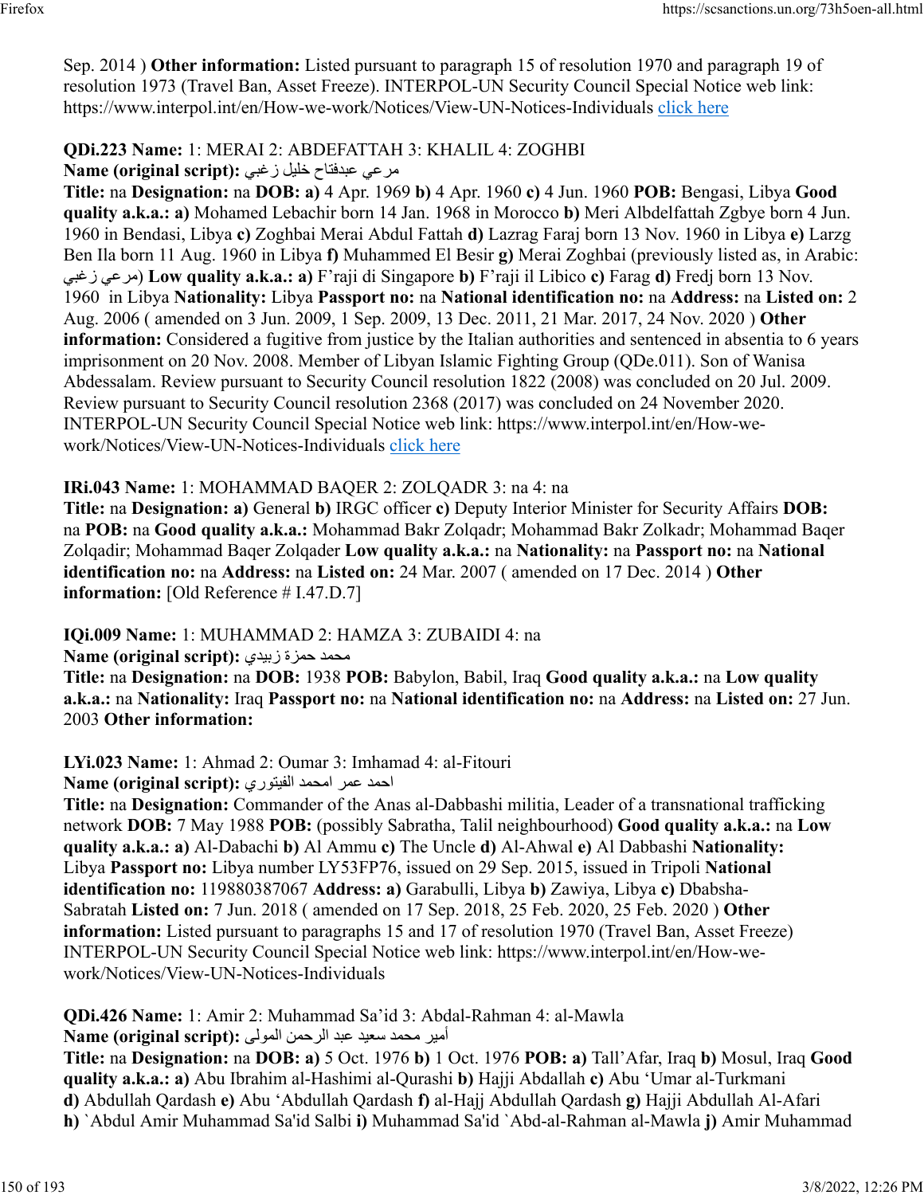Sep. 2014 ) **Other information:** Listed pursuant to paragraph 15 of resolution 1970 and paragraph 19 of resolution 1973 (Travel Ban, Asset Freeze). INTERPOL-UN Security Council Special Notice web link: https://www.interpol.int/en/How-we-work/Notices/View-UN-Notices-Individuals click here

**QDi.223 Name:** 1: MERAI 2: ABDEFATTAH 3: KHALIL 4: ZOGHBI
**Name (original script):** مرعي عبدفتاح خليل زغبي
**Title:** na **Designation:** na **DOB:** **a)** 4 Apr. 1969 **b)** 4 Apr. 1960 **c)** 4 Jun. 1960 **POB:** Bengasi, Libya **Good quality a.k.a.:** **a)** Mohamed Lebachir born 14 Jan. 1968 in Morocco **b)** Meri Albdelfattah Zgbye born 4 Jun. 1960 in Bendasi, Libya **c)** Zoghbai Merai Abdul Fattah **d)** Lazrag Faraj born 13 Nov. 1960 in Libya **e)** Larzg Ben Ila born 11 Aug. 1960 in Libya **f)** Muhammed El Besir **g)** Merai Zoghbai (previously listed as, in Arabic: مرعي زغبي) **Low quality a.k.a.:** **a)** F'raji di Singapore **b)** F'raji il Libico **c)** Farag **d)** Fredj born 13 Nov. 1960 in Libya **Nationality:** Libya **Passport no:** na **National identification no:** na **Address:** na **Listed on:** 2 Aug. 2006 ( amended on 3 Jun. 2009, 1 Sep. 2009, 13 Dec. 2011, 21 Mar. 2017, 24 Nov. 2020 ) **Other information:** Considered a fugitive from justice by the Italian authorities and sentenced in absentia to 6 years imprisonment on 20 Nov. 2008. Member of Libyan Islamic Fighting Group (QDe.011). Son of Wanisa Abdessalam. Review pursuant to Security Council resolution 1822 (2008) was concluded on 20 Jul. 2009. Review pursuant to Security Council resolution 2368 (2017) was concluded on 24 November 2020. INTERPOL-UN Security Council Special Notice web link: https://www.interpol.int/en/How-we-work/Notices/View-UN-Notices-Individuals click here

**IRi.043 Name:** 1: MOHAMMAD BAQER 2: ZOLQADR 3: na 4: na
**Title:** na **Designation:** **a)** General **b)** IRGC officer **c)** Deputy Interior Minister for Security Affairs **DOB:** na **POB:** na **Good quality a.k.a.:** Mohammad Bakr Zolqadr; Mohammad Bakr Zolkadr; Mohammad Baqer Zolqadir; Mohammad Baqer Zolqader **Low quality a.k.a.:** na **Nationality:** na **Passport no:** na **National identification no:** na **Address:** na **Listed on:** 24 Mar. 2007 ( amended on 17 Dec. 2014 ) **Other information:** [Old Reference # I.47.D.7]

**IQi.009 Name:** 1: MUHAMMAD 2: HAMZA 3: ZUBAIDI 4: na
**Name (original script):** محمد حمزة زبيدي
**Title:** na **Designation:** na **DOB:** 1938 **POB:** Babylon, Babil, Iraq **Good quality a.k.a.:** na **Low quality a.k.a.:** na **Nationality:** Iraq **Passport no:** na **National identification no:** na **Address:** na **Listed on:** 27 Jun. 2003 **Other information:**

**LYi.023 Name:** 1: Ahmad 2: Oumar 3: Imhamad 4: al-Fitouri
**Name (original script):** احمد عمر امحمد الفيتوري
**Title:** na **Designation:** Commander of the Anas al-Dabbashi militia, Leader of a transnational trafficking network **DOB:** 7 May 1988 **POB:** (possibly Sabratha, Talil neighbourhood) **Good quality a.k.a.:** na **Low quality a.k.a.:** **a)** Al-Dabachi **b)** Al Ammu **c)** The Uncle **d)** Al-Ahwal **e)** Al Dabbashi **Nationality:** Libya **Passport no:** Libya number LY53FP76, issued on 29 Sep. 2015, issued in Tripoli **National identification no:** 119880387067 **Address:** **a)** Garabulli, Libya **b)** Zawiya, Libya **c)** Dbabsha-Sabratah **Listed on:** 7 Jun. 2018 ( amended on 17 Sep. 2018, 25 Feb. 2020, 25 Feb. 2020 ) **Other information:** Listed pursuant to paragraphs 15 and 17 of resolution 1970 (Travel Ban, Asset Freeze) INTERPOL-UN Security Council Special Notice web link: https://www.interpol.int/en/How-we-work/Notices/View-UN-Notices-Individuals

**QDi.426 Name:** 1: Amir 2: Muhammad Sa'id 3: Abdal-Rahman 4: al-Mawla
**Name (original script):** أمير محمد سعيد عبد الرحمن المولى
**Title:** na **Designation:** na **DOB:** **a)** 5 Oct. 1976 **b)** 1 Oct. 1976 **POB:** **a)** Tall'Afar, Iraq **b)** Mosul, Iraq **Good quality a.k.a.:** **a)** Abu Ibrahim al-Hashimi al-Qurashi **b)** Hajji Abdallah **c)** Abu 'Umar al-Turkmani **d)** Abdullah Qardash **e)** Abu 'Abdullah Qardash **f)** al-Hajj Abdullah Qardash **g)** Hajji Abdullah Al-Afari **h)** `Abdul Amir Muhammad Sa'id Salbi **i)** Muhammad Sa'id `Abd-al-Rahman al-Mawla **j)** Amir Muhammad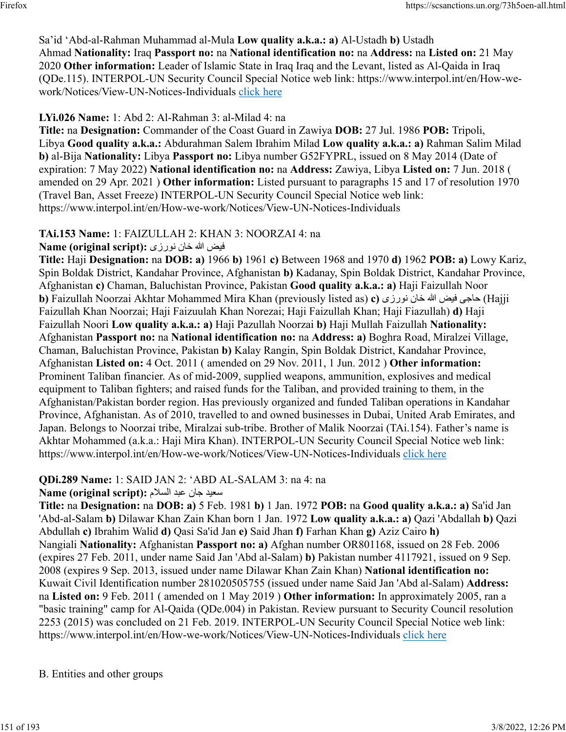Sa'id 'Abd-al-Rahman Muhammad al-Mula **Low quality a.k.a.: a)** Al-Ustadh **b)** Ustadh Ahmad **Nationality:** Iraq **Passport no:** na **National identification no:** na **Address:** na **Listed on:** 21 May 2020 **Other information:** Leader of Islamic State in Iraq Iraq and the Levant, listed as Al-Qaida in Iraq (QDe.115). INTERPOL-UN Security Council Special Notice web link: https://www.interpol.int/en/How-we-work/Notices/View-UN-Notices-Individuals click here

**LYi.026 Name:** 1: Abd 2: Al-Rahman 3: al-Milad 4: na
**Title:** na **Designation:** Commander of the Coast Guard in Zawiya **DOB:** 27 Jul. 1986 **POB:** Tripoli, Libya **Good quality a.k.a.:** Abdurahman Salem Ibrahim Milad **Low quality a.k.a.: a)** Rahman Salim Milad **b)** al-Bija **Nationality:** Libya **Passport no:** Libya number G52FYPRL, issued on 8 May 2014 (Date of expiration: 7 May 2022) **National identification no:** na **Address:** Zawiya, Libya **Listed on:** 7 Jun. 2018 ( amended on 29 Apr. 2021 ) **Other information:** Listed pursuant to paragraphs 15 and 17 of resolution 1970 (Travel Ban, Asset Freeze) INTERPOL-UN Security Council Special Notice web link: https://www.interpol.int/en/How-we-work/Notices/View-UN-Notices-Individuals

**TAi.153 Name:** 1: FAIZULLAH 2: KHAN 3: NOORZAI 4: na
**Name (original script):** فيض الله خان نورزی
**Title:** Haji **Designation:** na **DOB: a)** 1966 **b)** 1961 **c)** Between 1968 and 1970 **d)** 1962 **POB: a)** Lowy Kariz, Spin Boldak District, Kandahar Province, Afghanistan **b)** Kadanay, Spin Boldak District, Kandahar Province, Afghanistan **c)** Chaman, Baluchistan Province, Pakistan **Good quality a.k.a.: a)** Haji Faizullah Noor **b)** Faizullah Noorzai Akhtar Mohammed Mira Khan (previously listed as) **c)** حاجی فيض الله خان نورزی (Hajji Faizullah Khan Noorzai; Haji Faizuulah Khan Norezai; Haji Faizullah Khan; Haji Fiazullah) **d)** Haji Faizullah Noori **Low quality a.k.a.: a)** Haji Pazullah Noorzai **b)** Haji Mullah Faizullah **Nationality:** Afghanistan **Passport no:** na **National identification no:** na **Address: a)** Boghra Road, Miralzei Village, Chaman, Baluchistan Province, Pakistan **b)** Kalay Rangin, Spin Boldak District, Kandahar Province, Afghanistan **Listed on:** 4 Oct. 2011 ( amended on 29 Nov. 2011, 1 Jun. 2012 ) **Other information:** Prominent Taliban financier. As of mid-2009, supplied weapons, ammunition, explosives and medical equipment to Taliban fighters; and raised funds for the Taliban, and provided training to them, in the Afghanistan/Pakistan border region. Has previously organized and funded Taliban operations in Kandahar Province, Afghanistan. As of 2010, travelled to and owned businesses in Dubai, United Arab Emirates, and Japan. Belongs to Noorzai tribe, Miralzai sub-tribe. Brother of Malik Noorzai (TAi.154). Father's name is Akhtar Mohammed (a.k.a.: Haji Mira Khan). INTERPOL-UN Security Council Special Notice web link: https://www.interpol.int/en/How-we-work/Notices/View-UN-Notices-Individuals click here

**QDi.289 Name:** 1: SAID JAN 2: 'ABD AL-SALAM 3: na 4: na
**Name (original script):** سعيد جان عبد السلام
**Title:** na **Designation:** na **DOB: a)** 5 Feb. 1981 **b)** 1 Jan. 1972 **POB:** na **Good quality a.k.a.: a)** Sa'id Jan 'Abd-al-Salam **b)** Dilawar Khan Zain Khan born 1 Jan. 1972 **Low quality a.k.a.: a)** Qazi 'Abdallah **b)** Qazi Abdullah **c)** Ibrahim Walid **d)** Qasi Sa'id Jan **e)** Said Jhan **f)** Farhan Khan **g)** Aziz Cairo **h)** Nangiali **Nationality:** Afghanistan **Passport no: a)** Afghan number OR801168, issued on 28 Feb. 2006 (expires 27 Feb. 2011, under name Said Jan 'Abd al-Salam) **b)** Pakistan number 4117921, issued on 9 Sep. 2008 (expires 9 Sep. 2013, issued under name Dilawar Khan Zain Khan) **National identification no:** Kuwait Civil Identification number 281020505755 (issued under name Said Jan 'Abd al-Salam) **Address:** na **Listed on:** 9 Feb. 2011 ( amended on 1 May 2019 ) **Other information:** In approximately 2005, ran a "basic training" camp for Al-Qaida (QDe.004) in Pakistan. Review pursuant to Security Council resolution 2253 (2015) was concluded on 21 Feb. 2019. INTERPOL-UN Security Council Special Notice web link: https://www.interpol.int/en/How-we-work/Notices/View-UN-Notices-Individuals click here

B. Entities and other groups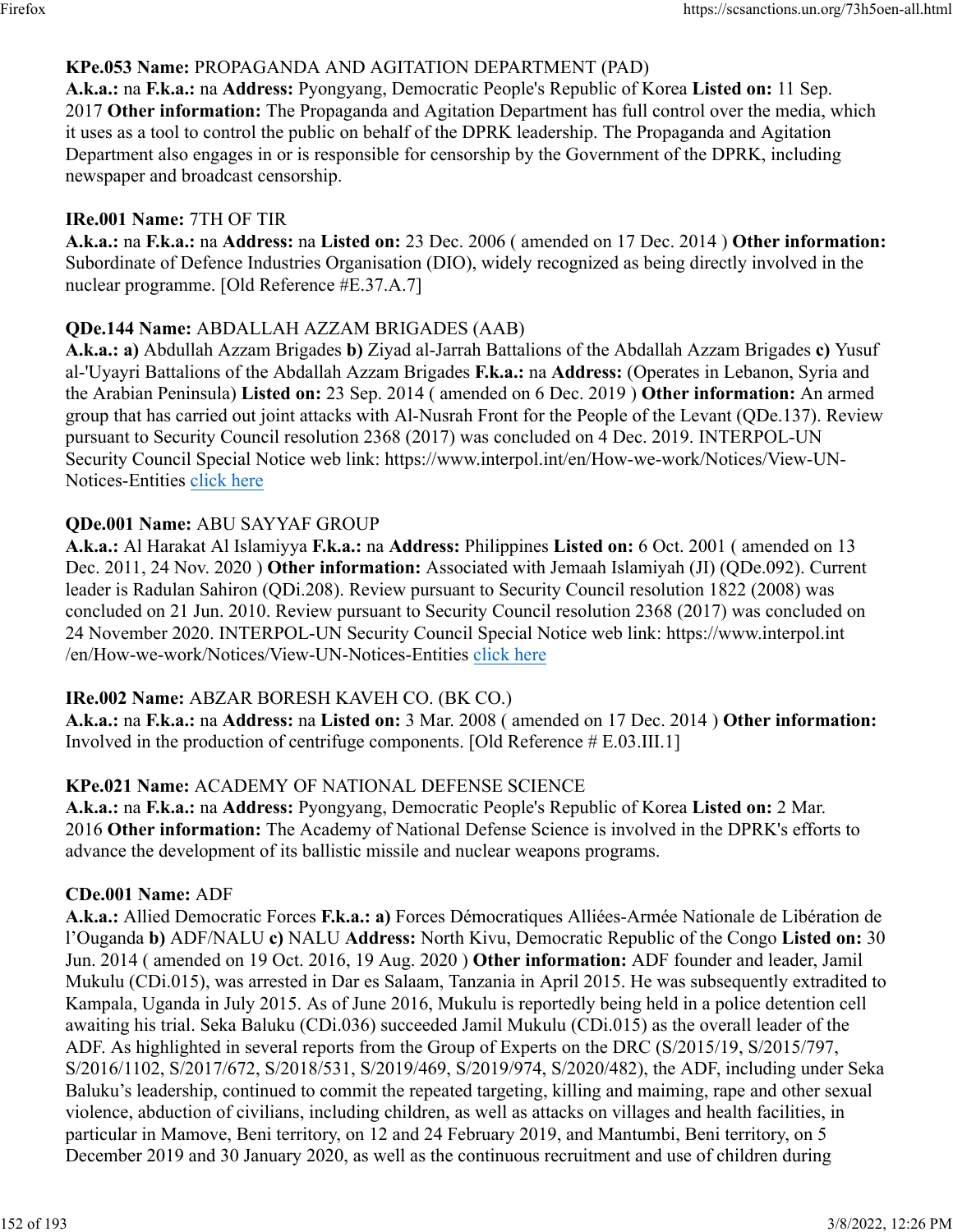**KPe.053 Name:** PROPAGANDA AND AGITATION DEPARTMENT (PAD)
**A.k.a.:** na **F.k.a.:** na **Address:** Pyongyang, Democratic People's Republic of Korea **Listed on:** 11 Sep. 2017 **Other information:** The Propaganda and Agitation Department has full control over the media, which it uses as a tool to control the public on behalf of the DPRK leadership. The Propaganda and Agitation Department also engages in or is responsible for censorship by the Government of the DPRK, including newspaper and broadcast censorship.

**IRe.001 Name:** 7TH OF TIR
**A.k.a.:** na **F.k.a.:** na **Address:** na **Listed on:** 23 Dec. 2006 ( amended on 17 Dec. 2014 ) **Other information:** Subordinate of Defence Industries Organisation (DIO), widely recognized as being directly involved in the nuclear programme. [Old Reference #E.37.A.7]

**QDe.144 Name:** ABDALLAH AZZAM BRIGADES (AAB)
**A.k.a.:** **a)** Abdullah Azzam Brigades **b)** Ziyad al-Jarrah Battalions of the Abdallah Azzam Brigades **c)** Yusuf al-'Uyayri Battalions of the Abdallah Azzam Brigades **F.k.a.:** na **Address:** (Operates in Lebanon, Syria and the Arabian Peninsula) **Listed on:** 23 Sep. 2014 ( amended on 6 Dec. 2019 ) **Other information:** An armed group that has carried out joint attacks with Al-Nusrah Front for the People of the Levant (QDe.137). Review pursuant to Security Council resolution 2368 (2017) was concluded on 4 Dec. 2019. INTERPOL-UN Security Council Special Notice web link: https://www.interpol.int/en/How-we-work/Notices/View-UN-Notices-Entities click here

**QDe.001 Name:** ABU SAYYAF GROUP
**A.k.a.:** Al Harakat Al Islamiyya **F.k.a.:** na **Address:** Philippines **Listed on:** 6 Oct. 2001 ( amended on 13 Dec. 2011, 24 Nov. 2020 ) **Other information:** Associated with Jemaah Islamiyah (JI) (QDe.092). Current leader is Radulan Sahiron (QDi.208). Review pursuant to Security Council resolution 1822 (2008) was concluded on 21 Jun. 2010. Review pursuant to Security Council resolution 2368 (2017) was concluded on 24 November 2020. INTERPOL-UN Security Council Special Notice web link: https://www.interpol.int /en/How-we-work/Notices/View-UN-Notices-Entities click here

**IRe.002 Name:** ABZAR BORESH KAVEH CO. (BK CO.)
**A.k.a.:** na **F.k.a.:** na **Address:** na **Listed on:** 3 Mar. 2008 ( amended on 17 Dec. 2014 ) **Other information:** Involved in the production of centrifuge components. [Old Reference # E.03.III.1]

**KPe.021 Name:** ACADEMY OF NATIONAL DEFENSE SCIENCE
**A.k.a.:** na **F.k.a.:** na **Address:** Pyongyang, Democratic People's Republic of Korea **Listed on:** 2 Mar. 2016 **Other information:** The Academy of National Defense Science is involved in the DPRK's efforts to advance the development of its ballistic missile and nuclear weapons programs.

**CDe.001 Name:** ADF
**A.k.a.:** Allied Democratic Forces **F.k.a.:** **a)** Forces Démocratiques Alliées-Armée Nationale de Libération de l'Ouganda **b)** ADF/NALU **c)** NALU **Address:** North Kivu, Democratic Republic of the Congo **Listed on:** 30 Jun. 2014 ( amended on 19 Oct. 2016, 19 Aug. 2020 ) **Other information:** ADF founder and leader, Jamil Mukulu (CDi.015), was arrested in Dar es Salaam, Tanzania in April 2015. He was subsequently extradited to Kampala, Uganda in July 2015. As of June 2016, Mukulu is reportedly being held in a police detention cell awaiting his trial. Seka Baluku (CDi.036) succeeded Jamil Mukulu (CDi.015) as the overall leader of the ADF. As highlighted in several reports from the Group of Experts on the DRC (S/2015/19, S/2015/797, S/2016/1102, S/2017/672, S/2018/531, S/2019/469, S/2019/974, S/2020/482), the ADF, including under Seka Baluku's leadership, continued to commit the repeated targeting, killing and maiming, rape and other sexual violence, abduction of civilians, including children, as well as attacks on villages and health facilities, in particular in Mamove, Beni territory, on 12 and 24 February 2019, and Mantumbi, Beni territory, on 5 December 2019 and 30 January 2020, as well as the continuous recruitment and use of children during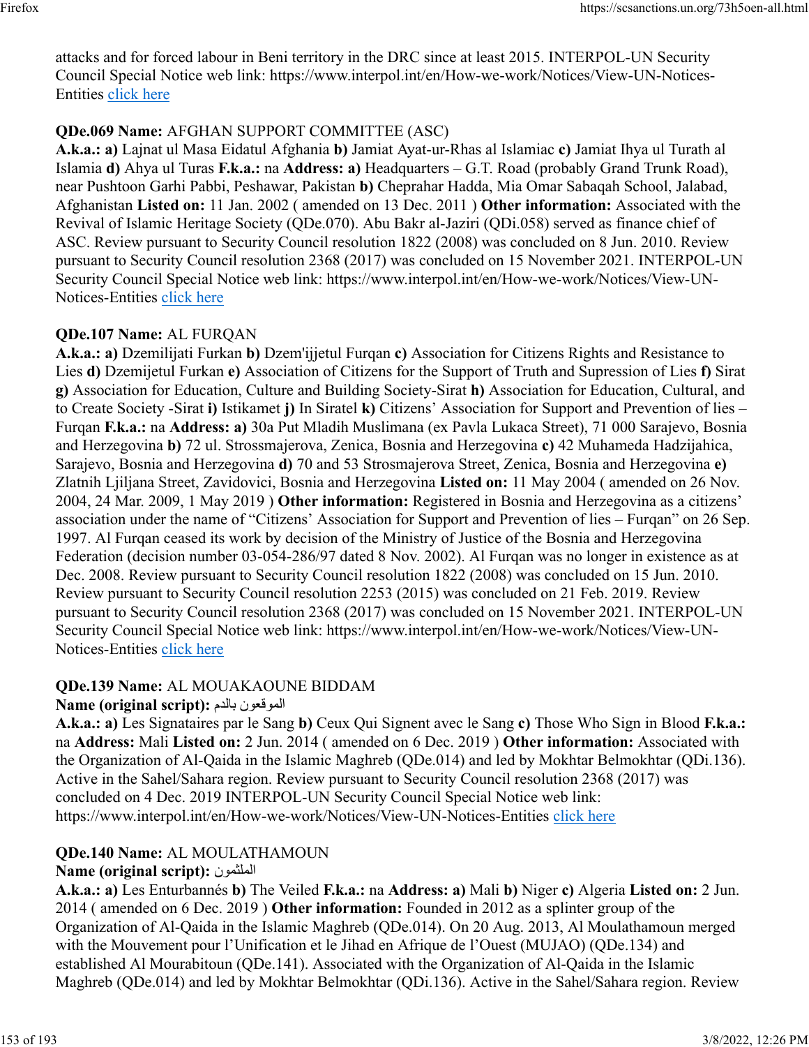attacks and for forced labour in Beni territory in the DRC since at least 2015. INTERPOL-UN Security Council Special Notice web link: https://www.interpol.int/en/How-we-work/Notices/View-UN-Notices-Entities click here

**QDe.069 Name:** AFGHAN SUPPORT COMMITTEE (ASC)
**A.k.a.: a)** Lajnat ul Masa Eidatul Afghania **b)** Jamiat Ayat-ur-Rhas al Islamiac **c)** Jamiat Ihya ul Turath al Islamia **d)** Ahya ul Turas **F.k.a.:** na **Address: a)** Headquarters – G.T. Road (probably Grand Trunk Road), near Pushtoon Garhi Pabbi, Peshawar, Pakistan **b)** Cheprahar Hadda, Mia Omar Sabaqah School, Jalabad, Afghanistan **Listed on:** 11 Jan. 2002 ( amended on 13 Dec. 2011 ) **Other information:** Associated with the Revival of Islamic Heritage Society (QDe.070). Abu Bakr al-Jaziri (QDi.058) served as finance chief of ASC. Review pursuant to Security Council resolution 1822 (2008) was concluded on 8 Jun. 2010. Review pursuant to Security Council resolution 2368 (2017) was concluded on 15 November 2021. INTERPOL-UN Security Council Special Notice web link: https://www.interpol.int/en/How-we-work/Notices/View-UN-Notices-Entities click here

**QDe.107 Name:** AL FURQAN
**A.k.a.: a)** Dzemilijati Furkan **b)** Dzem'ijjetul Furqan **c)** Association for Citizens Rights and Resistance to Lies **d)** Dzemijetul Furkan **e)** Association of Citizens for the Support of Truth and Supression of Lies **f)** Sirat **g)** Association for Education, Culture and Building Society-Sirat **h)** Association for Education, Cultural, and to Create Society -Sirat **i)** Istikamet **j)** In Siratel **k)** Citizens' Association for Support and Prevention of lies – Furqan **F.k.a.:** na **Address: a)** 30a Put Mladih Muslimana (ex Pavla Lukaca Street), 71 000 Sarajevo, Bosnia and Herzegovina **b)** 72 ul. Strossmajerova, Zenica, Bosnia and Herzegovina **c)** 42 Muhameda Hadzijahica, Sarajevo, Bosnia and Herzegovina **d)** 70 and 53 Strosmajerova Street, Zenica, Bosnia and Herzegovina **e)** Zlatnih Ljiljana Street, Zavidovici, Bosnia and Herzegovina **Listed on:** 11 May 2004 ( amended on 26 Nov. 2004, 24 Mar. 2009, 1 May 2019 ) **Other information:** Registered in Bosnia and Herzegovina as a citizens' association under the name of "Citizens' Association for Support and Prevention of lies – Furqan" on 26 Sep. 1997. Al Furqan ceased its work by decision of the Ministry of Justice of the Bosnia and Herzegovina Federation (decision number 03-054-286/97 dated 8 Nov. 2002). Al Furqan was no longer in existence as at Dec. 2008. Review pursuant to Security Council resolution 1822 (2008) was concluded on 15 Jun. 2010. Review pursuant to Security Council resolution 2253 (2015) was concluded on 21 Feb. 2019. Review pursuant to Security Council resolution 2368 (2017) was concluded on 15 November 2021. INTERPOL-UN Security Council Special Notice web link: https://www.interpol.int/en/How-we-work/Notices/View-UN-Notices-Entities click here

**QDe.139 Name:** AL MOUAKAOUNE BIDDAM
**Name (original script):** الموقعون بالدم
**A.k.a.: a)** Les Signataires par le Sang **b)** Ceux Qui Signent avec le Sang **c)** Those Who Sign in Blood **F.k.a.:** na **Address:** Mali **Listed on:** 2 Jun. 2014 ( amended on 6 Dec. 2019 ) **Other information:** Associated with the Organization of Al-Qaida in the Islamic Maghreb (QDe.014) and led by Mokhtar Belmokhtar (QDi.136). Active in the Sahel/Sahara region. Review pursuant to Security Council resolution 2368 (2017) was concluded on 4 Dec. 2019 INTERPOL-UN Security Council Special Notice web link: https://www.interpol.int/en/How-we-work/Notices/View-UN-Notices-Entities click here

**QDe.140 Name:** AL MOULATHAMOUN
**Name (original script):** الملثمون
**A.k.a.: a)** Les Enturbannés **b)** The Veiled **F.k.a.:** na **Address: a)** Mali **b)** Niger **c)** Algeria **Listed on:** 2 Jun. 2014 ( amended on 6 Dec. 2019 ) **Other information:** Founded in 2012 as a splinter group of the Organization of Al-Qaida in the Islamic Maghreb (QDe.014). On 20 Aug. 2013, Al Moulathamoun merged with the Mouvement pour l'Unification et le Jihad en Afrique de l'Ouest (MUJAO) (QDe.134) and established Al Mourabitoun (QDe.141). Associated with the Organization of Al-Qaida in the Islamic Maghreb (QDe.014) and led by Mokhtar Belmokhtar (QDi.136). Active in the Sahel/Sahara region. Review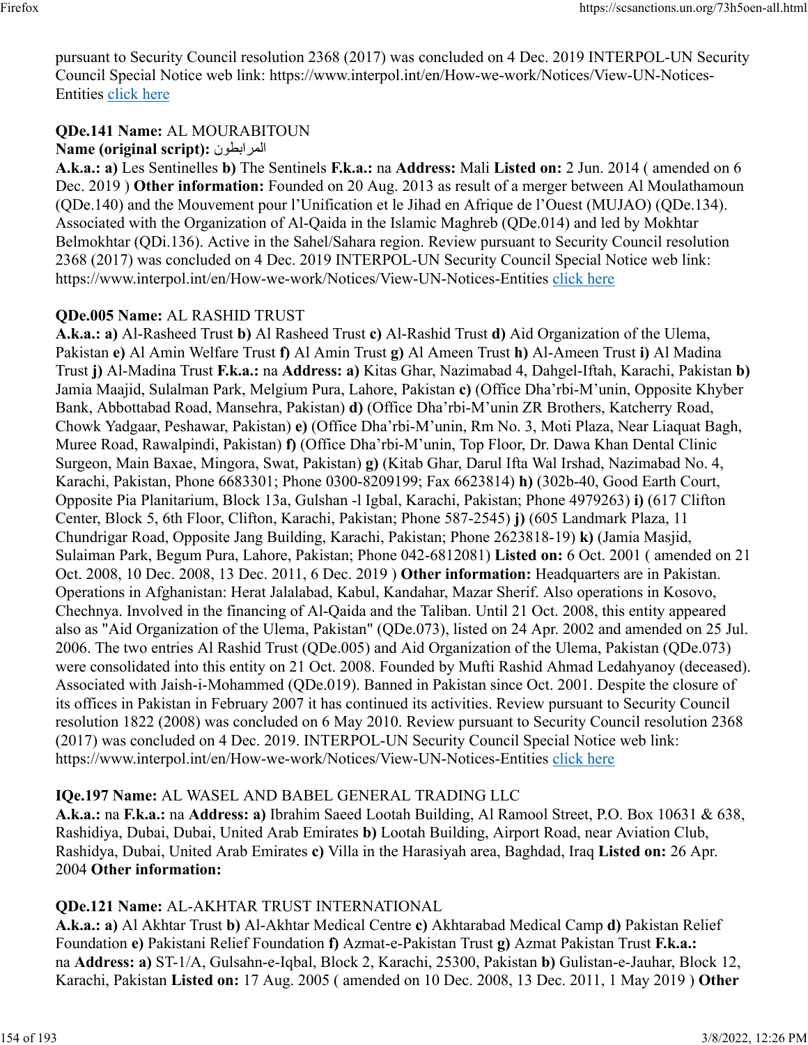pursuant to Security Council resolution 2368 (2017) was concluded on 4 Dec. 2019 INTERPOL-UN Security Council Special Notice web link: https://www.interpol.int/en/How-we-work/Notices/View-UN-Notices-Entities click here

**QDe.141 Name:** AL MOURABITOUN
**Name (original script):** المرابطون
**A.k.a.: a)** Les Sentinelles **b)** The Sentinels **F.k.a.:** na **Address:** Mali **Listed on:** 2 Jun. 2014 ( amended on 6 Dec. 2019 ) **Other information:** Founded on 20 Aug. 2013 as result of a merger between Al Moulathamoun (QDe.140) and the Mouvement pour l'Unification et le Jihad en Afrique de l'Ouest (MUJAO) (QDe.134). Associated with the Organization of Al-Qaida in the Islamic Maghreb (QDe.014) and led by Mokhtar Belmokhtar (QDi.136). Active in the Sahel/Sahara region. Review pursuant to Security Council resolution 2368 (2017) was concluded on 4 Dec. 2019 INTERPOL-UN Security Council Special Notice web link: https://www.interpol.int/en/How-we-work/Notices/View-UN-Notices-Entities click here

**QDe.005 Name:** AL RASHID TRUST
**A.k.a.: a)** Al-Rasheed Trust **b)** Al Rasheed Trust **c)** Al-Rashid Trust **d)** Aid Organization of the Ulema, Pakistan **e)** Al Amin Welfare Trust **f)** Al Amin Trust **g)** Al Ameen Trust **h)** Al-Ameen Trust **i)** Al Madina Trust **j)** Al-Madina Trust **F.k.a.:** na **Address: a)** Kitas Ghar, Nazimabad 4, Dahgel-Iftah, Karachi, Pakistan **b)** Jamia Maajid, Sulalman Park, Melgium Pura, Lahore, Pakistan **c)** (Office Dha'rbi-M'unin, Opposite Khyber Bank, Abbottabad Road, Mansehra, Pakistan) **d)** (Office Dha'rbi-M'unin ZR Brothers, Katcherry Road, Chowk Yadgaar, Peshawar, Pakistan) **e)** (Office Dha'rbi-M'unin, Rm No. 3, Moti Plaza, Near Liaquat Bagh, Muree Road, Rawalpindi, Pakistan) **f)** (Office Dha'rbi-M'unin, Top Floor, Dr. Dawa Khan Dental Clinic Surgeon, Main Baxae, Mingora, Swat, Pakistan) **g)** (Kitab Ghar, Darul Ifta Wal Irshad, Nazimabad No. 4, Karachi, Pakistan, Phone 6683301; Phone 0300-8209199; Fax 6623814) **h)** (302b-40, Good Earth Court, Opposite Pia Planitarium, Block 13a, Gulshan -l Igbal, Karachi, Pakistan; Phone 4979263) **i)** (617 Clifton Center, Block 5, 6th Floor, Clifton, Karachi, Pakistan; Phone 587-2545) **j)** (605 Landmark Plaza, 11 Chundrigar Road, Opposite Jang Building, Karachi, Pakistan; Phone 2623818-19) **k)** (Jamia Masjid, Sulaiman Park, Begum Pura, Lahore, Pakistan; Phone 042-6812081) **Listed on:** 6 Oct. 2001 ( amended on 21 Oct. 2008, 10 Dec. 2008, 13 Dec. 2011, 6 Dec. 2019 ) **Other information:** Headquarters are in Pakistan. Operations in Afghanistan: Herat Jalalabad, Kabul, Kandahar, Mazar Sherif. Also operations in Kosovo, Chechnya. Involved in the financing of Al-Qaida and the Taliban. Until 21 Oct. 2008, this entity appeared also as "Aid Organization of the Ulema, Pakistan" (QDe.073), listed on 24 Apr. 2002 and amended on 25 Jul. 2006. The two entries Al Rashid Trust (QDe.005) and Aid Organization of the Ulema, Pakistan (QDe.073) were consolidated into this entity on 21 Oct. 2008. Founded by Mufti Rashid Ahmad Ledahyanoy (deceased). Associated with Jaish-i-Mohammed (QDe.019). Banned in Pakistan since Oct. 2001. Despite the closure of its offices in Pakistan in February 2007 it has continued its activities. Review pursuant to Security Council resolution 1822 (2008) was concluded on 6 May 2010. Review pursuant to Security Council resolution 2368 (2017) was concluded on 4 Dec. 2019. INTERPOL-UN Security Council Special Notice web link: https://www.interpol.int/en/How-we-work/Notices/View-UN-Notices-Entities click here

**IQe.197 Name:** AL WASEL AND BABEL GENERAL TRADING LLC
**A.k.a.:** na **F.k.a.:** na **Address: a)** Ibrahim Saeed Lootah Building, Al Ramool Street, P.O. Box 10631 & 638, Rashidiya, Dubai, Dubai, United Arab Emirates **b)** Lootah Building, Airport Road, near Aviation Club, Rashidya, Dubai, United Arab Emirates **c)** Villa in the Harasiyah area, Baghdad, Iraq **Listed on:** 26 Apr. 2004 **Other information:**

**QDe.121 Name:** AL-AKHTAR TRUST INTERNATIONAL
**A.k.a.: a)** Al Akhtar Trust **b)** Al-Akhtar Medical Centre **c)** Akhtarabad Medical Camp **d)** Pakistan Relief Foundation **e)** Pakistani Relief Foundation **f)** Azmat-e-Pakistan Trust **g)** Azmat Pakistan Trust **F.k.a.:** na **Address: a)** ST-1/A, Gulsahn-e-Iqbal, Block 2, Karachi, 25300, Pakistan **b)** Gulistan-e-Jauhar, Block 12, Karachi, Pakistan **Listed on:** 17 Aug. 2005 ( amended on 10 Dec. 2008, 13 Dec. 2011, 1 May 2019 ) **Other**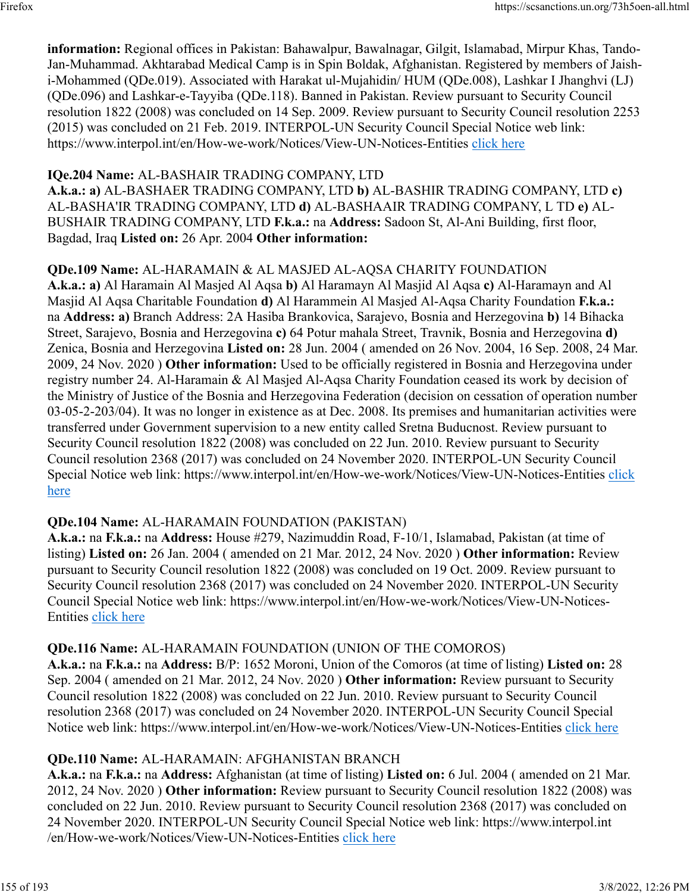**information:** Regional offices in Pakistan: Bahawalpur, Bawalnagar, Gilgit, Islamabad, Mirpur Khas, Tando-Jan-Muhammad. Akhtarabad Medical Camp is in Spin Boldak, Afghanistan. Registered by members of Jaish-i-Mohammed (QDe.019). Associated with Harakat ul-Mujahidin/ HUM (QDe.008), Lashkar I Jhanghvi (LJ) (QDe.096) and Lashkar-e-Tayyiba (QDe.118). Banned in Pakistan. Review pursuant to Security Council resolution 1822 (2008) was concluded on 14 Sep. 2009. Review pursuant to Security Council resolution 2253 (2015) was concluded on 21 Feb. 2019. INTERPOL-UN Security Council Special Notice web link: https://www.interpol.int/en/How-we-work/Notices/View-UN-Notices-Entities click here

**IQe.204 Name:** AL-BASHAIR TRADING COMPANY, LTD
**A.k.a.: a)** AL-BASHAER TRADING COMPANY, LTD **b)** AL-BASHIR TRADING COMPANY, LTD **c)** AL-BASHA'IR TRADING COMPANY, LTD **d)** AL-BASHAAIR TRADING COMPANY, L TD **e)** AL-BUSHAIR TRADING COMPANY, LTD **F.k.a.:** na **Address:** Sadoon St, Al-Ani Building, first floor, Bagdad, Iraq **Listed on:** 26 Apr. 2004 **Other information:**

**QDe.109 Name:** AL-HARAMAIN & AL MASJED AL-AQSA CHARITY FOUNDATION
**A.k.a.: a)** Al Haramain Al Masjed Al Aqsa **b)** Al Haramayn Al Masjid Al Aqsa **c)** Al-Haramayn and Al Masjid Al Aqsa Charitable Foundation **d)** Al Harammein Al Masjed Al-Aqsa Charity Foundation **F.k.a.:** na **Address: a)** Branch Address: 2A Hasiba Brankovica, Sarajevo, Bosnia and Herzegovina **b)** 14 Bihacka Street, Sarajevo, Bosnia and Herzegovina **c)** 64 Potur mahala Street, Travnik, Bosnia and Herzegovina **d)** Zenica, Bosnia and Herzegovina **Listed on:** 28 Jun. 2004 ( amended on 26 Nov. 2004, 16 Sep. 2008, 24 Mar. 2009, 24 Nov. 2020 ) **Other information:** Used to be officially registered in Bosnia and Herzegovina under registry number 24. Al-Haramain & Al Masjed Al-Aqsa Charity Foundation ceased its work by decision of the Ministry of Justice of the Bosnia and Herzegovina Federation (decision on cessation of operation number 03-05-2-203/04). It was no longer in existence as at Dec. 2008. Its premises and humanitarian activities were transferred under Government supervision to a new entity called Sretna Buducnost. Review pursuant to Security Council resolution 1822 (2008) was concluded on 22 Jun. 2010. Review pursuant to Security Council resolution 2368 (2017) was concluded on 24 November 2020. INTERPOL-UN Security Council Special Notice web link: https://www.interpol.int/en/How-we-work/Notices/View-UN-Notices-Entities click here

**QDe.104 Name:** AL-HARAMAIN FOUNDATION (PAKISTAN)
**A.k.a.:** na **F.k.a.:** na **Address:** House #279, Nazimuddin Road, F-10/1, Islamabad, Pakistan (at time of listing) **Listed on:** 26 Jan. 2004 ( amended on 21 Mar. 2012, 24 Nov. 2020 ) **Other information:** Review pursuant to Security Council resolution 1822 (2008) was concluded on 19 Oct. 2009. Review pursuant to Security Council resolution 2368 (2017) was concluded on 24 November 2020. INTERPOL-UN Security Council Special Notice web link: https://www.interpol.int/en/How-we-work/Notices/View-UN-Notices-Entities click here

**QDe.116 Name:** AL-HARAMAIN FOUNDATION (UNION OF THE COMOROS)
**A.k.a.:** na **F.k.a.:** na **Address:** B/P: 1652 Moroni, Union of the Comoros (at time of listing) **Listed on:** 28 Sep. 2004 ( amended on 21 Mar. 2012, 24 Nov. 2020 ) **Other information:** Review pursuant to Security Council resolution 1822 (2008) was concluded on 22 Jun. 2010. Review pursuant to Security Council resolution 2368 (2017) was concluded on 24 November 2020. INTERPOL-UN Security Council Special Notice web link: https://www.interpol.int/en/How-we-work/Notices/View-UN-Notices-Entities click here

**QDe.110 Name:** AL-HARAMAIN: AFGHANISTAN BRANCH
**A.k.a.:** na **F.k.a.:** na **Address:** Afghanistan (at time of listing) **Listed on:** 6 Jul. 2004 ( amended on 21 Mar. 2012, 24 Nov. 2020 ) **Other information:** Review pursuant to Security Council resolution 1822 (2008) was concluded on 22 Jun. 2010. Review pursuant to Security Council resolution 2368 (2017) was concluded on 24 November 2020. INTERPOL-UN Security Council Special Notice web link: https://www.interpol.int/en/How-we-work/Notices/View-UN-Notices-Entities click here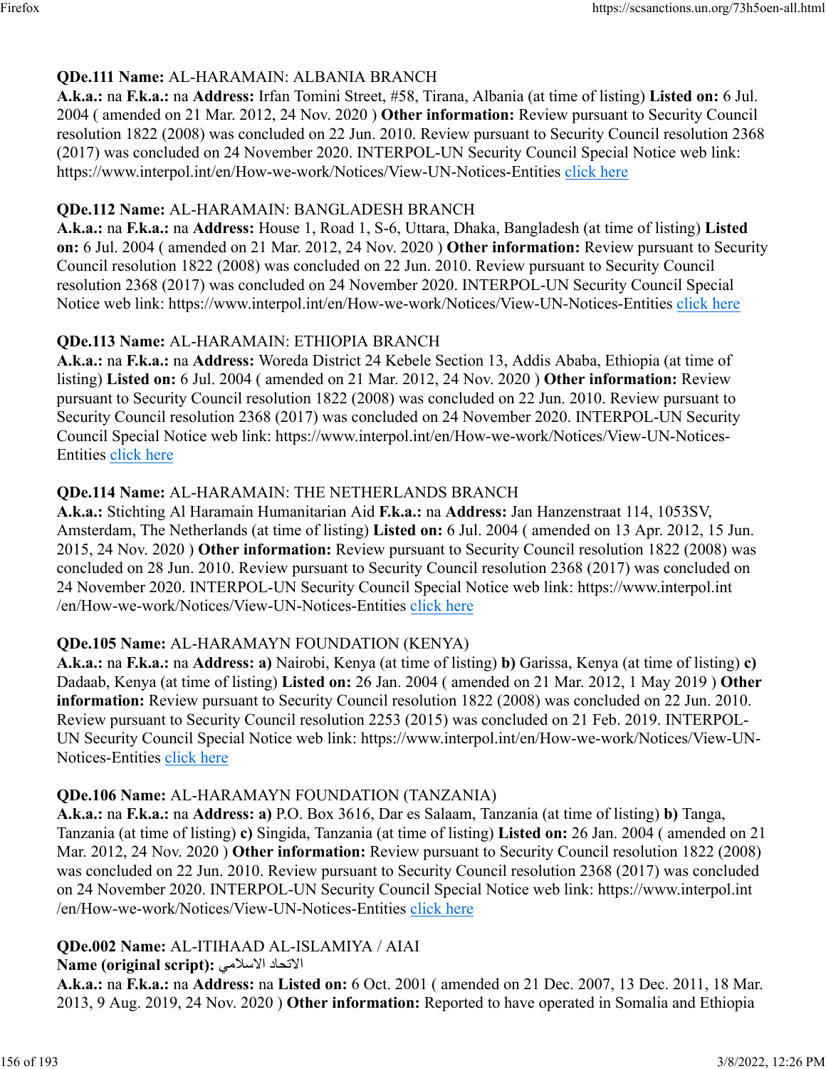**QDe.111 Name:** AL-HARAMAIN: ALBANIA BRANCH
**A.k.a.:** na **F.k.a.:** na **Address:** Irfan Tomini Street, #58, Tirana, Albania (at time of listing) **Listed on:** 6 Jul. 2004 ( amended on 21 Mar. 2012, 24 Nov. 2020 ) **Other information:** Review pursuant to Security Council resolution 1822 (2008) was concluded on 22 Jun. 2010. Review pursuant to Security Council resolution 2368 (2017) was concluded on 24 November 2020. INTERPOL-UN Security Council Special Notice web link: https://www.interpol.int/en/How-we-work/Notices/View-UN-Notices-Entities click here

**QDe.112 Name:** AL-HARAMAIN: BANGLADESH BRANCH
**A.k.a.:** na **F.k.a.:** na **Address:** House 1, Road 1, S-6, Uttara, Dhaka, Bangladesh (at time of listing) **Listed on:** 6 Jul. 2004 ( amended on 21 Mar. 2012, 24 Nov. 2020 ) **Other information:** Review pursuant to Security Council resolution 1822 (2008) was concluded on 22 Jun. 2010. Review pursuant to Security Council resolution 2368 (2017) was concluded on 24 November 2020. INTERPOL-UN Security Council Special Notice web link: https://www.interpol.int/en/How-we-work/Notices/View-UN-Notices-Entities click here

**QDe.113 Name:** AL-HARAMAIN: ETHIOPIA BRANCH
**A.k.a.:** na **F.k.a.:** na **Address:** Woreda District 24 Kebele Section 13, Addis Ababa, Ethiopia (at time of listing) **Listed on:** 6 Jul. 2004 ( amended on 21 Mar. 2012, 24 Nov. 2020 ) **Other information:** Review pursuant to Security Council resolution 1822 (2008) was concluded on 22 Jun. 2010. Review pursuant to Security Council resolution 2368 (2017) was concluded on 24 November 2020. INTERPOL-UN Security Council Special Notice web link: https://www.interpol.int/en/How-we-work/Notices/View-UN-Notices-Entities click here

**QDe.114 Name:** AL-HARAMAIN: THE NETHERLANDS BRANCH
**A.k.a.:** Stichting Al Haramain Humanitarian Aid **F.k.a.:** na **Address:** Jan Hanzenstraat 114, 1053SV, Amsterdam, The Netherlands (at time of listing) **Listed on:** 6 Jul. 2004 ( amended on 13 Apr. 2012, 15 Jun. 2015, 24 Nov. 2020 ) **Other information:** Review pursuant to Security Council resolution 1822 (2008) was concluded on 28 Jun. 2010. Review pursuant to Security Council resolution 2368 (2017) was concluded on 24 November 2020. INTERPOL-UN Security Council Special Notice web link: https://www.interpol.int/en/How-we-work/Notices/View-UN-Notices-Entities click here

**QDe.105 Name:** AL-HARAMAYN FOUNDATION (KENYA)
**A.k.a.:** na **F.k.a.:** na **Address:** **a)** Nairobi, Kenya (at time of listing) **b)** Garissa, Kenya (at time of listing) **c)** Dadaab, Kenya (at time of listing) **Listed on:** 26 Jan. 2004 ( amended on 21 Mar. 2012, 1 May 2019 ) **Other information:** Review pursuant to Security Council resolution 1822 (2008) was concluded on 22 Jun. 2010. Review pursuant to Security Council resolution 2253 (2015) was concluded on 21 Feb. 2019. INTERPOL-UN Security Council Special Notice web link: https://www.interpol.int/en/How-we-work/Notices/View-UN-Notices-Entities click here

**QDe.106 Name:** AL-HARAMAYN FOUNDATION (TANZANIA)
**A.k.a.:** na **F.k.a.:** na **Address:** **a)** P.O. Box 3616, Dar es Salaam, Tanzania (at time of listing) **b)** Tanga, Tanzania (at time of listing) **c)** Singida, Tanzania (at time of listing) **Listed on:** 26 Jan. 2004 ( amended on 21 Mar. 2012, 24 Nov. 2020 ) **Other information:** Review pursuant to Security Council resolution 1822 (2008) was concluded on 22 Jun. 2010. Review pursuant to Security Council resolution 2368 (2017) was concluded on 24 November 2020. INTERPOL-UN Security Council Special Notice web link: https://www.interpol.int/en/How-we-work/Notices/View-UN-Notices-Entities click here

**QDe.002 Name:** AL-ITIHAAD AL-ISLAMIYA / AIAI
**Name (original script):** الاتحاد الاسلامي
**A.k.a.:** na **F.k.a.:** na **Address:** na **Listed on:** 6 Oct. 2001 ( amended on 21 Dec. 2007, 13 Dec. 2011, 18 Mar. 2013, 9 Aug. 2019, 24 Nov. 2020 ) **Other information:** Reported to have operated in Somalia and Ethiopia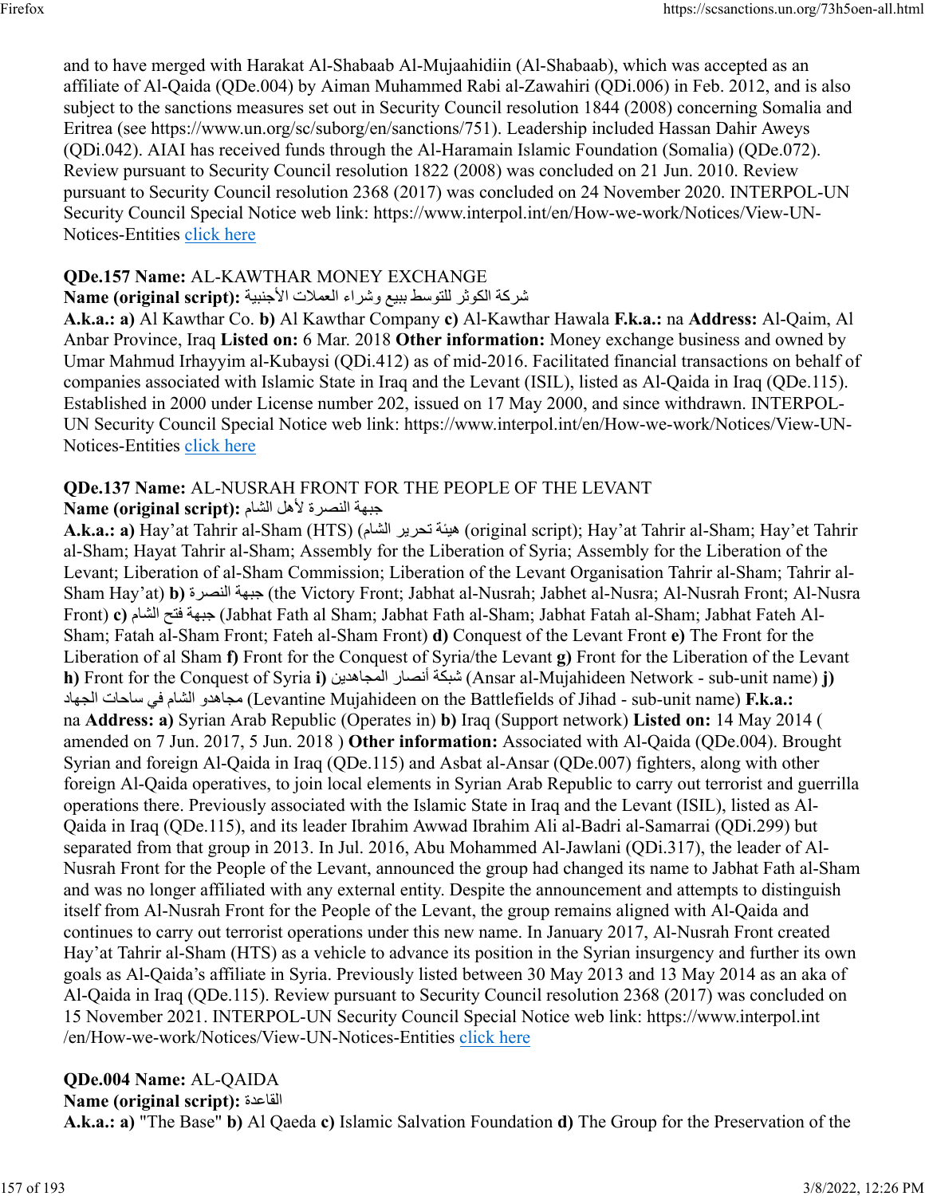and to have merged with Harakat Al-Shabaab Al-Mujaahidiin (Al-Shabaab), which was accepted as an affiliate of Al-Qaida (QDe.004) by Aiman Muhammed Rabi al-Zawahiri (QDi.006) in Feb. 2012, and is also subject to the sanctions measures set out in Security Council resolution 1844 (2008) concerning Somalia and Eritrea (see https://www.un.org/sc/suborg/en/sanctions/751). Leadership included Hassan Dahir Aweys (QDi.042). AIAI has received funds through the Al-Haramain Islamic Foundation (Somalia) (QDe.072). Review pursuant to Security Council resolution 1822 (2008) was concluded on 21 Jun. 2010. Review pursuant to Security Council resolution 2368 (2017) was concluded on 24 November 2020. INTERPOL-UN Security Council Special Notice web link: https://www.interpol.int/en/How-we-work/Notices/View-UN-Notices-Entities click here

**QDe.157 Name:** AL-KAWTHAR MONEY EXCHANGE
**Name (original script):** شركة الكوثر للتوسط ببيع وشراء العملات الأجنبية
**A.k.a.: a)** Al Kawthar Co. **b)** Al Kawthar Company **c)** Al-Kawthar Hawala **F.k.a.:** na **Address:** Al-Qaim, Al Anbar Province, Iraq **Listed on:** 6 Mar. 2018 **Other information:** Money exchange business and owned by Umar Mahmud Irhayyim al-Kubaysi (QDi.412) as of mid-2016. Facilitated financial transactions on behalf of companies associated with Islamic State in Iraq and the Levant (ISIL), listed as Al-Qaida in Iraq (QDe.115). Established in 2000 under License number 202, issued on 17 May 2000, and since withdrawn. INTERPOL-UN Security Council Special Notice web link: https://www.interpol.int/en/How-we-work/Notices/View-UN-Notices-Entities click here

**QDe.137 Name:** AL-NUSRAH FRONT FOR THE PEOPLE OF THE LEVANT
**Name (original script):** جبهة النصرة لأهل الشام
**A.k.a.: a)** Hay'at Tahrir al-Sham (HTS) (هيئة تحرير الشام (original script); Hay'at Tahrir al-Sham; Hay'et Tahrir al-Sham; Hayat Tahrir al-Sham; Assembly for the Liberation of Syria; Assembly for the Liberation of the Levant; Liberation of al-Sham Commission; Liberation of the Levant Organisation Tahrir al-Sham; Tahrir al-Sham Hay'at) **b)** جبهة النصرة (the Victory Front; Jabhat al-Nusrah; Jabhet al-Nusra; Al-Nusrah Front; Al-Nusra Front) **c)** جبهة فتح الشام (Jabhat Fath al Sham; Jabhat Fath al-Sham; Jabhat Fatah al-Sham; Jabhat Fateh Al-Sham; Fatah al-Sham Front; Fateh al-Sham Front) **d)** Conquest of the Levant Front **e)** The Front for the Liberation of al Sham **f)** Front for the Conquest of Syria/the Levant **g)** Front for the Liberation of the Levant **h)** Front for the Conquest of Syria **i)** شبكة أنصار المجاهدين (Ansar al-Mujahideen Network - sub-unit name) **j)** مجاهدو الشام في ساحات الجهاد (Levantine Mujahideen on the Battlefields of Jihad - sub-unit name) **F.k.a.:** na **Address: a)** Syrian Arab Republic (Operates in) **b)** Iraq (Support network) **Listed on:** 14 May 2014 ( amended on 7 Jun. 2017, 5 Jun. 2018 ) **Other information:** Associated with Al-Qaida (QDe.004). Brought Syrian and foreign Al-Qaida in Iraq (QDe.115) and Asbat al-Ansar (QDe.007) fighters, along with other foreign Al-Qaida operatives, to join local elements in Syrian Arab Republic to carry out terrorist and guerrilla operations there. Previously associated with the Islamic State in Iraq and the Levant (ISIL), listed as Al-Qaida in Iraq (QDe.115), and its leader Ibrahim Awwad Ibrahim Ali al-Badri al-Samarrai (QDi.299) but separated from that group in 2013. In Jul. 2016, Abu Mohammed Al-Jawlani (QDi.317), the leader of Al-Nusrah Front for the People of the Levant, announced the group had changed its name to Jabhat Fath al-Sham and was no longer affiliated with any external entity. Despite the announcement and attempts to distinguish itself from Al-Nusrah Front for the People of the Levant, the group remains aligned with Al-Qaida and continues to carry out terrorist operations under this new name. In January 2017, Al-Nusrah Front created Hay'at Tahrir al-Sham (HTS) as a vehicle to advance its position in the Syrian insurgency and further its own goals as Al-Qaida's affiliate in Syria. Previously listed between 30 May 2013 and 13 May 2014 as an aka of Al-Qaida in Iraq (QDe.115). Review pursuant to Security Council resolution 2368 (2017) was concluded on 15 November 2021. INTERPOL-UN Security Council Special Notice web link: https://www.interpol.int/en/How-we-work/Notices/View-UN-Notices-Entities click here

**QDe.004 Name:** AL-QAIDA
**Name (original script):** القاعدة
**A.k.a.: a)** "The Base" **b)** Al Qaeda **c)** Islamic Salvation Foundation **d)** The Group for the Preservation of the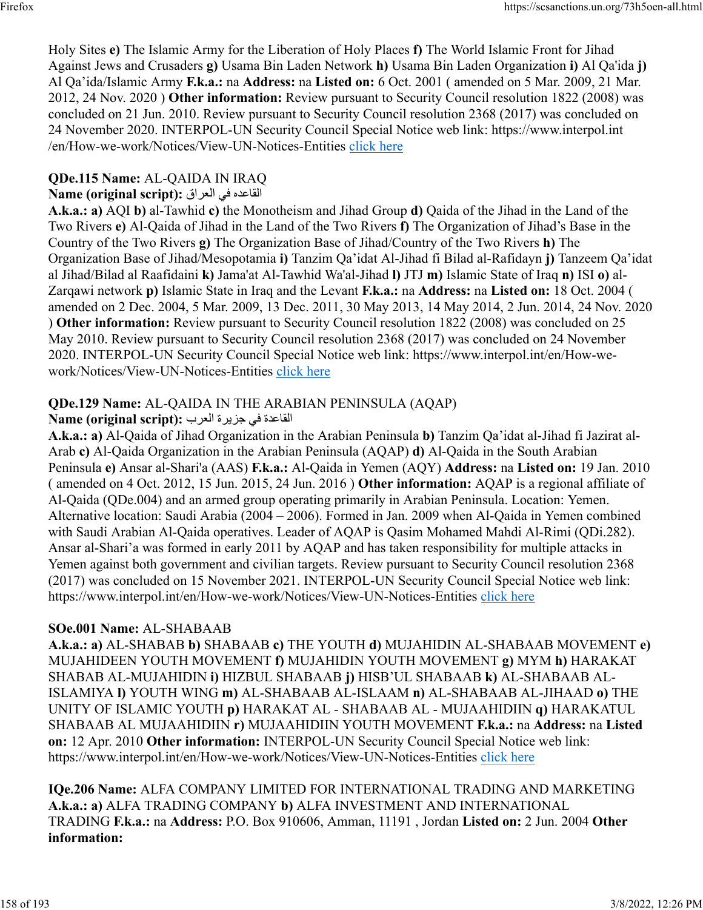Holy Sites **e)** The Islamic Army for the Liberation of Holy Places **f)** The World Islamic Front for Jihad Against Jews and Crusaders **g)** Usama Bin Laden Network **h)** Usama Bin Laden Organization **i)** Al Qa'ida **j)** Al Qa'ida/Islamic Army **F.k.a.:** na **Address:** na **Listed on:** 6 Oct. 2001 ( amended on 5 Mar. 2009, 21 Mar. 2012, 24 Nov. 2020 ) **Other information:** Review pursuant to Security Council resolution 1822 (2008) was concluded on 21 Jun. 2010. Review pursuant to Security Council resolution 2368 (2017) was concluded on 24 November 2020. INTERPOL-UN Security Council Special Notice web link: https://www.interpol.int /en/How-we-work/Notices/View-UN-Notices-Entities click here

**QDe.115 Name:** AL-QAIDA IN IRAQ
**Name (original script):** القاعده في العراق
**A.k.a.: a)** AQI **b)** al-Tawhid **c)** the Monotheism and Jihad Group **d)** Qaida of the Jihad in the Land of the Two Rivers **e)** Al-Qaida of Jihad in the Land of the Two Rivers **f)** The Organization of Jihad's Base in the Country of the Two Rivers **g)** The Organization Base of Jihad/Country of the Two Rivers **h)** The Organization Base of Jihad/Mesopotamia **i)** Tanzim Qa'idat Al-Jihad fi Bilad al-Rafidayn **j)** Tanzeem Qa'idat al Jihad/Bilad al Raafidaini **k)** Jama'at Al-Tawhid Wa'al-Jihad **l)** JTJ **m)** Islamic State of Iraq **n)** ISI **o)** al-Zarqawi network **p)** Islamic State in Iraq and the Levant **F.k.a.:** na **Address:** na **Listed on:** 18 Oct. 2004 ( amended on 2 Dec. 2004, 5 Mar. 2009, 13 Dec. 2011, 30 May 2013, 14 May 2014, 2 Jun. 2014, 24 Nov. 2020 ) **Other information:** Review pursuant to Security Council resolution 1822 (2008) was concluded on 25 May 2010. Review pursuant to Security Council resolution 2368 (2017) was concluded on 24 November 2020. INTERPOL-UN Security Council Special Notice web link: https://www.interpol.int/en/How-we-work/Notices/View-UN-Notices-Entities click here

**QDe.129 Name:** AL-QAIDA IN THE ARABIAN PENINSULA (AQAP)
**Name (original script):** القاعدة في جزيرة العرب
**A.k.a.: a)** Al-Qaida of Jihad Organization in the Arabian Peninsula **b)** Tanzim Qa'idat al-Jihad fi Jazirat al-Arab **c)** Al-Qaida Organization in the Arabian Peninsula (AQAP) **d)** Al-Qaida in the South Arabian Peninsula **e)** Ansar al-Shari'a (AAS) **F.k.a.:** Al-Qaida in Yemen (AQY) **Address:** na **Listed on:** 19 Jan. 2010 ( amended on 4 Oct. 2012, 15 Jun. 2015, 24 Jun. 2016 ) **Other information:** AQAP is a regional affiliate of Al-Qaida (QDe.004) and an armed group operating primarily in Arabian Peninsula. Location: Yemen. Alternative location: Saudi Arabia (2004 – 2006). Formed in Jan. 2009 when Al-Qaida in Yemen combined with Saudi Arabian Al-Qaida operatives. Leader of AQAP is Qasim Mohamed Mahdi Al-Rimi (QDi.282). Ansar al-Shari'a was formed in early 2011 by AQAP and has taken responsibility for multiple attacks in Yemen against both government and civilian targets. Review pursuant to Security Council resolution 2368 (2017) was concluded on 15 November 2021. INTERPOL-UN Security Council Special Notice web link: https://www.interpol.int/en/How-we-work/Notices/View-UN-Notices-Entities click here

**SOe.001 Name:** AL-SHABAAB
**A.k.a.: a)** AL-SHABAB **b)** SHABAAB **c)** THE YOUTH **d)** MUJAHIDIN AL-SHABAAB MOVEMENT **e)** MUJAHIDEEN YOUTH MOVEMENT **f)** MUJAHIDIN YOUTH MOVEMENT **g)** MYM **h)** HARAKAT SHABAB AL-MUJAHIDIN **i)** HIZBUL SHABAAB **j)** HISB'UL SHABAAB **k)** AL-SHABAAB AL-ISLAMIYA **l)** YOUTH WING **m)** AL-SHABAAB AL-ISLAAM **n)** AL-SHABAAB AL-JIHAAD **o)** THE UNITY OF ISLAMIC YOUTH **p)** HARAKAT AL - SHABAAB AL - MUJAAHIDIIN **q)** HARAKATUL SHABAAB AL MUJAAHIDIIN **r)** MUJAAHIDIIN YOUTH MOVEMENT **F.k.a.:** na **Address:** na **Listed on:** 12 Apr. 2010 **Other information:** INTERPOL-UN Security Council Special Notice web link: https://www.interpol.int/en/How-we-work/Notices/View-UN-Notices-Entities click here

**IQe.206 Name:** ALFA COMPANY LIMITED FOR INTERNATIONAL TRADING AND MARKETING
**A.k.a.: a)** ALFA TRADING COMPANY **b)** ALFA INVESTMENT AND INTERNATIONAL TRADING **F.k.a.:** na **Address:** P.O. Box 910606, Amman, 11191 , Jordan **Listed on:** 2 Jun. 2004 **Other information:**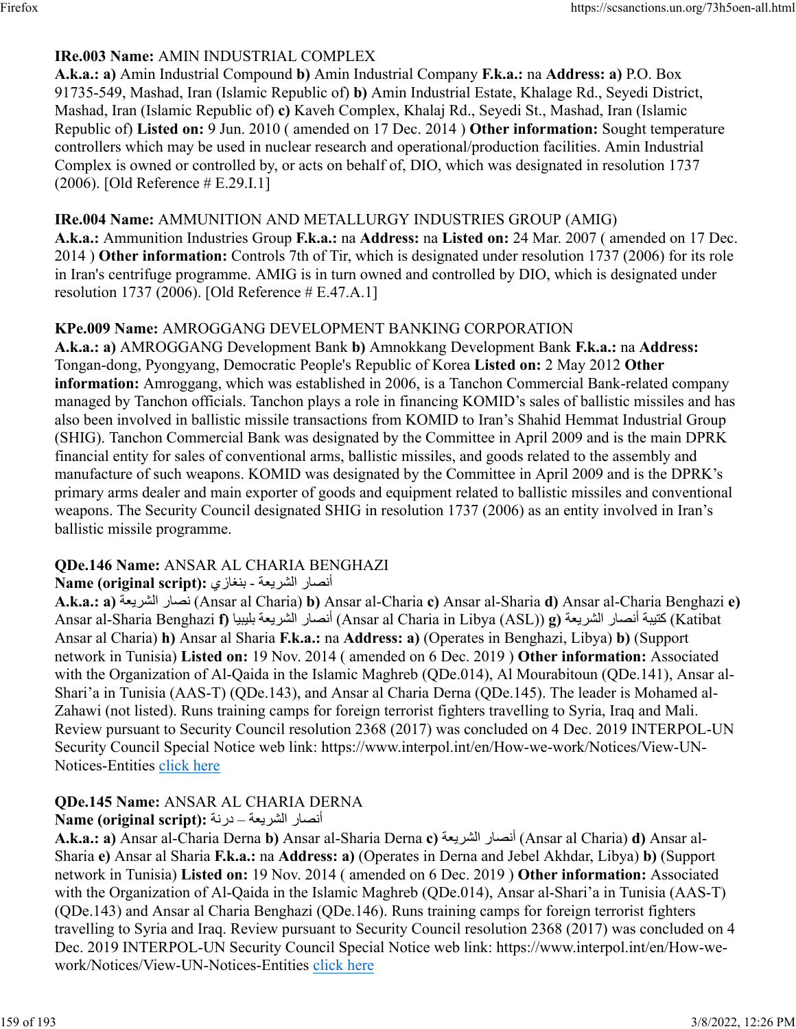**IRe.003 Name:** AMIN INDUSTRIAL COMPLEX
**A.k.a.: a)** Amin Industrial Compound **b)** Amin Industrial Company **F.k.a.:** na **Address: a)** P.O. Box 91735-549, Mashad, Iran (Islamic Republic of) **b)** Amin Industrial Estate, Khalage Rd., Seyedi District, Mashad, Iran (Islamic Republic of) **c)** Kaveh Complex, Khalaj Rd., Seyedi St., Mashad, Iran (Islamic Republic of) **Listed on:** 9 Jun. 2010 ( amended on 17 Dec. 2014 ) **Other information:** Sought temperature controllers which may be used in nuclear research and operational/production facilities. Amin Industrial Complex is owned or controlled by, or acts on behalf of, DIO, which was designated in resolution 1737 (2006). [Old Reference # E.29.I.1]

**IRe.004 Name:** AMMUNITION AND METALLURGY INDUSTRIES GROUP (AMIG)
**A.k.a.:** Ammunition Industries Group **F.k.a.:** na **Address:** na **Listed on:** 24 Mar. 2007 ( amended on 17 Dec. 2014 ) **Other information:** Controls 7th of Tir, which is designated under resolution 1737 (2006) for its role in Iran's centrifuge programme. AMIG is in turn owned and controlled by DIO, which is designated under resolution 1737 (2006). [Old Reference # E.47.A.1]

**KPe.009 Name:** AMROGGANG DEVELOPMENT BANKING CORPORATION
**A.k.a.: a)** AMROGGANG Development Bank **b)** Amnokkang Development Bank **F.k.a.:** na **Address:** Tongan-dong, Pyongyang, Democratic People's Republic of Korea **Listed on:** 2 May 2012 **Other information:** Amroggang, which was established in 2006, is a Tanchon Commercial Bank-related company managed by Tanchon officials. Tanchon plays a role in financing KOMID's sales of ballistic missiles and has also been involved in ballistic missile transactions from KOMID to Iran's Shahid Hemmat Industrial Group (SHIG). Tanchon Commercial Bank was designated by the Committee in April 2009 and is the main DPRK financial entity for sales of conventional arms, ballistic missiles, and goods related to the assembly and manufacture of such weapons. KOMID was designated by the Committee in April 2009 and is the DPRK's primary arms dealer and main exporter of goods and equipment related to ballistic missiles and conventional weapons. The Security Council designated SHIG in resolution 1737 (2006) as an entity involved in Iran's ballistic missile programme.

**QDe.146 Name:** ANSAR AL CHARIA BENGHAZI
**Name (original script):** أنصار الشريعة - بنغازي
**A.k.a.: a)** نصار الشريعة (Ansar al Charia) **b)** Ansar al-Charia **c)** Ansar al-Sharia **d)** Ansar al-Charia Benghazi **e)** Ansar al-Sharia Benghazi **f)** أنصار الشريعة بليبيا (Ansar al Charia in Libya (ASL)) **g)** كتيبة أنصار الشريعة (Katibat Ansar al Charia) **h)** Ansar al Sharia **F.k.a.:** na **Address: a)** (Operates in Benghazi, Libya) **b)** (Support network in Tunisia) **Listed on:** 19 Nov. 2014 ( amended on 6 Dec. 2019 ) **Other information:** Associated with the Organization of Al-Qaida in the Islamic Maghreb (QDe.014), Al Mourabitoun (QDe.141), Ansar al-Shari'a in Tunisia (AAS-T) (QDe.143), and Ansar al Charia Derna (QDe.145). The leader is Mohamed al-Zahawi (not listed). Runs training camps for foreign terrorist fighters travelling to Syria, Iraq and Mali. Review pursuant to Security Council resolution 2368 (2017) was concluded on 4 Dec. 2019 INTERPOL-UN Security Council Special Notice web link: https://www.interpol.int/en/How-we-work/Notices/View-UN-Notices-Entities click here

**QDe.145 Name:** ANSAR AL CHARIA DERNA
**Name (original script):** أنصار الشريعة – درنة
**A.k.a.: a)** Ansar al-Charia Derna **b)** Ansar al-Sharia Derna **c)** أنصار الشريعة (Ansar al Charia) **d)** Ansar al-Sharia **e)** Ansar al Sharia **F.k.a.:** na **Address: a)** (Operates in Derna and Jebel Akhdar, Libya) **b)** (Support network in Tunisia) **Listed on:** 19 Nov. 2014 ( amended on 6 Dec. 2019 ) **Other information:** Associated with the Organization of Al-Qaida in the Islamic Maghreb (QDe.014), Ansar al-Shari'a in Tunisia (AAS-T) (QDe.143) and Ansar al Charia Benghazi (QDe.146). Runs training camps for foreign terrorist fighters travelling to Syria and Iraq. Review pursuant to Security Council resolution 2368 (2017) was concluded on 4 Dec. 2019 INTERPOL-UN Security Council Special Notice web link: https://www.interpol.int/en/How-we-work/Notices/View-UN-Notices-Entities click here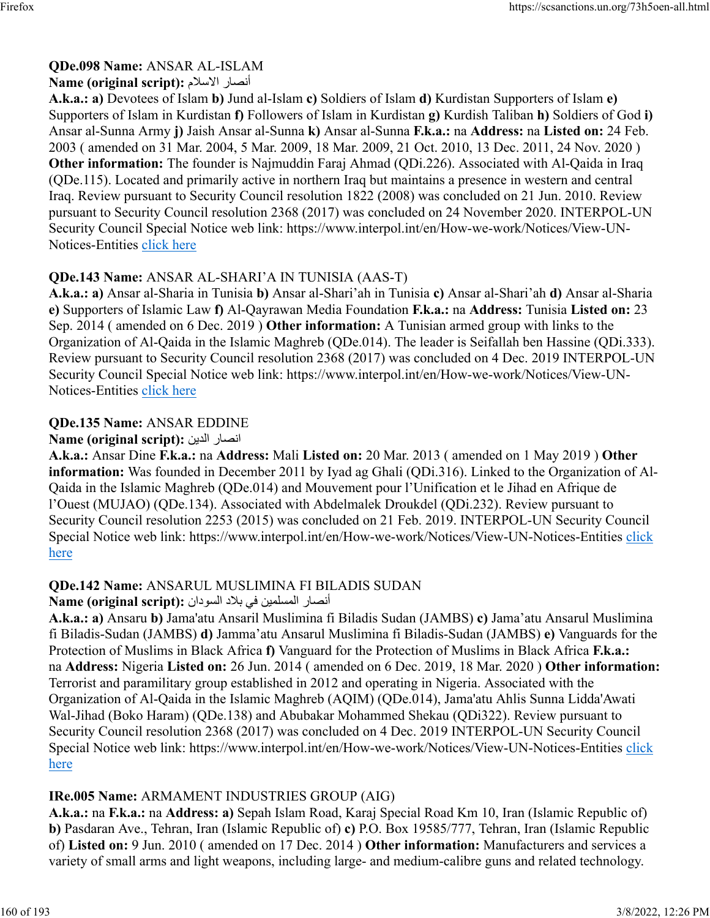**QDe.098 Name:** ANSAR AL-ISLAM
**Name (original script):** أنصار الاسلام
**A.k.a.:** **a)** Devotees of Islam **b)** Jund al-Islam **c)** Soldiers of Islam **d)** Kurdistan Supporters of Islam **e)** Supporters of Islam in Kurdistan **f)** Followers of Islam in Kurdistan **g)** Kurdish Taliban **h)** Soldiers of God **i)** Ansar al-Sunna Army **j)** Jaish Ansar al-Sunna **k)** Ansar al-Sunna **F.k.a.:** na **Address:** na **Listed on:** 24 Feb. 2003 ( amended on 31 Mar. 2004, 5 Mar. 2009, 18 Mar. 2009, 21 Oct. 2010, 13 Dec. 2011, 24 Nov. 2020 ) **Other information:** The founder is Najmuddin Faraj Ahmad (QDi.226). Associated with Al-Qaida in Iraq (QDe.115). Located and primarily active in northern Iraq but maintains a presence in western and central Iraq. Review pursuant to Security Council resolution 1822 (2008) was concluded on 21 Jun. 2010. Review pursuant to Security Council resolution 2368 (2017) was concluded on 24 November 2020. INTERPOL-UN Security Council Special Notice web link: https://www.interpol.int/en/How-we-work/Notices/View-UN-Notices-Entities click here

**QDe.143 Name:** ANSAR AL-SHARI'A IN TUNISIA (AAS-T)
**A.k.a.:** **a)** Ansar al-Sharia in Tunisia **b)** Ansar al-Shari'ah in Tunisia **c)** Ansar al-Shari'ah **d)** Ansar al-Sharia **e)** Supporters of Islamic Law **f)** Al-Qayrawan Media Foundation **F.k.a.:** na **Address:** Tunisia **Listed on:** 23 Sep. 2014 ( amended on 6 Dec. 2019 ) **Other information:** A Tunisian armed group with links to the Organization of Al-Qaida in the Islamic Maghreb (QDe.014). The leader is Seifallah ben Hassine (QDi.333). Review pursuant to Security Council resolution 2368 (2017) was concluded on 4 Dec. 2019 INTERPOL-UN Security Council Special Notice web link: https://www.interpol.int/en/How-we-work/Notices/View-UN-Notices-Entities click here

**QDe.135 Name:** ANSAR EDDINE
**Name (original script):** انصار الدين
**A.k.a.:** Ansar Dine **F.k.a.:** na **Address:** Mali **Listed on:** 20 Mar. 2013 ( amended on 1 May 2019 ) **Other information:** Was founded in December 2011 by Iyad ag Ghali (QDi.316). Linked to the Organization of Al-Qaida in the Islamic Maghreb (QDe.014) and Mouvement pour l'Unification et le Jihad en Afrique de l'Ouest (MUJAO) (QDe.134). Associated with Abdelmalek Droukdel (QDi.232). Review pursuant to Security Council resolution 2253 (2015) was concluded on 21 Feb. 2019. INTERPOL-UN Security Council Special Notice web link: https://www.interpol.int/en/How-we-work/Notices/View-UN-Notices-Entities click here

**QDe.142 Name:** ANSARUL MUSLIMINA FI BILADIS SUDAN
**Name (original script):** أنصار المسلمين في بلاد السودان
**A.k.a.:** **a)** Ansaru **b)** Jama'atu Ansaril Muslimina fi Biladis Sudan (JAMBS) **c)** Jama'atu Ansarul Muslimina fi Biladis-Sudan (JAMBS) **d)** Jamma'atu Ansarul Muslimina fi Biladis-Sudan (JAMBS) **e)** Vanguards for the Protection of Muslims in Black Africa **f)** Vanguard for the Protection of Muslims in Black Africa **F.k.a.:** na **Address:** Nigeria **Listed on:** 26 Jun. 2014 ( amended on 6 Dec. 2019, 18 Mar. 2020 ) **Other information:** Terrorist and paramilitary group established in 2012 and operating in Nigeria. Associated with the Organization of Al-Qaida in the Islamic Maghreb (AQIM) (QDe.014), Jama'atu Ahlis Sunna Lidda'Awati Wal-Jihad (Boko Haram) (QDe.138) and Abubakar Mohammed Shekau (QDi322). Review pursuant to Security Council resolution 2368 (2017) was concluded on 4 Dec. 2019 INTERPOL-UN Security Council Special Notice web link: https://www.interpol.int/en/How-we-work/Notices/View-UN-Notices-Entities click here

**IRe.005 Name:** ARMAMENT INDUSTRIES GROUP (AIG)
**A.k.a.:** na **F.k.a.:** na **Address:** **a)** Sepah Islam Road, Karaj Special Road Km 10, Iran (Islamic Republic of) **b)** Pasdaran Ave., Tehran, Iran (Islamic Republic of) **c)** P.O. Box 19585/777, Tehran, Iran (Islamic Republic of) **Listed on:** 9 Jun. 2010 ( amended on 17 Dec. 2014 ) **Other information:** Manufacturers and services a variety of small arms and light weapons, including large- and medium-calibre guns and related technology.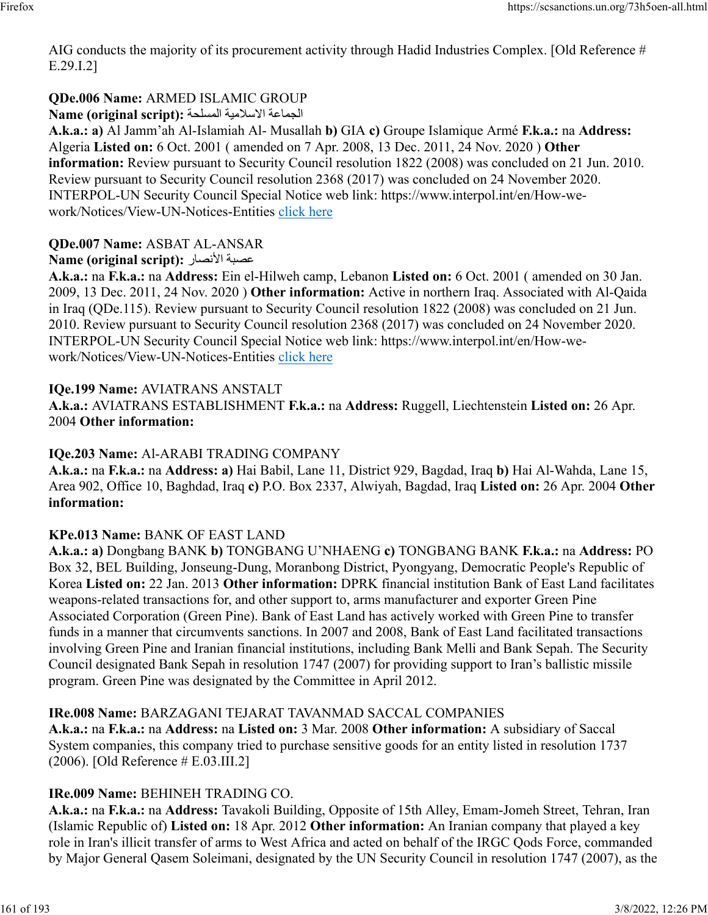AIG conducts the majority of its procurement activity through Hadid Industries Complex. [Old Reference # E.29.I.2]

**QDe.006 Name:** ARMED ISLAMIC GROUP
**Name (original script):** الجماعة الاسلامية المسلحة
**A.k.a.:** **a)** Al Jamm'ah Al-Islamiah Al- Musallah **b)** GIA **c)** Groupe Islamique Armé **F.k.a.:** na **Address:** Algeria **Listed on:** 6 Oct. 2001 ( amended on 7 Apr. 2008, 13 Dec. 2011, 24 Nov. 2020 ) **Other information:** Review pursuant to Security Council resolution 1822 (2008) was concluded on 21 Jun. 2010. Review pursuant to Security Council resolution 2368 (2017) was concluded on 24 November 2020. INTERPOL-UN Security Council Special Notice web link: https://www.interpol.int/en/How-we-work/Notices/View-UN-Notices-Entities click here

**QDe.007 Name:** ASBAT AL-ANSAR
**Name (original script):** عصبة الأنصار
**A.k.a.:** na **F.k.a.:** na **Address:** Ein el-Hilweh camp, Lebanon **Listed on:** 6 Oct. 2001 ( amended on 30 Jan. 2009, 13 Dec. 2011, 24 Nov. 2020 ) **Other information:** Active in northern Iraq. Associated with Al-Qaida in Iraq (QDe.115). Review pursuant to Security Council resolution 1822 (2008) was concluded on 21 Jun. 2010. Review pursuant to Security Council resolution 2368 (2017) was concluded on 24 November 2020. INTERPOL-UN Security Council Special Notice web link: https://www.interpol.int/en/How-we-work/Notices/View-UN-Notices-Entities click here

**IQe.199 Name:** AVIATRANS ANSTALT
**A.k.a.:** AVIATRANS ESTABLISHMENT **F.k.a.:** na **Address:** Ruggell, Liechtenstein **Listed on:** 26 Apr. 2004 **Other information:**

**IQe.203 Name:** Al-ARABI TRADING COMPANY
**A.k.a.:** na **F.k.a.:** na **Address:** **a)** Hai Babil, Lane 11, District 929, Bagdad, Iraq **b)** Hai Al-Wahda, Lane 15, Area 902, Office 10, Baghdad, Iraq **c)** P.O. Box 2337, Alwiyah, Bagdad, Iraq **Listed on:** 26 Apr. 2004 **Other information:**

**KPe.013 Name:** BANK OF EAST LAND
**A.k.a.:** **a)** Dongbang BANK **b)** TONGBANG U'NHAENG **c)** TONGBANG BANK **F.k.a.:** na **Address:** PO Box 32, BEL Building, Jonseung-Dung, Moranbong District, Pyongyang, Democratic People's Republic of Korea **Listed on:** 22 Jan. 2013 **Other information:** DPRK financial institution Bank of East Land facilitates weapons-related transactions for, and other support to, arms manufacturer and exporter Green Pine Associated Corporation (Green Pine). Bank of East Land has actively worked with Green Pine to transfer funds in a manner that circumvents sanctions. In 2007 and 2008, Bank of East Land facilitated transactions involving Green Pine and Iranian financial institutions, including Bank Melli and Bank Sepah. The Security Council designated Bank Sepah in resolution 1747 (2007) for providing support to Iran's ballistic missile program. Green Pine was designated by the Committee in April 2012.

**IRe.008 Name:** BARZAGANI TEJARAT TAVANMAD SACCAL COMPANIES
**A.k.a.:** na **F.k.a.:** na **Address:** na **Listed on:** 3 Mar. 2008 **Other information:** A subsidiary of Saccal System companies, this company tried to purchase sensitive goods for an entity listed in resolution 1737 (2006). [Old Reference # E.03.III.2]

**IRe.009 Name:** BEHINEH TRADING CO.
**A.k.a.:** na **F.k.a.:** na **Address:** Tavakoli Building, Opposite of 15th Alley, Emam-Jomeh Street, Tehran, Iran (Islamic Republic of) **Listed on:** 18 Apr. 2012 **Other information:** An Iranian company that played a key role in Iran's illicit transfer of arms to West Africa and acted on behalf of the IRGC Qods Force, commanded by Major General Qasem Soleimani, designated by the UN Security Council in resolution 1747 (2007), as the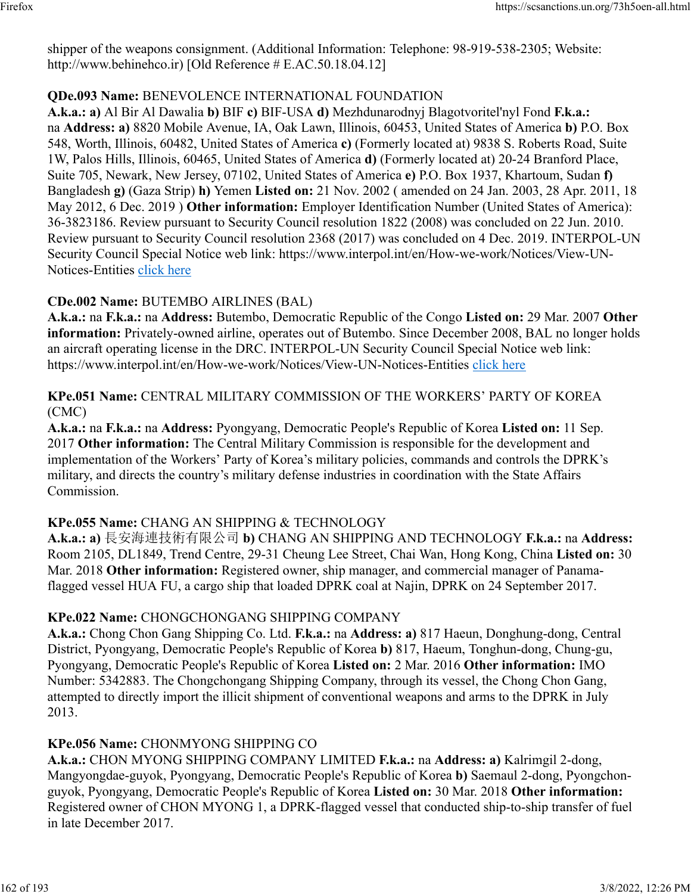shipper of the weapons consignment. (Additional Information: Telephone: 98-919-538-2305; Website: http://www.behinehco.ir) [Old Reference # E.AC.50.18.04.12]

**QDe.093 Name:** BENEVOLENCE INTERNATIONAL FOUNDATION
**A.k.a.: a)** Al Bir Al Dawalia **b)** BIF **c)** BIF-USA **d)** Mezhdunarodnyj Blagotvoritel'nyl Fond **F.k.a.:** na **Address: a)** 8820 Mobile Avenue, IA, Oak Lawn, Illinois, 60453, United States of America **b)** P.O. Box 548, Worth, Illinois, 60482, United States of America **c)** (Formerly located at) 9838 S. Roberts Road, Suite 1W, Palos Hills, Illinois, 60465, United States of America **d)** (Formerly located at) 20-24 Branford Place, Suite 705, Newark, New Jersey, 07102, United States of America **e)** P.O. Box 1937, Khartoum, Sudan **f)** Bangladesh **g)** (Gaza Strip) **h)** Yemen **Listed on:** 21 Nov. 2002 ( amended on 24 Jan. 2003, 28 Apr. 2011, 18 May 2012, 6 Dec. 2019 ) **Other information:** Employer Identification Number (United States of America): 36-3823186. Review pursuant to Security Council resolution 1822 (2008) was concluded on 22 Jun. 2010. Review pursuant to Security Council resolution 2368 (2017) was concluded on 4 Dec. 2019. INTERPOL-UN Security Council Special Notice web link: https://www.interpol.int/en/How-we-work/Notices/View-UN-Notices-Entities click here

**CDe.002 Name:** BUTEMBO AIRLINES (BAL)
**A.k.a.:** na **F.k.a.:** na **Address:** Butembo, Democratic Republic of the Congo **Listed on:** 29 Mar. 2007 **Other information:** Privately-owned airline, operates out of Butembo. Since December 2008, BAL no longer holds an aircraft operating license in the DRC. INTERPOL-UN Security Council Special Notice web link: https://www.interpol.int/en/How-we-work/Notices/View-UN-Notices-Entities click here

**KPe.051 Name:** CENTRAL MILITARY COMMISSION OF THE WORKERS' PARTY OF KOREA (CMC)
**A.k.a.:** na **F.k.a.:** na **Address:** Pyongyang, Democratic People's Republic of Korea **Listed on:** 11 Sep. 2017 **Other information:** The Central Military Commission is responsible for the development and implementation of the Workers' Party of Korea's military policies, commands and controls the DPRK's military, and directs the country's military defense industries in coordination with the State Affairs Commission.

**KPe.055 Name:** CHANG AN SHIPPING & TECHNOLOGY
**A.k.a.: a)** 長安海連技術有限公司 **b)** CHANG AN SHIPPING AND TECHNOLOGY **F.k.a.:** na **Address:** Room 2105, DL1849, Trend Centre, 29-31 Cheung Lee Street, Chai Wan, Hong Kong, China **Listed on:** 30 Mar. 2018 **Other information:** Registered owner, ship manager, and commercial manager of Panama-flagged vessel HUA FU, a cargo ship that loaded DPRK coal at Najin, DPRK on 24 September 2017.

**KPe.022 Name:** CHONGCHONGANG SHIPPING COMPANY
**A.k.a.:** Chong Chon Gang Shipping Co. Ltd. **F.k.a.:** na **Address: a)** 817 Haeun, Donghung-dong, Central District, Pyongyang, Democratic People's Republic of Korea **b)** 817, Haeum, Tonghun-dong, Chung-gu, Pyongyang, Democratic People's Republic of Korea **Listed on:** 2 Mar. 2016 **Other information:** IMO Number: 5342883. The Chongchongang Shipping Company, through its vessel, the Chong Chon Gang, attempted to directly import the illicit shipment of conventional weapons and arms to the DPRK in July 2013.

**KPe.056 Name:** CHONMYONG SHIPPING CO
**A.k.a.:** CHON MYONG SHIPPING COMPANY LIMITED **F.k.a.:** na **Address: a)** Kalrimgil 2-dong, Mangyongdae-guyok, Pyongyang, Democratic People's Republic of Korea **b)** Saemaul 2-dong, Pyongchon-guyok, Pyongyang, Democratic People's Republic of Korea **Listed on:** 30 Mar. 2018 **Other information:** Registered owner of CHON MYONG 1, a DPRK-flagged vessel that conducted ship-to-ship transfer of fuel in late December 2017.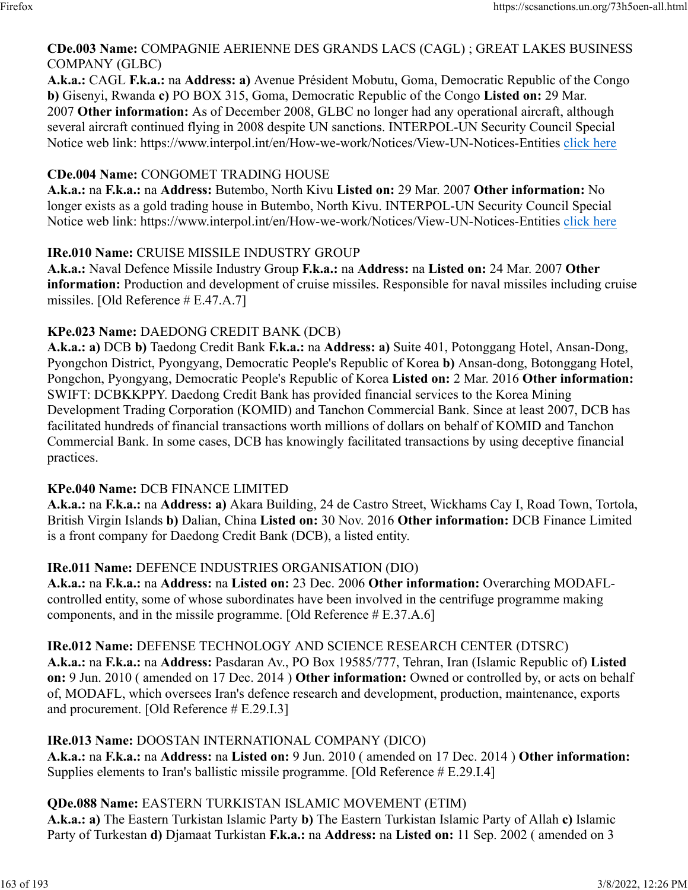**CDe.003 Name:** COMPAGNIE AERIENNE DES GRANDS LACS (CAGL) ; GREAT LAKES BUSINESS COMPANY (GLBC)
**A.k.a.:** CAGL **F.k.a.:** na **Address: a)** Avenue Président Mobutu, Goma, Democratic Republic of the Congo **b)** Gisenyi, Rwanda **c)** PO BOX 315, Goma, Democratic Republic of the Congo **Listed on:** 29 Mar. 2007 **Other information:** As of December 2008, GLBC no longer had any operational aircraft, although several aircraft continued flying in 2008 despite UN sanctions. INTERPOL-UN Security Council Special Notice web link: https://www.interpol.int/en/How-we-work/Notices/View-UN-Notices-Entities click here

**CDe.004 Name:** CONGOMET TRADING HOUSE
**A.k.a.:** na **F.k.a.:** na **Address:** Butembo, North Kivu **Listed on:** 29 Mar. 2007 **Other information:** No longer exists as a gold trading house in Butembo, North Kivu. INTERPOL-UN Security Council Special Notice web link: https://www.interpol.int/en/How-we-work/Notices/View-UN-Notices-Entities click here

**IRe.010 Name:** CRUISE MISSILE INDUSTRY GROUP
**A.k.a.:** Naval Defence Missile Industry Group **F.k.a.:** na **Address:** na **Listed on:** 24 Mar. 2007 **Other information:** Production and development of cruise missiles. Responsible for naval missiles including cruise missiles. [Old Reference # E.47.A.7]

**KPe.023 Name:** DAEDONG CREDIT BANK (DCB)
**A.k.a.: a)** DCB **b)** Taedong Credit Bank **F.k.a.:** na **Address: a)** Suite 401, Potonggang Hotel, Ansan-Dong, Pyongchon District, Pyongyang, Democratic People's Republic of Korea **b)** Ansan-dong, Botonggang Hotel, Pongchon, Pyongyang, Democratic People's Republic of Korea **Listed on:** 2 Mar. 2016 **Other information:** SWIFT: DCBKKPPY. Daedong Credit Bank has provided financial services to the Korea Mining Development Trading Corporation (KOMID) and Tanchon Commercial Bank. Since at least 2007, DCB has facilitated hundreds of financial transactions worth millions of dollars on behalf of KOMID and Tanchon Commercial Bank. In some cases, DCB has knowingly facilitated transactions by using deceptive financial practices.

**KPe.040 Name:** DCB FINANCE LIMITED
**A.k.a.:** na **F.k.a.:** na **Address: a)** Akara Building, 24 de Castro Street, Wickhams Cay I, Road Town, Tortola, British Virgin Islands **b)** Dalian, China **Listed on:** 30 Nov. 2016 **Other information:** DCB Finance Limited is a front company for Daedong Credit Bank (DCB), a listed entity.

**IRe.011 Name:** DEFENCE INDUSTRIES ORGANISATION (DIO)
**A.k.a.:** na **F.k.a.:** na **Address:** na **Listed on:** 23 Dec. 2006 **Other information:** Overarching MODAFL-controlled entity, some of whose subordinates have been involved in the centrifuge programme making components, and in the missile programme. [Old Reference # E.37.A.6]

**IRe.012 Name:** DEFENSE TECHNOLOGY AND SCIENCE RESEARCH CENTER (DTSRC)
**A.k.a.:** na **F.k.a.:** na **Address:** Pasdaran Av., PO Box 19585/777, Tehran, Iran (Islamic Republic of) **Listed on:** 9 Jun. 2010 ( amended on 17 Dec. 2014 ) **Other information:** Owned or controlled by, or acts on behalf of, MODAFL, which oversees Iran's defence research and development, production, maintenance, exports and procurement. [Old Reference # E.29.I.3]

**IRe.013 Name:** DOOSTAN INTERNATIONAL COMPANY (DICO)
**A.k.a.:** na **F.k.a.:** na **Address:** na **Listed on:** 9 Jun. 2010 ( amended on 17 Dec. 2014 ) **Other information:** Supplies elements to Iran's ballistic missile programme. [Old Reference # E.29.I.4]

**QDe.088 Name:** EASTERN TURKISTAN ISLAMIC MOVEMENT (ETIM)
**A.k.a.: a)** The Eastern Turkistan Islamic Party **b)** The Eastern Turkistan Islamic Party of Allah **c)** Islamic Party of Turkestan **d)** Djamaat Turkistan **F.k.a.:** na **Address:** na **Listed on:** 11 Sep. 2002 ( amended on 3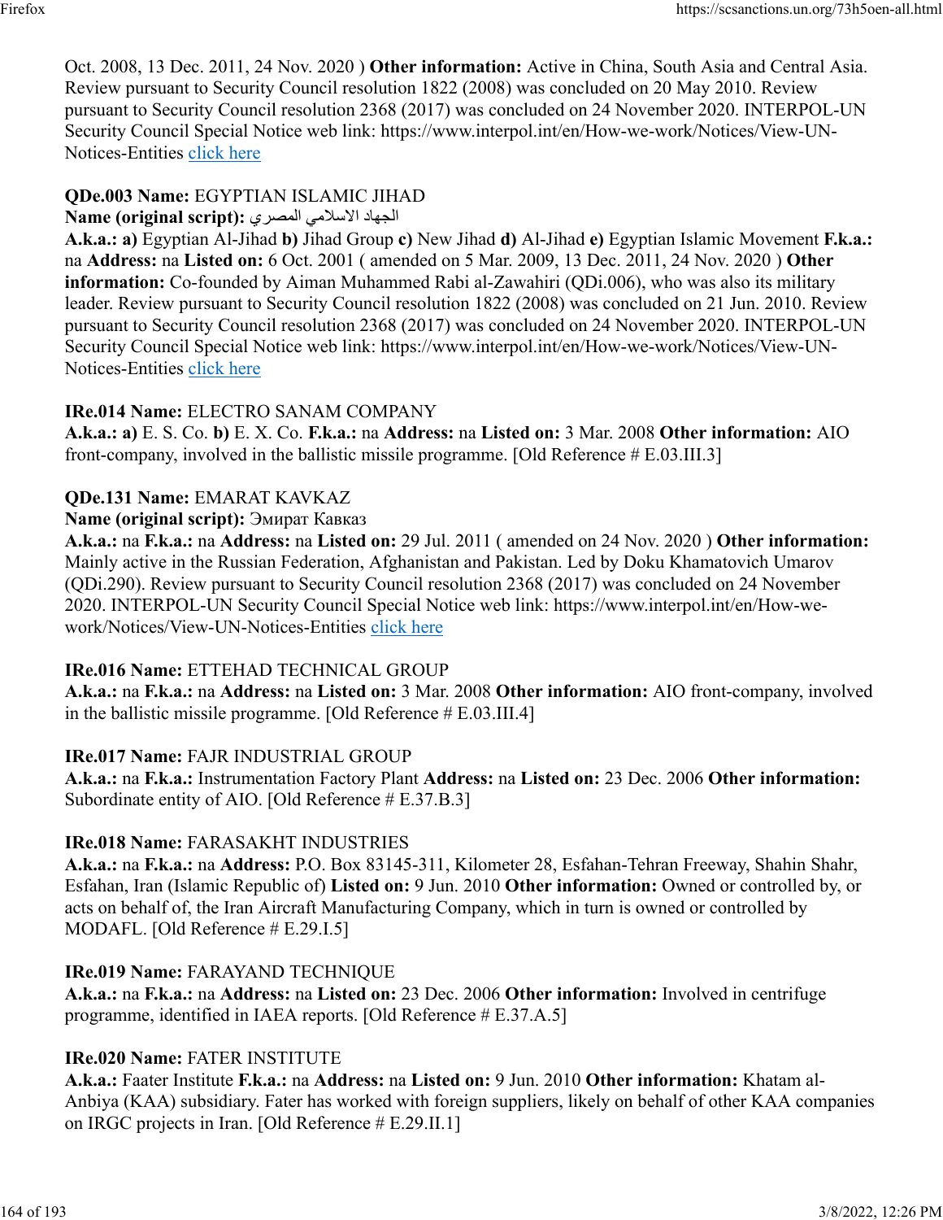Oct. 2008, 13 Dec. 2011, 24 Nov. 2020 ) **Other information:** Active in China, South Asia and Central Asia. Review pursuant to Security Council resolution 1822 (2008) was concluded on 20 May 2010. Review pursuant to Security Council resolution 2368 (2017) was concluded on 24 November 2020. INTERPOL-UN Security Council Special Notice web link: https://www.interpol.int/en/How-we-work/Notices/View-UN-Notices-Entities click here

**QDe.003 Name:** EGYPTIAN ISLAMIC JIHAD
**Name (original script):** الجهاد الاسلامي المصري
**A.k.a.: a)** Egyptian Al-Jihad **b)** Jihad Group **c)** New Jihad **d)** Al-Jihad **e)** Egyptian Islamic Movement **F.k.a.:** na **Address:** na **Listed on:** 6 Oct. 2001 ( amended on 5 Mar. 2009, 13 Dec. 2011, 24 Nov. 2020 ) **Other information:** Co-founded by Aiman Muhammed Rabi al-Zawahiri (QDi.006), who was also its military leader. Review pursuant to Security Council resolution 1822 (2008) was concluded on 21 Jun. 2010. Review pursuant to Security Council resolution 2368 (2017) was concluded on 24 November 2020. INTERPOL-UN Security Council Special Notice web link: https://www.interpol.int/en/How-we-work/Notices/View-UN-Notices-Entities click here

**IRe.014 Name:** ELECTRO SANAM COMPANY
**A.k.a.: a)** E. S. Co. **b)** E. X. Co. **F.k.a.:** na **Address:** na **Listed on:** 3 Mar. 2008 **Other information:** AIO front-company, involved in the ballistic missile programme. [Old Reference # E.03.III.3]

**QDe.131 Name:** EMARAT KAVKAZ
**Name (original script):** Эмират Кавказ
**A.k.a.:** na **F.k.a.:** na **Address:** na **Listed on:** 29 Jul. 2011 ( amended on 24 Nov. 2020 ) **Other information:** Mainly active in the Russian Federation, Afghanistan and Pakistan. Led by Doku Khamatovich Umarov (QDi.290). Review pursuant to Security Council resolution 2368 (2017) was concluded on 24 November 2020. INTERPOL-UN Security Council Special Notice web link: https://www.interpol.int/en/How-we-work/Notices/View-UN-Notices-Entities click here

**IRe.016 Name:** ETTEHAD TECHNICAL GROUP
**A.k.a.:** na **F.k.a.:** na **Address:** na **Listed on:** 3 Mar. 2008 **Other information:** AIO front-company, involved in the ballistic missile programme. [Old Reference # E.03.III.4]

**IRe.017 Name:** FAJR INDUSTRIAL GROUP
**A.k.a.:** na **F.k.a.:** Instrumentation Factory Plant **Address:** na **Listed on:** 23 Dec. 2006 **Other information:** Subordinate entity of AIO. [Old Reference # E.37.B.3]

**IRe.018 Name:** FARASAKHT INDUSTRIES
**A.k.a.:** na **F.k.a.:** na **Address:** P.O. Box 83145-311, Kilometer 28, Esfahan-Tehran Freeway, Shahin Shahr, Esfahan, Iran (Islamic Republic of) **Listed on:** 9 Jun. 2010 **Other information:** Owned or controlled by, or acts on behalf of, the Iran Aircraft Manufacturing Company, which in turn is owned or controlled by MODAFL. [Old Reference # E.29.I.5]

**IRe.019 Name:** FARAYAND TECHNIQUE
**A.k.a.:** na **F.k.a.:** na **Address:** na **Listed on:** 23 Dec. 2006 **Other information:** Involved in centrifuge programme, identified in IAEA reports. [Old Reference # E.37.A.5]

**IRe.020 Name:** FATER INSTITUTE
**A.k.a.:** Faater Institute **F.k.a.:** na **Address:** na **Listed on:** 9 Jun. 2010 **Other information:** Khatam al-Anbiya (KAA) subsidiary. Fater has worked with foreign suppliers, likely on behalf of other KAA companies on IRGC projects in Iran. [Old Reference # E.29.II.1]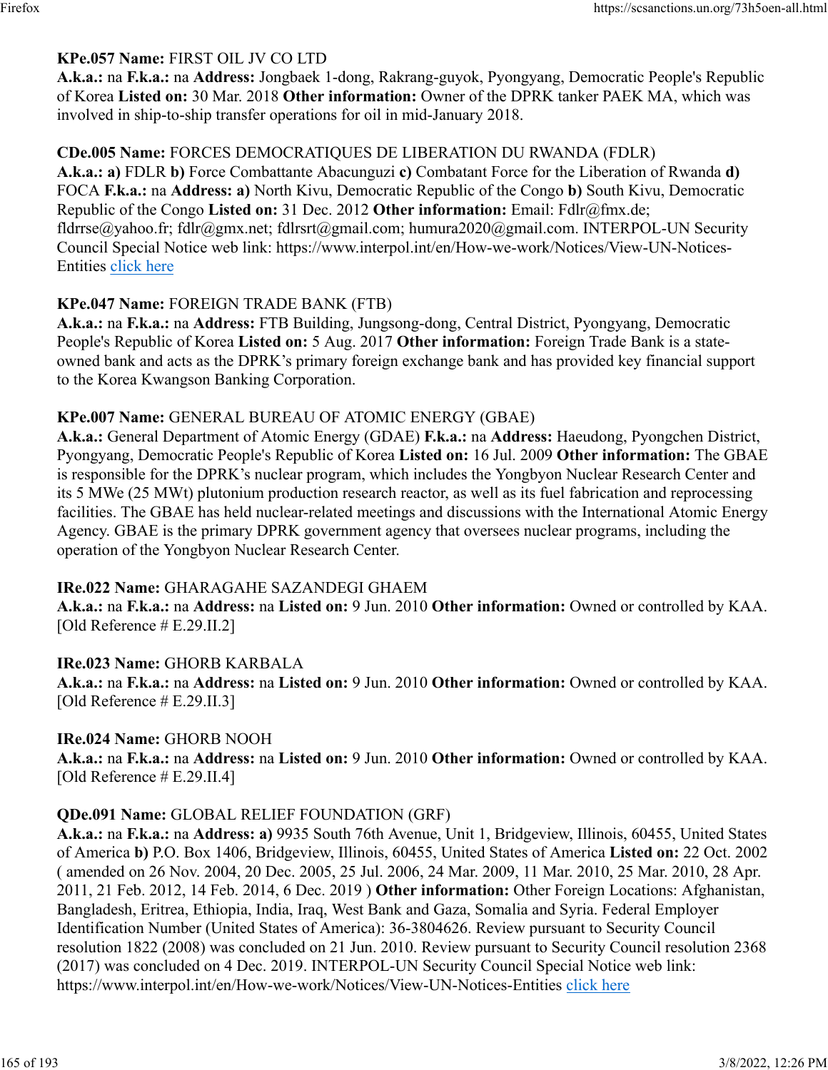**KPe.057 Name:** FIRST OIL JV CO LTD
**A.k.a.:** na **F.k.a.:** na **Address:** Jongbaek 1-dong, Rakrang-guyok, Pyongyang, Democratic People's Republic of Korea **Listed on:** 30 Mar. 2018 **Other information:** Owner of the DPRK tanker PAEK MA, which was involved in ship-to-ship transfer operations for oil in mid-January 2018.

**CDe.005 Name:** FORCES DEMOCRATIQUES DE LIBERATION DU RWANDA (FDLR)
**A.k.a.:** **a)** FDLR **b)** Force Combattante Abacunguzi **c)** Combatant Force for the Liberation of Rwanda **d)** FOCA **F.k.a.:** na **Address:** **a)** North Kivu, Democratic Republic of the Congo **b)** South Kivu, Democratic Republic of the Congo **Listed on:** 31 Dec. 2012 **Other information:** Email: Fdlr@fmx.de; fldrrse@yahoo.fr; fdlr@gmx.net; fdlrsrt@gmail.com; humura2020@gmail.com. INTERPOL-UN Security Council Special Notice web link: https://www.interpol.int/en/How-we-work/Notices/View-UN-Notices-Entities click here

**KPe.047 Name:** FOREIGN TRADE BANK (FTB)
**A.k.a.:** na **F.k.a.:** na **Address:** FTB Building, Jungsong-dong, Central District, Pyongyang, Democratic People's Republic of Korea **Listed on:** 5 Aug. 2017 **Other information:** Foreign Trade Bank is a state-owned bank and acts as the DPRK's primary foreign exchange bank and has provided key financial support to the Korea Kwangson Banking Corporation.

**KPe.007 Name:** GENERAL BUREAU OF ATOMIC ENERGY (GBAE)
**A.k.a.:** General Department of Atomic Energy (GDAE) **F.k.a.:** na **Address:** Haeudong, Pyongchen District, Pyongyang, Democratic People's Republic of Korea **Listed on:** 16 Jul. 2009 **Other information:** The GBAE is responsible for the DPRK's nuclear program, which includes the Yongbyon Nuclear Research Center and its 5 MWe (25 MWt) plutonium production research reactor, as well as its fuel fabrication and reprocessing facilities. The GBAE has held nuclear-related meetings and discussions with the International Atomic Energy Agency. GBAE is the primary DPRK government agency that oversees nuclear programs, including the operation of the Yongbyon Nuclear Research Center.

**IRe.022 Name:** GHARAGAHE SAZANDEGI GHAEM
**A.k.a.:** na **F.k.a.:** na **Address:** na **Listed on:** 9 Jun. 2010 **Other information:** Owned or controlled by KAA. [Old Reference # E.29.II.2]

**IRe.023 Name:** GHORB KARBALA
**A.k.a.:** na **F.k.a.:** na **Address:** na **Listed on:** 9 Jun. 2010 **Other information:** Owned or controlled by KAA. [Old Reference # E.29.II.3]

**IRe.024 Name:** GHORB NOOH
**A.k.a.:** na **F.k.a.:** na **Address:** na **Listed on:** 9 Jun. 2010 **Other information:** Owned or controlled by KAA. [Old Reference # E.29.II.4]

**QDe.091 Name:** GLOBAL RELIEF FOUNDATION (GRF)
**A.k.a.:** na **F.k.a.:** na **Address:** **a)** 9935 South 76th Avenue, Unit 1, Bridgeview, Illinois, 60455, United States of America **b)** P.O. Box 1406, Bridgeview, Illinois, 60455, United States of America **Listed on:** 22 Oct. 2002 ( amended on 26 Nov. 2004, 20 Dec. 2005, 25 Jul. 2006, 24 Mar. 2009, 11 Mar. 2010, 25 Mar. 2010, 28 Apr. 2011, 21 Feb. 2012, 14 Feb. 2014, 6 Dec. 2019 ) **Other information:** Other Foreign Locations: Afghanistan, Bangladesh, Eritrea, Ethiopia, India, Iraq, West Bank and Gaza, Somalia and Syria. Federal Employer Identification Number (United States of America): 36-3804626. Review pursuant to Security Council resolution 1822 (2008) was concluded on 21 Jun. 2010. Review pursuant to Security Council resolution 2368 (2017) was concluded on 4 Dec. 2019. INTERPOL-UN Security Council Special Notice web link: https://www.interpol.int/en/How-we-work/Notices/View-UN-Notices-Entities click here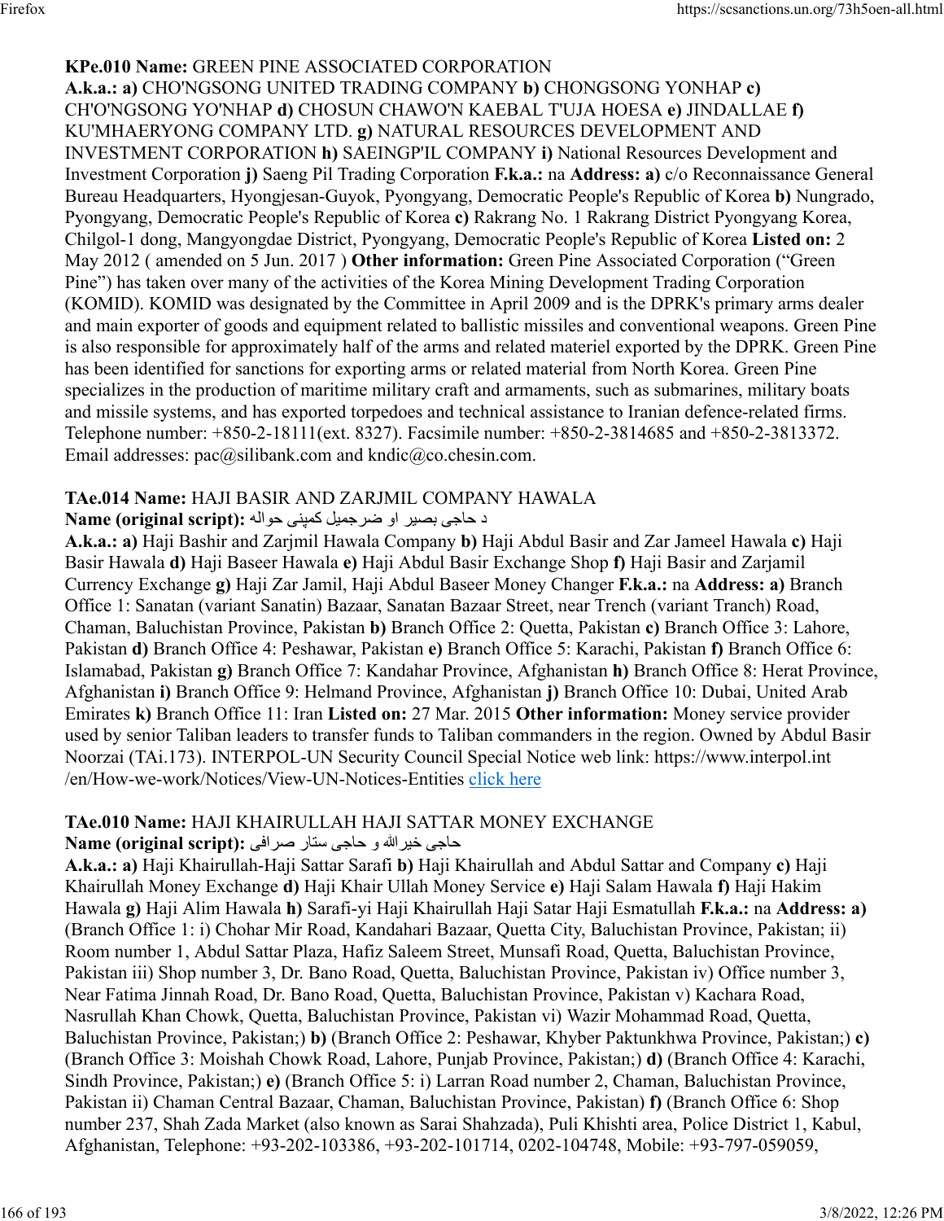**KPe.010 Name:** GREEN PINE ASSOCIATED CORPORATION
**A.k.a.: a)** CHO'NGSONG UNITED TRADING COMPANY **b)** CHONGSONG YONHAP **c)** CH'O'NGSONG YO'NHAP **d)** CHOSUN CHAWO'N KAEBAL T'UJA HOESA **e)** JINDALLAE **f)** KU'MHAERYONG COMPANY LTD. **g)** NATURAL RESOURCES DEVELOPMENT AND INVESTMENT CORPORATION **h)** SAEINGP'IL COMPANY **i)** National Resources Development and Investment Corporation **j)** Saeng Pil Trading Corporation **F.k.a.:** na **Address: a)** c/o Reconnaissance General Bureau Headquarters, Hyongjesan-Guyok, Pyongyang, Democratic People's Republic of Korea **b)** Nungrado, Pyongyang, Democratic People's Republic of Korea **c)** Rakrang No. 1 Rakrang District Pyongyang Korea, Chilgol-1 dong, Mangyongdae District, Pyongyang, Democratic People's Republic of Korea **Listed on:** 2 May 2012 ( amended on 5 Jun. 2017 ) **Other information:** Green Pine Associated Corporation ("Green Pine") has taken over many of the activities of the Korea Mining Development Trading Corporation (KOMID). KOMID was designated by the Committee in April 2009 and is the DPRK's primary arms dealer and main exporter of goods and equipment related to ballistic missiles and conventional weapons. Green Pine is also responsible for approximately half of the arms and related materiel exported by the DPRK. Green Pine has been identified for sanctions for exporting arms or related material from North Korea. Green Pine specializes in the production of maritime military craft and armaments, such as submarines, military boats and missile systems, and has exported torpedoes and technical assistance to Iranian defence-related firms. Telephone number: +850-2-18111(ext. 8327). Facsimile number: +850-2-3814685 and +850-2-3813372. Email addresses: pac@silibank.com and kndic@co.chesin.com.

**TAe.014 Name:** HAJI BASIR AND ZARJMIL COMPANY HAWALA
**Name (original script):** د حاجی بصیر او ضرجمیل کمپنی حواله
**A.k.a.: a)** Haji Bashir and Zarjmil Hawala Company **b)** Haji Abdul Basir and Zar Jameel Hawala **c)** Haji Basir Hawala **d)** Haji Baseer Hawala **e)** Haji Abdul Basir Exchange Shop **f)** Haji Basir and Zarjamil Currency Exchange **g)** Haji Zar Jamil, Haji Abdul Baseer Money Changer **F.k.a.:** na **Address: a)** Branch Office 1: Sanatan (variant Sanatin) Bazaar, Sanatan Bazaar Street, near Trench (variant Tranch) Road, Chaman, Baluchistan Province, Pakistan **b)** Branch Office 2: Quetta, Pakistan **c)** Branch Office 3: Lahore, Pakistan **d)** Branch Office 4: Peshawar, Pakistan **e)** Branch Office 5: Karachi, Pakistan **f)** Branch Office 6: Islamabad, Pakistan **g)** Branch Office 7: Kandahar Province, Afghanistan **h)** Branch Office 8: Herat Province, Afghanistan **i)** Branch Office 9: Helmand Province, Afghanistan **j)** Branch Office 10: Dubai, United Arab Emirates **k)** Branch Office 11: Iran **Listed on:** 27 Mar. 2015 **Other information:** Money service provider used by senior Taliban leaders to transfer funds to Taliban commanders in the region. Owned by Abdul Basir Noorzai (TAi.173). INTERPOL-UN Security Council Special Notice web link: https://www.interpol.int /en/How-we-work/Notices/View-UN-Notices-Entities click here

**TAe.010 Name:** HAJI KHAIRULLAH HAJI SATTAR MONEY EXCHANGE
**Name (original script):** حاجی خیرالله و حاجی ستار صرافی
**A.k.a.: a)** Haji Khairullah-Haji Sattar Sarafi **b)** Haji Khairullah and Abdul Sattar and Company **c)** Haji Khairullah Money Exchange **d)** Haji Khair Ullah Money Service **e)** Haji Salam Hawala **f)** Haji Hakim Hawala **g)** Haji Alim Hawala **h)** Sarafi-yi Haji Khairullah Haji Satar Haji Esmatullah **F.k.a.:** na **Address: a)** (Branch Office 1: i) Chohar Mir Road, Kandahari Bazaar, Quetta City, Baluchistan Province, Pakistan; ii) Room number 1, Abdul Sattar Plaza, Hafiz Saleem Street, Munsafi Road, Quetta, Baluchistan Province, Pakistan iii) Shop number 3, Dr. Bano Road, Quetta, Baluchistan Province, Pakistan iv) Office number 3, Near Fatima Jinnah Road, Dr. Bano Road, Quetta, Baluchistan Province, Pakistan v) Kachara Road, Nasrullah Khan Chowk, Quetta, Baluchistan Province, Pakistan vi) Wazir Mohammad Road, Quetta, Baluchistan Province, Pakistan;) **b)** (Branch Office 2: Peshawar, Khyber Paktunkhwa Province, Pakistan;) **c)** (Branch Office 3: Moishah Chowk Road, Lahore, Punjab Province, Pakistan;) **d)** (Branch Office 4: Karachi, Sindh Province, Pakistan;) **e)** (Branch Office 5: i) Larran Road number 2, Chaman, Baluchistan Province, Pakistan ii) Chaman Central Bazaar, Chaman, Baluchistan Province, Pakistan) **f)** (Branch Office 6: Shop number 237, Shah Zada Market (also known as Sarai Shahzada), Puli Khishti area, Police District 1, Kabul, Afghanistan, Telephone: +93-202-103386, +93-202-101714, 0202-104748, Mobile: +93-797-059059,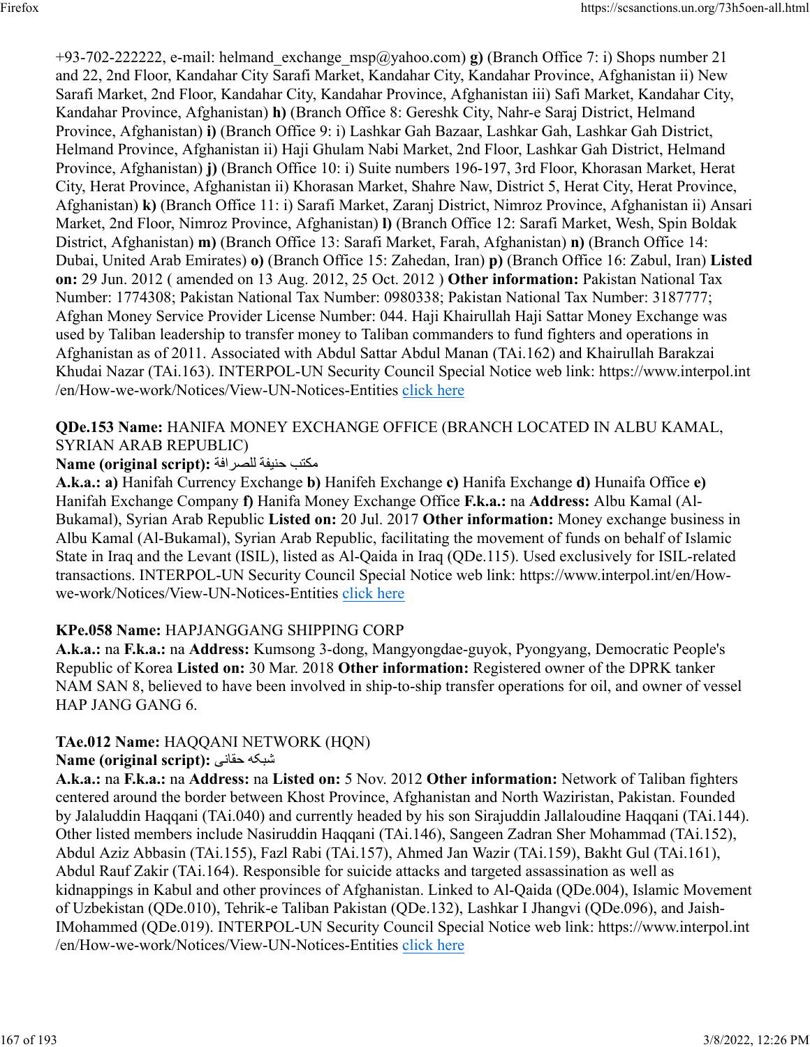+93-702-222222, e-mail: helmand_exchange_msp@yahoo.com) **g)** (Branch Office 7: i) Shops number 21 and 22, 2nd Floor, Kandahar City Sarafi Market, Kandahar City, Kandahar Province, Afghanistan ii) New Sarafi Market, 2nd Floor, Kandahar City, Kandahar Province, Afghanistan iii) Safi Market, Kandahar City, Kandahar Province, Afghanistan) **h)** (Branch Office 8: Gereshk City, Nahr-e Saraj District, Helmand Province, Afghanistan) **i)** (Branch Office 9: i) Lashkar Gah Bazaar, Lashkar Gah, Lashkar Gah District, Helmand Province, Afghanistan ii) Haji Ghulam Nabi Market, 2nd Floor, Lashkar Gah District, Helmand Province, Afghanistan) **j)** (Branch Office 10: i) Suite numbers 196-197, 3rd Floor, Khorasan Market, Herat City, Herat Province, Afghanistan ii) Khorasan Market, Shahre Naw, District 5, Herat City, Herat Province, Afghanistan) **k)** (Branch Office 11: i) Sarafi Market, Zaranj District, Nimroz Province, Afghanistan ii) Ansari Market, 2nd Floor, Nimroz Province, Afghanistan) **l)** (Branch Office 12: Sarafi Market, Wesh, Spin Boldak District, Afghanistan) **m)** (Branch Office 13: Sarafi Market, Farah, Afghanistan) **n)** (Branch Office 14: Dubai, United Arab Emirates) **o)** (Branch Office 15: Zahedan, Iran) **p)** (Branch Office 16: Zabul, Iran) **Listed on:** 29 Jun. 2012 ( amended on 13 Aug. 2012, 25 Oct. 2012 ) **Other information:** Pakistan National Tax Number: 1774308; Pakistan National Tax Number: 0980338; Pakistan National Tax Number: 3187777; Afghan Money Service Provider License Number: 044. Haji Khairullah Haji Sattar Money Exchange was used by Taliban leadership to transfer money to Taliban commanders to fund fighters and operations in Afghanistan as of 2011. Associated with Abdul Sattar Abdul Manan (TAi.162) and Khairullah Barakzai Khudai Nazar (TAi.163). INTERPOL-UN Security Council Special Notice web link: https://www.interpol.int/en/How-we-work/Notices/View-UN-Notices-Entities click here

**QDe.153 Name:** HANIFA MONEY EXCHANGE OFFICE (BRANCH LOCATED IN ALBU KAMAL, SYRIAN ARAB REPUBLIC)
**Name (original script):** مكتب حنيفة للصرافة
**A.k.a.:** **a)** Hanifah Currency Exchange **b)** Hanifeh Exchange **c)** Hanifa Exchange **d)** Hunaifa Office **e)** Hanifah Exchange Company **f)** Hanifa Money Exchange Office **F.k.a.:** na **Address:** Albu Kamal (Al-Bukamal), Syrian Arab Republic **Listed on:** 20 Jul. 2017 **Other information:** Money exchange business in Albu Kamal (Al-Bukamal), Syrian Arab Republic, facilitating the movement of funds on behalf of Islamic State in Iraq and the Levant (ISIL), listed as Al-Qaida in Iraq (QDe.115). Used exclusively for ISIL-related transactions. INTERPOL-UN Security Council Special Notice web link: https://www.interpol.int/en/How-we-work/Notices/View-UN-Notices-Entities click here

**KPe.058 Name:** HAPJANGGANG SHIPPING CORP
**A.k.a.:** na **F.k.a.:** na **Address:** Kumsong 3-dong, Mangyongdae-guyok, Pyongyang, Democratic People's Republic of Korea **Listed on:** 30 Mar. 2018 **Other information:** Registered owner of the DPRK tanker NAM SAN 8, believed to have been involved in ship-to-ship transfer operations for oil, and owner of vessel HAP JANG GANG 6.

**TAe.012 Name:** HAQQANI NETWORK (HQN)
**Name (original script):** شبکه حقانی
**A.k.a.:** na **F.k.a.:** na **Address:** na **Listed on:** 5 Nov. 2012 **Other information:** Network of Taliban fighters centered around the border between Khost Province, Afghanistan and North Waziristan, Pakistan. Founded by Jalaluddin Haqqani (TAi.040) and currently headed by his son Sirajuddin Jallaloudine Haqqani (TAi.144). Other listed members include Nasiruddin Haqqani (TAi.146), Sangeen Zadran Sher Mohammad (TAi.152), Abdul Aziz Abbasin (TAi.155), Fazl Rabi (TAi.157), Ahmed Jan Wazir (TAi.159), Bakht Gul (TAi.161), Abdul Rauf Zakir (TAi.164). Responsible for suicide attacks and targeted assassination as well as kidnappings in Kabul and other provinces of Afghanistan. Linked to Al-Qaida (QDe.004), Islamic Movement of Uzbekistan (QDe.010), Tehrik-e Taliban Pakistan (QDe.132), Lashkar I Jhangvi (QDe.096), and Jaish-IMohammed (QDe.019). INTERPOL-UN Security Council Special Notice web link: https://www.interpol.int/en/How-we-work/Notices/View-UN-Notices-Entities click here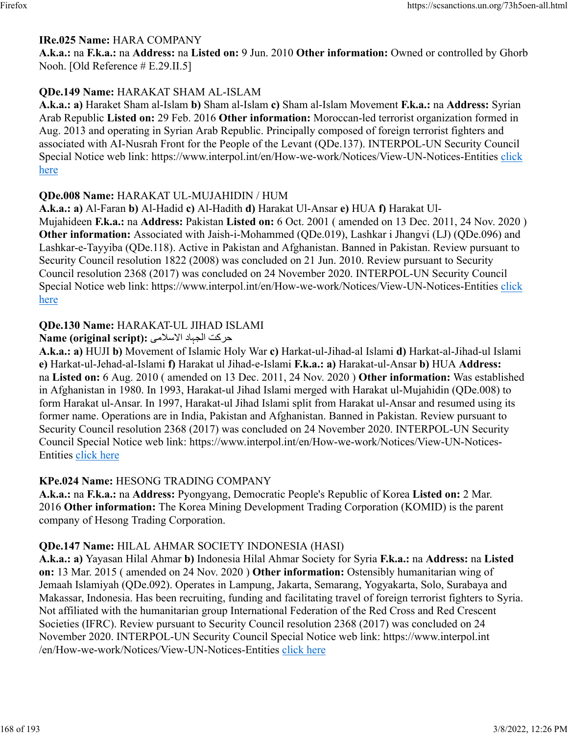**IRe.025 Name:** HARA COMPANY
**A.k.a.:** na **F.k.a.:** na **Address:** na **Listed on:** 9 Jun. 2010 **Other information:** Owned or controlled by Ghorb Nooh. [Old Reference # E.29.II.5]

**QDe.149 Name:** HARAKAT SHAM AL-ISLAM
**A.k.a.:** **a)** Haraket Sham al-Islam **b)** Sham al-Islam **c)** Sham al-Islam Movement **F.k.a.:** na **Address:** Syrian Arab Republic **Listed on:** 29 Feb. 2016 **Other information:** Moroccan-led terrorist organization formed in Aug. 2013 and operating in Syrian Arab Republic. Principally composed of foreign terrorist fighters and associated with AI-Nusrah Front for the People of the Levant (QDe.137). INTERPOL-UN Security Council Special Notice web link: https://www.interpol.int/en/How-we-work/Notices/View-UN-Notices-Entities click here

**QDe.008 Name:** HARAKAT UL-MUJAHIDIN / HUM
**A.k.a.:** **a)** Al-Faran **b)** Al-Hadid **c)** Al-Hadith **d)** Harakat Ul-Ansar **e)** HUA **f)** Harakat Ul-Mujahideen **F.k.a.:** na **Address:** Pakistan **Listed on:** 6 Oct. 2001 ( amended on 13 Dec. 2011, 24 Nov. 2020 ) **Other information:** Associated with Jaish-i-Mohammed (QDe.019), Lashkar i Jhangvi (LJ) (QDe.096) and Lashkar-e-Tayyiba (QDe.118). Active in Pakistan and Afghanistan. Banned in Pakistan. Review pursuant to Security Council resolution 1822 (2008) was concluded on 21 Jun. 2010. Review pursuant to Security Council resolution 2368 (2017) was concluded on 24 November 2020. INTERPOL-UN Security Council Special Notice web link: https://www.interpol.int/en/How-we-work/Notices/View-UN-Notices-Entities click here

**QDe.130 Name:** HARAKAT-UL JIHAD ISLAMI
**Name (original script):** حرکت الجہاد الاسلامی
**A.k.a.:** **a)** HUJI **b)** Movement of Islamic Holy War **c)** Harkat-ul-Jihad-al Islami **d)** Harkat-al-Jihad-ul Islami **e)** Harkat-ul-Jehad-al-Islami **f)** Harakat ul Jihad-e-Islami **F.k.a.:** **a)** Harakat-ul-Ansar **b)** HUA **Address:** na **Listed on:** 6 Aug. 2010 ( amended on 13 Dec. 2011, 24 Nov. 2020 ) **Other information:** Was established in Afghanistan in 1980. In 1993, Harakat-ul Jihad Islami merged with Harakat ul-Mujahidin (QDe.008) to form Harakat ul-Ansar. In 1997, Harakat-ul Jihad Islami split from Harakat ul-Ansar and resumed using its former name. Operations are in India, Pakistan and Afghanistan. Banned in Pakistan. Review pursuant to Security Council resolution 2368 (2017) was concluded on 24 November 2020. INTERPOL-UN Security Council Special Notice web link: https://www.interpol.int/en/How-we-work/Notices/View-UN-Notices-Entities click here

**KPe.024 Name:** HESONG TRADING COMPANY
**A.k.a.:** na **F.k.a.:** na **Address:** Pyongyang, Democratic People's Republic of Korea **Listed on:** 2 Mar. 2016 **Other information:** The Korea Mining Development Trading Corporation (KOMID) is the parent company of Hesong Trading Corporation.

**QDe.147 Name:** HILAL AHMAR SOCIETY INDONESIA (HASI)
**A.k.a.:** **a)** Yayasan Hilal Ahmar **b)** Indonesia Hilal Ahmar Society for Syria **F.k.a.:** na **Address:** na **Listed on:** 13 Mar. 2015 ( amended on 24 Nov. 2020 ) **Other information:** Ostensibly humanitarian wing of Jemaah Islamiyah (QDe.092). Operates in Lampung, Jakarta, Semarang, Yogyakarta, Solo, Surabaya and Makassar, Indonesia. Has been recruiting, funding and facilitating travel of foreign terrorist fighters to Syria. Not affiliated with the humanitarian group International Federation of the Red Cross and Red Crescent Societies (IFRC). Review pursuant to Security Council resolution 2368 (2017) was concluded on 24 November 2020. INTERPOL-UN Security Council Special Notice web link: https://www.interpol.int/en/How-we-work/Notices/View-UN-Notices-Entities click here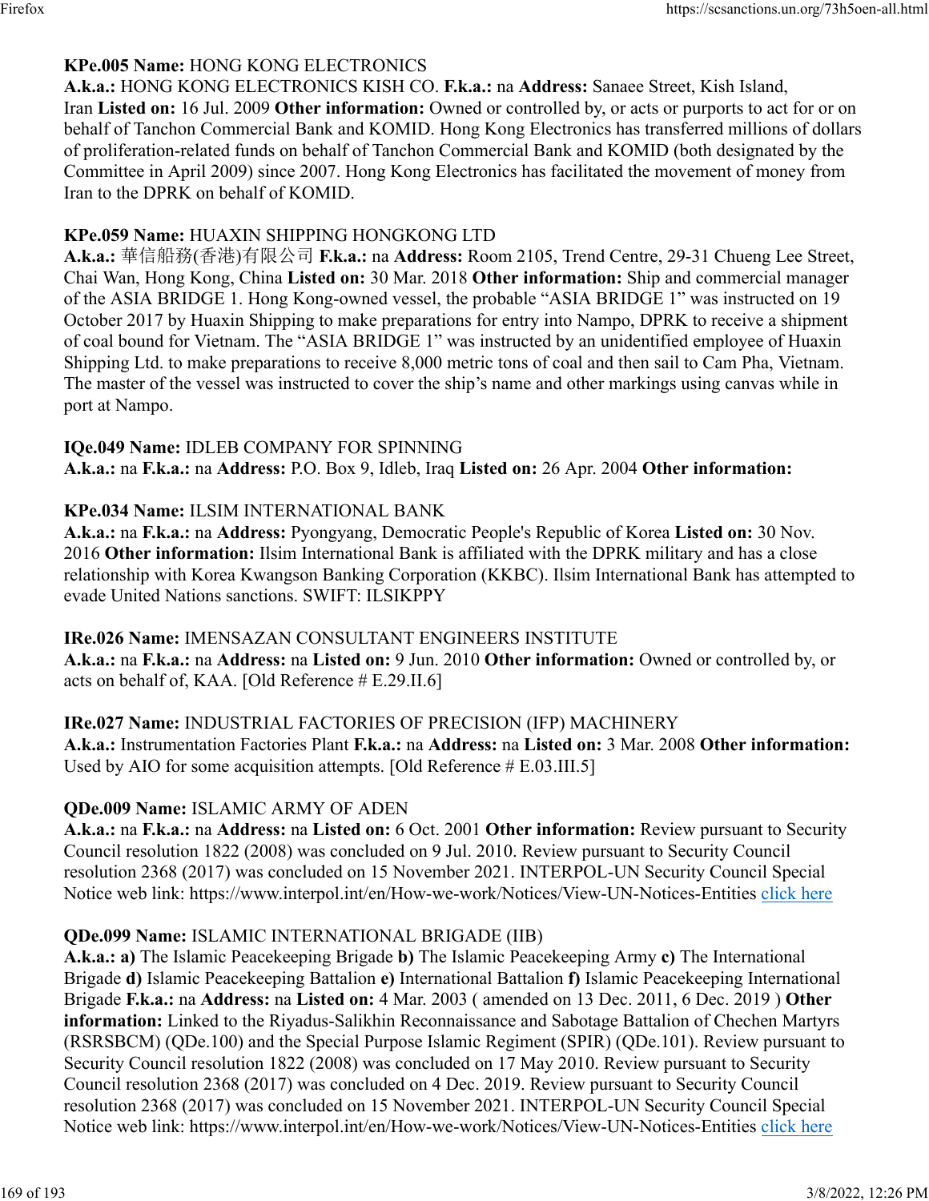**KPe.005 Name:** HONG KONG ELECTRONICS
**A.k.a.:** HONG KONG ELECTRONICS KISH CO. **F.k.a.:** na **Address:** Sanaee Street, Kish Island, Iran **Listed on:** 16 Jul. 2009 **Other information:** Owned or controlled by, or acts or purports to act for or on behalf of Tanchon Commercial Bank and KOMID. Hong Kong Electronics has transferred millions of dollars of proliferation-related funds on behalf of Tanchon Commercial Bank and KOMID (both designated by the Committee in April 2009) since 2007. Hong Kong Electronics has facilitated the movement of money from Iran to the DPRK on behalf of KOMID.

**KPe.059 Name:** HUAXIN SHIPPING HONGKONG LTD
**A.k.a.:** 華信船務(香港)有限公司 **F.k.a.:** na **Address:** Room 2105, Trend Centre, 29-31 Chueng Lee Street, Chai Wan, Hong Kong, China **Listed on:** 30 Mar. 2018 **Other information:** Ship and commercial manager of the ASIA BRIDGE 1. Hong Kong-owned vessel, the probable "ASIA BRIDGE 1" was instructed on 19 October 2017 by Huaxin Shipping to make preparations for entry into Nampo, DPRK to receive a shipment of coal bound for Vietnam. The "ASIA BRIDGE 1" was instructed by an unidentified employee of Huaxin Shipping Ltd. to make preparations to receive 8,000 metric tons of coal and then sail to Cam Pha, Vietnam. The master of the vessel was instructed to cover the ship's name and other markings using canvas while in port at Nampo.

**IQe.049 Name:** IDLEB COMPANY FOR SPINNING
**A.k.a.:** na **F.k.a.:** na **Address:** P.O. Box 9, Idleb, Iraq **Listed on:** 26 Apr. 2004 **Other information:**

**KPe.034 Name:** ILSIM INTERNATIONAL BANK
**A.k.a.:** na **F.k.a.:** na **Address:** Pyongyang, Democratic People's Republic of Korea **Listed on:** 30 Nov. 2016 **Other information:** Ilsim International Bank is affiliated with the DPRK military and has a close relationship with Korea Kwangson Banking Corporation (KKBC). Ilsim International Bank has attempted to evade United Nations sanctions. SWIFT: ILSIKPPY

**IRe.026 Name:** IMENSAZAN CONSULTANT ENGINEERS INSTITUTE
**A.k.a.:** na **F.k.a.:** na **Address:** na **Listed on:** 9 Jun. 2010 **Other information:** Owned or controlled by, or acts on behalf of, KAA. [Old Reference # E.29.II.6]

**IRe.027 Name:** INDUSTRIAL FACTORIES OF PRECISION (IFP) MACHINERY
**A.k.a.:** Instrumentation Factories Plant **F.k.a.:** na **Address:** na **Listed on:** 3 Mar. 2008 **Other information:** Used by AIO for some acquisition attempts. [Old Reference # E.03.III.5]

**QDe.009 Name:** ISLAMIC ARMY OF ADEN
**A.k.a.:** na **F.k.a.:** na **Address:** na **Listed on:** 6 Oct. 2001 **Other information:** Review pursuant to Security Council resolution 1822 (2008) was concluded on 9 Jul. 2010. Review pursuant to Security Council resolution 2368 (2017) was concluded on 15 November 2021. INTERPOL-UN Security Council Special Notice web link: https://www.interpol.int/en/How-we-work/Notices/View-UN-Notices-Entities click here

**QDe.099 Name:** ISLAMIC INTERNATIONAL BRIGADE (IIB)
**A.k.a.:** **a)** The Islamic Peacekeeping Brigade **b)** The Islamic Peacekeeping Army **c)** The International Brigade **d)** Islamic Peacekeeping Battalion **e)** International Battalion **f)** Islamic Peacekeeping International Brigade **F.k.a.:** na **Address:** na **Listed on:** 4 Mar. 2003 ( amended on 13 Dec. 2011, 6 Dec. 2019 ) **Other information:** Linked to the Riyadus-Salikhin Reconnaissance and Sabotage Battalion of Chechen Martyrs (RSRSBCM) (QDe.100) and the Special Purpose Islamic Regiment (SPIR) (QDe.101). Review pursuant to Security Council resolution 1822 (2008) was concluded on 17 May 2010. Review pursuant to Security Council resolution 2368 (2017) was concluded on 4 Dec. 2019. Review pursuant to Security Council resolution 2368 (2017) was concluded on 15 November 2021. INTERPOL-UN Security Council Special Notice web link: https://www.interpol.int/en/How-we-work/Notices/View-UN-Notices-Entities click here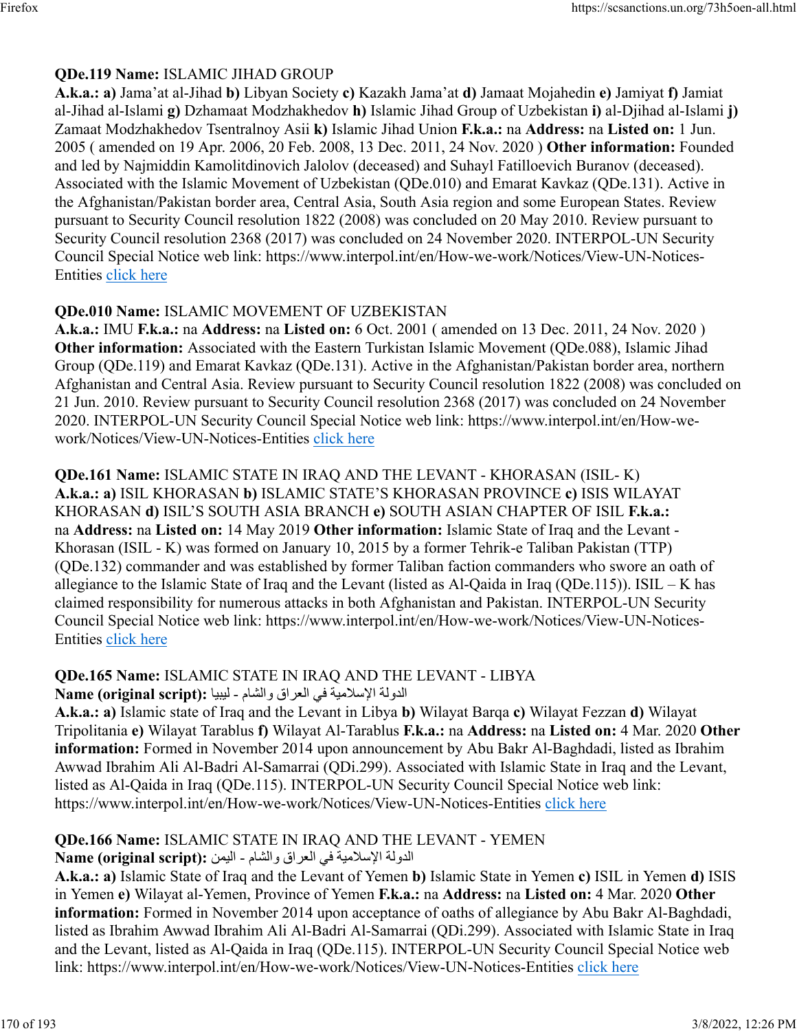**QDe.119 Name:** ISLAMIC JIHAD GROUP
**A.k.a.: a)** Jama'at al-Jihad **b)** Libyan Society **c)** Kazakh Jama'at **d)** Jamaat Mojahedin **e)** Jamiyat **f)** Jamiat al-Jihad al-Islami **g)** Dzhamaat Modzhakhedov **h)** Islamic Jihad Group of Uzbekistan **i)** al-Djihad al-Islami **j)** Zamaat Modzhakhedov Tsentralnoy Asii **k)** Islamic Jihad Union **F.k.a.:** na **Address:** na **Listed on:** 1 Jun. 2005 ( amended on 19 Apr. 2006, 20 Feb. 2008, 13 Dec. 2011, 24 Nov. 2020 ) **Other information:** Founded and led by Najmiddin Kamolitdinovich Jalolov (deceased) and Suhayl Fatilloevich Buranov (deceased). Associated with the Islamic Movement of Uzbekistan (QDe.010) and Emarat Kavkaz (QDe.131). Active in the Afghanistan/Pakistan border area, Central Asia, South Asia region and some European States. Review pursuant to Security Council resolution 1822 (2008) was concluded on 20 May 2010. Review pursuant to Security Council resolution 2368 (2017) was concluded on 24 November 2020. INTERPOL-UN Security Council Special Notice web link: https://www.interpol.int/en/How-we-work/Notices/View-UN-Notices-Entities click here

**QDe.010 Name:** ISLAMIC MOVEMENT OF UZBEKISTAN
**A.k.a.:** IMU **F.k.a.:** na **Address:** na **Listed on:** 6 Oct. 2001 ( amended on 13 Dec. 2011, 24 Nov. 2020 ) **Other information:** Associated with the Eastern Turkistan Islamic Movement (QDe.088), Islamic Jihad Group (QDe.119) and Emarat Kavkaz (QDe.131). Active in the Afghanistan/Pakistan border area, northern Afghanistan and Central Asia. Review pursuant to Security Council resolution 1822 (2008) was concluded on 21 Jun. 2010. Review pursuant to Security Council resolution 2368 (2017) was concluded on 24 November 2020. INTERPOL-UN Security Council Special Notice web link: https://www.interpol.int/en/How-we-work/Notices/View-UN-Notices-Entities click here

**QDe.161 Name:** ISLAMIC STATE IN IRAQ AND THE LEVANT - KHORASAN (ISIL- K)
**A.k.a.: a)** ISIL KHORASAN **b)** ISLAMIC STATE'S KHORASAN PROVINCE **c)** ISIS WILAYAT KHORASAN **d)** ISIL'S SOUTH ASIA BRANCH **e)** SOUTH ASIAN CHAPTER OF ISIL **F.k.a.:** na **Address:** na **Listed on:** 14 May 2019 **Other information:** Islamic State of Iraq and the Levant - Khorasan (ISIL - K) was formed on January 10, 2015 by a former Tehrik-e Taliban Pakistan (TTP) (QDe.132) commander and was established by former Taliban faction commanders who swore an oath of allegiance to the Islamic State of Iraq and the Levant (listed as Al-Qaida in Iraq (QDe.115)). ISIL – K has claimed responsibility for numerous attacks in both Afghanistan and Pakistan. INTERPOL-UN Security Council Special Notice web link: https://www.interpol.int/en/How-we-work/Notices/View-UN-Notices-Entities click here

**QDe.165 Name:** ISLAMIC STATE IN IRAQ AND THE LEVANT - LIBYA
**Name (original script):** الدولة الإسلامية في العراق والشام - ليبيا
**A.k.a.: a)** Islamic state of Iraq and the Levant in Libya **b)** Wilayat Barqa **c)** Wilayat Fezzan **d)** Wilayat Tripolitania **e)** Wilayat Tarablus **f)** Wilayat Al-Tarablus **F.k.a.:** na **Address:** na **Listed on:** 4 Mar. 2020 **Other information:** Formed in November 2014 upon announcement by Abu Bakr Al-Baghdadi, listed as Ibrahim Awwad Ibrahim Ali Al-Badri Al-Samarrai (QDi.299). Associated with Islamic State in Iraq and the Levant, listed as Al-Qaida in Iraq (QDe.115). INTERPOL-UN Security Council Special Notice web link: https://www.interpol.int/en/How-we-work/Notices/View-UN-Notices-Entities click here

**QDe.166 Name:** ISLAMIC STATE IN IRAQ AND THE LEVANT - YEMEN
**Name (original script):** الدولة الإسلامية في العراق والشام - اليمن
**A.k.a.: a)** Islamic State of Iraq and the Levant of Yemen **b)** Islamic State in Yemen **c)** ISIL in Yemen **d)** ISIS in Yemen **e)** Wilayat al-Yemen, Province of Yemen **F.k.a.:** na **Address:** na **Listed on:** 4 Mar. 2020 **Other information:** Formed in November 2014 upon acceptance of oaths of allegiance by Abu Bakr Al-Baghdadi, listed as Ibrahim Awwad Ibrahim Ali Al-Badri Al-Samarrai (QDi.299). Associated with Islamic State in Iraq and the Levant, listed as Al-Qaida in Iraq (QDe.115). INTERPOL-UN Security Council Special Notice web link: https://www.interpol.int/en/How-we-work/Notices/View-UN-Notices-Entities click here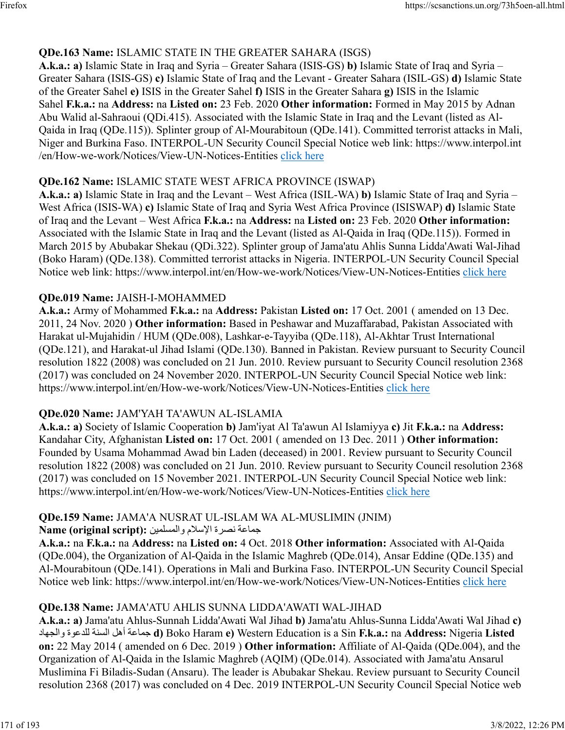**QDe.163 Name:** ISLAMIC STATE IN THE GREATER SAHARA (ISGS)
**A.k.a.: a)** Islamic State in Iraq and Syria – Greater Sahara (ISIS-GS) **b)** Islamic State of Iraq and Syria – Greater Sahara (ISIS-GS) **c)** Islamic State of Iraq and the Levant - Greater Sahara (ISIL-GS) **d)** Islamic State of the Greater Sahel **e)** ISIS in the Greater Sahel **f)** ISIS in the Greater Sahara **g)** ISIS in the Islamic Sahel **F.k.a.:** na **Address:** na **Listed on:** 23 Feb. 2020 **Other information:** Formed in May 2015 by Adnan Abu Walid al-Sahraoui (QDi.415). Associated with the Islamic State in Iraq and the Levant (listed as Al-Qaida in Iraq (QDe.115)). Splinter group of Al-Mourabitoun (QDe.141). Committed terrorist attacks in Mali, Niger and Burkina Faso. INTERPOL-UN Security Council Special Notice web link: https://www.interpol.int/en/How-we-work/Notices/View-UN-Notices-Entities click here

**QDe.162 Name:** ISLAMIC STATE WEST AFRICA PROVINCE (ISWAP)
**A.k.a.: a)** Islamic State in Iraq and the Levant – West Africa (ISIL-WA) **b)** Islamic State of Iraq and Syria – West Africa (ISIS-WA) **c)** Islamic State of Iraq and Syria West Africa Province (ISISWAP) **d)** Islamic State of Iraq and the Levant – West Africa **F.k.a.:** na **Address:** na **Listed on:** 23 Feb. 2020 **Other information:** Associated with the Islamic State in Iraq and the Levant (listed as Al-Qaida in Iraq (QDe.115)). Formed in March 2015 by Abubakar Shekau (QDi.322). Splinter group of Jama'atu Ahlis Sunna Lidda'Awati Wal-Jihad (Boko Haram) (QDe.138). Committed terrorist attacks in Nigeria. INTERPOL-UN Security Council Special Notice web link: https://www.interpol.int/en/How-we-work/Notices/View-UN-Notices-Entities click here

**QDe.019 Name:** JAISH-I-MOHAMMED
**A.k.a.:** Army of Mohammed **F.k.a.:** na **Address:** Pakistan **Listed on:** 17 Oct. 2001 ( amended on 13 Dec. 2011, 24 Nov. 2020 ) **Other information:** Based in Peshawar and Muzaffarabad, Pakistan Associated with Harakat ul-Mujahidin / HUM (QDe.008), Lashkar-e-Tayyiba (QDe.118), Al-Akhtar Trust International (QDe.121), and Harakat-ul Jihad Islami (QDe.130). Banned in Pakistan. Review pursuant to Security Council resolution 1822 (2008) was concluded on 21 Jun. 2010. Review pursuant to Security Council resolution 2368 (2017) was concluded on 24 November 2020. INTERPOL-UN Security Council Special Notice web link: https://www.interpol.int/en/How-we-work/Notices/View-UN-Notices-Entities click here

**QDe.020 Name:** JAM'YAH TA'AWUN AL-ISLAMIA
**A.k.a.: a)** Society of Islamic Cooperation **b)** Jam'iyat Al Ta'awun Al Islamiyya **c)** Jit **F.k.a.:** na **Address:** Kandahar City, Afghanistan **Listed on:** 17 Oct. 2001 ( amended on 13 Dec. 2011 ) **Other information:** Founded by Usama Mohammad Awad bin Laden (deceased) in 2001. Review pursuant to Security Council resolution 1822 (2008) was concluded on 21 Jun. 2010. Review pursuant to Security Council resolution 2368 (2017) was concluded on 15 November 2021. INTERPOL-UN Security Council Special Notice web link: https://www.interpol.int/en/How-we-work/Notices/View-UN-Notices-Entities click here

**QDe.159 Name:** JAMA'A NUSRAT UL-ISLAM WA AL-MUSLIMIN (JNIM)
**Name (original script):** جماعة نصرة الإسلام والمسلمين
**A.k.a.:** na **F.k.a.:** na **Address:** na **Listed on:** 4 Oct. 2018 **Other information:** Associated with Al-Qaida (QDe.004), the Organization of Al-Qaida in the Islamic Maghreb (QDe.014), Ansar Eddine (QDe.135) and Al-Mourabitoun (QDe.141). Operations in Mali and Burkina Faso. INTERPOL-UN Security Council Special Notice web link: https://www.interpol.int/en/How-we-work/Notices/View-UN-Notices-Entities click here

**QDe.138 Name:** JAMA'ATU AHLIS SUNNA LIDDA'AWATI WAL-JIHAD
**A.k.a.: a)** Jama'atu Ahlus-Sunnah Lidda'Awati Wal Jihad **b)** Jama'atu Ahlus-Sunna Lidda'Awati Wal Jihad **c)** جماعة أهل السنة للدعوة والجهاد **d)** Boko Haram **e)** Western Education is a Sin **F.k.a.:** na **Address:** Nigeria **Listed on:** 22 May 2014 ( amended on 6 Dec. 2019 ) **Other information:** Affiliate of Al-Qaida (QDe.004), and the Organization of Al-Qaida in the Islamic Maghreb (AQIM) (QDe.014). Associated with Jama'atu Ansarul Muslimina Fi Biladis-Sudan (Ansaru). The leader is Abubakar Shekau. Review pursuant to Security Council resolution 2368 (2017) was concluded on 4 Dec. 2019 INTERPOL-UN Security Council Special Notice web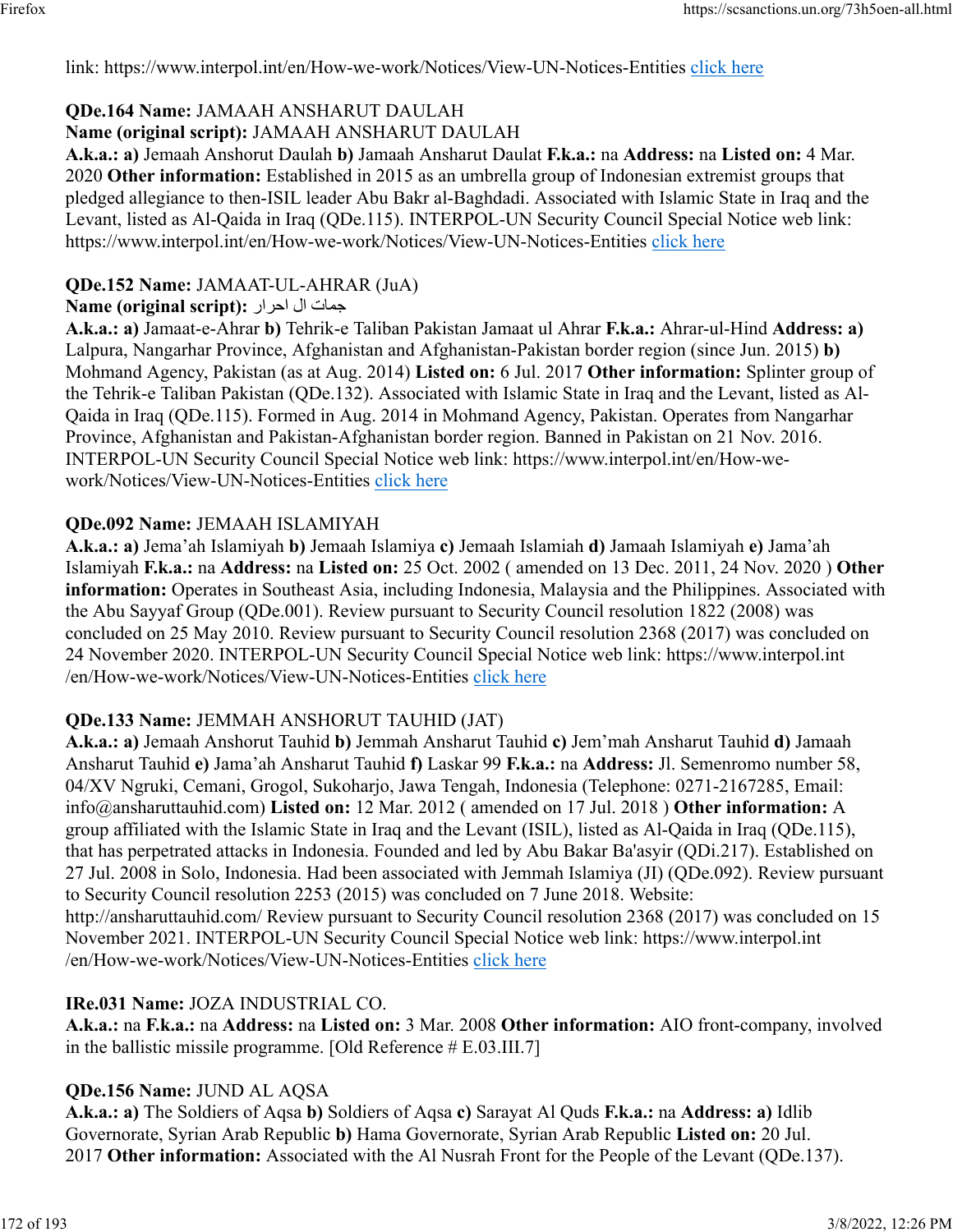link: https://www.interpol.int/en/How-we-work/Notices/View-UN-Notices-Entities click here

**QDe.164 Name:** JAMAAH ANSHARUT DAULAH
**Name (original script):** JAMAAH ANSHARUT DAULAH
**A.k.a.: a)** Jemaah Anshorut Daulah **b)** Jamaah Ansharut Daulat **F.k.a.:** na **Address:** na **Listed on:** 4 Mar. 2020 **Other information:** Established in 2015 as an umbrella group of Indonesian extremist groups that pledged allegiance to then-ISIL leader Abu Bakr al-Baghdadi. Associated with Islamic State in Iraq and the Levant, listed as Al-Qaida in Iraq (QDe.115). INTERPOL-UN Security Council Special Notice web link: https://www.interpol.int/en/How-we-work/Notices/View-UN-Notices-Entities click here

**QDe.152 Name:** JAMAAT-UL-AHRAR (JuA)
**Name (original script):** جمات ال احرار
**A.k.a.: a)** Jamaat-e-Ahrar **b)** Tehrik-e Taliban Pakistan Jamaat ul Ahrar **F.k.a.:** Ahrar-ul-Hind **Address: a)** Lalpura, Nangarhar Province, Afghanistan and Afghanistan-Pakistan border region (since Jun. 2015) **b)** Mohmand Agency, Pakistan (as at Aug. 2014) **Listed on:** 6 Jul. 2017 **Other information:** Splinter group of the Tehrik-e Taliban Pakistan (QDe.132). Associated with Islamic State in Iraq and the Levant, listed as Al-Qaida in Iraq (QDe.115). Formed in Aug. 2014 in Mohmand Agency, Pakistan. Operates from Nangarhar Province, Afghanistan and Pakistan-Afghanistan border region. Banned in Pakistan on 21 Nov. 2016. INTERPOL-UN Security Council Special Notice web link: https://www.interpol.int/en/How-we-work/Notices/View-UN-Notices-Entities click here

**QDe.092 Name:** JEMAAH ISLAMIYAH
**A.k.a.: a)** Jema'ah Islamiyah **b)** Jemaah Islamiya **c)** Jemaah Islamiah **d)** Jamaah Islamiyah **e)** Jama'ah Islamiyah **F.k.a.:** na **Address:** na **Listed on:** 25 Oct. 2002 ( amended on 13 Dec. 2011, 24 Nov. 2020 ) **Other information:** Operates in Southeast Asia, including Indonesia, Malaysia and the Philippines. Associated with the Abu Sayyaf Group (QDe.001). Review pursuant to Security Council resolution 1822 (2008) was concluded on 25 May 2010. Review pursuant to Security Council resolution 2368 (2017) was concluded on 24 November 2020. INTERPOL-UN Security Council Special Notice web link: https://www.interpol.int /en/How-we-work/Notices/View-UN-Notices-Entities click here

**QDe.133 Name:** JEMMAH ANSHORUT TAUHID (JAT)
**A.k.a.: a)** Jemaah Anshorut Tauhid **b)** Jemmah Ansharut Tauhid **c)** Jem'mah Ansharut Tauhid **d)** Jamaah Ansharut Tauhid **e)** Jama'ah Ansharut Tauhid **f)** Laskar 99 **F.k.a.:** na **Address:** Jl. Semenromo number 58, 04/XV Ngruki, Cemani, Grogol, Sukoharjo, Jawa Tengah, Indonesia (Telephone: 0271-2167285, Email: info@ansharuttauhid.com) **Listed on:** 12 Mar. 2012 ( amended on 17 Jul. 2018 ) **Other information:** A group affiliated with the Islamic State in Iraq and the Levant (ISIL), listed as Al-Qaida in Iraq (QDe.115), that has perpetrated attacks in Indonesia. Founded and led by Abu Bakar Ba'asyir (QDi.217). Established on 27 Jul. 2008 in Solo, Indonesia. Had been associated with Jemmah Islamiya (JI) (QDe.092). Review pursuant to Security Council resolution 2253 (2015) was concluded on 7 June 2018. Website: http://ansharuttauhid.com/ Review pursuant to Security Council resolution 2368 (2017) was concluded on 15 November 2021. INTERPOL-UN Security Council Special Notice web link: https://www.interpol.int /en/How-we-work/Notices/View-UN-Notices-Entities click here

**IRe.031 Name:** JOZA INDUSTRIAL CO.
**A.k.a.:** na **F.k.a.:** na **Address:** na **Listed on:** 3 Mar. 2008 **Other information:** AIO front-company, involved in the ballistic missile programme. [Old Reference # E.03.III.7]

**QDe.156 Name:** JUND AL AQSA
**A.k.a.: a)** The Soldiers of Aqsa **b)** Soldiers of Aqsa **c)** Sarayat Al Quds **F.k.a.:** na **Address: a)** Idlib Governorate, Syrian Arab Republic **b)** Hama Governorate, Syrian Arab Republic **Listed on:** 20 Jul. 2017 **Other information:** Associated with the Al Nusrah Front for the People of the Levant (QDe.137).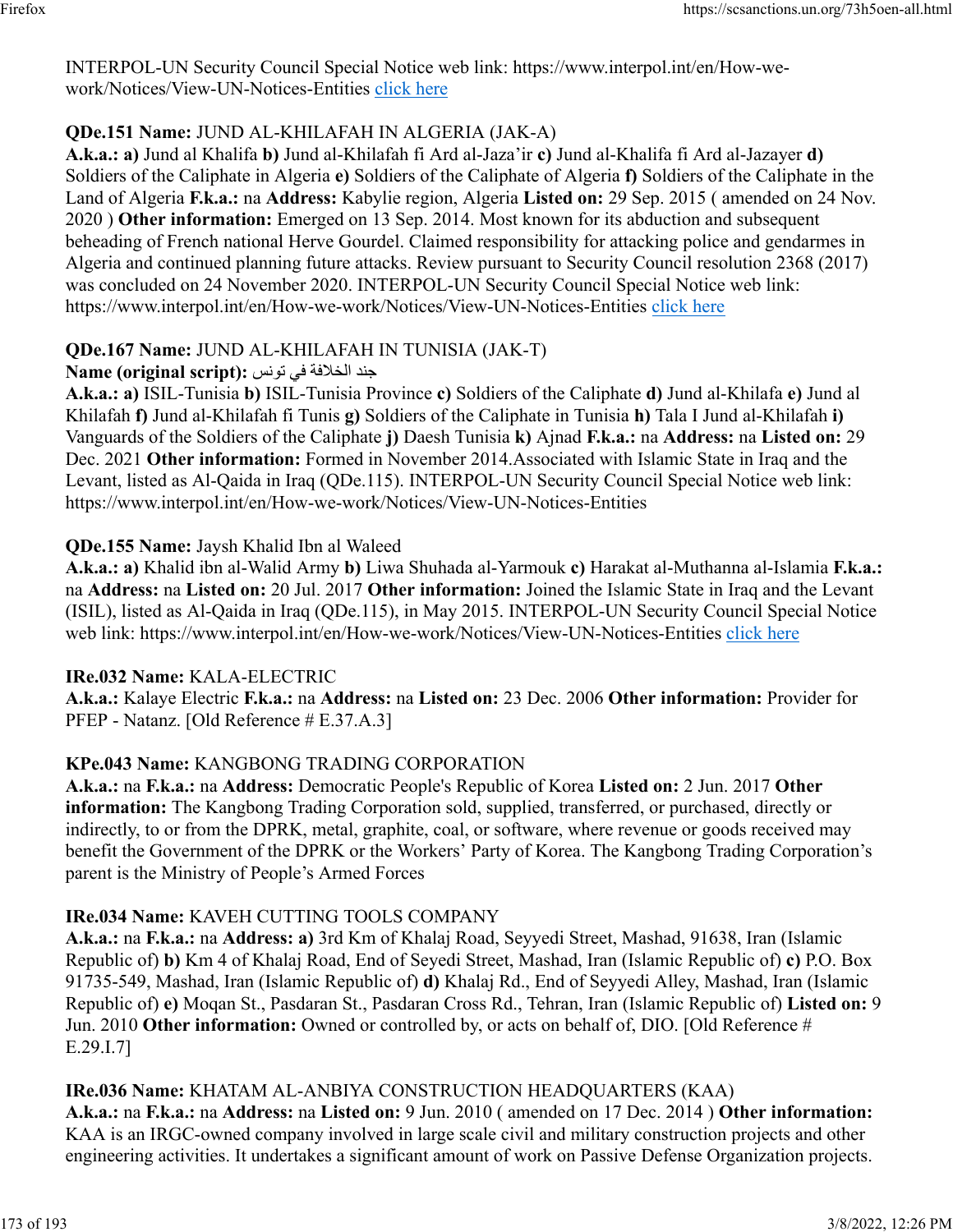INTERPOL-UN Security Council Special Notice web link: https://www.interpol.int/en/How-we-work/Notices/View-UN-Notices-Entities click here

**QDe.151 Name:** JUND AL-KHILAFAH IN ALGERIA (JAK-A)
**A.k.a.: a)** Jund al Khalifa **b)** Jund al-Khilafah fi Ard al-Jaza'ir **c)** Jund al-Khalifa fi Ard al-Jazayer **d)** Soldiers of the Caliphate in Algeria **e)** Soldiers of the Caliphate of Algeria **f)** Soldiers of the Caliphate in the Land of Algeria **F.k.a.:** na **Address:** Kabylie region, Algeria **Listed on:** 29 Sep. 2015 ( amended on 24 Nov. 2020 ) **Other information:** Emerged on 13 Sep. 2014. Most known for its abduction and subsequent beheading of French national Herve Gourdel. Claimed responsibility for attacking police and gendarmes in Algeria and continued planning future attacks. Review pursuant to Security Council resolution 2368 (2017) was concluded on 24 November 2020. INTERPOL-UN Security Council Special Notice web link: https://www.interpol.int/en/How-we-work/Notices/View-UN-Notices-Entities click here

**QDe.167 Name:** JUND AL-KHILAFAH IN TUNISIA (JAK-T)
**Name (original script):** جند الخلافة في تونس
**A.k.a.: a)** ISIL-Tunisia **b)** ISIL-Tunisia Province **c)** Soldiers of the Caliphate **d)** Jund al-Khilafa **e)** Jund al Khilafah **f)** Jund al-Khilafah fi Tunis **g)** Soldiers of the Caliphate in Tunisia **h)** Tala I Jund al-Khilafah **i)** Vanguards of the Soldiers of the Caliphate **j)** Daesh Tunisia **k)** Ajnad **F.k.a.:** na **Address:** na **Listed on:** 29 Dec. 2021 **Other information:** Formed in November 2014.Associated with Islamic State in Iraq and the Levant, listed as Al-Qaida in Iraq (QDe.115). INTERPOL-UN Security Council Special Notice web link: https://www.interpol.int/en/How-we-work/Notices/View-UN-Notices-Entities

**QDe.155 Name:** Jaysh Khalid Ibn al Waleed
**A.k.a.: a)** Khalid ibn al-Walid Army **b)** Liwa Shuhada al-Yarmouk **c)** Harakat al-Muthanna al-Islamia **F.k.a.:** na **Address:** na **Listed on:** 20 Jul. 2017 **Other information:** Joined the Islamic State in Iraq and the Levant (ISIL), listed as Al-Qaida in Iraq (QDe.115), in May 2015. INTERPOL-UN Security Council Special Notice web link: https://www.interpol.int/en/How-we-work/Notices/View-UN-Notices-Entities click here

**IRe.032 Name:** KALA-ELECTRIC
**A.k.a.:** Kalaye Electric **F.k.a.:** na **Address:** na **Listed on:** 23 Dec. 2006 **Other information:** Provider for PFEP - Natanz. [Old Reference # E.37.A.3]

**KPe.043 Name:** KANGBONG TRADING CORPORATION
**A.k.a.:** na **F.k.a.:** na **Address:** Democratic People's Republic of Korea **Listed on:** 2 Jun. 2017 **Other information:** The Kangbong Trading Corporation sold, supplied, transferred, or purchased, directly or indirectly, to or from the DPRK, metal, graphite, coal, or software, where revenue or goods received may benefit the Government of the DPRK or the Workers' Party of Korea. The Kangbong Trading Corporation's parent is the Ministry of People's Armed Forces

**IRe.034 Name:** KAVEH CUTTING TOOLS COMPANY
**A.k.a.:** na **F.k.a.:** na **Address: a)** 3rd Km of Khalaj Road, Seyyedi Street, Mashad, 91638, Iran (Islamic Republic of) **b)** Km 4 of Khalaj Road, End of Seyedi Street, Mashad, Iran (Islamic Republic of) **c)** P.O. Box 91735-549, Mashad, Iran (Islamic Republic of) **d)** Khalaj Rd., End of Seyyedi Alley, Mashad, Iran (Islamic Republic of) **e)** Moqan St., Pasdaran St., Pasdaran Cross Rd., Tehran, Iran (Islamic Republic of) **Listed on:** 9 Jun. 2010 **Other information:** Owned or controlled by, or acts on behalf of, DIO. [Old Reference # E.29.I.7]

**IRe.036 Name:** KHATAM AL-ANBIYA CONSTRUCTION HEADQUARTERS (KAA)
**A.k.a.:** na **F.k.a.:** na **Address:** na **Listed on:** 9 Jun. 2010 ( amended on 17 Dec. 2014 ) **Other information:** KAA is an IRGC-owned company involved in large scale civil and military construction projects and other engineering activities. It undertakes a significant amount of work on Passive Defense Organization projects.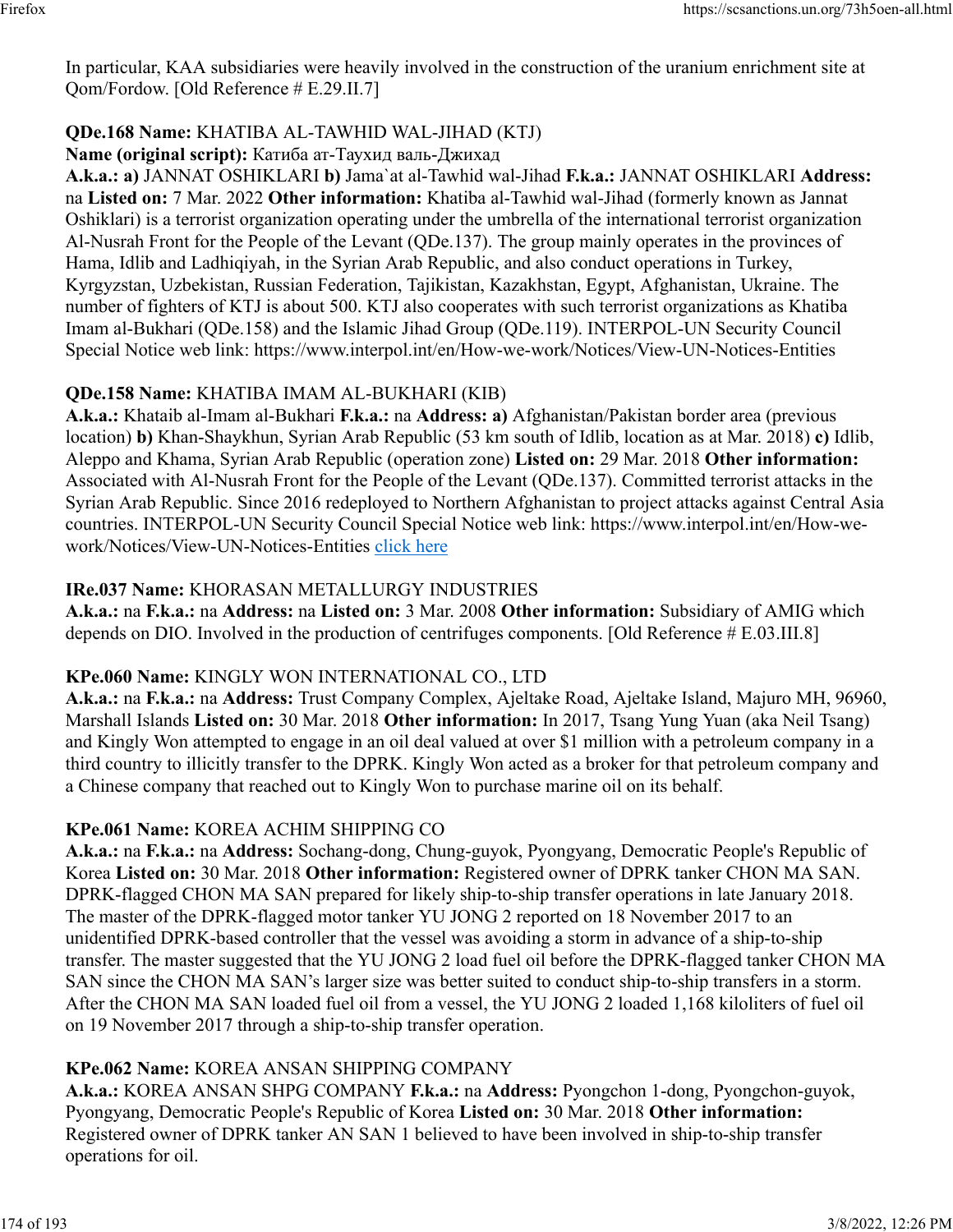In particular, KAA subsidiaries were heavily involved in the construction of the uranium enrichment site at Qom/Fordow. [Old Reference # E.29.II.7]

**QDe.168 Name:** KHATIBA AL-TAWHID WAL-JIHAD (KTJ)
**Name (original script):** Катиба ат-Таухид валь-Джихад
**A.k.a.: a)** JANNAT OSHIKLARI **b)** Jama`at al-Tawhid wal-Jihad **F.k.a.:** JANNAT OSHIKLARI **Address:** na **Listed on:** 7 Mar. 2022 **Other information:** Khatiba al-Tawhid wal-Jihad (formerly known as Jannat Oshiklari) is a terrorist organization operating under the umbrella of the international terrorist organization Al-Nusrah Front for the People of the Levant (QDe.137). The group mainly operates in the provinces of Hama, Idlib and Ladhiqiyah, in the Syrian Arab Republic, and also conduct operations in Turkey, Kyrgyzstan, Uzbekistan, Russian Federation, Tajikistan, Kazakhstan, Egypt, Afghanistan, Ukraine. The number of fighters of KTJ is about 500. KTJ also cooperates with such terrorist organizations as Khatiba Imam al-Bukhari (QDe.158) and the Islamic Jihad Group (QDe.119). INTERPOL-UN Security Council Special Notice web link: https://www.interpol.int/en/How-we-work/Notices/View-UN-Notices-Entities

**QDe.158 Name:** KHATIBA IMAM AL-BUKHARI (KIB)
**A.k.a.:** Khataib al-Imam al-Bukhari **F.k.a.:** na **Address: a)** Afghanistan/Pakistan border area (previous location) **b)** Khan-Shaykhun, Syrian Arab Republic (53 km south of Idlib, location as at Mar. 2018) **c)** Idlib, Aleppo and Khama, Syrian Arab Republic (operation zone) **Listed on:** 29 Mar. 2018 **Other information:** Associated with Al-Nusrah Front for the People of the Levant (QDe.137). Committed terrorist attacks in the Syrian Arab Republic. Since 2016 redeployed to Northern Afghanistan to project attacks against Central Asia countries. INTERPOL-UN Security Council Special Notice web link: https://www.interpol.int/en/How-we-work/Notices/View-UN-Notices-Entities click here

**IRe.037 Name:** KHORASAN METALLURGY INDUSTRIES
**A.k.a.:** na **F.k.a.:** na **Address:** na **Listed on:** 3 Mar. 2008 **Other information:** Subsidiary of AMIG which depends on DIO. Involved in the production of centrifuges components. [Old Reference # E.03.III.8]

**KPe.060 Name:** KINGLY WON INTERNATIONAL CO., LTD
**A.k.a.:** na **F.k.a.:** na **Address:** Trust Company Complex, Ajeltake Road, Ajeltake Island, Majuro MH, 96960, Marshall Islands **Listed on:** 30 Mar. 2018 **Other information:** In 2017, Tsang Yung Yuan (aka Neil Tsang) and Kingly Won attempted to engage in an oil deal valued at over $1 million with a petroleum company in a third country to illicitly transfer to the DPRK. Kingly Won acted as a broker for that petroleum company and a Chinese company that reached out to Kingly Won to purchase marine oil on its behalf.

**KPe.061 Name:** KOREA ACHIM SHIPPING CO
**A.k.a.:** na **F.k.a.:** na **Address:** Sochang-dong, Chung-guyok, Pyongyang, Democratic People's Republic of Korea **Listed on:** 30 Mar. 2018 **Other information:** Registered owner of DPRK tanker CHON MA SAN. DPRK-flagged CHON MA SAN prepared for likely ship-to-ship transfer operations in late January 2018. The master of the DPRK-flagged motor tanker YU JONG 2 reported on 18 November 2017 to an unidentified DPRK-based controller that the vessel was avoiding a storm in advance of a ship-to-ship transfer. The master suggested that the YU JONG 2 load fuel oil before the DPRK-flagged tanker CHON MA SAN since the CHON MA SAN's larger size was better suited to conduct ship-to-ship transfers in a storm. After the CHON MA SAN loaded fuel oil from a vessel, the YU JONG 2 loaded 1,168 kiloliters of fuel oil on 19 November 2017 through a ship-to-ship transfer operation.

**KPe.062 Name:** KOREA ANSAN SHIPPING COMPANY
**A.k.a.:** KOREA ANSAN SHPG COMPANY **F.k.a.:** na **Address:** Pyongchon 1-dong, Pyongchon-guyok, Pyongyang, Democratic People's Republic of Korea **Listed on:** 30 Mar. 2018 **Other information:** Registered owner of DPRK tanker AN SAN 1 believed to have been involved in ship-to-ship transfer operations for oil.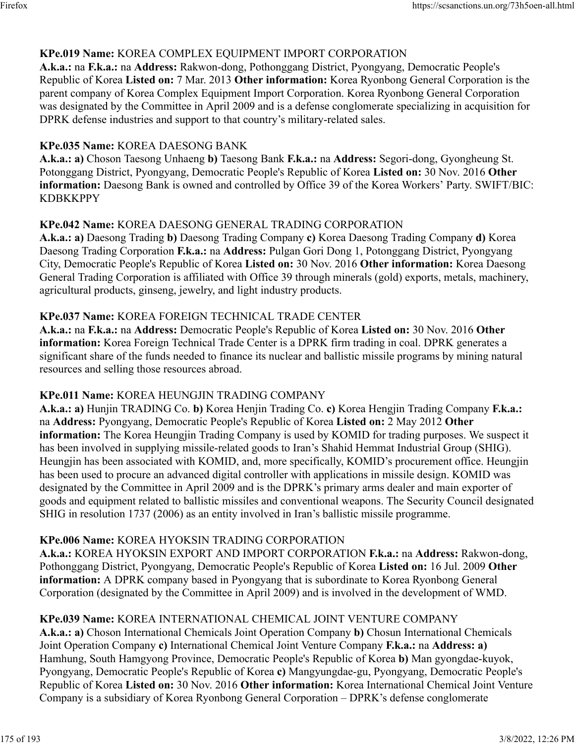**KPe.019 Name:** KOREA COMPLEX EQUIPMENT IMPORT CORPORATION
**A.k.a.:** na **F.k.a.:** na **Address:** Rakwon-dong, Pothonggang District, Pyongyang, Democratic People's Republic of Korea **Listed on:** 7 Mar. 2013 **Other information:** Korea Ryonbong General Corporation is the parent company of Korea Complex Equipment Import Corporation. Korea Ryonbong General Corporation was designated by the Committee in April 2009 and is a defense conglomerate specializing in acquisition for DPRK defense industries and support to that country's military-related sales.

**KPe.035 Name:** KOREA DAESONG BANK
**A.k.a.: a)** Choson Taesong Unhaeng **b)** Taesong Bank **F.k.a.:** na **Address:** Segori-dong, Gyongheung St. Potonggang District, Pyongyang, Democratic People's Republic of Korea **Listed on:** 30 Nov. 2016 **Other information:** Daesong Bank is owned and controlled by Office 39 of the Korea Workers' Party. SWIFT/BIC: KDBKKPPY

**KPe.042 Name:** KOREA DAESONG GENERAL TRADING CORPORATION
**A.k.a.: a)** Daesong Trading **b)** Daesong Trading Company **c)** Korea Daesong Trading Company **d)** Korea Daesong Trading Corporation **F.k.a.:** na **Address:** Pulgan Gori Dong 1, Potonggang District, Pyongyang City, Democratic People's Republic of Korea **Listed on:** 30 Nov. 2016 **Other information:** Korea Daesong General Trading Corporation is affiliated with Office 39 through minerals (gold) exports, metals, machinery, agricultural products, ginseng, jewelry, and light industry products.

**KPe.037 Name:** KOREA FOREIGN TECHNICAL TRADE CENTER
**A.k.a.:** na **F.k.a.:** na **Address:** Democratic People's Republic of Korea **Listed on:** 30 Nov. 2016 **Other information:** Korea Foreign Technical Trade Center is a DPRK firm trading in coal. DPRK generates a significant share of the funds needed to finance its nuclear and ballistic missile programs by mining natural resources and selling those resources abroad.

**KPe.011 Name:** KOREA HEUNGJIN TRADING COMPANY
**A.k.a.: a)** Hunjin TRADING Co. **b)** Korea Henjin Trading Co. **c)** Korea Hengjin Trading Company **F.k.a.:** na **Address:** Pyongyang, Democratic People's Republic of Korea **Listed on:** 2 May 2012 **Other information:** The Korea Heungjin Trading Company is used by KOMID for trading purposes. We suspect it has been involved in supplying missile-related goods to Iran's Shahid Hemmat Industrial Group (SHIG). Heungjin has been associated with KOMID, and, more specifically, KOMID's procurement office. Heungjin has been used to procure an advanced digital controller with applications in missile design. KOMID was designated by the Committee in April 2009 and is the DPRK's primary arms dealer and main exporter of goods and equipment related to ballistic missiles and conventional weapons. The Security Council designated SHIG in resolution 1737 (2006) as an entity involved in Iran's ballistic missile programme.

**KPe.006 Name:** KOREA HYOKSIN TRADING CORPORATION
**A.k.a.:** KOREA HYOKSIN EXPORT AND IMPORT CORPORATION **F.k.a.:** na **Address:** Rakwon-dong, Pothonggang District, Pyongyang, Democratic People's Republic of Korea **Listed on:** 16 Jul. 2009 **Other information:** A DPRK company based in Pyongyang that is subordinate to Korea Ryonbong General Corporation (designated by the Committee in April 2009) and is involved in the development of WMD.

**KPe.039 Name:** KOREA INTERNATIONAL CHEMICAL JOINT VENTURE COMPANY
**A.k.a.: a)** Choson International Chemicals Joint Operation Company **b)** Chosun International Chemicals Joint Operation Company **c)** International Chemical Joint Venture Company **F.k.a.:** na **Address: a)** Hamhung, South Hamgyong Province, Democratic People's Republic of Korea **b)** Man gyongdae-kuyok, Pyongyang, Democratic People's Republic of Korea **c)** Mangyungdae-gu, Pyongyang, Democratic People's Republic of Korea **Listed on:** 30 Nov. 2016 **Other information:** Korea International Chemical Joint Venture Company is a subsidiary of Korea Ryonbong General Corporation – DPRK's defense conglomerate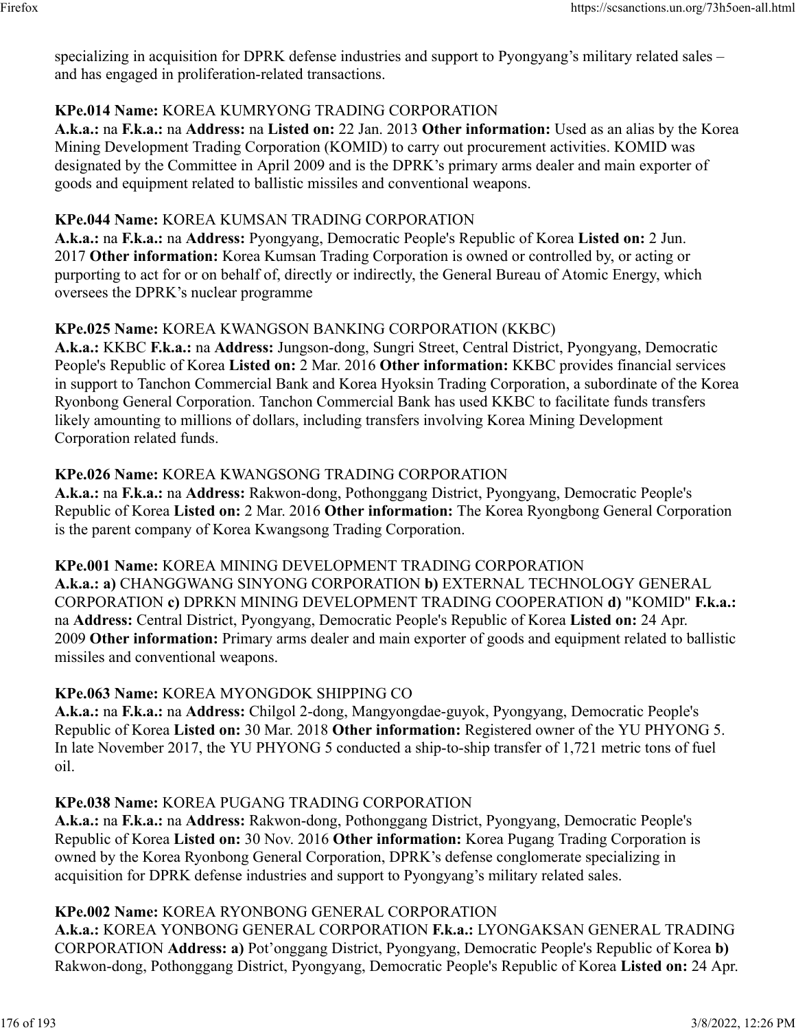specializing in acquisition for DPRK defense industries and support to Pyongyang's military related sales – and has engaged in proliferation-related transactions.

**KPe.014 Name:** KOREA KUMRYONG TRADING CORPORATION
**A.k.a.:** na **F.k.a.:** na **Address:** na **Listed on:** 22 Jan. 2013 **Other information:** Used as an alias by the Korea Mining Development Trading Corporation (KOMID) to carry out procurement activities. KOMID was designated by the Committee in April 2009 and is the DPRK's primary arms dealer and main exporter of goods and equipment related to ballistic missiles and conventional weapons.

**KPe.044 Name:** KOREA KUMSAN TRADING CORPORATION
**A.k.a.:** na **F.k.a.:** na **Address:** Pyongyang, Democratic People's Republic of Korea **Listed on:** 2 Jun. 2017 **Other information:** Korea Kumsan Trading Corporation is owned or controlled by, or acting or purporting to act for or on behalf of, directly or indirectly, the General Bureau of Atomic Energy, which oversees the DPRK's nuclear programme

**KPe.025 Name:** KOREA KWANGSON BANKING CORPORATION (KKBC)
**A.k.a.:** KKBC **F.k.a.:** na **Address:** Jungson-dong, Sungri Street, Central District, Pyongyang, Democratic People's Republic of Korea **Listed on:** 2 Mar. 2016 **Other information:** KKBC provides financial services in support to Tanchon Commercial Bank and Korea Hyoksin Trading Corporation, a subordinate of the Korea Ryonbong General Corporation. Tanchon Commercial Bank has used KKBC to facilitate funds transfers likely amounting to millions of dollars, including transfers involving Korea Mining Development Corporation related funds.

**KPe.026 Name:** KOREA KWANGSONG TRADING CORPORATION
**A.k.a.:** na **F.k.a.:** na **Address:** Rakwon-dong, Pothonggang District, Pyongyang, Democratic People's Republic of Korea **Listed on:** 2 Mar. 2016 **Other information:** The Korea Ryongbong General Corporation is the parent company of Korea Kwangsong Trading Corporation.

**KPe.001 Name:** KOREA MINING DEVELOPMENT TRADING CORPORATION
**A.k.a.:** **a)** CHANGGWANG SINYONG CORPORATION **b)** EXTERNAL TECHNOLOGY GENERAL CORPORATION **c)** DPRKN MINING DEVELOPMENT TRADING COOPERATION **d)** "KOMID" **F.k.a.:** na **Address:** Central District, Pyongyang, Democratic People's Republic of Korea **Listed on:** 24 Apr. 2009 **Other information:** Primary arms dealer and main exporter of goods and equipment related to ballistic missiles and conventional weapons.

**KPe.063 Name:** KOREA MYONGDOK SHIPPING CO
**A.k.a.:** na **F.k.a.:** na **Address:** Chilgol 2-dong, Mangyongdae-guyok, Pyongyang, Democratic People's Republic of Korea **Listed on:** 30 Mar. 2018 **Other information:** Registered owner of the YU PHYONG 5. In late November 2017, the YU PHYONG 5 conducted a ship-to-ship transfer of 1,721 metric tons of fuel oil.

**KPe.038 Name:** KOREA PUGANG TRADING CORPORATION
**A.k.a.:** na **F.k.a.:** na **Address:** Rakwon-dong, Pothonggang District, Pyongyang, Democratic People's Republic of Korea **Listed on:** 30 Nov. 2016 **Other information:** Korea Pugang Trading Corporation is owned by the Korea Ryonbong General Corporation, DPRK's defense conglomerate specializing in acquisition for DPRK defense industries and support to Pyongyang's military related sales.

**KPe.002 Name:** KOREA RYONBONG GENERAL CORPORATION
**A.k.a.:** KOREA YONBONG GENERAL CORPORATION **F.k.a.:** LYONGAKSAN GENERAL TRADING CORPORATION **Address:** **a)** Pot'onggang District, Pyongyang, Democratic People's Republic of Korea **b)** Rakwon-dong, Pothonggang District, Pyongyang, Democratic People's Republic of Korea **Listed on:** 24 Apr.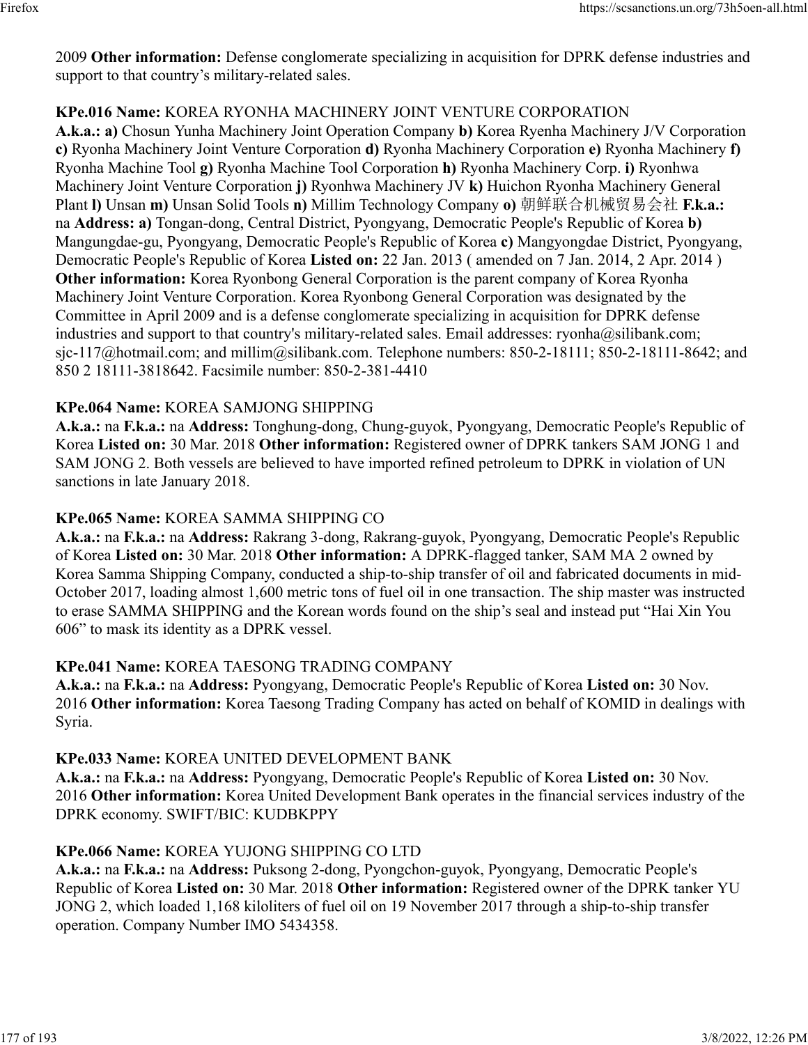2009 **Other information:** Defense conglomerate specializing in acquisition for DPRK defense industries and support to that country's military-related sales.

**KPe.016 Name:** KOREA RYONHA MACHINERY JOINT VENTURE CORPORATION
**A.k.a.:** **a)** Chosun Yunha Machinery Joint Operation Company **b)** Korea Ryenha Machinery J/V Corporation **c)** Ryonha Machinery Joint Venture Corporation **d)** Ryonha Machinery Corporation **e)** Ryonha Machinery **f)** Ryonha Machine Tool **g)** Ryonha Machine Tool Corporation **h)** Ryonha Machinery Corp. **i)** Ryonhwa Machinery Joint Venture Corporation **j)** Ryonhwa Machinery JV **k)** Huichon Ryonha Machinery General Plant **l)** Unsan **m)** Unsan Solid Tools **n)** Millim Technology Company **o)** 朝鲜联合机械贸易会社 **F.k.a.:** na **Address:** **a)** Tongan-dong, Central District, Pyongyang, Democratic People's Republic of Korea **b)** Mangungdae-gu, Pyongyang, Democratic People's Republic of Korea **c)** Mangyongdae District, Pyongyang, Democratic People's Republic of Korea **Listed on:** 22 Jan. 2013 ( amended on 7 Jan. 2014, 2 Apr. 2014 ) **Other information:** Korea Ryonbong General Corporation is the parent company of Korea Ryonha Machinery Joint Venture Corporation. Korea Ryonbong General Corporation was designated by the Committee in April 2009 and is a defense conglomerate specializing in acquisition for DPRK defense industries and support to that country's military-related sales. Email addresses: ryonha@silibank.com; sjc-117@hotmail.com; and millim@silibank.com. Telephone numbers: 850-2-18111; 850-2-18111-8642; and 850 2 18111-3818642. Facsimile number: 850-2-381-4410

**KPe.064 Name:** KOREA SAMJONG SHIPPING
**A.k.a.:** na **F.k.a.:** na **Address:** Tonghung-dong, Chung-guyok, Pyongyang, Democratic People's Republic of Korea **Listed on:** 30 Mar. 2018 **Other information:** Registered owner of DPRK tankers SAM JONG 1 and SAM JONG 2. Both vessels are believed to have imported refined petroleum to DPRK in violation of UN sanctions in late January 2018.

**KPe.065 Name:** KOREA SAMMA SHIPPING CO
**A.k.a.:** na **F.k.a.:** na **Address:** Rakrang 3-dong, Rakrang-guyok, Pyongyang, Democratic People's Republic of Korea **Listed on:** 30 Mar. 2018 **Other information:** A DPRK-flagged tanker, SAM MA 2 owned by Korea Samma Shipping Company, conducted a ship-to-ship transfer of oil and fabricated documents in mid-October 2017, loading almost 1,600 metric tons of fuel oil in one transaction. The ship master was instructed to erase SAMMA SHIPPING and the Korean words found on the ship's seal and instead put "Hai Xin You 606" to mask its identity as a DPRK vessel.

**KPe.041 Name:** KOREA TAESONG TRADING COMPANY
**A.k.a.:** na **F.k.a.:** na **Address:** Pyongyang, Democratic People's Republic of Korea **Listed on:** 30 Nov. 2016 **Other information:** Korea Taesong Trading Company has acted on behalf of KOMID in dealings with Syria.

**KPe.033 Name:** KOREA UNITED DEVELOPMENT BANK
**A.k.a.:** na **F.k.a.:** na **Address:** Pyongyang, Democratic People's Republic of Korea **Listed on:** 30 Nov. 2016 **Other information:** Korea United Development Bank operates in the financial services industry of the DPRK economy. SWIFT/BIC: KUDBKPPY

**KPe.066 Name:** KOREA YUJONG SHIPPING CO LTD
**A.k.a.:** na **F.k.a.:** na **Address:** Puksong 2-dong, Pyongchon-guyok, Pyongyang, Democratic People's Republic of Korea **Listed on:** 30 Mar. 2018 **Other information:** Registered owner of the DPRK tanker YU JONG 2, which loaded 1,168 kiloliters of fuel oil on 19 November 2017 through a ship-to-ship transfer operation. Company Number IMO 5434358.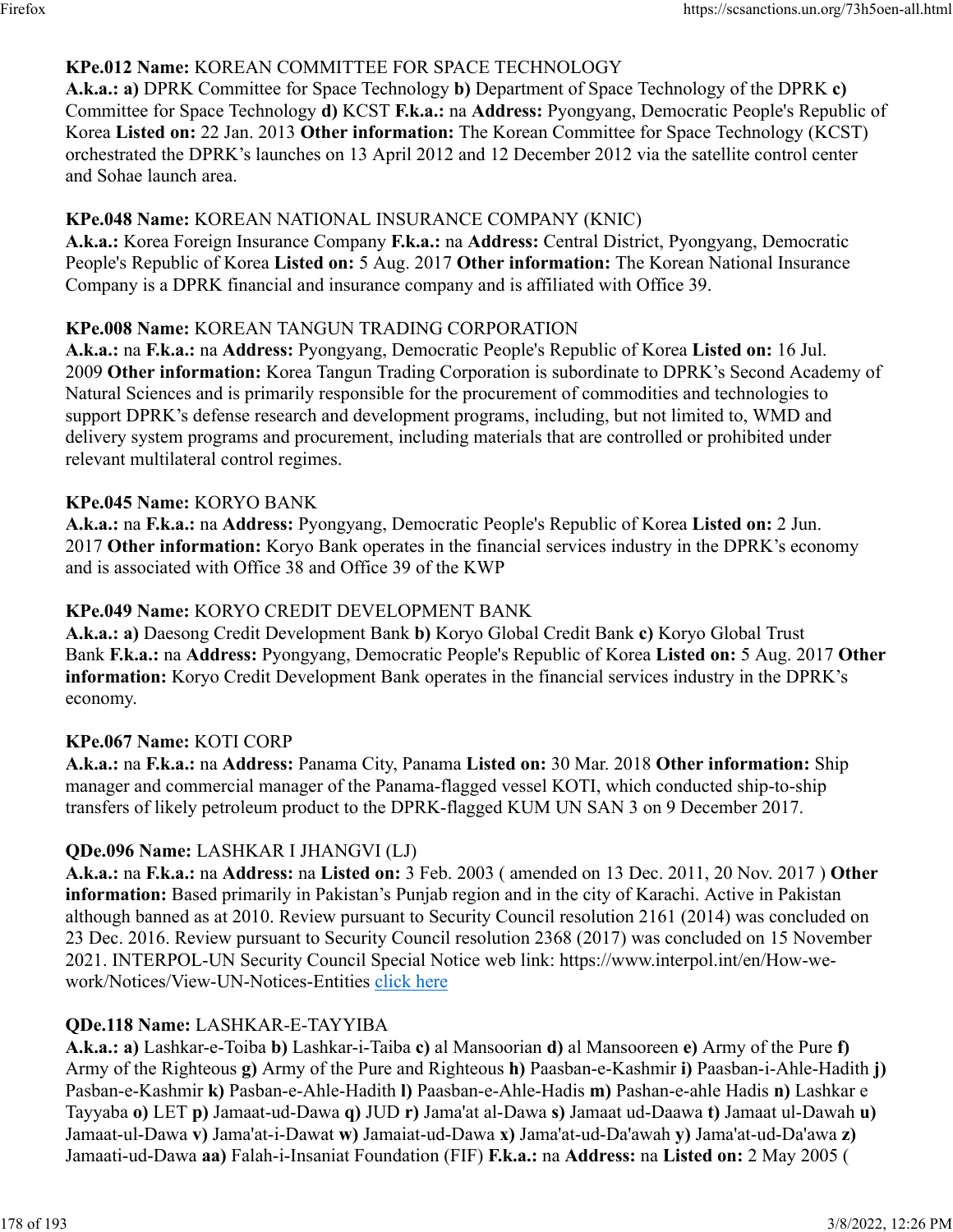**KPe.012 Name:** KOREAN COMMITTEE FOR SPACE TECHNOLOGY
**A.k.a.: a)** DPRK Committee for Space Technology **b)** Department of Space Technology of the DPRK **c)** Committee for Space Technology **d)** KCST **F.k.a.:** na **Address:** Pyongyang, Democratic People's Republic of Korea **Listed on:** 22 Jan. 2013 **Other information:** The Korean Committee for Space Technology (KCST) orchestrated the DPRK's launches on 13 April 2012 and 12 December 2012 via the satellite control center and Sohae launch area.

**KPe.048 Name:** KOREAN NATIONAL INSURANCE COMPANY (KNIC)
**A.k.a.:** Korea Foreign Insurance Company **F.k.a.:** na **Address:** Central District, Pyongyang, Democratic People's Republic of Korea **Listed on:** 5 Aug. 2017 **Other information:** The Korean National Insurance Company is a DPRK financial and insurance company and is affiliated with Office 39.

**KPe.008 Name:** KOREAN TANGUN TRADING CORPORATION
**A.k.a.:** na **F.k.a.:** na **Address:** Pyongyang, Democratic People's Republic of Korea **Listed on:** 16 Jul. 2009 **Other information:** Korea Tangun Trading Corporation is subordinate to DPRK's Second Academy of Natural Sciences and is primarily responsible for the procurement of commodities and technologies to support DPRK's defense research and development programs, including, but not limited to, WMD and delivery system programs and procurement, including materials that are controlled or prohibited under relevant multilateral control regimes.

**KPe.045 Name:** KORYO BANK
**A.k.a.:** na **F.k.a.:** na **Address:** Pyongyang, Democratic People's Republic of Korea **Listed on:** 2 Jun. 2017 **Other information:** Koryo Bank operates in the financial services industry in the DPRK's economy and is associated with Office 38 and Office 39 of the KWP

**KPe.049 Name:** KORYO CREDIT DEVELOPMENT BANK
**A.k.a.: a)** Daesong Credit Development Bank **b)** Koryo Global Credit Bank **c)** Koryo Global Trust Bank **F.k.a.:** na **Address:** Pyongyang, Democratic People's Republic of Korea **Listed on:** 5 Aug. 2017 **Other information:** Koryo Credit Development Bank operates in the financial services industry in the DPRK's economy.

**KPe.067 Name:** KOTI CORP
**A.k.a.:** na **F.k.a.:** na **Address:** Panama City, Panama **Listed on:** 30 Mar. 2018 **Other information:** Ship manager and commercial manager of the Panama-flagged vessel KOTI, which conducted ship-to-ship transfers of likely petroleum product to the DPRK-flagged KUM UN SAN 3 on 9 December 2017.

**QDe.096 Name:** LASHKAR I JHANGVI (LJ)
**A.k.a.:** na **F.k.a.:** na **Address:** na **Listed on:** 3 Feb. 2003 ( amended on 13 Dec. 2011, 20 Nov. 2017 ) **Other information:** Based primarily in Pakistan's Punjab region and in the city of Karachi. Active in Pakistan although banned as at 2010. Review pursuant to Security Council resolution 2161 (2014) was concluded on 23 Dec. 2016. Review pursuant to Security Council resolution 2368 (2017) was concluded on 15 November 2021. INTERPOL-UN Security Council Special Notice web link: https://www.interpol.int/en/How-we-work/Notices/View-UN-Notices-Entities click here

**QDe.118 Name:** LASHKAR-E-TAYYIBA
**A.k.a.: a)** Lashkar-e-Toiba **b)** Lashkar-i-Taiba **c)** al Mansoorian **d)** al Mansooreen **e)** Army of the Pure **f)** Army of the Righteous **g)** Army of the Pure and Righteous **h)** Paasban-e-Kashmir **i)** Paasban-i-Ahle-Hadith **j)** Pasban-e-Kashmir **k)** Pasban-e-Ahle-Hadith **l)** Paasban-e-Ahle-Hadis **m)** Pashan-e-ahle Hadis **n)** Lashkar e Tayyaba **o)** LET **p)** Jamaat-ud-Dawa **q)** JUD **r)** Jama'at al-Dawa **s)** Jamaat ud-Daawa **t)** Jamaat ul-Dawah **u)** Jamaat-ul-Dawa **v)** Jama'at-i-Dawat **w)** Jamaiat-ud-Dawa **x)** Jama'at-ud-Da'awah **y)** Jama'at-ud-Da'awa **z)** Jamaati-ud-Dawa **aa)** Falah-i-Insaniat Foundation (FIF) **F.k.a.:** na **Address:** na **Listed on:** 2 May 2005 (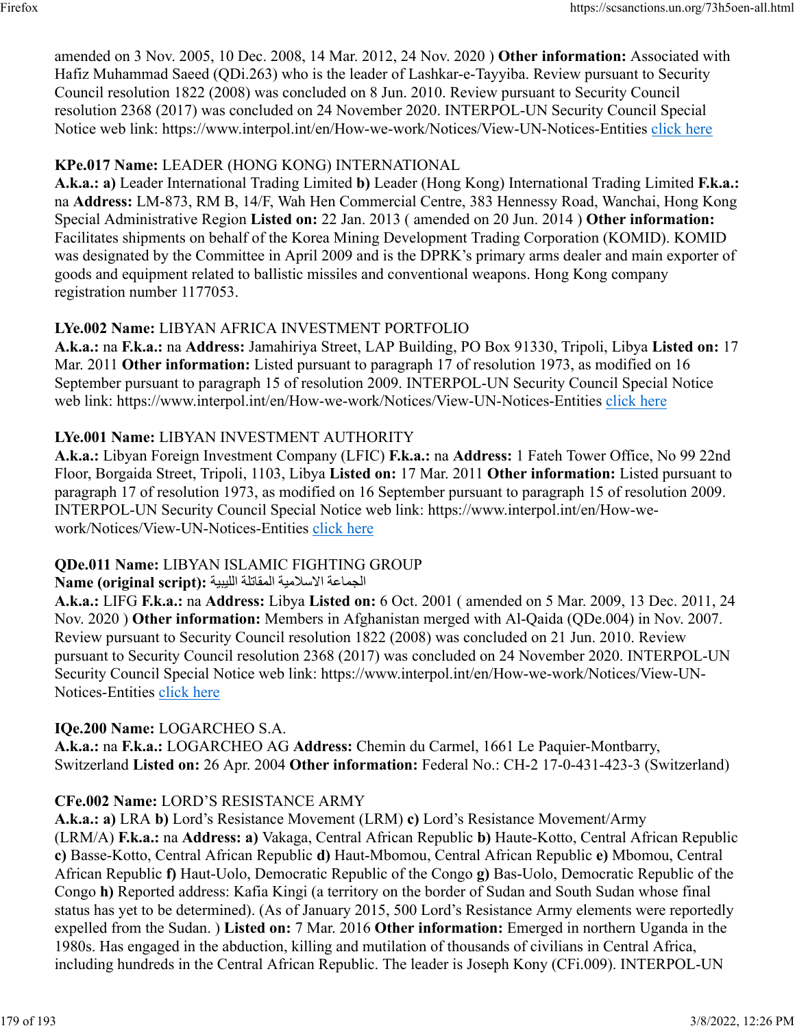amended on 3 Nov. 2005, 10 Dec. 2008, 14 Mar. 2012, 24 Nov. 2020 ) **Other information:** Associated with Hafiz Muhammad Saeed (QDi.263) who is the leader of Lashkar-e-Tayyiba. Review pursuant to Security Council resolution 1822 (2008) was concluded on 8 Jun. 2010. Review pursuant to Security Council resolution 2368 (2017) was concluded on 24 November 2020. INTERPOL-UN Security Council Special Notice web link: https://www.interpol.int/en/How-we-work/Notices/View-UN-Notices-Entities click here

**KPe.017 Name:** LEADER (HONG KONG) INTERNATIONAL
**A.k.a.: a)** Leader International Trading Limited **b)** Leader (Hong Kong) International Trading Limited **F.k.a.:** na **Address:** LM-873, RM B, 14/F, Wah Hen Commercial Centre, 383 Hennessy Road, Wanchai, Hong Kong Special Administrative Region **Listed on:** 22 Jan. 2013 ( amended on 20 Jun. 2014 ) **Other information:** Facilitates shipments on behalf of the Korea Mining Development Trading Corporation (KOMID). KOMID was designated by the Committee in April 2009 and is the DPRK's primary arms dealer and main exporter of goods and equipment related to ballistic missiles and conventional weapons. Hong Kong company registration number 1177053.

**LYe.002 Name:** LIBYAN AFRICA INVESTMENT PORTFOLIO
**A.k.a.:** na **F.k.a.:** na **Address:** Jamahiriya Street, LAP Building, PO Box 91330, Tripoli, Libya **Listed on:** 17 Mar. 2011 **Other information:** Listed pursuant to paragraph 17 of resolution 1973, as modified on 16 September pursuant to paragraph 15 of resolution 2009. INTERPOL-UN Security Council Special Notice web link: https://www.interpol.int/en/How-we-work/Notices/View-UN-Notices-Entities click here

**LYe.001 Name:** LIBYAN INVESTMENT AUTHORITY
**A.k.a.:** Libyan Foreign Investment Company (LFIC) **F.k.a.:** na **Address:** 1 Fateh Tower Office, No 99 22nd Floor, Borgaida Street, Tripoli, 1103, Libya **Listed on:** 17 Mar. 2011 **Other information:** Listed pursuant to paragraph 17 of resolution 1973, as modified on 16 September pursuant to paragraph 15 of resolution 2009. INTERPOL-UN Security Council Special Notice web link: https://www.interpol.int/en/How-we-work/Notices/View-UN-Notices-Entities click here

**QDe.011 Name:** LIBYAN ISLAMIC FIGHTING GROUP
**Name (original script):** الجماعة الاسلامية المقاتلة الليبية
**A.k.a.:** LIFG **F.k.a.:** na **Address:** Libya **Listed on:** 6 Oct. 2001 ( amended on 5 Mar. 2009, 13 Dec. 2011, 24 Nov. 2020 ) **Other information:** Members in Afghanistan merged with Al-Qaida (QDe.004) in Nov. 2007. Review pursuant to Security Council resolution 1822 (2008) was concluded on 21 Jun. 2010. Review pursuant to Security Council resolution 2368 (2017) was concluded on 24 November 2020. INTERPOL-UN Security Council Special Notice web link: https://www.interpol.int/en/How-we-work/Notices/View-UN-Notices-Entities click here

**IQe.200 Name:** LOGARCHEO S.A.
**A.k.a.:** na **F.k.a.:** LOGARCHEO AG **Address:** Chemin du Carmel, 1661 Le Paquier-Montbarry, Switzerland **Listed on:** 26 Apr. 2004 **Other information:** Federal No.: CH-2 17-0-431-423-3 (Switzerland)

**CFe.002 Name:** LORD'S RESISTANCE ARMY
**A.k.a.: a)** LRA **b)** Lord's Resistance Movement (LRM) **c)** Lord's Resistance Movement/Army (LRM/A) **F.k.a.:** na **Address: a)** Vakaga, Central African Republic **b)** Haute-Kotto, Central African Republic **c)** Basse-Kotto, Central African Republic **d)** Haut-Mbomou, Central African Republic **e)** Mbomou, Central African Republic **f)** Haut-Uolo, Democratic Republic of the Congo **g)** Bas-Uolo, Democratic Republic of the Congo **h)** Reported address: Kafia Kingi (a territory on the border of Sudan and South Sudan whose final status has yet to be determined). (As of January 2015, 500 Lord's Resistance Army elements were reportedly expelled from the Sudan. ) **Listed on:** 7 Mar. 2016 **Other information:** Emerged in northern Uganda in the 1980s. Has engaged in the abduction, killing and mutilation of thousands of civilians in Central Africa, including hundreds in the Central African Republic. The leader is Joseph Kony (CFi.009). INTERPOL-UN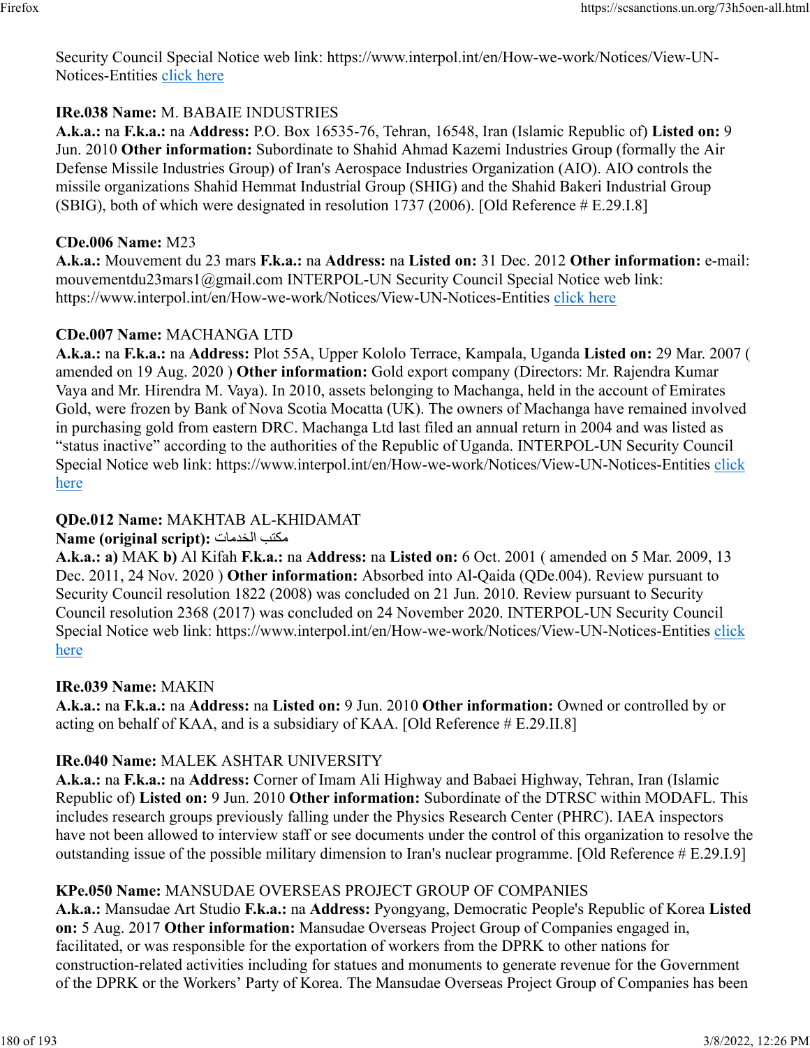Security Council Special Notice web link: https://www.interpol.int/en/How-we-work/Notices/View-UN-Notices-Entities click here

**IRe.038 Name:** M. BABAIE INDUSTRIES
**A.k.a.:** na **F.k.a.:** na **Address:** P.O. Box 16535-76, Tehran, 16548, Iran (Islamic Republic of) **Listed on:** 9 Jun. 2010 **Other information:** Subordinate to Shahid Ahmad Kazemi Industries Group (formally the Air Defense Missile Industries Group) of Iran's Aerospace Industries Organization (AIO). AIO controls the missile organizations Shahid Hemmat Industrial Group (SHIG) and the Shahid Bakeri Industrial Group (SBIG), both of which were designated in resolution 1737 (2006). [Old Reference # E.29.I.8]

**CDe.006 Name:** M23
**A.k.a.:** Mouvement du 23 mars **F.k.a.:** na **Address:** na **Listed on:** 31 Dec. 2012 **Other information:** e-mail: mouvementdu23mars1@gmail.com INTERPOL-UN Security Council Special Notice web link: https://www.interpol.int/en/How-we-work/Notices/View-UN-Notices-Entities click here

**CDe.007 Name:** MACHANGA LTD
**A.k.a.:** na **F.k.a.:** na **Address:** Plot 55A, Upper Kololo Terrace, Kampala, Uganda **Listed on:** 29 Mar. 2007 ( amended on 19 Aug. 2020 ) **Other information:** Gold export company (Directors: Mr. Rajendra Kumar Vaya and Mr. Hirendra M. Vaya). In 2010, assets belonging to Machanga, held in the account of Emirates Gold, were frozen by Bank of Nova Scotia Mocatta (UK). The owners of Machanga have remained involved in purchasing gold from eastern DRC. Machanga Ltd last filed an annual return in 2004 and was listed as “status inactive” according to the authorities of the Republic of Uganda. INTERPOL-UN Security Council Special Notice web link: https://www.interpol.int/en/How-we-work/Notices/View-UN-Notices-Entities click here

**QDe.012 Name:** MAKHTAB AL-KHIDAMAT
**Name (original script):** مكتب الخدمات
**A.k.a.:** **a)** MAK **b)** Al Kifah **F.k.a.:** na **Address:** na **Listed on:** 6 Oct. 2001 ( amended on 5 Mar. 2009, 13 Dec. 2011, 24 Nov. 2020 ) **Other information:** Absorbed into Al-Qaida (QDe.004). Review pursuant to Security Council resolution 1822 (2008) was concluded on 21 Jun. 2010. Review pursuant to Security Council resolution 2368 (2017) was concluded on 24 November 2020. INTERPOL-UN Security Council Special Notice web link: https://www.interpol.int/en/How-we-work/Notices/View-UN-Notices-Entities click here

**IRe.039 Name:** MAKIN
**A.k.a.:** na **F.k.a.:** na **Address:** na **Listed on:** 9 Jun. 2010 **Other information:** Owned or controlled by or acting on behalf of KAA, and is a subsidiary of KAA. [Old Reference # E.29.II.8]

**IRe.040 Name:** MALEK ASHTAR UNIVERSITY
**A.k.a.:** na **F.k.a.:** na **Address:** Corner of Imam Ali Highway and Babaei Highway, Tehran, Iran (Islamic Republic of) **Listed on:** 9 Jun. 2010 **Other information:** Subordinate of the DTRSC within MODAFL. This includes research groups previously falling under the Physics Research Center (PHRC). IAEA inspectors have not been allowed to interview staff or see documents under the control of this organization to resolve the outstanding issue of the possible military dimension to Iran's nuclear programme. [Old Reference # E.29.I.9]

**KPe.050 Name:** MANSUDAE OVERSEAS PROJECT GROUP OF COMPANIES
**A.k.a.:** Mansudae Art Studio **F.k.a.:** na **Address:** Pyongyang, Democratic People's Republic of Korea **Listed on:** 5 Aug. 2017 **Other information:** Mansudae Overseas Project Group of Companies engaged in, facilitated, or was responsible for the exportation of workers from the DPRK to other nations for construction-related activities including for statues and monuments to generate revenue for the Government of the DPRK or the Workers’ Party of Korea. The Mansudae Overseas Project Group of Companies has been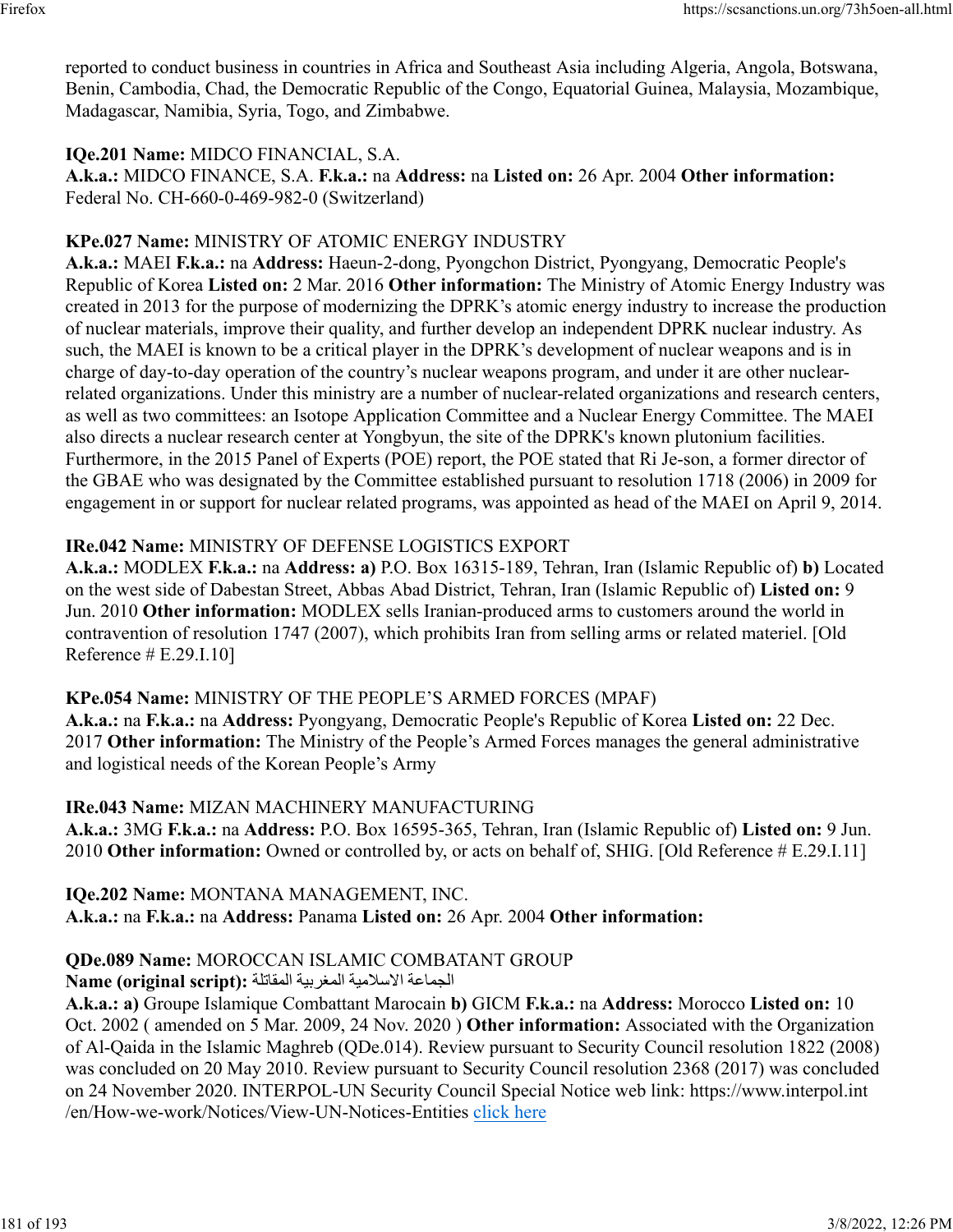reported to conduct business in countries in Africa and Southeast Asia including Algeria, Angola, Botswana, Benin, Cambodia, Chad, the Democratic Republic of the Congo, Equatorial Guinea, Malaysia, Mozambique, Madagascar, Namibia, Syria, Togo, and Zimbabwe.

**IQe.201 Name:** MIDCO FINANCIAL, S.A.
**A.k.a.:** MIDCO FINANCE, S.A. **F.k.a.:** na **Address:** na **Listed on:** 26 Apr. 2004 **Other information:** Federal No. CH-660-0-469-982-0 (Switzerland)

**KPe.027 Name:** MINISTRY OF ATOMIC ENERGY INDUSTRY
**A.k.a.:** MAEI **F.k.a.:** na **Address:** Haeun-2-dong, Pyongchon District, Pyongyang, Democratic People's Republic of Korea **Listed on:** 2 Mar. 2016 **Other information:** The Ministry of Atomic Energy Industry was created in 2013 for the purpose of modernizing the DPRK's atomic energy industry to increase the production of nuclear materials, improve their quality, and further develop an independent DPRK nuclear industry. As such, the MAEI is known to be a critical player in the DPRK's development of nuclear weapons and is in charge of day-to-day operation of the country's nuclear weapons program, and under it are other nuclear-related organizations. Under this ministry are a number of nuclear-related organizations and research centers, as well as two committees: an Isotope Application Committee and a Nuclear Energy Committee. The MAEI also directs a nuclear research center at Yongbyun, the site of the DPRK's known plutonium facilities. Furthermore, in the 2015 Panel of Experts (POE) report, the POE stated that Ri Je-son, a former director of the GBAE who was designated by the Committee established pursuant to resolution 1718 (2006) in 2009 for engagement in or support for nuclear related programs, was appointed as head of the MAEI on April 9, 2014.

**IRe.042 Name:** MINISTRY OF DEFENSE LOGISTICS EXPORT
**A.k.a.:** MODLEX **F.k.a.:** na **Address:** **a)** P.O. Box 16315-189, Tehran, Iran (Islamic Republic of) **b)** Located on the west side of Dabestan Street, Abbas Abad District, Tehran, Iran (Islamic Republic of) **Listed on:** 9 Jun. 2010 **Other information:** MODLEX sells Iranian-produced arms to customers around the world in contravention of resolution 1747 (2007), which prohibits Iran from selling arms or related materiel. [Old Reference # E.29.I.10]

**KPe.054 Name:** MINISTRY OF THE PEOPLE'S ARMED FORCES (MPAF)
**A.k.a.:** na **F.k.a.:** na **Address:** Pyongyang, Democratic People's Republic of Korea **Listed on:** 22 Dec. 2017 **Other information:** The Ministry of the People's Armed Forces manages the general administrative and logistical needs of the Korean People's Army

**IRe.043 Name:** MIZAN MACHINERY MANUFACTURING
**A.k.a.:** 3MG **F.k.a.:** na **Address:** P.O. Box 16595-365, Tehran, Iran (Islamic Republic of) **Listed on:** 9 Jun. 2010 **Other information:** Owned or controlled by, or acts on behalf of, SHIG. [Old Reference # E.29.I.11]

**IQe.202 Name:** MONTANA MANAGEMENT, INC.
**A.k.a.:** na **F.k.a.:** na **Address:** Panama **Listed on:** 26 Apr. 2004 **Other information:**

**QDe.089 Name:** MOROCCAN ISLAMIC COMBATANT GROUP
**Name (original script):** الجماعة الاسلامية المغربية المقاتلة
**A.k.a.:** **a)** Groupe Islamique Combattant Marocain **b)** GICM **F.k.a.:** na **Address:** Morocco **Listed on:** 10 Oct. 2002 ( amended on 5 Mar. 2009, 24 Nov. 2020 ) **Other information:** Associated with the Organization of Al-Qaida in the Islamic Maghreb (QDe.014). Review pursuant to Security Council resolution 1822 (2008) was concluded on 20 May 2010. Review pursuant to Security Council resolution 2368 (2017) was concluded on 24 November 2020. INTERPOL-UN Security Council Special Notice web link: https://www.interpol.int /en/How-we-work/Notices/View-UN-Notices-Entities click here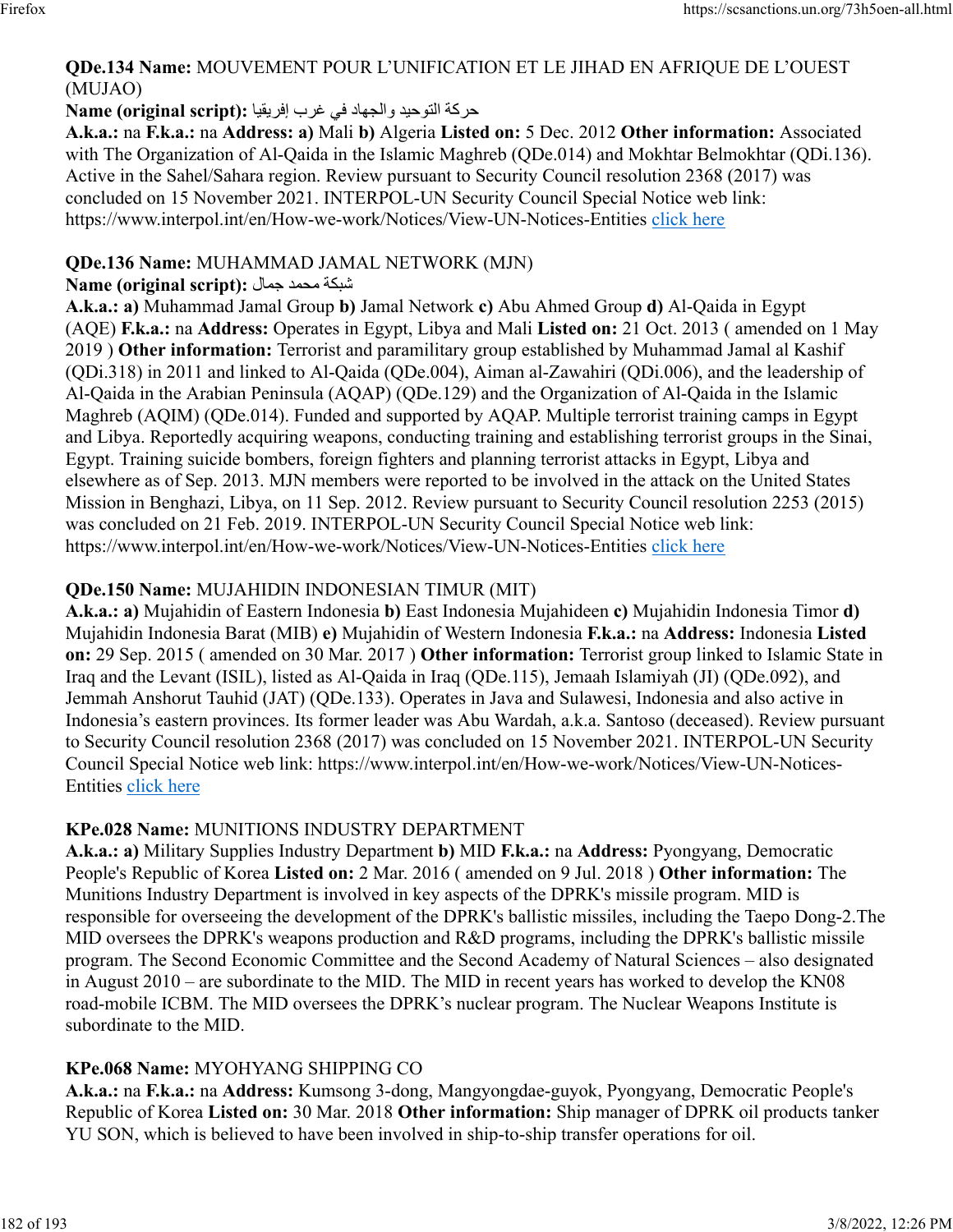**QDe.134 Name:** MOUVEMENT POUR L'UNIFICATION ET LE JIHAD EN AFRIQUE DE L'OUEST (MUJAO)
**Name (original script):** حركة التوحيد والجهاد في غرب إفريقيا
**A.k.a.:** na **F.k.a.:** na **Address:** **a)** Mali **b)** Algeria **Listed on:** 5 Dec. 2012 **Other information:** Associated with The Organization of Al-Qaida in the Islamic Maghreb (QDe.014) and Mokhtar Belmokhtar (QDi.136). Active in the Sahel/Sahara region. Review pursuant to Security Council resolution 2368 (2017) was concluded on 15 November 2021. INTERPOL-UN Security Council Special Notice web link: https://www.interpol.int/en/How-we-work/Notices/View-UN-Notices-Entities click here

**QDe.136 Name:** MUHAMMAD JAMAL NETWORK (MJN)
**Name (original script):** شبكة محمد جمال
**A.k.a.:** **a)** Muhammad Jamal Group **b)** Jamal Network **c)** Abu Ahmed Group **d)** Al-Qaida in Egypt (AQE) **F.k.a.:** na **Address:** Operates in Egypt, Libya and Mali **Listed on:** 21 Oct. 2013 ( amended on 1 May 2019 ) **Other information:** Terrorist and paramilitary group established by Muhammad Jamal al Kashif (QDi.318) in 2011 and linked to Al-Qaida (QDe.004), Aiman al-Zawahiri (QDi.006), and the leadership of Al-Qaida in the Arabian Peninsula (AQAP) (QDe.129) and the Organization of Al-Qaida in the Islamic Maghreb (AQIM) (QDe.014). Funded and supported by AQAP. Multiple terrorist training camps in Egypt and Libya. Reportedly acquiring weapons, conducting training and establishing terrorist groups in the Sinai, Egypt. Training suicide bombers, foreign fighters and planning terrorist attacks in Egypt, Libya and elsewhere as of Sep. 2013. MJN members were reported to be involved in the attack on the United States Mission in Benghazi, Libya, on 11 Sep. 2012. Review pursuant to Security Council resolution 2253 (2015) was concluded on 21 Feb. 2019. INTERPOL-UN Security Council Special Notice web link: https://www.interpol.int/en/How-we-work/Notices/View-UN-Notices-Entities click here

**QDe.150 Name:** MUJAHIDIN INDONESIAN TIMUR (MIT)
**A.k.a.:** **a)** Mujahidin of Eastern Indonesia **b)** East Indonesia Mujahideen **c)** Mujahidin Indonesia Timor **d)** Mujahidin Indonesia Barat (MIB) **e)** Mujahidin of Western Indonesia **F.k.a.:** na **Address:** Indonesia **Listed on:** 29 Sep. 2015 ( amended on 30 Mar. 2017 ) **Other information:** Terrorist group linked to Islamic State in Iraq and the Levant (ISIL), listed as Al-Qaida in Iraq (QDe.115), Jemaah Islamiyah (JI) (QDe.092), and Jemmah Anshorut Tauhid (JAT) (QDe.133). Operates in Java and Sulawesi, Indonesia and also active in Indonesia's eastern provinces. Its former leader was Abu Wardah, a.k.a. Santoso (deceased). Review pursuant to Security Council resolution 2368 (2017) was concluded on 15 November 2021. INTERPOL-UN Security Council Special Notice web link: https://www.interpol.int/en/How-we-work/Notices/View-UN-Notices-Entities click here

**KPe.028 Name:** MUNITIONS INDUSTRY DEPARTMENT
**A.k.a.:** **a)** Military Supplies Industry Department **b)** MID **F.k.a.:** na **Address:** Pyongyang, Democratic People's Republic of Korea **Listed on:** 2 Mar. 2016 ( amended on 9 Jul. 2018 ) **Other information:** The Munitions Industry Department is involved in key aspects of the DPRK's missile program. MID is responsible for overseeing the development of the DPRK's ballistic missiles, including the Taepo Dong-2.The MID oversees the DPRK's weapons production and R&D programs, including the DPRK's ballistic missile program. The Second Economic Committee and the Second Academy of Natural Sciences – also designated in August 2010 – are subordinate to the MID. The MID in recent years has worked to develop the KN08 road-mobile ICBM. The MID oversees the DPRK's nuclear program. The Nuclear Weapons Institute is subordinate to the MID.

**KPe.068 Name:** MYOHYANG SHIPPING CO
**A.k.a.:** na **F.k.a.:** na **Address:** Kumsong 3-dong, Mangyongdae-guyok, Pyongyang, Democratic People's Republic of Korea **Listed on:** 30 Mar. 2018 **Other information:** Ship manager of DPRK oil products tanker YU SON, which is believed to have been involved in ship-to-ship transfer operations for oil.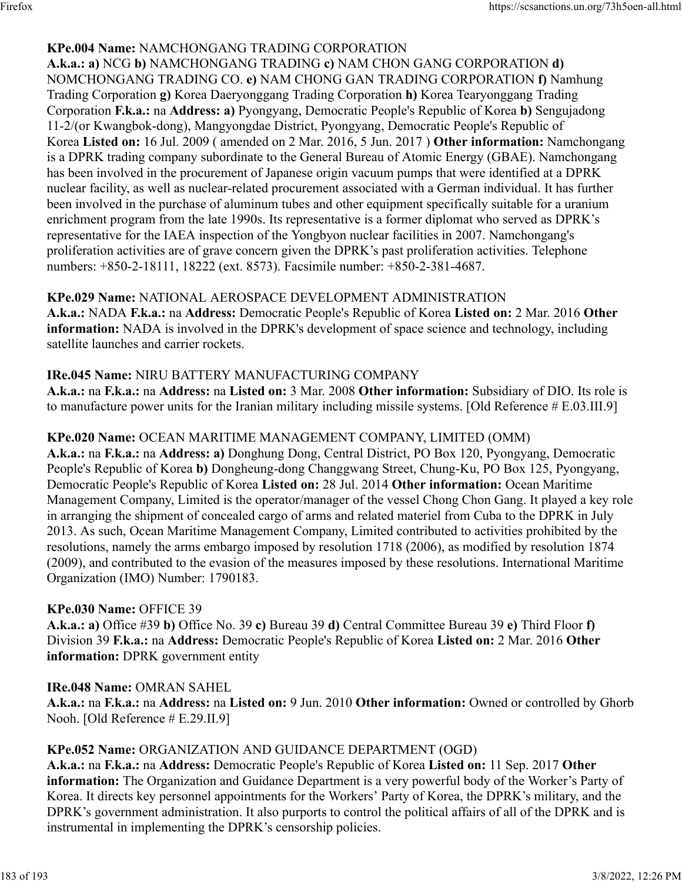**KPe.004 Name:** NAMCHONGANG TRADING CORPORATION
**A.k.a.: a)** NCG **b)** NAMCHONGANG TRADING **c)** NAM CHON GANG CORPORATION **d)** NOMCHONGANG TRADING CO. **e)** NAM CHONG GAN TRADING CORPORATION **f)** Namhung Trading Corporation **g)** Korea Daeryonggang Trading Corporation **h)** Korea Tearyonggang Trading Corporation **F.k.a.:** na **Address: a)** Pyongyang, Democratic People's Republic of Korea **b)** Sengujadong 11-2/(or Kwangbok-dong), Mangyongdae District, Pyongyang, Democratic People's Republic of Korea **Listed on:** 16 Jul. 2009 ( amended on 2 Mar. 2016, 5 Jun. 2017 ) **Other information:** Namchongang is a DPRK trading company subordinate to the General Bureau of Atomic Energy (GBAE). Namchongang has been involved in the procurement of Japanese origin vacuum pumps that were identified at a DPRK nuclear facility, as well as nuclear-related procurement associated with a German individual. It has further been involved in the purchase of aluminum tubes and other equipment specifically suitable for a uranium enrichment program from the late 1990s. Its representative is a former diplomat who served as DPRK's representative for the IAEA inspection of the Yongbyon nuclear facilities in 2007. Namchongang's proliferation activities are of grave concern given the DPRK's past proliferation activities. Telephone numbers: +850-2-18111, 18222 (ext. 8573). Facsimile number: +850-2-381-4687.

**KPe.029 Name:** NATIONAL AEROSPACE DEVELOPMENT ADMINISTRATION
**A.k.a.:** NADA **F.k.a.:** na **Address:** Democratic People's Republic of Korea **Listed on:** 2 Mar. 2016 **Other information:** NADA is involved in the DPRK's development of space science and technology, including satellite launches and carrier rockets.

**IRe.045 Name:** NIRU BATTERY MANUFACTURING COMPANY
**A.k.a.:** na **F.k.a.:** na **Address:** na **Listed on:** 3 Mar. 2008 **Other information:** Subsidiary of DIO. Its role is to manufacture power units for the Iranian military including missile systems. [Old Reference # E.03.III.9]

**KPe.020 Name:** OCEAN MARITIME MANAGEMENT COMPANY, LIMITED (OMM)
**A.k.a.:** na **F.k.a.:** na **Address: a)** Donghung Dong, Central District, PO Box 120, Pyongyang, Democratic People's Republic of Korea **b)** Dongheung-dong Changgwang Street, Chung-Ku, PO Box 125, Pyongyang, Democratic People's Republic of Korea **Listed on:** 28 Jul. 2014 **Other information:** Ocean Maritime Management Company, Limited is the operator/manager of the vessel Chong Chon Gang. It played a key role in arranging the shipment of concealed cargo of arms and related materiel from Cuba to the DPRK in July 2013. As such, Ocean Maritime Management Company, Limited contributed to activities prohibited by the resolutions, namely the arms embargo imposed by resolution 1718 (2006), as modified by resolution 1874 (2009), and contributed to the evasion of the measures imposed by these resolutions. International Maritime Organization (IMO) Number: 1790183.

**KPe.030 Name:** OFFICE 39
**A.k.a.: a)** Office #39 **b)** Office No. 39 **c)** Bureau 39 **d)** Central Committee Bureau 39 **e)** Third Floor **f)** Division 39 **F.k.a.:** na **Address:** Democratic People's Republic of Korea **Listed on:** 2 Mar. 2016 **Other information:** DPRK government entity

**IRe.048 Name:** OMRAN SAHEL
**A.k.a.:** na **F.k.a.:** na **Address:** na **Listed on:** 9 Jun. 2010 **Other information:** Owned or controlled by Ghorb Nooh. [Old Reference # E.29.II.9]

**KPe.052 Name:** ORGANIZATION AND GUIDANCE DEPARTMENT (OGD)
**A.k.a.:** na **F.k.a.:** na **Address:** Democratic People's Republic of Korea **Listed on:** 11 Sep. 2017 **Other information:** The Organization and Guidance Department is a very powerful body of the Worker's Party of Korea. It directs key personnel appointments for the Workers' Party of Korea, the DPRK's military, and the DPRK's government administration. It also purports to control the political affairs of all of the DPRK and is instrumental in implementing the DPRK's censorship policies.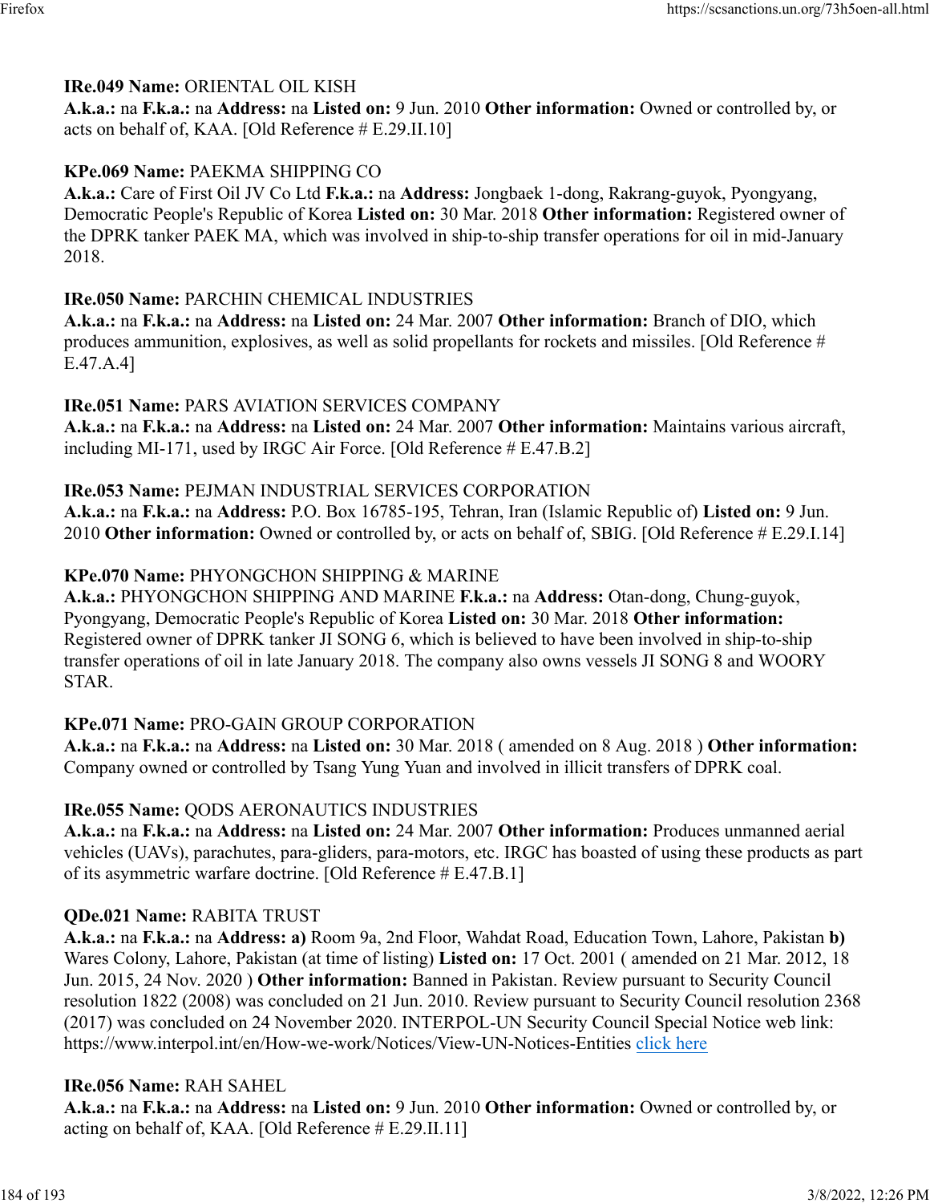**IRe.049 Name:** ORIENTAL OIL KISH
**A.k.a.:** na **F.k.a.:** na **Address:** na **Listed on:** 9 Jun. 2010 **Other information:** Owned or controlled by, or acts on behalf of, KAA. [Old Reference # E.29.II.10]

**KPe.069 Name:** PAEKMA SHIPPING CO
**A.k.a.:** Care of First Oil JV Co Ltd **F.k.a.:** na **Address:** Jongbaek 1-dong, Rakrang-guyok, Pyongyang, Democratic People's Republic of Korea **Listed on:** 30 Mar. 2018 **Other information:** Registered owner of the DPRK tanker PAEK MA, which was involved in ship-to-ship transfer operations for oil in mid-January 2018.

**IRe.050 Name:** PARCHIN CHEMICAL INDUSTRIES
**A.k.a.:** na **F.k.a.:** na **Address:** na **Listed on:** 24 Mar. 2007 **Other information:** Branch of DIO, which produces ammunition, explosives, as well as solid propellants for rockets and missiles. [Old Reference # E.47.A.4]

**IRe.051 Name:** PARS AVIATION SERVICES COMPANY
**A.k.a.:** na **F.k.a.:** na **Address:** na **Listed on:** 24 Mar. 2007 **Other information:** Maintains various aircraft, including MI-171, used by IRGC Air Force. [Old Reference # E.47.B.2]

**IRe.053 Name:** PEJMAN INDUSTRIAL SERVICES CORPORATION
**A.k.a.:** na **F.k.a.:** na **Address:** P.O. Box 16785-195, Tehran, Iran (Islamic Republic of) **Listed on:** 9 Jun. 2010 **Other information:** Owned or controlled by, or acts on behalf of, SBIG. [Old Reference # E.29.I.14]

**KPe.070 Name:** PHYONGCHON SHIPPING & MARINE
**A.k.a.:** PHYONGCHON SHIPPING AND MARINE **F.k.a.:** na **Address:** Otan-dong, Chung-guyok, Pyongyang, Democratic People's Republic of Korea **Listed on:** 30 Mar. 2018 **Other information:** Registered owner of DPRK tanker JI SONG 6, which is believed to have been involved in ship-to-ship transfer operations of oil in late January 2018. The company also owns vessels JI SONG 8 and WOORY STAR.

**KPe.071 Name:** PRO-GAIN GROUP CORPORATION
**A.k.a.:** na **F.k.a.:** na **Address:** na **Listed on:** 30 Mar. 2018 ( amended on 8 Aug. 2018 ) **Other information:** Company owned or controlled by Tsang Yung Yuan and involved in illicit transfers of DPRK coal.

**IRe.055 Name:** QODS AERONAUTICS INDUSTRIES
**A.k.a.:** na **F.k.a.:** na **Address:** na **Listed on:** 24 Mar. 2007 **Other information:** Produces unmanned aerial vehicles (UAVs), parachutes, para-gliders, para-motors, etc. IRGC has boasted of using these products as part of its asymmetric warfare doctrine. [Old Reference # E.47.B.1]

**QDe.021 Name:** RABITA TRUST
**A.k.a.:** na **F.k.a.:** na **Address:** **a)** Room 9a, 2nd Floor, Wahdat Road, Education Town, Lahore, Pakistan **b)** Wares Colony, Lahore, Pakistan (at time of listing) **Listed on:** 17 Oct. 2001 ( amended on 21 Mar. 2012, 18 Jun. 2015, 24 Nov. 2020 ) **Other information:** Banned in Pakistan. Review pursuant to Security Council resolution 1822 (2008) was concluded on 21 Jun. 2010. Review pursuant to Security Council resolution 2368 (2017) was concluded on 24 November 2020. INTERPOL-UN Security Council Special Notice web link: https://www.interpol.int/en/How-we-work/Notices/View-UN-Notices-Entities click here

**IRe.056 Name:** RAH SAHEL
**A.k.a.:** na **F.k.a.:** na **Address:** na **Listed on:** 9 Jun. 2010 **Other information:** Owned or controlled by, or acting on behalf of, KAA. [Old Reference # E.29.II.11]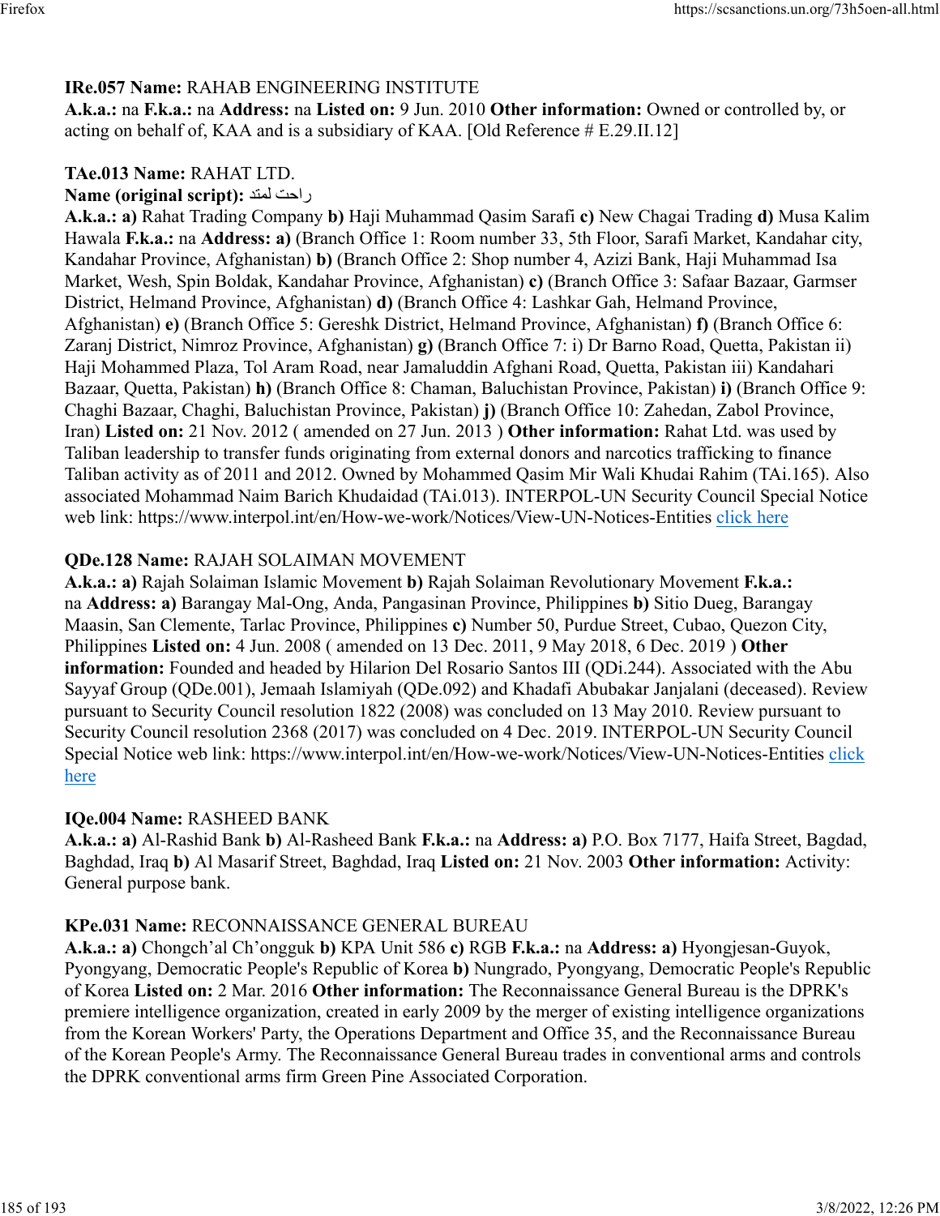**IRe.057 Name:** RAHAB ENGINEERING INSTITUTE
**A.k.a.:** na **F.k.a.:** na **Address:** na **Listed on:** 9 Jun. 2010 **Other information:** Owned or controlled by, or acting on behalf of, KAA and is a subsidiary of KAA. [Old Reference # E.29.II.12]

**TAe.013 Name:** RAHAT LTD.
**Name (original script):** راحت لمتد
**A.k.a.:** **a)** Rahat Trading Company **b)** Haji Muhammad Qasim Sarafi **c)** New Chagai Trading **d)** Musa Kalim Hawala **F.k.a.:** na **Address:** **a)** (Branch Office 1: Room number 33, 5th Floor, Sarafi Market, Kandahar city, Kandahar Province, Afghanistan) **b)** (Branch Office 2: Shop number 4, Azizi Bank, Haji Muhammad Isa Market, Wesh, Spin Boldak, Kandahar Province, Afghanistan) **c)** (Branch Office 3: Safaar Bazaar, Garmser District, Helmand Province, Afghanistan) **d)** (Branch Office 4: Lashkar Gah, Helmand Province, Afghanistan) **e)** (Branch Office 5: Gereshk District, Helmand Province, Afghanistan) **f)** (Branch Office 6: Zaranj District, Nimroz Province, Afghanistan) **g)** (Branch Office 7: i) Dr Barno Road, Quetta, Pakistan ii) Haji Mohammed Plaza, Tol Aram Road, near Jamaluddin Afghani Road, Quetta, Pakistan iii) Kandahari Bazaar, Quetta, Pakistan) **h)** (Branch Office 8: Chaman, Baluchistan Province, Pakistan) **i)** (Branch Office 9: Chaghi Bazaar, Chaghi, Baluchistan Province, Pakistan) **j)** (Branch Office 10: Zahedan, Zabol Province, Iran) **Listed on:** 21 Nov. 2012 ( amended on 27 Jun. 2013 ) **Other information:** Rahat Ltd. was used by Taliban leadership to transfer funds originating from external donors and narcotics trafficking to finance Taliban activity as of 2011 and 2012. Owned by Mohammed Qasim Mir Wali Khudai Rahim (TAi.165). Also associated Mohammad Naim Barich Khudaidad (TAi.013). INTERPOL-UN Security Council Special Notice web link: https://www.interpol.int/en/How-we-work/Notices/View-UN-Notices-Entities click here

**QDe.128 Name:** RAJAH SOLAIMAN MOVEMENT
**A.k.a.:** **a)** Rajah Solaiman Islamic Movement **b)** Rajah Solaiman Revolutionary Movement **F.k.a.:** na **Address:** **a)** Barangay Mal-Ong, Anda, Pangasinan Province, Philippines **b)** Sitio Dueg, Barangay Maasin, San Clemente, Tarlac Province, Philippines **c)** Number 50, Purdue Street, Cubao, Quezon City, Philippines **Listed on:** 4 Jun. 2008 ( amended on 13 Dec. 2011, 9 May 2018, 6 Dec. 2019 ) **Other information:** Founded and headed by Hilarion Del Rosario Santos III (QDi.244). Associated with the Abu Sayyaf Group (QDe.001), Jemaah Islamiyah (QDe.092) and Khadafi Abubakar Janjalani (deceased). Review pursuant to Security Council resolution 1822 (2008) was concluded on 13 May 2010. Review pursuant to Security Council resolution 2368 (2017) was concluded on 4 Dec. 2019. INTERPOL-UN Security Council Special Notice web link: https://www.interpol.int/en/How-we-work/Notices/View-UN-Notices-Entities click here

**IQe.004 Name:** RASHEED BANK
**A.k.a.:** **a)** Al-Rashid Bank **b)** Al-Rasheed Bank **F.k.a.:** na **Address:** **a)** P.O. Box 7177, Haifa Street, Bagdad, Baghdad, Iraq **b)** Al Masarif Street, Baghdad, Iraq **Listed on:** 21 Nov. 2003 **Other information:** Activity: General purpose bank.

**KPe.031 Name:** RECONNAISSANCE GENERAL BUREAU
**A.k.a.:** **a)** Chongch'al Ch'ongguk **b)** KPA Unit 586 **c)** RGB **F.k.a.:** na **Address:** **a)** Hyongjesan-Guyok, Pyongyang, Democratic People's Republic of Korea **b)** Nungrado, Pyongyang, Democratic People's Republic of Korea **Listed on:** 2 Mar. 2016 **Other information:** The Reconnaissance General Bureau is the DPRK's premiere intelligence organization, created in early 2009 by the merger of existing intelligence organizations from the Korean Workers' Party, the Operations Department and Office 35, and the Reconnaissance Bureau of the Korean People's Army. The Reconnaissance General Bureau trades in conventional arms and controls the DPRK conventional arms firm Green Pine Associated Corporation.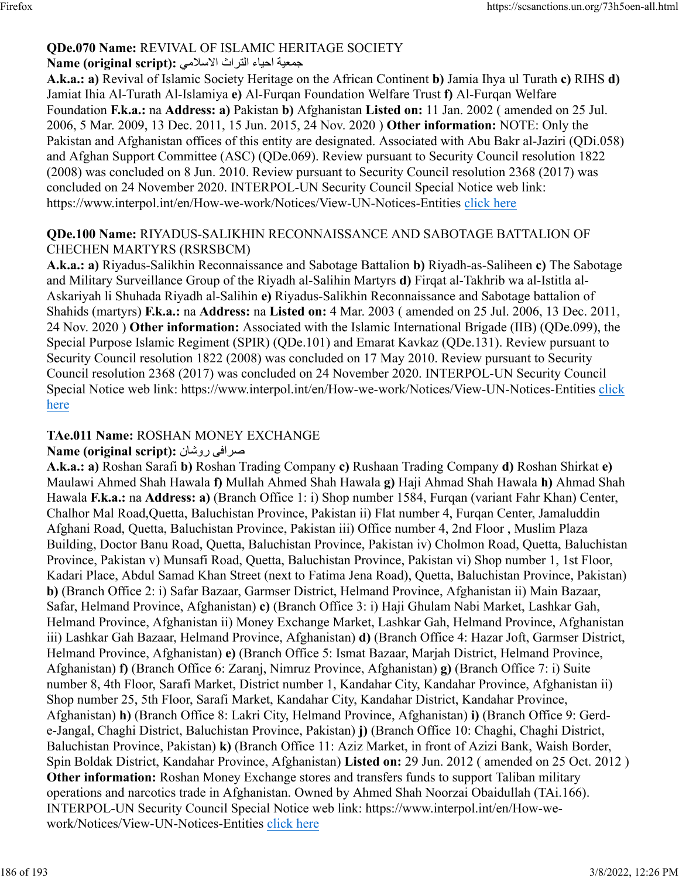**QDe.070 Name:** REVIVAL OF ISLAMIC HERITAGE SOCIETY
**Name (original script):** جمعية احياء التراث الاسلامي
**A.k.a.:** **a)** Revival of Islamic Society Heritage on the African Continent **b)** Jamia Ihya ul Turath **c)** RIHS **d)** Jamiat Ihia Al-Turath Al-Islamiya **e)** Al-Furqan Foundation Welfare Trust **f)** Al-Furqan Welfare Foundation **F.k.a.:** na **Address:** **a)** Pakistan **b)** Afghanistan **Listed on:** 11 Jan. 2002 ( amended on 25 Jul. 2006, 5 Mar. 2009, 13 Dec. 2011, 15 Jun. 2015, 24 Nov. 2020 ) **Other information:** NOTE: Only the Pakistan and Afghanistan offices of this entity are designated. Associated with Abu Bakr al-Jaziri (QDi.058) and Afghan Support Committee (ASC) (QDe.069). Review pursuant to Security Council resolution 1822 (2008) was concluded on 8 Jun. 2010. Review pursuant to Security Council resolution 2368 (2017) was concluded on 24 November 2020. INTERPOL-UN Security Council Special Notice web link: https://www.interpol.int/en/How-we-work/Notices/View-UN-Notices-Entities click here

**QDe.100 Name:** RIYADUS-SALIKHIN RECONNAISSANCE AND SABOTAGE BATTALION OF CHECHEN MARTYRS (RSRSBCM)
**A.k.a.:** **a)** Riyadus-Salikhin Reconnaissance and Sabotage Battalion **b)** Riyadh-as-Saliheen **c)** The Sabotage and Military Surveillance Group of the Riyadh al-Salihin Martyrs **d)** Firqat al-Takhrib wa al-Istitla al-Askariyah li Shuhada Riyadh al-Salihin **e)** Riyadus-Salikhin Reconnaissance and Sabotage battalion of Shahids (martyrs) **F.k.a.:** na **Address:** na **Listed on:** 4 Mar. 2003 ( amended on 25 Jul. 2006, 13 Dec. 2011, 24 Nov. 2020 ) **Other information:** Associated with the Islamic International Brigade (IIB) (QDe.099), the Special Purpose Islamic Regiment (SPIR) (QDe.101) and Emarat Kavkaz (QDe.131). Review pursuant to Security Council resolution 1822 (2008) was concluded on 17 May 2010. Review pursuant to Security Council resolution 2368 (2017) was concluded on 24 November 2020. INTERPOL-UN Security Council Special Notice web link: https://www.interpol.int/en/How-we-work/Notices/View-UN-Notices-Entities click here

**TAe.011 Name:** ROSHAN MONEY EXCHANGE
**Name (original script):** صرافی روشان
**A.k.a.:** **a)** Roshan Sarafi **b)** Roshan Trading Company **c)** Rushaan Trading Company **d)** Roshan Shirkat **e)** Maulawi Ahmed Shah Hawala **f)** Mullah Ahmed Shah Hawala **g)** Haji Ahmad Shah Hawala **h)** Ahmad Shah Hawala **F.k.a.:** na **Address:** **a)** (Branch Office 1: i) Shop number 1584, Furqan (variant Fahr Khan) Center, Chalhor Mal Road,Quetta, Baluchistan Province, Pakistan ii) Flat number 4, Furqan Center, Jamaluddin Afghani Road, Quetta, Baluchistan Province, Pakistan iii) Office number 4, 2nd Floor , Muslim Plaza Building, Doctor Banu Road, Quetta, Baluchistan Province, Pakistan iv) Cholmon Road, Quetta, Baluchistan Province, Pakistan v) Munsafi Road, Quetta, Baluchistan Province, Pakistan vi) Shop number 1, 1st Floor, Kadari Place, Abdul Samad Khan Street (next to Fatima Jena Road), Quetta, Baluchistan Province, Pakistan) **b)** (Branch Office 2: i) Safar Bazaar, Garmser District, Helmand Province, Afghanistan ii) Main Bazaar, Safar, Helmand Province, Afghanistan) **c)** (Branch Office 3: i) Haji Ghulam Nabi Market, Lashkar Gah, Helmand Province, Afghanistan ii) Money Exchange Market, Lashkar Gah, Helmand Province, Afghanistan iii) Lashkar Gah Bazaar, Helmand Province, Afghanistan) **d)** (Branch Office 4: Hazar Joft, Garmser District, Helmand Province, Afghanistan) **e)** (Branch Office 5: Ismat Bazaar, Marjah District, Helmand Province, Afghanistan) **f)** (Branch Office 6: Zaranj, Nimruz Province, Afghanistan) **g)** (Branch Office 7: i) Suite number 8, 4th Floor, Sarafi Market, District number 1, Kandahar City, Kandahar Province, Afghanistan ii) Shop number 25, 5th Floor, Sarafi Market, Kandahar City, Kandahar District, Kandahar Province, Afghanistan) **h)** (Branch Office 8: Lakri City, Helmand Province, Afghanistan) **i)** (Branch Office 9: Gerd-e-Jangal, Chaghi District, Baluchistan Province, Pakistan) **j)** (Branch Office 10: Chaghi, Chaghi District, Baluchistan Province, Pakistan) **k)** (Branch Office 11: Aziz Market, in front of Azizi Bank, Waish Border, Spin Boldak District, Kandahar Province, Afghanistan) **Listed on:** 29 Jun. 2012 ( amended on 25 Oct. 2012 ) **Other information:** Roshan Money Exchange stores and transfers funds to support Taliban military operations and narcotics trade in Afghanistan. Owned by Ahmed Shah Noorzai Obaidullah (TAi.166). INTERPOL-UN Security Council Special Notice web link: https://www.interpol.int/en/How-we-work/Notices/View-UN-Notices-Entities click here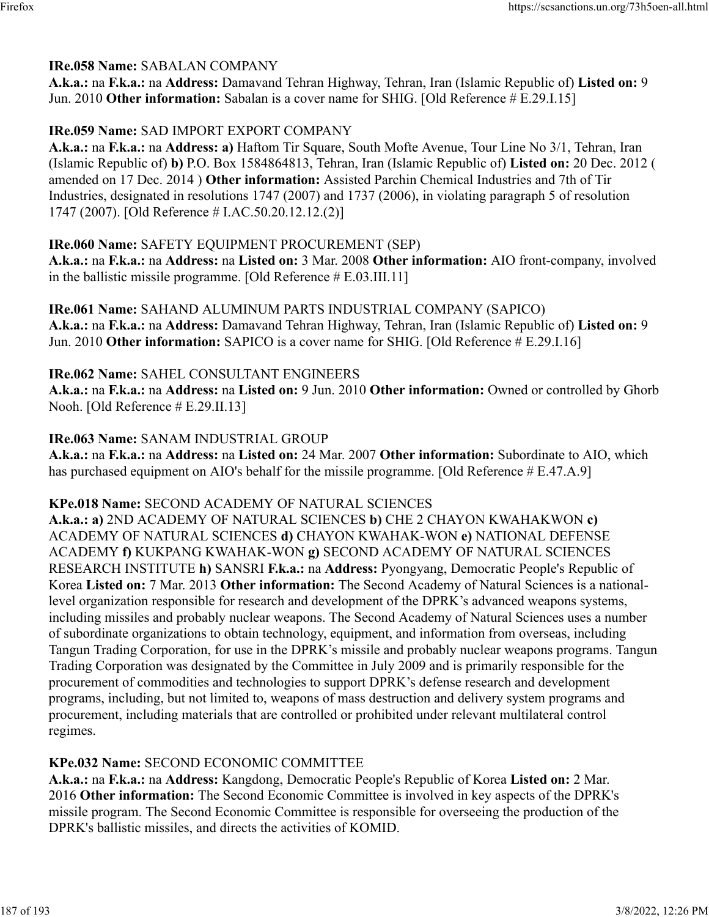**IRe.058 Name:** SABALAN COMPANY
**A.k.a.:** na **F.k.a.:** na **Address:** Damavand Tehran Highway, Tehran, Iran (Islamic Republic of) **Listed on:** 9 Jun. 2010 **Other information:** Sabalan is a cover name for SHIG. [Old Reference # E.29.I.15]

**IRe.059 Name:** SAD IMPORT EXPORT COMPANY
**A.k.a.:** na **F.k.a.:** na **Address:** **a)** Haftom Tir Square, South Mofte Avenue, Tour Line No 3/1, Tehran, Iran (Islamic Republic of) **b)** P.O. Box 1584864813, Tehran, Iran (Islamic Republic of) **Listed on:** 20 Dec. 2012 ( amended on 17 Dec. 2014 ) **Other information:** Assisted Parchin Chemical Industries and 7th of Tir Industries, designated in resolutions 1747 (2007) and 1737 (2006), in violating paragraph 5 of resolution 1747 (2007). [Old Reference # I.AC.50.20.12.12.(2)]

**IRe.060 Name:** SAFETY EQUIPMENT PROCUREMENT (SEP)
**A.k.a.:** na **F.k.a.:** na **Address:** na **Listed on:** 3 Mar. 2008 **Other information:** AIO front-company, involved in the ballistic missile programme. [Old Reference # E.03.III.11]

**IRe.061 Name:** SAHAND ALUMINUM PARTS INDUSTRIAL COMPANY (SAPICO)
**A.k.a.:** na **F.k.a.:** na **Address:** Damavand Tehran Highway, Tehran, Iran (Islamic Republic of) **Listed on:** 9 Jun. 2010 **Other information:** SAPICO is a cover name for SHIG. [Old Reference # E.29.I.16]

**IRe.062 Name:** SAHEL CONSULTANT ENGINEERS
**A.k.a.:** na **F.k.a.:** na **Address:** na **Listed on:** 9 Jun. 2010 **Other information:** Owned or controlled by Ghorb Nooh. [Old Reference # E.29.II.13]

**IRe.063 Name:** SANAM INDUSTRIAL GROUP
**A.k.a.:** na **F.k.a.:** na **Address:** na **Listed on:** 24 Mar. 2007 **Other information:** Subordinate to AIO, which has purchased equipment on AIO's behalf for the missile programme. [Old Reference # E.47.A.9]

**KPe.018 Name:** SECOND ACADEMY OF NATURAL SCIENCES
**A.k.a.:** **a)** 2ND ACADEMY OF NATURAL SCIENCES **b)** CHE 2 CHAYON KWAHAKWON **c)** ACADEMY OF NATURAL SCIENCES **d)** CHAYON KWAHAK-WON **e)** NATIONAL DEFENSE ACADEMY **f)** KUKPANG KWAHAK-WON **g)** SECOND ACADEMY OF NATURAL SCIENCES RESEARCH INSTITUTE **h)** SANSRI **F.k.a.:** na **Address:** Pyongyang, Democratic People's Republic of Korea **Listed on:** 7 Mar. 2013 **Other information:** The Second Academy of Natural Sciences is a national-level organization responsible for research and development of the DPRK's advanced weapons systems, including missiles and probably nuclear weapons. The Second Academy of Natural Sciences uses a number of subordinate organizations to obtain technology, equipment, and information from overseas, including Tangun Trading Corporation, for use in the DPRK's missile and probably nuclear weapons programs. Tangun Trading Corporation was designated by the Committee in July 2009 and is primarily responsible for the procurement of commodities and technologies to support DPRK's defense research and development programs, including, but not limited to, weapons of mass destruction and delivery system programs and procurement, including materials that are controlled or prohibited under relevant multilateral control regimes.

**KPe.032 Name:** SECOND ECONOMIC COMMITTEE
**A.k.a.:** na **F.k.a.:** na **Address:** Kangdong, Democratic People's Republic of Korea **Listed on:** 2 Mar. 2016 **Other information:** The Second Economic Committee is involved in key aspects of the DPRK's missile program. The Second Economic Committee is responsible for overseeing the production of the DPRK's ballistic missiles, and directs the activities of KOMID.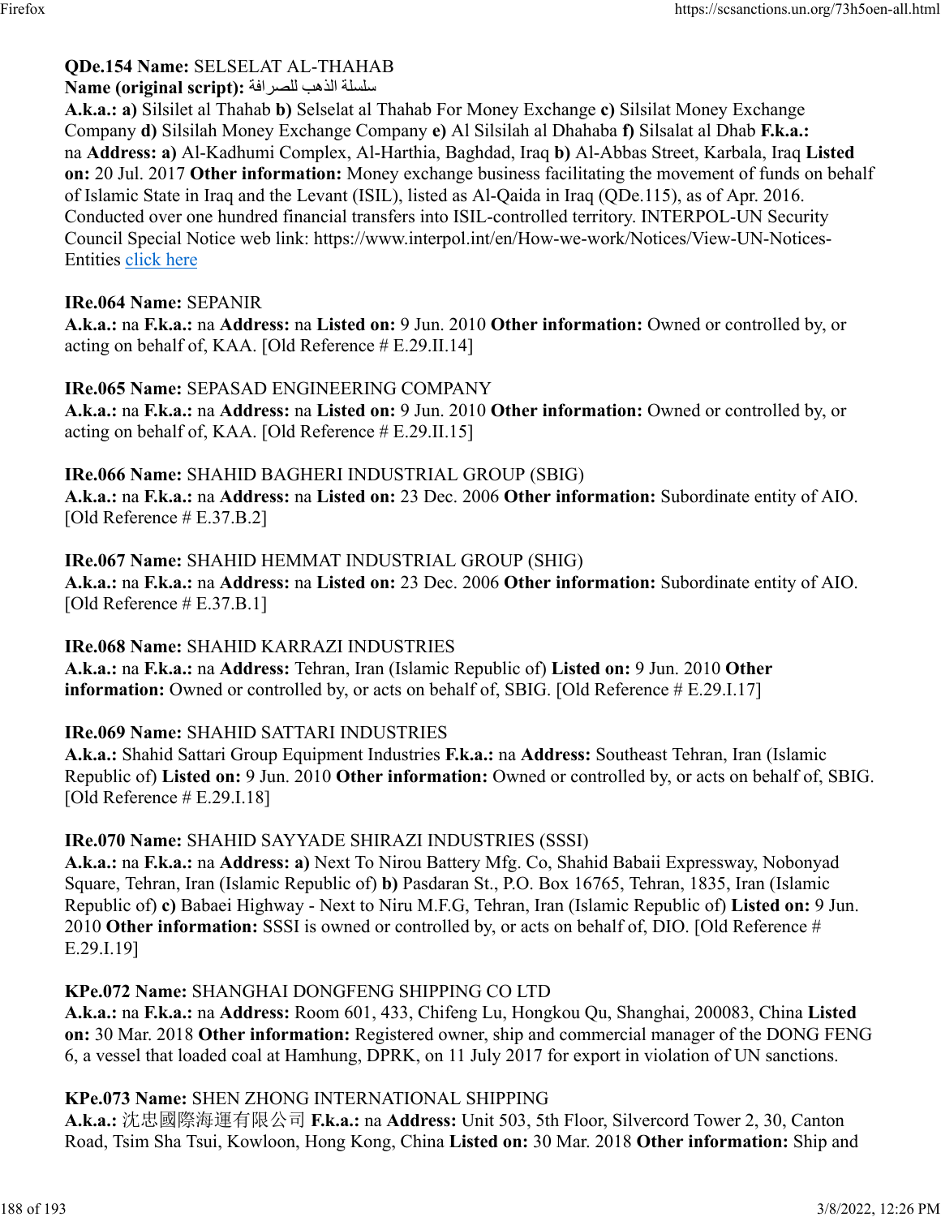**QDe.154 Name:** SELSELAT AL-THAHAB
**Name (original script):** سلسلة الذهب للصرافة
**A.k.a.: a)** Silsilet al Thahab **b)** Selselat al Thahab For Money Exchange **c)** Silsilat Money Exchange Company **d)** Silsilah Money Exchange Company **e)** Al Silsilah al Dhahaba **f)** Silsalat al Dhab **F.k.a.:** na **Address: a)** Al-Kadhumi Complex, Al-Harthia, Baghdad, Iraq **b)** Al-Abbas Street, Karbala, Iraq **Listed on:** 20 Jul. 2017 **Other information:** Money exchange business facilitating the movement of funds on behalf of Islamic State in Iraq and the Levant (ISIL), listed as Al-Qaida in Iraq (QDe.115), as of Apr. 2016. Conducted over one hundred financial transfers into ISIL-controlled territory. INTERPOL-UN Security Council Special Notice web link: https://www.interpol.int/en/How-we-work/Notices/View-UN-Notices-Entities click here

**IRe.064 Name:** SEPANIR
**A.k.a.:** na **F.k.a.:** na **Address:** na **Listed on:** 9 Jun. 2010 **Other information:** Owned or controlled by, or acting on behalf of, KAA. [Old Reference # E.29.II.14]

**IRe.065 Name:** SEPASAD ENGINEERING COMPANY
**A.k.a.:** na **F.k.a.:** na **Address:** na **Listed on:** 9 Jun. 2010 **Other information:** Owned or controlled by, or acting on behalf of, KAA. [Old Reference # E.29.II.15]

**IRe.066 Name:** SHAHID BAGHERI INDUSTRIAL GROUP (SBIG)
**A.k.a.:** na **F.k.a.:** na **Address:** na **Listed on:** 23 Dec. 2006 **Other information:** Subordinate entity of AIO. [Old Reference # E.37.B.2]

**IRe.067 Name:** SHAHID HEMMAT INDUSTRIAL GROUP (SHIG)
**A.k.a.:** na **F.k.a.:** na **Address:** na **Listed on:** 23 Dec. 2006 **Other information:** Subordinate entity of AIO. [Old Reference # E.37.B.1]

**IRe.068 Name:** SHAHID KARRAZI INDUSTRIES
**A.k.a.:** na **F.k.a.:** na **Address:** Tehran, Iran (Islamic Republic of) **Listed on:** 9 Jun. 2010 **Other information:** Owned or controlled by, or acts on behalf of, SBIG. [Old Reference # E.29.I.17]

**IRe.069 Name:** SHAHID SATTARI INDUSTRIES
**A.k.a.:** Shahid Sattari Group Equipment Industries **F.k.a.:** na **Address:** Southeast Tehran, Iran (Islamic Republic of) **Listed on:** 9 Jun. 2010 **Other information:** Owned or controlled by, or acts on behalf of, SBIG. [Old Reference # E.29.I.18]

**IRe.070 Name:** SHAHID SAYYADE SHIRAZI INDUSTRIES (SSSI)
**A.k.a.:** na **F.k.a.:** na **Address: a)** Next To Nirou Battery Mfg. Co, Shahid Babaii Expressway, Nobonyad Square, Tehran, Iran (Islamic Republic of) **b)** Pasdaran St., P.O. Box 16765, Tehran, 1835, Iran (Islamic Republic of) **c)** Babaei Highway - Next to Niru M.F.G, Tehran, Iran (Islamic Republic of) **Listed on:** 9 Jun. 2010 **Other information:** SSSI is owned or controlled by, or acts on behalf of, DIO. [Old Reference # E.29.I.19]

**KPe.072 Name:** SHANGHAI DONGFENG SHIPPING CO LTD
**A.k.a.:** na **F.k.a.:** na **Address:** Room 601, 433, Chifeng Lu, Hongkou Qu, Shanghai, 200083, China **Listed on:** 30 Mar. 2018 **Other information:** Registered owner, ship and commercial manager of the DONG FENG 6, a vessel that loaded coal at Hamhung, DPRK, on 11 July 2017 for export in violation of UN sanctions.

**KPe.073 Name:** SHEN ZHONG INTERNATIONAL SHIPPING
**A.k.a.:** 沈忠國際海運有限公司 **F.k.a.:** na **Address:** Unit 503, 5th Floor, Silvercord Tower 2, 30, Canton Road, Tsim Sha Tsui, Kowloon, Hong Kong, China **Listed on:** 30 Mar. 2018 **Other information:** Ship and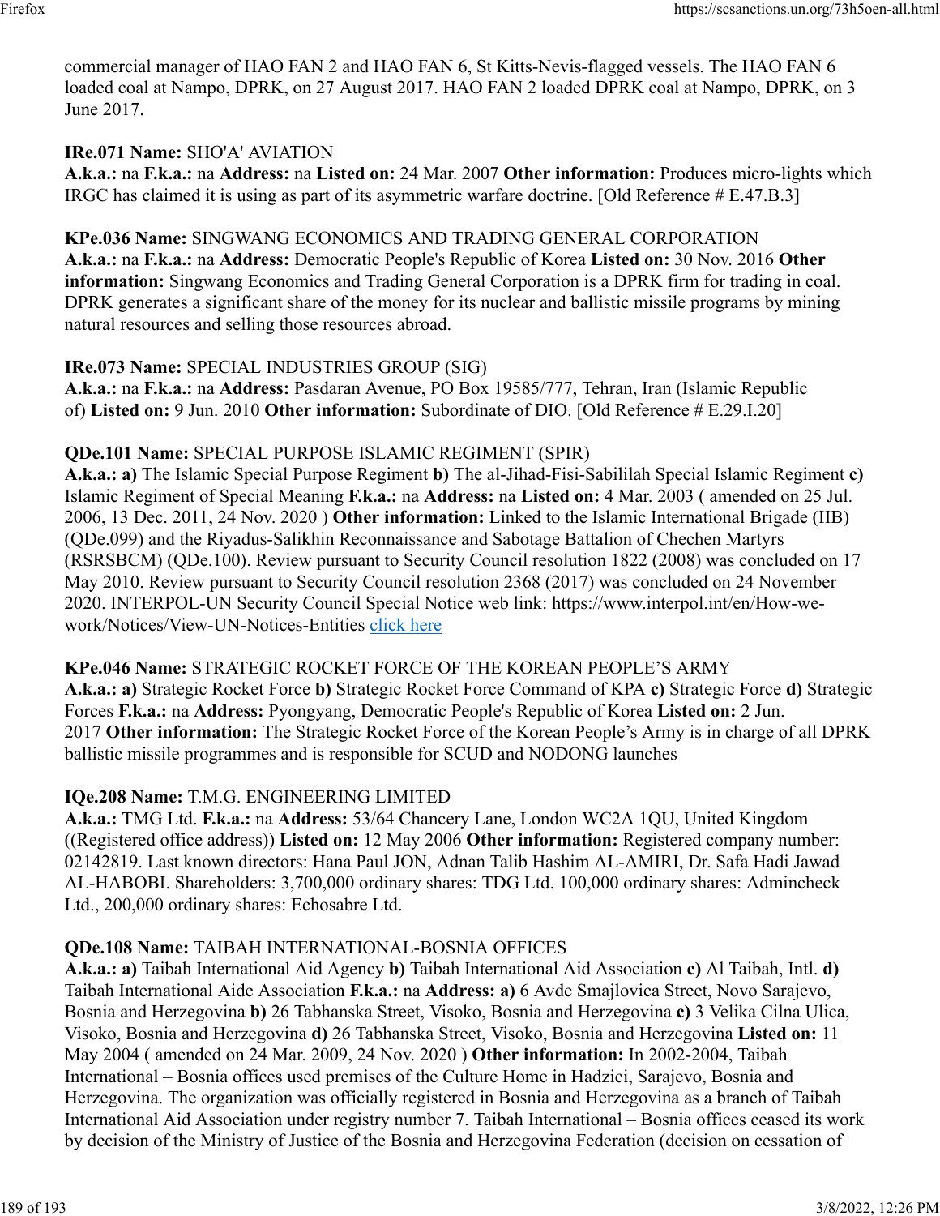commercial manager of HAO FAN 2 and HAO FAN 6, St Kitts-Nevis-flagged vessels. The HAO FAN 6 loaded coal at Nampo, DPRK, on 27 August 2017. HAO FAN 2 loaded DPRK coal at Nampo, DPRK, on 3 June 2017.

**IRe.071 Name:** SHO'A' AVIATION
**A.k.a.:** na **F.k.a.:** na **Address:** na **Listed on:** 24 Mar. 2007 **Other information:** Produces micro-lights which IRGC has claimed it is using as part of its asymmetric warfare doctrine. [Old Reference # E.47.B.3]

**KPe.036 Name:** SINGWANG ECONOMICS AND TRADING GENERAL CORPORATION
**A.k.a.:** na **F.k.a.:** na **Address:** Democratic People's Republic of Korea **Listed on:** 30 Nov. 2016 **Other information:** Singwang Economics and Trading General Corporation is a DPRK firm for trading in coal. DPRK generates a significant share of the money for its nuclear and ballistic missile programs by mining natural resources and selling those resources abroad.

**IRe.073 Name:** SPECIAL INDUSTRIES GROUP (SIG)
**A.k.a.:** na **F.k.a.:** na **Address:** Pasdaran Avenue, PO Box 19585/777, Tehran, Iran (Islamic Republic of) **Listed on:** 9 Jun. 2010 **Other information:** Subordinate of DIO. [Old Reference # E.29.I.20]

**QDe.101 Name:** SPECIAL PURPOSE ISLAMIC REGIMENT (SPIR)
**A.k.a.:** **a)** The Islamic Special Purpose Regiment **b)** The al-Jihad-Fisi-Sabililah Special Islamic Regiment **c)** Islamic Regiment of Special Meaning **F.k.a.:** na **Address:** na **Listed on:** 4 Mar. 2003 ( amended on 25 Jul. 2006, 13 Dec. 2011, 24 Nov. 2020 ) **Other information:** Linked to the Islamic International Brigade (IIB) (QDe.099) and the Riyadus-Salikhin Reconnaissance and Sabotage Battalion of Chechen Martyrs (RSRSBCM) (QDe.100). Review pursuant to Security Council resolution 1822 (2008) was concluded on 17 May 2010. Review pursuant to Security Council resolution 2368 (2017) was concluded on 24 November 2020. INTERPOL-UN Security Council Special Notice web link: https://www.interpol.int/en/How-we-work/Notices/View-UN-Notices-Entities click here

**KPe.046 Name:** STRATEGIC ROCKET FORCE OF THE KOREAN PEOPLE'S ARMY
**A.k.a.:** **a)** Strategic Rocket Force **b)** Strategic Rocket Force Command of KPA **c)** Strategic Force **d)** Strategic Forces **F.k.a.:** na **Address:** Pyongyang, Democratic People's Republic of Korea **Listed on:** 2 Jun. 2017 **Other information:** The Strategic Rocket Force of the Korean People's Army is in charge of all DPRK ballistic missile programmes and is responsible for SCUD and NODONG launches

**IQe.208 Name:** T.M.G. ENGINEERING LIMITED
**A.k.a.:** TMG Ltd. **F.k.a.:** na **Address:** 53/64 Chancery Lane, London WC2A 1QU, United Kingdom ((Registered office address)) **Listed on:** 12 May 2006 **Other information:** Registered company number: 02142819. Last known directors: Hana Paul JON, Adnan Talib Hashim AL-AMIRI, Dr. Safa Hadi Jawad AL-HABOBI. Shareholders: 3,700,000 ordinary shares: TDG Ltd. 100,000 ordinary shares: Admincheck Ltd., 200,000 ordinary shares: Echosabre Ltd.

**QDe.108 Name:** TAIBAH INTERNATIONAL-BOSNIA OFFICES
**A.k.a.:** **a)** Taibah International Aid Agency **b)** Taibah International Aid Association **c)** Al Taibah, Intl. **d)** Taibah International Aide Association **F.k.a.:** na **Address:** **a)** 6 Avde Smajlovica Street, Novo Sarajevo, Bosnia and Herzegovina **b)** 26 Tabhanska Street, Visoko, Bosnia and Herzegovina **c)** 3 Velika Cilna Ulica, Visoko, Bosnia and Herzegovina **d)** 26 Tabhanska Street, Visoko, Bosnia and Herzegovina **Listed on:** 11 May 2004 ( amended on 24 Mar. 2009, 24 Nov. 2020 ) **Other information:** In 2002-2004, Taibah International – Bosnia offices used premises of the Culture Home in Hadzici, Sarajevo, Bosnia and Herzegovina. The organization was officially registered in Bosnia and Herzegovina as a branch of Taibah International Aid Association under registry number 7. Taibah International – Bosnia offices ceased its work by decision of the Ministry of Justice of the Bosnia and Herzegovina Federation (decision on cessation of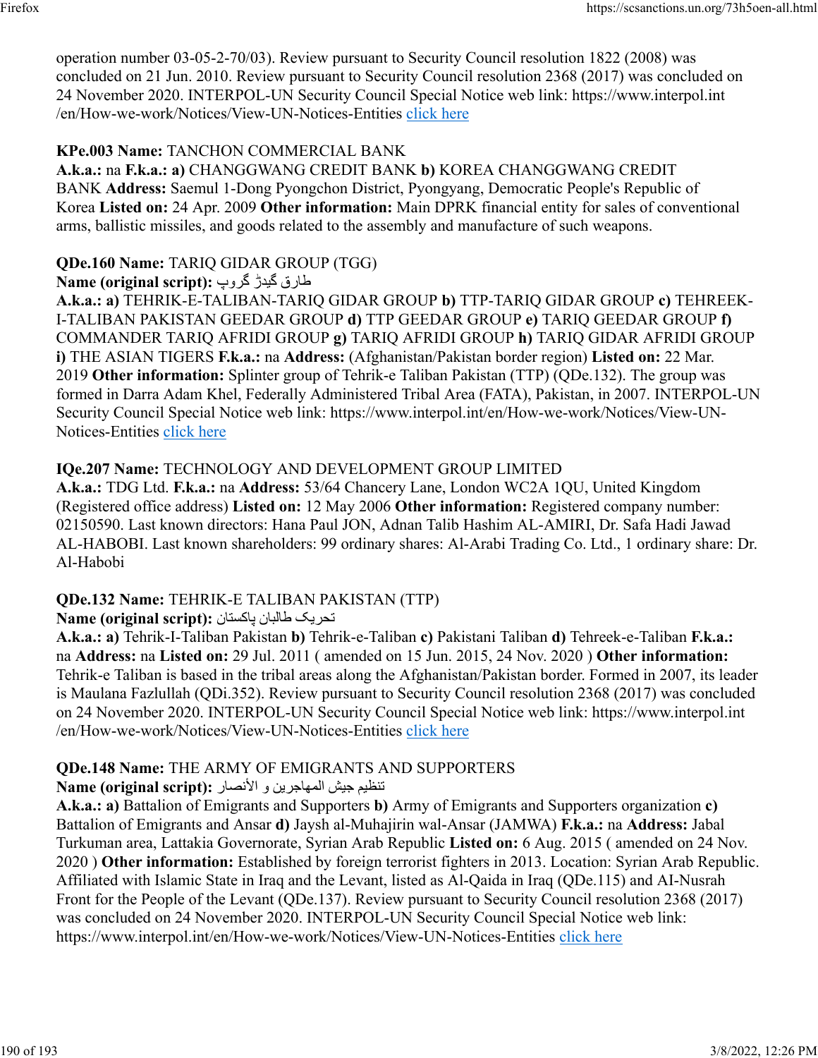operation number 03-05-2-70/03). Review pursuant to Security Council resolution 1822 (2008) was concluded on 21 Jun. 2010. Review pursuant to Security Council resolution 2368 (2017) was concluded on 24 November 2020. INTERPOL-UN Security Council Special Notice web link: https://www.interpol.int /en/How-we-work/Notices/View-UN-Notices-Entities click here

**KPe.003 Name:** TANCHON COMMERCIAL BANK
**A.k.a.:** na **F.k.a.: a)** CHANGGWANG CREDIT BANK **b)** KOREA CHANGGWANG CREDIT BANK **Address:** Saemul 1-Dong Pyongchon District, Pyongyang, Democratic People's Republic of Korea **Listed on:** 24 Apr. 2009 **Other information:** Main DPRK financial entity for sales of conventional arms, ballistic missiles, and goods related to the assembly and manufacture of such weapons.

**QDe.160 Name:** TARIQ GIDAR GROUP (TGG)
**Name (original script):** طارق گیدڑ گروپ
**A.k.a.: a)** TEHRIK-E-TALIBAN-TARIQ GIDAR GROUP **b)** TTP-TARIQ GIDAR GROUP **c)** TEHREEK-I-TALIBAN PAKISTAN GEEDAR GROUP **d)** TTP GEEDAR GROUP **e)** TARIQ GEEDAR GROUP **f)** COMMANDER TARIQ AFRIDI GROUP **g)** TARIQ AFRIDI GROUP **h)** TARIQ GIDAR AFRIDI GROUP **i)** THE ASIAN TIGERS **F.k.a.:** na **Address:** (Afghanistan/Pakistan border region) **Listed on:** 22 Mar. 2019 **Other information:** Splinter group of Tehrik-e Taliban Pakistan (TTP) (QDe.132). The group was formed in Darra Adam Khel, Federally Administered Tribal Area (FATA), Pakistan, in 2007. INTERPOL-UN Security Council Special Notice web link: https://www.interpol.int/en/How-we-work/Notices/View-UN-Notices-Entities click here

**IQe.207 Name:** TECHNOLOGY AND DEVELOPMENT GROUP LIMITED
**A.k.a.:** TDG Ltd. **F.k.a.:** na **Address:** 53/64 Chancery Lane, London WC2A 1QU, United Kingdom (Registered office address) **Listed on:** 12 May 2006 **Other information:** Registered company number: 02150590. Last known directors: Hana Paul JON, Adnan Talib Hashim AL-AMIRI, Dr. Safa Hadi Jawad AL-HABOBI. Last known shareholders: 99 ordinary shares: Al-Arabi Trading Co. Ltd., 1 ordinary share: Dr. Al-Habobi

**QDe.132 Name:** TEHRIK-E TALIBAN PAKISTAN (TTP)
**Name (original script):** تحریک طالبان پاکستان
**A.k.a.: a)** Tehrik-I-Taliban Pakistan **b)** Tehrik-e-Taliban **c)** Pakistani Taliban **d)** Tehreek-e-Taliban **F.k.a.:** na **Address:** na **Listed on:** 29 Jul. 2011 ( amended on 15 Jun. 2015, 24 Nov. 2020 ) **Other information:** Tehrik-e Taliban is based in the tribal areas along the Afghanistan/Pakistan border. Formed in 2007, its leader is Maulana Fazlullah (QDi.352). Review pursuant to Security Council resolution 2368 (2017) was concluded on 24 November 2020. INTERPOL-UN Security Council Special Notice web link: https://www.interpol.int /en/How-we-work/Notices/View-UN-Notices-Entities click here

**QDe.148 Name:** THE ARMY OF EMIGRANTS AND SUPPORTERS
**Name (original script):** تنظيم جيش المهاجرين و الأنصار
**A.k.a.: a)** Battalion of Emigrants and Supporters **b)** Army of Emigrants and Supporters organization **c)** Battalion of Emigrants and Ansar **d)** Jaysh al-Muhajirin wal-Ansar (JAMWA) **F.k.a.:** na **Address:** Jabal Turkuman area, Lattakia Governorate, Syrian Arab Republic **Listed on:** 6 Aug. 2015 ( amended on 24 Nov. 2020 ) **Other information:** Established by foreign terrorist fighters in 2013. Location: Syrian Arab Republic. Affiliated with Islamic State in Iraq and the Levant, listed as Al-Qaida in Iraq (QDe.115) and Al-Nusrah Front for the People of the Levant (QDe.137). Review pursuant to Security Council resolution 2368 (2017) was concluded on 24 November 2020. INTERPOL-UN Security Council Special Notice web link: https://www.interpol.int/en/How-we-work/Notices/View-UN-Notices-Entities click here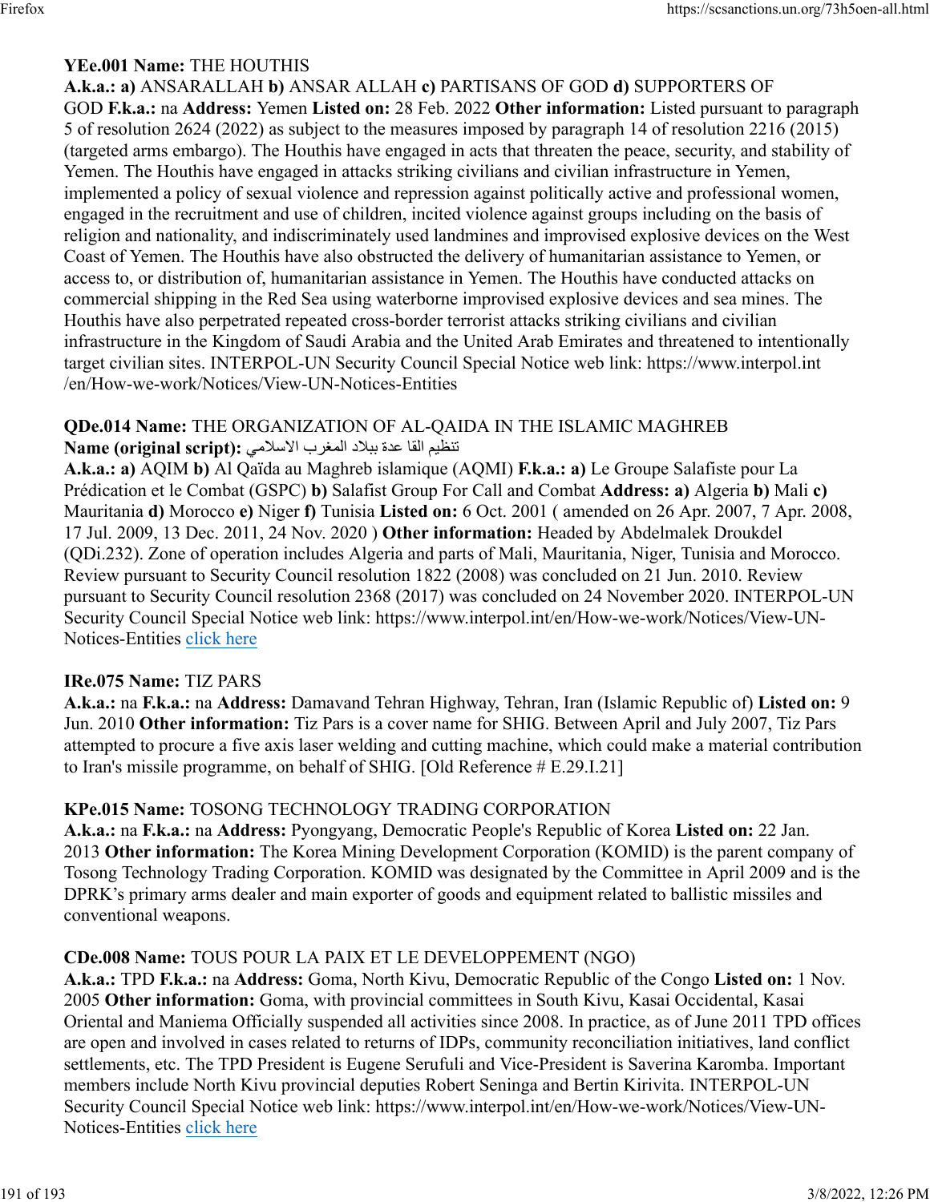**YEe.001 Name:** THE HOUTHIS
**A.k.a.: a)** ANSARALLAH **b)** ANSAR ALLAH **c)** PARTISANS OF GOD **d)** SUPPORTERS OF GOD **F.k.a.:** na **Address:** Yemen **Listed on:** 28 Feb. 2022 **Other information:** Listed pursuant to paragraph 5 of resolution 2624 (2022) as subject to the measures imposed by paragraph 14 of resolution 2216 (2015) (targeted arms embargo). The Houthis have engaged in acts that threaten the peace, security, and stability of Yemen. The Houthis have engaged in attacks striking civilians and civilian infrastructure in Yemen, implemented a policy of sexual violence and repression against politically active and professional women, engaged in the recruitment and use of children, incited violence against groups including on the basis of religion and nationality, and indiscriminately used landmines and improvised explosive devices on the West Coast of Yemen. The Houthis have also obstructed the delivery of humanitarian assistance to Yemen, or access to, or distribution of, humanitarian assistance in Yemen. The Houthis have conducted attacks on commercial shipping in the Red Sea using waterborne improvised explosive devices and sea mines. The Houthis have also perpetrated repeated cross-border terrorist attacks striking civilians and civilian infrastructure in the Kingdom of Saudi Arabia and the United Arab Emirates and threatened to intentionally target civilian sites. INTERPOL-UN Security Council Special Notice web link: https://www.interpol.int/en/How-we-work/Notices/View-UN-Notices-Entities

**QDe.014 Name:** THE ORGANIZATION OF AL-QAIDA IN THE ISLAMIC MAGHREB
**Name (original script):** تنظيم القا عدة ببلاد المغرب الاسلامي
**A.k.a.: a)** AQIM **b)** Al Qaïda au Maghreb islamique (AQMI) **F.k.a.: a)** Le Groupe Salafiste pour La Prédication et le Combat (GSPC) **b)** Salafist Group For Call and Combat **Address: a)** Algeria **b)** Mali **c)** Mauritania **d)** Morocco **e)** Niger **f)** Tunisia **Listed on:** 6 Oct. 2001 ( amended on 26 Apr. 2007, 7 Apr. 2008, 17 Jul. 2009, 13 Dec. 2011, 24 Nov. 2020 ) **Other information:** Headed by Abdelmalek Droukdel (QDi.232). Zone of operation includes Algeria and parts of Mali, Mauritania, Niger, Tunisia and Morocco. Review pursuant to Security Council resolution 1822 (2008) was concluded on 21 Jun. 2010. Review pursuant to Security Council resolution 2368 (2017) was concluded on 24 November 2020. INTERPOL-UN Security Council Special Notice web link: https://www.interpol.int/en/How-we-work/Notices/View-UN-Notices-Entities click here

**IRe.075 Name:** TIZ PARS
**A.k.a.:** na **F.k.a.:** na **Address:** Damavand Tehran Highway, Tehran, Iran (Islamic Republic of) **Listed on:** 9 Jun. 2010 **Other information:** Tiz Pars is a cover name for SHIG. Between April and July 2007, Tiz Pars attempted to procure a five axis laser welding and cutting machine, which could make a material contribution to Iran's missile programme, on behalf of SHIG. [Old Reference # E.29.I.21]

**KPe.015 Name:** TOSONG TECHNOLOGY TRADING CORPORATION
**A.k.a.:** na **F.k.a.:** na **Address:** Pyongyang, Democratic People's Republic of Korea **Listed on:** 22 Jan. 2013 **Other information:** The Korea Mining Development Corporation (KOMID) is the parent company of Tosong Technology Trading Corporation. KOMID was designated by the Committee in April 2009 and is the DPRK's primary arms dealer and main exporter of goods and equipment related to ballistic missiles and conventional weapons.

**CDe.008 Name:** TOUS POUR LA PAIX ET LE DEVELOPPEMENT (NGO)
**A.k.a.:** TPD **F.k.a.:** na **Address:** Goma, North Kivu, Democratic Republic of the Congo **Listed on:** 1 Nov. 2005 **Other information:** Goma, with provincial committees in South Kivu, Kasai Occidental, Kasai Oriental and Maniema Officially suspended all activities since 2008. In practice, as of June 2011 TPD offices are open and involved in cases related to returns of IDPs, community reconciliation initiatives, land conflict settlements, etc. The TPD President is Eugene Serufuli and Vice-President is Saverina Karomba. Important members include North Kivu provincial deputies Robert Seninga and Bertin Kirivita. INTERPOL-UN Security Council Special Notice web link: https://www.interpol.int/en/How-we-work/Notices/View-UN-Notices-Entities click here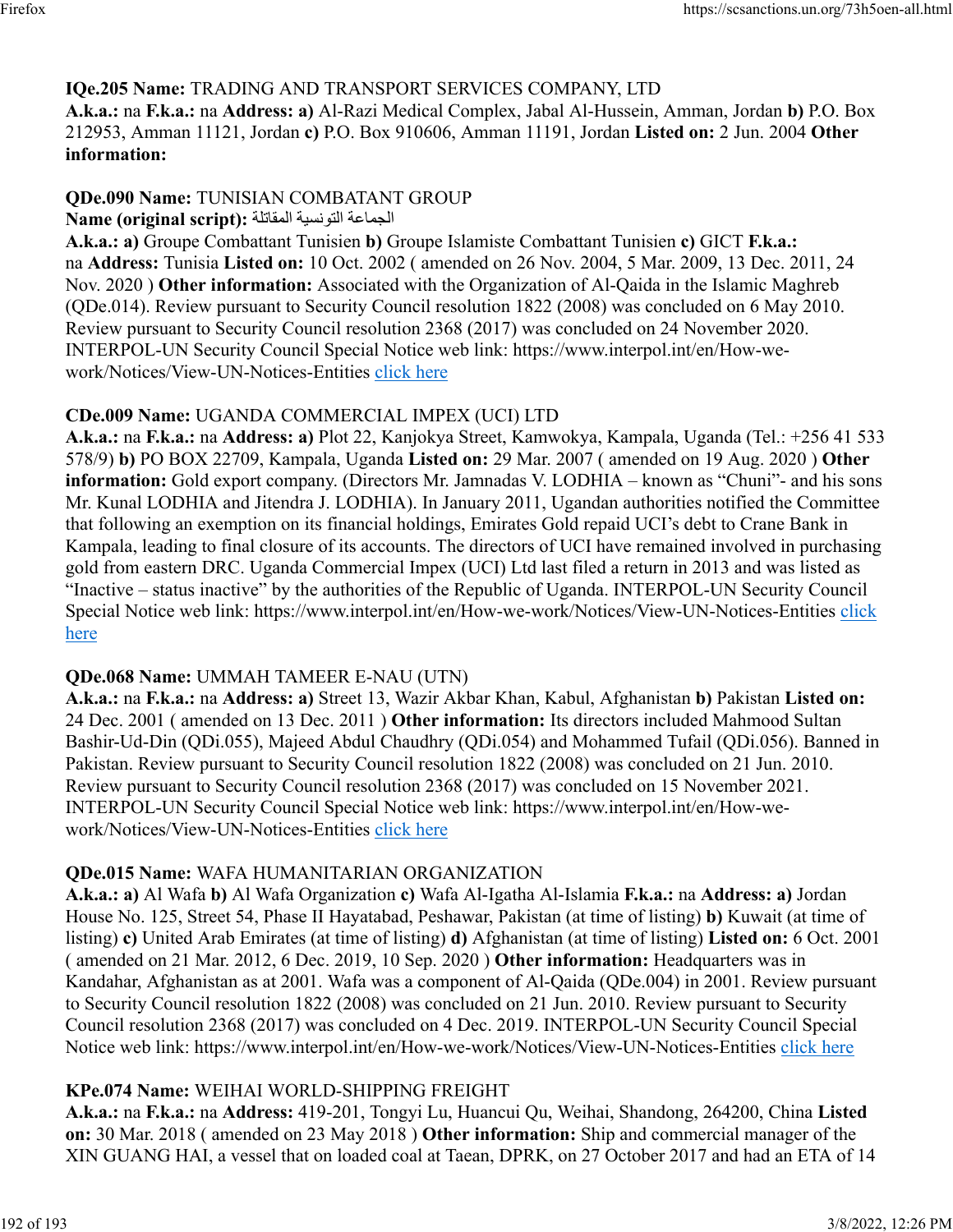**IQe.205 Name:** TRADING AND TRANSPORT SERVICES COMPANY, LTD
**A.k.a.:** na **F.k.a.:** na **Address: a)** Al-Razi Medical Complex, Jabal Al-Hussein, Amman, Jordan **b)** P.O. Box 212953, Amman 11121, Jordan **c)** P.O. Box 910606, Amman 11191, Jordan **Listed on:** 2 Jun. 2004 **Other information:**

**QDe.090 Name:** TUNISIAN COMBATANT GROUP
**Name (original script):** الجماعة التونسية المقاتلة
**A.k.a.: a)** Groupe Combattant Tunisien **b)** Groupe Islamiste Combattant Tunisien **c)** GICT **F.k.a.:** na **Address:** Tunisia **Listed on:** 10 Oct. 2002 ( amended on 26 Nov. 2004, 5 Mar. 2009, 13 Dec. 2011, 24 Nov. 2020 ) **Other information:** Associated with the Organization of Al-Qaida in the Islamic Maghreb (QDe.014). Review pursuant to Security Council resolution 1822 (2008) was concluded on 6 May 2010. Review pursuant to Security Council resolution 2368 (2017) was concluded on 24 November 2020. INTERPOL-UN Security Council Special Notice web link: https://www.interpol.int/en/How-we-work/Notices/View-UN-Notices-Entities click here

**CDe.009 Name:** UGANDA COMMERCIAL IMPEX (UCI) LTD
**A.k.a.:** na **F.k.a.:** na **Address: a)** Plot 22, Kanjokya Street, Kamwokya, Kampala, Uganda (Tel.: +256 41 533 578/9) **b)** PO BOX 22709, Kampala, Uganda **Listed on:** 29 Mar. 2007 ( amended on 19 Aug. 2020 ) **Other information:** Gold export company. (Directors Mr. Jamnadas V. LODHIA – known as "Chuni"- and his sons Mr. Kunal LODHIA and Jitendra J. LODHIA). In January 2011, Ugandan authorities notified the Committee that following an exemption on its financial holdings, Emirates Gold repaid UCI's debt to Crane Bank in Kampala, leading to final closure of its accounts. The directors of UCI have remained involved in purchasing gold from eastern DRC. Uganda Commercial Impex (UCI) Ltd last filed a return in 2013 and was listed as "Inactive – status inactive" by the authorities of the Republic of Uganda. INTERPOL-UN Security Council Special Notice web link: https://www.interpol.int/en/How-we-work/Notices/View-UN-Notices-Entities click here

**QDe.068 Name:** UMMAH TAMEER E-NAU (UTN)
**A.k.a.:** na **F.k.a.:** na **Address: a)** Street 13, Wazir Akbar Khan, Kabul, Afghanistan **b)** Pakistan **Listed on:** 24 Dec. 2001 ( amended on 13 Dec. 2011 ) **Other information:** Its directors included Mahmood Sultan Bashir-Ud-Din (QDi.055), Majeed Abdul Chaudhry (QDi.054) and Mohammed Tufail (QDi.056). Banned in Pakistan. Review pursuant to Security Council resolution 1822 (2008) was concluded on 21 Jun. 2010. Review pursuant to Security Council resolution 2368 (2017) was concluded on 15 November 2021. INTERPOL-UN Security Council Special Notice web link: https://www.interpol.int/en/How-we-work/Notices/View-UN-Notices-Entities click here

**QDe.015 Name:** WAFA HUMANITARIAN ORGANIZATION
**A.k.a.: a)** Al Wafa **b)** Al Wafa Organization **c)** Wafa Al-Igatha Al-Islamia **F.k.a.:** na **Address: a)** Jordan House No. 125, Street 54, Phase II Hayatabad, Peshawar, Pakistan (at time of listing) **b)** Kuwait (at time of listing) **c)** United Arab Emirates (at time of listing) **d)** Afghanistan (at time of listing) **Listed on:** 6 Oct. 2001 ( amended on 21 Mar. 2012, 6 Dec. 2019, 10 Sep. 2020 ) **Other information:** Headquarters was in Kandahar, Afghanistan as at 2001. Wafa was a component of Al-Qaida (QDe.004) in 2001. Review pursuant to Security Council resolution 1822 (2008) was concluded on 21 Jun. 2010. Review pursuant to Security Council resolution 2368 (2017) was concluded on 4 Dec. 2019. INTERPOL-UN Security Council Special Notice web link: https://www.interpol.int/en/How-we-work/Notices/View-UN-Notices-Entities click here

**KPe.074 Name:** WEIHAI WORLD-SHIPPING FREIGHT
**A.k.a.:** na **F.k.a.:** na **Address:** 419-201, Tongyi Lu, Huancui Qu, Weihai, Shandong, 264200, China **Listed on:** 30 Mar. 2018 ( amended on 23 May 2018 ) **Other information:** Ship and commercial manager of the XIN GUANG HAI, a vessel that on loaded coal at Taean, DPRK, on 27 October 2017 and had an ETA of 14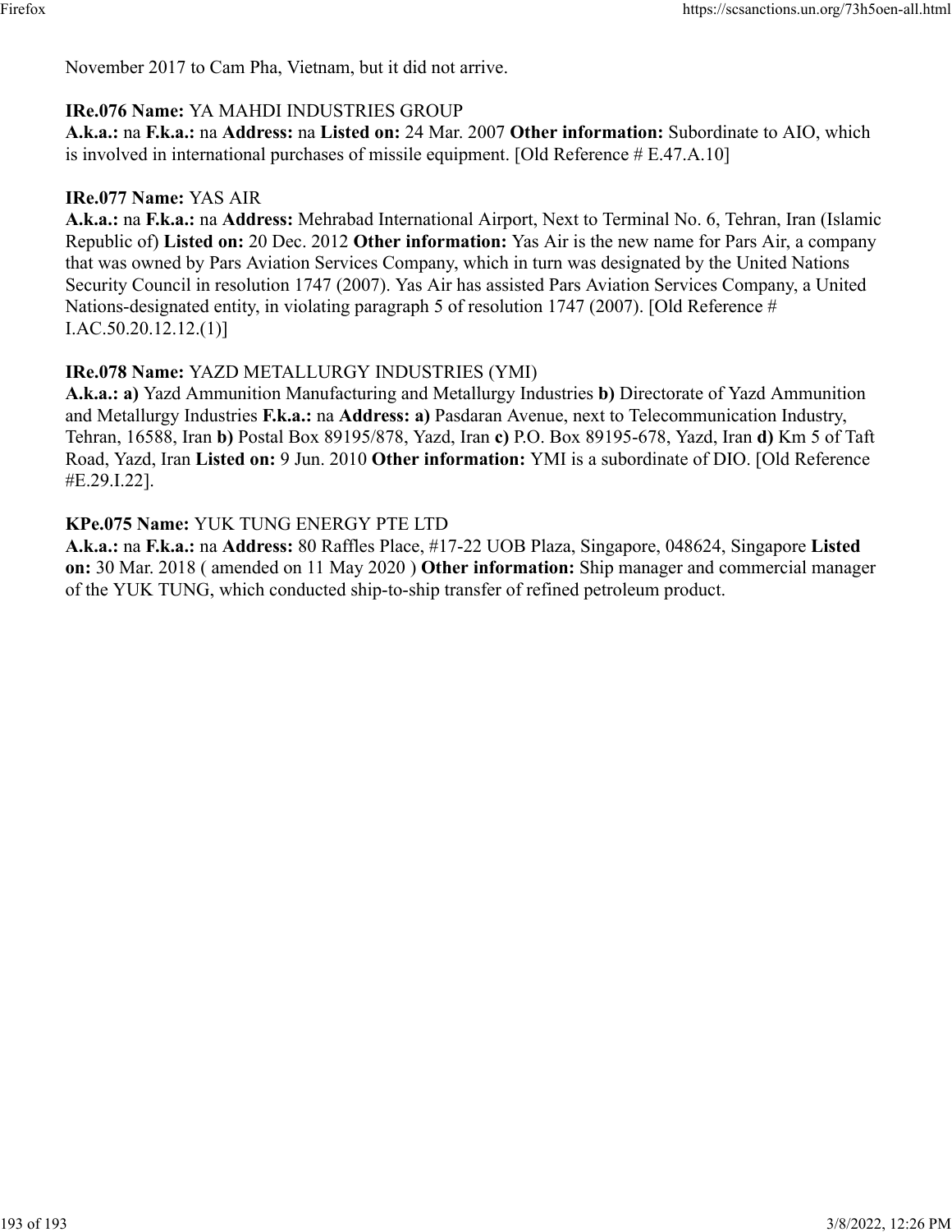November 2017 to Cam Pha, Vietnam, but it did not arrive.

**IRe.076 Name:** YA MAHDI INDUSTRIES GROUP
**A.k.a.:** na **F.k.a.:** na **Address:** na **Listed on:** 24 Mar. 2007 **Other information:** Subordinate to AIO, which is involved in international purchases of missile equipment. [Old Reference # E.47.A.10]

**IRe.077 Name:** YAS AIR
**A.k.a.:** na **F.k.a.:** na **Address:** Mehrabad International Airport, Next to Terminal No. 6, Tehran, Iran (Islamic Republic of) **Listed on:** 20 Dec. 2012 **Other information:** Yas Air is the new name for Pars Air, a company that was owned by Pars Aviation Services Company, which in turn was designated by the United Nations Security Council in resolution 1747 (2007). Yas Air has assisted Pars Aviation Services Company, a United Nations-designated entity, in violating paragraph 5 of resolution 1747 (2007). [Old Reference # I.AC.50.20.12.12.(1)]

**IRe.078 Name:** YAZD METALLURGY INDUSTRIES (YMI)
**A.k.a.:** **a)** Yazd Ammunition Manufacturing and Metallurgy Industries **b)** Directorate of Yazd Ammunition and Metallurgy Industries **F.k.a.:** na **Address:** **a)** Pasdaran Avenue, next to Telecommunication Industry, Tehran, 16588, Iran **b)** Postal Box 89195/878, Yazd, Iran **c)** P.O. Box 89195-678, Yazd, Iran **d)** Km 5 of Taft Road, Yazd, Iran **Listed on:** 9 Jun. 2010 **Other information:** YMI is a subordinate of DIO. [Old Reference #E.29.I.22].

**KPe.075 Name:** YUK TUNG ENERGY PTE LTD
**A.k.a.:** na **F.k.a.:** na **Address:** 80 Raffles Place, #17-22 UOB Plaza, Singapore, 048624, Singapore **Listed on:** 30 Mar. 2018 ( amended on 11 May 2020 ) **Other information:** Ship manager and commercial manager of the YUK TUNG, which conducted ship-to-ship transfer of refined petroleum product.